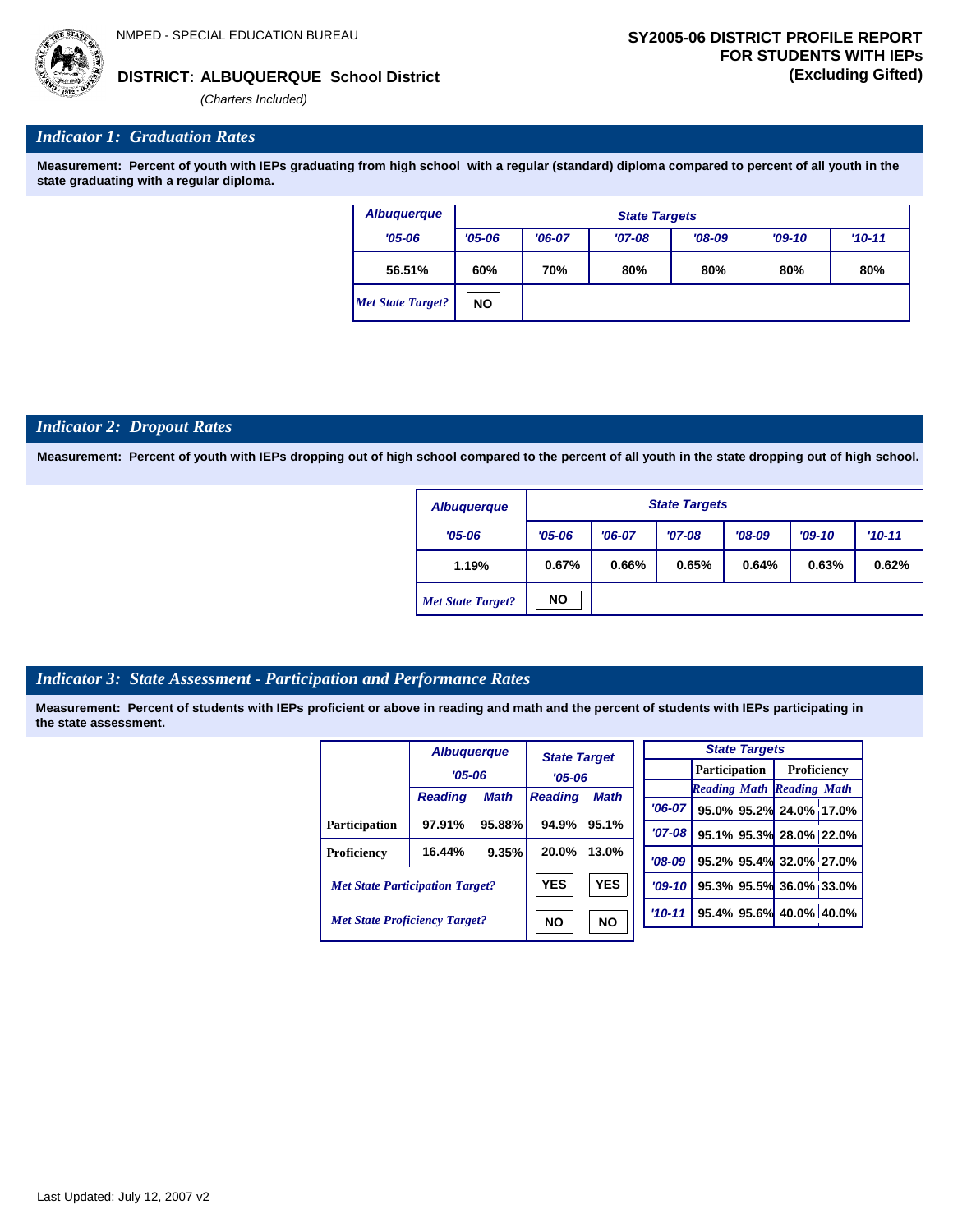NMPED - SPECIAL EDUCATION BUREAU

**DISTRICT: ALBUQUERQUE School District**

*(Charters Included)*

**SY2005-06 DISTRICT PROFILE REPORT FOR STUDENTS WITH IEPs (Excluding Gifted)**

## *Indicator 1: Graduation Rates*

**Measurement: Percent of youth with IEPs graduating from high school with a regular (standard) diploma compared to percent of all youth in the state graduating with a regular diploma.**

| Albuquerque | State Targets | | | | | |
|---|---|---|---|---|---|---|
| '05-06 | '05-06 | '06-07 | '07-08 | '08-09 | '09-10 | '10-11 |
| 56.51% | 60% | 70% | 80% | 80% | 80% | 80% |
| *Met State Target?* | NO | | | | | |

## *Indicator 2: Dropout Rates*

**Measurement: Percent of youth with IEPs dropping out of high school compared to the percent of all youth in the state dropping out of high school.**

| Albuquerque | State Targets | | | | | |
|---|---|---|---|---|---|---|
| '05-06 | '05-06 | '06-07 | '07-08 | '08-09 | '09-10 | '10-11 |
| 1.19% | 0.67% | 0.66% | 0.65% | 0.64% | 0.63% | 0.62% |
| *Met State Target?* | NO | | | | | |

## *Indicator 3: State Assessment - Participation and Performance Rates*

**Measurement: Percent of students with IEPs proficient or above in reading and math and the percent of students with IEPs participating in the state assessment.**

| | Albuquerque '05-06 | | State Target '05-06 | |
|---|---|---|---|---|
| | Reading | Math | Reading | Math |
| Participation | 97.91% | 95.88% | 94.9% | 95.1% |
| Proficiency | 16.44% | 9.35% | 20.0% | 13.0% |
| *Met State Participation Target?* | | | YES | YES |
| *Met State Proficiency Target?* | | | NO | NO |

| State Targets | Participation | | Proficiency | |
|---|---|---|---|---|
| | Reading | Math | Reading | Math |
| '06-07 | 95.0% | 95.2% | 24.0% | 17.0% |
| '07-08 | 95.1% | 95.3% | 28.0% | 22.0% |
| '08-09 | 95.2% | 95.4% | 32.0% | 27.0% |
| '09-10 | 95.3% | 95.5% | 36.0% | 33.0% |
| '10-11 | 95.4% | 95.6% | 40.0% | 40.0% |

Last Updated: July 12, 2007 v2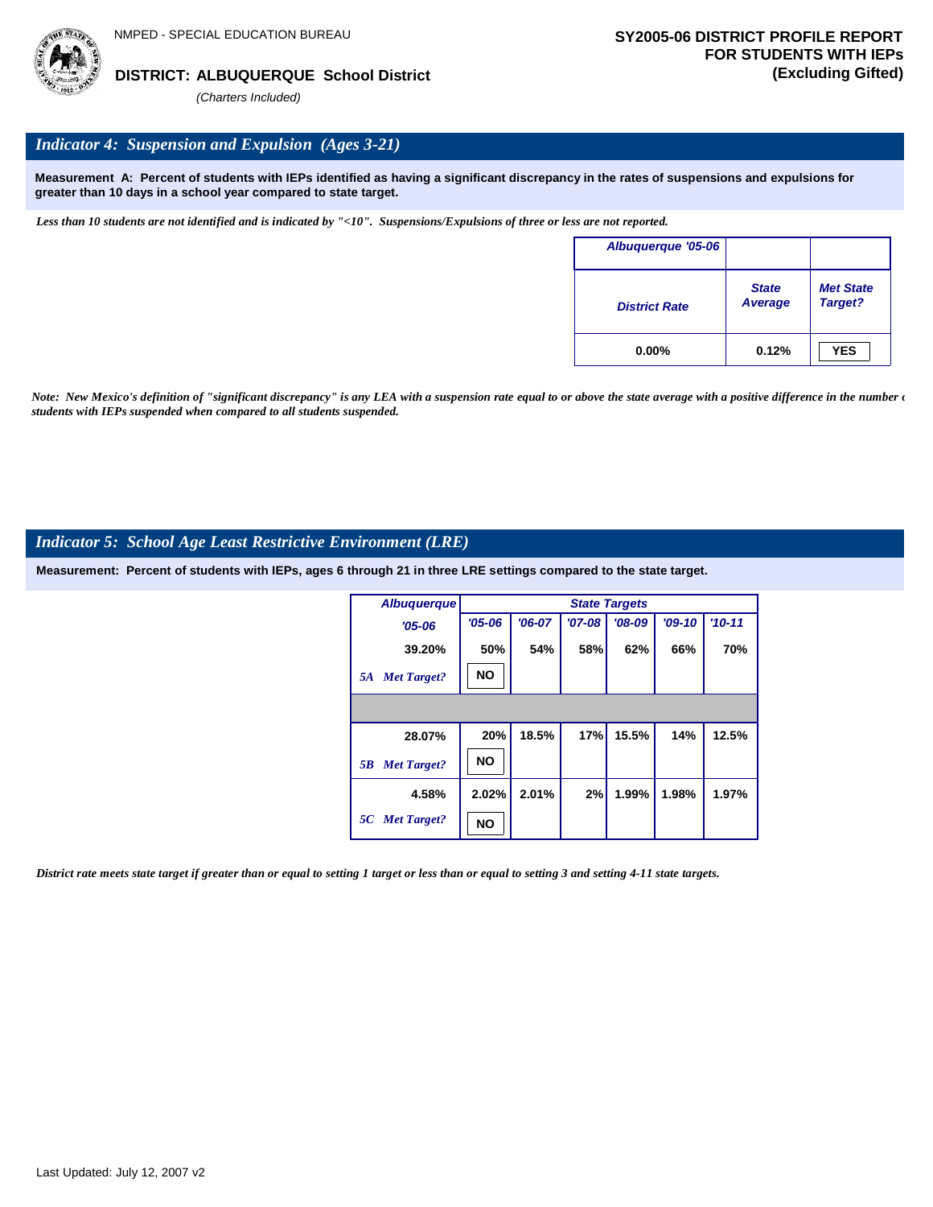NMPED - SPECIAL EDUCATION BUREAU

**DISTRICT: ALBUQUERQUE School District**

*(Charters Included)*

**SY2005-06 DISTRICT PROFILE REPORT FOR STUDENTS WITH IEPs (Excluding Gifted)**

## *Indicator 4: Suspension and Expulsion (Ages 3-21)*

**Measurement A: Percent of students with IEPs identified as having a significant discrepancy in the rates of suspensions and expulsions for greater than 10 days in a school year compared to state target.**

*Less than 10 students are not identified and is indicated by "<10". Suspensions/Expulsions of three or less are not reported.*

| Albuquerque '05-06 | | |
|---|---|---|
| District Rate | State Average | Met State Target? |
| 0.00% | 0.12% | YES |

*Note: New Mexico's definition of "significant discrepancy" is any LEA with a suspension rate equal to or above the state average with a positive difference in the number of students with IEPs suspended when compared to all students suspended.*

## *Indicator 5: School Age Least Restrictive Environment (LRE)*

**Measurement: Percent of students with IEPs, ages 6 through 21 in three LRE settings compared to the state target.**

| Albuquerque | State Targets | | | | | |
|---|---|---|---|---|---|---|
| '05-06 | '05-06 | '06-07 | '07-08 | '08-09 | '09-10 | '10-11 |
| 39.20% | 50% | 54% | 58% | 62% | 66% | 70% |
| 5A Met Target? | NO | | | | | |
| | | | | | | |
| 28.07% | 20% | 18.5% | 17% | 15.5% | 14% | 12.5% |
| 5B Met Target? | NO | | | | | |
| 4.58% | 2.02% | 2.01% | 2% | 1.99% | 1.98% | 1.97% |
| 5C Met Target? | NO | | | | | |

*District rate meets state target if greater than or equal to setting 1 target or less than or equal to setting 3 and setting 4-11 state targets.*

Last Updated: July 12, 2007 v2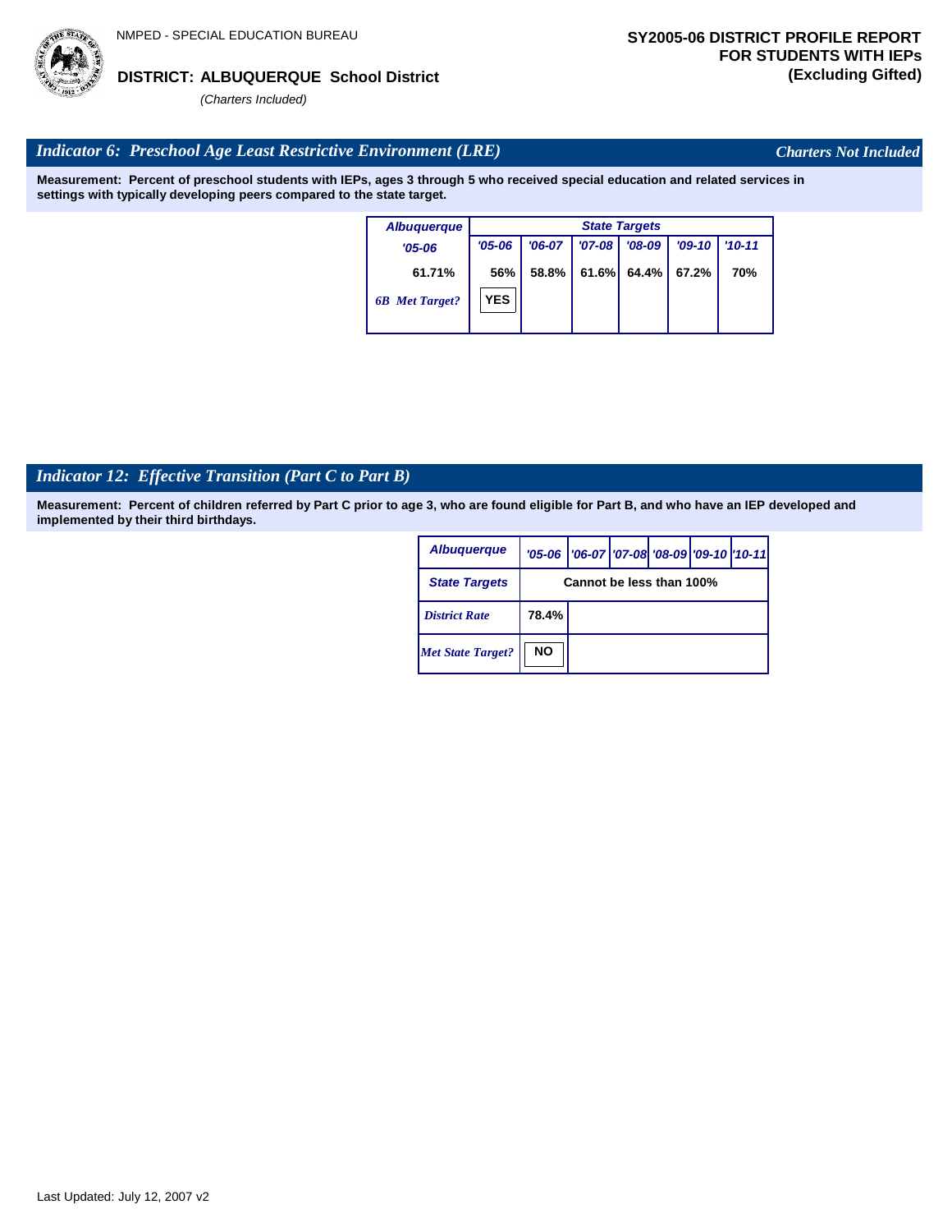NMPED - SPECIAL EDUCATION BUREAU

**DISTRICT: ALBUQUERQUE School District**

*(Charters Included)*

**SY2005-06 DISTRICT PROFILE REPORT FOR STUDENTS WITH IEPs (Excluding Gifted)**

## *Indicator 6: Preschool Age Least Restrictive Environment (LRE)*

*Charters Not Included*

**Measurement: Percent of preschool students with IEPs, ages 3 through 5 who received special education and related services in settings with typically developing peers compared to the state target.**

| Albuquerque | State Targets | | | | | |
|---|---|---|---|---|---|---|
| '05-06 | '05-06 | '06-07 | '07-08 | '08-09 | '09-10 | '10-11 |
| 61.71% | 56% | 58.8% | 61.6% | 64.4% | 67.2% | 70% |
| *6B Met Target?* | YES | | | | | |

## *Indicator 12: Effective Transition (Part C to Part B)*

**Measurement: Percent of children referred by Part C prior to age 3, who are found eligible for Part B, and who have an IEP developed and implemented by their third birthdays.**

| Albuquerque | '05-06 | '06-07 | '07-08 | '08-09 | '09-10 | '10-11 |
|---|---|---|---|---|---|---|
| State Targets | Cannot be less than 100% | | | | | |
| *District Rate* | 78.4% | | | | | |
| *Met State Target?* | NO | | | | | |

Last Updated: July 12, 2007 v2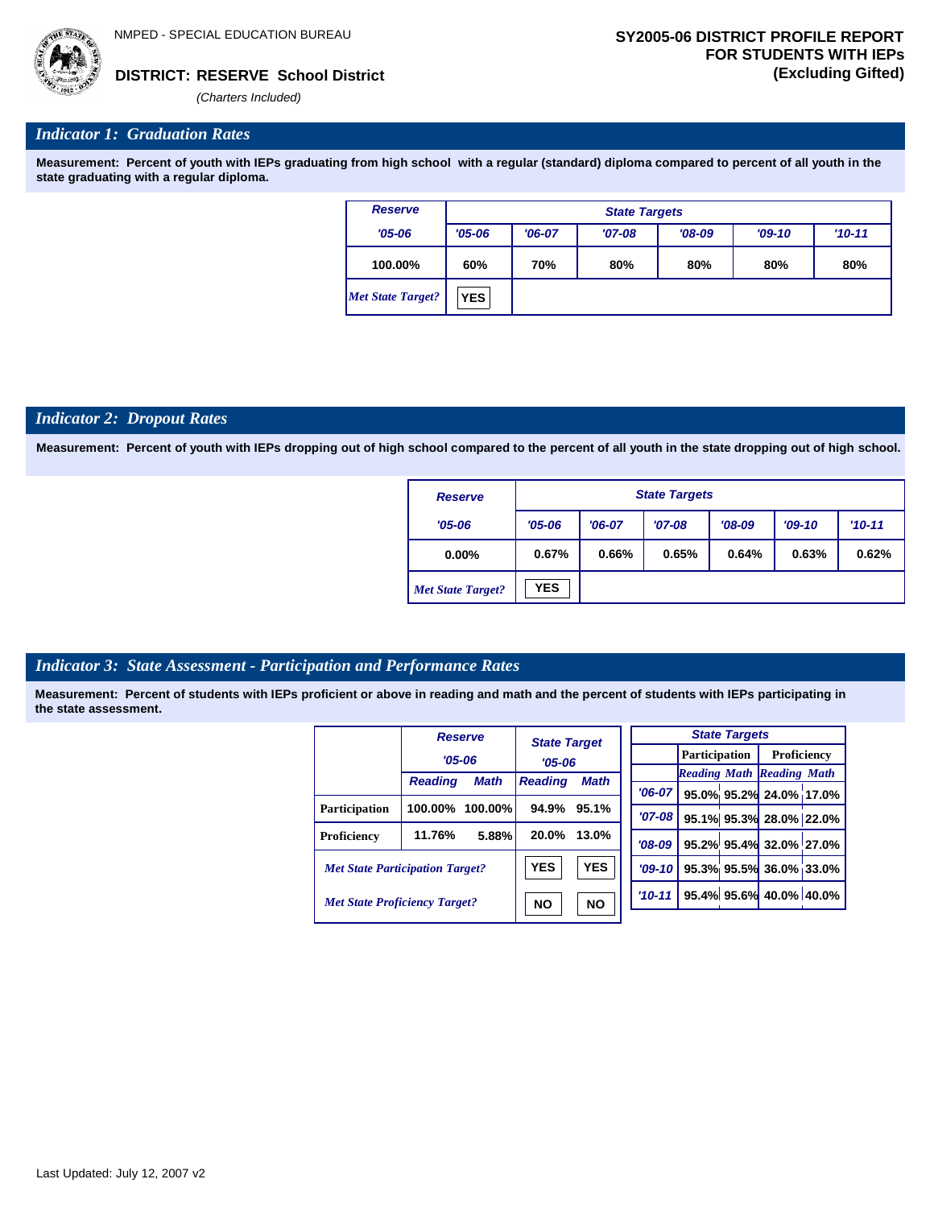NMPED - SPECIAL EDUCATION BUREAU

**DISTRICT: RESERVE School District**

*(Charters Included)*

**SY2005-06 DISTRICT PROFILE REPORT FOR STUDENTS WITH IEPs (Excluding Gifted)**

## *Indicator 1: Graduation Rates*

**Measurement: Percent of youth with IEPs graduating from high school with a regular (standard) diploma compared to percent of all youth in the state graduating with a regular diploma.**

| Reserve | State Targets | | | | | |
|---|---|---|---|---|---|---|
| '05-06 | '05-06 | '06-07 | '07-08 | '08-09 | '09-10 | '10-11 |
| 100.00% | 60% | 70% | 80% | 80% | 80% | 80% |
| *Met State Target?* | YES | | | | | |

## *Indicator 2: Dropout Rates*

**Measurement: Percent of youth with IEPs dropping out of high school compared to the percent of all youth in the state dropping out of high school.**

| Reserve | State Targets | | | | | |
|---|---|---|---|---|---|---|
| '05-06 | '05-06 | '06-07 | '07-08 | '08-09 | '09-10 | '10-11 |
| 0.00% | 0.67% | 0.66% | 0.65% | 0.64% | 0.63% | 0.62% |
| *Met State Target?* | YES | | | | | |

## *Indicator 3: State Assessment - Participation and Performance Rates*

**Measurement: Percent of students with IEPs proficient or above in reading and math and the percent of students with IEPs participating in the state assessment.**

| | Reserve '05-06 | | State Target '05-06 | |
|---|---|---|---|---|
| | Reading | Math | Reading | Math |
| Participation | 100.00% | 100.00% | 94.9% | 95.1% |
| Proficiency | 11.76% | 5.88% | 20.0% | 13.0% |
| *Met State Participation Target?* | | | YES | YES |
| *Met State Proficiency Target?* | | | NO | NO |

| State Targets | Participation | | Proficiency | |
|---|---|---|---|---|
| | Reading | Math | Reading | Math |
| '06-07 | 95.0% | 95.2% | 24.0% | 17.0% |
| '07-08 | 95.1% | 95.3% | 28.0% | 22.0% |
| '08-09 | 95.2% | 95.4% | 32.0% | 27.0% |
| '09-10 | 95.3% | 95.5% | 36.0% | 33.0% |
| '10-11 | 95.4% | 95.6% | 40.0% | 40.0% |

Last Updated: July 12, 2007 v2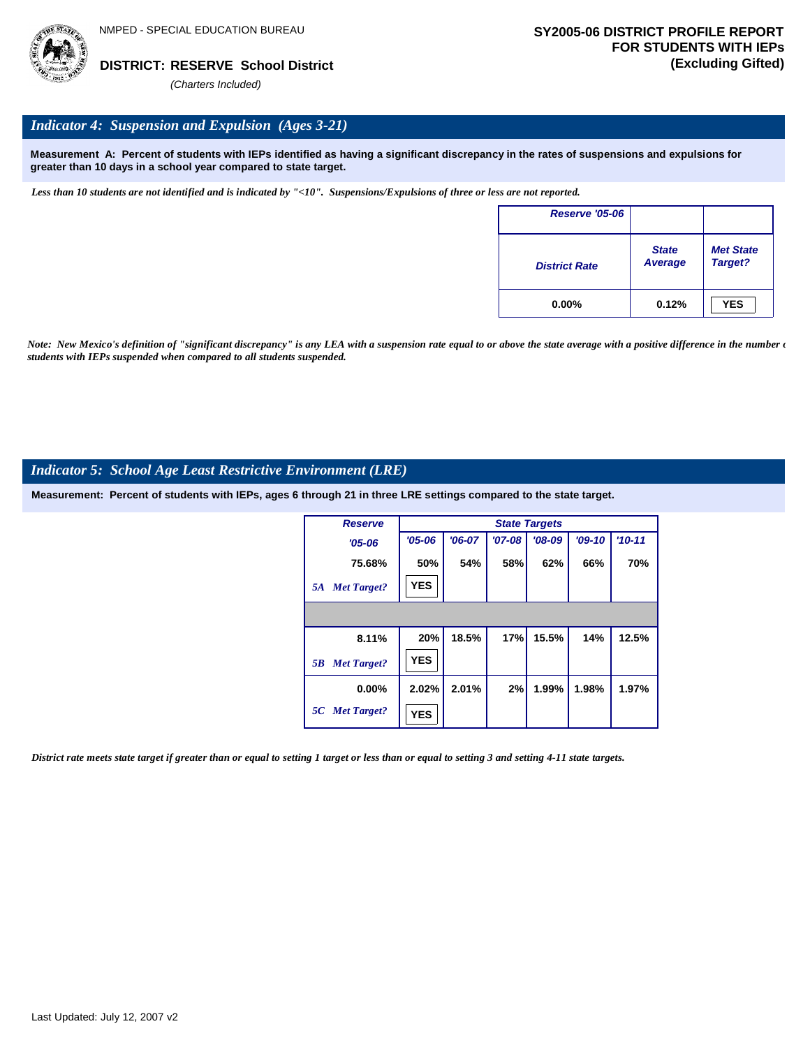NMPED - SPECIAL EDUCATION BUREAU

**DISTRICT: RESERVE School District**

*(Charters Included)*

**SY2005-06 DISTRICT PROFILE REPORT FOR STUDENTS WITH IEPs (Excluding Gifted)**

## *Indicator 4: Suspension and Expulsion (Ages 3-21)*

**Measurement A: Percent of students with IEPs identified as having a significant discrepancy in the rates of suspensions and expulsions for greater than 10 days in a school year compared to state target.**

*Less than 10 students are not identified and is indicated by "<10". Suspensions/Expulsions of three or less are not reported.*

| Reserve '05-06 | | |
|---|---|---|
| District Rate | State Average | Met State Target? |
| 0.00% | 0.12% | YES |

*Note: New Mexico's definition of "significant discrepancy" is any LEA with a suspension rate equal to or above the state average with a positive difference in the number of students with IEPs suspended when compared to all students suspended.*

## *Indicator 5: School Age Least Restrictive Environment (LRE)*

**Measurement: Percent of students with IEPs, ages 6 through 21 in three LRE settings compared to the state target.**

| Reserve | State Targets | | | | | |
|---|---|---|---|---|---|---|
| '05-06 | '05-06 | '06-07 | '07-08 | '08-09 | '09-10 | '10-11 |
| 75.68% | 50% | 54% | 58% | 62% | 66% | 70% |
| 5A Met Target? | YES | | | | | |
| | | | | | | |
| 8.11% | 20% | 18.5% | 17% | 15.5% | 14% | 12.5% |
| 5B Met Target? | YES | | | | | |
| 0.00% | 2.02% | 2.01% | 2% | 1.99% | 1.98% | 1.97% |
| 5C Met Target? | YES | | | | | |

*District rate meets state target if greater than or equal to setting 1 target or less than or equal to setting 3 and setting 4-11 state targets.*

Last Updated: July 12, 2007 v2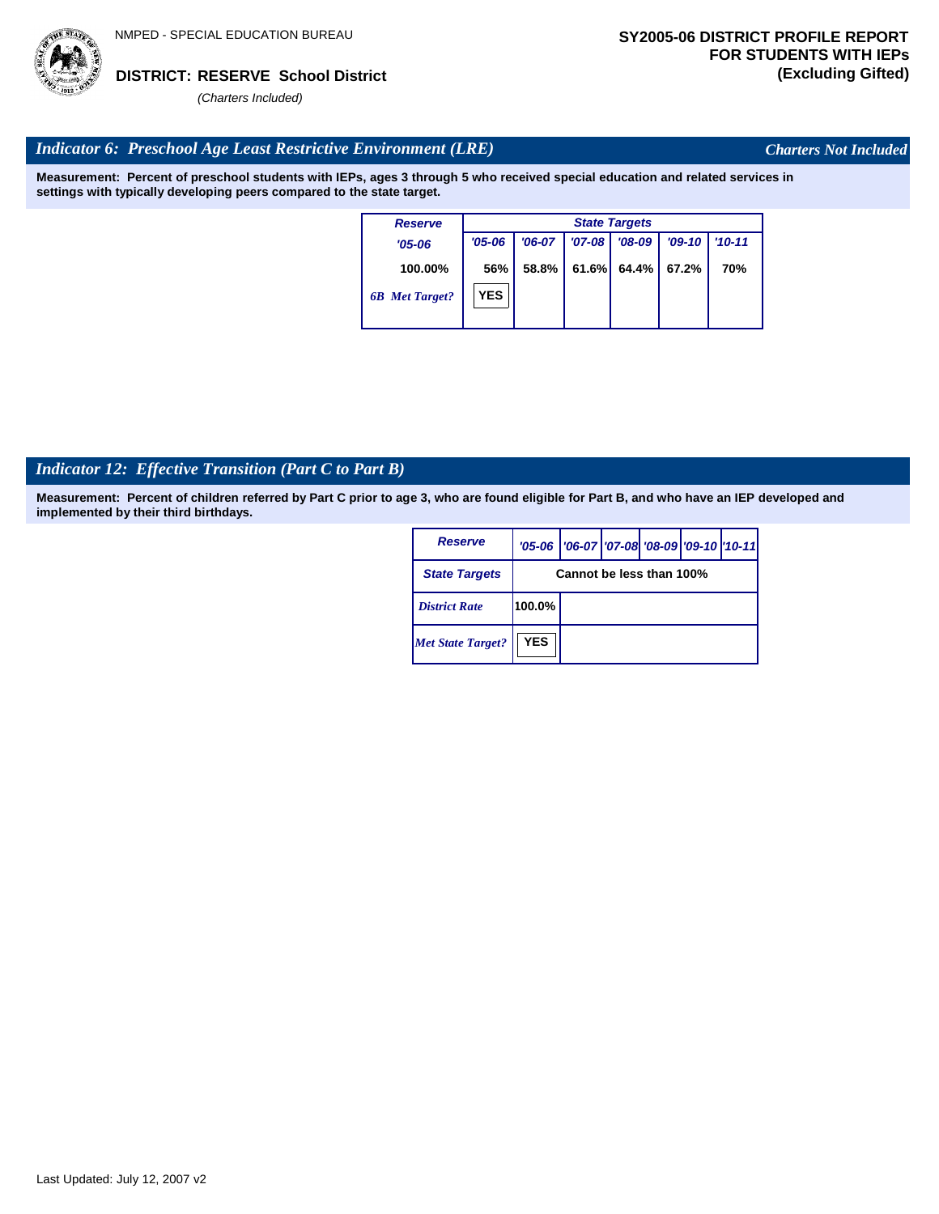NMPED - SPECIAL EDUCATION BUREAU

**DISTRICT: RESERVE School District**

*(Charters Included)*

**SY2005-06 DISTRICT PROFILE REPORT FOR STUDENTS WITH IEPs (Excluding Gifted)**

## *Indicator 6: Preschool Age Least Restrictive Environment (LRE)*

*Charters Not Included*

**Measurement: Percent of preschool students with IEPs, ages 3 through 5 who received special education and related services in settings with typically developing peers compared to the state target.**

| Reserve | State Targets | | | | | |
|---|---|---|---|---|---|---|
| '05-06 | '05-06 | '06-07 | '07-08 | '08-09 | '09-10 | '10-11 |
| 100.00% | 56% | 58.8% | 61.6% | 64.4% | 67.2% | 70% |
| *6B Met Target?* | YES | | | | | |

## *Indicator 12: Effective Transition (Part C to Part B)*

**Measurement: Percent of children referred by Part C prior to age 3, who are found eligible for Part B, and who have an IEP developed and implemented by their third birthdays.**

| Reserve | '05-06 | '06-07 | '07-08 | '08-09 | '09-10 | '10-11 |
|---|---|---|---|---|---|---|
| State Targets | Cannot be less than 100% | | | | | |
| *District Rate* | 100.0% | | | | | |
| *Met State Target?* | YES | | | | | |

Last Updated: July 12, 2007 v2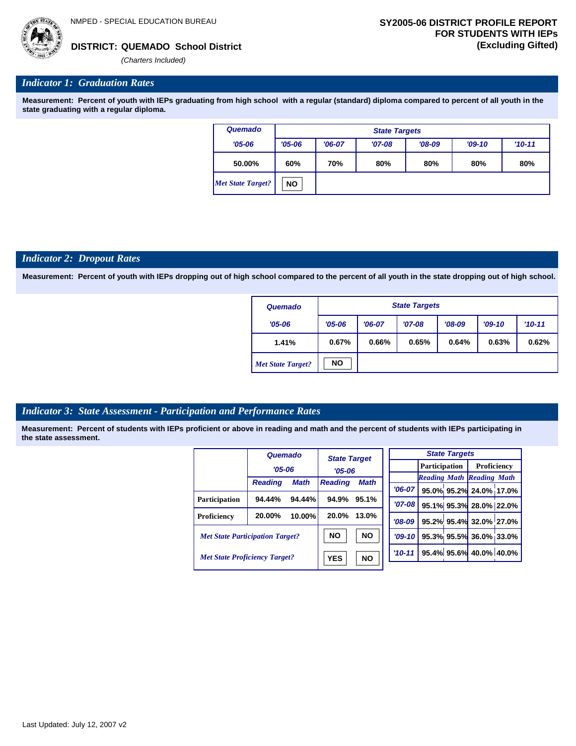NMPED - SPECIAL EDUCATION BUREAU

**DISTRICT: QUEMADO School District**

*(Charters Included)*

**SY2005-06 DISTRICT PROFILE REPORT FOR STUDENTS WITH IEPs (Excluding Gifted)**

## *Indicator 1: Graduation Rates*

**Measurement: Percent of youth with IEPs graduating from high school with a regular (standard) diploma compared to percent of all youth in the state graduating with a regular diploma.**

| Quemado | State Targets | | | | | |
|---|---|---|---|---|---|---|
| '05-06 | '05-06 | '06-07 | '07-08 | '08-09 | '09-10 | '10-11 |
| 50.00% | 60% | 70% | 80% | 80% | 80% | 80% |
| *Met State Target?* | NO | | | | | |

## *Indicator 2: Dropout Rates*

**Measurement: Percent of youth with IEPs dropping out of high school compared to the percent of all youth in the state dropping out of high school.**

| Quemado | State Targets | | | | | |
|---|---|---|---|---|---|---|
| '05-06 | '05-06 | '06-07 | '07-08 | '08-09 | '09-10 | '10-11 |
| 1.41% | 0.67% | 0.66% | 0.65% | 0.64% | 0.63% | 0.62% |
| *Met State Target?* | NO | | | | | |

## *Indicator 3: State Assessment - Participation and Performance Rates*

**Measurement: Percent of students with IEPs proficient or above in reading and math and the percent of students with IEPs participating in the state assessment.**

| | Quemado '05-06 | | State Target '05-06 | |
|---|---|---|---|---|
| | Reading | Math | Reading | Math |
| Participation | 94.44% | 94.44% | 94.9% | 95.1% |
| Proficiency | 20.00% | 10.00% | 20.0% | 13.0% |
| *Met State Participation Target?* | | | NO | NO |
| *Met State Proficiency Target?* | | | YES | NO |

| State Targets | Participation | | Proficiency | |
|---|---|---|---|---|
| | Reading | Math | Reading | Math |
| '06-07 | 95.0% | 95.2% | 24.0% | 17.0% |
| '07-08 | 95.1% | 95.3% | 28.0% | 22.0% |
| '08-09 | 95.2% | 95.4% | 32.0% | 27.0% |
| '09-10 | 95.3% | 95.5% | 36.0% | 33.0% |
| '10-11 | 95.4% | 95.6% | 40.0% | 40.0% |

Last Updated: July 12, 2007 v2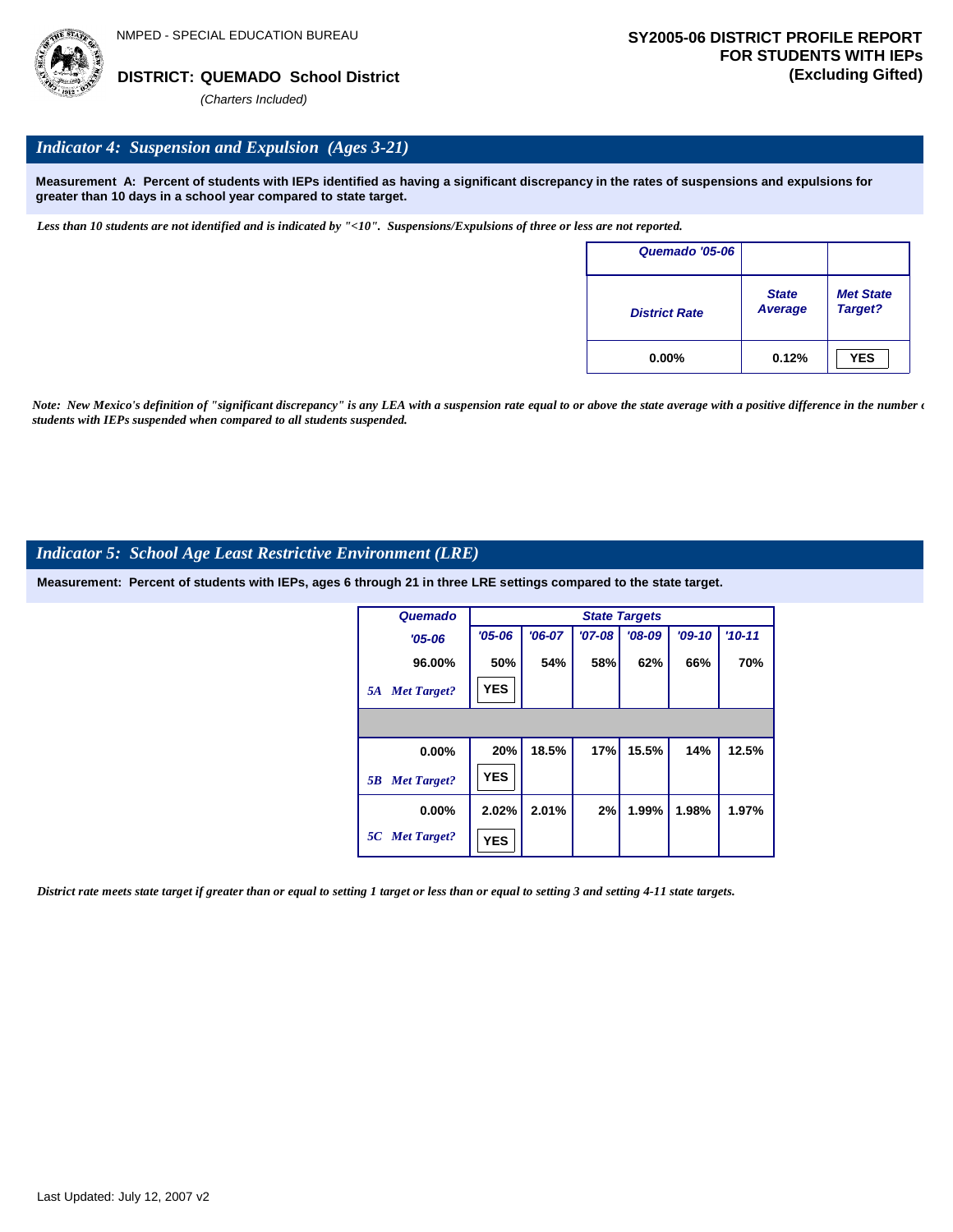NMPED - SPECIAL EDUCATION BUREAU

**DISTRICT: QUEMADO School District**
*(Charters Included)*

**SY2005-06 DISTRICT PROFILE REPORT FOR STUDENTS WITH IEPs (Excluding Gifted)**

## *Indicator 4: Suspension and Expulsion (Ages 3-21)*

**Measurement A: Percent of students with IEPs identified as having a significant discrepancy in the rates of suspensions and expulsions for greater than 10 days in a school year compared to state target.**

*Less than 10 students are not identified and is indicated by "<10". Suspensions/Expulsions of three or less are not reported.*

| Quemado '05-06 | | |
|---|---|---|
| District Rate | State Average | Met State Target? |
| 0.00% | 0.12% | YES |

*Note: New Mexico's definition of "significant discrepancy" is any LEA with a suspension rate equal to or above the state average with a positive difference in the number of students with IEPs suspended when compared to all students suspended.*

## *Indicator 5: School Age Least Restrictive Environment (LRE)*

**Measurement: Percent of students with IEPs, ages 6 through 21 in three LRE settings compared to the state target.**

| Quemado | State Targets | | | | | |
|---|---|---|---|---|---|---|
| '05-06 | '05-06 | '06-07 | '07-08 | '08-09 | '09-10 | '10-11 |
| 96.00% | 50% | 54% | 58% | 62% | 66% | 70% |
| *5A Met Target?* | YES | | | | | |
| 0.00% | 20% | 18.5% | 17% | 15.5% | 14% | 12.5% |
| *5B Met Target?* | YES | | | | | |
| 0.00% | 2.02% | 2.01% | 2% | 1.99% | 1.98% | 1.97% |
| *5C Met Target?* | YES | | | | | |

*District rate meets state target if greater than or equal to setting 1 target or less than or equal to setting 3 and setting 4-11 state targets.*

Last Updated: July 12, 2007 v2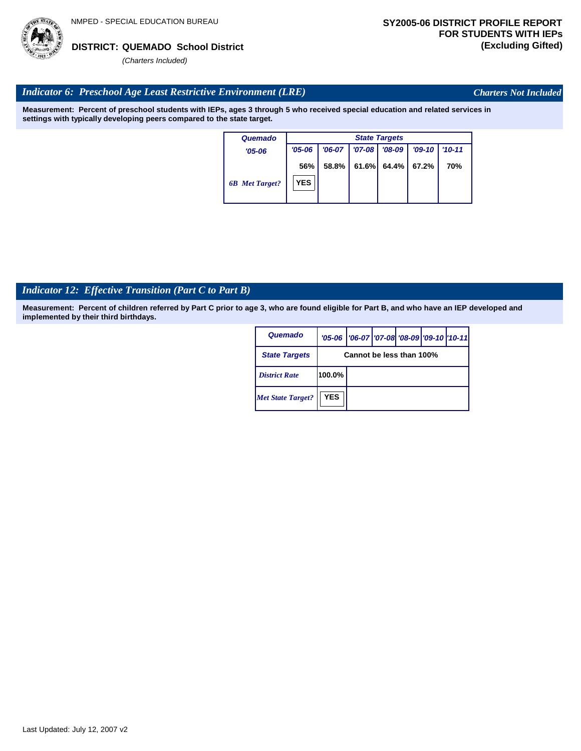NMPED - SPECIAL EDUCATION BUREAU

**DISTRICT: QUEMADO School District**

*(Charters Included)*

**SY2005-06 DISTRICT PROFILE REPORT FOR STUDENTS WITH IEPs (Excluding Gifted)**

## *Indicator 6: Preschool Age Least Restrictive Environment (LRE)*

*Charters Not Included*

**Measurement: Percent of preschool students with IEPs, ages 3 through 5 who received special education and related services in settings with typically developing peers compared to the state target.**

| Quemado | State Targets | | | | | |
|---|---|---|---|---|---|---|
| '05-06 | '05-06 | '06-07 | '07-08 | '08-09 | '09-10 | '10-11 |
| | 56% | 58.8% | 61.6% | 64.4% | 67.2% | 70% |
| *6B Met Target?* | YES | | | | | |

## *Indicator 12: Effective Transition (Part C to Part B)*

**Measurement: Percent of children referred by Part C prior to age 3, who are found eligible for Part B, and who have an IEP developed and implemented by their third birthdays.**

| Quemado | '05-06 | '06-07 | '07-08 | '08-09 | '09-10 | '10-11 |
|---|---|---|---|---|---|---|
| State Targets | Cannot be less than 100% | | | | | |
| *District Rate* | 100.0% | | | | | |
| *Met State Target?* | YES | | | | | |

Last Updated: July 12, 2007 v2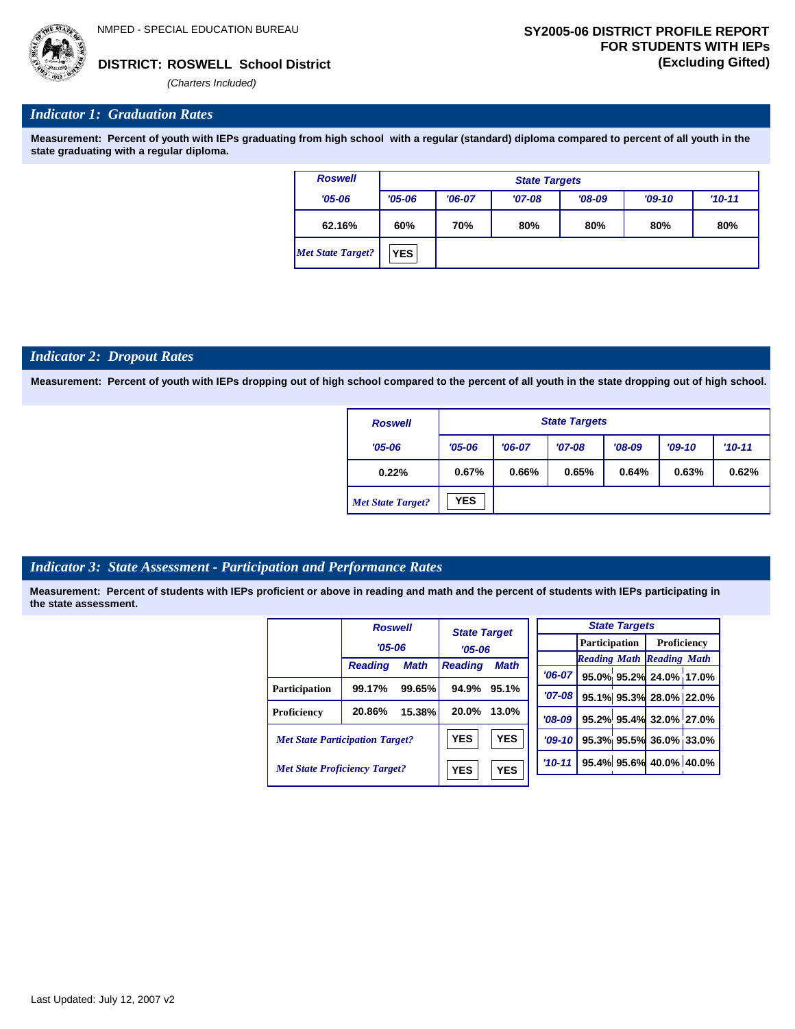NMPED - SPECIAL EDUCATION BUREAU

**DISTRICT: ROSWELL School District**

*(Charters Included)*

**SY2005-06 DISTRICT PROFILE REPORT FOR STUDENTS WITH IEPs (Excluding Gifted)**

## *Indicator 1: Graduation Rates*

**Measurement: Percent of youth with IEPs graduating from high school with a regular (standard) diploma compared to percent of all youth in the state graduating with a regular diploma.**

| Roswell | State Targets | | | | | |
|---|---|---|---|---|---|---|
| '05-06 | '05-06 | '06-07 | '07-08 | '08-09 | '09-10 | '10-11 |
| 62.16% | 60% | 70% | 80% | 80% | 80% | 80% |
| *Met State Target?* | YES | | | | | |

## *Indicator 2: Dropout Rates*

**Measurement: Percent of youth with IEPs dropping out of high school compared to the percent of all youth in the state dropping out of high school.**

| Roswell | State Targets | | | | | |
|---|---|---|---|---|---|---|
| '05-06 | '05-06 | '06-07 | '07-08 | '08-09 | '09-10 | '10-11 |
| 0.22% | 0.67% | 0.66% | 0.65% | 0.64% | 0.63% | 0.62% |
| *Met State Target?* | YES | | | | | |

## *Indicator 3: State Assessment - Participation and Performance Rates*

**Measurement: Percent of students with IEPs proficient or above in reading and math and the percent of students with IEPs participating in the state assessment.**

| | Roswell '05-06 | | State Target '05-06 | |
|---|---|---|---|---|
| | Reading | Math | Reading | Math |
| Participation | 99.17% | 99.65% | 94.9% | 95.1% |
| Proficiency | 20.86% | 15.38% | 20.0% | 13.0% |
| *Met State Participation Target?* | | | YES | YES |
| *Met State Proficiency Target?* | | | YES | YES |

| State Targets | Participation | | Proficiency | |
|---|---|---|---|---|
| | Reading | Math | Reading | Math |
| '06-07 | 95.0% | 95.2% | 24.0% | 17.0% |
| '07-08 | 95.1% | 95.3% | 28.0% | 22.0% |
| '08-09 | 95.2% | 95.4% | 32.0% | 27.0% |
| '09-10 | 95.3% | 95.5% | 36.0% | 33.0% |
| '10-11 | 95.4% | 95.6% | 40.0% | 40.0% |

Last Updated: July 12, 2007 v2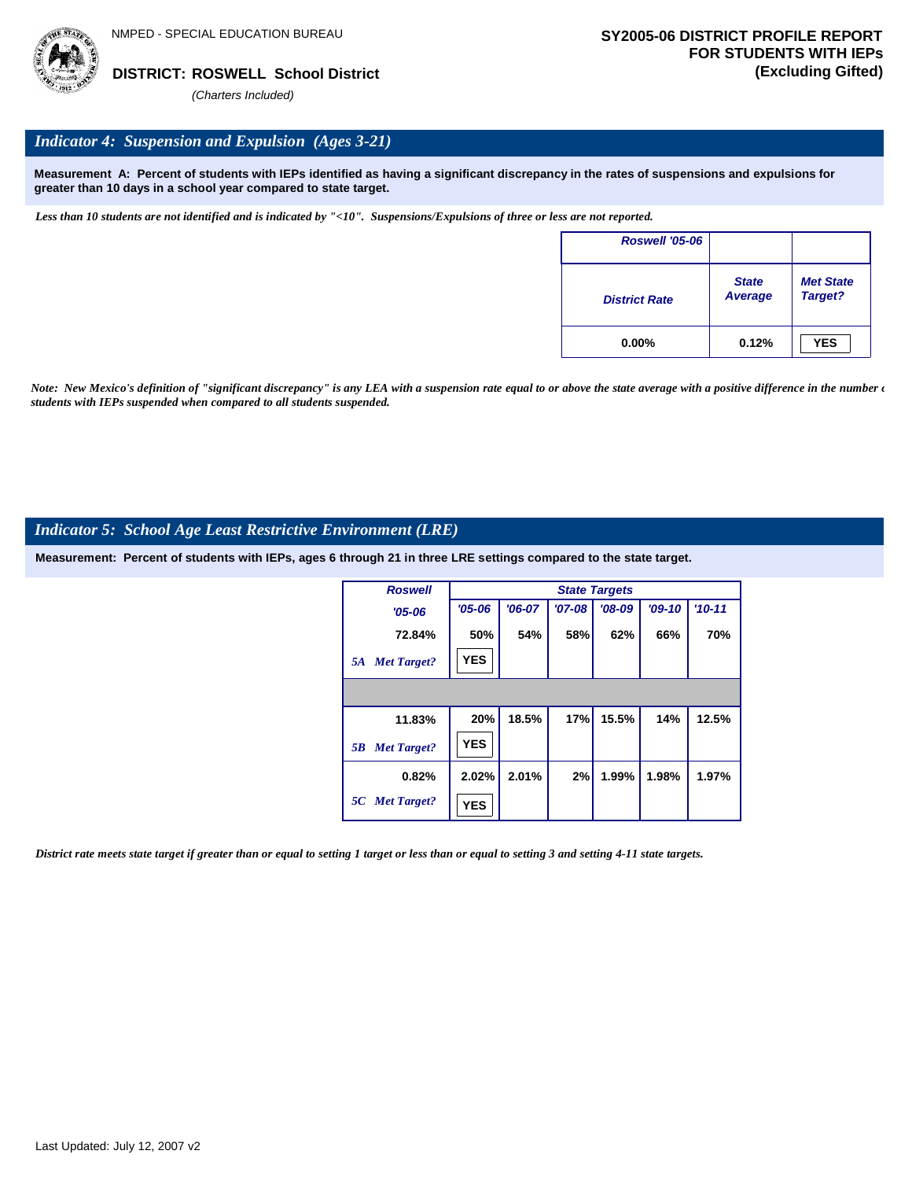NMPED - SPECIAL EDUCATION BUREAU

**DISTRICT: ROSWELL School District**

*(Charters Included)*

**SY2005-06 DISTRICT PROFILE REPORT FOR STUDENTS WITH IEPs (Excluding Gifted)**

## *Indicator 4: Suspension and Expulsion (Ages 3-21)*

**Measurement A: Percent of students with IEPs identified as having a significant discrepancy in the rates of suspensions and expulsions for greater than 10 days in a school year compared to state target.**

*Less than 10 students are not identified and is indicated by "<10". Suspensions/Expulsions of three or less are not reported.*

| Roswell '05-06 | | |
|---|---|---|
| District Rate | State Average | Met State Target? |
| 0.00% | 0.12% | YES |

*Note: New Mexico's definition of "significant discrepancy" is any LEA with a suspension rate equal to or above the state average with a positive difference in the number of students with IEPs suspended when compared to all students suspended.*

## *Indicator 5: School Age Least Restrictive Environment (LRE)*

**Measurement: Percent of students with IEPs, ages 6 through 21 in three LRE settings compared to the state target.**

| Roswell | State Targets | | | | | |
|---|---|---|---|---|---|---|
| '05-06 | '05-06 | '06-07 | '07-08 | '08-09 | '09-10 | '10-11 |
| 72.84% | 50% | 54% | 58% | 62% | 66% | 70% |
| 5A Met Target? | YES | | | | | |
| 11.83% | 20% | 18.5% | 17% | 15.5% | 14% | 12.5% |
| 5B Met Target? | YES | | | | | |
| 0.82% | 2.02% | 2.01% | 2% | 1.99% | 1.98% | 1.97% |
| 5C Met Target? | YES | | | | | |

*District rate meets state target if greater than or equal to setting 1 target or less than or equal to setting 3 and setting 4-11 state targets.*

Last Updated: July 12, 2007 v2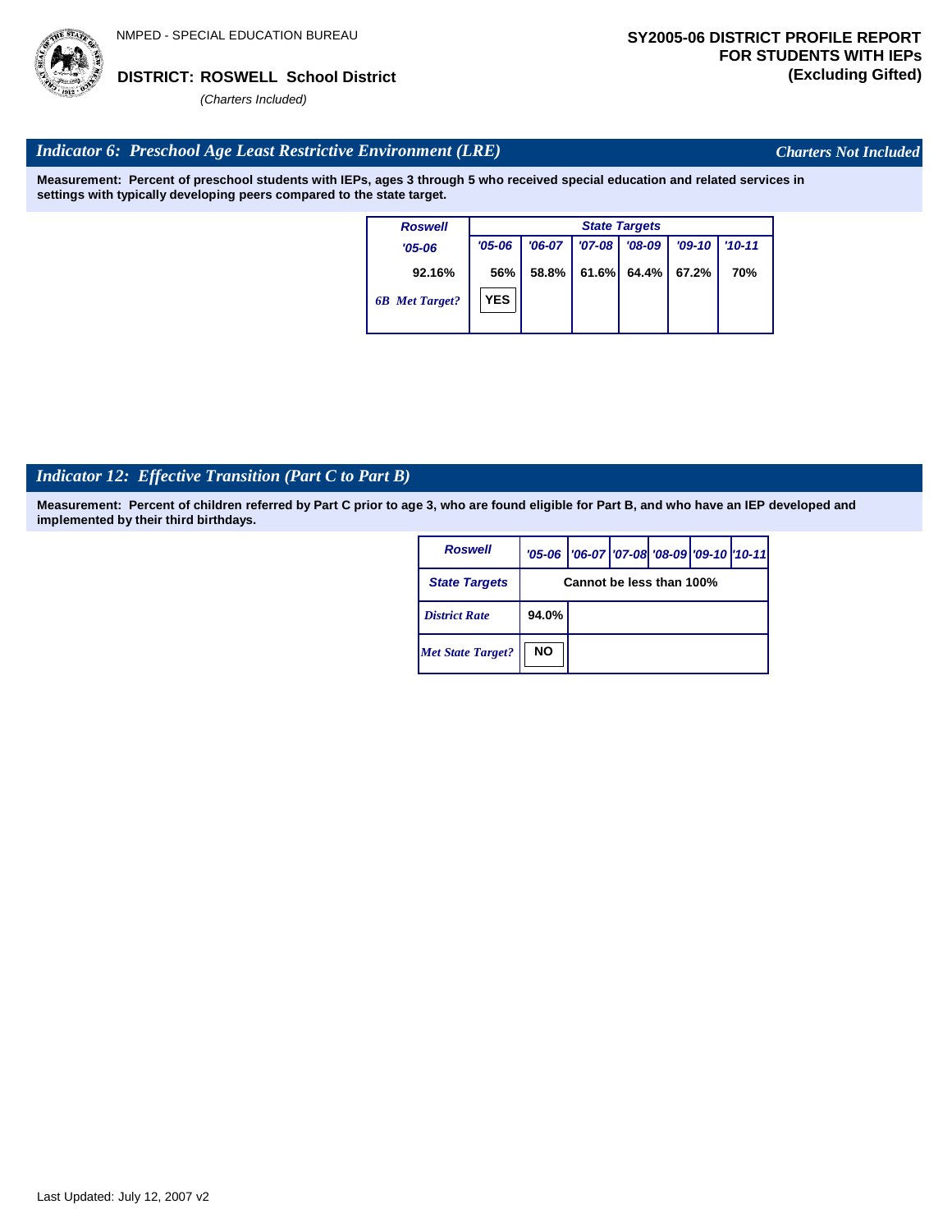NMPED - SPECIAL EDUCATION BUREAU

**DISTRICT: ROSWELL School District**

*(Charters Included)*

**SY2005-06 DISTRICT PROFILE REPORT FOR STUDENTS WITH IEPs (Excluding Gifted)**

## *Indicator 6: Preschool Age Least Restrictive Environment (LRE)*

*Charters Not Included*

**Measurement: Percent of preschool students with IEPs, ages 3 through 5 who received special education and related services in settings with typically developing peers compared to the state target.**

| Roswell | State Targets | | | | | |
|---|---|---|---|---|---|---|
| '05-06 | '05-06 | '06-07 | '07-08 | '08-09 | '09-10 | '10-11 |
| 92.16% | 56% | 58.8% | 61.6% | 64.4% | 67.2% | 70% |
| 6B Met Target? | YES | | | | | |

## *Indicator 12: Effective Transition (Part C to Part B)*

**Measurement: Percent of children referred by Part C prior to age 3, who are found eligible for Part B, and who have an IEP developed and implemented by their third birthdays.**

| Roswell | '05-06 | '06-07 | '07-08 | '08-09 | '09-10 | '10-11 |
|---|---|---|---|---|---|---|
| State Targets | Cannot be less than 100% | | | | | |
| District Rate | 94.0% | | | | | |
| Met State Target? | NO | | | | | |

Last Updated: July 12, 2007 v2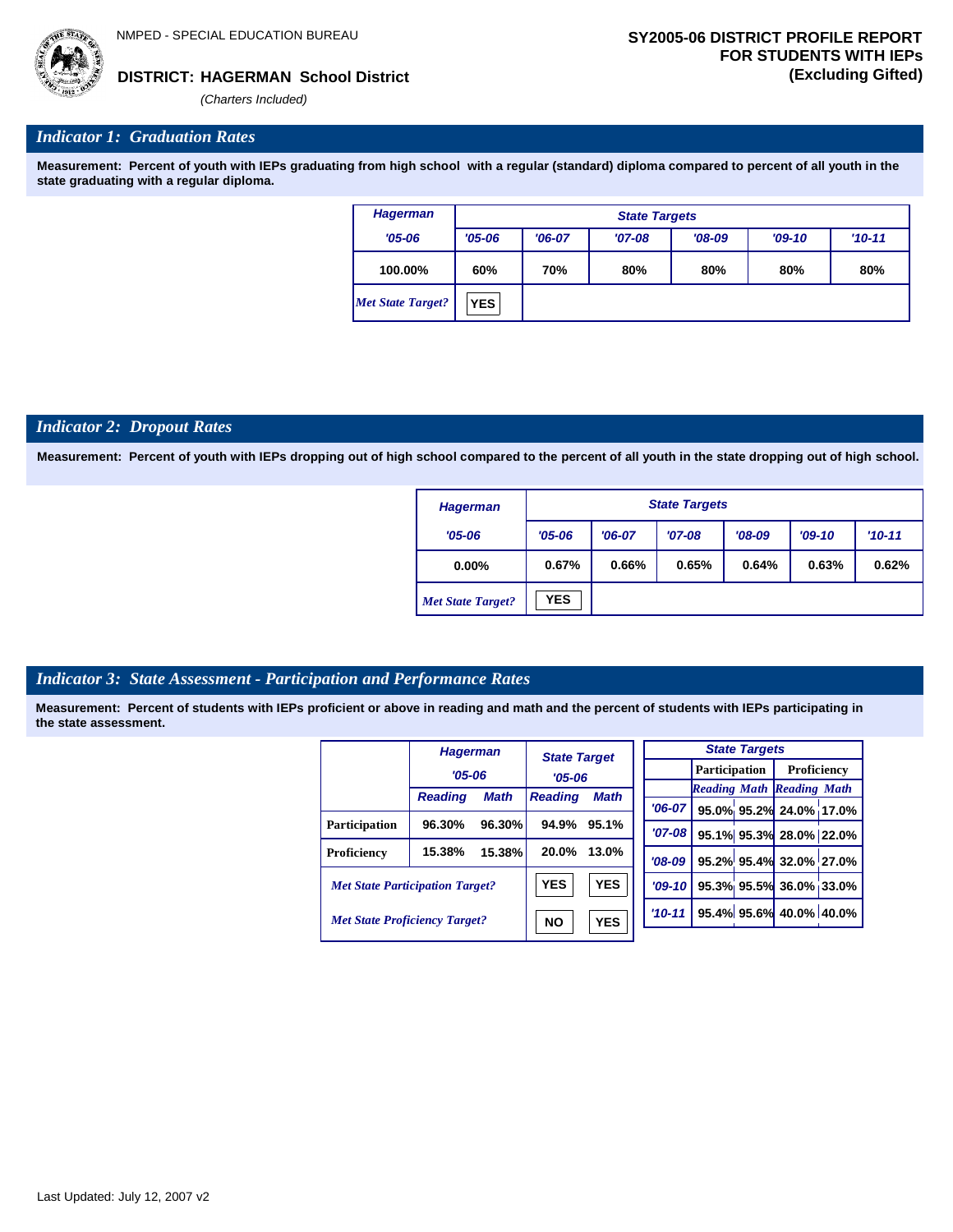NMPED - SPECIAL EDUCATION BUREAU

**DISTRICT: HAGERMAN School District**

*(Charters Included)*

**SY2005-06 DISTRICT PROFILE REPORT FOR STUDENTS WITH IEPs (Excluding Gifted)**

## *Indicator 1: Graduation Rates*

**Measurement: Percent of youth with IEPs graduating from high school with a regular (standard) diploma compared to percent of all youth in the state graduating with a regular diploma.**

| Hagerman | State Targets | | | | | |
|---|---|---|---|---|---|---|
| '05-06 | '05-06 | '06-07 | '07-08 | '08-09 | '09-10 | '10-11 |
| 100.00% | 60% | 70% | 80% | 80% | 80% | 80% |
| *Met State Target?* | YES | | | | | |

## *Indicator 2: Dropout Rates*

**Measurement: Percent of youth with IEPs dropping out of high school compared to the percent of all youth in the state dropping out of high school.**

| Hagerman | State Targets | | | | | |
|---|---|---|---|---|---|---|
| '05-06 | '05-06 | '06-07 | '07-08 | '08-09 | '09-10 | '10-11 |
| 0.00% | 0.67% | 0.66% | 0.65% | 0.64% | 0.63% | 0.62% |
| *Met State Target?* | YES | | | | | |

## *Indicator 3: State Assessment - Participation and Performance Rates*

**Measurement: Percent of students with IEPs proficient or above in reading and math and the percent of students with IEPs participating in the state assessment.**

| | Hagerman '05-06 | | State Target '05-06 | |
|---|---|---|---|---|
| | Reading | Math | Reading | Math |
| Participation | 96.30% | 96.30% | 94.9% | 95.1% |
| Proficiency | 15.38% | 15.38% | 20.0% | 13.0% |
| *Met State Participation Target?* | | | YES | YES |
| *Met State Proficiency Target?* | | | NO | YES |

| State Targets | Participation | | Proficiency | |
|---|---|---|---|---|
| | Reading | Math | Reading | Math |
| '06-07 | 95.0% | 95.2% | 24.0% | 17.0% |
| '07-08 | 95.1% | 95.3% | 28.0% | 22.0% |
| '08-09 | 95.2% | 95.4% | 32.0% | 27.0% |
| '09-10 | 95.3% | 95.5% | 36.0% | 33.0% |
| '10-11 | 95.4% | 95.6% | 40.0% | 40.0% |

Last Updated: July 12, 2007 v2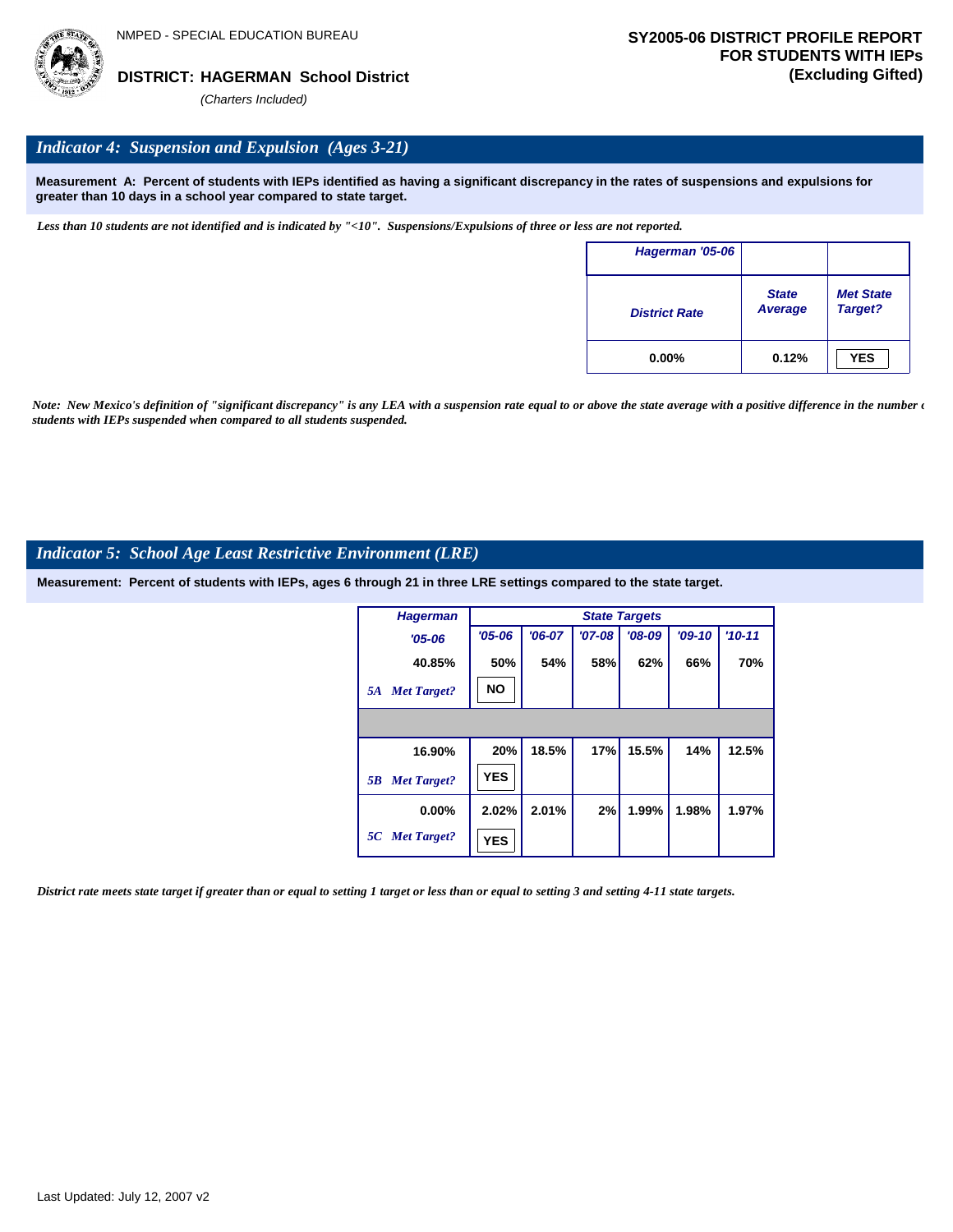NMPED - SPECIAL EDUCATION BUREAU

**DISTRICT: HAGERMAN School District**

*(Charters Included)*

**SY2005-06 DISTRICT PROFILE REPORT FOR STUDENTS WITH IEPs (Excluding Gifted)**

## *Indicator 4: Suspension and Expulsion (Ages 3-21)*

**Measurement A: Percent of students with IEPs identified as having a significant discrepancy in the rates of suspensions and expulsions for greater than 10 days in a school year compared to state target.**

*Less than 10 students are not identified and is indicated by "<10". Suspensions/Expulsions of three or less are not reported.*

| Hagerman '05-06 | | |
|---|---|---|
| District Rate | State Average | Met State Target? |
| 0.00% | 0.12% | YES |

*Note: New Mexico's definition of "significant discrepancy" is any LEA with a suspension rate equal to or above the state average with a positive difference in the number of students with IEPs suspended when compared to all students suspended.*

## *Indicator 5: School Age Least Restrictive Environment (LRE)*

**Measurement: Percent of students with IEPs, ages 6 through 21 in three LRE settings compared to the state target.**

| Hagerman | State Targets | | | | | |
|---|---|---|---|---|---|---|
| '05-06 | '05-06 | '06-07 | '07-08 | '08-09 | '09-10 | '10-11 |
| 40.85% | 50% | 54% | 58% | 62% | 66% | 70% |
| 5A Met Target? | NO | | | | | |
| 16.90% | 20% | 18.5% | 17% | 15.5% | 14% | 12.5% |
| 5B Met Target? | YES | | | | | |
| 0.00% | 2.02% | 2.01% | 2% | 1.99% | 1.98% | 1.97% |
| 5C Met Target? | YES | | | | | |

*District rate meets state target if greater than or equal to setting 1 target or less than or equal to setting 3 and setting 4-11 state targets.*

Last Updated: July 12, 2007 v2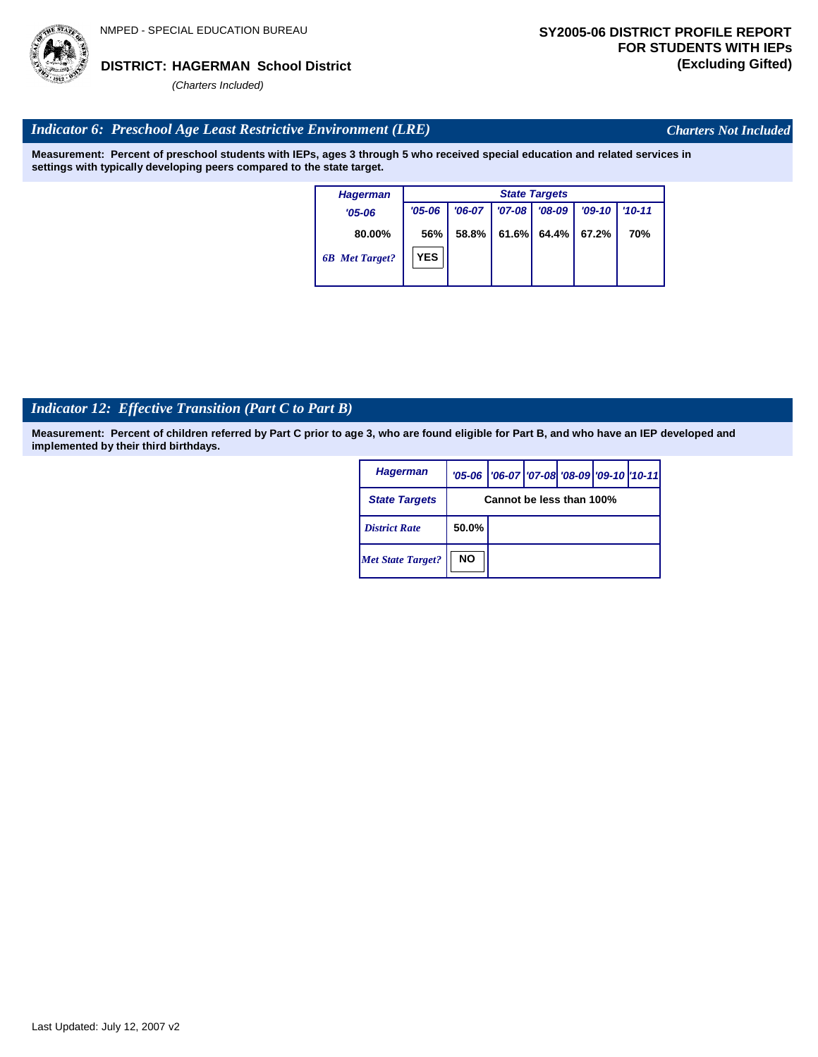NMPED - SPECIAL EDUCATION BUREAU

**DISTRICT: HAGERMAN School District**

*(Charters Included)*

**SY2005-06 DISTRICT PROFILE REPORT FOR STUDENTS WITH IEPs (Excluding Gifted)**

## *Indicator 6: Preschool Age Least Restrictive Environment (LRE)*

*Charters Not Included*

**Measurement: Percent of preschool students with IEPs, ages 3 through 5 who received special education and related services in settings with typically developing peers compared to the state target.**

| Hagerman | State Targets | | | | | |
|---|---|---|---|---|---|---|
| '05-06 | '05-06 | '06-07 | '07-08 | '08-09 | '09-10 | '10-11 |
| 80.00% | 56% | 58.8% | 61.6% | 64.4% | 67.2% | 70% |
| 6B Met Target? | YES | | | | | |

## *Indicator 12: Effective Transition (Part C to Part B)*

**Measurement: Percent of children referred by Part C prior to age 3, who are found eligible for Part B, and who have an IEP developed and implemented by their third birthdays.**

| Hagerman | '05-06 | '06-07 | '07-08 | '08-09 | '09-10 | '10-11 |
|---|---|---|---|---|---|---|
| State Targets | Cannot be less than 100% | | | | | |
| District Rate | 50.0% | | | | | |
| Met State Target? | NO | | | | | |

Last Updated: July 12, 2007 v2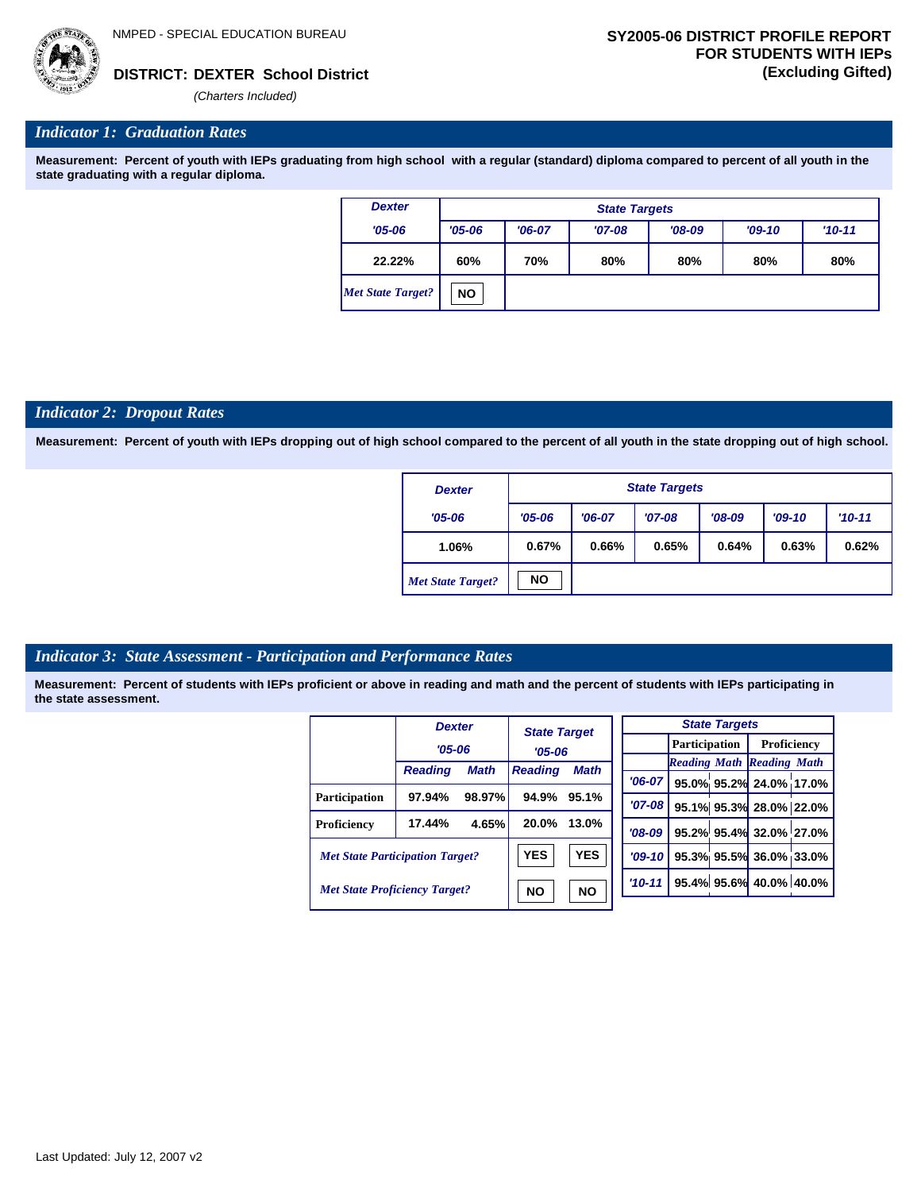NMPED - SPECIAL EDUCATION BUREAU

**DISTRICT: DEXTER School District**

*(Charters Included)*

**SY2005-06 DISTRICT PROFILE REPORT FOR STUDENTS WITH IEPs (Excluding Gifted)**

## *Indicator 1: Graduation Rates*

**Measurement: Percent of youth with IEPs graduating from high school with a regular (standard) diploma compared to percent of all youth in the state graduating with a regular diploma.**

| Dexter | State Targets | | | | | |
|---|---|---|---|---|---|---|
| '05-06 | '05-06 | '06-07 | '07-08 | '08-09 | '09-10 | '10-11 |
| 22.22% | 60% | 70% | 80% | 80% | 80% | 80% |
| *Met State Target?* | NO | | | | | |

## *Indicator 2: Dropout Rates*

**Measurement: Percent of youth with IEPs dropping out of high school compared to the percent of all youth in the state dropping out of high school.**

| Dexter | State Targets | | | | | |
|---|---|---|---|---|---|---|
| '05-06 | '05-06 | '06-07 | '07-08 | '08-09 | '09-10 | '10-11 |
| 1.06% | 0.67% | 0.66% | 0.65% | 0.64% | 0.63% | 0.62% |
| *Met State Target?* | NO | | | | | |

## *Indicator 3: State Assessment - Participation and Performance Rates*

**Measurement: Percent of students with IEPs proficient or above in reading and math and the percent of students with IEPs participating in the state assessment.**

| | Dexter '05-06 | | State Target '05-06 | |
|---|---|---|---|---|
| | Reading | Math | Reading | Math |
| Participation | 97.94% | 98.97% | 94.9% | 95.1% |
| Proficiency | 17.44% | 4.65% | 20.0% | 13.0% |
| *Met State Participation Target?* | | | YES | YES |
| *Met State Proficiency Target?* | | | NO | NO |

| State Targets | Participation | | Proficiency | |
|---|---|---|---|---|
| | Reading | Math | Reading | Math |
| '06-07 | 95.0% | 95.2% | 24.0% | 17.0% |
| '07-08 | 95.1% | 95.3% | 28.0% | 22.0% |
| '08-09 | 95.2% | 95.4% | 32.0% | 27.0% |
| '09-10 | 95.3% | 95.5% | 36.0% | 33.0% |
| '10-11 | 95.4% | 95.6% | 40.0% | 40.0% |

Last Updated: July 12, 2007 v2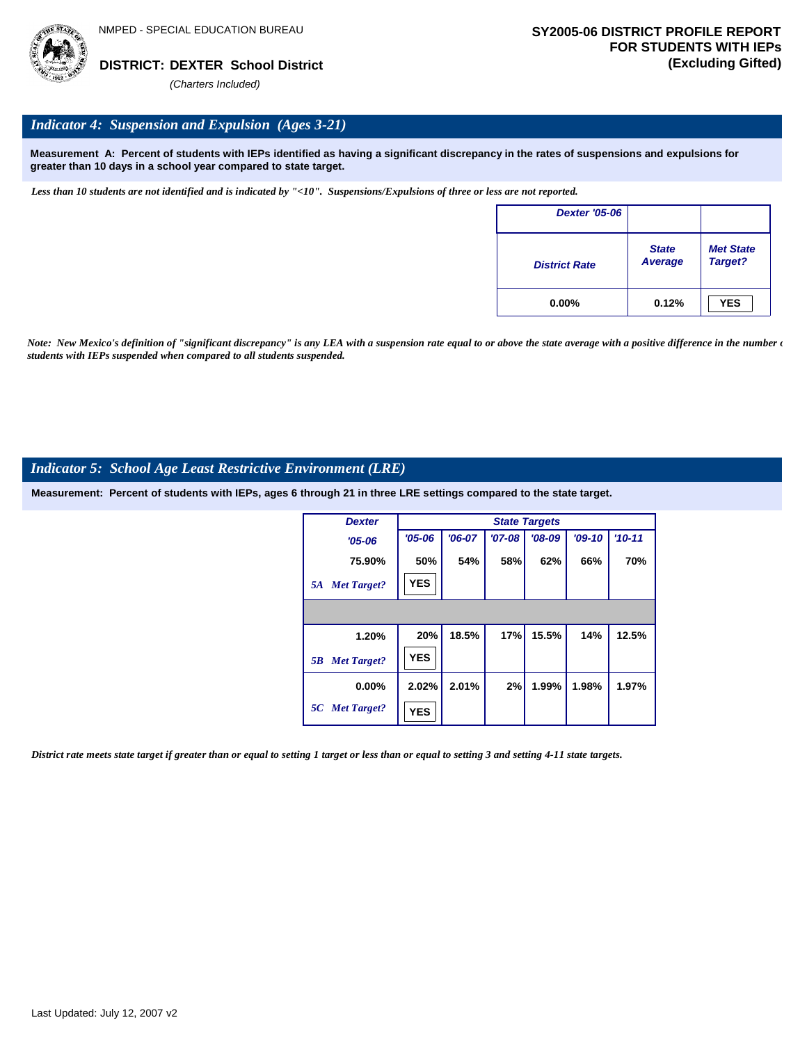NMPED - SPECIAL EDUCATION BUREAU

**DISTRICT: DEXTER School District**

*(Charters Included)*

**SY2005-06 DISTRICT PROFILE REPORT FOR STUDENTS WITH IEPs (Excluding Gifted)**

## *Indicator 4: Suspension and Expulsion (Ages 3-21)*

**Measurement A: Percent of students with IEPs identified as having a significant discrepancy in the rates of suspensions and expulsions for greater than 10 days in a school year compared to state target.**

*Less than 10 students are not identified and is indicated by "<10". Suspensions/Expulsions of three or less are not reported.*

| Dexter '05-06 | | |
|---|---|---|
| District Rate | State Average | Met State Target? |
| 0.00% | 0.12% | YES |

*Note: New Mexico's definition of "significant discrepancy" is any LEA with a suspension rate equal to or above the state average with a positive difference in the number of students with IEPs suspended when compared to all students suspended.*

## *Indicator 5: School Age Least Restrictive Environment (LRE)*

**Measurement: Percent of students with IEPs, ages 6 through 21 in three LRE settings compared to the state target.**

| Dexter | State Targets | | | | | |
|---|---|---|---|---|---|---|
| '05-06 | '05-06 | '06-07 | '07-08 | '08-09 | '09-10 | '10-11 |
| 75.90% | 50% | 54% | 58% | 62% | 66% | 70% |
| 5A Met Target? | YES | | | | | |
| | | | | | | |
| 1.20% | 20% | 18.5% | 17% | 15.5% | 14% | 12.5% |
| 5B Met Target? | YES | | | | | |
| 0.00% | 2.02% | 2.01% | 2% | 1.99% | 1.98% | 1.97% |
| 5C Met Target? | YES | | | | | |

*District rate meets state target if greater than or equal to setting 1 target or less than or equal to setting 3 and setting 4-11 state targets.*

Last Updated: July 12, 2007 v2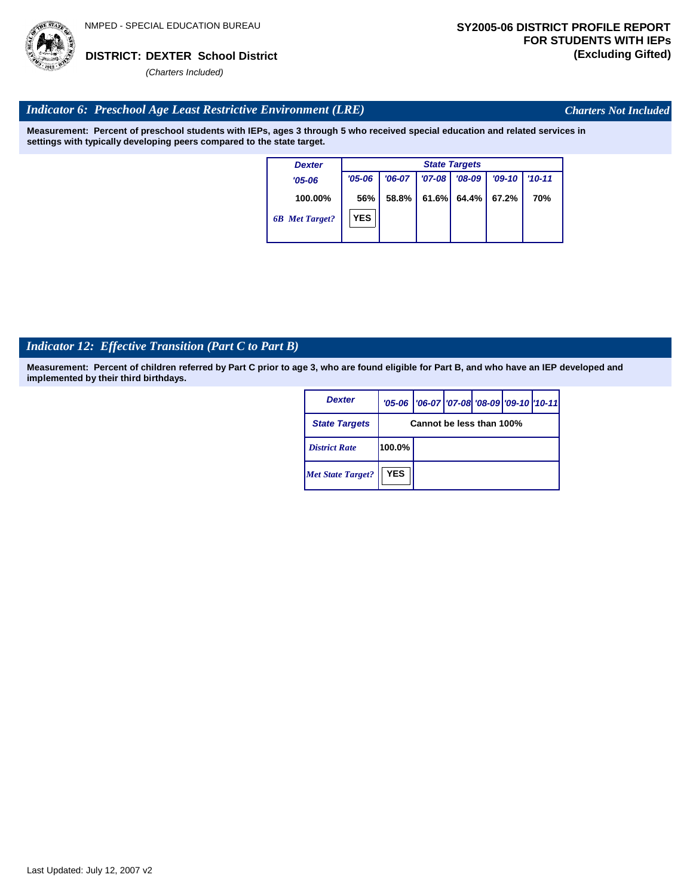NMPED - SPECIAL EDUCATION BUREAU

**DISTRICT: DEXTER School District**
*(Charters Included)*

**SY2005-06 DISTRICT PROFILE REPORT FOR STUDENTS WITH IEPs (Excluding Gifted)**

## *Indicator 6: Preschool Age Least Restrictive Environment (LRE)*

*Charters Not Included*

**Measurement: Percent of preschool students with IEPs, ages 3 through 5 who received special education and related services in settings with typically developing peers compared to the state target.**

| Dexter | State Targets | | | | | |
|---|---|---|---|---|---|---|
| '05-06 | '05-06 | '06-07 | '07-08 | '08-09 | '09-10 | '10-11 |
| 100.00% | 56% | 58.8% | 61.6% | 64.4% | 67.2% | 70% |
| *6B Met Target?* | YES | | | | | |

## *Indicator 12: Effective Transition (Part C to Part B)*

**Measurement: Percent of children referred by Part C prior to age 3, who are found eligible for Part B, and who have an IEP developed and implemented by their third birthdays.**

| Dexter | '05-06 | '06-07 | '07-08 | '08-09 | '09-10 | '10-11 |
|---|---|---|---|---|---|---|
| State Targets | Cannot be less than 100% | | | | | |
| *District Rate* | 100.0% | | | | | |
| *Met State Target?* | YES | | | | | |

Last Updated: July 12, 2007 v2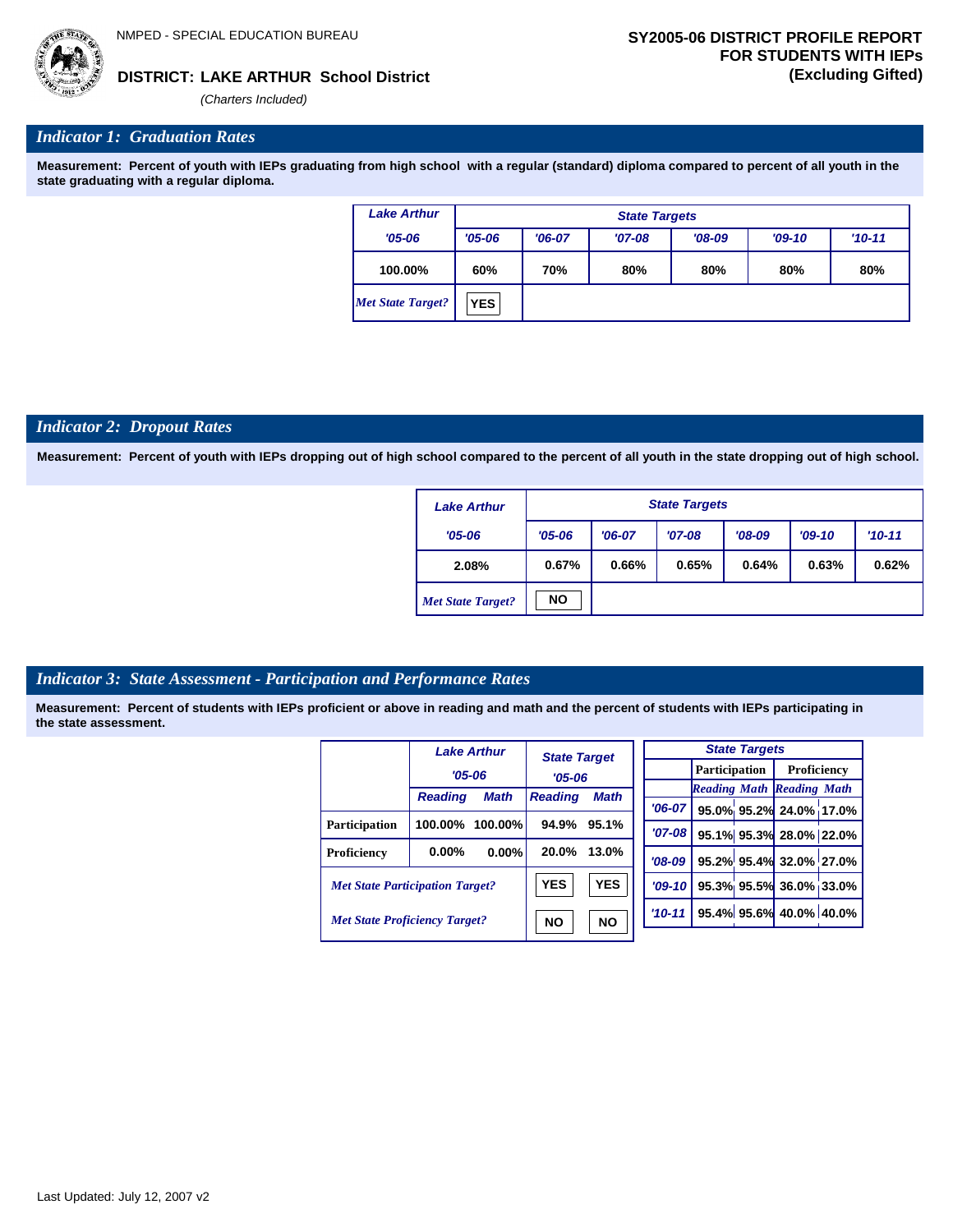NMPED - SPECIAL EDUCATION BUREAU

**DISTRICT: LAKE ARTHUR School District**

*(Charters Included)*

**SY2005-06 DISTRICT PROFILE REPORT FOR STUDENTS WITH IEPs (Excluding Gifted)**

## *Indicator 1: Graduation Rates*

**Measurement: Percent of youth with IEPs graduating from high school with a regular (standard) diploma compared to percent of all youth in the state graduating with a regular diploma.**

| Lake Arthur | State Targets | | | | | |
|---|---|---|---|---|---|---|
| '05-06 | '05-06 | '06-07 | '07-08 | '08-09 | '09-10 | '10-11 |
| 100.00% | 60% | 70% | 80% | 80% | 80% | 80% |
| *Met State Target?* | YES | | | | | |

## *Indicator 2: Dropout Rates*

**Measurement: Percent of youth with IEPs dropping out of high school compared to the percent of all youth in the state dropping out of high school.**

| Lake Arthur | State Targets | | | | | |
|---|---|---|---|---|---|---|
| '05-06 | '05-06 | '06-07 | '07-08 | '08-09 | '09-10 | '10-11 |
| 2.08% | 0.67% | 0.66% | 0.65% | 0.64% | 0.63% | 0.62% |
| *Met State Target?* | NO | | | | | |

## *Indicator 3: State Assessment - Participation and Performance Rates*

**Measurement: Percent of students with IEPs proficient or above in reading and math and the percent of students with IEPs participating in the state assessment.**

| | Lake Arthur '05-06 | | State Target '05-06 | |
|---|---|---|---|---|
| | Reading | Math | Reading | Math |
| Participation | 100.00% | 100.00% | 94.9% | 95.1% |
| Proficiency | 0.00% | 0.00% | 20.0% | 13.0% |
| *Met State Participation Target?* | | | YES | YES |
| *Met State Proficiency Target?* | | | NO | NO |

| State Targets | Participation | | Proficiency | |
|---|---|---|---|---|
| | Reading | Math | Reading | Math |
| '06-07 | 95.0% | 95.2% | 24.0% | 17.0% |
| '07-08 | 95.1% | 95.3% | 28.0% | 22.0% |
| '08-09 | 95.2% | 95.4% | 32.0% | 27.0% |
| '09-10 | 95.3% | 95.5% | 36.0% | 33.0% |
| '10-11 | 95.4% | 95.6% | 40.0% | 40.0% |

Last Updated: July 12, 2007 v2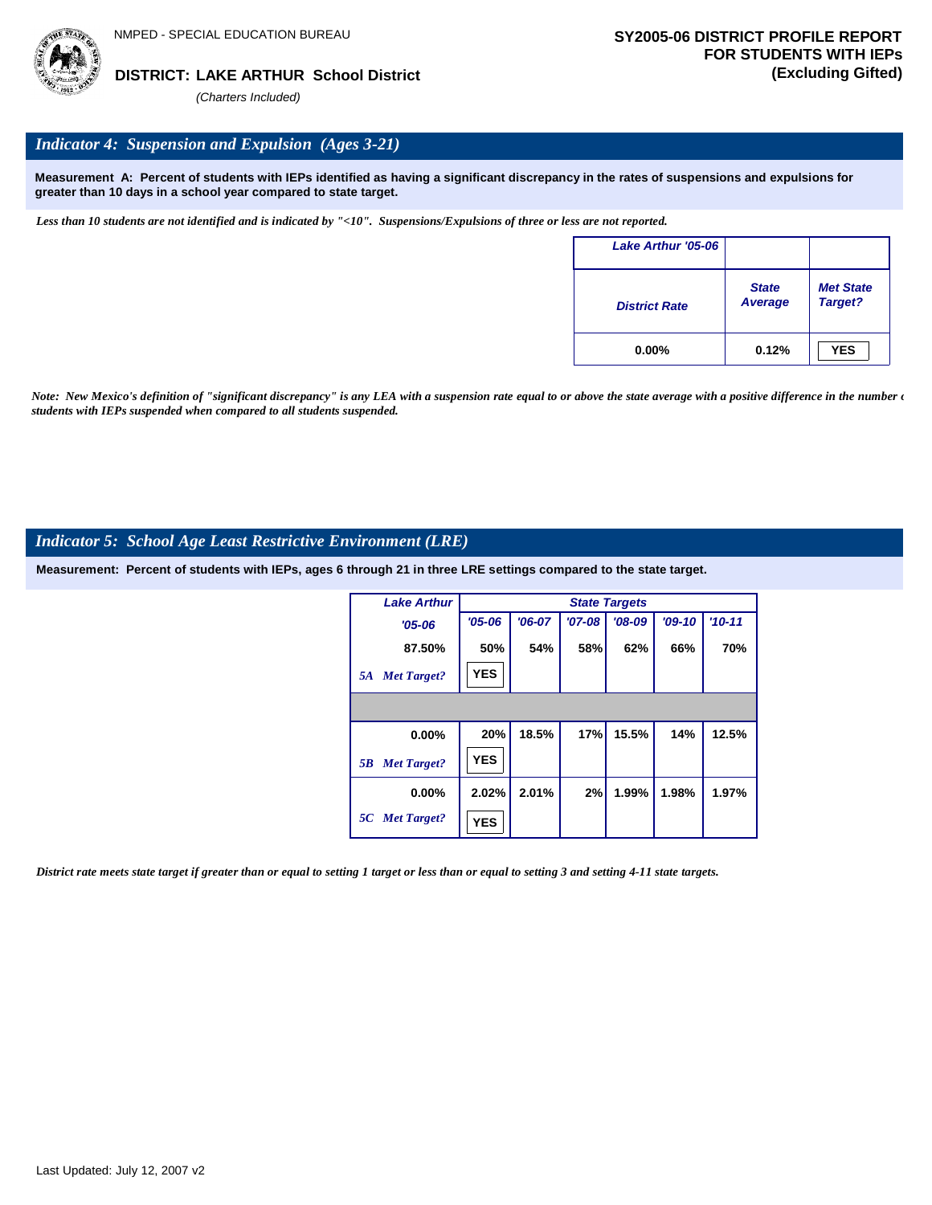NMPED - SPECIAL EDUCATION BUREAU

**DISTRICT: LAKE ARTHUR School District**

*(Charters Included)*

**SY2005-06 DISTRICT PROFILE REPORT FOR STUDENTS WITH IEPs (Excluding Gifted)**

## *Indicator 4: Suspension and Expulsion (Ages 3-21)*

**Measurement A: Percent of students with IEPs identified as having a significant discrepancy in the rates of suspensions and expulsions for greater than 10 days in a school year compared to state target.**

*Less than 10 students are not identified and is indicated by "<10". Suspensions/Expulsions of three or less are not reported.*

| Lake Arthur '05-06 | | |
|---|---|---|
| District Rate | State Average | Met State Target? |
| 0.00% | 0.12% | YES |

*Note: New Mexico's definition of "significant discrepancy" is any LEA with a suspension rate equal to or above the state average with a positive difference in the number of students with IEPs suspended when compared to all students suspended.*

## *Indicator 5: School Age Least Restrictive Environment (LRE)*

**Measurement: Percent of students with IEPs, ages 6 through 21 in three LRE settings compared to the state target.**

| Lake Arthur | State Targets | | | | | |
|---|---|---|---|---|---|---|
| '05-06 | '05-06 | '06-07 | '07-08 | '08-09 | '09-10 | '10-11 |
| 87.50% | 50% | 54% | 58% | 62% | 66% | 70% |
| *5A Met Target?* | YES | | | | | |
| 0.00% | 20% | 18.5% | 17% | 15.5% | 14% | 12.5% |
| *5B Met Target?* | YES | | | | | |
| 0.00% | 2.02% | 2.01% | 2% | 1.99% | 1.98% | 1.97% |
| *5C Met Target?* | YES | | | | | |

*District rate meets state target if greater than or equal to setting 1 target or less than or equal to setting 3 and setting 4-11 state targets.*

Last Updated: July 12, 2007 v2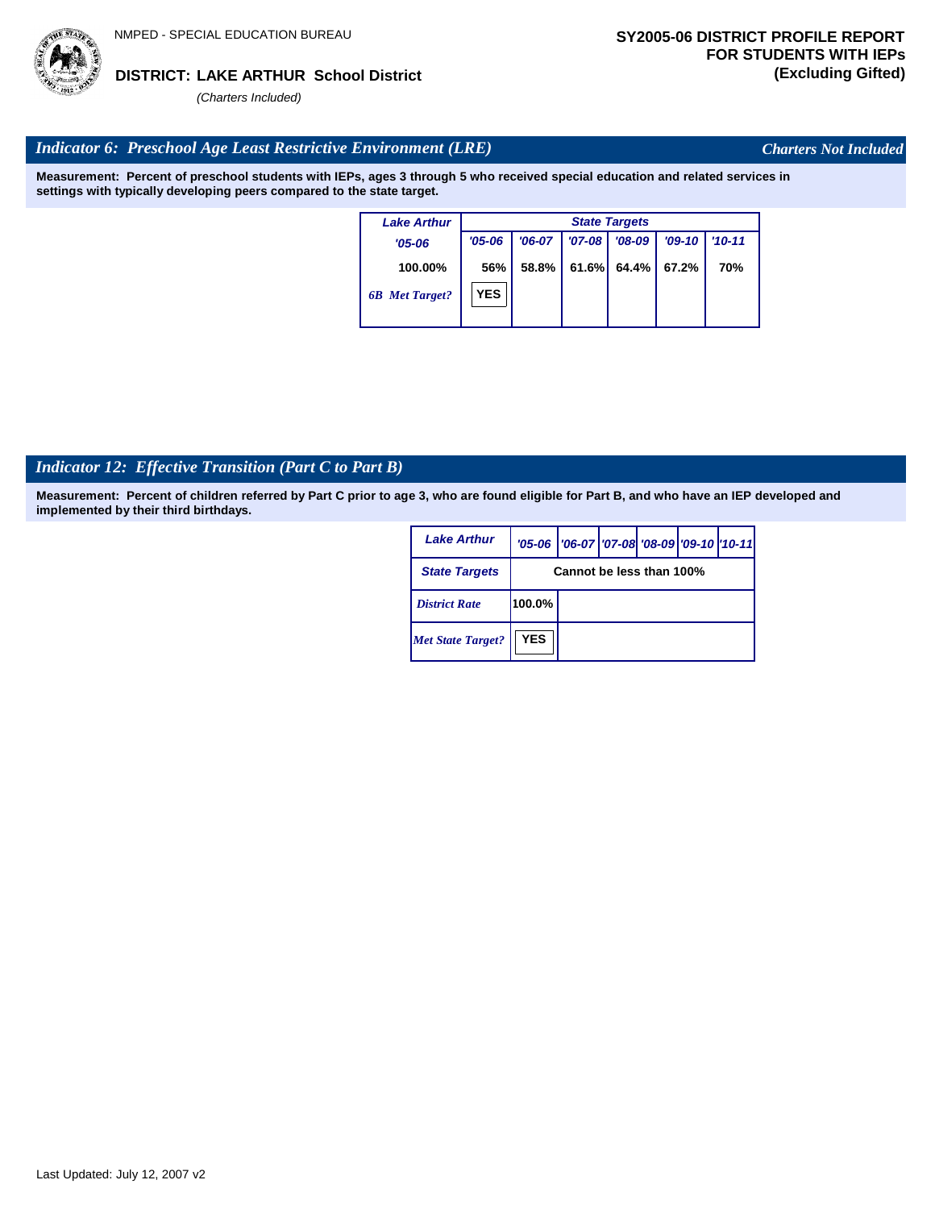**DISTRICT: LAKE ARTHUR School District**

*(Charters Included)*

**SY2005-06 DISTRICT PROFILE REPORT FOR STUDENTS WITH IEPs (Excluding Gifted)**

## *Indicator 6: Preschool Age Least Restrictive Environment (LRE)*

*Charters Not Included*

**Measurement: Percent of preschool students with IEPs, ages 3 through 5 who received special education and related services in settings with typically developing peers compared to the state target.**

| Lake Arthur | State Targets | | | | | |
|---|---|---|---|---|---|---|
| '05-06 | '05-06 | '06-07 | '07-08 | '08-09 | '09-10 | '10-11 |
| 100.00% | 56% | 58.8% | 61.6% | 64.4% | 67.2% | 70% |
| *6B Met Target?* | YES | | | | | |

## *Indicator 12: Effective Transition (Part C to Part B)*

**Measurement: Percent of children referred by Part C prior to age 3, who are found eligible for Part B, and who have an IEP developed and implemented by their third birthdays.**

| Lake Arthur | '05-06 | '06-07 | '07-08 | '08-09 | '09-10 | '10-11 |
|---|---|---|---|---|---|---|
| State Targets | Cannot be less than 100% | | | | | |
| *District Rate* | 100.0% | | | | | |
| *Met State Target?* | YES | | | | | |

Last Updated: July 12, 2007 v2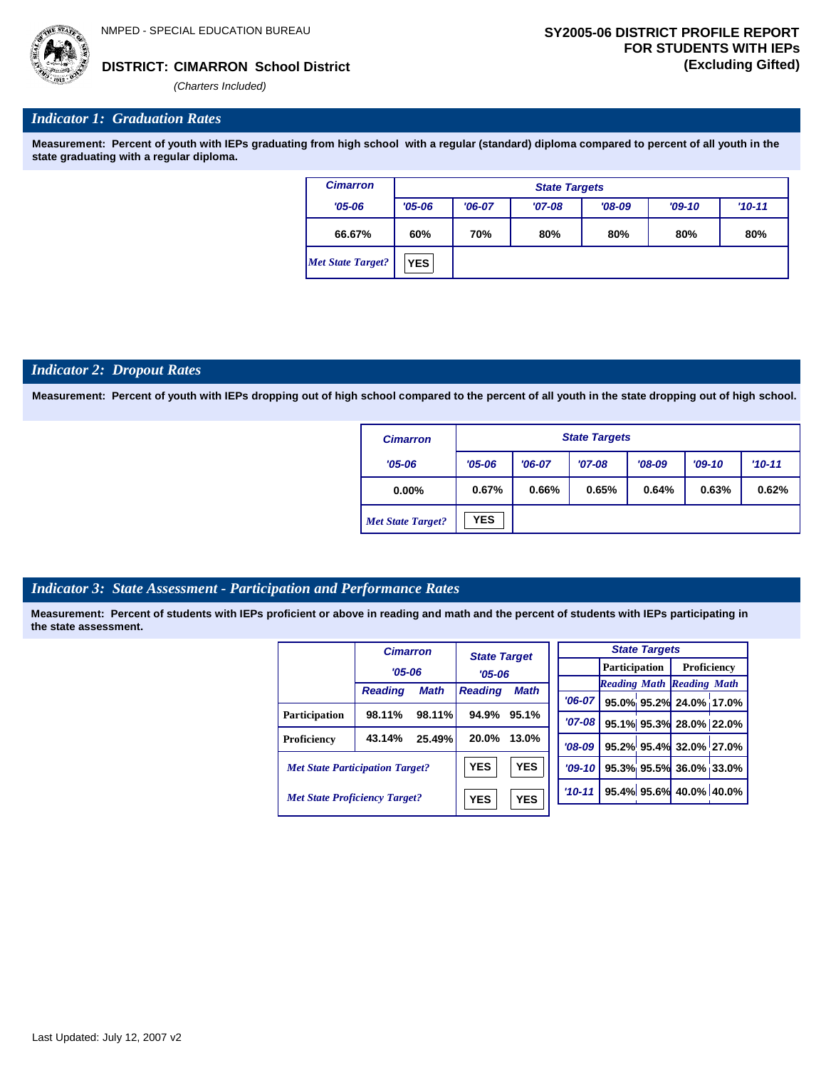NMPED - SPECIAL EDUCATION BUREAU

**DISTRICT: CIMARRON School District**

*(Charters Included)*

**SY2005-06 DISTRICT PROFILE REPORT FOR STUDENTS WITH IEPs (Excluding Gifted)**

## *Indicator 1: Graduation Rates*

**Measurement: Percent of youth with IEPs graduating from high school with a regular (standard) diploma compared to percent of all youth in the state graduating with a regular diploma.**

| Cimarron | State Targets | | | | | |
|---|---|---|---|---|---|---|
| '05-06 | '05-06 | '06-07 | '07-08 | '08-09 | '09-10 | '10-11 |
| 66.67% | 60% | 70% | 80% | 80% | 80% | 80% |
| *Met State Target?* | YES | | | | | |

## *Indicator 2: Dropout Rates*

**Measurement: Percent of youth with IEPs dropping out of high school compared to the percent of all youth in the state dropping out of high school.**

| Cimarron | State Targets | | | | | |
|---|---|---|---|---|---|---|
| '05-06 | '05-06 | '06-07 | '07-08 | '08-09 | '09-10 | '10-11 |
| 0.00% | 0.67% | 0.66% | 0.65% | 0.64% | 0.63% | 0.62% |
| *Met State Target?* | YES | | | | | |

## *Indicator 3: State Assessment - Participation and Performance Rates*

**Measurement: Percent of students with IEPs proficient or above in reading and math and the percent of students with IEPs participating in the state assessment.**

| | Cimarron '05-06 | | State Target '05-06 | |
|---|---|---|---|---|
| | Reading | Math | Reading | Math |
| Participation | 98.11% | 98.11% | 94.9% | 95.1% |
| Proficiency | 43.14% | 25.49% | 20.0% | 13.0% |
| *Met State Participation Target?* | | | YES | YES |
| *Met State Proficiency Target?* | | | YES | YES |

| State Targets | Participation | | Proficiency | |
|---|---|---|---|---|
| | Reading | Math | Reading | Math |
| '06-07 | 95.0% | 95.2% | 24.0% | 17.0% |
| '07-08 | 95.1% | 95.3% | 28.0% | 22.0% |
| '08-09 | 95.2% | 95.4% | 32.0% | 27.0% |
| '09-10 | 95.3% | 95.5% | 36.0% | 33.0% |
| '10-11 | 95.4% | 95.6% | 40.0% | 40.0% |

Last Updated: July 12, 2007 v2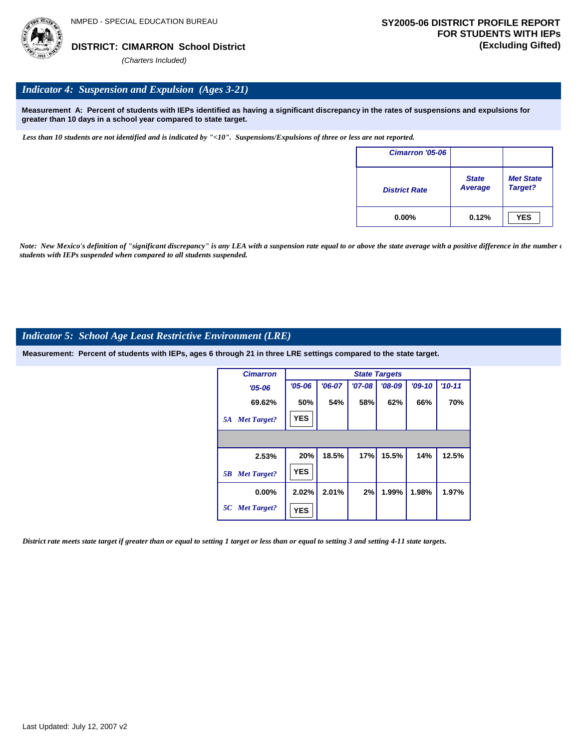NMPED - SPECIAL EDUCATION BUREAU

**DISTRICT: CIMARRON School District**

*(Charters Included)*

**SY2005-06 DISTRICT PROFILE REPORT FOR STUDENTS WITH IEPs (Excluding Gifted)**

## *Indicator 4: Suspension and Expulsion (Ages 3-21)*

**Measurement A: Percent of students with IEPs identified as having a significant discrepancy in the rates of suspensions and expulsions for greater than 10 days in a school year compared to state target.**

*Less than 10 students are not identified and is indicated by "<10". Suspensions/Expulsions of three or less are not reported.*

| Cimarron '05-06 | | |
|---|---|---|
| District Rate | State Average | Met State Target? |
| 0.00% | 0.12% | YES |

*Note: New Mexico's definition of "significant discrepancy" is any LEA with a suspension rate equal to or above the state average with a positive difference in the number of students with IEPs suspended when compared to all students suspended.*

## *Indicator 5: School Age Least Restrictive Environment (LRE)*

**Measurement: Percent of students with IEPs, ages 6 through 21 in three LRE settings compared to the state target.**

| Cimarron | State Targets | | | | | |
|---|---|---|---|---|---|---|
| '05-06 | '05-06 | '06-07 | '07-08 | '08-09 | '09-10 | '10-11 |
| 69.62% | 50% | 54% | 58% | 62% | 66% | 70% |
| 5A Met Target? | YES | | | | | |
| 2.53% | 20% | 18.5% | 17% | 15.5% | 14% | 12.5% |
| 5B Met Target? | YES | | | | | |
| 0.00% | 2.02% | 2.01% | 2% | 1.99% | 1.98% | 1.97% |
| 5C Met Target? | YES | | | | | |

*District rate meets state target if greater than or equal to setting 1 target or less than or equal to setting 3 and setting 4-11 state targets.*

Last Updated: July 12, 2007 v2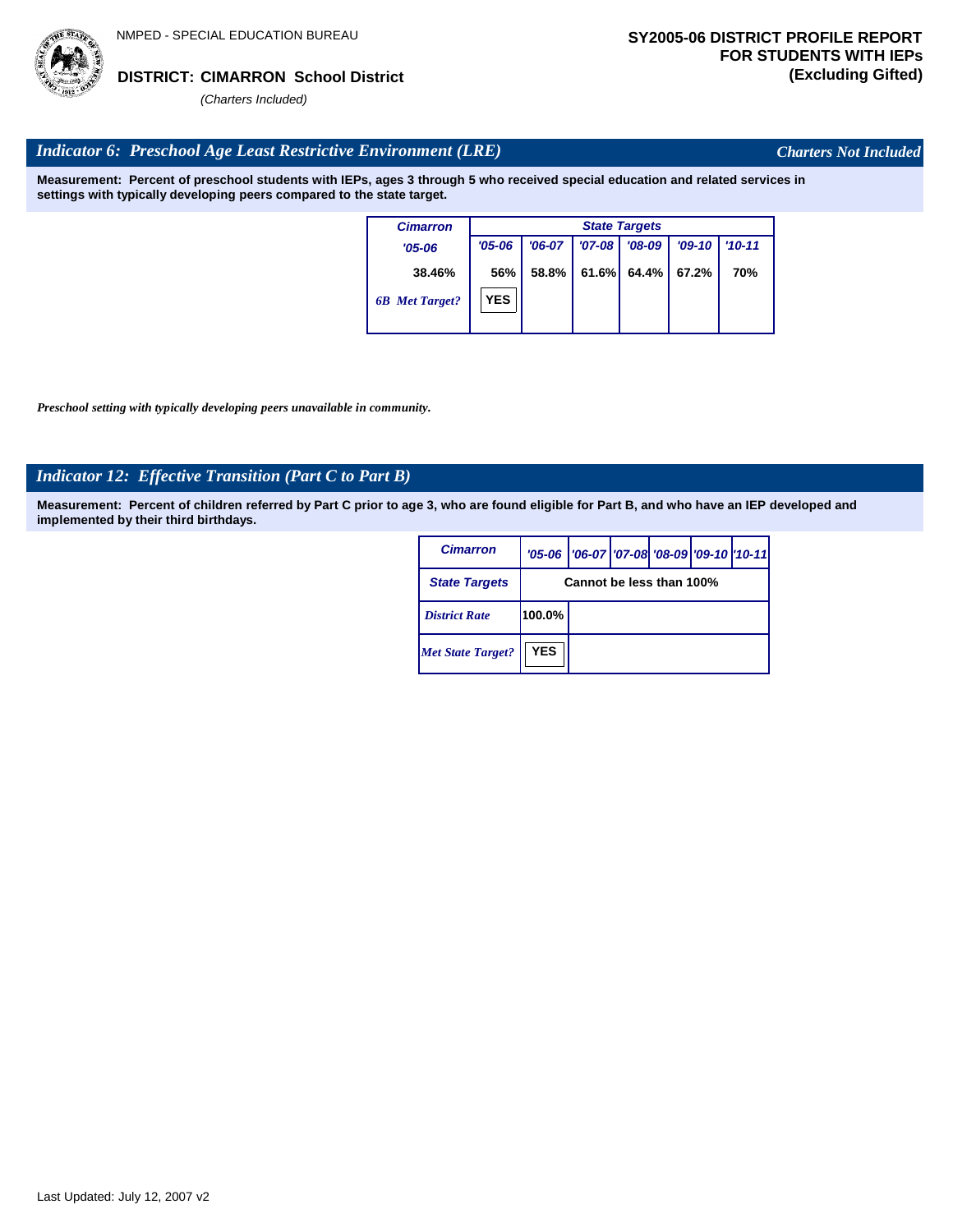NMPED - SPECIAL EDUCATION BUREAU

**DISTRICT: CIMARRON School District**

*(Charters Included)*

**SY2005-06 DISTRICT PROFILE REPORT FOR STUDENTS WITH IEPs (Excluding Gifted)**

## *Indicator 6: Preschool Age Least Restrictive Environment (LRE)*

*Charters Not Included*

**Measurement: Percent of preschool students with IEPs, ages 3 through 5 who received special education and related services in settings with typically developing peers compared to the state target.**

| Cimarron | State Targets | | | | | |
|---|---|---|---|---|---|---|
| '05-06 | '05-06 | '06-07 | '07-08 | '08-09 | '09-10 | '10-11 |
| 38.46% | 56% | 58.8% | 61.6% | 64.4% | 67.2% | 70% |
| 6B Met Target? | YES | | | | | |

*Preschool setting with typically developing peers unavailable in community.*

## *Indicator 12: Effective Transition (Part C to Part B)*

**Measurement: Percent of children referred by Part C prior to age 3, who are found eligible for Part B, and who have an IEP developed and implemented by their third birthdays.**

| Cimarron | '05-06 | '06-07 | '07-08 | '08-09 | '09-10 | '10-11 |
|---|---|---|---|---|---|---|
| State Targets | Cannot be less than 100% | | | | | |
| District Rate | 100.0% | | | | | |
| Met State Target? | YES | | | | | |

Last Updated: July 12, 2007 v2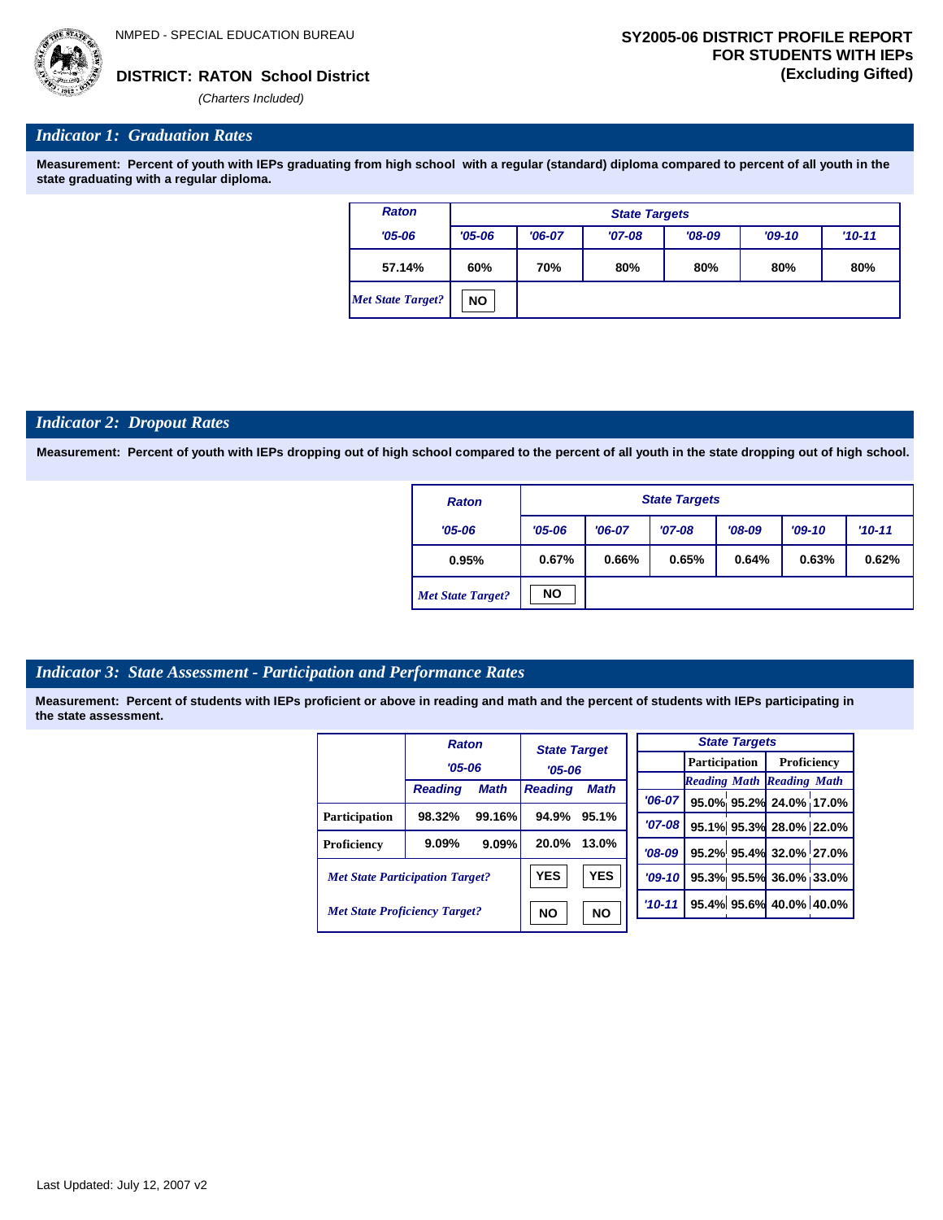NMPED - SPECIAL EDUCATION BUREAU

**DISTRICT: RATON School District**

*(Charters Included)*

**SY2005-06 DISTRICT PROFILE REPORT FOR STUDENTS WITH IEPs (Excluding Gifted)**

## *Indicator 1: Graduation Rates*

**Measurement: Percent of youth with IEPs graduating from high school with a regular (standard) diploma compared to percent of all youth in the state graduating with a regular diploma.**

| Raton | State Targets | | | | | |
|---|---|---|---|---|---|---|
| '05-06 | '05-06 | '06-07 | '07-08 | '08-09 | '09-10 | '10-11 |
| 57.14% | 60% | 70% | 80% | 80% | 80% | 80% |
| *Met State Target?* | NO | | | | | |

## *Indicator 2: Dropout Rates*

**Measurement: Percent of youth with IEPs dropping out of high school compared to the percent of all youth in the state dropping out of high school.**

| Raton | State Targets | | | | | |
|---|---|---|---|---|---|---|
| '05-06 | '05-06 | '06-07 | '07-08 | '08-09 | '09-10 | '10-11 |
| 0.95% | 0.67% | 0.66% | 0.65% | 0.64% | 0.63% | 0.62% |
| *Met State Target?* | NO | | | | | |

## *Indicator 3: State Assessment - Participation and Performance Rates*

**Measurement: Percent of students with IEPs proficient or above in reading and math and the percent of students with IEPs participating in the state assessment.**

| | Raton '05-06 | | State Target '05-06 | |
|---|---|---|---|---|
| | Reading | Math | Reading | Math |
| Participation | 98.32% | 99.16% | 94.9% | 95.1% |
| Proficiency | 9.09% | 9.09% | 20.0% | 13.0% |
| *Met State Participation Target?* | | | YES | YES |
| *Met State Proficiency Target?* | | | NO | NO |

| State Targets | Participation | | Proficiency | |
|---|---|---|---|---|
| | Reading | Math | Reading | Math |
| '06-07 | 95.0% | 95.2% | 24.0% | 17.0% |
| '07-08 | 95.1% | 95.3% | 28.0% | 22.0% |
| '08-09 | 95.2% | 95.4% | 32.0% | 27.0% |
| '09-10 | 95.3% | 95.5% | 36.0% | 33.0% |
| '10-11 | 95.4% | 95.6% | 40.0% | 40.0% |

Last Updated: July 12, 2007 v2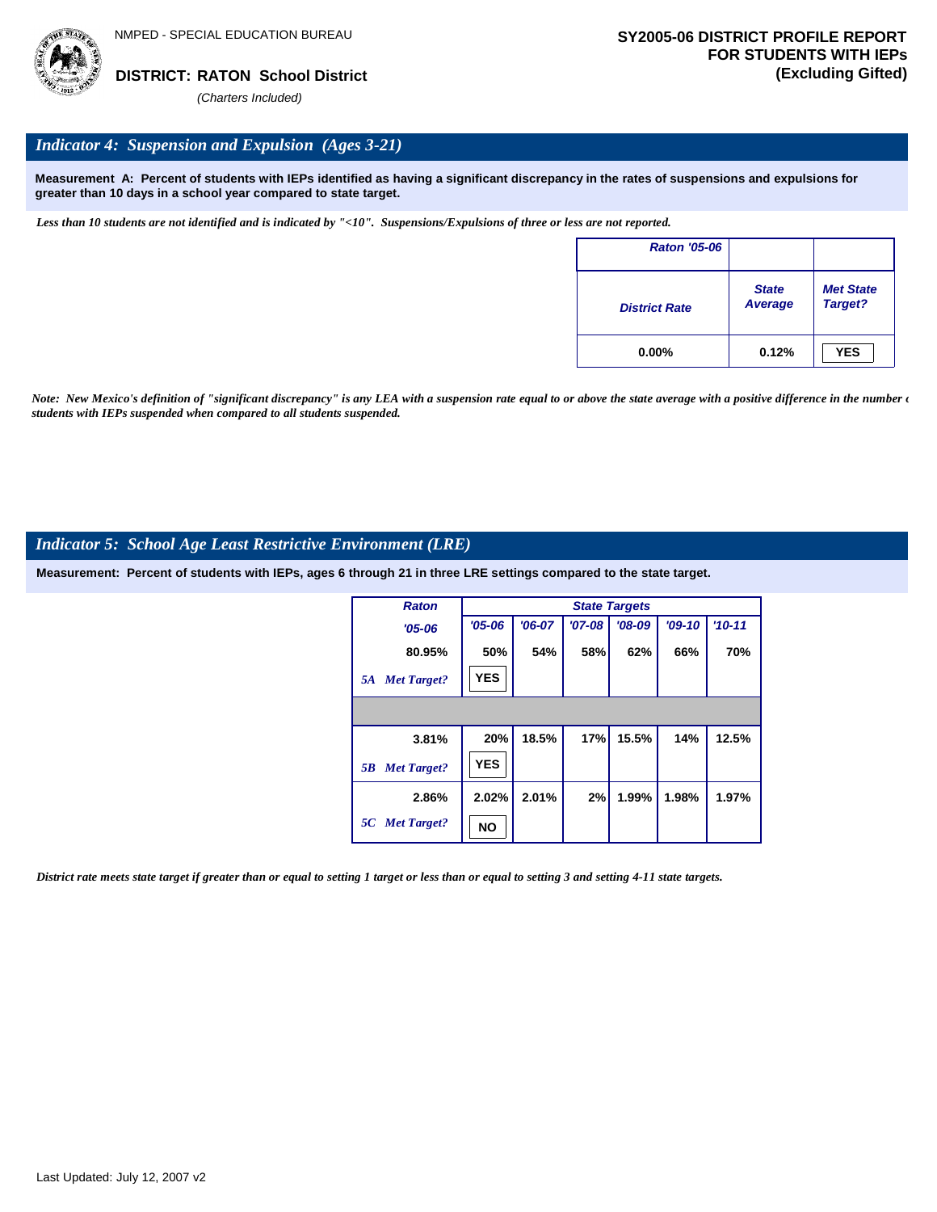NMPED - SPECIAL EDUCATION BUREAU

**DISTRICT: RATON School District**

*(Charters Included)*

**SY2005-06 DISTRICT PROFILE REPORT FOR STUDENTS WITH IEPs (Excluding Gifted)**

## *Indicator 4: Suspension and Expulsion (Ages 3-21)*

**Measurement A: Percent of students with IEPs identified as having a significant discrepancy in the rates of suspensions and expulsions for greater than 10 days in a school year compared to state target.**

*Less than 10 students are not identified and is indicated by "<10". Suspensions/Expulsions of three or less are not reported.*

| Raton '05-06 | | |
|---|---|---|
| District Rate | State Average | Met State Target? |
| 0.00% | 0.12% | YES |

*Note: New Mexico's definition of "significant discrepancy" is any LEA with a suspension rate equal to or above the state average with a positive difference in the number of students with IEPs suspended when compared to all students suspended.*

## *Indicator 5: School Age Least Restrictive Environment (LRE)*

**Measurement: Percent of students with IEPs, ages 6 through 21 in three LRE settings compared to the state target.**

| Raton | State Targets | | | | | |
|---|---|---|---|---|---|---|
| '05-06 | '05-06 | '06-07 | '07-08 | '08-09 | '09-10 | '10-11 |
| 80.95% | 50% | 54% | 58% | 62% | 66% | 70% |
| 5A Met Target? | YES | | | | | |
| 3.81% | 20% | 18.5% | 17% | 15.5% | 14% | 12.5% |
| 5B Met Target? | YES | | | | | |
| 2.86% | 2.02% | 2.01% | 2% | 1.99% | 1.98% | 1.97% |
| 5C Met Target? | NO | | | | | |

*District rate meets state target if greater than or equal to setting 1 target or less than or equal to setting 3 and setting 4-11 state targets.*

Last Updated: July 12, 2007 v2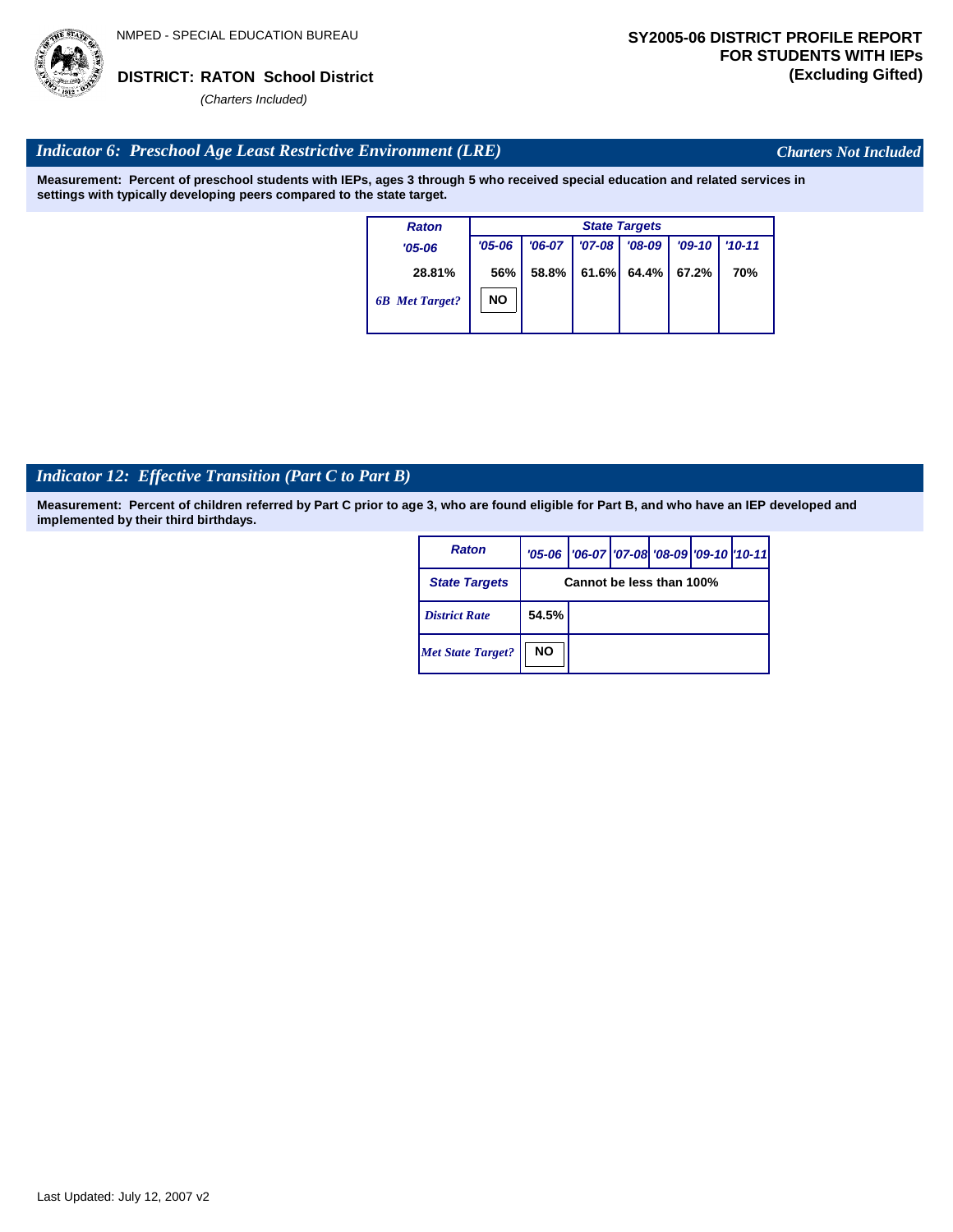NMPED - SPECIAL EDUCATION BUREAU

**DISTRICT: RATON School District**

*(Charters Included)*

**SY2005-06 DISTRICT PROFILE REPORT FOR STUDENTS WITH IEPs (Excluding Gifted)**

## *Indicator 6: Preschool Age Least Restrictive Environment (LRE)*

*Charters Not Included*

**Measurement: Percent of preschool students with IEPs, ages 3 through 5 who received special education and related services in settings with typically developing peers compared to the state target.**

| Raton | State Targets | | | | | |
|---|---|---|---|---|---|---|
| '05-06 | '05-06 | '06-07 | '07-08 | '08-09 | '09-10 | '10-11 |
| 28.81% | 56% | 58.8% | 61.6% | 64.4% | 67.2% | 70% |
| *6B Met Target?* | NO | | | | | |

## *Indicator 12: Effective Transition (Part C to Part B)*

**Measurement: Percent of children referred by Part C prior to age 3, who are found eligible for Part B, and who have an IEP developed and implemented by their third birthdays.**

| Raton | '05-06 | '06-07 | '07-08 | '08-09 | '09-10 | '10-11 |
|---|---|---|---|---|---|---|
| State Targets | Cannot be less than 100% | | | | | |
| *District Rate* | 54.5% | | | | | |
| *Met State Target?* | NO | | | | | |

Last Updated: July 12, 2007 v2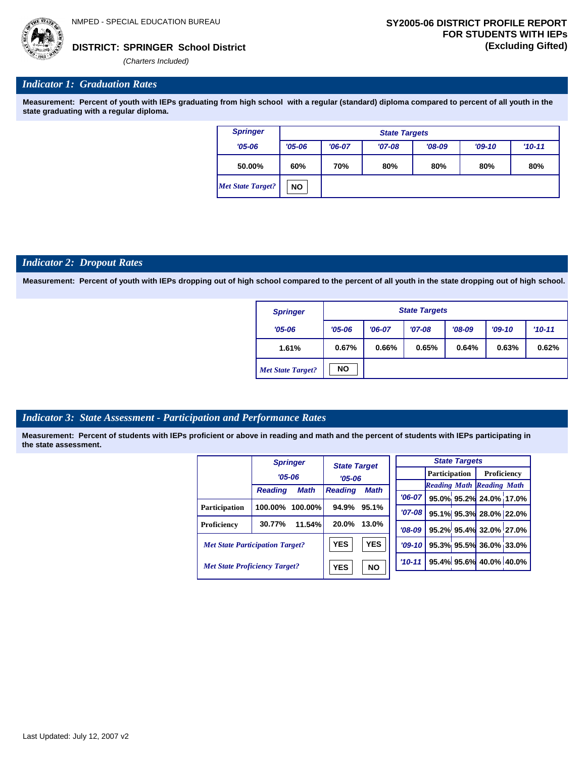NMPED - SPECIAL EDUCATION BUREAU

**DISTRICT: SPRINGER School District**
*(Charters Included)*

**SY2005-06 DISTRICT PROFILE REPORT FOR STUDENTS WITH IEPs (Excluding Gifted)**

## *Indicator 1: Graduation Rates*

**Measurement: Percent of youth with IEPs graduating from high school with a regular (standard) diploma compared to percent of all youth in the state graduating with a regular diploma.**

| Springer | State Targets | | | | | |
|---|---|---|---|---|---|---|
| '05-06 | '05-06 | '06-07 | '07-08 | '08-09 | '09-10 | '10-11 |
| 50.00% | 60% | 70% | 80% | 80% | 80% | 80% |
| *Met State Target?* | NO | | | | | |

## *Indicator 2: Dropout Rates*

**Measurement: Percent of youth with IEPs dropping out of high school compared to the percent of all youth in the state dropping out of high school.**

| Springer | State Targets | | | | | |
|---|---|---|---|---|---|---|
| '05-06 | '05-06 | '06-07 | '07-08 | '08-09 | '09-10 | '10-11 |
| 1.61% | 0.67% | 0.66% | 0.65% | 0.64% | 0.63% | 0.62% |
| *Met State Target?* | NO | | | | | |

## *Indicator 3: State Assessment - Participation and Performance Rates*

**Measurement: Percent of students with IEPs proficient or above in reading and math and the percent of students with IEPs participating in the state assessment.**

| | Springer '05-06 | | State Target '05-06 | |
|---|---|---|---|---|
| | Reading | Math | Reading | Math |
| Participation | 100.00% | 100.00% | 94.9% | 95.1% |
| Proficiency | 30.77% | 11.54% | 20.0% | 13.0% |
| *Met State Participation Target?* | | | YES | YES |
| *Met State Proficiency Target?* | | | YES | NO |

| State Targets | Participation | | Proficiency | |
|---|---|---|---|---|
| | Reading | Math | Reading | Math |
| '06-07 | 95.0% | 95.2% | 24.0% | 17.0% |
| '07-08 | 95.1% | 95.3% | 28.0% | 22.0% |
| '08-09 | 95.2% | 95.4% | 32.0% | 27.0% |
| '09-10 | 95.3% | 95.5% | 36.0% | 33.0% |
| '10-11 | 95.4% | 95.6% | 40.0% | 40.0% |

Last Updated: July 12, 2007 v2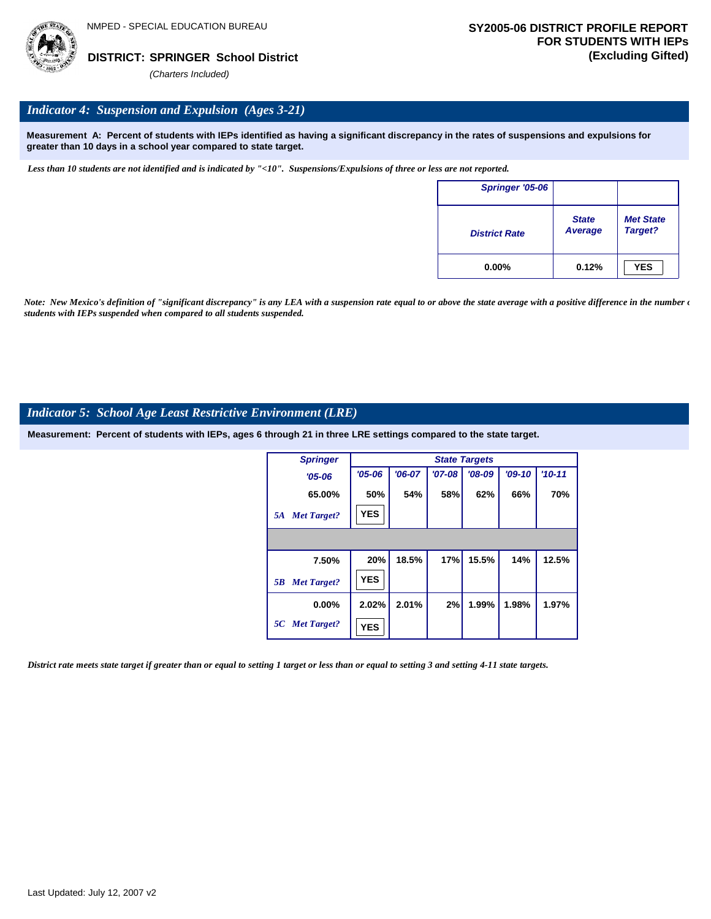NMPED - SPECIAL EDUCATION BUREAU

**DISTRICT: SPRINGER School District**

*(Charters Included)*

**SY2005-06 DISTRICT PROFILE REPORT FOR STUDENTS WITH IEPs (Excluding Gifted)**

## *Indicator 4: Suspension and Expulsion (Ages 3-21)*

**Measurement A: Percent of students with IEPs identified as having a significant discrepancy in the rates of suspensions and expulsions for greater than 10 days in a school year compared to state target.**

*Less than 10 students are not identified and is indicated by "<10". Suspensions/Expulsions of three or less are not reported.*

| Springer '05-06 | | |
|---|---|---|
| District Rate | State Average | Met State Target? |
| 0.00% | 0.12% | YES |

*Note: New Mexico's definition of "significant discrepancy" is any LEA with a suspension rate equal to or above the state average with a positive difference in the number of students with IEPs suspended when compared to all students suspended.*

## *Indicator 5: School Age Least Restrictive Environment (LRE)*

**Measurement: Percent of students with IEPs, ages 6 through 21 in three LRE settings compared to the state target.**

| Springer | State Targets | | | | | |
|---|---|---|---|---|---|---|
| '05-06 | '05-06 | '06-07 | '07-08 | '08-09 | '09-10 | '10-11 |
| 65.00% | 50% | 54% | 58% | 62% | 66% | 70% |
| 5A Met Target? | YES | | | | | |
| 7.50% | 20% | 18.5% | 17% | 15.5% | 14% | 12.5% |
| 5B Met Target? | YES | | | | | |
| 0.00% | 2.02% | 2.01% | 2% | 1.99% | 1.98% | 1.97% |
| 5C Met Target? | YES | | | | | |

*District rate meets state target if greater than or equal to setting 1 target or less than or equal to setting 3 and setting 4-11 state targets.*

Last Updated: July 12, 2007 v2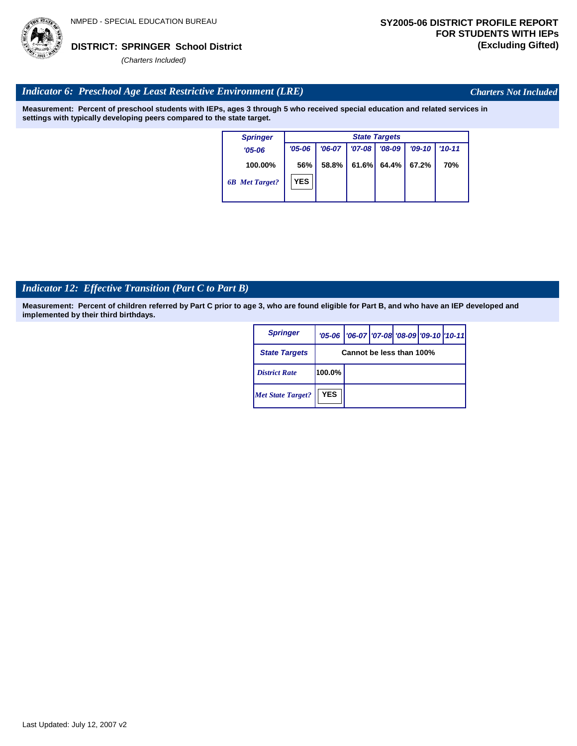NMPED - SPECIAL EDUCATION BUREAU

**DISTRICT: SPRINGER School District**

*(Charters Included)*

**SY2005-06 DISTRICT PROFILE REPORT FOR STUDENTS WITH IEPs (Excluding Gifted)**

## *Indicator 6: Preschool Age Least Restrictive Environment (LRE)*

*Charters Not Included*

**Measurement: Percent of preschool students with IEPs, ages 3 through 5 who received special education and related services in settings with typically developing peers compared to the state target.**

| Springer | State Targets | | | | | |
|---|---|---|---|---|---|---|
| '05-06 | '05-06 | '06-07 | '07-08 | '08-09 | '09-10 | '10-11 |
| 100.00% | 56% | 58.8% | 61.6% | 64.4% | 67.2% | 70% |
| *6B Met Target?* | YES | | | | | |

## *Indicator 12: Effective Transition (Part C to Part B)*

**Measurement: Percent of children referred by Part C prior to age 3, who are found eligible for Part B, and who have an IEP developed and implemented by their third birthdays.**

| Springer | '05-06 | '06-07 | '07-08 | '08-09 | '09-10 | '10-11 |
|---|---|---|---|---|---|---|
| State Targets | Cannot be less than 100% | | | | | |
| *District Rate* | 100.0% | | | | | |
| *Met State Target?* | YES | | | | | |

Last Updated: July 12, 2007 v2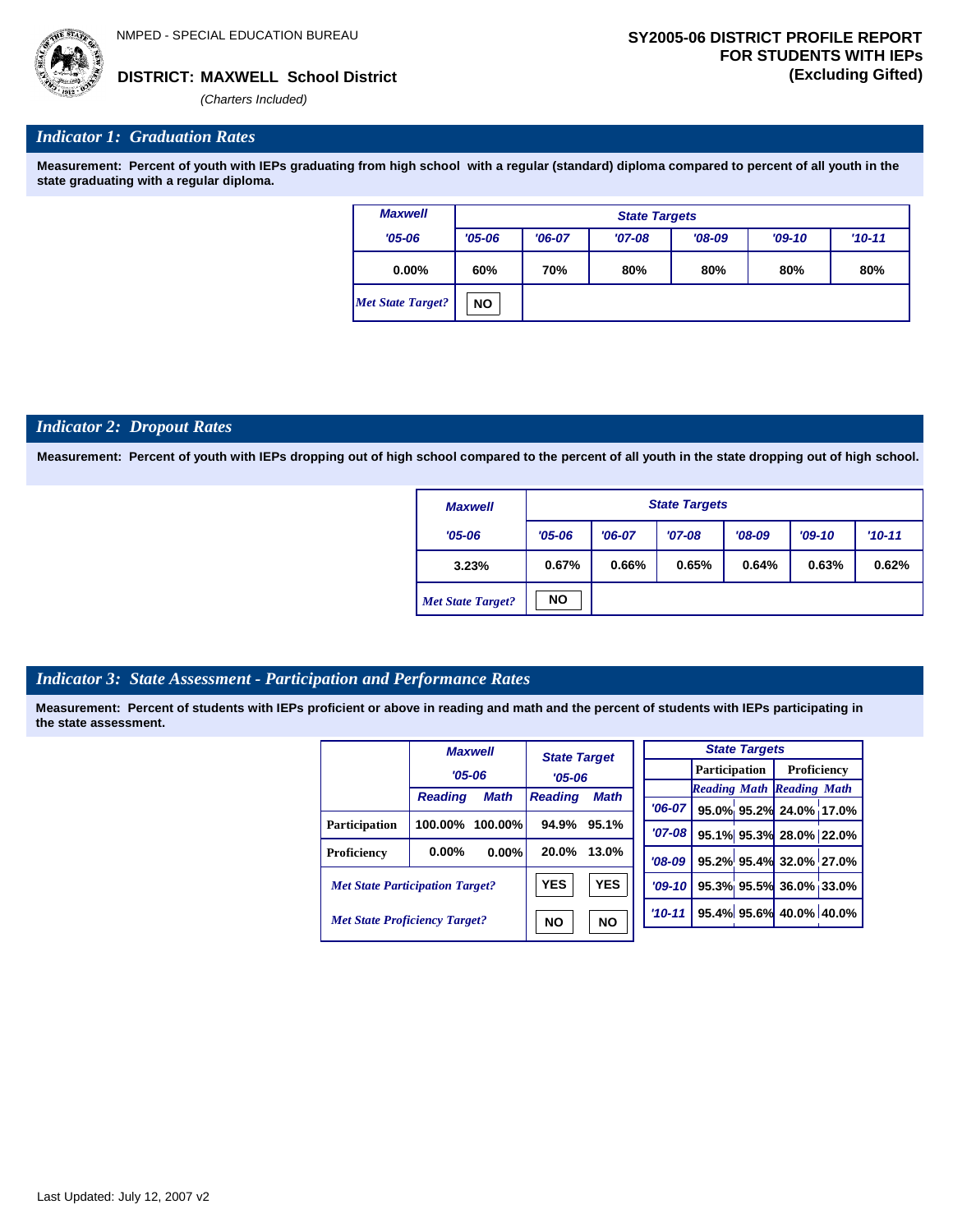NMPED - SPECIAL EDUCATION BUREAU

**DISTRICT: MAXWELL School District**

*(Charters Included)*

**SY2005-06 DISTRICT PROFILE REPORT FOR STUDENTS WITH IEPs (Excluding Gifted)**

## *Indicator 1: Graduation Rates*

**Measurement: Percent of youth with IEPs graduating from high school with a regular (standard) diploma compared to percent of all youth in the state graduating with a regular diploma.**

| Maxwell | State Targets | | | | | |
|---|---|---|---|---|---|---|
| '05-06 | '05-06 | '06-07 | '07-08 | '08-09 | '09-10 | '10-11 |
| 0.00% | 60% | 70% | 80% | 80% | 80% | 80% |
| *Met State Target?* | NO | | | | | |

## *Indicator 2: Dropout Rates*

**Measurement: Percent of youth with IEPs dropping out of high school compared to the percent of all youth in the state dropping out of high school.**

| Maxwell | State Targets | | | | | |
|---|---|---|---|---|---|---|
| '05-06 | '05-06 | '06-07 | '07-08 | '08-09 | '09-10 | '10-11 |
| 3.23% | 0.67% | 0.66% | 0.65% | 0.64% | 0.63% | 0.62% |
| *Met State Target?* | NO | | | | | |

## *Indicator 3: State Assessment - Participation and Performance Rates*

**Measurement: Percent of students with IEPs proficient or above in reading and math and the percent of students with IEPs participating in the state assessment.**

| | Maxwell '05-06 | | State Target '05-06 | |
|---|---|---|---|---|
| | Reading | Math | Reading | Math |
| Participation | 100.00% | 100.00% | 94.9% | 95.1% |
| Proficiency | 0.00% | 0.00% | 20.0% | 13.0% |
| *Met State Participation Target?* | | | YES | YES |
| *Met State Proficiency Target?* | | | NO | NO |

| State Targets | Participation | | Proficiency | |
|---|---|---|---|---|
| | Reading | Math | Reading | Math |
| '06-07 | 95.0% | 95.2% | 24.0% | 17.0% |
| '07-08 | 95.1% | 95.3% | 28.0% | 22.0% |
| '08-09 | 95.2% | 95.4% | 32.0% | 27.0% |
| '09-10 | 95.3% | 95.5% | 36.0% | 33.0% |
| '10-11 | 95.4% | 95.6% | 40.0% | 40.0% |

Last Updated: July 12, 2007 v2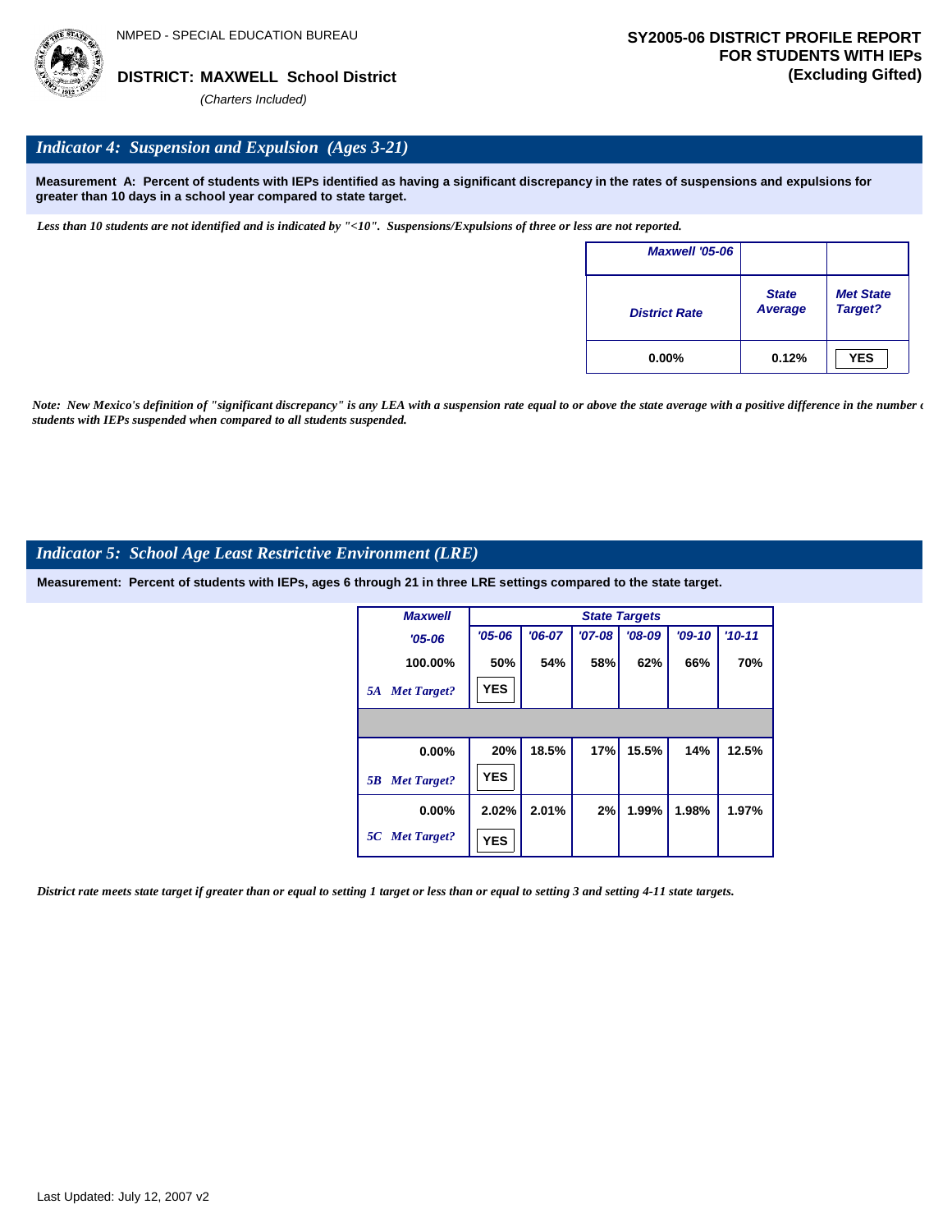NMPED - SPECIAL EDUCATION BUREAU

**DISTRICT: MAXWELL School District**

*(Charters Included)*

**SY2005-06 DISTRICT PROFILE REPORT FOR STUDENTS WITH IEPs (Excluding Gifted)**

## *Indicator 4: Suspension and Expulsion (Ages 3-21)*

**Measurement A: Percent of students with IEPs identified as having a significant discrepancy in the rates of suspensions and expulsions for greater than 10 days in a school year compared to state target.**

*Less than 10 students are not identified and is indicated by "<10". Suspensions/Expulsions of three or less are not reported.*

| Maxwell '05-06 | | |
|---|---|---|
| District Rate | State Average | Met State Target? |
| 0.00% | 0.12% | YES |

*Note: New Mexico's definition of "significant discrepancy" is any LEA with a suspension rate equal to or above the state average with a positive difference in the number of students with IEPs suspended when compared to all students suspended.*

## *Indicator 5: School Age Least Restrictive Environment (LRE)*

**Measurement: Percent of students with IEPs, ages 6 through 21 in three LRE settings compared to the state target.**

| Maxwell | State Targets | | | | | |
|---|---|---|---|---|---|---|
| '05-06 | '05-06 | '06-07 | '07-08 | '08-09 | '09-10 | '10-11 |
| 100.00% | 50% | 54% | 58% | 62% | 66% | 70% |
| 5A Met Target? | YES | | | | | |
| 0.00% | 20% | 18.5% | 17% | 15.5% | 14% | 12.5% |
| 5B Met Target? | YES | | | | | |
| 0.00% | 2.02% | 2.01% | 2% | 1.99% | 1.98% | 1.97% |
| 5C Met Target? | YES | | | | | |

*District rate meets state target if greater than or equal to setting 1 target or less than or equal to setting 3 and setting 4-11 state targets.*

Last Updated: July 12, 2007 v2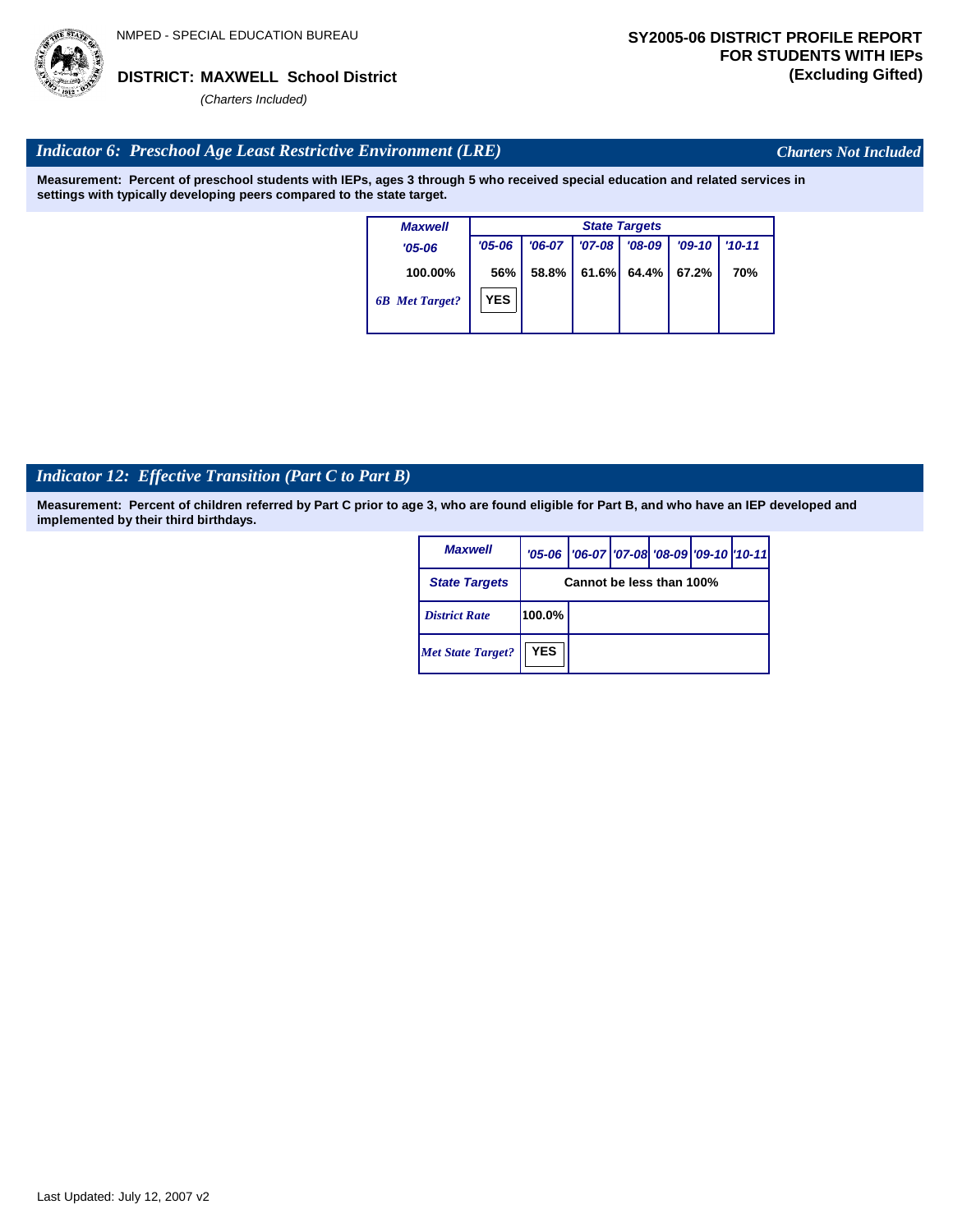NMPED - SPECIAL EDUCATION BUREAU

**DISTRICT: MAXWELL School District**

*(Charters Included)*

**SY2005-06 DISTRICT PROFILE REPORT FOR STUDENTS WITH IEPs (Excluding Gifted)**

## *Indicator 6: Preschool Age Least Restrictive Environment (LRE)*

*Charters Not Included*

**Measurement: Percent of preschool students with IEPs, ages 3 through 5 who received special education and related services in settings with typically developing peers compared to the state target.**

| Maxwell | State Targets | | | | | |
|---|---|---|---|---|---|---|
| '05-06 | '05-06 | '06-07 | '07-08 | '08-09 | '09-10 | '10-11 |
| 100.00% | 56% | 58.8% | 61.6% | 64.4% | 67.2% | 70% |
| *6B Met Target?* | YES | | | | | |

## *Indicator 12: Effective Transition (Part C to Part B)*

**Measurement: Percent of children referred by Part C prior to age 3, who are found eligible for Part B, and who have an IEP developed and implemented by their third birthdays.**

| Maxwell | '05-06 | '06-07 | '07-08 | '08-09 | '09-10 | '10-11 |
|---|---|---|---|---|---|---|
| State Targets | Cannot be less than 100% | | | | | |
| *District Rate* | 100.0% | | | | | |
| *Met State Target?* | YES | | | | | |

Last Updated: July 12, 2007 v2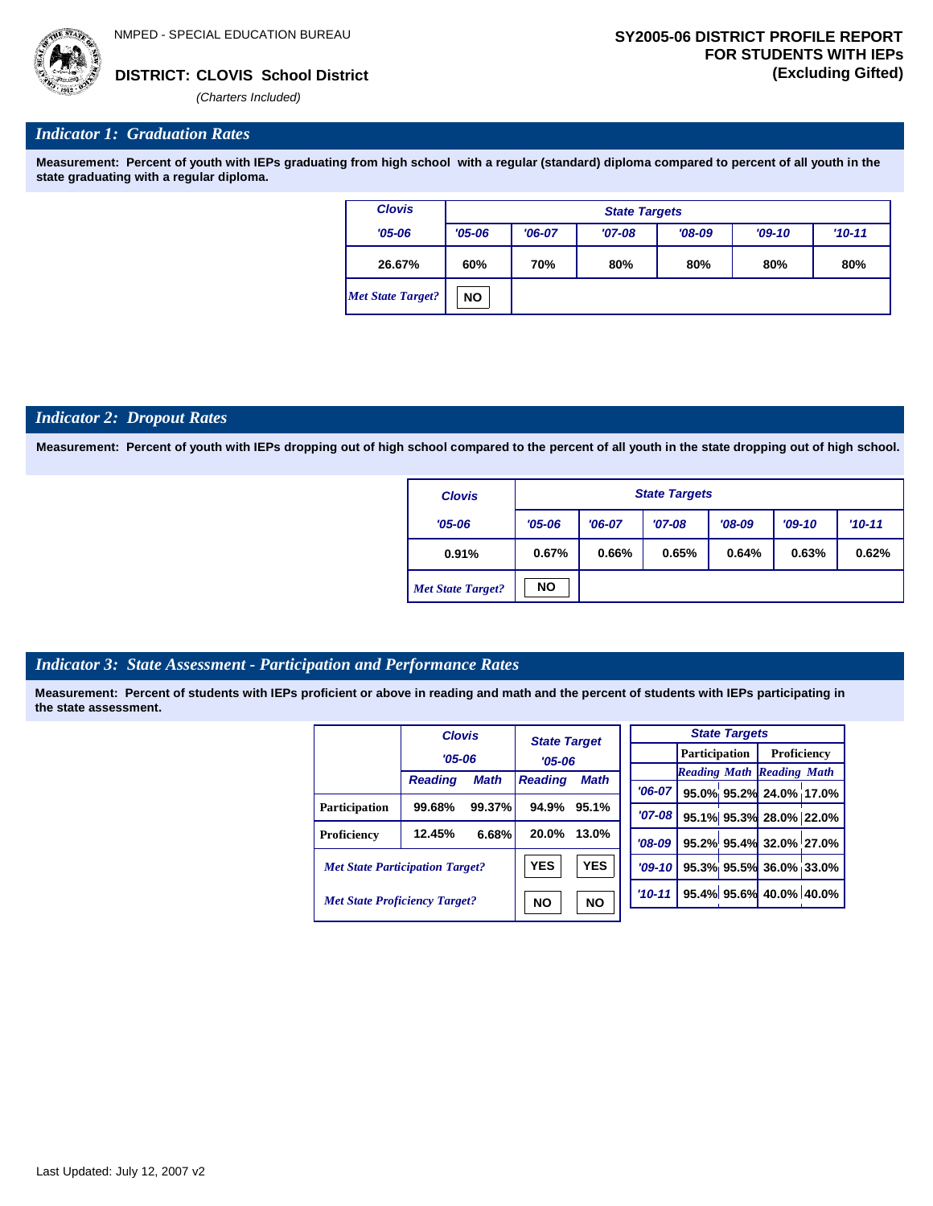NMPED - SPECIAL EDUCATION BUREAU

**DISTRICT: CLOVIS School District**

*(Charters Included)*

**SY2005-06 DISTRICT PROFILE REPORT FOR STUDENTS WITH IEPs (Excluding Gifted)**

## *Indicator 1: Graduation Rates*

**Measurement: Percent of youth with IEPs graduating from high school with a regular (standard) diploma compared to percent of all youth in the state graduating with a regular diploma.**

| Clovis | State Targets | | | | | |
|---|---|---|---|---|---|---|
| '05-06 | '05-06 | '06-07 | '07-08 | '08-09 | '09-10 | '10-11 |
| 26.67% | 60% | 70% | 80% | 80% | 80% | 80% |
| *Met State Target?* | NO | | | | | |

## *Indicator 2: Dropout Rates*

**Measurement: Percent of youth with IEPs dropping out of high school compared to the percent of all youth in the state dropping out of high school.**

| Clovis | State Targets | | | | | |
|---|---|---|---|---|---|---|
| '05-06 | '05-06 | '06-07 | '07-08 | '08-09 | '09-10 | '10-11 |
| 0.91% | 0.67% | 0.66% | 0.65% | 0.64% | 0.63% | 0.62% |
| *Met State Target?* | NO | | | | | |

## *Indicator 3: State Assessment - Participation and Performance Rates*

**Measurement: Percent of students with IEPs proficient or above in reading and math and the percent of students with IEPs participating in the state assessment.**

| | Clovis '05-06 | | State Target '05-06 | |
|---|---|---|---|---|
| | Reading | Math | Reading | Math |
| Participation | 99.68% | 99.37% | 94.9% | 95.1% |
| Proficiency | 12.45% | 6.68% | 20.0% | 13.0% |
| *Met State Participation Target?* | | | YES | YES |
| *Met State Proficiency Target?* | | | NO | NO |

| State Targets | Participation | | Proficiency | |
|---|---|---|---|---|
| | Reading | Math | Reading | Math |
| '06-07 | 95.0% | 95.2% | 24.0% | 17.0% |
| '07-08 | 95.1% | 95.3% | 28.0% | 22.0% |
| '08-09 | 95.2% | 95.4% | 32.0% | 27.0% |
| '09-10 | 95.3% | 95.5% | 36.0% | 33.0% |
| '10-11 | 95.4% | 95.6% | 40.0% | 40.0% |

Last Updated: July 12, 2007 v2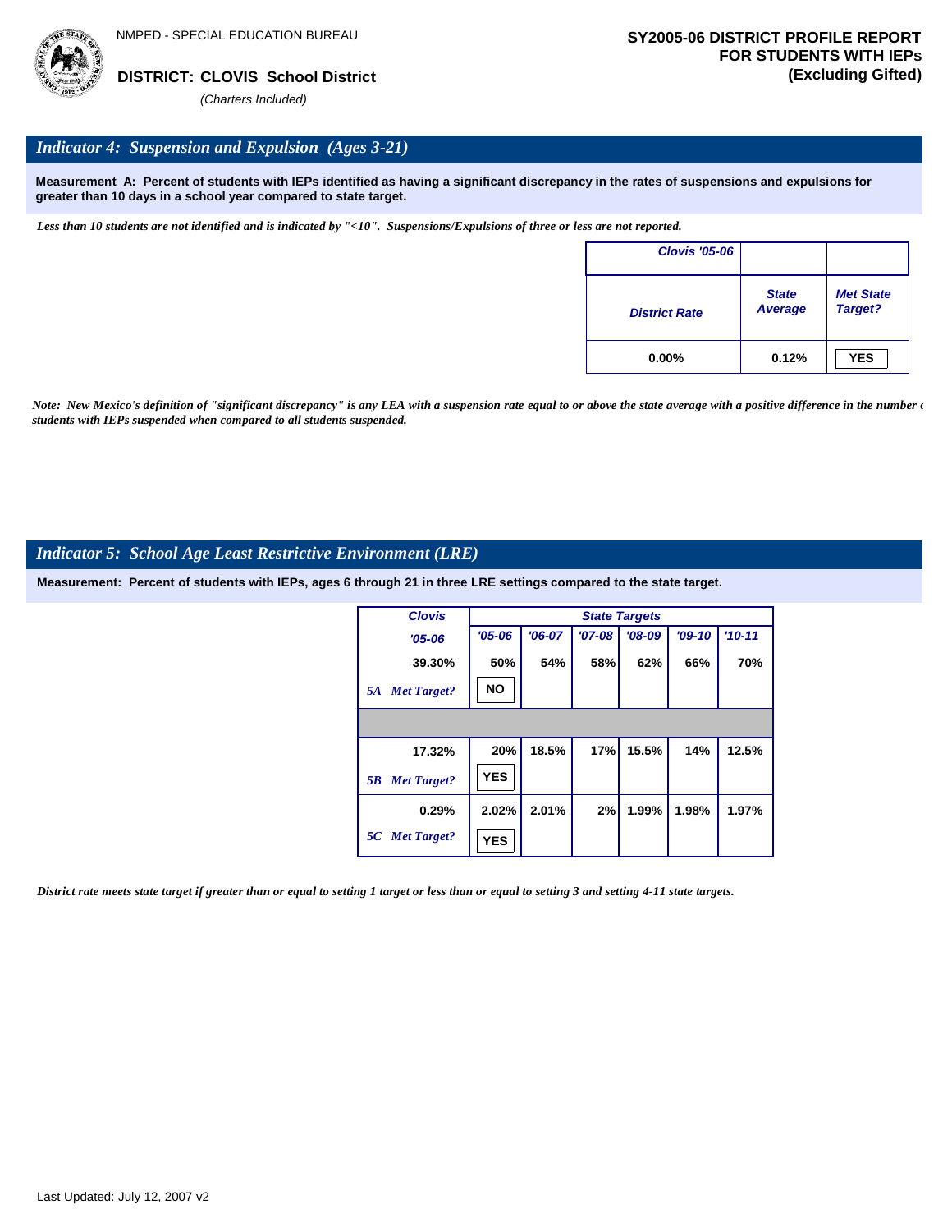NMPED - SPECIAL EDUCATION BUREAU

**DISTRICT: CLOVIS School District**

*(Charters Included)*

**SY2005-06 DISTRICT PROFILE REPORT FOR STUDENTS WITH IEPs (Excluding Gifted)**

## *Indicator 4: Suspension and Expulsion (Ages 3-21)*

**Measurement A: Percent of students with IEPs identified as having a significant discrepancy in the rates of suspensions and expulsions for greater than 10 days in a school year compared to state target.**

*Less than 10 students are not identified and is indicated by "<10". Suspensions/Expulsions of three or less are not reported.*

| Clovis '05-06 | | |
|---|---|---|
| District Rate | State Average | Met State Target? |
| 0.00% | 0.12% | YES |

*Note: New Mexico's definition of "significant discrepancy" is any LEA with a suspension rate equal to or above the state average with a positive difference in the number of students with IEPs suspended when compared to all students suspended.*

## *Indicator 5: School Age Least Restrictive Environment (LRE)*

**Measurement: Percent of students with IEPs, ages 6 through 21 in three LRE settings compared to the state target.**

| Clovis | State Targets | | | | | |
|---|---|---|---|---|---|---|
| '05-06 | '05-06 | '06-07 | '07-08 | '08-09 | '09-10 | '10-11 |
| 39.30% | 50% | 54% | 58% | 62% | 66% | 70% |
| 5A Met Target? | NO | | | | | |
| | | | | | | |
| 17.32% | 20% | 18.5% | 17% | 15.5% | 14% | 12.5% |
| 5B Met Target? | YES | | | | | |
| 0.29% | 2.02% | 2.01% | 2% | 1.99% | 1.98% | 1.97% |
| 5C Met Target? | YES | | | | | |

*District rate meets state target if greater than or equal to setting 1 target or less than or equal to setting 3 and setting 4-11 state targets.*

Last Updated: July 12, 2007 v2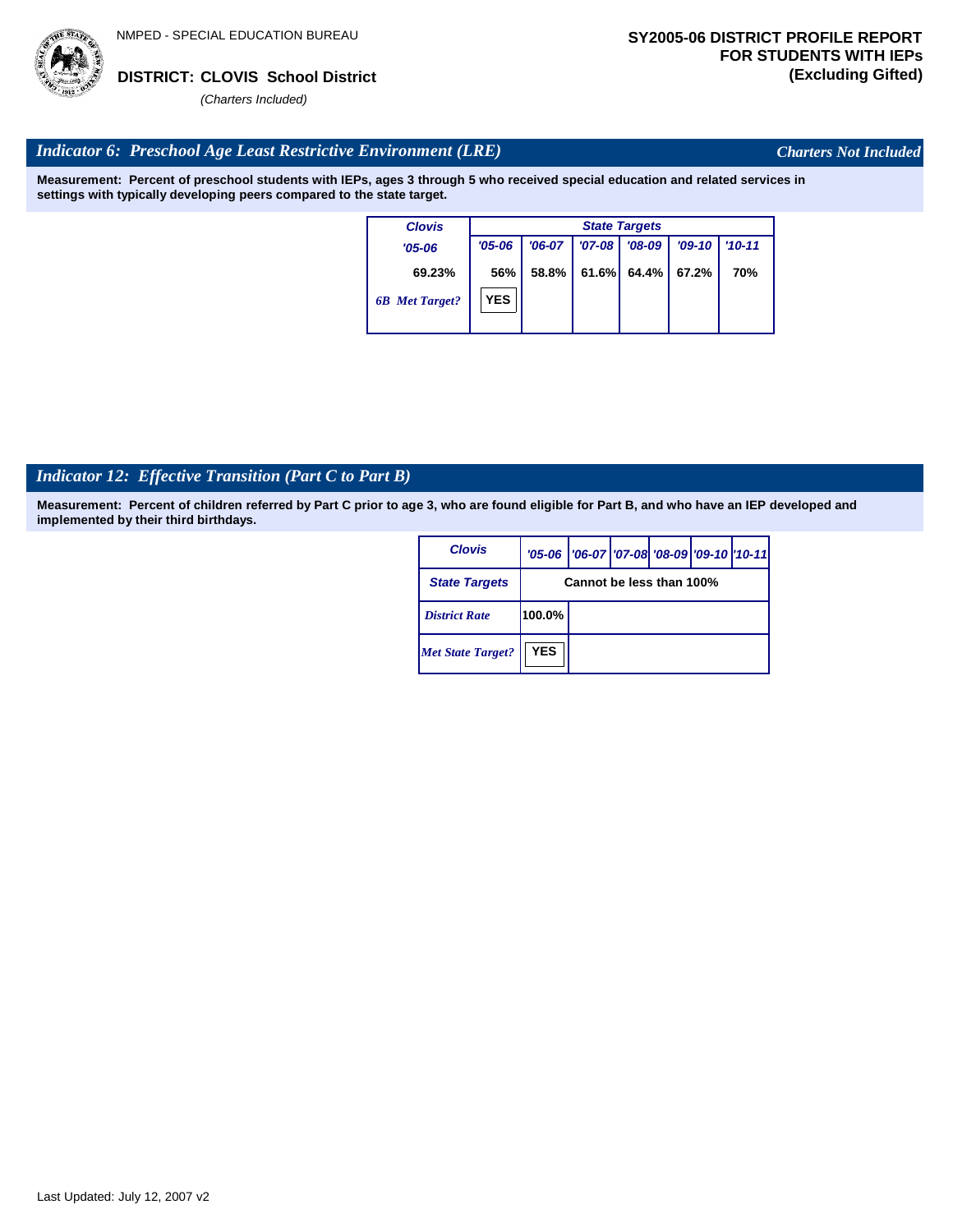NMPED - SPECIAL EDUCATION BUREAU

**DISTRICT: CLOVIS School District**

*(Charters Included)*

**SY2005-06 DISTRICT PROFILE REPORT FOR STUDENTS WITH IEPs (Excluding Gifted)**

## *Indicator 6: Preschool Age Least Restrictive Environment (LRE)*

*Charters Not Included*

**Measurement: Percent of preschool students with IEPs, ages 3 through 5 who received special education and related services in settings with typically developing peers compared to the state target.**

| Clovis | State Targets | | | | | |
|---|---|---|---|---|---|---|
| '05-06 | '05-06 | '06-07 | '07-08 | '08-09 | '09-10 | '10-11 |
| 69.23% | 56% | 58.8% | 61.6% | 64.4% | 67.2% | 70% |
| *6B Met Target?* | YES | | | | | |

## *Indicator 12: Effective Transition (Part C to Part B)*

**Measurement: Percent of children referred by Part C prior to age 3, who are found eligible for Part B, and who have an IEP developed and implemented by their third birthdays.**

| Clovis | '05-06 | '06-07 | '07-08 | '08-09 | '09-10 | '10-11 |
|---|---|---|---|---|---|---|
| State Targets | Cannot be less than 100% | | | | | |
| *District Rate* | 100.0% | | | | | |
| *Met State Target?* | YES | | | | | |

Last Updated: July 12, 2007 v2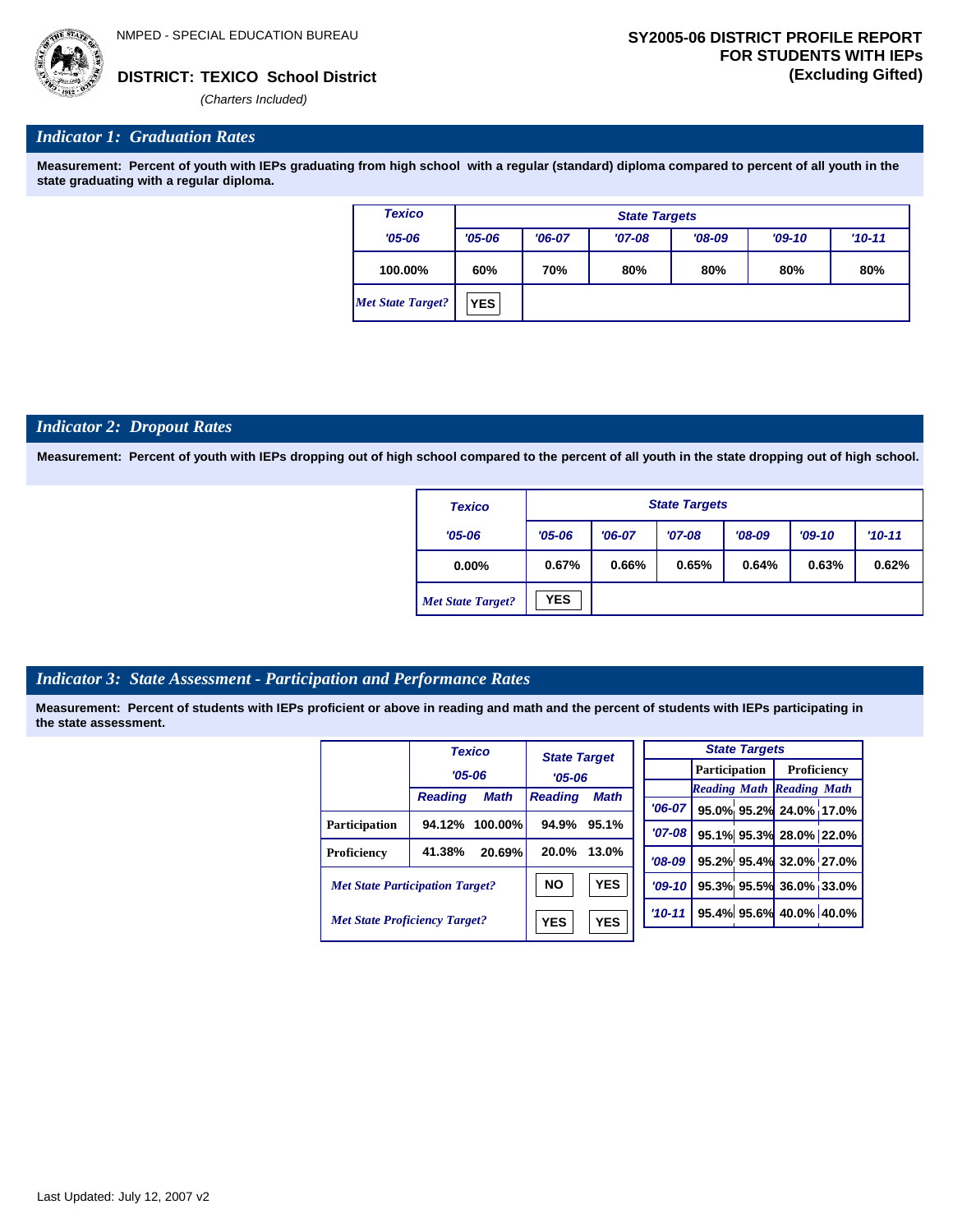NMPED - SPECIAL EDUCATION BUREAU

**DISTRICT: TEXICO School District**

*(Charters Included)*

**SY2005-06 DISTRICT PROFILE REPORT FOR STUDENTS WITH IEPs (Excluding Gifted)**

## *Indicator 1: Graduation Rates*

**Measurement: Percent of youth with IEPs graduating from high school with a regular (standard) diploma compared to percent of all youth in the state graduating with a regular diploma.**

| Texico | State Targets | | | | | |
|---|---|---|---|---|---|---|
| '05-06 | '05-06 | '06-07 | '07-08 | '08-09 | '09-10 | '10-11 |
| 100.00% | 60% | 70% | 80% | 80% | 80% | 80% |
| *Met State Target?* | YES | | | | | |

## *Indicator 2: Dropout Rates*

**Measurement: Percent of youth with IEPs dropping out of high school compared to the percent of all youth in the state dropping out of high school.**

| Texico | State Targets | | | | | |
|---|---|---|---|---|---|---|
| '05-06 | '05-06 | '06-07 | '07-08 | '08-09 | '09-10 | '10-11 |
| 0.00% | 0.67% | 0.66% | 0.65% | 0.64% | 0.63% | 0.62% |
| *Met State Target?* | YES | | | | | |

## *Indicator 3: State Assessment - Participation and Performance Rates*

**Measurement: Percent of students with IEPs proficient or above in reading and math and the percent of students with IEPs participating in the state assessment.**

| | Texico '05-06 Reading | Texico '05-06 Math | State Target '05-06 Reading | State Target '05-06 Math |
|---|---|---|---|---|
| Participation | 94.12% | 100.00% | 94.9% | 95.1% |
| Proficiency | 41.38% | 20.69% | 20.0% | 13.0% |
| *Met State Participation Target?* | | | NO | YES |
| *Met State Proficiency Target?* | | | YES | YES |

| State Targets | Participation Reading | Participation Math | Proficiency Reading | Proficiency Math |
|---|---|---|---|---|
| '06-07 | 95.0% | 95.2% | 24.0% | 17.0% |
| '07-08 | 95.1% | 95.3% | 28.0% | 22.0% |
| '08-09 | 95.2% | 95.4% | 32.0% | 27.0% |
| '09-10 | 95.3% | 95.5% | 36.0% | 33.0% |
| '10-11 | 95.4% | 95.6% | 40.0% | 40.0% |

Last Updated: July 12, 2007 v2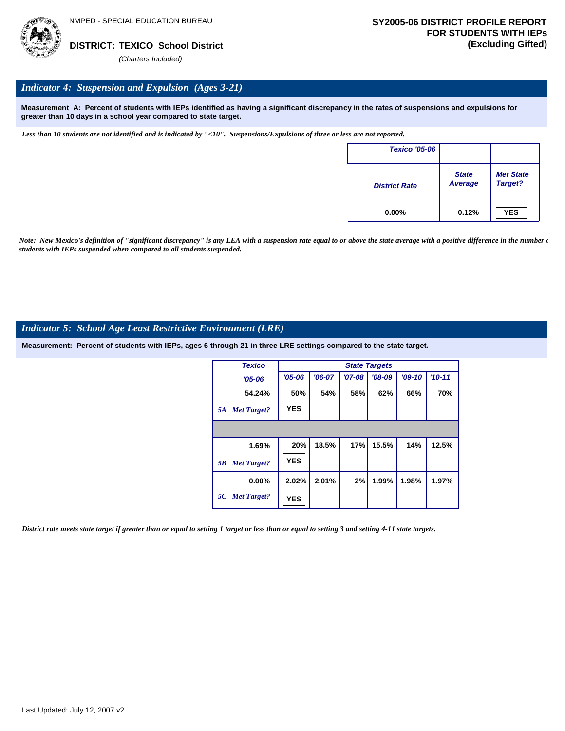NMPED - SPECIAL EDUCATION BUREAU

**DISTRICT: TEXICO School District**

*(Charters Included)*

**SY2005-06 DISTRICT PROFILE REPORT FOR STUDENTS WITH IEPs (Excluding Gifted)**

## *Indicator 4: Suspension and Expulsion (Ages 3-21)*

**Measurement A: Percent of students with IEPs identified as having a significant discrepancy in the rates of suspensions and expulsions for greater than 10 days in a school year compared to state target.**

*Less than 10 students are not identified and is indicated by "<10". Suspensions/Expulsions of three or less are not reported.*

| Texico '05-06 | | |
|---|---|---|
| District Rate | State Average | Met State Target? |
| 0.00% | 0.12% | YES |

*Note: New Mexico's definition of "significant discrepancy" is any LEA with a suspension rate equal to or above the state average with a positive difference in the number of students with IEPs suspended when compared to all students suspended.*

## *Indicator 5: School Age Least Restrictive Environment (LRE)*

**Measurement: Percent of students with IEPs, ages 6 through 21 in three LRE settings compared to the state target.**

| Texico | State Targets | | | | | |
|---|---|---|---|---|---|---|
| '05-06 | '05-06 | '06-07 | '07-08 | '08-09 | '09-10 | '10-11 |
| 54.24% | 50% | 54% | 58% | 62% | 66% | 70% |
| 5A Met Target? | YES | | | | | |
| | | | | | | |
| 1.69% | 20% | 18.5% | 17% | 15.5% | 14% | 12.5% |
| 5B Met Target? | YES | | | | | |
| 0.00% | 2.02% | 2.01% | 2% | 1.99% | 1.98% | 1.97% |
| 5C Met Target? | YES | | | | | |

*District rate meets state target if greater than or equal to setting 1 target or less than or equal to setting 3 and setting 4-11 state targets.*

Last Updated: July 12, 2007 v2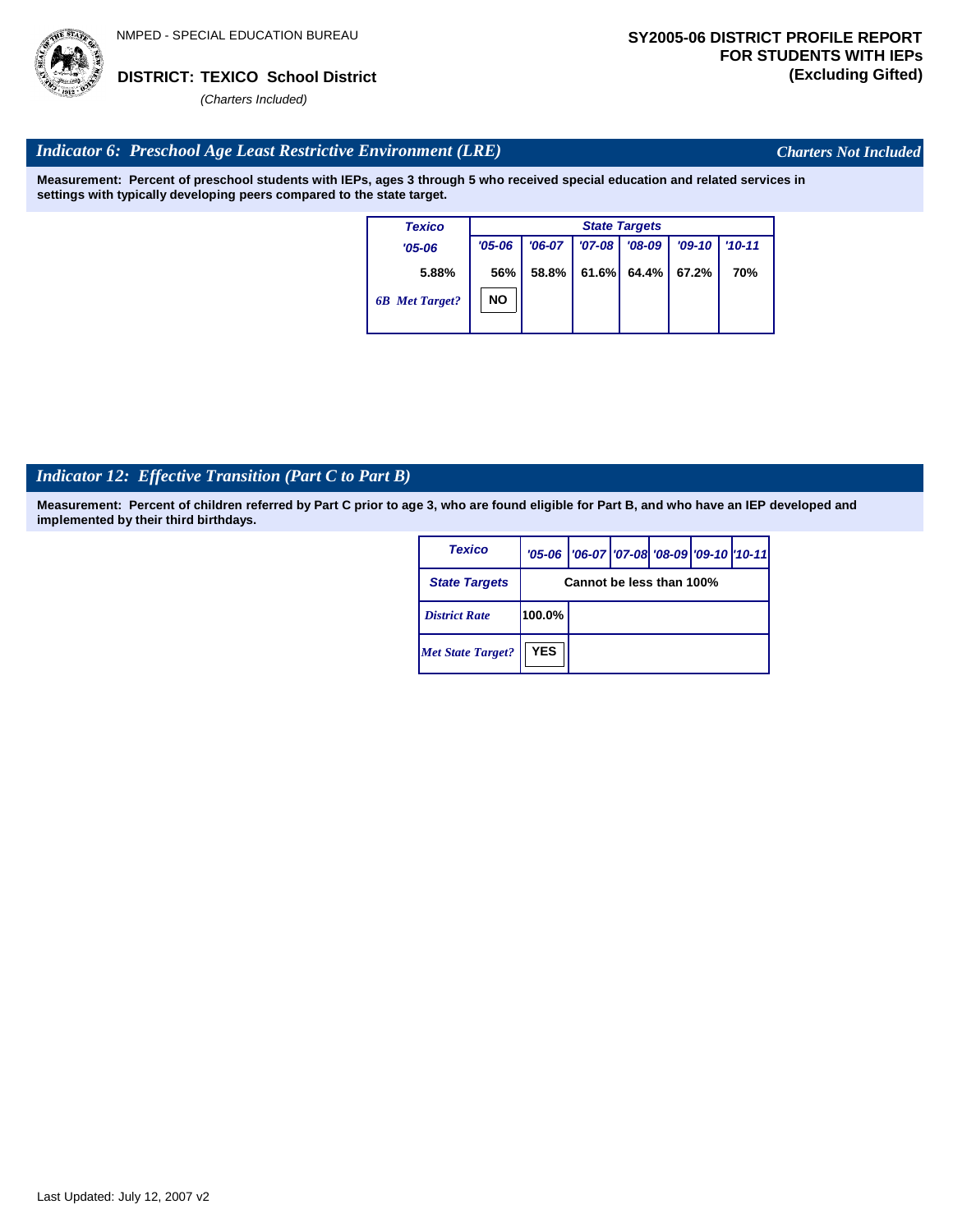NMPED - SPECIAL EDUCATION BUREAU

**DISTRICT: TEXICO School District**

*(Charters Included)*

**SY2005-06 DISTRICT PROFILE REPORT FOR STUDENTS WITH IEPs (Excluding Gifted)**

## *Indicator 6: Preschool Age Least Restrictive Environment (LRE)*

*Charters Not Included*

**Measurement: Percent of preschool students with IEPs, ages 3 through 5 who received special education and related services in settings with typically developing peers compared to the state target.**

| Texico | State Targets | | | | | |
|---|---|---|---|---|---|---|
| '05-06 | '05-06 | '06-07 | '07-08 | '08-09 | '09-10 | '10-11 |
| 5.88% | 56% | 58.8% | 61.6% | 64.4% | 67.2% | 70% |
| 6B Met Target? | NO | | | | | |

## *Indicator 12: Effective Transition (Part C to Part B)*

**Measurement: Percent of children referred by Part C prior to age 3, who are found eligible for Part B, and who have an IEP developed and implemented by their third birthdays.**

| Texico | '05-06 | '06-07 | '07-08 | '08-09 | '09-10 | '10-11 |
|---|---|---|---|---|---|---|
| State Targets | Cannot be less than 100% | | | | | |
| District Rate | 100.0% | | | | | |
| Met State Target? | YES | | | | | |

Last Updated: July 12, 2007 v2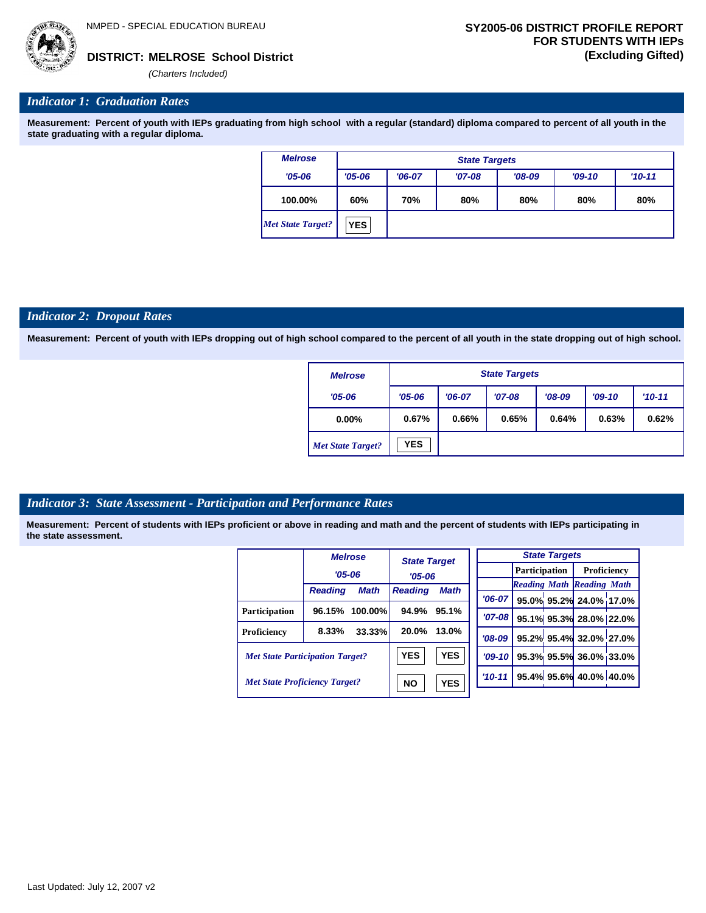NMPED - SPECIAL EDUCATION BUREAU

**DISTRICT: MELROSE School District**

*(Charters Included)*

**SY2005-06 DISTRICT PROFILE REPORT FOR STUDENTS WITH IEPs (Excluding Gifted)**

## *Indicator 1: Graduation Rates*

**Measurement: Percent of youth with IEPs graduating from high school with a regular (standard) diploma compared to percent of all youth in the state graduating with a regular diploma.**

| Melrose | State Targets | | | | | |
|---|---|---|---|---|---|---|
| '05-06 | '05-06 | '06-07 | '07-08 | '08-09 | '09-10 | '10-11 |
| 100.00% | 60% | 70% | 80% | 80% | 80% | 80% |
| *Met State Target?* | YES | | | | | |

## *Indicator 2: Dropout Rates*

**Measurement: Percent of youth with IEPs dropping out of high school compared to the percent of all youth in the state dropping out of high school.**

| Melrose | State Targets | | | | | |
|---|---|---|---|---|---|---|
| '05-06 | '05-06 | '06-07 | '07-08 | '08-09 | '09-10 | '10-11 |
| 0.00% | 0.67% | 0.66% | 0.65% | 0.64% | 0.63% | 0.62% |
| *Met State Target?* | YES | | | | | |

## *Indicator 3: State Assessment - Participation and Performance Rates*

**Measurement: Percent of students with IEPs proficient or above in reading and math and the percent of students with IEPs participating in the state assessment.**

| | Melrose '05-06 | | State Target '05-06 | |
|---|---|---|---|---|
| | Reading | Math | Reading | Math |
| Participation | 96.15% | 100.00% | 94.9% | 95.1% |
| Proficiency | 8.33% | 33.33% | 20.0% | 13.0% |
| *Met State Participation Target?* | | | YES | YES |
| *Met State Proficiency Target?* | | | NO | YES |

| State Targets | Participation | | Proficiency | |
|---|---|---|---|---|
| | Reading | Math | Reading | Math |
| '06-07 | 95.0% | 95.2% | 24.0% | 17.0% |
| '07-08 | 95.1% | 95.3% | 28.0% | 22.0% |
| '08-09 | 95.2% | 95.4% | 32.0% | 27.0% |
| '09-10 | 95.3% | 95.5% | 36.0% | 33.0% |
| '10-11 | 95.4% | 95.6% | 40.0% | 40.0% |

Last Updated: July 12, 2007 v2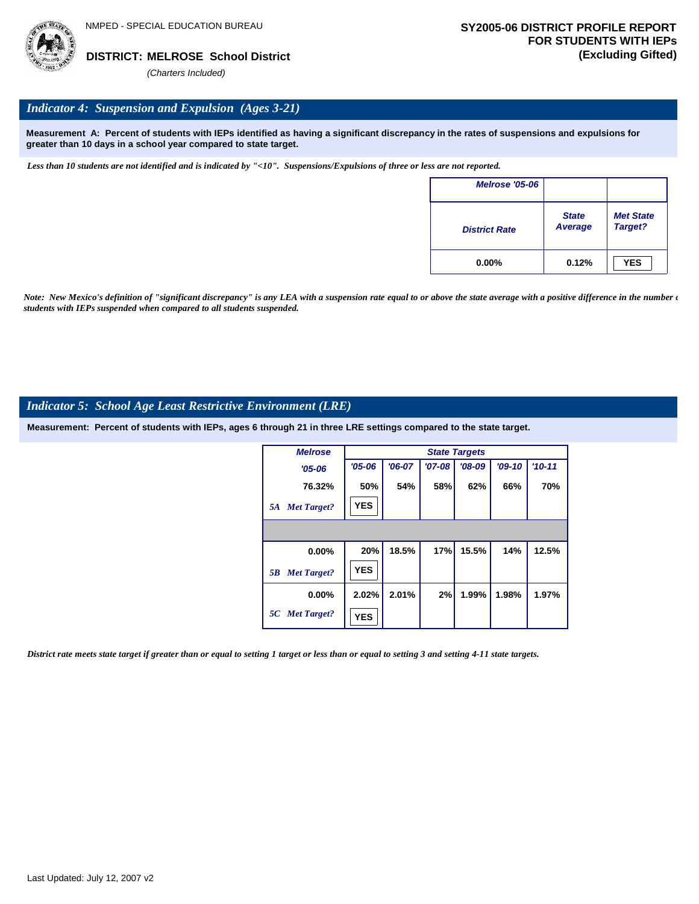NMPED - SPECIAL EDUCATION BUREAU

**DISTRICT: MELROSE School District**

*(Charters Included)*

**SY2005-06 DISTRICT PROFILE REPORT FOR STUDENTS WITH IEPs (Excluding Gifted)**

## *Indicator 4: Suspension and Expulsion (Ages 3-21)*

**Measurement A: Percent of students with IEPs identified as having a significant discrepancy in the rates of suspensions and expulsions for greater than 10 days in a school year compared to state target.**

*Less than 10 students are not identified and is indicated by "<10". Suspensions/Expulsions of three or less are not reported.*

| Melrose '05-06 | | |
|---|---|---|
| District Rate | State Average | Met State Target? |
| 0.00% | 0.12% | YES |

*Note: New Mexico's definition of "significant discrepancy" is any LEA with a suspension rate equal to or above the state average with a positive difference in the number of students with IEPs suspended when compared to all students suspended.*

## *Indicator 5: School Age Least Restrictive Environment (LRE)*

**Measurement: Percent of students with IEPs, ages 6 through 21 in three LRE settings compared to the state target.**

| Melrose | State Targets | | | | | |
|---|---|---|---|---|---|---|
| '05-06 | '05-06 | '06-07 | '07-08 | '08-09 | '09-10 | '10-11 |
| 76.32% | 50% | 54% | 58% | 62% | 66% | 70% |
| 5A Met Target? | YES | | | | | |
| 0.00% | 20% | 18.5% | 17% | 15.5% | 14% | 12.5% |
| 5B Met Target? | YES | | | | | |
| 0.00% | 2.02% | 2.01% | 2% | 1.99% | 1.98% | 1.97% |
| 5C Met Target? | YES | | | | | |

*District rate meets state target if greater than or equal to setting 1 target or less than or equal to setting 3 and setting 4-11 state targets.*

Last Updated: July 12, 2007 v2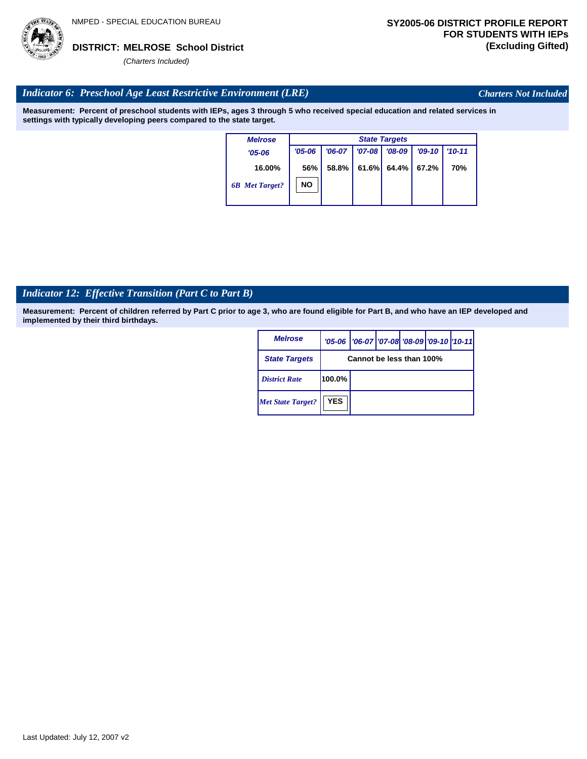NMPED - SPECIAL EDUCATION BUREAU

**DISTRICT: MELROSE School District**

*(Charters Included)*

**SY2005-06 DISTRICT PROFILE REPORT FOR STUDENTS WITH IEPs (Excluding Gifted)**

## *Indicator 6: Preschool Age Least Restrictive Environment (LRE)*

*Charters Not Included*

**Measurement: Percent of preschool students with IEPs, ages 3 through 5 who received special education and related services in settings with typically developing peers compared to the state target.**

| *Melrose* | *State Targets* | | | | | |
|---|---|---|---|---|---|---|
| *'05-06* | *'05-06* | *'06-07* | *'07-08* | *'08-09* | *'09-10* | *'10-11* |
| 16.00% | 56% | 58.8% | 61.6% | 64.4% | 67.2% | 70% |
| *6B Met Target?* | NO | | | | | |

## *Indicator 12: Effective Transition (Part C to Part B)*

**Measurement: Percent of children referred by Part C prior to age 3, who are found eligible for Part B, and who have an IEP developed and implemented by their third birthdays.**

| *Melrose* | *'05-06* | *'06-07* | *'07-08* | *'08-09* | *'09-10* | *'10-11* |
|---|---|---|---|---|---|---|
| *State Targets* | Cannot be less than 100% | | | | | |
| *District Rate* | 100.0% | | | | | |
| *Met State Target?* | YES | | | | | |

Last Updated: July 12, 2007 v2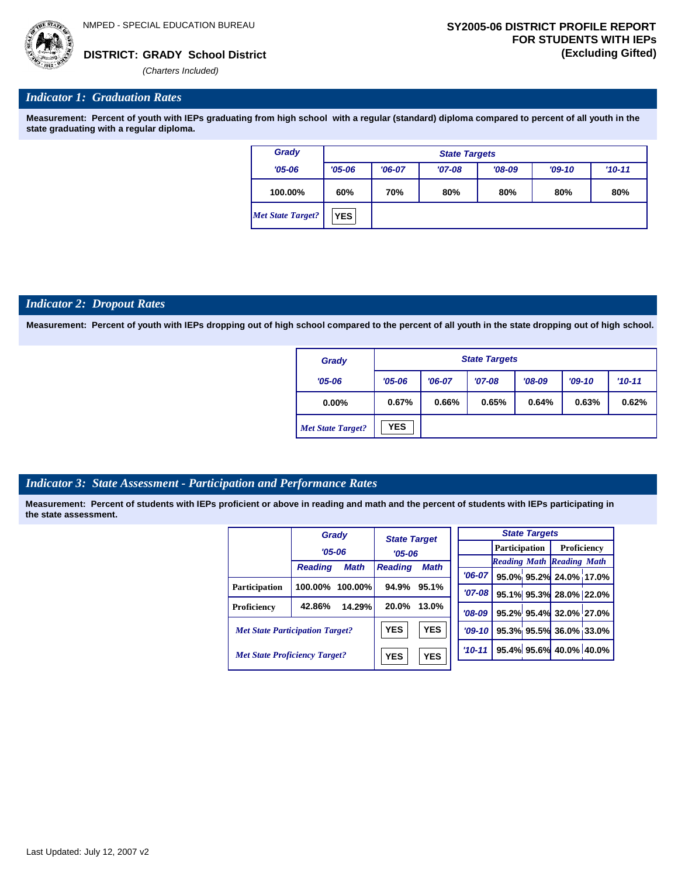NMPED - SPECIAL EDUCATION BUREAU

**DISTRICT: GRADY School District**
*(Charters Included)*

**SY2005-06 DISTRICT PROFILE REPORT FOR STUDENTS WITH IEPs (Excluding Gifted)**

## *Indicator 1: Graduation Rates*

**Measurement: Percent of youth with IEPs graduating from high school with a regular (standard) diploma compared to percent of all youth in the state graduating with a regular diploma.**

| Grady | State Targets | | | | | |
|---|---|---|---|---|---|---|
| '05-06 | '05-06 | '06-07 | '07-08 | '08-09 | '09-10 | '10-11 |
| 100.00% | 60% | 70% | 80% | 80% | 80% | 80% |
| *Met State Target?* | YES | | | | | |

## *Indicator 2: Dropout Rates*

**Measurement: Percent of youth with IEPs dropping out of high school compared to the percent of all youth in the state dropping out of high school.**

| Grady | State Targets | | | | | |
|---|---|---|---|---|---|---|
| '05-06 | '05-06 | '06-07 | '07-08 | '08-09 | '09-10 | '10-11 |
| 0.00% | 0.67% | 0.66% | 0.65% | 0.64% | 0.63% | 0.62% |
| *Met State Target?* | YES | | | | | |

## *Indicator 3: State Assessment - Participation and Performance Rates*

**Measurement: Percent of students with IEPs proficient or above in reading and math and the percent of students with IEPs participating in the state assessment.**

| | Grady '05-06 | | State Target '05-06 | |
|---|---|---|---|---|
| | Reading | Math | Reading | Math |
| Participation | 100.00% | 100.00% | 94.9% | 95.1% |
| Proficiency | 42.86% | 14.29% | 20.0% | 13.0% |
| *Met State Participation Target?* | | | YES | YES |
| *Met State Proficiency Target?* | | | YES | YES |

| State Targets | Participation | | Proficiency | |
|---|---|---|---|---|
| | Reading | Math | Reading | Math |
| '06-07 | 95.0% | 95.2% | 24.0% | 17.0% |
| '07-08 | 95.1% | 95.3% | 28.0% | 22.0% |
| '08-09 | 95.2% | 95.4% | 32.0% | 27.0% |
| '09-10 | 95.3% | 95.5% | 36.0% | 33.0% |
| '10-11 | 95.4% | 95.6% | 40.0% | 40.0% |

Last Updated: July 12, 2007 v2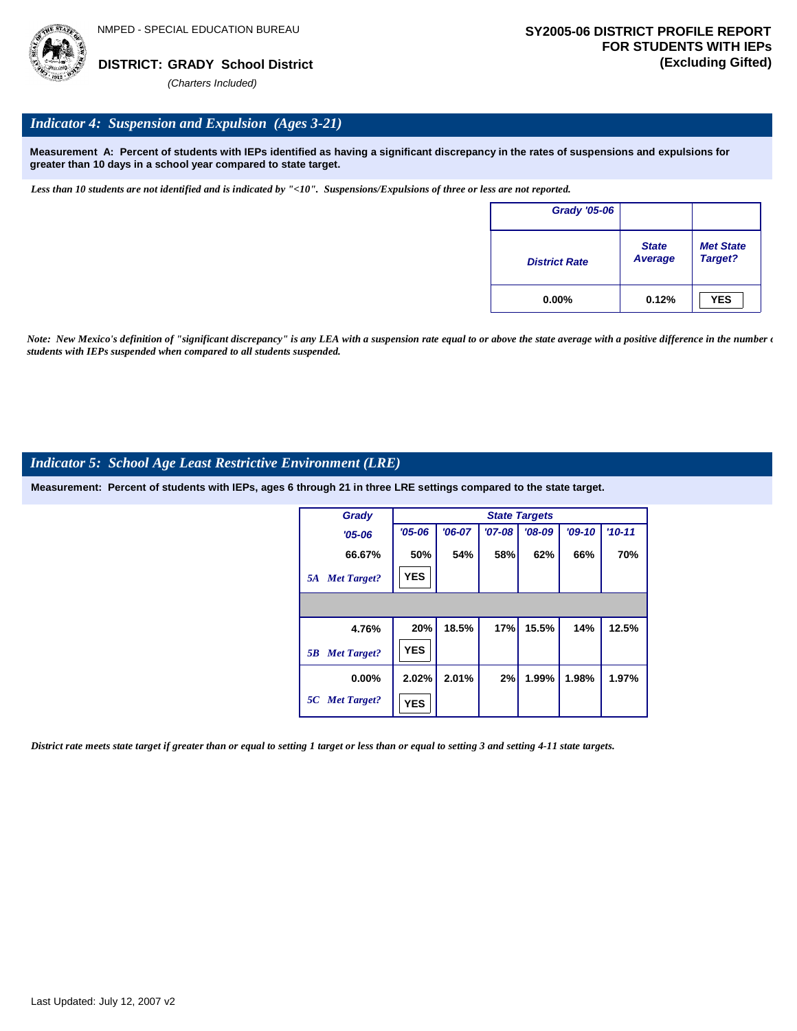NMPED - SPECIAL EDUCATION BUREAU

**DISTRICT: GRADY School District**

*(Charters Included)*

**SY2005-06 DISTRICT PROFILE REPORT FOR STUDENTS WITH IEPs (Excluding Gifted)**

## *Indicator 4: Suspension and Expulsion (Ages 3-21)*

**Measurement A: Percent of students with IEPs identified as having a significant discrepancy in the rates of suspensions and expulsions for greater than 10 days in a school year compared to state target.**

*Less than 10 students are not identified and is indicated by "<10". Suspensions/Expulsions of three or less are not reported.*

| Grady '05-06 | | |
|---|---|---|
| District Rate | State Average | Met State Target? |
| 0.00% | 0.12% | YES |

*Note: New Mexico's definition of "significant discrepancy" is any LEA with a suspension rate equal to or above the state average with a positive difference in the number of students with IEPs suspended when compared to all students suspended.*

## *Indicator 5: School Age Least Restrictive Environment (LRE)*

**Measurement: Percent of students with IEPs, ages 6 through 21 in three LRE settings compared to the state target.**

| | Grady | State Targets | | | | | |
|---|---|---|---|---|---|---|---|
| | '05-06 | '05-06 | '06-07 | '07-08 | '08-09 | '09-10 | '10-11 |
| | 66.67% | 50% | 54% | 58% | 62% | 66% | 70% |
| 5A | Met Target? | YES | | | | | |
| | 4.76% | 20% | 18.5% | 17% | 15.5% | 14% | 12.5% |
| 5B | Met Target? | YES | | | | | |
| | 0.00% | 2.02% | 2.01% | 2% | 1.99% | 1.98% | 1.97% |
| 5C | Met Target? | YES | | | | | |

*District rate meets state target if greater than or equal to setting 1 target or less than or equal to setting 3 and setting 4-11 state targets.*

Last Updated: July 12, 2007 v2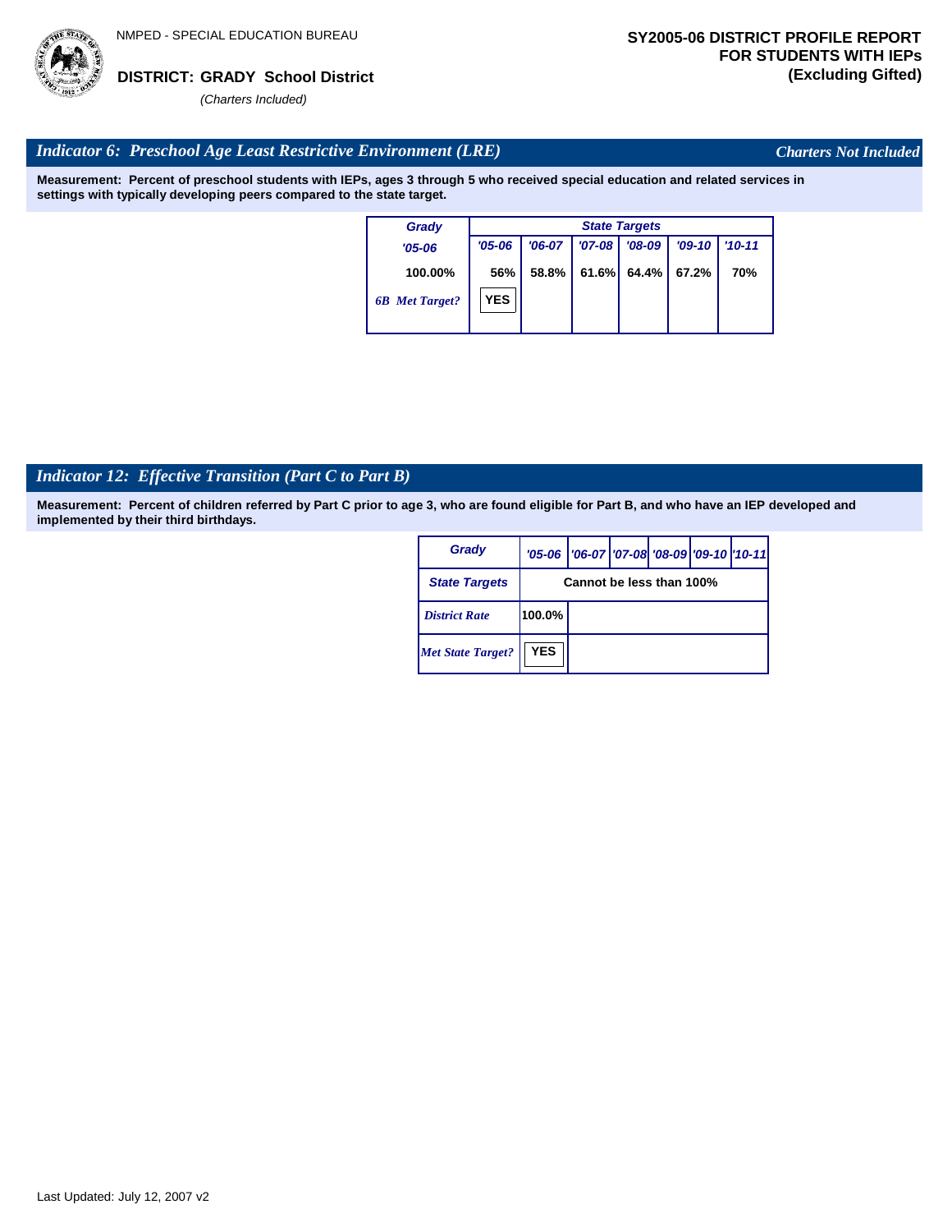NMPED - SPECIAL EDUCATION BUREAU

**DISTRICT: GRADY School District**

*(Charters Included)*

**SY2005-06 DISTRICT PROFILE REPORT FOR STUDENTS WITH IEPs (Excluding Gifted)**

## *Indicator 6: Preschool Age Least Restrictive Environment (LRE)*

*Charters Not Included*

**Measurement: Percent of preschool students with IEPs, ages 3 through 5 who received special education and related services in settings with typically developing peers compared to the state target.**

| Grady | State Targets | | | | | |
|---|---|---|---|---|---|---|
| '05-06 | '05-06 | '06-07 | '07-08 | '08-09 | '09-10 | '10-11 |
| 100.00% | 56% | 58.8% | 61.6% | 64.4% | 67.2% | 70% |
| *6B Met Target?* | YES | | | | | |

## *Indicator 12: Effective Transition (Part C to Part B)*

**Measurement: Percent of children referred by Part C prior to age 3, who are found eligible for Part B, and who have an IEP developed and implemented by their third birthdays.**

| Grady | '05-06 | '06-07 | '07-08 | '08-09 | '09-10 | '10-11 |
|---|---|---|---|---|---|---|
| State Targets | Cannot be less than 100% | | | | | |
| *District Rate* | 100.0% | | | | | |
| *Met State Target?* | YES | | | | | |

Last Updated: July 12, 2007 v2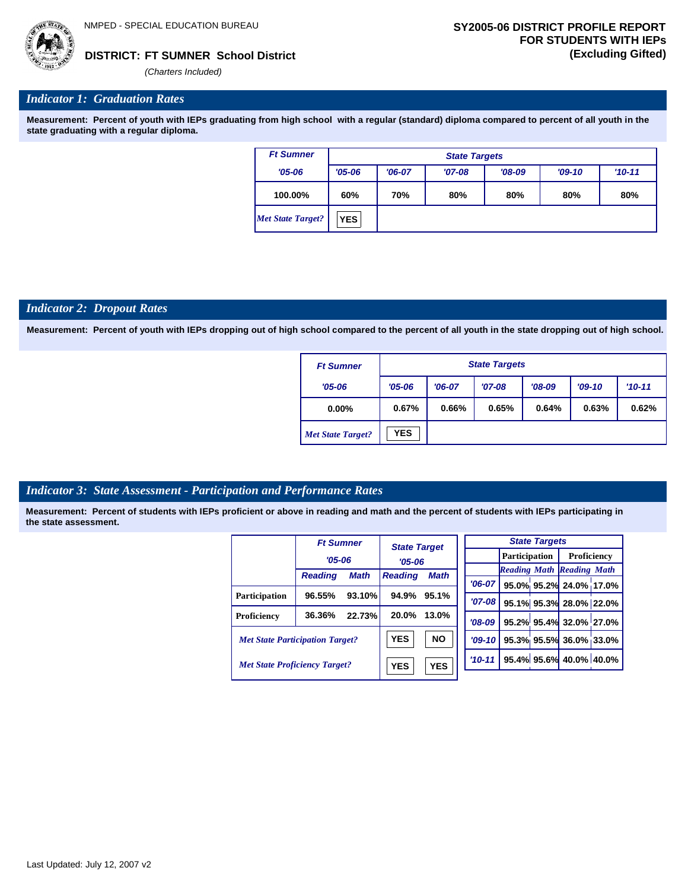NMPED - SPECIAL EDUCATION BUREAU

**DISTRICT: FT SUMNER School District**

*(Charters Included)*

**SY2005-06 DISTRICT PROFILE REPORT FOR STUDENTS WITH IEPs (Excluding Gifted)**

## *Indicator 1: Graduation Rates*

**Measurement: Percent of youth with IEPs graduating from high school with a regular (standard) diploma compared to percent of all youth in the state graduating with a regular diploma.**

| Ft Sumner | State Targets | | | | | |
|---|---|---|---|---|---|---|
| '05-06 | '05-06 | '06-07 | '07-08 | '08-09 | '09-10 | '10-11 |
| 100.00% | 60% | 70% | 80% | 80% | 80% | 80% |
| *Met State Target?* | YES | | | | | |

## *Indicator 2: Dropout Rates*

**Measurement: Percent of youth with IEPs dropping out of high school compared to the percent of all youth in the state dropping out of high school.**

| Ft Sumner | State Targets | | | | | |
|---|---|---|---|---|---|---|
| '05-06 | '05-06 | '06-07 | '07-08 | '08-09 | '09-10 | '10-11 |
| 0.00% | 0.67% | 0.66% | 0.65% | 0.64% | 0.63% | 0.62% |
| *Met State Target?* | YES | | | | | |

## *Indicator 3: State Assessment - Participation and Performance Rates*

**Measurement: Percent of students with IEPs proficient or above in reading and math and the percent of students with IEPs participating in the state assessment.**

| | Ft Sumner '05-06 | | State Target '05-06 | |
|---|---|---|---|---|
| | Reading | Math | Reading | Math |
| Participation | 96.55% | 93.10% | 94.9% | 95.1% |
| Proficiency | 36.36% | 22.73% | 20.0% | 13.0% |
| *Met State Participation Target?* | | | YES | NO |
| *Met State Proficiency Target?* | | | YES | YES |

| State Targets | Participation | | Proficiency | |
|---|---|---|---|---|
| | Reading | Math | Reading | Math |
| '06-07 | 95.0% | 95.2% | 24.0% | 17.0% |
| '07-08 | 95.1% | 95.3% | 28.0% | 22.0% |
| '08-09 | 95.2% | 95.4% | 32.0% | 27.0% |
| '09-10 | 95.3% | 95.5% | 36.0% | 33.0% |
| '10-11 | 95.4% | 95.6% | 40.0% | 40.0% |

Last Updated: July 12, 2007 v2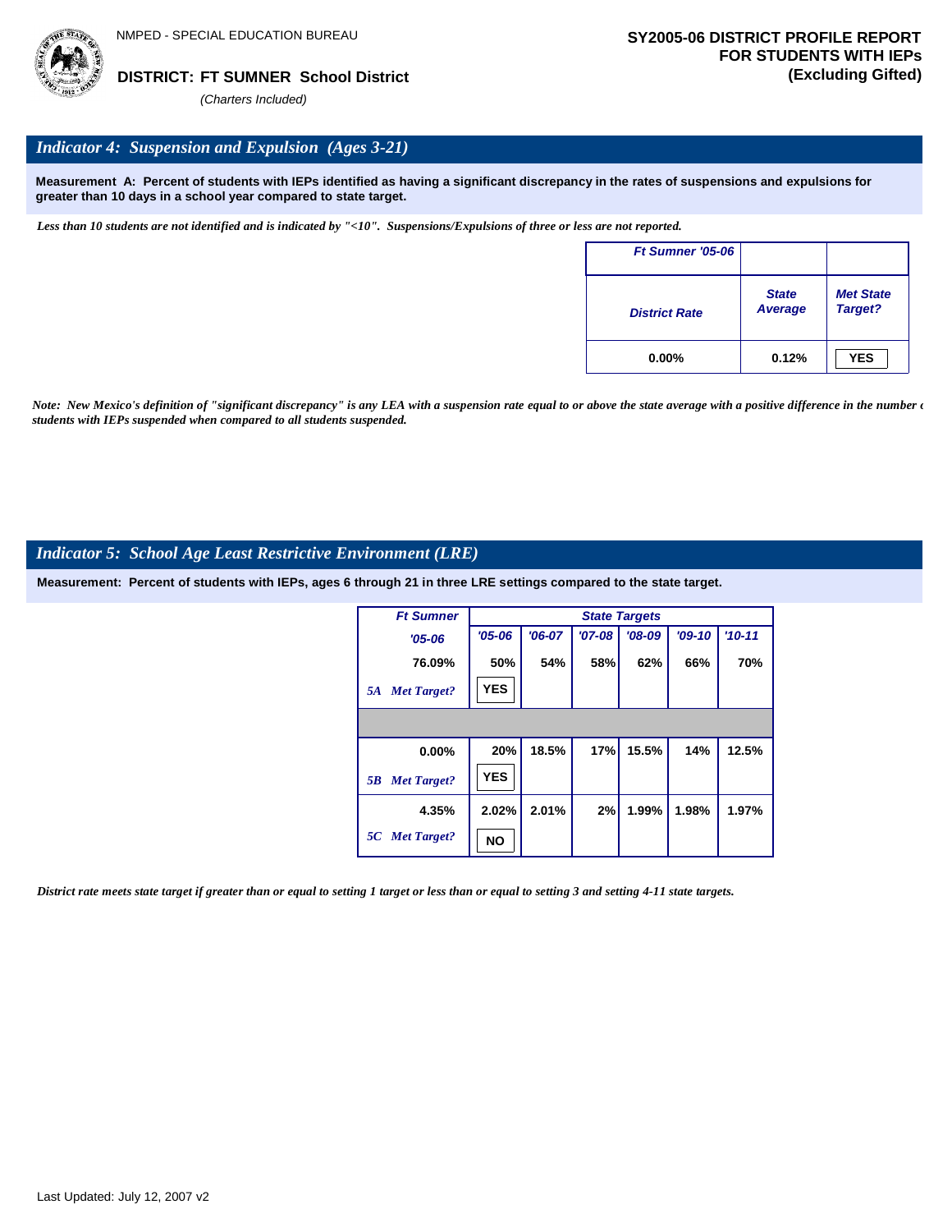NMPED - SPECIAL EDUCATION BUREAU

**DISTRICT: FT SUMNER School District**

*(Charters Included)*

**SY2005-06 DISTRICT PROFILE REPORT FOR STUDENTS WITH IEPs (Excluding Gifted)**

## *Indicator 4: Suspension and Expulsion (Ages 3-21)*

**Measurement A: Percent of students with IEPs identified as having a significant discrepancy in the rates of suspensions and expulsions for greater than 10 days in a school year compared to state target.**

*Less than 10 students are not identified and is indicated by "<10". Suspensions/Expulsions of three or less are not reported.*

| Ft Sumner '05-06 | | |
|---|---|---|
| District Rate | State Average | Met State Target? |
| 0.00% | 0.12% | YES |

*Note: New Mexico's definition of "significant discrepancy" is any LEA with a suspension rate equal to or above the state average with a positive difference in the number of students with IEPs suspended when compared to all students suspended.*

## *Indicator 5: School Age Least Restrictive Environment (LRE)*

**Measurement: Percent of students with IEPs, ages 6 through 21 in three LRE settings compared to the state target.**

| Ft Sumner | State Targets | | | | | |
|---|---|---|---|---|---|---|
| '05-06 | '05-06 | '06-07 | '07-08 | '08-09 | '09-10 | '10-11 |
| 76.09% | 50% | 54% | 58% | 62% | 66% | 70% |
| 5A Met Target? | YES | | | | | |
| | | | | | | |
| 0.00% | 20% | 18.5% | 17% | 15.5% | 14% | 12.5% |
| 5B Met Target? | YES | | | | | |
| 4.35% | 2.02% | 2.01% | 2% | 1.99% | 1.98% | 1.97% |
| 5C Met Target? | NO | | | | | |

*District rate meets state target if greater than or equal to setting 1 target or less than or equal to setting 3 and setting 4-11 state targets.*

Last Updated: July 12, 2007 v2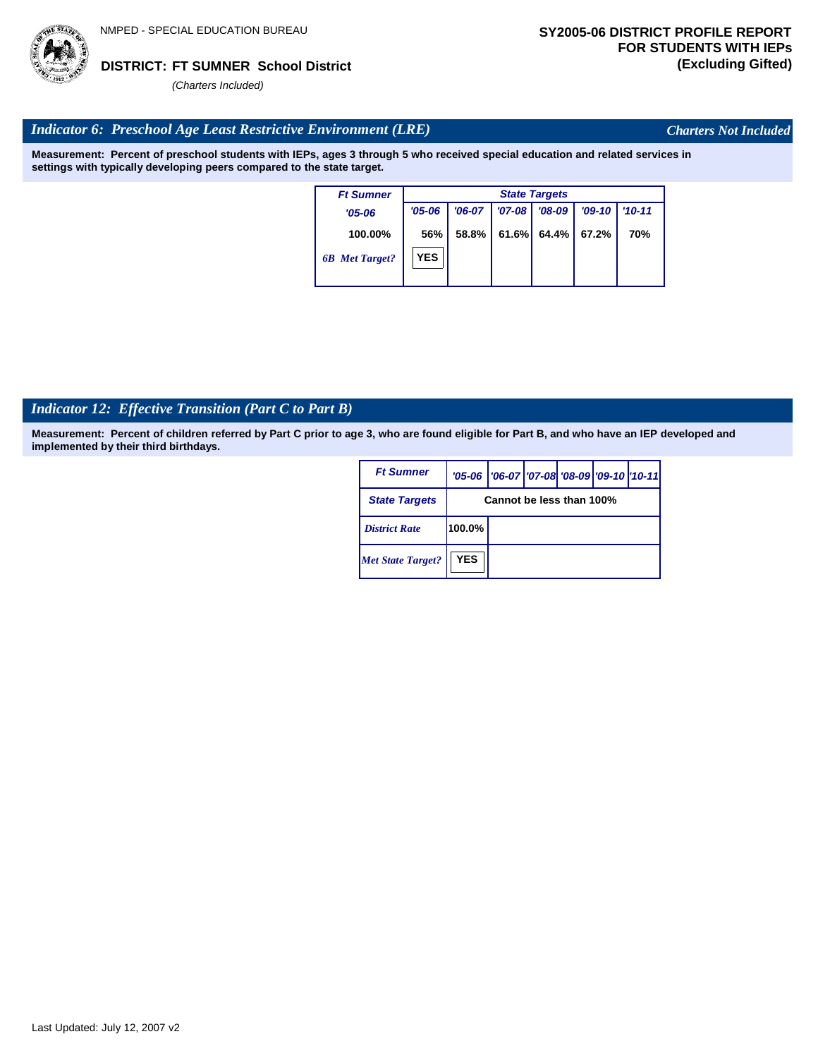NMPED - SPECIAL EDUCATION BUREAU

**DISTRICT: FT SUMNER School District**

*(Charters Included)*

**SY2005-06 DISTRICT PROFILE REPORT FOR STUDENTS WITH IEPs (Excluding Gifted)**

## *Indicator 6: Preschool Age Least Restrictive Environment (LRE)*

*Charters Not Included*

**Measurement: Percent of preschool students with IEPs, ages 3 through 5 who received special education and related services in settings with typically developing peers compared to the state target.**

| Ft Sumner | State Targets | | | | | |
|---|---|---|---|---|---|---|
| '05-06 | '05-06 | '06-07 | '07-08 | '08-09 | '09-10 | '10-11 |
| 100.00% | 56% | 58.8% | 61.6% | 64.4% | 67.2% | 70% |
| 6B Met Target? | YES | | | | | |

## *Indicator 12: Effective Transition (Part C to Part B)*

**Measurement: Percent of children referred by Part C prior to age 3, who are found eligible for Part B, and who have an IEP developed and implemented by their third birthdays.**

| Ft Sumner | '05-06 | '06-07 | '07-08 | '08-09 | '09-10 | '10-11 |
|---|---|---|---|---|---|---|
| State Targets | Cannot be less than 100% | | | | | |
| District Rate | 100.0% | | | | | |
| Met State Target? | YES | | | | | |

Last Updated: July 12, 2007 v2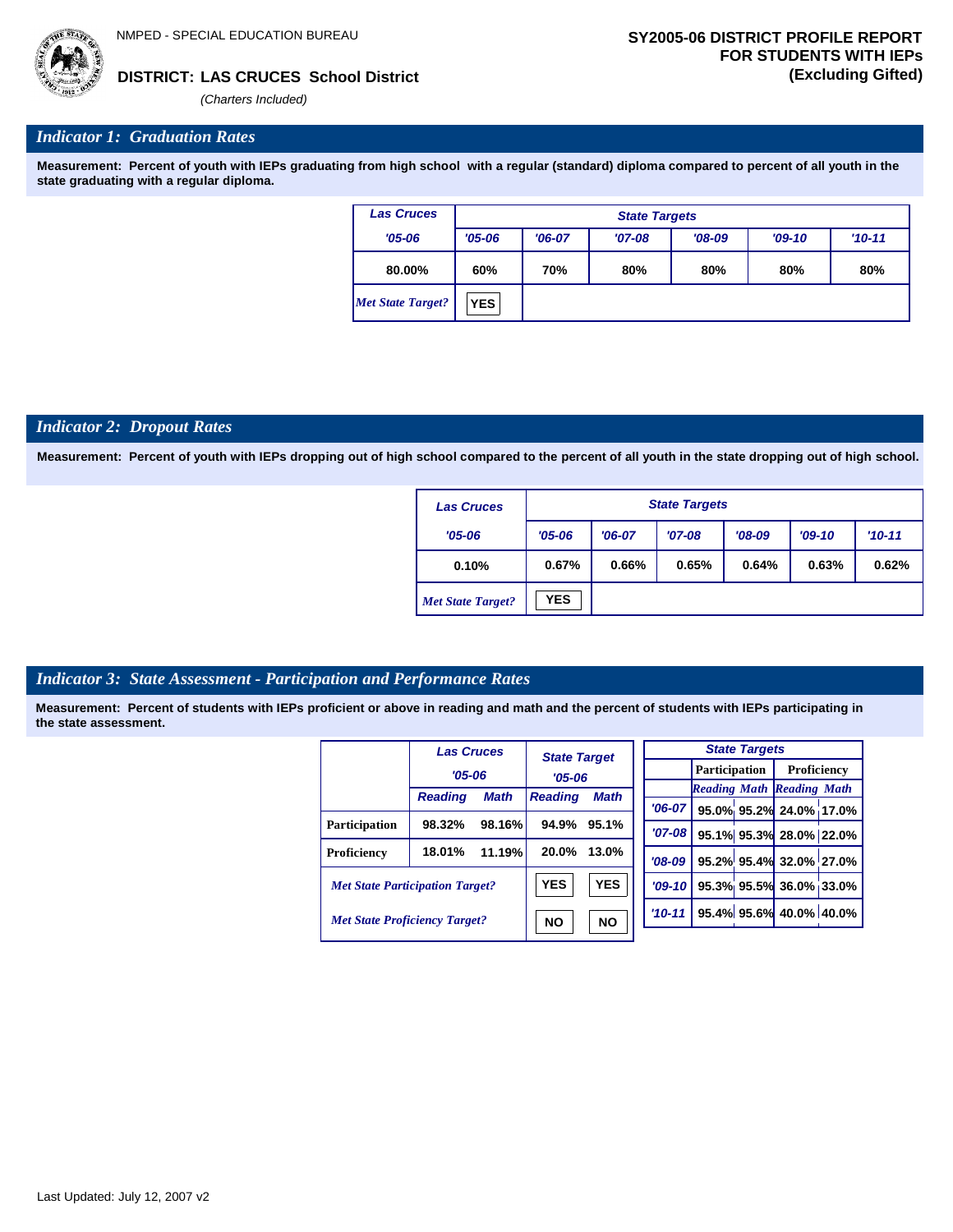NMPED - SPECIAL EDUCATION BUREAU

**DISTRICT: LAS CRUCES School District**

*(Charters Included)*

**SY2005-06 DISTRICT PROFILE REPORT FOR STUDENTS WITH IEPs (Excluding Gifted)**

## *Indicator 1: Graduation Rates*

**Measurement: Percent of youth with IEPs graduating from high school with a regular (standard) diploma compared to percent of all youth in the state graduating with a regular diploma.**

| Las Cruces | State Targets | | | | | |
|---|---|---|---|---|---|---|
| '05-06 | '05-06 | '06-07 | '07-08 | '08-09 | '09-10 | '10-11 |
| 80.00% | 60% | 70% | 80% | 80% | 80% | 80% |
| *Met State Target?* | YES | | | | | |

## *Indicator 2: Dropout Rates*

**Measurement: Percent of youth with IEPs dropping out of high school compared to the percent of all youth in the state dropping out of high school.**

| Las Cruces | State Targets | | | | | |
|---|---|---|---|---|---|---|
| '05-06 | '05-06 | '06-07 | '07-08 | '08-09 | '09-10 | '10-11 |
| 0.10% | 0.67% | 0.66% | 0.65% | 0.64% | 0.63% | 0.62% |
| *Met State Target?* | YES | | | | | |

## *Indicator 3: State Assessment - Participation and Performance Rates*

**Measurement: Percent of students with IEPs proficient or above in reading and math and the percent of students with IEPs participating in the state assessment.**

| | Las Cruces '05-06 | | State Target '05-06 | |
|---|---|---|---|---|
| | Reading | Math | Reading | Math |
| Participation | 98.32% | 98.16% | 94.9% | 95.1% |
| Proficiency | 18.01% | 11.19% | 20.0% | 13.0% |
| *Met State Participation Target?* | | | YES | YES |
| *Met State Proficiency Target?* | | | NO | NO |

| State Targets | Participation | | Proficiency | |
|---|---|---|---|---|
| | Reading | Math | Reading | Math |
| '06-07 | 95.0% | 95.2% | 24.0% | 17.0% |
| '07-08 | 95.1% | 95.3% | 28.0% | 22.0% |
| '08-09 | 95.2% | 95.4% | 32.0% | 27.0% |
| '09-10 | 95.3% | 95.5% | 36.0% | 33.0% |
| '10-11 | 95.4% | 95.6% | 40.0% | 40.0% |

Last Updated: July 12, 2007 v2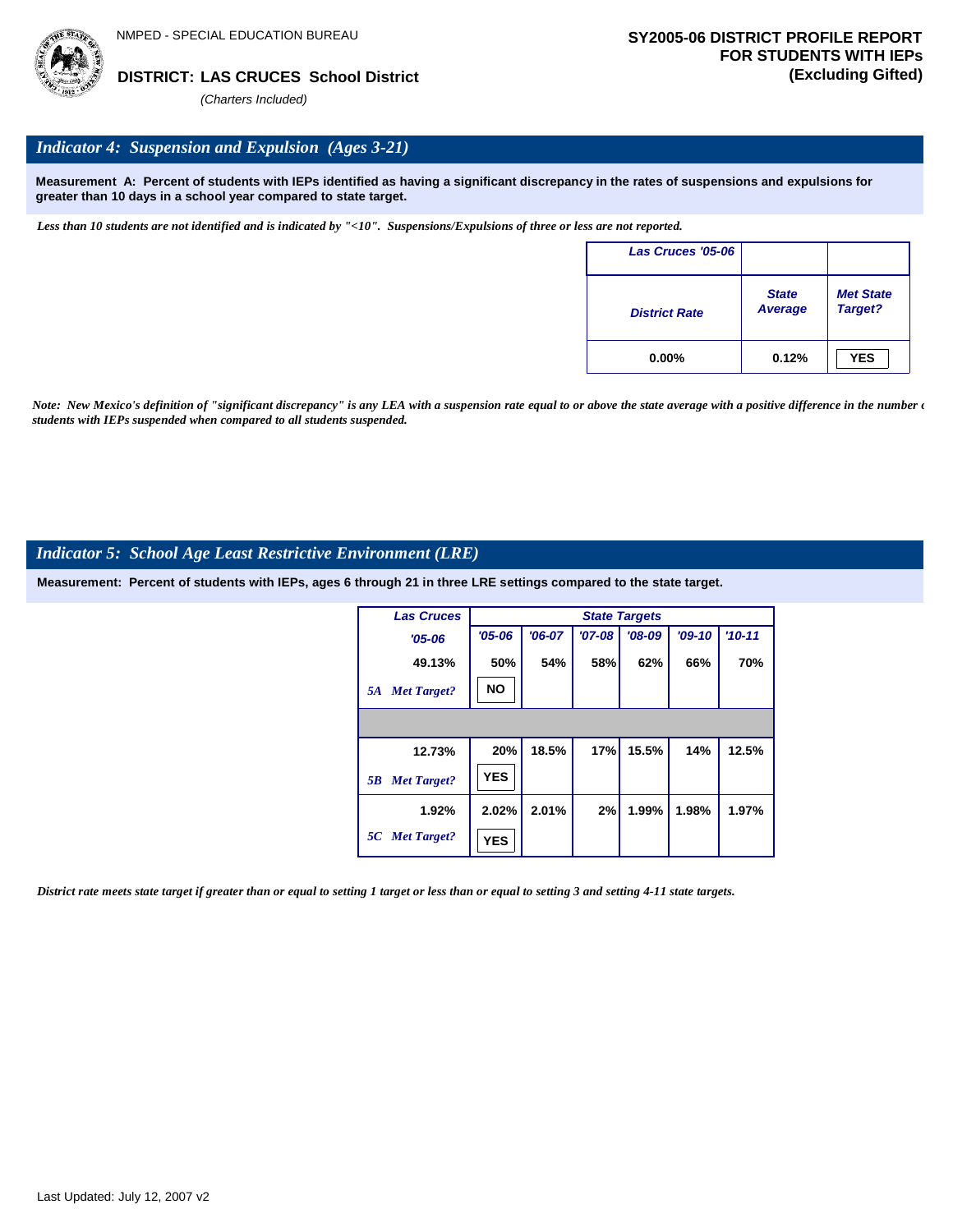NMPED - SPECIAL EDUCATION BUREAU

**DISTRICT: LAS CRUCES School District**

*(Charters Included)*

**SY2005-06 DISTRICT PROFILE REPORT FOR STUDENTS WITH IEPs (Excluding Gifted)**

## *Indicator 4: Suspension and Expulsion (Ages 3-21)*

**Measurement A: Percent of students with IEPs identified as having a significant discrepancy in the rates of suspensions and expulsions for greater than 10 days in a school year compared to state target.**

*Less than 10 students are not identified and is indicated by "<10". Suspensions/Expulsions of three or less are not reported.*

| Las Cruces '05-06 | | |
|---|---|---|
| District Rate | State Average | Met State Target? |
| 0.00% | 0.12% | YES |

*Note: New Mexico's definition of "significant discrepancy" is any LEA with a suspension rate equal to or above the state average with a positive difference in the number of students with IEPs suspended when compared to all students suspended.*

## *Indicator 5: School Age Least Restrictive Environment (LRE)*

**Measurement: Percent of students with IEPs, ages 6 through 21 in three LRE settings compared to the state target.**

| Las Cruces | State Targets | | | | | |
|---|---|---|---|---|---|---|
| '05-06 | '05-06 | '06-07 | '07-08 | '08-09 | '09-10 | '10-11 |
| 49.13% | 50% | 54% | 58% | 62% | 66% | 70% |
| 5A Met Target? | NO | | | | | |
| 12.73% | 20% | 18.5% | 17% | 15.5% | 14% | 12.5% |
| 5B Met Target? | YES | | | | | |
| 1.92% | 2.02% | 2.01% | 2% | 1.99% | 1.98% | 1.97% |
| 5C Met Target? | YES | | | | | |

*District rate meets state target if greater than or equal to setting 1 target or less than or equal to setting 3 and setting 4-11 state targets.*

Last Updated: July 12, 2007 v2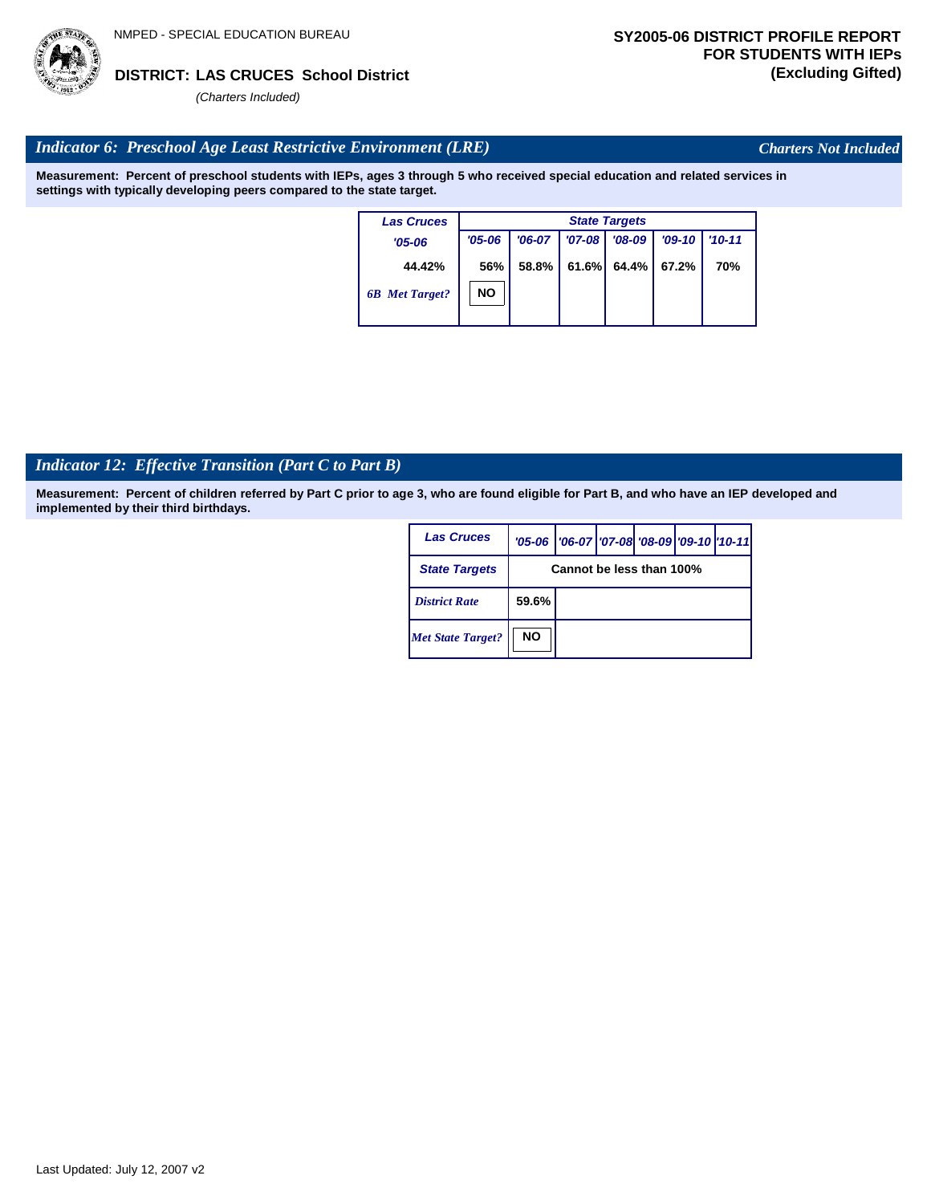NMPED - SPECIAL EDUCATION BUREAU

**DISTRICT: LAS CRUCES School District**

*(Charters Included)*

**SY2005-06 DISTRICT PROFILE REPORT FOR STUDENTS WITH IEPs (Excluding Gifted)**

## *Indicator 6: Preschool Age Least Restrictive Environment (LRE)*

*Charters Not Included*

**Measurement: Percent of preschool students with IEPs, ages 3 through 5 who received special education and related services in settings with typically developing peers compared to the state target.**

| Las Cruces | State Targets | | | | | |
|---|---|---|---|---|---|---|
| '05-06 | '05-06 | '06-07 | '07-08 | '08-09 | '09-10 | '10-11 |
| 44.42% | 56% | 58.8% | 61.6% | 64.4% | 67.2% | 70% |
| *6B Met Target?* | NO | | | | | |

## *Indicator 12: Effective Transition (Part C to Part B)*

**Measurement: Percent of children referred by Part C prior to age 3, who are found eligible for Part B, and who have an IEP developed and implemented by their third birthdays.**

| Las Cruces | '05-06 | '06-07 | '07-08 | '08-09 | '09-10 | '10-11 |
|---|---|---|---|---|---|---|
| State Targets | Cannot be less than 100% | | | | | |
| *District Rate* | 59.6% | | | | | |
| *Met State Target?* | NO | | | | | |

Last Updated: July 12, 2007 v2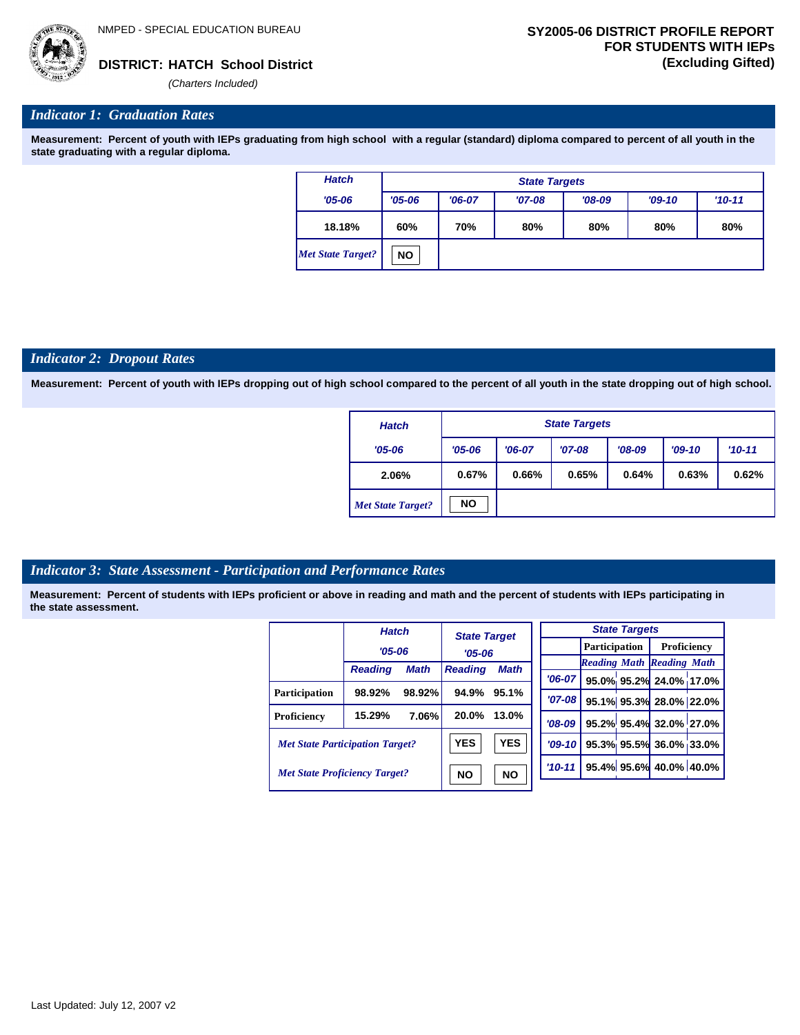NMPED - SPECIAL EDUCATION BUREAU

**DISTRICT: HATCH School District**

*(Charters Included)*

**SY2005-06 DISTRICT PROFILE REPORT FOR STUDENTS WITH IEPs (Excluding Gifted)**

## *Indicator 1: Graduation Rates*

**Measurement: Percent of youth with IEPs graduating from high school with a regular (standard) diploma compared to percent of all youth in the state graduating with a regular diploma.**

| Hatch | State Targets | | | | | |
|---|---|---|---|---|---|---|
| '05-06 | '05-06 | '06-07 | '07-08 | '08-09 | '09-10 | '10-11 |
| 18.18% | 60% | 70% | 80% | 80% | 80% | 80% |
| *Met State Target?* | NO | | | | | |

## *Indicator 2: Dropout Rates*

**Measurement: Percent of youth with IEPs dropping out of high school compared to the percent of all youth in the state dropping out of high school.**

| Hatch | State Targets | | | | | |
|---|---|---|---|---|---|---|
| '05-06 | '05-06 | '06-07 | '07-08 | '08-09 | '09-10 | '10-11 |
| 2.06% | 0.67% | 0.66% | 0.65% | 0.64% | 0.63% | 0.62% |
| *Met State Target?* | NO | | | | | |

## *Indicator 3: State Assessment - Participation and Performance Rates*

**Measurement: Percent of students with IEPs proficient or above in reading and math and the percent of students with IEPs participating in the state assessment.**

| | Hatch '05-06 | | State Target '05-06 | |
|---|---|---|---|---|
| | Reading | Math | Reading | Math |
| Participation | 98.92% | 98.92% | 94.9% | 95.1% |
| Proficiency | 15.29% | 7.06% | 20.0% | 13.0% |
| *Met State Participation Target?* | | | YES | YES |
| *Met State Proficiency Target?* | | | NO | NO |

| State Targets | Participation | | Proficiency | |
|---|---|---|---|---|
| | Reading | Math | Reading | Math |
| '06-07 | 95.0% | 95.2% | 24.0% | 17.0% |
| '07-08 | 95.1% | 95.3% | 28.0% | 22.0% |
| '08-09 | 95.2% | 95.4% | 32.0% | 27.0% |
| '09-10 | 95.3% | 95.5% | 36.0% | 33.0% |
| '10-11 | 95.4% | 95.6% | 40.0% | 40.0% |

Last Updated: July 12, 2007 v2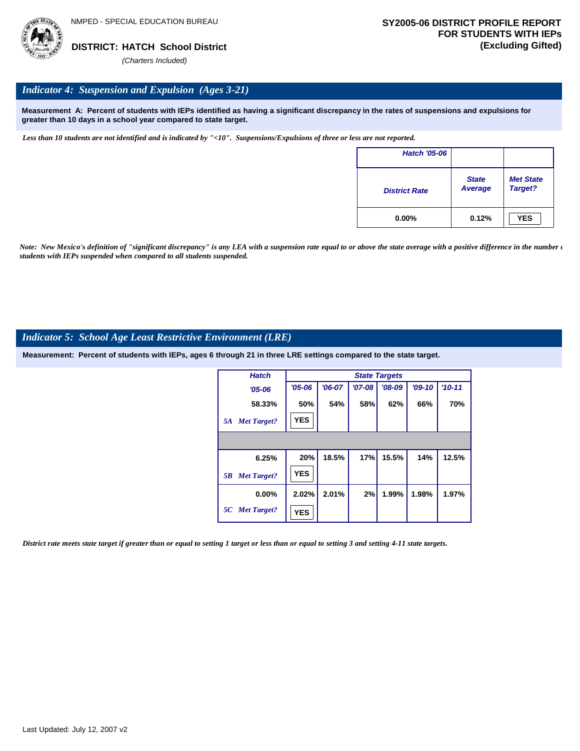NMPED - SPECIAL EDUCATION BUREAU

**DISTRICT: HATCH School District**

*(Charters Included)*

**SY2005-06 DISTRICT PROFILE REPORT FOR STUDENTS WITH IEPs (Excluding Gifted)**

## *Indicator 4: Suspension and Expulsion (Ages 3-21)*

**Measurement A: Percent of students with IEPs identified as having a significant discrepancy in the rates of suspensions and expulsions for greater than 10 days in a school year compared to state target.**

*Less than 10 students are not identified and is indicated by "<10". Suspensions/Expulsions of three or less are not reported.*

| Hatch '05-06 | | |
|---|---|---|
| District Rate | State Average | Met State Target? |
| 0.00% | 0.12% | YES |

*Note: New Mexico's definition of "significant discrepancy" is any LEA with a suspension rate equal to or above the state average with a positive difference in the number of students with IEPs suspended when compared to all students suspended.*

## *Indicator 5: School Age Least Restrictive Environment (LRE)*

**Measurement: Percent of students with IEPs, ages 6 through 21 in three LRE settings compared to the state target.**

| Hatch | State Targets | | | | | |
|---|---|---|---|---|---|---|
| '05-06 | '05-06 | '06-07 | '07-08 | '08-09 | '09-10 | '10-11 |
| 58.33% | 50% | 54% | 58% | 62% | 66% | 70% |
| 5A Met Target? | YES | | | | | |
| 6.25% | 20% | 18.5% | 17% | 15.5% | 14% | 12.5% |
| 5B Met Target? | YES | | | | | |
| 0.00% | 2.02% | 2.01% | 2% | 1.99% | 1.98% | 1.97% |
| 5C Met Target? | YES | | | | | |

*District rate meets state target if greater than or equal to setting 1 target or less than or equal to setting 3 and setting 4-11 state targets.*

Last Updated: July 12, 2007 v2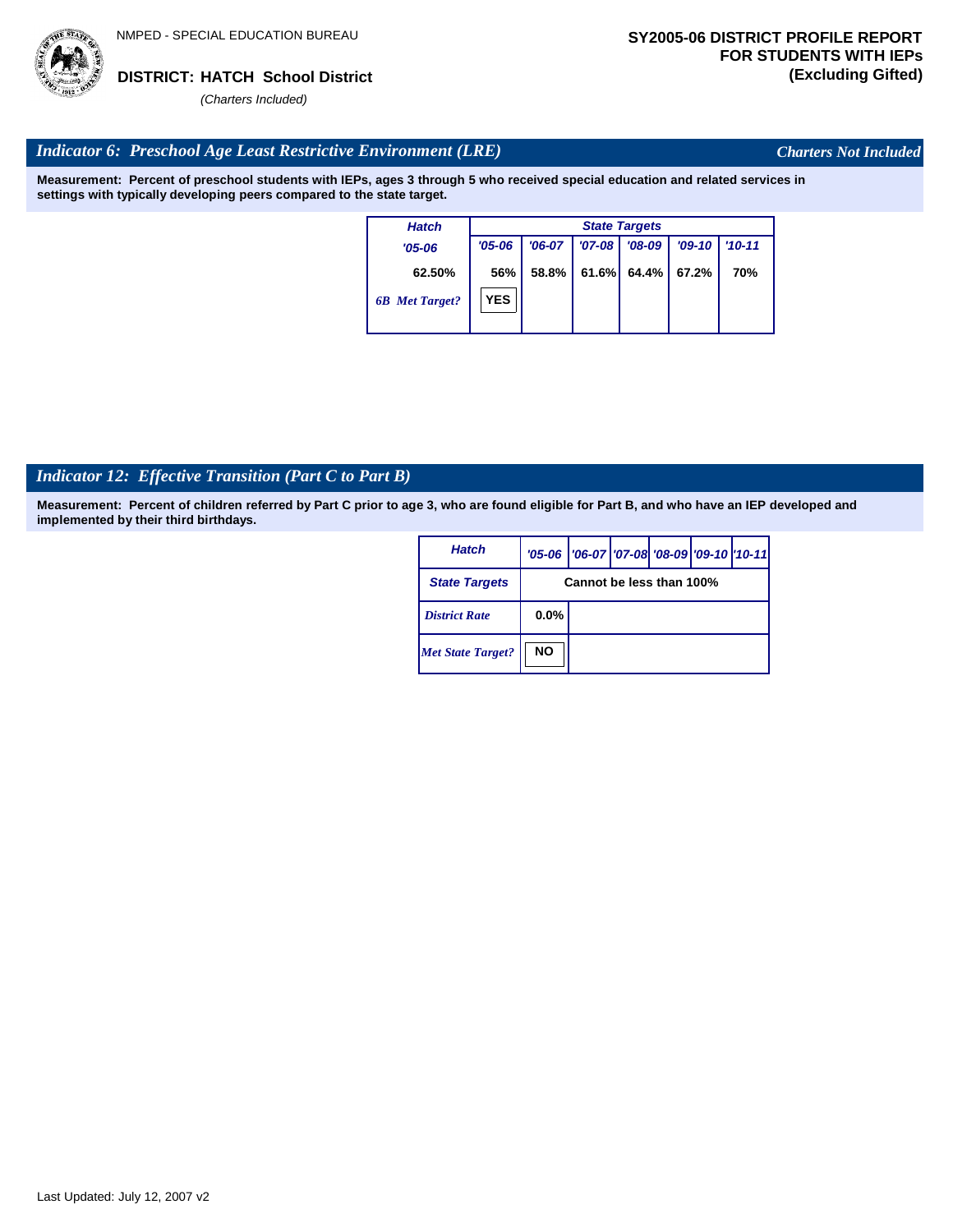NMPED - SPECIAL EDUCATION BUREAU

**DISTRICT: HATCH School District**

*(Charters Included)*

**SY2005-06 DISTRICT PROFILE REPORT FOR STUDENTS WITH IEPs (Excluding Gifted)**

## *Indicator 6: Preschool Age Least Restrictive Environment (LRE)*

*Charters Not Included*

**Measurement: Percent of preschool students with IEPs, ages 3 through 5 who received special education and related services in settings with typically developing peers compared to the state target.**

| Hatch | State Targets | | | | | |
|---|---|---|---|---|---|---|
| '05-06 | '05-06 | '06-07 | '07-08 | '08-09 | '09-10 | '10-11 |
| 62.50% | 56% | 58.8% | 61.6% | 64.4% | 67.2% | 70% |
| 6B Met Target? | YES | | | | | |

## *Indicator 12: Effective Transition (Part C to Part B)*

**Measurement: Percent of children referred by Part C prior to age 3, who are found eligible for Part B, and who have an IEP developed and implemented by their third birthdays.**

| Hatch | '05-06 | '06-07 | '07-08 | '08-09 | '09-10 | '10-11 |
|---|---|---|---|---|---|---|
| State Targets | Cannot be less than 100% | | | | | |
| District Rate | 0.0% | | | | | |
| Met State Target? | NO | | | | | |

Last Updated: July 12, 2007 v2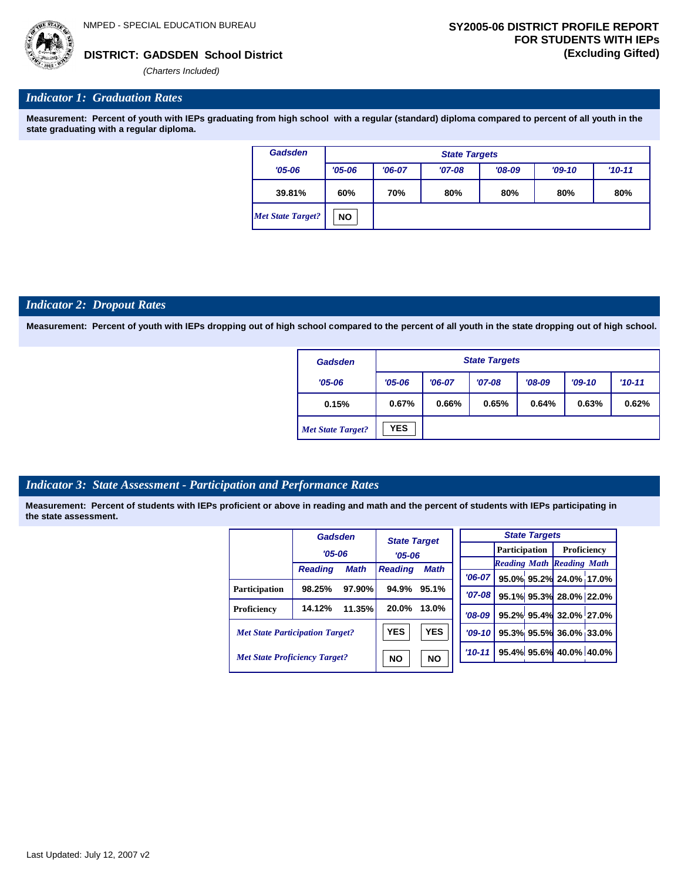NMPED - SPECIAL EDUCATION BUREAU

**DISTRICT: GADSDEN School District**

*(Charters Included)*

**SY2005-06 DISTRICT PROFILE REPORT FOR STUDENTS WITH IEPs (Excluding Gifted)**

## *Indicator 1: Graduation Rates*

**Measurement: Percent of youth with IEPs graduating from high school with a regular (standard) diploma compared to percent of all youth in the state graduating with a regular diploma.**

| Gadsden | State Targets | | | | | |
|---|---|---|---|---|---|---|
| '05-06 | '05-06 | '06-07 | '07-08 | '08-09 | '09-10 | '10-11 |
| 39.81% | 60% | 70% | 80% | 80% | 80% | 80% |
| *Met State Target?* | NO | | | | | |

## *Indicator 2: Dropout Rates*

**Measurement: Percent of youth with IEPs dropping out of high school compared to the percent of all youth in the state dropping out of high school.**

| Gadsden | State Targets | | | | | |
|---|---|---|---|---|---|---|
| '05-06 | '05-06 | '06-07 | '07-08 | '08-09 | '09-10 | '10-11 |
| 0.15% | 0.67% | 0.66% | 0.65% | 0.64% | 0.63% | 0.62% |
| *Met State Target?* | YES | | | | | |

## *Indicator 3: State Assessment - Participation and Performance Rates*

**Measurement: Percent of students with IEPs proficient or above in reading and math and the percent of students with IEPs participating in the state assessment.**

| | Gadsden '05-06 | | State Target '05-06 | |
|---|---|---|---|---|
| | Reading | Math | Reading | Math |
| Participation | 98.25% | 97.90% | 94.9% | 95.1% |
| Proficiency | 14.12% | 11.35% | 20.0% | 13.0% |
| *Met State Participation Target?* | | | YES | YES |
| *Met State Proficiency Target?* | | | NO | NO |

| State Targets | Participation | | Proficiency | |
|---|---|---|---|---|
| | Reading | Math | Reading | Math |
| '06-07 | 95.0% | 95.2% | 24.0% | 17.0% |
| '07-08 | 95.1% | 95.3% | 28.0% | 22.0% |
| '08-09 | 95.2% | 95.4% | 32.0% | 27.0% |
| '09-10 | 95.3% | 95.5% | 36.0% | 33.0% |
| '10-11 | 95.4% | 95.6% | 40.0% | 40.0% |

Last Updated: July 12, 2007 v2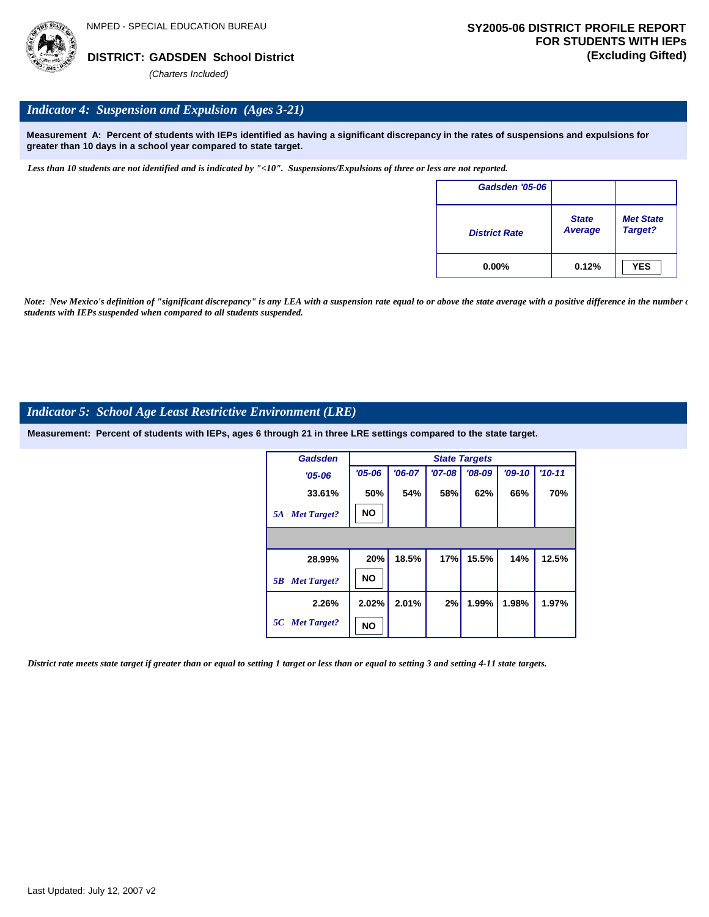NMPED - SPECIAL EDUCATION BUREAU

**DISTRICT: GADSDEN School District**

*(Charters Included)*

**SY2005-06 DISTRICT PROFILE REPORT FOR STUDENTS WITH IEPs (Excluding Gifted)**

## *Indicator 4: Suspension and Expulsion (Ages 3-21)*

**Measurement A: Percent of students with IEPs identified as having a significant discrepancy in the rates of suspensions and expulsions for greater than 10 days in a school year compared to state target.**

*Less than 10 students are not identified and is indicated by "<10". Suspensions/Expulsions of three or less are not reported.*

| Gadsden '05-06 | | |
|---|---|---|
| District Rate | State Average | Met State Target? |
| 0.00% | 0.12% | YES |

*Note: New Mexico's definition of "significant discrepancy" is any LEA with a suspension rate equal to or above the state average with a positive difference in the number of students with IEPs suspended when compared to all students suspended.*

## *Indicator 5: School Age Least Restrictive Environment (LRE)*

**Measurement: Percent of students with IEPs, ages 6 through 21 in three LRE settings compared to the state target.**

| Gadsden | State Targets | | | | | |
|---|---|---|---|---|---|---|
| '05-06 | '05-06 | '06-07 | '07-08 | '08-09 | '09-10 | '10-11 |
| 33.61% | 50% | 54% | 58% | 62% | 66% | 70% |
| *5A Met Target?* | NO | | | | | |
| 28.99% | 20% | 18.5% | 17% | 15.5% | 14% | 12.5% |
| *5B Met Target?* | NO | | | | | |
| 2.26% | 2.02% | 2.01% | 2% | 1.99% | 1.98% | 1.97% |
| *5C Met Target?* | NO | | | | | |

*District rate meets state target if greater than or equal to setting 1 target or less than or equal to setting 3 and setting 4-11 state targets.*

Last Updated: July 12, 2007 v2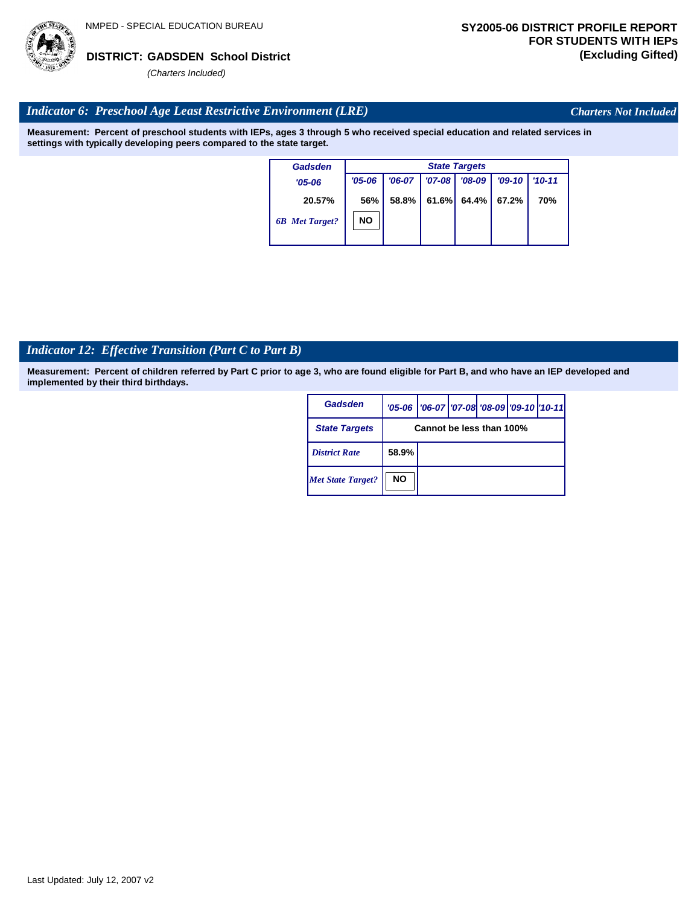NMPED - SPECIAL EDUCATION BUREAU

**DISTRICT: GADSDEN School District**

*(Charters Included)*

**SY2005-06 DISTRICT PROFILE REPORT FOR STUDENTS WITH IEPs (Excluding Gifted)**

## *Indicator 6: Preschool Age Least Restrictive Environment (LRE)*

*Charters Not Included*

**Measurement: Percent of preschool students with IEPs, ages 3 through 5 who received special education and related services in settings with typically developing peers compared to the state target.**

| Gadsden | State Targets | | | | | |
|---|---|---|---|---|---|---|
| *'05-06* | *'05-06* | *'06-07* | *'07-08* | *'08-09* | *'09-10* | *'10-11* |
| 20.57% | 56% | 58.8% | 61.6% | 64.4% | 67.2% | 70% |
| *6B Met Target?* | NO | | | | | |

## *Indicator 12: Effective Transition (Part C to Part B)*

**Measurement: Percent of children referred by Part C prior to age 3, who are found eligible for Part B, and who have an IEP developed and implemented by their third birthdays.**

| Gadsden | '05-06 | '06-07 | '07-08 | '08-09 | '09-10 | '10-11 |
|---|---|---|---|---|---|---|
| State Targets | Cannot be less than 100% | | | | | |
| *District Rate* | 58.9% | | | | | |
| *Met State Target?* | NO | | | | | |

Last Updated: July 12, 2007 v2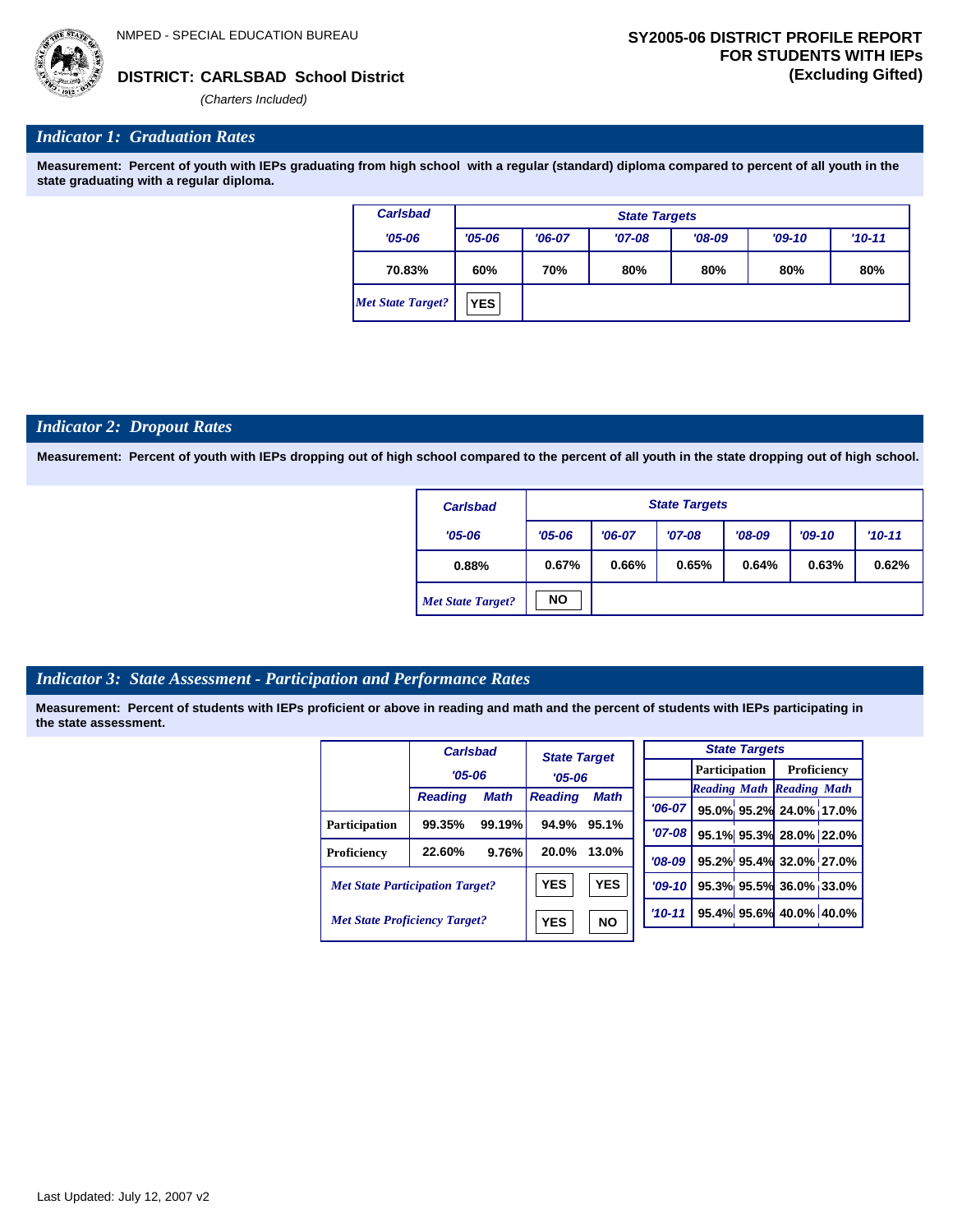NMPED - SPECIAL EDUCATION BUREAU

**DISTRICT: CARLSBAD School District**

*(Charters Included)*

**SY2005-06 DISTRICT PROFILE REPORT FOR STUDENTS WITH IEPs (Excluding Gifted)**

## *Indicator 1: Graduation Rates*

**Measurement: Percent of youth with IEPs graduating from high school with a regular (standard) diploma compared to percent of all youth in the state graduating with a regular diploma.**

| Carlsbad | State Targets | | | | | |
|---|---|---|---|---|---|---|
| '05-06 | '05-06 | '06-07 | '07-08 | '08-09 | '09-10 | '10-11 |
| 70.83% | 60% | 70% | 80% | 80% | 80% | 80% |
| *Met State Target?* | YES | | | | | |

## *Indicator 2: Dropout Rates*

**Measurement: Percent of youth with IEPs dropping out of high school compared to the percent of all youth in the state dropping out of high school.**

| Carlsbad | State Targets | | | | | |
|---|---|---|---|---|---|---|
| '05-06 | '05-06 | '06-07 | '07-08 | '08-09 | '09-10 | '10-11 |
| 0.88% | 0.67% | 0.66% | 0.65% | 0.64% | 0.63% | 0.62% |
| *Met State Target?* | NO | | | | | |

## *Indicator 3: State Assessment - Participation and Performance Rates*

**Measurement: Percent of students with IEPs proficient or above in reading and math and the percent of students with IEPs participating in the state assessment.**

| | Carlsbad '05-06 | | State Target '05-06 | |
|---|---|---|---|---|
| | Reading | Math | Reading | Math |
| Participation | 99.35% | 99.19% | 94.9% | 95.1% |
| Proficiency | 22.60% | 9.76% | 20.0% | 13.0% |
| *Met State Participation Target?* | | | YES | YES |
| *Met State Proficiency Target?* | | | YES | NO |

| State Targets | Participation | | Proficiency | |
|---|---|---|---|---|
| | Reading | Math | Reading | Math |
| '06-07 | 95.0% | 95.2% | 24.0% | 17.0% |
| '07-08 | 95.1% | 95.3% | 28.0% | 22.0% |
| '08-09 | 95.2% | 95.4% | 32.0% | 27.0% |
| '09-10 | 95.3% | 95.5% | 36.0% | 33.0% |
| '10-11 | 95.4% | 95.6% | 40.0% | 40.0% |

Last Updated: July 12, 2007 v2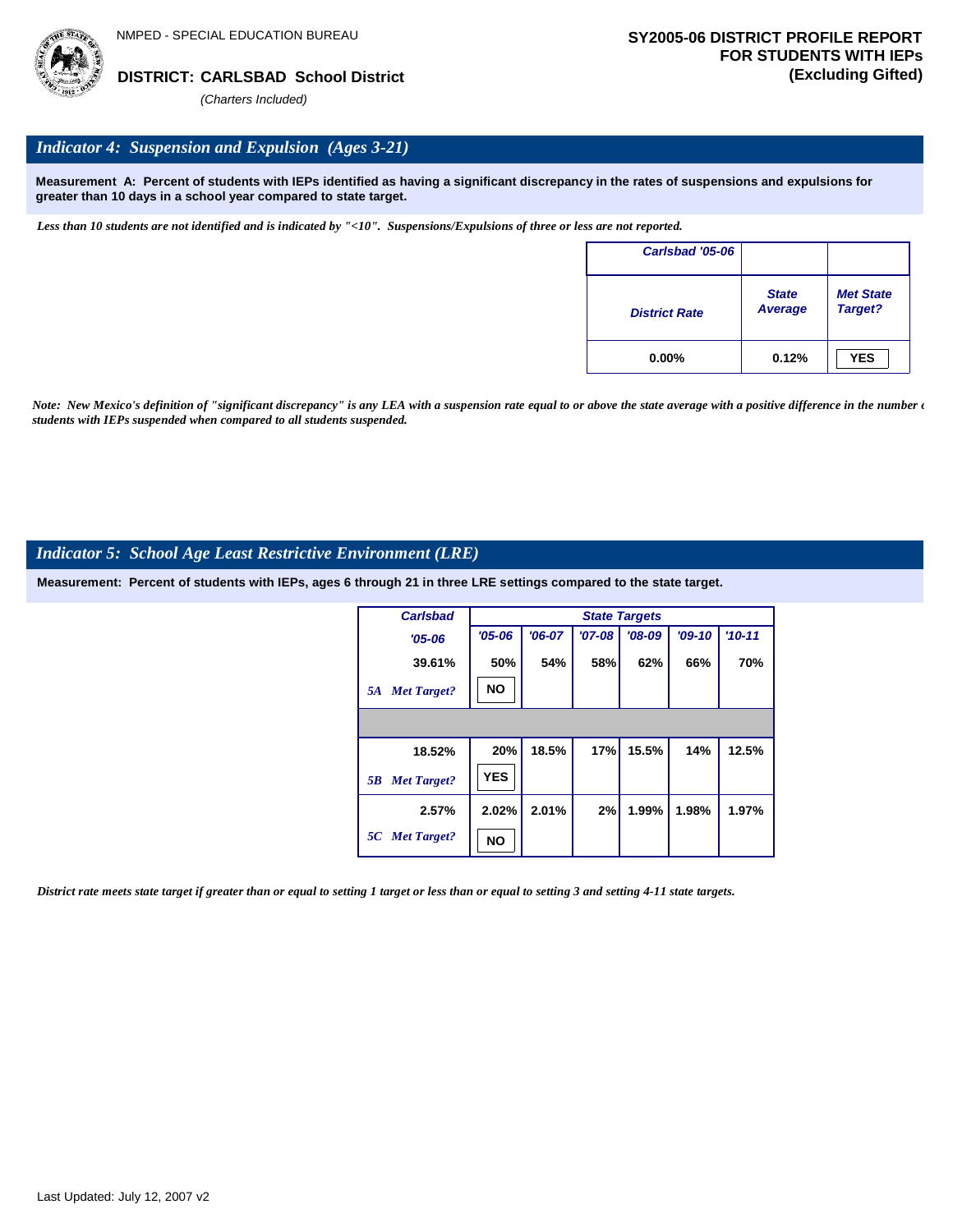NMPED - SPECIAL EDUCATION BUREAU

**DISTRICT: CARLSBAD School District**

*(Charters Included)*

**SY2005-06 DISTRICT PROFILE REPORT FOR STUDENTS WITH IEPs (Excluding Gifted)**

## *Indicator 4: Suspension and Expulsion (Ages 3-21)*

**Measurement A: Percent of students with IEPs identified as having a significant discrepancy in the rates of suspensions and expulsions for greater than 10 days in a school year compared to state target.**

*Less than 10 students are not identified and is indicated by "<10". Suspensions/Expulsions of three or less are not reported.*

| Carlsbad '05-06 | | |
|---|---|---|
| District Rate | State Average | Met State Target? |
| 0.00% | 0.12% | YES |

*Note: New Mexico's definition of "significant discrepancy" is any LEA with a suspension rate equal to or above the state average with a positive difference in the number of students with IEPs suspended when compared to all students suspended.*

## *Indicator 5: School Age Least Restrictive Environment (LRE)*

**Measurement: Percent of students with IEPs, ages 6 through 21 in three LRE settings compared to the state target.**

| Carlsbad | State Targets | | | | | |
|---|---|---|---|---|---|---|
| '05-06 | '05-06 | '06-07 | '07-08 | '08-09 | '09-10 | '10-11 |
| 39.61% | 50% | 54% | 58% | 62% | 66% | 70% |
| 5A Met Target? | NO | | | | | |
| | | | | | | |
| 18.52% | 20% | 18.5% | 17% | 15.5% | 14% | 12.5% |
| 5B Met Target? | YES | | | | | |
| 2.57% | 2.02% | 2.01% | 2% | 1.99% | 1.98% | 1.97% |
| 5C Met Target? | NO | | | | | |

*District rate meets state target if greater than or equal to setting 1 target or less than or equal to setting 3 and setting 4-11 state targets.*

Last Updated: July 12, 2007 v2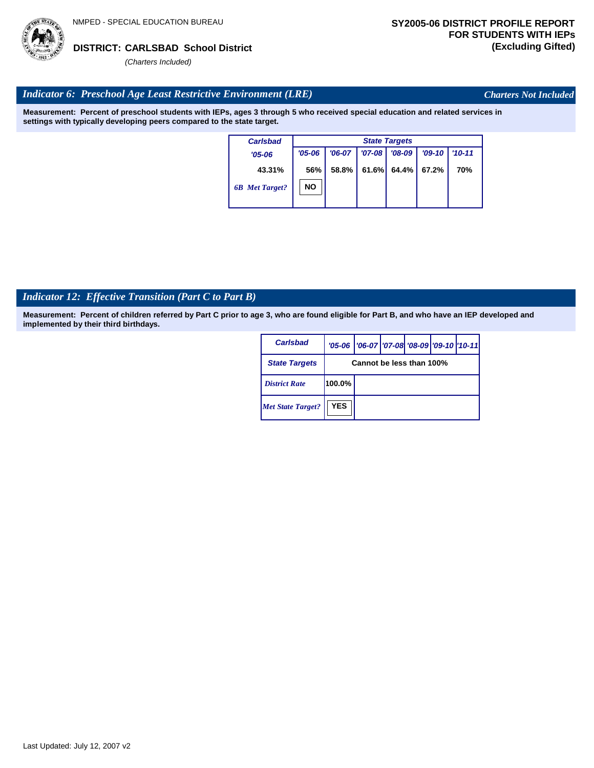NMPED - SPECIAL EDUCATION BUREAU

**DISTRICT: CARLSBAD School District**

*(Charters Included)*

**SY2005-06 DISTRICT PROFILE REPORT FOR STUDENTS WITH IEPs (Excluding Gifted)**

## *Indicator 6: Preschool Age Least Restrictive Environment (LRE)*

*Charters Not Included*

**Measurement: Percent of preschool students with IEPs, ages 3 through 5 who received special education and related services in settings with typically developing peers compared to the state target.**

| Carlsbad | State Targets | | | | | |
|---|---|---|---|---|---|---|
| '05-06 | '05-06 | '06-07 | '07-08 | '08-09 | '09-10 | '10-11 |
| 43.31% | 56% | 58.8% | 61.6% | 64.4% | 67.2% | 70% |
| *6B Met Target?* | NO | | | | | |

## *Indicator 12: Effective Transition (Part C to Part B)*

**Measurement: Percent of children referred by Part C prior to age 3, who are found eligible for Part B, and who have an IEP developed and implemented by their third birthdays.**

| Carlsbad | '05-06 | '06-07 | '07-08 | '08-09 | '09-10 | '10-11 |
|---|---|---|---|---|---|---|
| State Targets | Cannot be less than 100% | | | | | |
| *District Rate* | 100.0% | | | | | |
| *Met State Target?* | YES | | | | | |

Last Updated: July 12, 2007 v2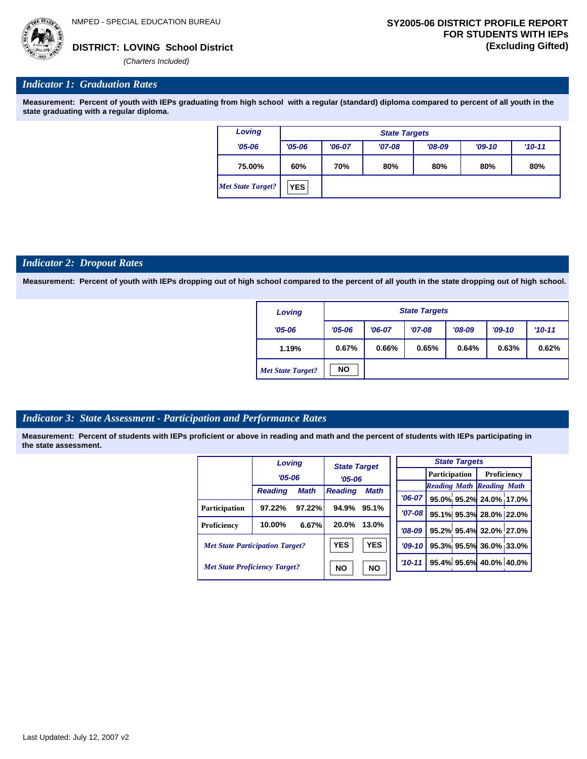NMPED - SPECIAL EDUCATION BUREAU

**DISTRICT: LOVING School District**

*(Charters Included)*

**SY2005-06 DISTRICT PROFILE REPORT FOR STUDENTS WITH IEPs (Excluding Gifted)**

## *Indicator 1: Graduation Rates*

**Measurement: Percent of youth with IEPs graduating from high school with a regular (standard) diploma compared to percent of all youth in the state graduating with a regular diploma.**

| Loving | State Targets | | | | | |
|---|---|---|---|---|---|---|
| '05-06 | '05-06 | '06-07 | '07-08 | '08-09 | '09-10 | '10-11 |
| 75.00% | 60% | 70% | 80% | 80% | 80% | 80% |
| *Met State Target?* | YES | | | | | |

## *Indicator 2: Dropout Rates*

**Measurement: Percent of youth with IEPs dropping out of high school compared to the percent of all youth in the state dropping out of high school.**

| Loving | State Targets | | | | | |
|---|---|---|---|---|---|---|
| '05-06 | '05-06 | '06-07 | '07-08 | '08-09 | '09-10 | '10-11 |
| 1.19% | 0.67% | 0.66% | 0.65% | 0.64% | 0.63% | 0.62% |
| *Met State Target?* | NO | | | | | |

## *Indicator 3: State Assessment - Participation and Performance Rates*

**Measurement: Percent of students with IEPs proficient or above in reading and math and the percent of students with IEPs participating in the state assessment.**

| | Loving '05-06 | | State Target '05-06 | |
|---|---|---|---|---|
| | Reading | Math | Reading | Math |
| Participation | 97.22% | 97.22% | 94.9% | 95.1% |
| Proficiency | 10.00% | 6.67% | 20.0% | 13.0% |
| *Met State Participation Target?* | | | YES | YES |
| *Met State Proficiency Target?* | | | NO | NO |

| State Targets | Participation | | Proficiency | |
|---|---|---|---|---|
| | Reading | Math | Reading | Math |
| '06-07 | 95.0% | 95.2% | 24.0% | 17.0% |
| '07-08 | 95.1% | 95.3% | 28.0% | 22.0% |
| '08-09 | 95.2% | 95.4% | 32.0% | 27.0% |
| '09-10 | 95.3% | 95.5% | 36.0% | 33.0% |
| '10-11 | 95.4% | 95.6% | 40.0% | 40.0% |

Last Updated: July 12, 2007 v2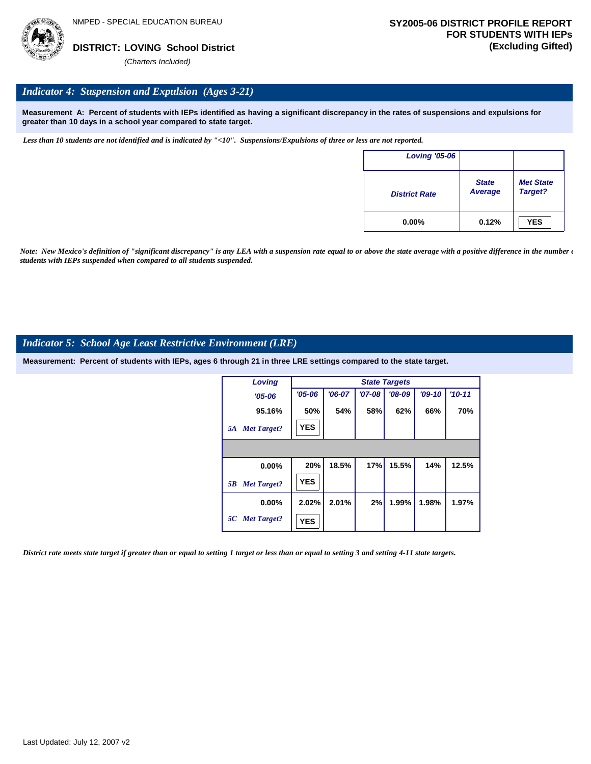NMPED - SPECIAL EDUCATION BUREAU

**DISTRICT: LOVING School District**

*(Charters Included)*

**SY2005-06 DISTRICT PROFILE REPORT FOR STUDENTS WITH IEPs (Excluding Gifted)**

## *Indicator 4: Suspension and Expulsion (Ages 3-21)*

**Measurement A: Percent of students with IEPs identified as having a significant discrepancy in the rates of suspensions and expulsions for greater than 10 days in a school year compared to state target.**

*Less than 10 students are not identified and is indicated by "<10". Suspensions/Expulsions of three or less are not reported.*

| Loving '05-06 | | |
|---|---|---|
| District Rate | State Average | Met State Target? |
| 0.00% | 0.12% | YES |

*Note: New Mexico's definition of "significant discrepancy" is any LEA with a suspension rate equal to or above the state average with a positive difference in the number of students with IEPs suspended when compared to all students suspended.*

## *Indicator 5: School Age Least Restrictive Environment (LRE)*

**Measurement: Percent of students with IEPs, ages 6 through 21 in three LRE settings compared to the state target.**

| Loving | State Targets | | | | | |
|---|---|---|---|---|---|---|
| '05-06 | '05-06 | '06-07 | '07-08 | '08-09 | '09-10 | '10-11 |
| 95.16% | 50% | 54% | 58% | 62% | 66% | 70% |
| *5A Met Target?* | YES | | | | | |
| | | | | | | |
| 0.00% | 20% | 18.5% | 17% | 15.5% | 14% | 12.5% |
| *5B Met Target?* | YES | | | | | |
| 0.00% | 2.02% | 2.01% | 2% | 1.99% | 1.98% | 1.97% |
| *5C Met Target?* | YES | | | | | |

*District rate meets state target if greater than or equal to setting 1 target or less than or equal to setting 3 and setting 4-11 state targets.*

Last Updated: July 12, 2007 v2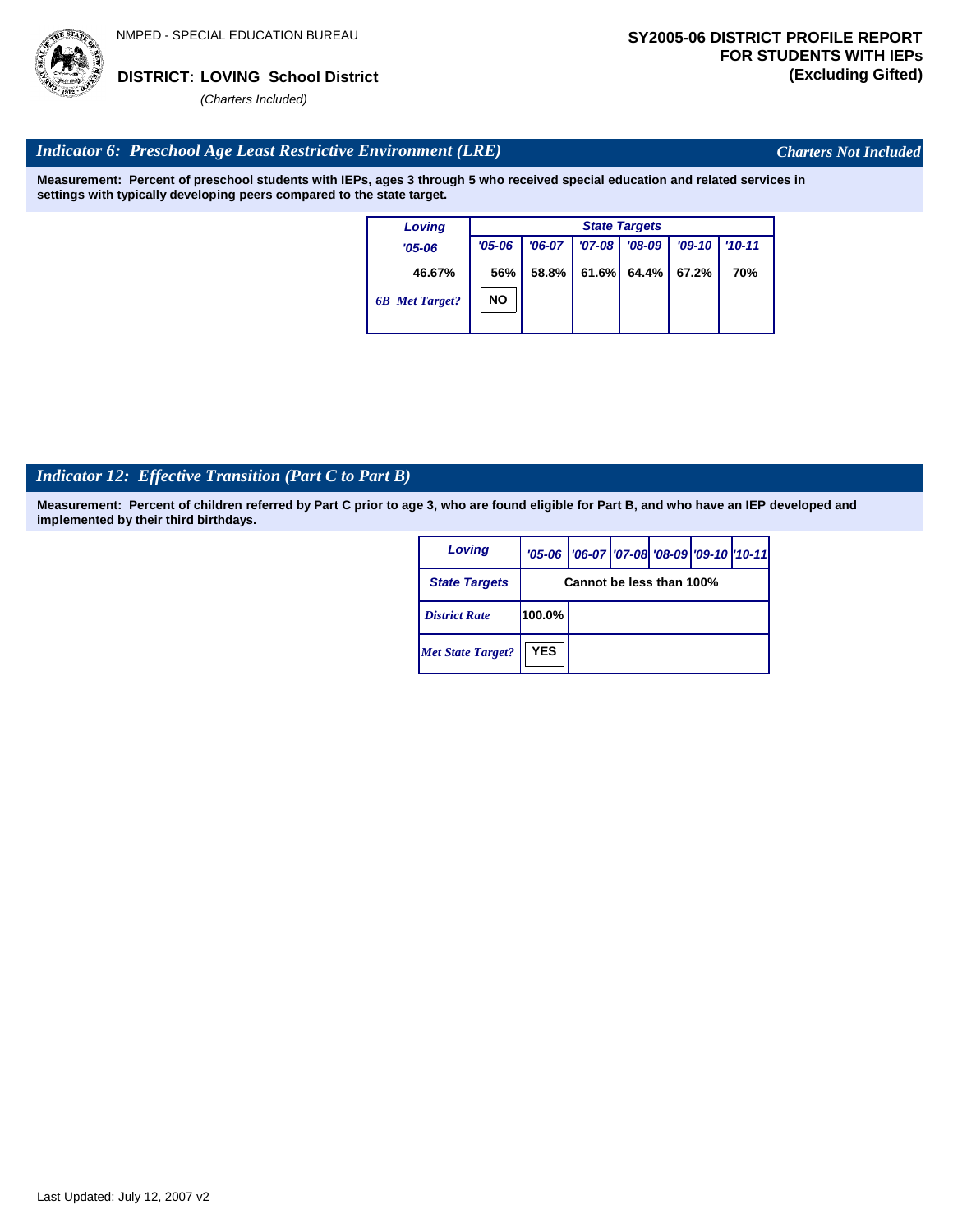NMPED - SPECIAL EDUCATION BUREAU

**DISTRICT: LOVING School District**

*(Charters Included)*

**SY2005-06 DISTRICT PROFILE REPORT FOR STUDENTS WITH IEPs (Excluding Gifted)**

## *Indicator 6: Preschool Age Least Restrictive Environment (LRE)*

*Charters Not Included*

**Measurement: Percent of preschool students with IEPs, ages 3 through 5 who received special education and related services in settings with typically developing peers compared to the state target.**

| Loving | State Targets | | | | | |
|---|---|---|---|---|---|---|
| *'05-06* | *'05-06* | *'06-07* | *'07-08* | *'08-09* | *'09-10* | *'10-11* |
| 46.67% | 56% | 58.8% | 61.6% | 64.4% | 67.2% | 70% |
| *6B Met Target?* | NO | | | | | |

## *Indicator 12: Effective Transition (Part C to Part B)*

**Measurement: Percent of children referred by Part C prior to age 3, who are found eligible for Part B, and who have an IEP developed and implemented by their third birthdays.**

| Loving | '05-06 | '06-07 | '07-08 | '08-09 | '09-10 | '10-11 |
|---|---|---|---|---|---|---|
| State Targets | Cannot be less than 100% | | | | | |
| *District Rate* | 100.0% | | | | | |
| *Met State Target?* | YES | | | | | |

Last Updated: July 12, 2007 v2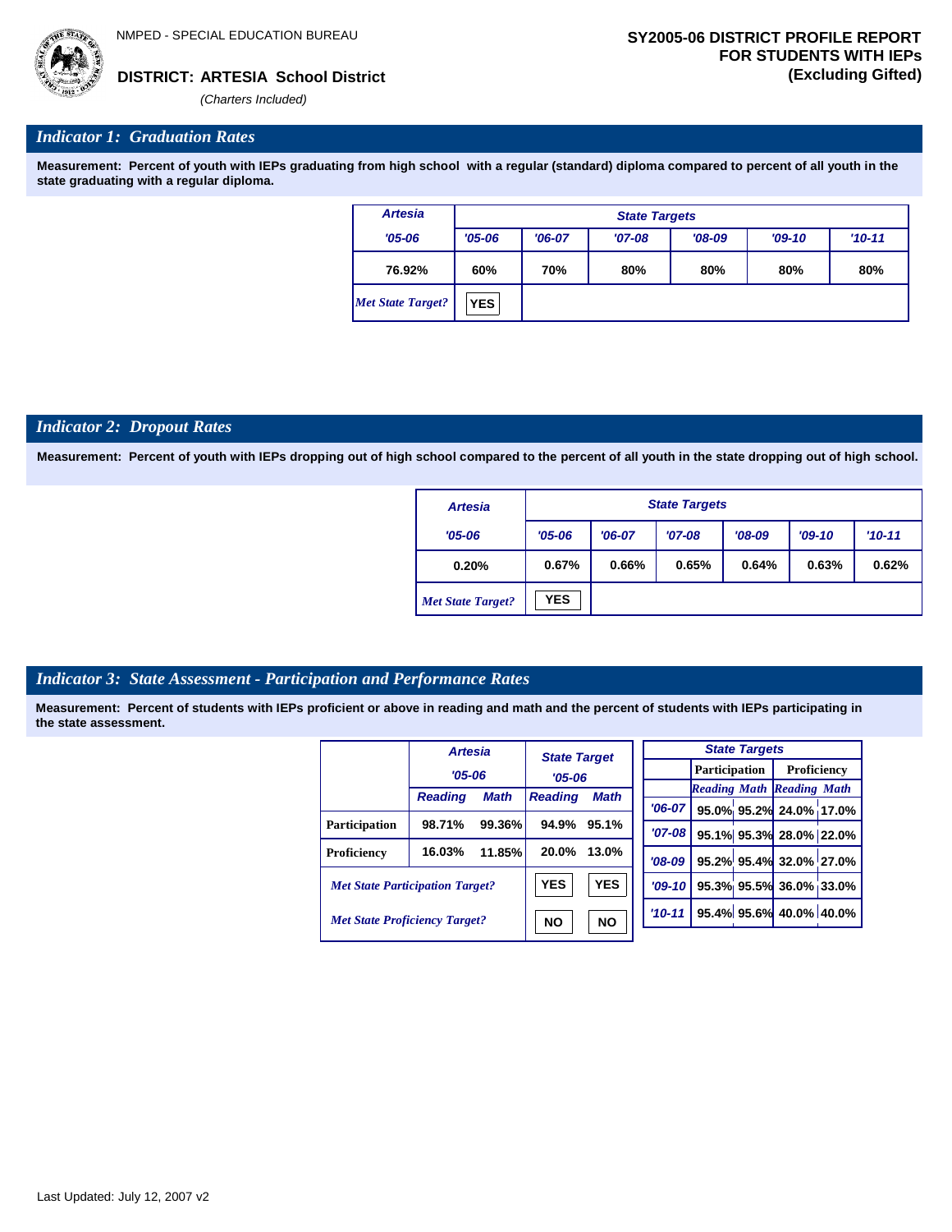NMPED - SPECIAL EDUCATION BUREAU

# SY2005-06 DISTRICT PROFILE REPORT FOR STUDENTS WITH IEPs (Excluding Gifted)

**DISTRICT: ARTESIA School District**

*(Charters Included)*

## *Indicator 1: Graduation Rates*

**Measurement: Percent of youth with IEPs graduating from high school with a regular (standard) diploma compared to percent of all youth in the state graduating with a regular diploma.**

| Artesia | State Targets | | | | | |
|---|---|---|---|---|---|---|
| '05-06 | '05-06 | '06-07 | '07-08 | '08-09 | '09-10 | '10-11 |
| 76.92% | 60% | 70% | 80% | 80% | 80% | 80% |
| *Met State Target?* | YES | | | | | |

## *Indicator 2: Dropout Rates*

**Measurement: Percent of youth with IEPs dropping out of high school compared to the percent of all youth in the state dropping out of high school.**

| Artesia | State Targets | | | | | |
|---|---|---|---|---|---|---|
| '05-06 | '05-06 | '06-07 | '07-08 | '08-09 | '09-10 | '10-11 |
| 0.20% | 0.67% | 0.66% | 0.65% | 0.64% | 0.63% | 0.62% |
| *Met State Target?* | YES | | | | | |

## *Indicator 3: State Assessment - Participation and Performance Rates*

**Measurement: Percent of students with IEPs proficient or above in reading and math and the percent of students with IEPs participating in the state assessment.**

| | Artesia '05-06 | | State Target '05-06 | |
|---|---|---|---|---|
| | Reading | Math | Reading | Math |
| Participation | 98.71% | 99.36% | 94.9% | 95.1% |
| Proficiency | 16.03% | 11.85% | 20.0% | 13.0% |
| *Met State Participation Target?* | | | YES | YES |
| *Met State Proficiency Target?* | | | NO | NO |

| State Targets | Participation | | Proficiency | |
|---|---|---|---|---|
| | Reading | Math | Reading | Math |
| '06-07 | 95.0% | 95.2% | 24.0% | 17.0% |
| '07-08 | 95.1% | 95.3% | 28.0% | 22.0% |
| '08-09 | 95.2% | 95.4% | 32.0% | 27.0% |
| '09-10 | 95.3% | 95.5% | 36.0% | 33.0% |
| '10-11 | 95.4% | 95.6% | 40.0% | 40.0% |

Last Updated: July 12, 2007 v2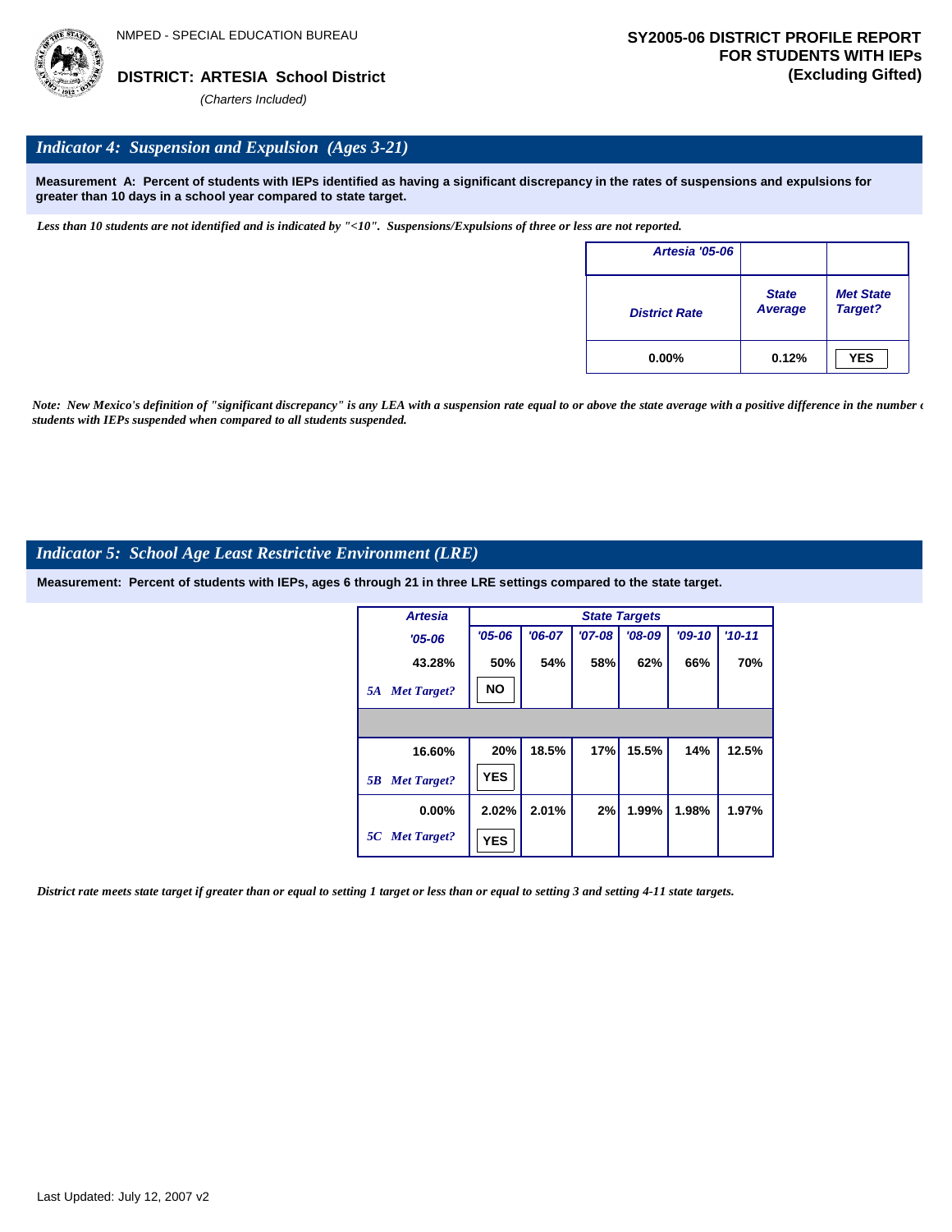NMPED - SPECIAL EDUCATION BUREAU

**DISTRICT: ARTESIA School District**

*(Charters Included)*

**SY2005-06 DISTRICT PROFILE REPORT FOR STUDENTS WITH IEPs (Excluding Gifted)**

## *Indicator 4: Suspension and Expulsion (Ages 3-21)*

**Measurement A: Percent of students with IEPs identified as having a significant discrepancy in the rates of suspensions and expulsions for greater than 10 days in a school year compared to state target.**

*Less than 10 students are not identified and is indicated by "<10". Suspensions/Expulsions of three or less are not reported.*

| Artesia '05-06 | | |
|---|---|---|
| District Rate | State Average | Met State Target? |
| 0.00% | 0.12% | YES |

*Note: New Mexico's definition of "significant discrepancy" is any LEA with a suspension rate equal to or above the state average with a positive difference in the number of students with IEPs suspended when compared to all students suspended.*

## *Indicator 5: School Age Least Restrictive Environment (LRE)*

**Measurement: Percent of students with IEPs, ages 6 through 21 in three LRE settings compared to the state target.**

| Artesia | State Targets | | | | | |
|---|---|---|---|---|---|---|
| '05-06 | '05-06 | '06-07 | '07-08 | '08-09 | '09-10 | '10-11 |
| 43.28% | 50% | 54% | 58% | 62% | 66% | 70% |
| *5A Met Target?* | NO | | | | | |
| | | | | | | |
| 16.60% | 20% | 18.5% | 17% | 15.5% | 14% | 12.5% |
| *5B Met Target?* | YES | | | | | |
| 0.00% | 2.02% | 2.01% | 2% | 1.99% | 1.98% | 1.97% |
| *5C Met Target?* | YES | | | | | |

*District rate meets state target if greater than or equal to setting 1 target or less than or equal to setting 3 and setting 4-11 state targets.*

Last Updated: July 12, 2007 v2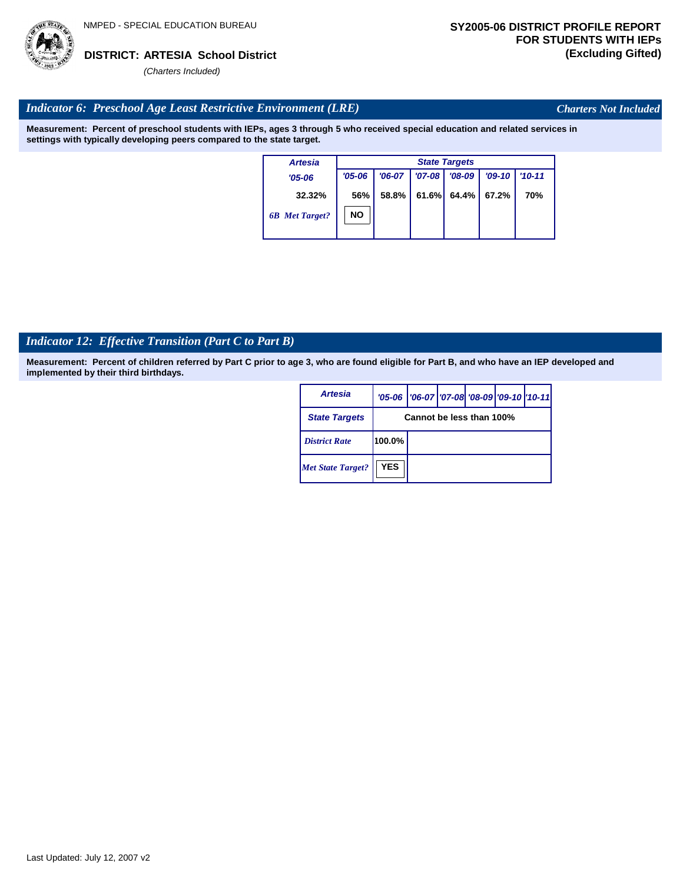NMPED - SPECIAL EDUCATION BUREAU

**DISTRICT: ARTESIA School District**

*(Charters Included)*

**SY2005-06 DISTRICT PROFILE REPORT FOR STUDENTS WITH IEPs (Excluding Gifted)**

## *Indicator 6: Preschool Age Least Restrictive Environment (LRE)*

*Charters Not Included*

**Measurement: Percent of preschool students with IEPs, ages 3 through 5 who received special education and related services in settings with typically developing peers compared to the state target.**

| Artesia | State Targets | | | | | |
|---|---|---|---|---|---|---|
| *'05-06* | *'05-06* | *'06-07* | *'07-08* | *'08-09* | *'09-10* | *'10-11* |
| 32.32% | 56% | 58.8% | 61.6% | 64.4% | 67.2% | 70% |
| *6B Met Target?* | NO | | | | | |

## *Indicator 12: Effective Transition (Part C to Part B)*

**Measurement: Percent of children referred by Part C prior to age 3, who are found eligible for Part B, and who have an IEP developed and implemented by their third birthdays.**

| Artesia | '05-06 | '06-07 | '07-08 | '08-09 | '09-10 | '10-11 |
|---|---|---|---|---|---|---|
| State Targets | Cannot be less than 100% | | | | | |
| *District Rate* | 100.0% | | | | | |
| *Met State Target?* | YES | | | | | |

Last Updated: July 12, 2007 v2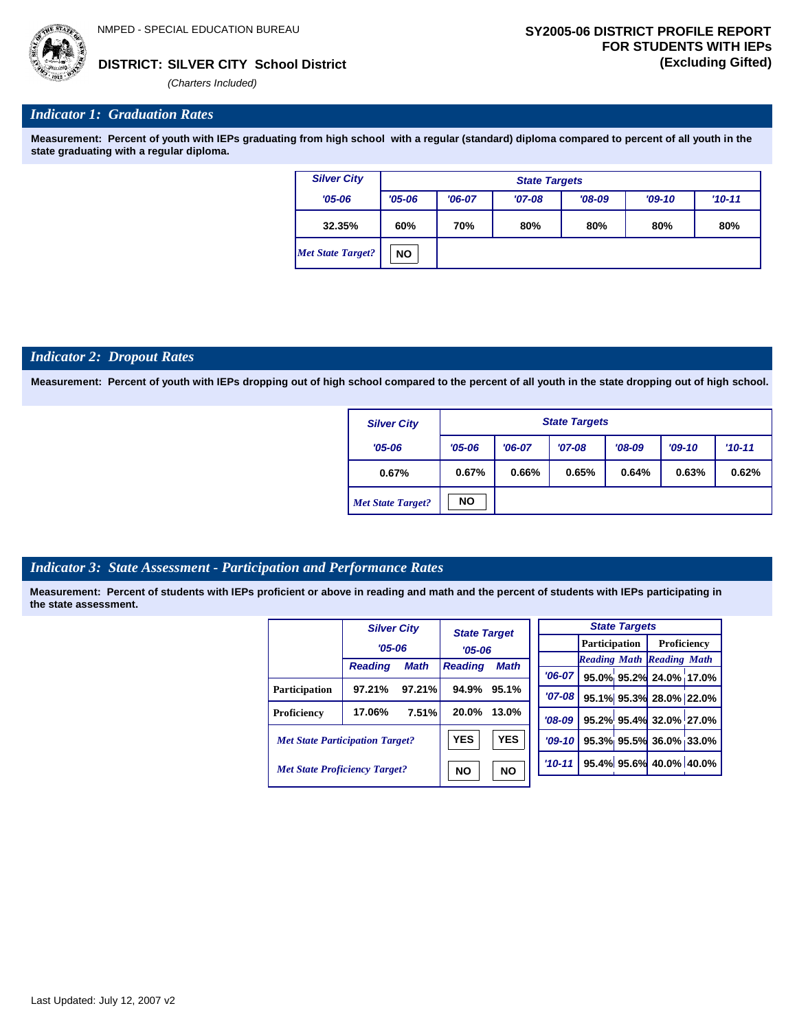NMPED - SPECIAL EDUCATION BUREAU

**DISTRICT: SILVER CITY School District**

*(Charters Included)*

**SY2005-06 DISTRICT PROFILE REPORT FOR STUDENTS WITH IEPs (Excluding Gifted)**

## *Indicator 1: Graduation Rates*

**Measurement: Percent of youth with IEPs graduating from high school with a regular (standard) diploma compared to percent of all youth in the state graduating with a regular diploma.**

| Silver City | State Targets | | | | | |
|---|---|---|---|---|---|---|
| '05-06 | '05-06 | '06-07 | '07-08 | '08-09 | '09-10 | '10-11 |
| 32.35% | 60% | 70% | 80% | 80% | 80% | 80% |
| *Met State Target?* | NO | | | | | |

## *Indicator 2: Dropout Rates*

**Measurement: Percent of youth with IEPs dropping out of high school compared to the percent of all youth in the state dropping out of high school.**

| Silver City | State Targets | | | | | |
|---|---|---|---|---|---|---|
| '05-06 | '05-06 | '06-07 | '07-08 | '08-09 | '09-10 | '10-11 |
| 0.67% | 0.67% | 0.66% | 0.65% | 0.64% | 0.63% | 0.62% |
| *Met State Target?* | NO | | | | | |

## *Indicator 3: State Assessment - Participation and Performance Rates*

**Measurement: Percent of students with IEPs proficient or above in reading and math and the percent of students with IEPs participating in the state assessment.**

| | Silver City '05-06 | | State Target '05-06 | |
|---|---|---|---|---|
| | Reading | Math | Reading | Math |
| Participation | 97.21% | 97.21% | 94.9% | 95.1% |
| Proficiency | 17.06% | 7.51% | 20.0% | 13.0% |
| *Met State Participation Target?* | | | YES | YES |
| *Met State Proficiency Target?* | | | NO | NO |

| State Targets | Participation | | Proficiency | |
|---|---|---|---|---|
| | Reading | Math | Reading | Math |
| '06-07 | 95.0% | 95.2% | 24.0% | 17.0% |
| '07-08 | 95.1% | 95.3% | 28.0% | 22.0% |
| '08-09 | 95.2% | 95.4% | 32.0% | 27.0% |
| '09-10 | 95.3% | 95.5% | 36.0% | 33.0% |
| '10-11 | 95.4% | 95.6% | 40.0% | 40.0% |

Last Updated: July 12, 2007 v2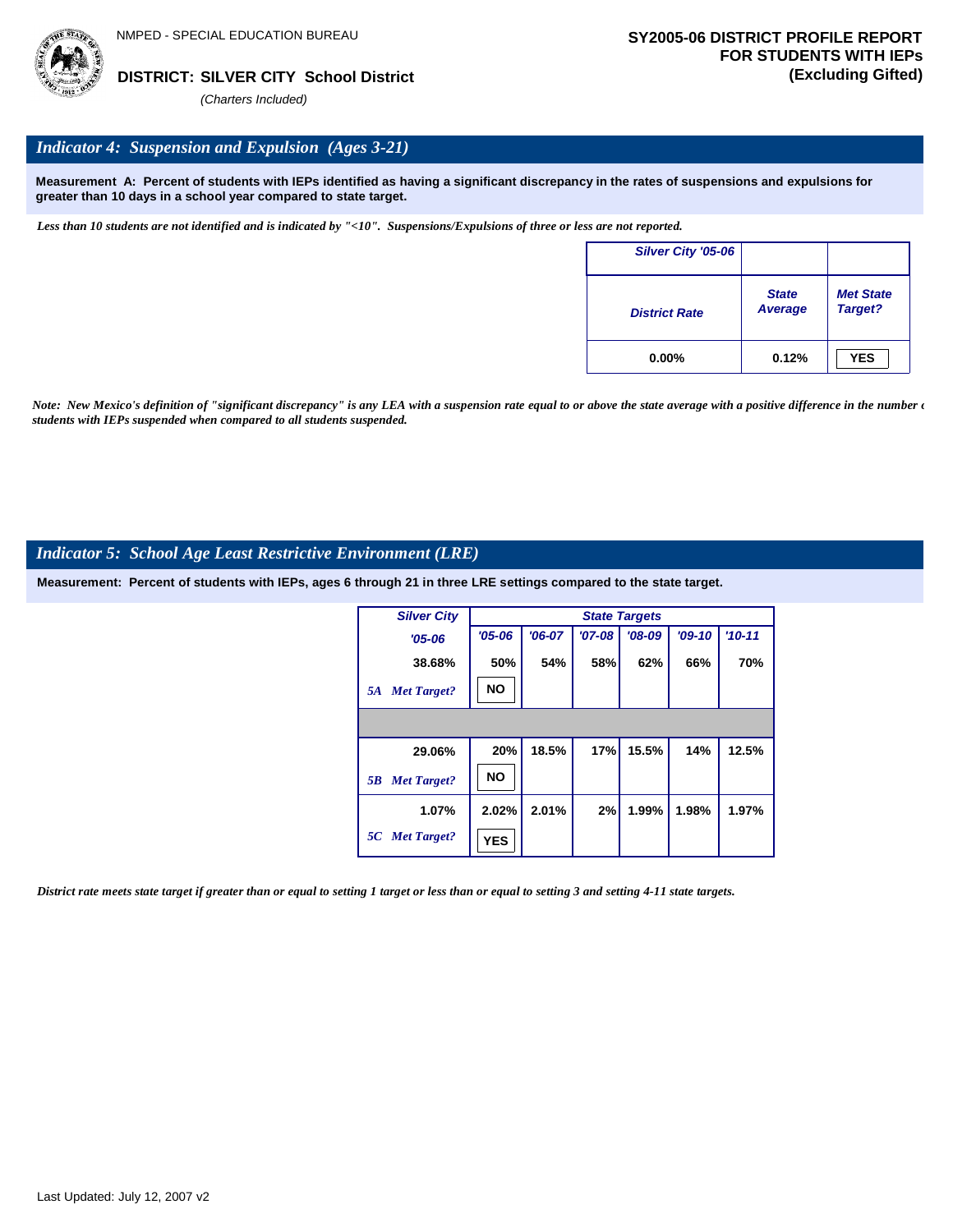NMPED - SPECIAL EDUCATION BUREAU

**DISTRICT: SILVER CITY School District**

*(Charters Included)*

**SY2005-06 DISTRICT PROFILE REPORT FOR STUDENTS WITH IEPs (Excluding Gifted)**

## *Indicator 4: Suspension and Expulsion (Ages 3-21)*

**Measurement A: Percent of students with IEPs identified as having a significant discrepancy in the rates of suspensions and expulsions for greater than 10 days in a school year compared to state target.**

*Less than 10 students are not identified and is indicated by "<10". Suspensions/Expulsions of three or less are not reported.*

| Silver City '05-06 | | |
|---|---|---|
| District Rate | State Average | Met State Target? |
| 0.00% | 0.12% | YES |

*Note: New Mexico's definition of "significant discrepancy" is any LEA with a suspension rate equal to or above the state average with a positive difference in the number of students with IEPs suspended when compared to all students suspended.*

## *Indicator 5: School Age Least Restrictive Environment (LRE)*

**Measurement: Percent of students with IEPs, ages 6 through 21 in three LRE settings compared to the state target.**

| Silver City '05-06 | State Targets '05-06 | '06-07 | '07-08 | '08-09 | '09-10 | '10-11 |
|---|---|---|---|---|---|---|
| 38.68% | 50% | 54% | 58% | 62% | 66% | 70% |
| *5A Met Target?* | NO | | | | | |
| 29.06% | 20% | 18.5% | 17% | 15.5% | 14% | 12.5% |
| *5B Met Target?* | NO | | | | | |
| 1.07% | 2.02% | 2.01% | 2% | 1.99% | 1.98% | 1.97% |
| *5C Met Target?* | YES | | | | | |

*District rate meets state target if greater than or equal to setting 1 target or less than or equal to setting 3 and setting 4-11 state targets.*

Last Updated: July 12, 2007 v2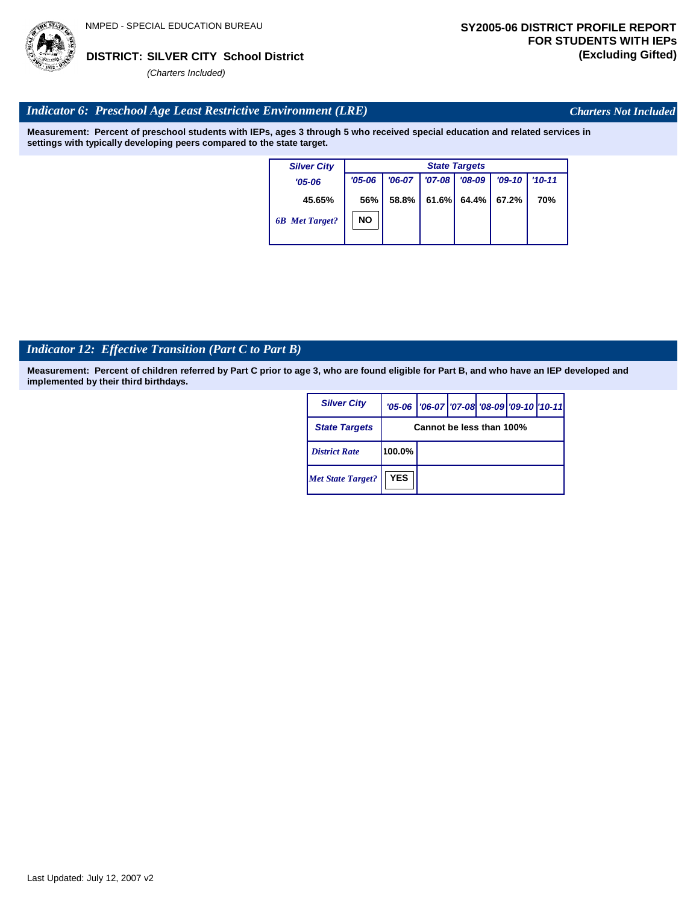NMPED - SPECIAL EDUCATION BUREAU

**DISTRICT: SILVER CITY School District**

*(Charters Included)*

**SY2005-06 DISTRICT PROFILE REPORT FOR STUDENTS WITH IEPs (Excluding Gifted)**

## *Indicator 6: Preschool Age Least Restrictive Environment (LRE)*

*Charters Not Included*

**Measurement: Percent of preschool students with IEPs, ages 3 through 5 who received special education and related services in settings with typically developing peers compared to the state target.**

| Silver City | State Targets | | | | | |
|---|---|---|---|---|---|---|
| '05-06 | '05-06 | '06-07 | '07-08 | '08-09 | '09-10 | '10-11 |
| 45.65% | 56% | 58.8% | 61.6% | 64.4% | 67.2% | 70% |
| 6B Met Target? | NO | | | | | |

## *Indicator 12: Effective Transition (Part C to Part B)*

**Measurement: Percent of children referred by Part C prior to age 3, who are found eligible for Part B, and who have an IEP developed and implemented by their third birthdays.**

| Silver City | '05-06 | '06-07 | '07-08 | '08-09 | '09-10 | '10-11 |
|---|---|---|---|---|---|---|
| State Targets | Cannot be less than 100% | | | | | |
| District Rate | 100.0% | | | | | |
| Met State Target? | YES | | | | | |

Last Updated: July 12, 2007 v2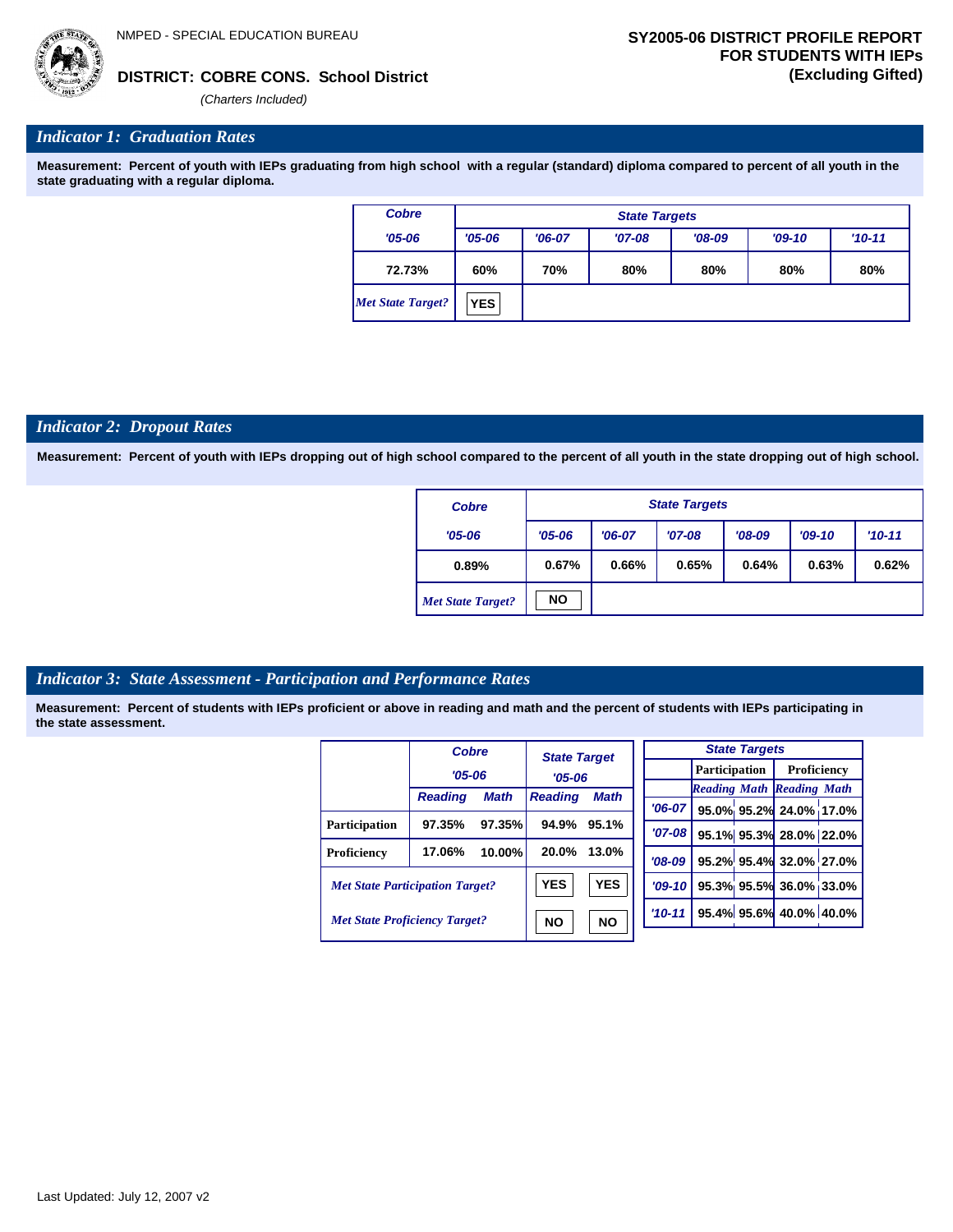NMPED - SPECIAL EDUCATION BUREAU

**DISTRICT: COBRE CONS. School District**

*(Charters Included)*

**SY2005-06 DISTRICT PROFILE REPORT FOR STUDENTS WITH IEPs (Excluding Gifted)**

## *Indicator 1: Graduation Rates*

**Measurement: Percent of youth with IEPs graduating from high school with a regular (standard) diploma compared to percent of all youth in the state graduating with a regular diploma.**

| Cobre | State Targets | | | | | |
|---|---|---|---|---|---|---|
| '05-06 | '05-06 | '06-07 | '07-08 | '08-09 | '09-10 | '10-11 |
| 72.73% | 60% | 70% | 80% | 80% | 80% | 80% |
| *Met State Target?* | YES | | | | | |

## *Indicator 2: Dropout Rates*

**Measurement: Percent of youth with IEPs dropping out of high school compared to the percent of all youth in the state dropping out of high school.**

| Cobre | State Targets | | | | | |
|---|---|---|---|---|---|---|
| '05-06 | '05-06 | '06-07 | '07-08 | '08-09 | '09-10 | '10-11 |
| 0.89% | 0.67% | 0.66% | 0.65% | 0.64% | 0.63% | 0.62% |
| *Met State Target?* | NO | | | | | |

## *Indicator 3: State Assessment - Participation and Performance Rates*

**Measurement: Percent of students with IEPs proficient or above in reading and math and the percent of students with IEPs participating in the state assessment.**

| | Cobre '05-06 | | State Target '05-06 | |
|---|---|---|---|---|
| | Reading | Math | Reading | Math |
| Participation | 97.35% | 97.35% | 94.9% | 95.1% |
| Proficiency | 17.06% | 10.00% | 20.0% | 13.0% |
| *Met State Participation Target?* | | | YES | YES |
| *Met State Proficiency Target?* | | | NO | NO |

| State Targets | Participation | | Proficiency | |
|---|---|---|---|---|
| | Reading | Math | Reading | Math |
| '06-07 | 95.0% | 95.2% | 24.0% | 17.0% |
| '07-08 | 95.1% | 95.3% | 28.0% | 22.0% |
| '08-09 | 95.2% | 95.4% | 32.0% | 27.0% |
| '09-10 | 95.3% | 95.5% | 36.0% | 33.0% |
| '10-11 | 95.4% | 95.6% | 40.0% | 40.0% |

Last Updated: July 12, 2007 v2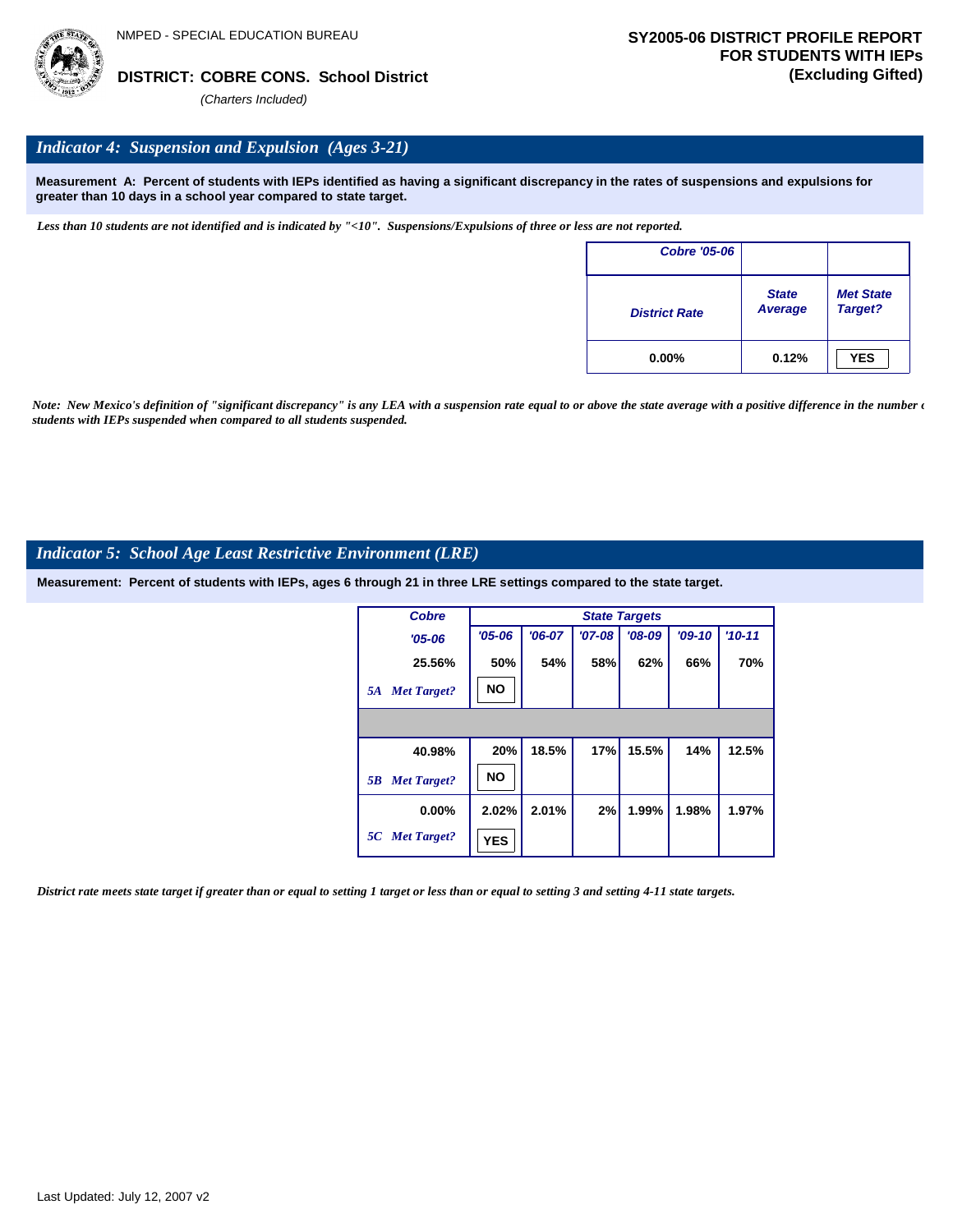NMPED - SPECIAL EDUCATION BUREAU

**DISTRICT: COBRE CONS. School District**

*(Charters Included)*

**SY2005-06 DISTRICT PROFILE REPORT FOR STUDENTS WITH IEPs (Excluding Gifted)**

## *Indicator 4: Suspension and Expulsion (Ages 3-21)*

**Measurement A: Percent of students with IEPs identified as having a significant discrepancy in the rates of suspensions and expulsions for greater than 10 days in a school year compared to state target.**

*Less than 10 students are not identified and is indicated by "<10". Suspensions/Expulsions of three or less are not reported.*

| Cobre '05-06 District Rate | State Average | Met State Target? |
|---|---|---|
| 0.00% | 0.12% | YES |

*Note: New Mexico's definition of "significant discrepancy" is any LEA with a suspension rate equal to or above the state average with a positive difference in the number of students with IEPs suspended when compared to all students suspended.*

## *Indicator 5: School Age Least Restrictive Environment (LRE)*

**Measurement: Percent of students with IEPs, ages 6 through 21 in three LRE settings compared to the state target.**

| Cobre '05-06 | State Targets '05-06 | '06-07 | '07-08 | '08-09 | '09-10 | '10-11 |
|---|---|---|---|---|---|---|
| 25.56% | 50% | 54% | 58% | 62% | 66% | 70% |
| 5A Met Target? | NO | | | | | |
| 40.98% | 20% | 18.5% | 17% | 15.5% | 14% | 12.5% |
| 5B Met Target? | NO | | | | | |
| 0.00% | 2.02% | 2.01% | 2% | 1.99% | 1.98% | 1.97% |
| 5C Met Target? | YES | | | | | |

*District rate meets state target if greater than or equal to setting 1 target or less than or equal to setting 3 and setting 4-11 state targets.*

Last Updated: July 12, 2007 v2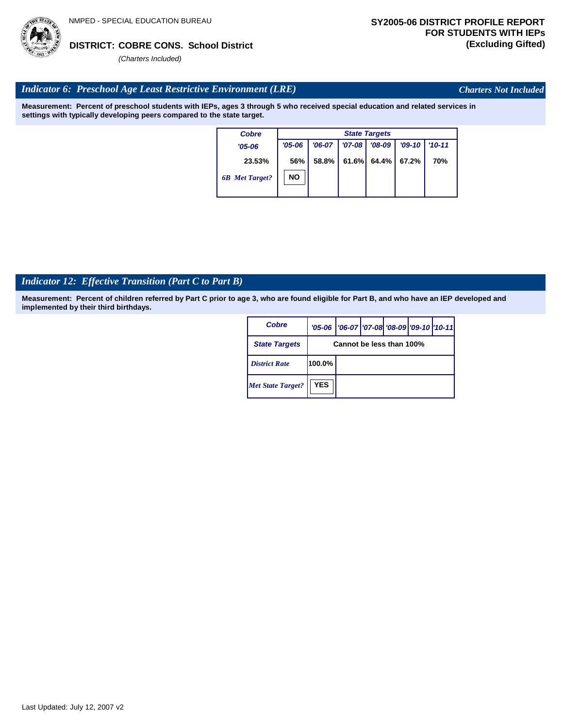NMPED - SPECIAL EDUCATION BUREAU

**DISTRICT: COBRE CONS. School District**

*(Charters Included)*

**SY2005-06 DISTRICT PROFILE REPORT FOR STUDENTS WITH IEPs (Excluding Gifted)**

## *Indicator 6: Preschool Age Least Restrictive Environment (LRE)*

*Charters Not Included*

**Measurement: Percent of preschool students with IEPs, ages 3 through 5 who received special education and related services in settings with typically developing peers compared to the state target.**

| Cobre | State Targets | | | | | |
|---|---|---|---|---|---|---|
| '05-06 | '05-06 | '06-07 | '07-08 | '08-09 | '09-10 | '10-11 |
| 23.53% | 56% | 58.8% | 61.6% | 64.4% | 67.2% | 70% |
| *6B Met Target?* | NO | | | | | |

## *Indicator 12: Effective Transition (Part C to Part B)*

**Measurement: Percent of children referred by Part C prior to age 3, who are found eligible for Part B, and who have an IEP developed and implemented by their third birthdays.**

| Cobre | '05-06 | '06-07 | '07-08 | '08-09 | '09-10 | '10-11 |
|---|---|---|---|---|---|---|
| State Targets | Cannot be less than 100% | | | | | |
| *District Rate* | 100.0% | | | | | |
| *Met State Target?* | YES | | | | | |

Last Updated: July 12, 2007 v2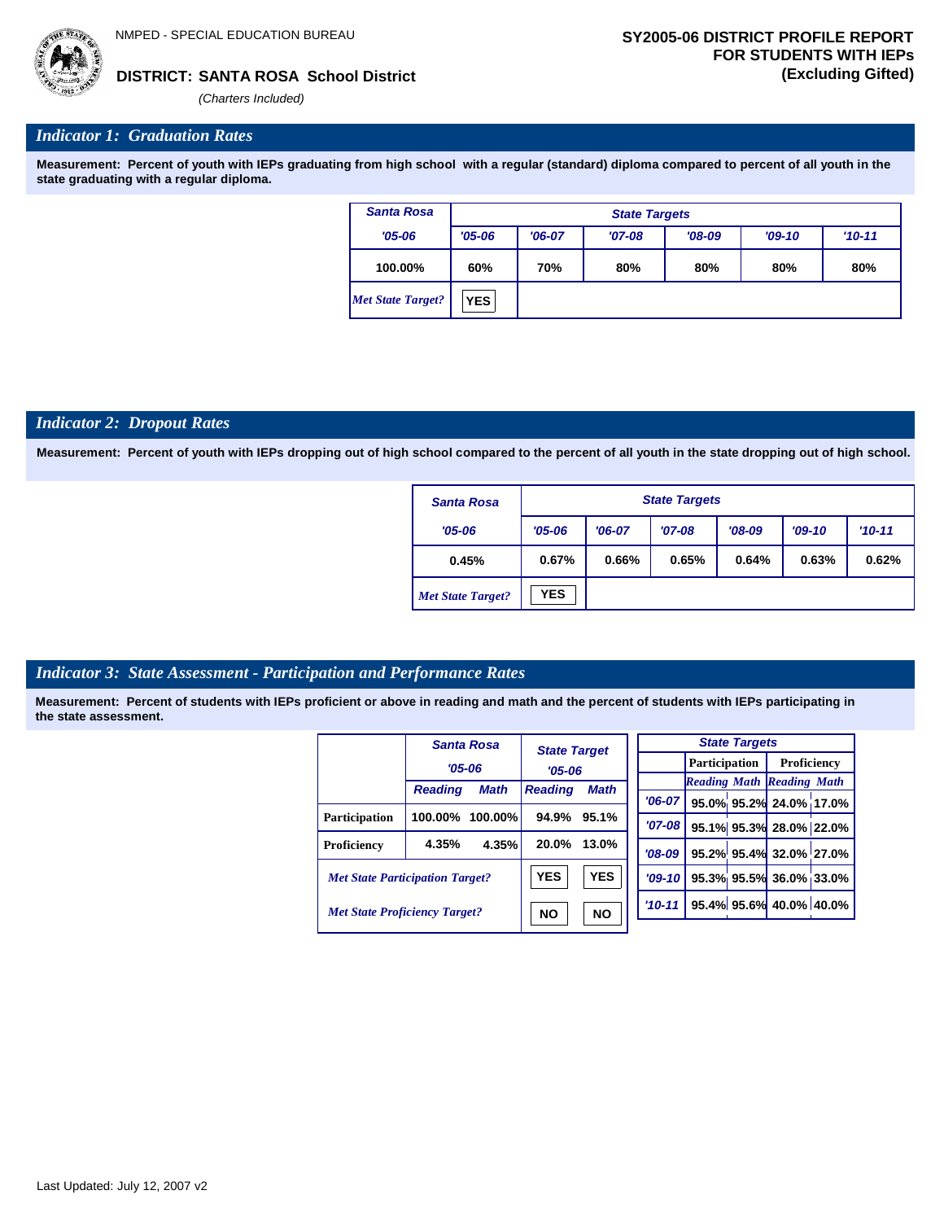NMPED - SPECIAL EDUCATION BUREAU

**DISTRICT: SANTA ROSA School District**

*(Charters Included)*

**SY2005-06 DISTRICT PROFILE REPORT FOR STUDENTS WITH IEPs (Excluding Gifted)**

## *Indicator 1: Graduation Rates*

**Measurement: Percent of youth with IEPs graduating from high school with a regular (standard) diploma compared to percent of all youth in the state graduating with a regular diploma.**

| Santa Rosa | State Targets | | | | | |
|---|---|---|---|---|---|---|
| '05-06 | '05-06 | '06-07 | '07-08 | '08-09 | '09-10 | '10-11 |
| 100.00% | 60% | 70% | 80% | 80% | 80% | 80% |
| *Met State Target?* | YES | | | | | |

## *Indicator 2: Dropout Rates*

**Measurement: Percent of youth with IEPs dropping out of high school compared to the percent of all youth in the state dropping out of high school.**

| Santa Rosa | State Targets | | | | | |
|---|---|---|---|---|---|---|
| '05-06 | '05-06 | '06-07 | '07-08 | '08-09 | '09-10 | '10-11 |
| 0.45% | 0.67% | 0.66% | 0.65% | 0.64% | 0.63% | 0.62% |
| *Met State Target?* | YES | | | | | |

## *Indicator 3: State Assessment - Participation and Performance Rates*

**Measurement: Percent of students with IEPs proficient or above in reading and math and the percent of students with IEPs participating in the state assessment.**

| | Santa Rosa '05-06 | | State Target '05-06 | |
|---|---|---|---|---|
| | Reading | Math | Reading | Math |
| Participation | 100.00% | 100.00% | 94.9% | 95.1% |
| Proficiency | 4.35% | 4.35% | 20.0% | 13.0% |
| *Met State Participation Target?* | | | YES | YES |
| *Met State Proficiency Target?* | | | NO | NO |

| State Targets | Participation | | Proficiency | |
|---|---|---|---|---|
| | Reading | Math | Reading | Math |
| '06-07 | 95.0% | 95.2% | 24.0% | 17.0% |
| '07-08 | 95.1% | 95.3% | 28.0% | 22.0% |
| '08-09 | 95.2% | 95.4% | 32.0% | 27.0% |
| '09-10 | 95.3% | 95.5% | 36.0% | 33.0% |
| '10-11 | 95.4% | 95.6% | 40.0% | 40.0% |

Last Updated: July 12, 2007 v2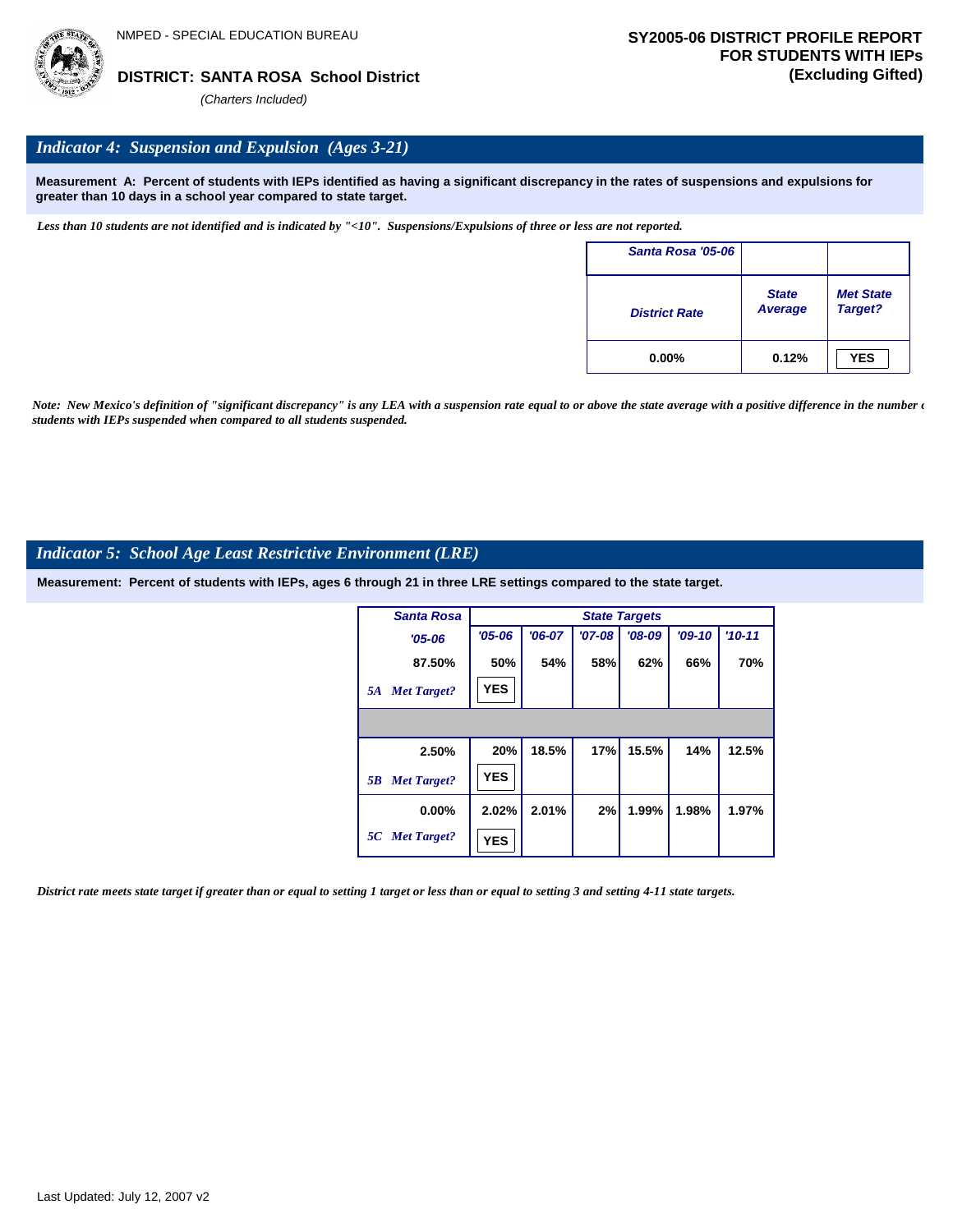NMPED - SPECIAL EDUCATION BUREAU

**DISTRICT: SANTA ROSA School District**

*(Charters Included)*

**SY2005-06 DISTRICT PROFILE REPORT FOR STUDENTS WITH IEPs (Excluding Gifted)**

## *Indicator 4: Suspension and Expulsion (Ages 3-21)*

**Measurement A: Percent of students with IEPs identified as having a significant discrepancy in the rates of suspensions and expulsions for greater than 10 days in a school year compared to state target.**

*Less than 10 students are not identified and is indicated by "<10". Suspensions/Expulsions of three or less are not reported.*

| Santa Rosa '05-06 | | |
|---|---|---|
| District Rate | State Average | Met State Target? |
| 0.00% | 0.12% | YES |

*Note: New Mexico's definition of "significant discrepancy" is any LEA with a suspension rate equal to or above the state average with a positive difference in the number of students with IEPs suspended when compared to all students suspended.*

## *Indicator 5: School Age Least Restrictive Environment (LRE)*

**Measurement: Percent of students with IEPs, ages 6 through 21 in three LRE settings compared to the state target.**

| | Santa Rosa | State Targets | | | | | |
|---|---|---|---|---|---|---|---|
| | '05-06 | '05-06 | '06-07 | '07-08 | '08-09 | '09-10 | '10-11 |
| | 87.50% | 50% | 54% | 58% | 62% | 66% | 70% |
| 5A | Met Target? | YES | | | | | |
| | 2.50% | 20% | 18.5% | 17% | 15.5% | 14% | 12.5% |
| 5B | Met Target? | YES | | | | | |
| | 0.00% | 2.02% | 2.01% | 2% | 1.99% | 1.98% | 1.97% |
| 5C | Met Target? | YES | | | | | |

*District rate meets state target if greater than or equal to setting 1 target or less than or equal to setting 3 and setting 4-11 state targets.*

Last Updated: July 12, 2007 v2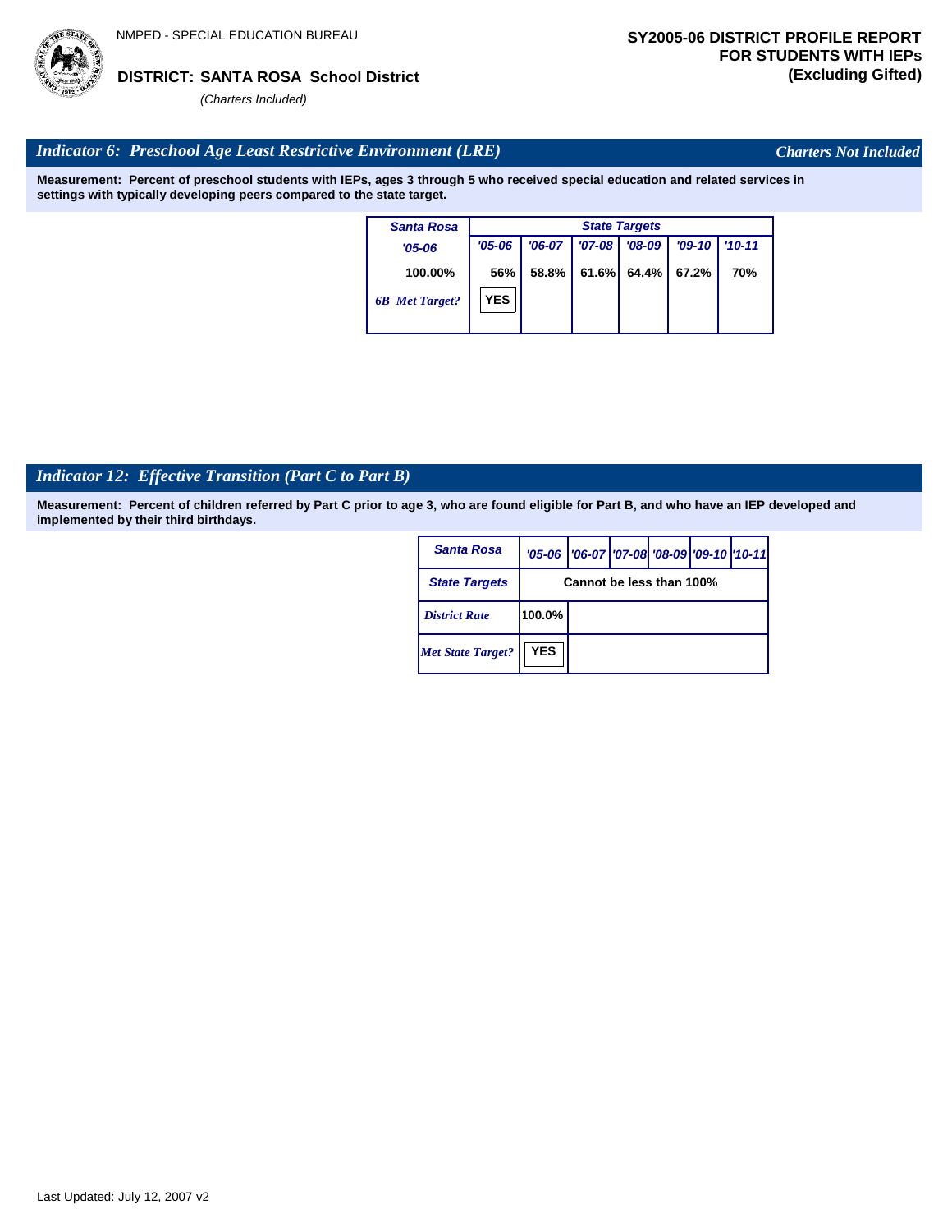NMPED - SPECIAL EDUCATION BUREAU

**DISTRICT: SANTA ROSA School District**

*(Charters Included)*

**SY2005-06 DISTRICT PROFILE REPORT FOR STUDENTS WITH IEPs (Excluding Gifted)**

## *Indicator 6: Preschool Age Least Restrictive Environment (LRE)*

*Charters Not Included*

**Measurement: Percent of preschool students with IEPs, ages 3 through 5 who received special education and related services in settings with typically developing peers compared to the state target.**

| Santa Rosa | State Targets | | | | | |
|---|---|---|---|---|---|---|
| '05-06 | '05-06 | '06-07 | '07-08 | '08-09 | '09-10 | '10-11 |
| 100.00% | 56% | 58.8% | 61.6% | 64.4% | 67.2% | 70% |
| 6B Met Target? | YES | | | | | |

## *Indicator 12: Effective Transition (Part C to Part B)*

**Measurement: Percent of children referred by Part C prior to age 3, who are found eligible for Part B, and who have an IEP developed and implemented by their third birthdays.**

| Santa Rosa | '05-06 | '06-07 | '07-08 | '08-09 | '09-10 | '10-11 |
|---|---|---|---|---|---|---|
| State Targets | Cannot be less than 100% | | | | | |
| District Rate | 100.0% | | | | | |
| Met State Target? | YES | | | | | |

Last Updated: July 12, 2007 v2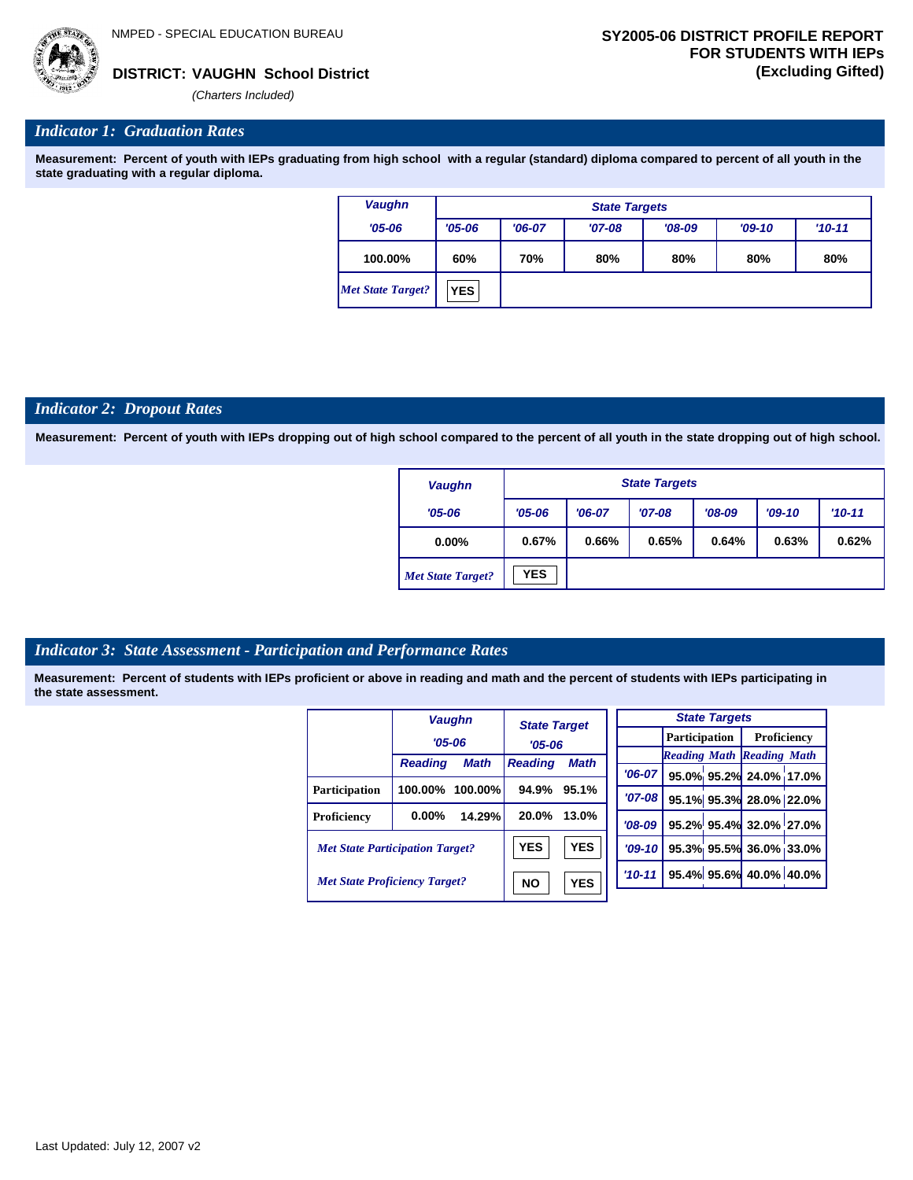NMPED - SPECIAL EDUCATION BUREAU

**DISTRICT: VAUGHN School District**

*(Charters Included)*

**SY2005-06 DISTRICT PROFILE REPORT FOR STUDENTS WITH IEPs (Excluding Gifted)**

## *Indicator 1: Graduation Rates*

**Measurement: Percent of youth with IEPs graduating from high school with a regular (standard) diploma compared to percent of all youth in the state graduating with a regular diploma.**

| Vaughn | State Targets | | | | | |
|---|---|---|---|---|---|---|
| '05-06 | '05-06 | '06-07 | '07-08 | '08-09 | '09-10 | '10-11 |
| 100.00% | 60% | 70% | 80% | 80% | 80% | 80% |
| *Met State Target?* | YES | | | | | |

## *Indicator 2: Dropout Rates*

**Measurement: Percent of youth with IEPs dropping out of high school compared to the percent of all youth in the state dropping out of high school.**

| Vaughn | State Targets | | | | | |
|---|---|---|---|---|---|---|
| '05-06 | '05-06 | '06-07 | '07-08 | '08-09 | '09-10 | '10-11 |
| 0.00% | 0.67% | 0.66% | 0.65% | 0.64% | 0.63% | 0.62% |
| *Met State Target?* | YES | | | | | |

## *Indicator 3: State Assessment - Participation and Performance Rates*

**Measurement: Percent of students with IEPs proficient or above in reading and math and the percent of students with IEPs participating in the state assessment.**

| | Vaughn '05-06 | | State Target '05-06 | |
|---|---|---|---|---|
| | Reading | Math | Reading | Math |
| Participation | 100.00% | 100.00% | 94.9% | 95.1% |
| Proficiency | 0.00% | 14.29% | 20.0% | 13.0% |
| *Met State Participation Target?* | | | YES | YES |
| *Met State Proficiency Target?* | | | NO | YES |

| State Targets | Participation | | Proficiency | |
|---|---|---|---|---|
| | Reading | Math | Reading | Math |
| '06-07 | 95.0% | 95.2% | 24.0% | 17.0% |
| '07-08 | 95.1% | 95.3% | 28.0% | 22.0% |
| '08-09 | 95.2% | 95.4% | 32.0% | 27.0% |
| '09-10 | 95.3% | 95.5% | 36.0% | 33.0% |
| '10-11 | 95.4% | 95.6% | 40.0% | 40.0% |

Last Updated: July 12, 2007 v2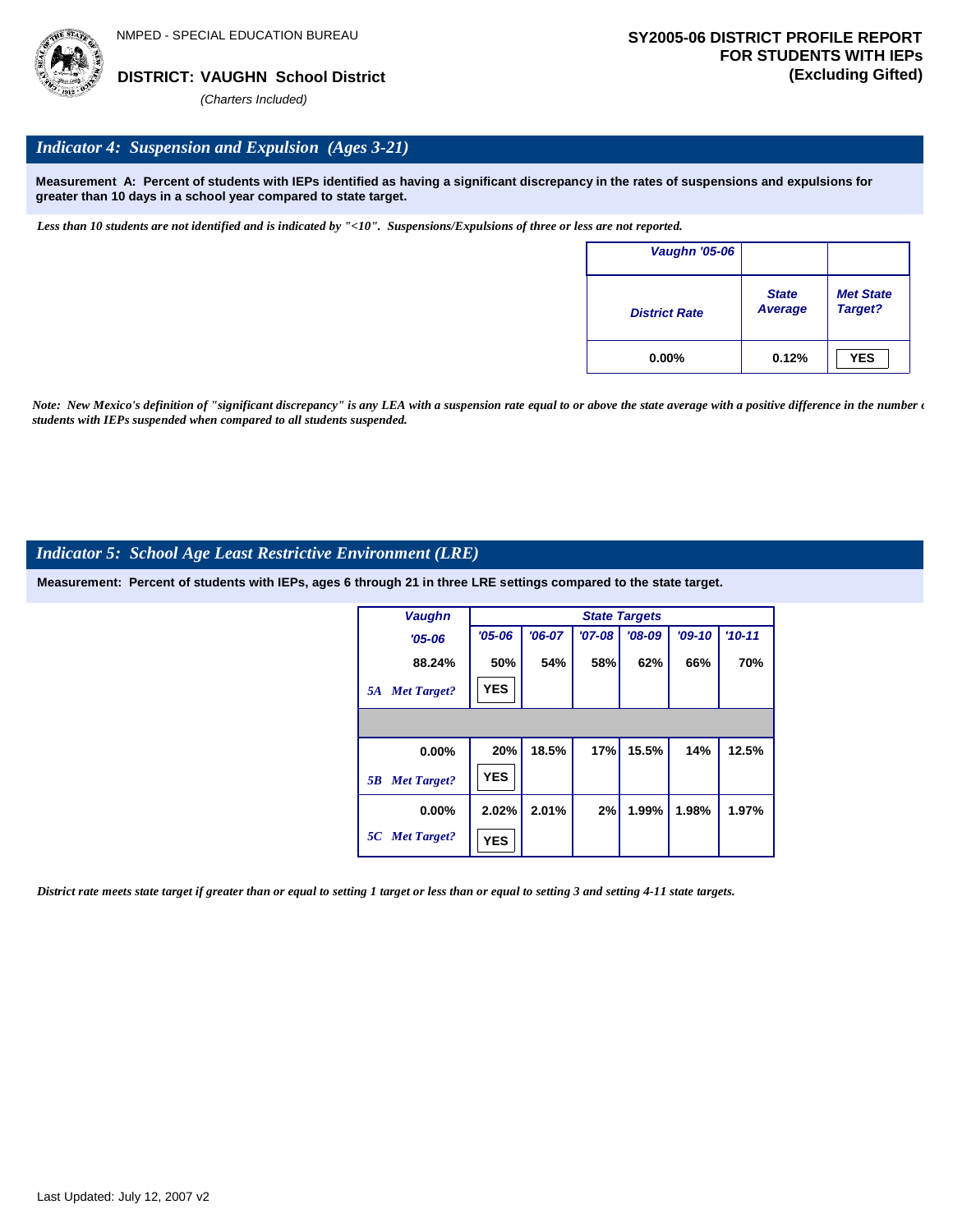NMPED - SPECIAL EDUCATION BUREAU

**DISTRICT: VAUGHN School District**
*(Charters Included)*

**SY2005-06 DISTRICT PROFILE REPORT FOR STUDENTS WITH IEPs (Excluding Gifted)**

## *Indicator 4: Suspension and Expulsion (Ages 3-21)*

**Measurement A: Percent of students with IEPs identified as having a significant discrepancy in the rates of suspensions and expulsions for greater than 10 days in a school year compared to state target.**

*Less than 10 students are not identified and is indicated by "<10". Suspensions/Expulsions of three or less are not reported.*

| Vaughn '05-06 | | |
|---|---|---|
| District Rate | State Average | Met State Target? |
| 0.00% | 0.12% | YES |

*Note: New Mexico's definition of "significant discrepancy" is any LEA with a suspension rate equal to or above the state average with a positive difference in the number of students with IEPs suspended when compared to all students suspended.*

## *Indicator 5: School Age Least Restrictive Environment (LRE)*

**Measurement: Percent of students with IEPs, ages 6 through 21 in three LRE settings compared to the state target.**

| Vaughn | State Targets | | | | | |
|---|---|---|---|---|---|---|
| '05-06 | '05-06 | '06-07 | '07-08 | '08-09 | '09-10 | '10-11 |
| 88.24% | 50% | 54% | 58% | 62% | 66% | 70% |
| 5A Met Target? | YES | | | | | |
| 0.00% | 20% | 18.5% | 17% | 15.5% | 14% | 12.5% |
| 5B Met Target? | YES | | | | | |
| 0.00% | 2.02% | 2.01% | 2% | 1.99% | 1.98% | 1.97% |
| 5C Met Target? | YES | | | | | |

*District rate meets state target if greater than or equal to setting 1 target or less than or equal to setting 3 and setting 4-11 state targets.*

Last Updated: July 12, 2007 v2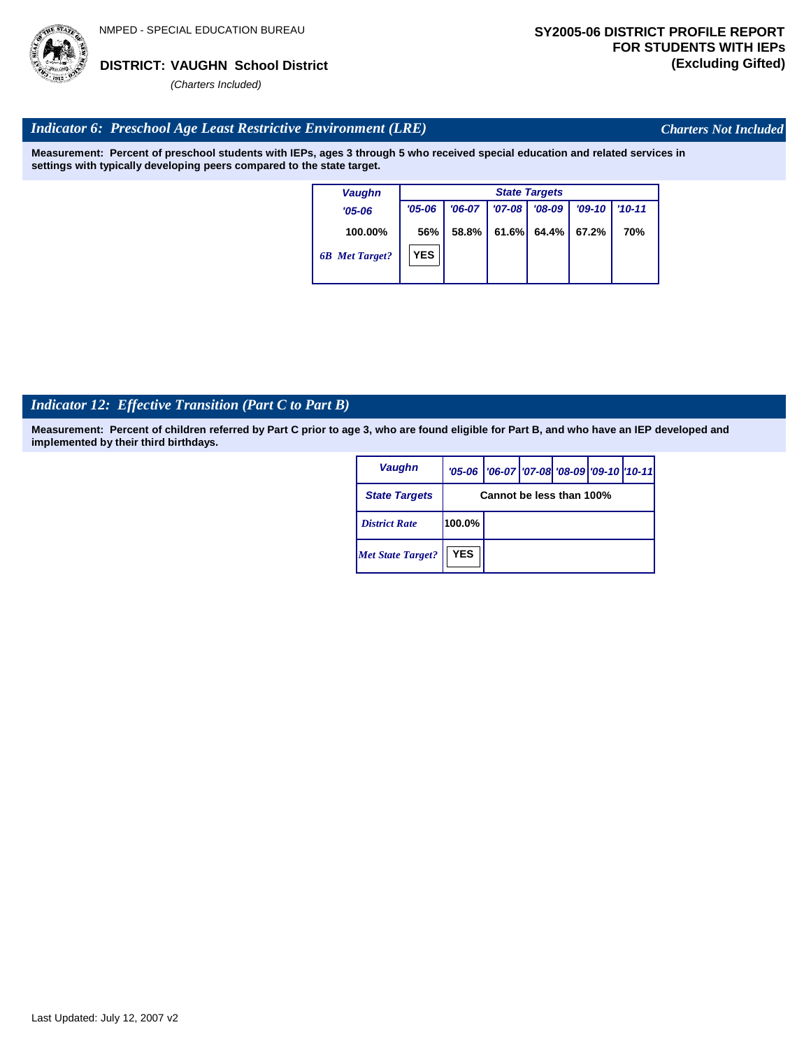NMPED - SPECIAL EDUCATION BUREAU

**DISTRICT: VAUGHN School District**

*(Charters Included)*

**SY2005-06 DISTRICT PROFILE REPORT FOR STUDENTS WITH IEPs (Excluding Gifted)**

## *Indicator 6: Preschool Age Least Restrictive Environment (LRE)*

*Charters Not Included*

**Measurement: Percent of preschool students with IEPs, ages 3 through 5 who received special education and related services in settings with typically developing peers compared to the state target.**

| Vaughn | State Targets | | | | | |
|---|---|---|---|---|---|---|
| '05-06 | '05-06 | '06-07 | '07-08 | '08-09 | '09-10 | '10-11 |
| 100.00% | 56% | 58.8% | 61.6% | 64.4% | 67.2% | 70% |
| *6B Met Target?* | YES | | | | | |

## *Indicator 12: Effective Transition (Part C to Part B)*

**Measurement: Percent of children referred by Part C prior to age 3, who are found eligible for Part B, and who have an IEP developed and implemented by their third birthdays.**

| Vaughn | '05-06 | '06-07 | '07-08 | '08-09 | '09-10 | '10-11 |
|---|---|---|---|---|---|---|
| State Targets | Cannot be less than 100% | | | | | |
| *District Rate* | 100.0% | | | | | |
| *Met State Target?* | YES | | | | | |

Last Updated: July 12, 2007 v2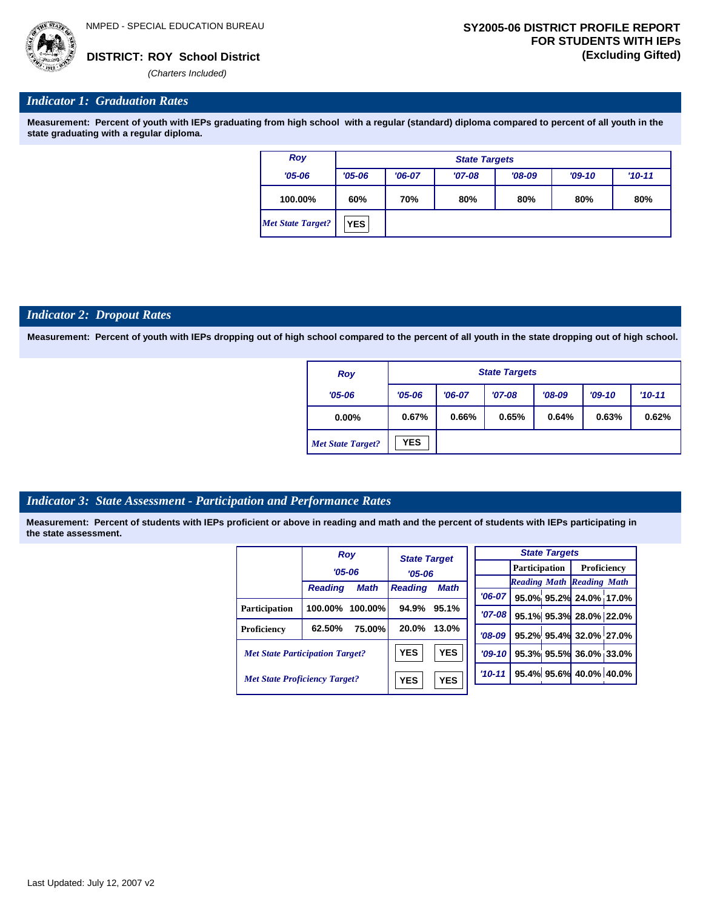NMPED - SPECIAL EDUCATION BUREAU

**DISTRICT: ROY School District**

*(Charters Included)*

**SY2005-06 DISTRICT PROFILE REPORT FOR STUDENTS WITH IEPs (Excluding Gifted)**

## Indicator 1: Graduation Rates

**Measurement: Percent of youth with IEPs graduating from high school with a regular (standard) diploma compared to percent of all youth in the state graduating with a regular diploma.**

| Roy | State Targets | | | | | |
|---|---|---|---|---|---|---|
| '05-06 | '05-06 | '06-07 | '07-08 | '08-09 | '09-10 | '10-11 |
| 100.00% | 60% | 70% | 80% | 80% | 80% | 80% |
| *Met State Target?* | YES | | | | | |

## Indicator 2: Dropout Rates

**Measurement: Percent of youth with IEPs dropping out of high school compared to the percent of all youth in the state dropping out of high school.**

| Roy | State Targets | | | | | |
|---|---|---|---|---|---|---|
| '05-06 | '05-06 | '06-07 | '07-08 | '08-09 | '09-10 | '10-11 |
| 0.00% | 0.67% | 0.66% | 0.65% | 0.64% | 0.63% | 0.62% |
| *Met State Target?* | YES | | | | | |

## Indicator 3: State Assessment - Participation and Performance Rates

**Measurement: Percent of students with IEPs proficient or above in reading and math and the percent of students with IEPs participating in the state assessment.**

| | Roy '05-06 | | State Target '05-06 | |
|---|---|---|---|---|
| | Reading | Math | Reading | Math |
| Participation | 100.00% | 100.00% | 94.9% | 95.1% |
| Proficiency | 62.50% | 75.00% | 20.0% | 13.0% |
| *Met State Participation Target?* | | | YES | YES |
| *Met State Proficiency Target?* | | | YES | YES |

| State Targets | Participation | | Proficiency | |
|---|---|---|---|---|
| | Reading | Math | Reading | Math |
| '06-07 | 95.0% | 95.2% | 24.0% | 17.0% |
| '07-08 | 95.1% | 95.3% | 28.0% | 22.0% |
| '08-09 | 95.2% | 95.4% | 32.0% | 27.0% |
| '09-10 | 95.3% | 95.5% | 36.0% | 33.0% |
| '10-11 | 95.4% | 95.6% | 40.0% | 40.0% |

Last Updated: July 12, 2007 v2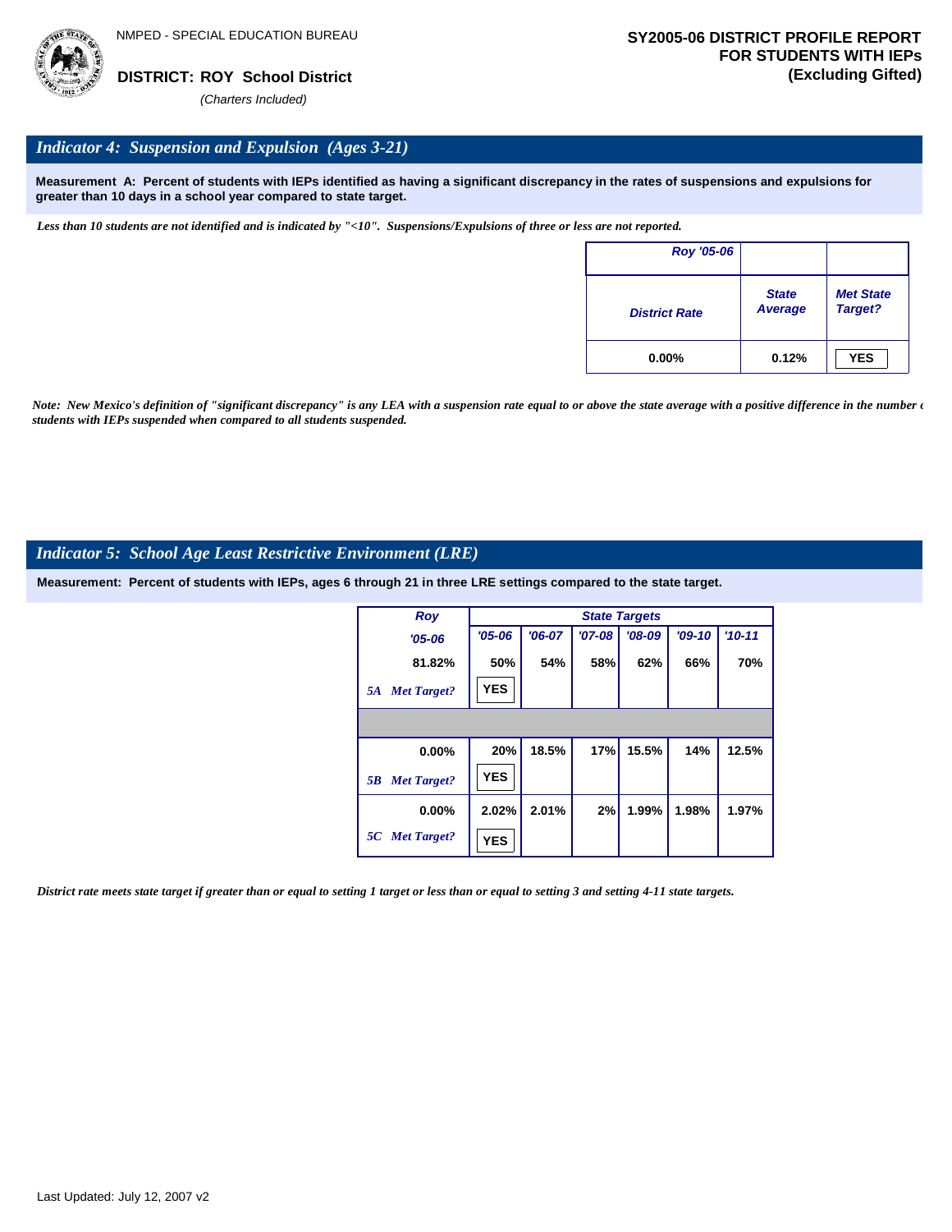NMPED - SPECIAL EDUCATION BUREAU

**DISTRICT: ROY School District**
*(Charters Included)*

**SY2005-06 DISTRICT PROFILE REPORT FOR STUDENTS WITH IEPs (Excluding Gifted)**

## *Indicator 4: Suspension and Expulsion (Ages 3-21)*

**Measurement A: Percent of students with IEPs identified as having a significant discrepancy in the rates of suspensions and expulsions for greater than 10 days in a school year compared to state target.**

*Less than 10 students are not identified and is indicated by "<10". Suspensions/Expulsions of three or less are not reported.*

| Roy '05-06 | | |
|---|---|---|
| District Rate | State Average | Met State Target? |
| 0.00% | 0.12% | YES |

*Note: New Mexico's definition of "significant discrepancy" is any LEA with a suspension rate equal to or above the state average with a positive difference in the number of students with IEPs suspended when compared to all students suspended.*

## *Indicator 5: School Age Least Restrictive Environment (LRE)*

**Measurement: Percent of students with IEPs, ages 6 through 21 in three LRE settings compared to the state target.**

| | Roy | State Targets | | | | | |
|---|---|---|---|---|---|---|---|
| | '05-06 | '05-06 | '06-07 | '07-08 | '08-09 | '09-10 | '10-11 |
| | 81.82% | 50% | 54% | 58% | 62% | 66% | 70% |
| 5A | Met Target? | YES | | | | | |
| | 0.00% | 20% | 18.5% | 17% | 15.5% | 14% | 12.5% |
| 5B | Met Target? | YES | | | | | |
| | 0.00% | 2.02% | 2.01% | 2% | 1.99% | 1.98% | 1.97% |
| 5C | Met Target? | YES | | | | | |

*District rate meets state target if greater than or equal to setting 1 target or less than or equal to setting 3 and setting 4-11 state targets.*

Last Updated: July 12, 2007 v2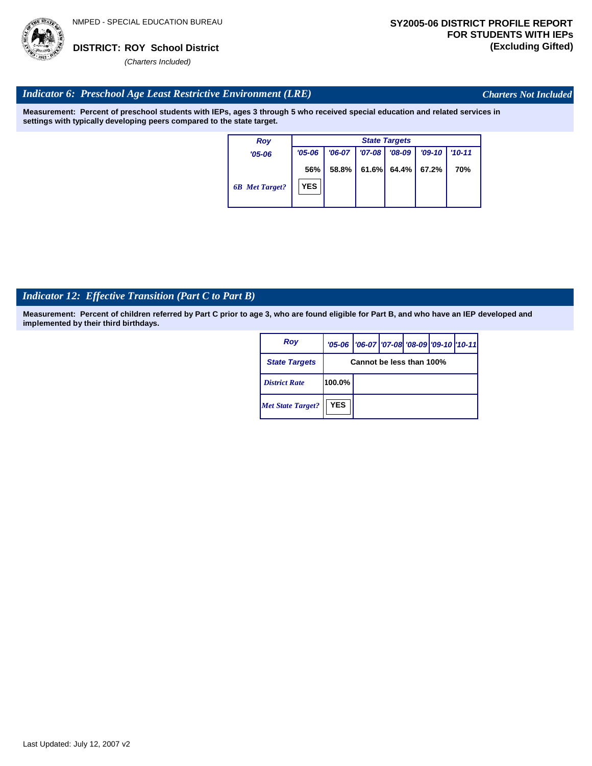NMPED - SPECIAL EDUCATION BUREAU

**DISTRICT: ROY School District**
*(Charters Included)*

**SY2005-06 DISTRICT PROFILE REPORT FOR STUDENTS WITH IEPs (Excluding Gifted)**

## *Indicator 6: Preschool Age Least Restrictive Environment (LRE)*

*Charters Not Included*

**Measurement: Percent of preschool students with IEPs, ages 3 through 5 who received special education and related services in settings with typically developing peers compared to the state target.**

| Roy | State Targets | | | | | |
|---|---|---|---|---|---|---|
| '05-06 | '05-06 | '06-07 | '07-08 | '08-09 | '09-10 | '10-11 |
| | 56% | 58.8% | 61.6% | 64.4% | 67.2% | 70% |
| 6B Met Target? | YES | | | | | |

## *Indicator 12: Effective Transition (Part C to Part B)*

**Measurement: Percent of children referred by Part C prior to age 3, who are found eligible for Part B, and who have an IEP developed and implemented by their third birthdays.**

| Roy | '05-06 | '06-07 | '07-08 | '08-09 | '09-10 | '10-11 |
|---|---|---|---|---|---|---|
| State Targets | Cannot be less than 100% | | | | | |
| District Rate | 100.0% | | | | | |
| Met State Target? | YES | | | | | |

Last Updated: July 12, 2007 v2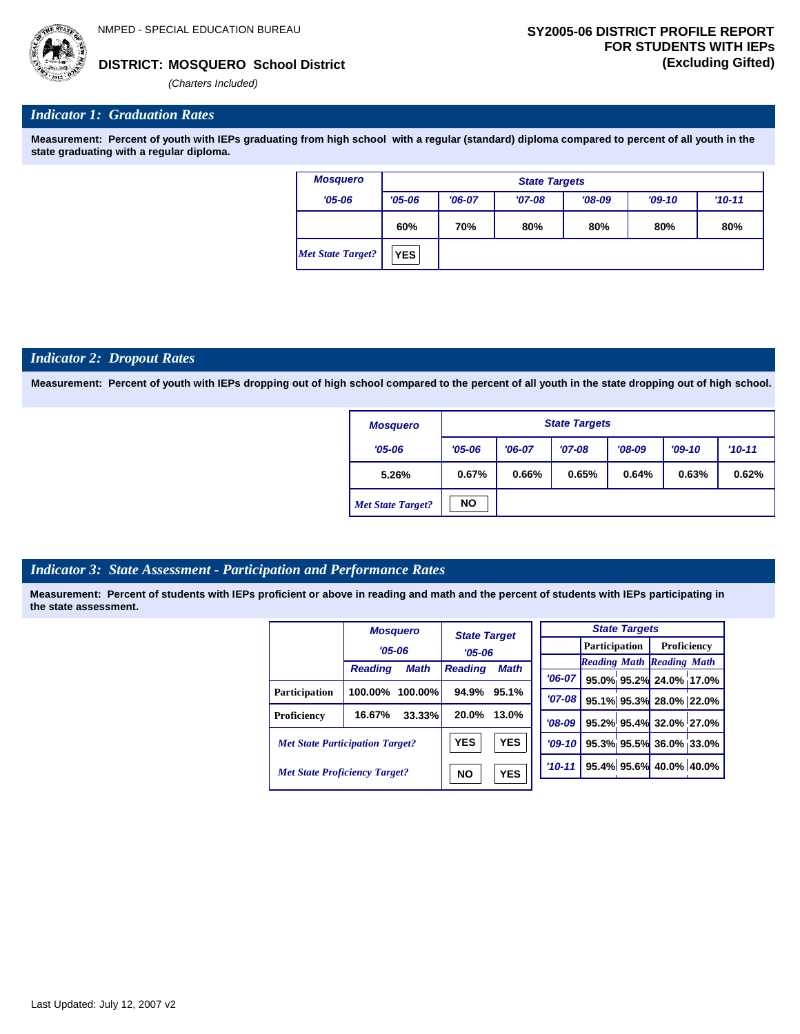NMPED - SPECIAL EDUCATION BUREAU

**DISTRICT: MOSQUERO School District**

*(Charters Included)*

**SY2005-06 DISTRICT PROFILE REPORT FOR STUDENTS WITH IEPs (Excluding Gifted)**

## *Indicator 1: Graduation Rates*

**Measurement: Percent of youth with IEPs graduating from high school with a regular (standard) diploma compared to percent of all youth in the state graduating with a regular diploma.**

| Mosquero | State Targets | | | | | |
|---|---|---|---|---|---|---|
| '05-06 | '05-06 | '06-07 | '07-08 | '08-09 | '09-10 | '10-11 |
| | 60% | 70% | 80% | 80% | 80% | 80% |
| *Met State Target?* | YES | | | | | |

## *Indicator 2: Dropout Rates*

**Measurement: Percent of youth with IEPs dropping out of high school compared to the percent of all youth in the state dropping out of high school.**

| Mosquero | State Targets | | | | | |
|---|---|---|---|---|---|---|
| '05-06 | '05-06 | '06-07 | '07-08 | '08-09 | '09-10 | '10-11 |
| 5.26% | 0.67% | 0.66% | 0.65% | 0.64% | 0.63% | 0.62% |
| *Met State Target?* | NO | | | | | |

## *Indicator 3: State Assessment - Participation and Performance Rates*

**Measurement: Percent of students with IEPs proficient or above in reading and math and the percent of students with IEPs participating in the state assessment.**

| | Mosquero '05-06 | | State Target '05-06 | |
|---|---|---|---|---|
| | Reading | Math | Reading | Math |
| Participation | 100.00% | 100.00% | 94.9% | 95.1% |
| Proficiency | 16.67% | 33.33% | 20.0% | 13.0% |
| *Met State Participation Target?* | | | YES | YES |
| *Met State Proficiency Target?* | | | NO | YES |

| State Targets | Participation | | Proficiency | |
|---|---|---|---|---|
| | Reading | Math | Reading | Math |
| '06-07 | 95.0% | 95.2% | 24.0% | 17.0% |
| '07-08 | 95.1% | 95.3% | 28.0% | 22.0% |
| '08-09 | 95.2% | 95.4% | 32.0% | 27.0% |
| '09-10 | 95.3% | 95.5% | 36.0% | 33.0% |
| '10-11 | 95.4% | 95.6% | 40.0% | 40.0% |

Last Updated: July 12, 2007 v2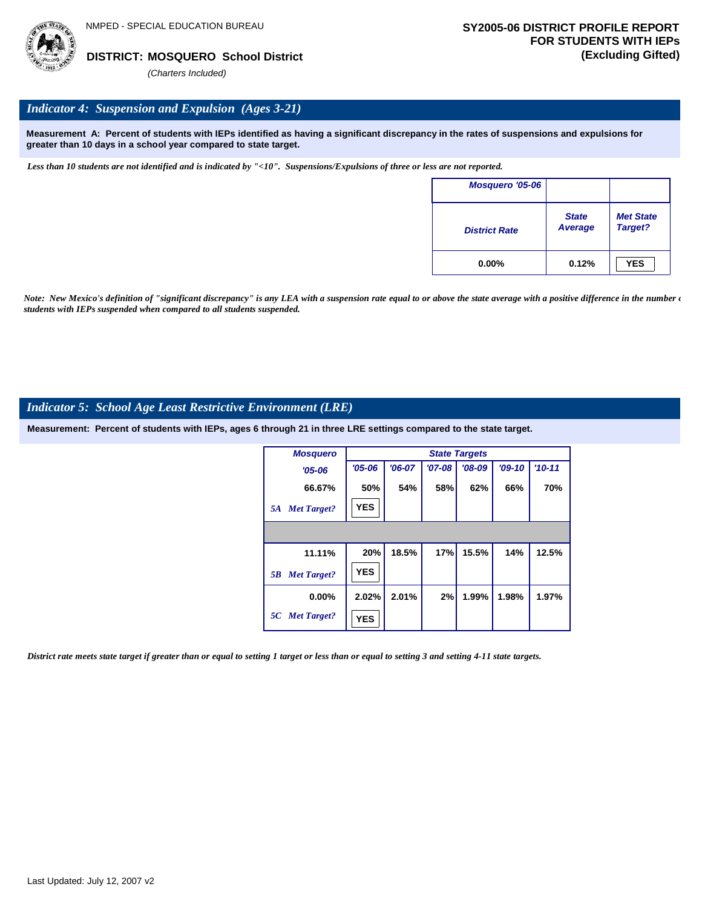NMPED - SPECIAL EDUCATION BUREAU

**DISTRICT: MOSQUERO School District**

*(Charters Included)*

**SY2005-06 DISTRICT PROFILE REPORT FOR STUDENTS WITH IEPs (Excluding Gifted)**

## *Indicator 4: Suspension and Expulsion (Ages 3-21)*

**Measurement A: Percent of students with IEPs identified as having a significant discrepancy in the rates of suspensions and expulsions for greater than 10 days in a school year compared to state target.**

*Less than 10 students are not identified and is indicated by "<10". Suspensions/Expulsions of three or less are not reported.*

| Mosquero '05-06 | | |
|---|---|---|
| District Rate | State Average | Met State Target? |
| 0.00% | 0.12% | YES |

*Note: New Mexico's definition of "significant discrepancy" is any LEA with a suspension rate equal to or above the state average with a positive difference in the number of students with IEPs suspended when compared to all students suspended.*

## *Indicator 5: School Age Least Restrictive Environment (LRE)*

**Measurement: Percent of students with IEPs, ages 6 through 21 in three LRE settings compared to the state target.**

| Mosquero | State Targets | | | | | |
|---|---|---|---|---|---|---|
| '05-06 | '05-06 | '06-07 | '07-08 | '08-09 | '09-10 | '10-11 |
| 66.67% | 50% | 54% | 58% | 62% | 66% | 70% |
| 5A Met Target? | YES | | | | | |
| 11.11% | 20% | 18.5% | 17% | 15.5% | 14% | 12.5% |
| 5B Met Target? | YES | | | | | |
| 0.00% | 2.02% | 2.01% | 2% | 1.99% | 1.98% | 1.97% |
| 5C Met Target? | YES | | | | | |

*District rate meets state target if greater than or equal to setting 1 target or less than or equal to setting 3 and setting 4-11 state targets.*

Last Updated: July 12, 2007 v2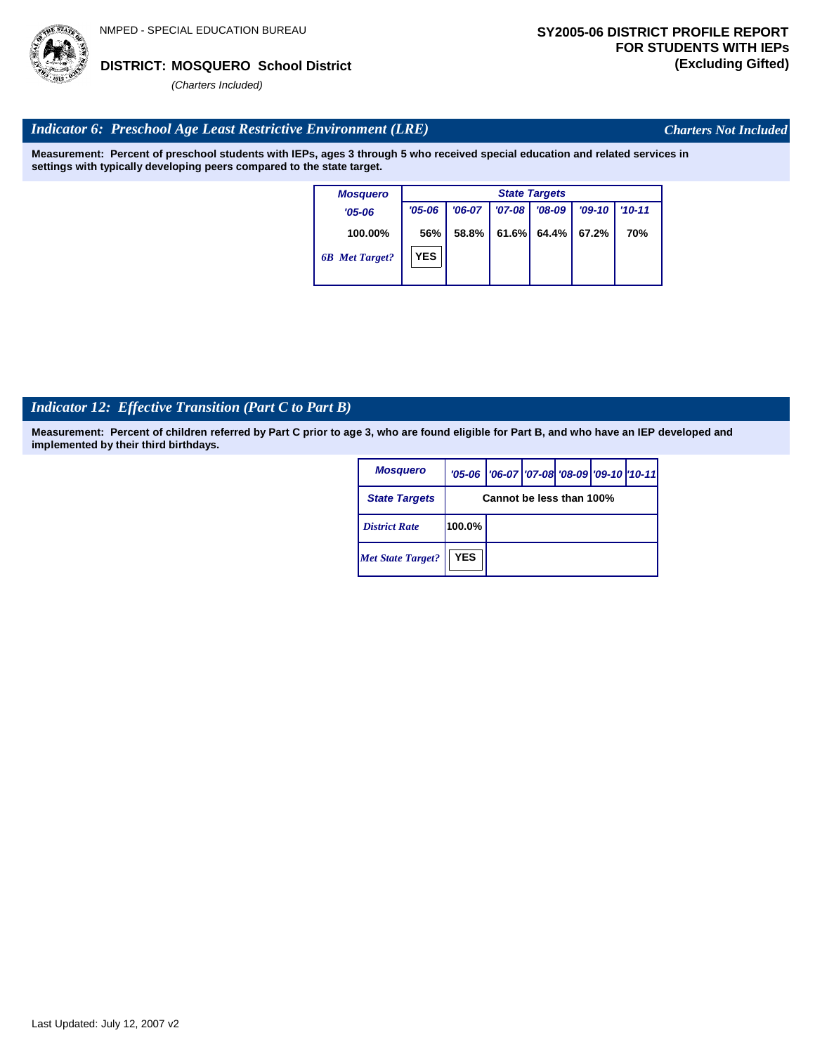NMPED - SPECIAL EDUCATION BUREAU

**DISTRICT: MOSQUERO School District**

*(Charters Included)*

**SY2005-06 DISTRICT PROFILE REPORT FOR STUDENTS WITH IEPs (Excluding Gifted)**

## *Indicator 6: Preschool Age Least Restrictive Environment (LRE)*

*Charters Not Included*

**Measurement: Percent of preschool students with IEPs, ages 3 through 5 who received special education and related services in settings with typically developing peers compared to the state target.**

| Mosquero | State Targets | | | | | |
|---|---|---|---|---|---|---|
| '05-06 | '05-06 | '06-07 | '07-08 | '08-09 | '09-10 | '10-11 |
| 100.00% | 56% | 58.8% | 61.6% | 64.4% | 67.2% | 70% |
| *6B Met Target?* | YES | | | | | |

## *Indicator 12: Effective Transition (Part C to Part B)*

**Measurement: Percent of children referred by Part C prior to age 3, who are found eligible for Part B, and who have an IEP developed and implemented by their third birthdays.**

| Mosquero | '05-06 | '06-07 | '07-08 | '08-09 | '09-10 | '10-11 |
|---|---|---|---|---|---|---|
| State Targets | Cannot be less than 100% | | | | | |
| *District Rate* | 100.0% | | | | | |
| *Met State Target?* | YES | | | | | |

Last Updated: July 12, 2007 v2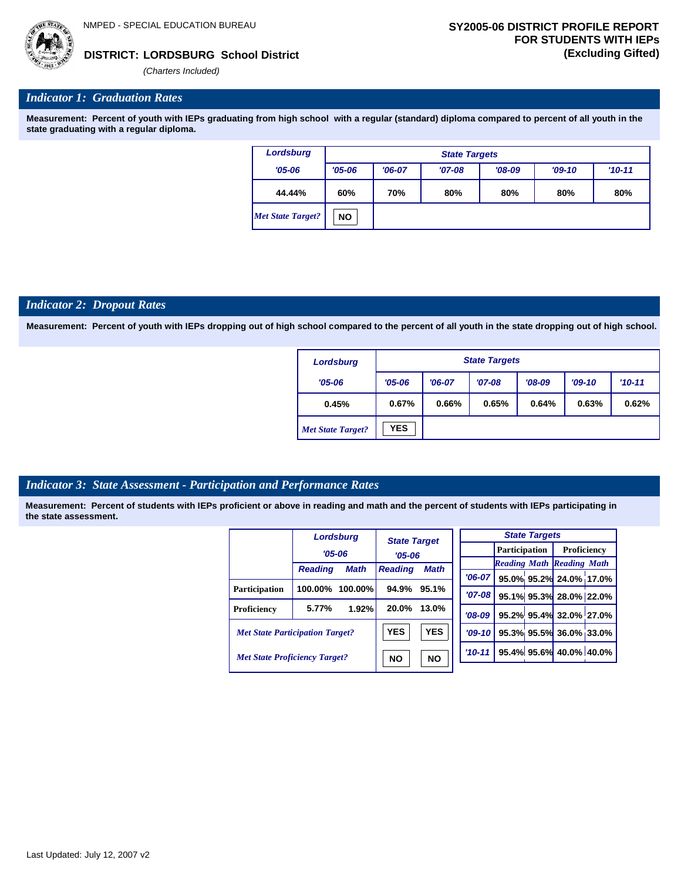NMPED - SPECIAL EDUCATION BUREAU

**DISTRICT: LORDSBURG School District**

*(Charters Included)*

**SY2005-06 DISTRICT PROFILE REPORT FOR STUDENTS WITH IEPs (Excluding Gifted)**

## *Indicator 1: Graduation Rates*

**Measurement: Percent of youth with IEPs graduating from high school with a regular (standard) diploma compared to percent of all youth in the state graduating with a regular diploma.**

| Lordsburg | State Targets | | | | | |
|---|---|---|---|---|---|---|
| '05-06 | '05-06 | '06-07 | '07-08 | '08-09 | '09-10 | '10-11 |
| 44.44% | 60% | 70% | 80% | 80% | 80% | 80% |
| *Met State Target?* | NO | | | | | |

## *Indicator 2: Dropout Rates*

**Measurement: Percent of youth with IEPs dropping out of high school compared to the percent of all youth in the state dropping out of high school.**

| Lordsburg | State Targets | | | | | |
|---|---|---|---|---|---|---|
| '05-06 | '05-06 | '06-07 | '07-08 | '08-09 | '09-10 | '10-11 |
| 0.45% | 0.67% | 0.66% | 0.65% | 0.64% | 0.63% | 0.62% |
| *Met State Target?* | YES | | | | | |

## *Indicator 3: State Assessment - Participation and Performance Rates*

**Measurement: Percent of students with IEPs proficient or above in reading and math and the percent of students with IEPs participating in the state assessment.**

| | Lordsburg '05-06 | | State Target '05-06 | |
|---|---|---|---|---|
| | Reading | Math | Reading | Math |
| Participation | 100.00% | 100.00% | 94.9% | 95.1% |
| Proficiency | 5.77% | 1.92% | 20.0% | 13.0% |
| *Met State Participation Target?* | | | YES | YES |
| *Met State Proficiency Target?* | | | NO | NO |

| State Targets | Participation | | Proficiency | |
|---|---|---|---|---|
| | Reading | Math | Reading | Math |
| '06-07 | 95.0% | 95.2% | 24.0% | 17.0% |
| '07-08 | 95.1% | 95.3% | 28.0% | 22.0% |
| '08-09 | 95.2% | 95.4% | 32.0% | 27.0% |
| '09-10 | 95.3% | 95.5% | 36.0% | 33.0% |
| '10-11 | 95.4% | 95.6% | 40.0% | 40.0% |

Last Updated: July 12, 2007 v2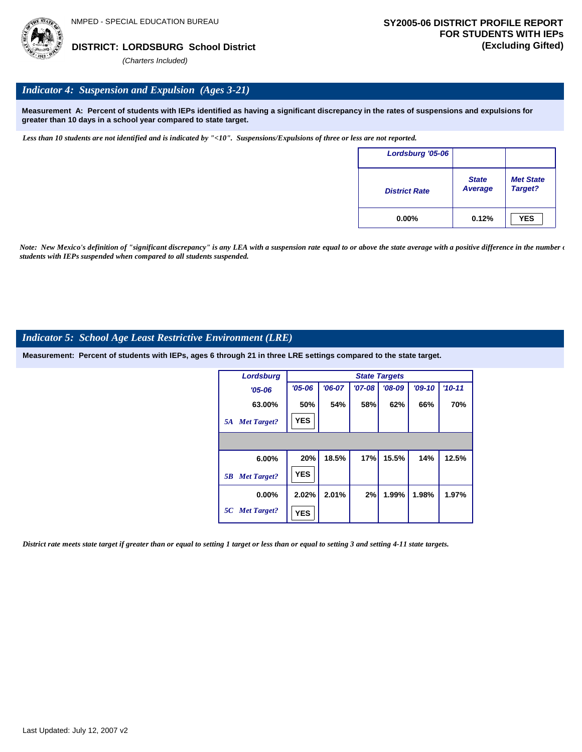NMPED - SPECIAL EDUCATION BUREAU

**DISTRICT: LORDSBURG School District**

*(Charters Included)*

**SY2005-06 DISTRICT PROFILE REPORT FOR STUDENTS WITH IEPs (Excluding Gifted)**

## *Indicator 4: Suspension and Expulsion (Ages 3-21)*

**Measurement A: Percent of students with IEPs identified as having a significant discrepancy in the rates of suspensions and expulsions for greater than 10 days in a school year compared to state target.**

*Less than 10 students are not identified and is indicated by "<10". Suspensions/Expulsions of three or less are not reported.*

| Lordsburg '05-06 | | |
|---|---|---|
| District Rate | State Average | Met State Target? |
| 0.00% | 0.12% | YES |

*Note: New Mexico's definition of "significant discrepancy" is any LEA with a suspension rate equal to or above the state average with a positive difference in the number of students with IEPs suspended when compared to all students suspended.*

## *Indicator 5: School Age Least Restrictive Environment (LRE)*

**Measurement: Percent of students with IEPs, ages 6 through 21 in three LRE settings compared to the state target.**

| Lordsburg | State Targets | | | | | |
|---|---|---|---|---|---|---|
| '05-06 | '05-06 | '06-07 | '07-08 | '08-09 | '09-10 | '10-11 |
| 63.00% | 50% | 54% | 58% | 62% | 66% | 70% |
| 5A Met Target? | YES | | | | | |
| 6.00% | 20% | 18.5% | 17% | 15.5% | 14% | 12.5% |
| 5B Met Target? | YES | | | | | |
| 0.00% | 2.02% | 2.01% | 2% | 1.99% | 1.98% | 1.97% |
| 5C Met Target? | YES | | | | | |

*District rate meets state target if greater than or equal to setting 1 target or less than or equal to setting 3 and setting 4-11 state targets.*

Last Updated: July 12, 2007 v2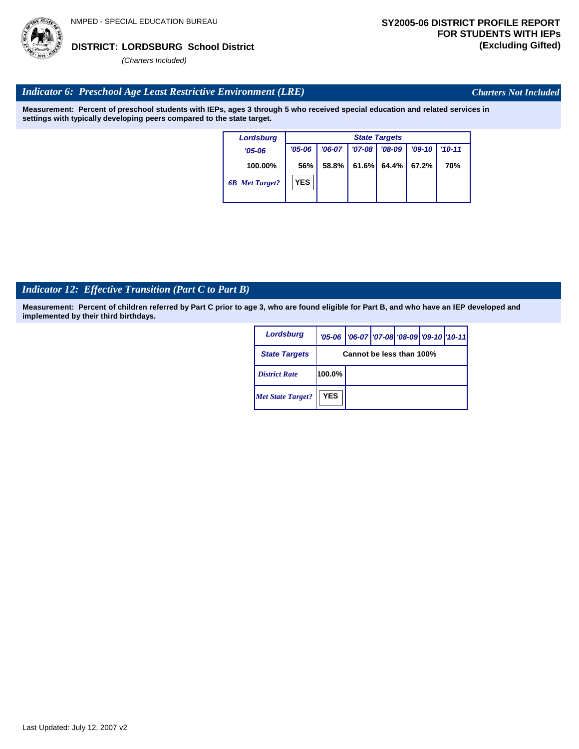NMPED - SPECIAL EDUCATION BUREAU

**DISTRICT: LORDSBURG School District**

*(Charters Included)*

**SY2005-06 DISTRICT PROFILE REPORT FOR STUDENTS WITH IEPs (Excluding Gifted)**

## *Indicator 6: Preschool Age Least Restrictive Environment (LRE)*

*Charters Not Included*

**Measurement: Percent of preschool students with IEPs, ages 3 through 5 who received special education and related services in settings with typically developing peers compared to the state target.**

| Lordsburg | State Targets | | | | | |
|---|---|---|---|---|---|---|
| '05-06 | '05-06 | '06-07 | '07-08 | '08-09 | '09-10 | '10-11 |
| 100.00% | 56% | 58.8% | 61.6% | 64.4% | 67.2% | 70% |
| *6B Met Target?* | YES | | | | | |

## *Indicator 12: Effective Transition (Part C to Part B)*

**Measurement: Percent of children referred by Part C prior to age 3, who are found eligible for Part B, and who have an IEP developed and implemented by their third birthdays.**

| Lordsburg | '05-06 | '06-07 | '07-08 | '08-09 | '09-10 | '10-11 |
|---|---|---|---|---|---|---|
| State Targets | Cannot be less than 100% | | | | | |
| *District Rate* | 100.0% | | | | | |
| *Met State Target?* | YES | | | | | |

Last Updated: July 12, 2007 v2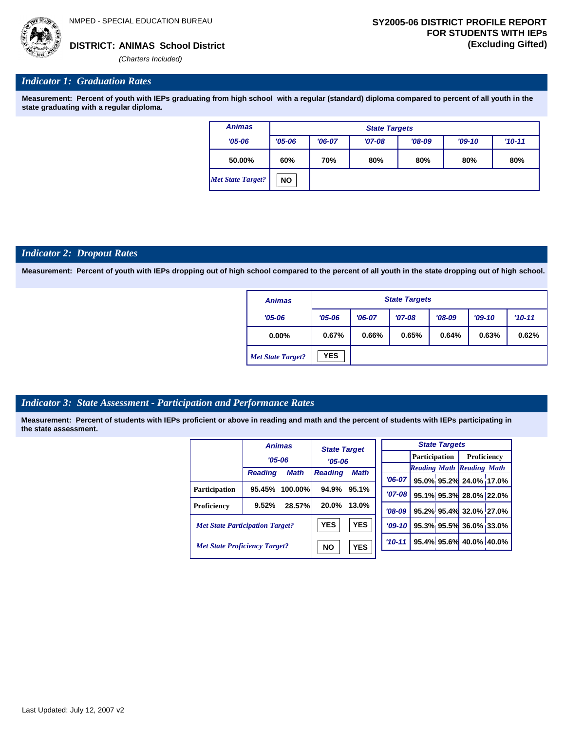NMPED - SPECIAL EDUCATION BUREAU

**DISTRICT: ANIMAS School District**

*(Charters Included)*

**SY2005-06 DISTRICT PROFILE REPORT FOR STUDENTS WITH IEPs (Excluding Gifted)**

## *Indicator 1: Graduation Rates*

**Measurement: Percent of youth with IEPs graduating from high school with a regular (standard) diploma compared to percent of all youth in the state graduating with a regular diploma.**

| Animas | State Targets | | | | | |
|---|---|---|---|---|---|---|
| '05-06 | '05-06 | '06-07 | '07-08 | '08-09 | '09-10 | '10-11 |
| 50.00% | 60% | 70% | 80% | 80% | 80% | 80% |
| *Met State Target?* | NO | | | | | |

## *Indicator 2: Dropout Rates*

**Measurement: Percent of youth with IEPs dropping out of high school compared to the percent of all youth in the state dropping out of high school.**

| Animas | State Targets | | | | | |
|---|---|---|---|---|---|---|
| '05-06 | '05-06 | '06-07 | '07-08 | '08-09 | '09-10 | '10-11 |
| 0.00% | 0.67% | 0.66% | 0.65% | 0.64% | 0.63% | 0.62% |
| *Met State Target?* | YES | | | | | |

## *Indicator 3: State Assessment - Participation and Performance Rates*

**Measurement: Percent of students with IEPs proficient or above in reading and math and the percent of students with IEPs participating in the state assessment.**

| | Animas '05-06 | | State Target '05-06 | |
|---|---|---|---|---|
| | Reading | Math | Reading | Math |
| Participation | 95.45% | 100.00% | 94.9% | 95.1% |
| Proficiency | 9.52% | 28.57% | 20.0% | 13.0% |
| *Met State Participation Target?* | | | YES | YES |
| *Met State Proficiency Target?* | | | NO | YES |

| State Targets | Participation | | Proficiency | |
|---|---|---|---|---|
| | Reading | Math | Reading | Math |
| '06-07 | 95.0% | 95.2% | 24.0% | 17.0% |
| '07-08 | 95.1% | 95.3% | 28.0% | 22.0% |
| '08-09 | 95.2% | 95.4% | 32.0% | 27.0% |
| '09-10 | 95.3% | 95.5% | 36.0% | 33.0% |
| '10-11 | 95.4% | 95.6% | 40.0% | 40.0% |

Last Updated: July 12, 2007 v2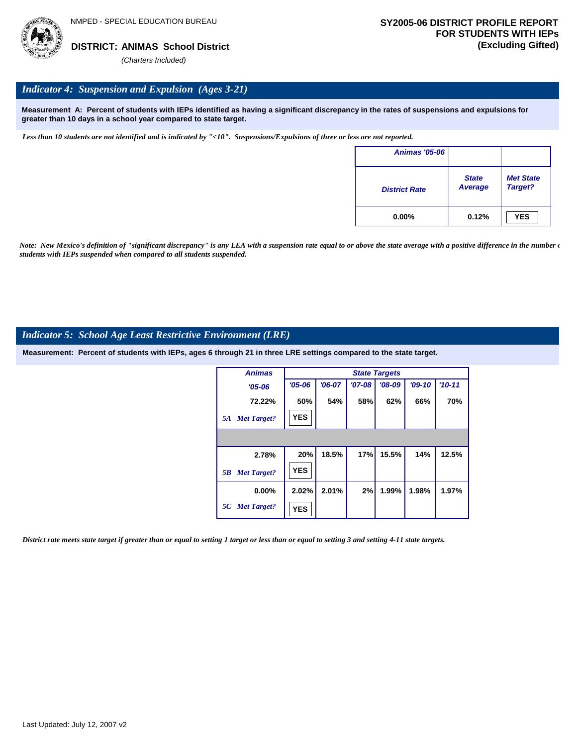NMPED - SPECIAL EDUCATION BUREAU

**DISTRICT: ANIMAS School District**

*(Charters Included)*

**SY2005-06 DISTRICT PROFILE REPORT FOR STUDENTS WITH IEPs (Excluding Gifted)**

## *Indicator 4: Suspension and Expulsion (Ages 3-21)*

**Measurement A: Percent of students with IEPs identified as having a significant discrepancy in the rates of suspensions and expulsions for greater than 10 days in a school year compared to state target.**

*Less than 10 students are not identified and is indicated by "<10". Suspensions/Expulsions of three or less are not reported.*

| Animas '05-06 | | |
|---|---|---|
| District Rate | State Average | Met State Target? |
| 0.00% | 0.12% | YES |

*Note: New Mexico's definition of "significant discrepancy" is any LEA with a suspension rate equal to or above the state average with a positive difference in the number of students with IEPs suspended when compared to all students suspended.*

## *Indicator 5: School Age Least Restrictive Environment (LRE)*

**Measurement: Percent of students with IEPs, ages 6 through 21 in three LRE settings compared to the state target.**

| Animas | State Targets | | | | | |
|---|---|---|---|---|---|---|
| '05-06 | '05-06 | '06-07 | '07-08 | '08-09 | '09-10 | '10-11 |
| 72.22% | 50% | 54% | 58% | 62% | 66% | 70% |
| *5A Met Target?* | YES | | | | | |
| | | | | | | |
| 2.78% | 20% | 18.5% | 17% | 15.5% | 14% | 12.5% |
| *5B Met Target?* | YES | | | | | |
| 0.00% | 2.02% | 2.01% | 2% | 1.99% | 1.98% | 1.97% |
| *5C Met Target?* | YES | | | | | |

*District rate meets state target if greater than or equal to setting 1 target or less than or equal to setting 3 and setting 4-11 state targets.*

Last Updated: July 12, 2007 v2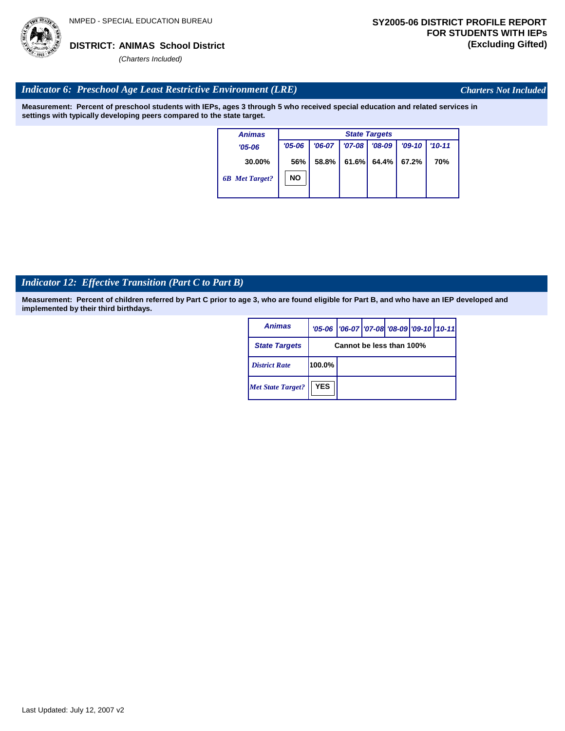NMPED - SPECIAL EDUCATION BUREAU

**DISTRICT: ANIMAS School District**

*(Charters Included)*

**SY2005-06 DISTRICT PROFILE REPORT FOR STUDENTS WITH IEPs (Excluding Gifted)**

## *Indicator 6: Preschool Age Least Restrictive Environment (LRE)*

*Charters Not Included*

**Measurement: Percent of preschool students with IEPs, ages 3 through 5 who received special education and related services in settings with typically developing peers compared to the state target.**

| Animas | State Targets | | | | | |
|---|---|---|---|---|---|---|
| '05-06 | '05-06 | '06-07 | '07-08 | '08-09 | '09-10 | '10-11 |
| 30.00% | 56% | 58.8% | 61.6% | 64.4% | 67.2% | 70% |
| *6B Met Target?* | NO | | | | | |

## *Indicator 12: Effective Transition (Part C to Part B)*

**Measurement: Percent of children referred by Part C prior to age 3, who are found eligible for Part B, and who have an IEP developed and implemented by their third birthdays.**

| Animas | '05-06 | '06-07 | '07-08 | '08-09 | '09-10 | '10-11 |
|---|---|---|---|---|---|---|
| State Targets | Cannot be less than 100% | | | | | |
| *District Rate* | 100.0% | | | | | |
| *Met State Target?* | YES | | | | | |

Last Updated: July 12, 2007 v2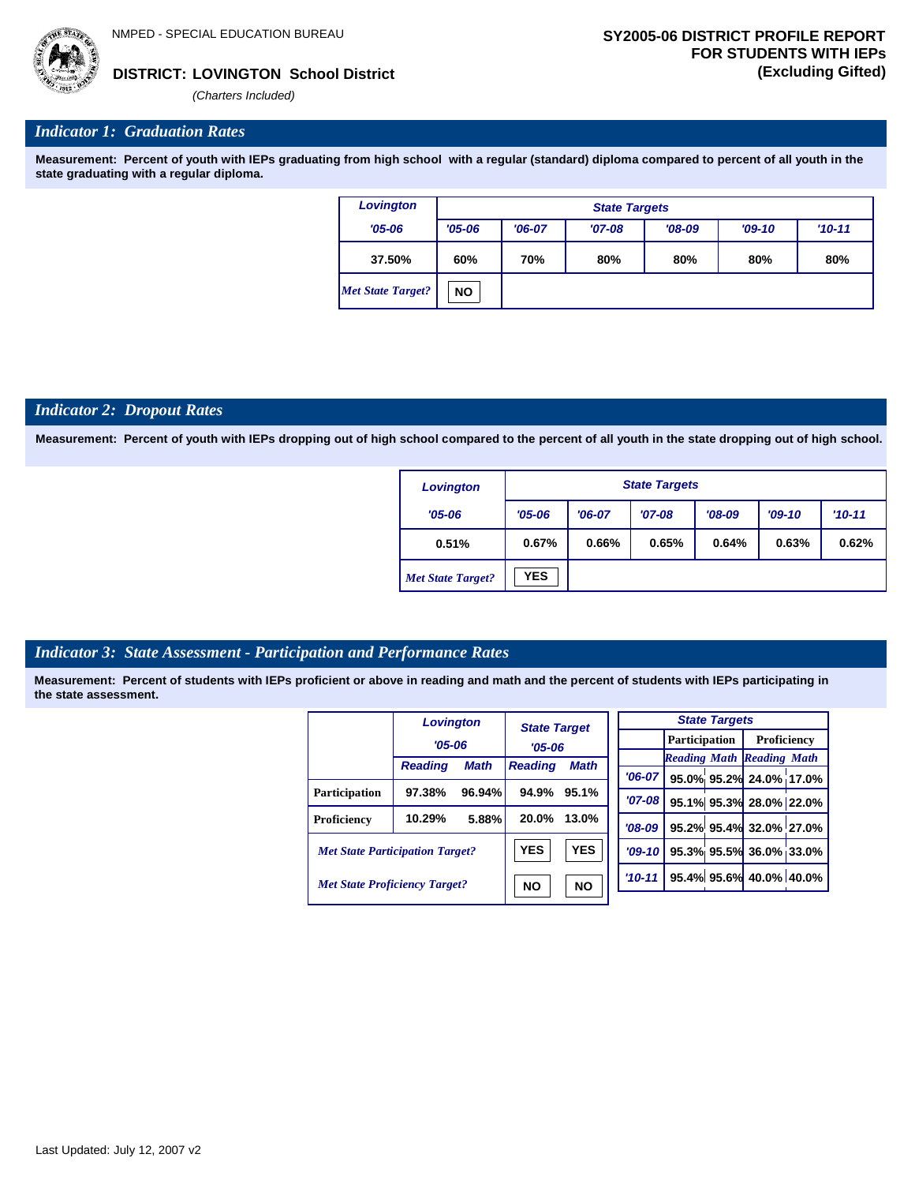NMPED - SPECIAL EDUCATION BUREAU

**DISTRICT: LOVINGTON School District**

*(Charters Included)*

**SY2005-06 DISTRICT PROFILE REPORT FOR STUDENTS WITH IEPs (Excluding Gifted)**

## *Indicator 1: Graduation Rates*

**Measurement: Percent of youth with IEPs graduating from high school with a regular (standard) diploma compared to percent of all youth in the state graduating with a regular diploma.**

| Lovington | State Targets | | | | | |
|---|---|---|---|---|---|---|
| '05-06 | '05-06 | '06-07 | '07-08 | '08-09 | '09-10 | '10-11 |
| 37.50% | 60% | 70% | 80% | 80% | 80% | 80% |
| *Met State Target?* | NO | | | | | |

## *Indicator 2: Dropout Rates*

**Measurement: Percent of youth with IEPs dropping out of high school compared to the percent of all youth in the state dropping out of high school.**

| Lovington | State Targets | | | | | |
|---|---|---|---|---|---|---|
| '05-06 | '05-06 | '06-07 | '07-08 | '08-09 | '09-10 | '10-11 |
| 0.51% | 0.67% | 0.66% | 0.65% | 0.64% | 0.63% | 0.62% |
| *Met State Target?* | YES | | | | | |

## *Indicator 3: State Assessment - Participation and Performance Rates*

**Measurement: Percent of students with IEPs proficient or above in reading and math and the percent of students with IEPs participating in the state assessment.**

| | Lovington '05-06 | | State Target '05-06 | |
|---|---|---|---|---|
| | Reading | Math | Reading | Math |
| Participation | 97.38% | 96.94% | 94.9% | 95.1% |
| Proficiency | 10.29% | 5.88% | 20.0% | 13.0% |
| *Met State Participation Target?* | | | YES | YES |
| *Met State Proficiency Target?* | | | NO | NO |

| State Targets | Participation | | Proficiency | |
|---|---|---|---|---|
| | Reading | Math | Reading | Math |
| '06-07 | 95.0% | 95.2% | 24.0% | 17.0% |
| '07-08 | 95.1% | 95.3% | 28.0% | 22.0% |
| '08-09 | 95.2% | 95.4% | 32.0% | 27.0% |
| '09-10 | 95.3% | 95.5% | 36.0% | 33.0% |
| '10-11 | 95.4% | 95.6% | 40.0% | 40.0% |

Last Updated: July 12, 2007 v2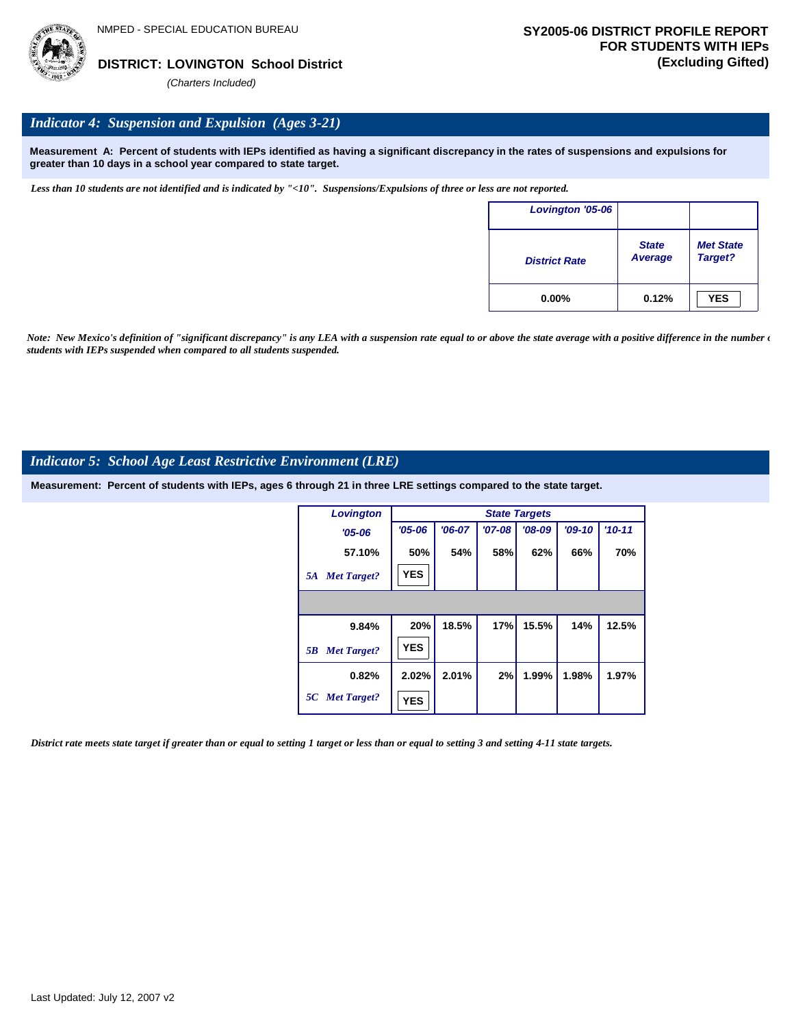NMPED - SPECIAL EDUCATION BUREAU

**DISTRICT: LOVINGTON School District**

*(Charters Included)*

**SY2005-06 DISTRICT PROFILE REPORT FOR STUDENTS WITH IEPs (Excluding Gifted)**

## *Indicator 4: Suspension and Expulsion (Ages 3-21)*

**Measurement A: Percent of students with IEPs identified as having a significant discrepancy in the rates of suspensions and expulsions for greater than 10 days in a school year compared to state target.**

*Less than 10 students are not identified and is indicated by "<10". Suspensions/Expulsions of three or less are not reported.*

| Lovington '05-06 | | |
|---|---|---|
| District Rate | State Average | Met State Target? |
| 0.00% | 0.12% | YES |

*Note: New Mexico's definition of "significant discrepancy" is any LEA with a suspension rate equal to or above the state average with a positive difference in the number of students with IEPs suspended when compared to all students suspended.*

## *Indicator 5: School Age Least Restrictive Environment (LRE)*

**Measurement: Percent of students with IEPs, ages 6 through 21 in three LRE settings compared to the state target.**

| Lovington '05-06 | State Targets '05-06 | '06-07 | '07-08 | '08-09 | '09-10 | '10-11 |
|---|---|---|---|---|---|---|
| 57.10% | 50% | 54% | 58% | 62% | 66% | 70% |
| 5A Met Target? | YES | | | | | |
| 9.84% | 20% | 18.5% | 17% | 15.5% | 14% | 12.5% |
| 5B Met Target? | YES | | | | | |
| 0.82% | 2.02% | 2.01% | 2% | 1.99% | 1.98% | 1.97% |
| 5C Met Target? | YES | | | | | |

*District rate meets state target if greater than or equal to setting 1 target or less than or equal to setting 3 and setting 4-11 state targets.*

Last Updated: July 12, 2007 v2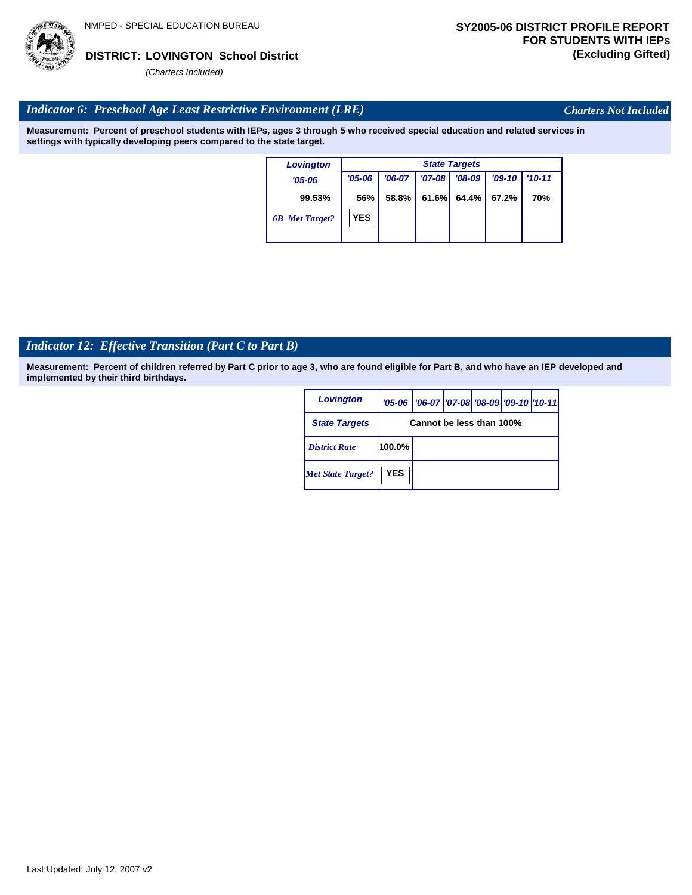NMPED - SPECIAL EDUCATION BUREAU

**DISTRICT: LOVINGTON School District**

*(Charters Included)*

**SY2005-06 DISTRICT PROFILE REPORT FOR STUDENTS WITH IEPs (Excluding Gifted)**

## *Indicator 6: Preschool Age Least Restrictive Environment (LRE)*

*Charters Not Included*

**Measurement: Percent of preschool students with IEPs, ages 3 through 5 who received special education and related services in settings with typically developing peers compared to the state target.**

| Lovington | State Targets | | | | | |
|---|---|---|---|---|---|---|
| '05-06 | '05-06 | '06-07 | '07-08 | '08-09 | '09-10 | '10-11 |
| 99.53% | 56% | 58.8% | 61.6% | 64.4% | 67.2% | 70% |
| *6B Met Target?* | YES | | | | | |

## *Indicator 12: Effective Transition (Part C to Part B)*

**Measurement: Percent of children referred by Part C prior to age 3, who are found eligible for Part B, and who have an IEP developed and implemented by their third birthdays.**

| Lovington | '05-06 | '06-07 | '07-08 | '08-09 | '09-10 | '10-11 |
|---|---|---|---|---|---|---|
| State Targets | Cannot be less than 100% | | | | | |
| *District Rate* | 100.0% | | | | | |
| *Met State Target?* | YES | | | | | |

Last Updated: July 12, 2007 v2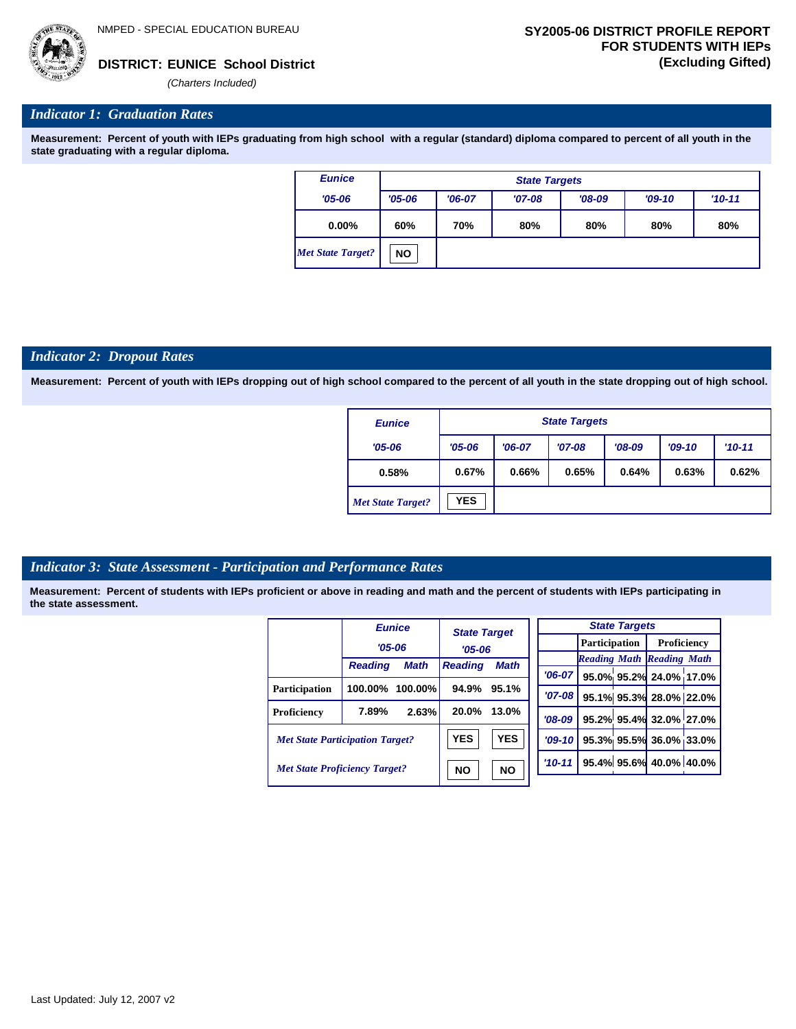NMPED - SPECIAL EDUCATION BUREAU

**DISTRICT: EUNICE School District**

*(Charters Included)*

**SY2005-06 DISTRICT PROFILE REPORT FOR STUDENTS WITH IEPs (Excluding Gifted)**

## *Indicator 1: Graduation Rates*

**Measurement: Percent of youth with IEPs graduating from high school with a regular (standard) diploma compared to percent of all youth in the state graduating with a regular diploma.**

| Eunice | State Targets | | | | | |
|---|---|---|---|---|---|---|
| '05-06 | '05-06 | '06-07 | '07-08 | '08-09 | '09-10 | '10-11 |
| 0.00% | 60% | 70% | 80% | 80% | 80% | 80% |
| *Met State Target?* | NO | | | | | |

## *Indicator 2: Dropout Rates*

**Measurement: Percent of youth with IEPs dropping out of high school compared to the percent of all youth in the state dropping out of high school.**

| Eunice | State Targets | | | | | |
|---|---|---|---|---|---|---|
| '05-06 | '05-06 | '06-07 | '07-08 | '08-09 | '09-10 | '10-11 |
| 0.58% | 0.67% | 0.66% | 0.65% | 0.64% | 0.63% | 0.62% |
| *Met State Target?* | YES | | | | | |

## *Indicator 3: State Assessment - Participation and Performance Rates*

**Measurement: Percent of students with IEPs proficient or above in reading and math and the percent of students with IEPs participating in the state assessment.**

| | Eunice '05-06 | | State Target '05-06 | |
|---|---|---|---|---|
| | Reading | Math | Reading | Math |
| Participation | 100.00% | 100.00% | 94.9% | 95.1% |
| Proficiency | 7.89% | 2.63% | 20.0% | 13.0% |
| *Met State Participation Target?* | | | YES | YES |
| *Met State Proficiency Target?* | | | NO | NO |

| State Targets | Participation | | Proficiency | |
|---|---|---|---|---|
| | Reading | Math | Reading | Math |
| '06-07 | 95.0% | 95.2% | 24.0% | 17.0% |
| '07-08 | 95.1% | 95.3% | 28.0% | 22.0% |
| '08-09 | 95.2% | 95.4% | 32.0% | 27.0% |
| '09-10 | 95.3% | 95.5% | 36.0% | 33.0% |
| '10-11 | 95.4% | 95.6% | 40.0% | 40.0% |

Last Updated: July 12, 2007 v2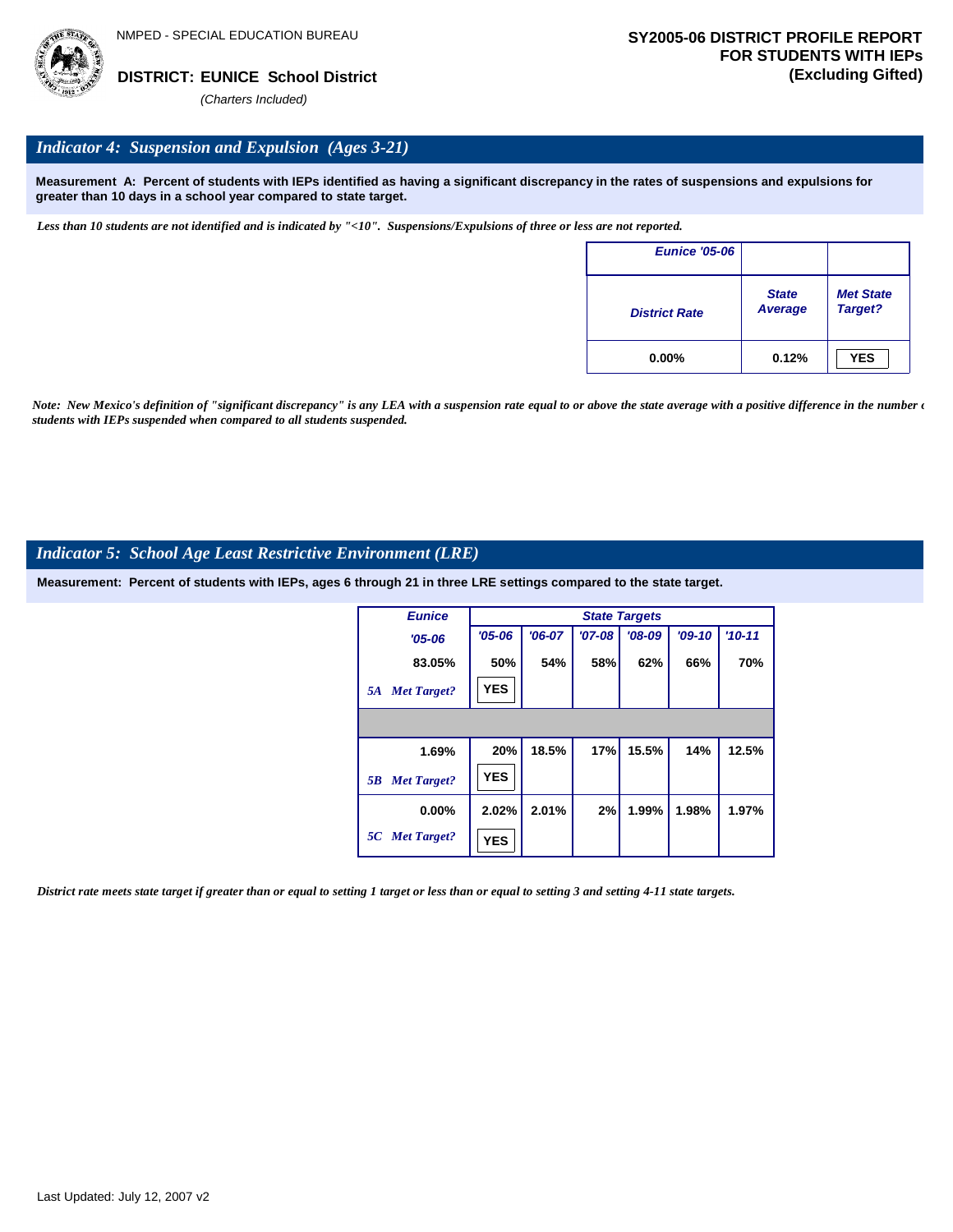NMPED - SPECIAL EDUCATION BUREAU

**DISTRICT: EUNICE School District**

*(Charters Included)*

**SY2005-06 DISTRICT PROFILE REPORT FOR STUDENTS WITH IEPs (Excluding Gifted)**

## *Indicator 4: Suspension and Expulsion (Ages 3-21)*

**Measurement A: Percent of students with IEPs identified as having a significant discrepancy in the rates of suspensions and expulsions for greater than 10 days in a school year compared to state target.**

*Less than 10 students are not identified and is indicated by "<10". Suspensions/Expulsions of three or less are not reported.*

| Eunice '05-06 | | |
|---|---|---|
| District Rate | State Average | Met State Target? |
| 0.00% | 0.12% | YES |

*Note: New Mexico's definition of "significant discrepancy" is any LEA with a suspension rate equal to or above the state average with a positive difference in the number of students with IEPs suspended when compared to all students suspended.*

## *Indicator 5: School Age Least Restrictive Environment (LRE)*

**Measurement: Percent of students with IEPs, ages 6 through 21 in three LRE settings compared to the state target.**

| Eunice | State Targets | | | | | |
|---|---|---|---|---|---|---|
| '05-06 | '05-06 | '06-07 | '07-08 | '08-09 | '09-10 | '10-11 |
| 83.05% | 50% | 54% | 58% | 62% | 66% | 70% |
| 5A Met Target? | YES | | | | | |
| | | | | | | |
| 1.69% | 20% | 18.5% | 17% | 15.5% | 14% | 12.5% |
| 5B Met Target? | YES | | | | | |
| 0.00% | 2.02% | 2.01% | 2% | 1.99% | 1.98% | 1.97% |
| 5C Met Target? | YES | | | | | |

*District rate meets state target if greater than or equal to setting 1 target or less than or equal to setting 3 and setting 4-11 state targets.*

Last Updated: July 12, 2007 v2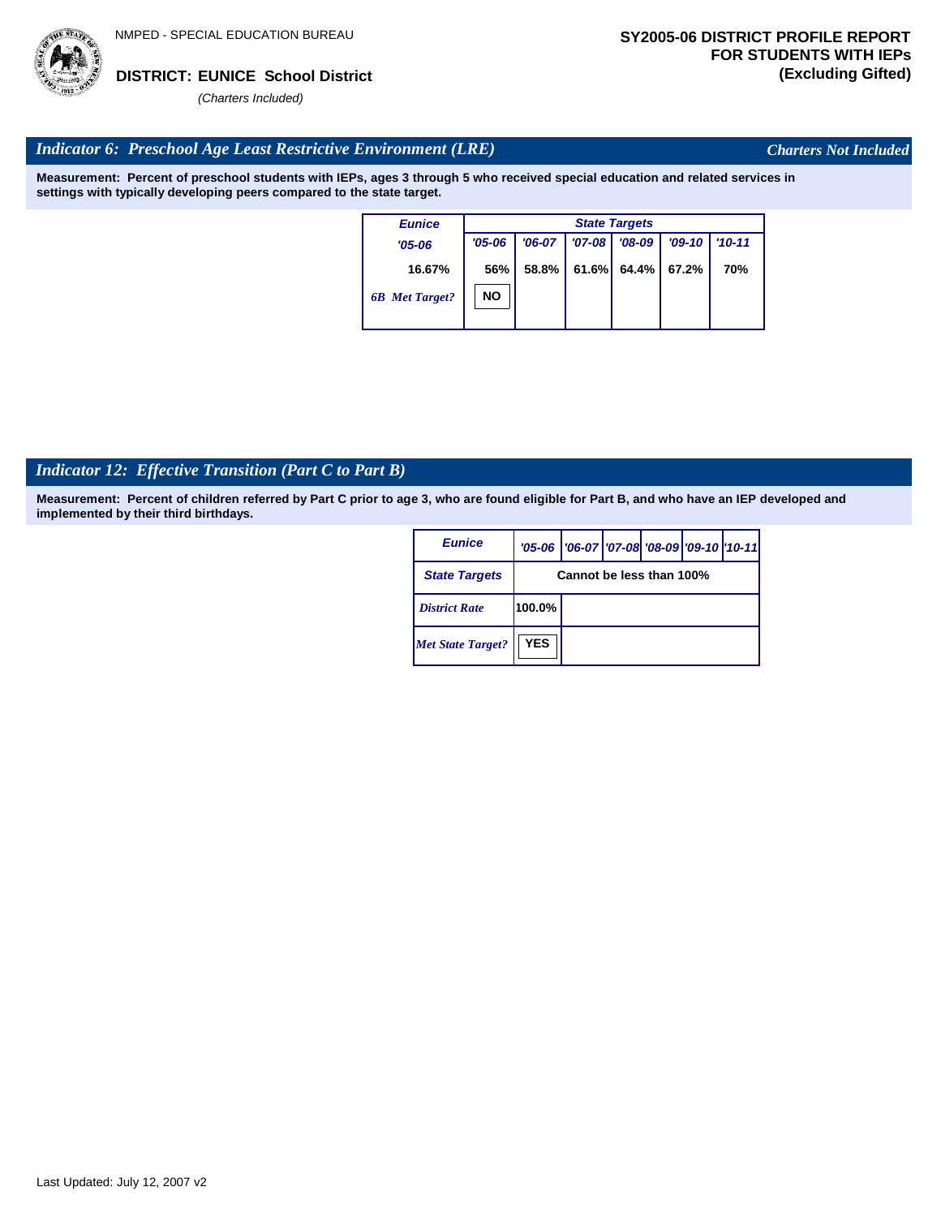NMPED - SPECIAL EDUCATION BUREAU

**DISTRICT: EUNICE School District**

*(Charters Included)*

**SY2005-06 DISTRICT PROFILE REPORT FOR STUDENTS WITH IEPs (Excluding Gifted)**

## *Indicator 6: Preschool Age Least Restrictive Environment (LRE)*

*Charters Not Included*

**Measurement: Percent of preschool students with IEPs, ages 3 through 5 who received special education and related services in settings with typically developing peers compared to the state target.**

| Eunice | State Targets | | | | | |
|---|---|---|---|---|---|---|
| '05-06 | '05-06 | '06-07 | '07-08 | '08-09 | '09-10 | '10-11 |
| 16.67% | 56% | 58.8% | 61.6% | 64.4% | 67.2% | 70% |
| 6B Met Target? | NO | | | | | |

## *Indicator 12: Effective Transition (Part C to Part B)*

**Measurement: Percent of children referred by Part C prior to age 3, who are found eligible for Part B, and who have an IEP developed and implemented by their third birthdays.**

| Eunice | '05-06 | '06-07 | '07-08 | '08-09 | '09-10 | '10-11 |
|---|---|---|---|---|---|---|
| State Targets | Cannot be less than 100% | | | | | |
| District Rate | 100.0% | | | | | |
| Met State Target? | YES | | | | | |

Last Updated: July 12, 2007 v2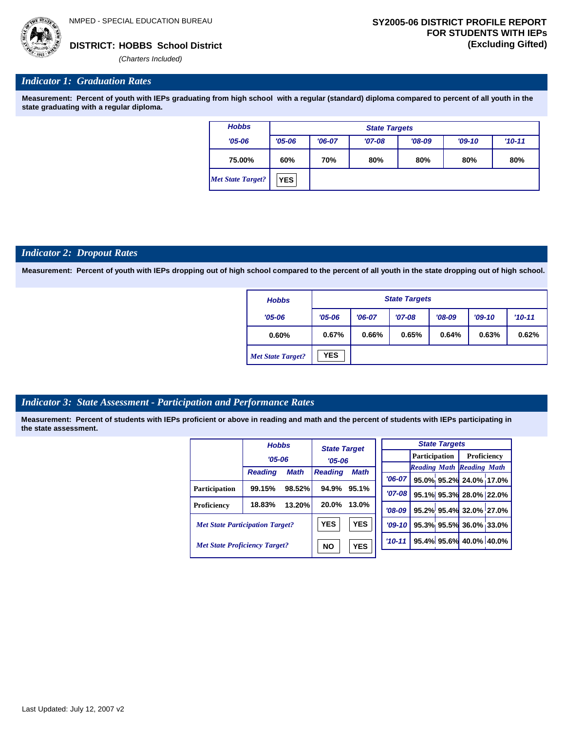NMPED - SPECIAL EDUCATION BUREAU

**DISTRICT: HOBBS School District**

*(Charters Included)*

**SY2005-06 DISTRICT PROFILE REPORT FOR STUDENTS WITH IEPs (Excluding Gifted)**

## *Indicator 1: Graduation Rates*

**Measurement: Percent of youth with IEPs graduating from high school with a regular (standard) diploma compared to percent of all youth in the state graduating with a regular diploma.**

| Hobbs | State Targets | | | | | |
|---|---|---|---|---|---|---|
| '05-06 | '05-06 | '06-07 | '07-08 | '08-09 | '09-10 | '10-11 |
| 75.00% | 60% | 70% | 80% | 80% | 80% | 80% |
| *Met State Target?* | YES | | | | | |

## *Indicator 2: Dropout Rates*

**Measurement: Percent of youth with IEPs dropping out of high school compared to the percent of all youth in the state dropping out of high school.**

| Hobbs | State Targets | | | | | |
|---|---|---|---|---|---|---|
| '05-06 | '05-06 | '06-07 | '07-08 | '08-09 | '09-10 | '10-11 |
| 0.60% | 0.67% | 0.66% | 0.65% | 0.64% | 0.63% | 0.62% |
| *Met State Target?* | YES | | | | | |

## *Indicator 3: State Assessment - Participation and Performance Rates*

**Measurement: Percent of students with IEPs proficient or above in reading and math and the percent of students with IEPs participating in the state assessment.**

| | Hobbs '05-06 | | State Target '05-06 | |
|---|---|---|---|---|
| | Reading | Math | Reading | Math |
| Participation | 99.15% | 98.52% | 94.9% | 95.1% |
| Proficiency | 18.83% | 13.20% | 20.0% | 13.0% |
| *Met State Participation Target?* | | | YES | YES |
| *Met State Proficiency Target?* | | | NO | YES |

| State Targets | Participation | | Proficiency | |
|---|---|---|---|---|
| | Reading | Math | Reading | Math |
| '06-07 | 95.0% | 95.2% | 24.0% | 17.0% |
| '07-08 | 95.1% | 95.3% | 28.0% | 22.0% |
| '08-09 | 95.2% | 95.4% | 32.0% | 27.0% |
| '09-10 | 95.3% | 95.5% | 36.0% | 33.0% |
| '10-11 | 95.4% | 95.6% | 40.0% | 40.0% |

Last Updated: July 12, 2007 v2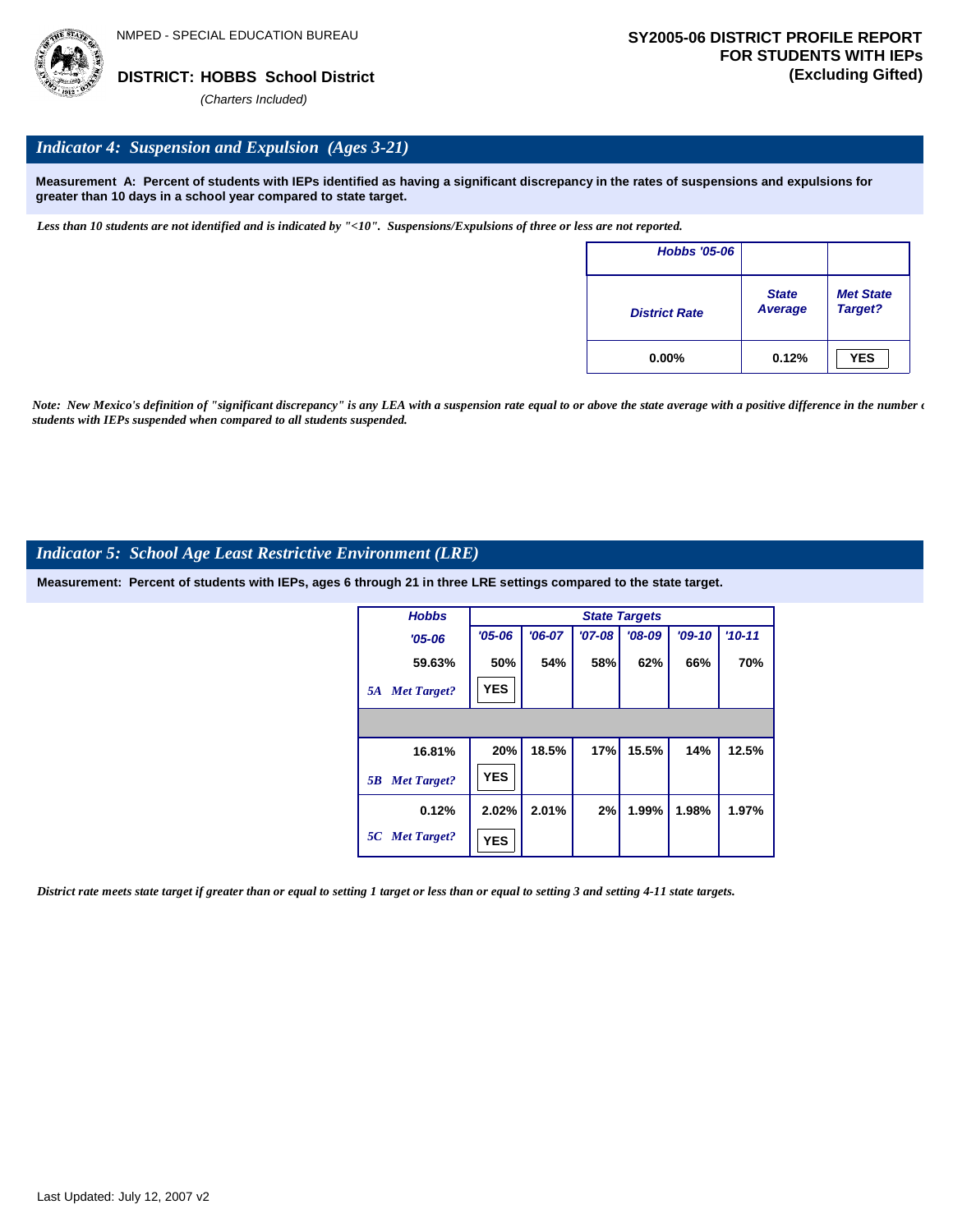NMPED - SPECIAL EDUCATION BUREAU

**DISTRICT: HOBBS School District**

*(Charters Included)*

**SY2005-06 DISTRICT PROFILE REPORT FOR STUDENTS WITH IEPs (Excluding Gifted)**

## *Indicator 4: Suspension and Expulsion (Ages 3-21)*

**Measurement A: Percent of students with IEPs identified as having a significant discrepancy in the rates of suspensions and expulsions for greater than 10 days in a school year compared to state target.**

*Less than 10 students are not identified and is indicated by "<10". Suspensions/Expulsions of three or less are not reported.*

| Hobbs '05-06 | | |
|---|---|---|
| District Rate | State Average | Met State Target? |
| 0.00% | 0.12% | YES |

*Note: New Mexico's definition of "significant discrepancy" is any LEA with a suspension rate equal to or above the state average with a positive difference in the number of students with IEPs suspended when compared to all students suspended.*

## *Indicator 5: School Age Least Restrictive Environment (LRE)*

**Measurement: Percent of students with IEPs, ages 6 through 21 in three LRE settings compared to the state target.**

| Hobbs | State Targets | | | | | |
|---|---|---|---|---|---|---|
| '05-06 | '05-06 | '06-07 | '07-08 | '08-09 | '09-10 | '10-11 |
| 59.63% | 50% | 54% | 58% | 62% | 66% | 70% |
| 5A Met Target? | YES | | | | | |
| | | | | | | |
| 16.81% | 20% | 18.5% | 17% | 15.5% | 14% | 12.5% |
| 5B Met Target? | YES | | | | | |
| 0.12% | 2.02% | 2.01% | 2% | 1.99% | 1.98% | 1.97% |
| 5C Met Target? | YES | | | | | |

*District rate meets state target if greater than or equal to setting 1 target or less than or equal to setting 3 and setting 4-11 state targets.*

Last Updated: July 12, 2007 v2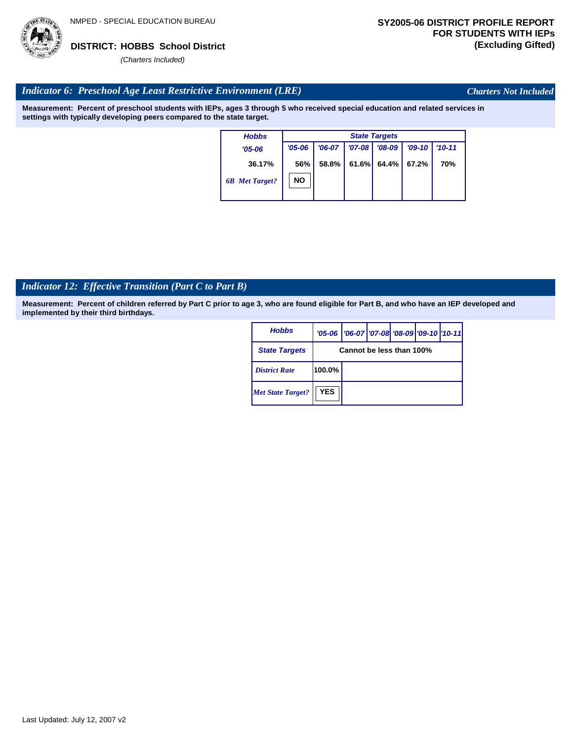NMPED - SPECIAL EDUCATION BUREAU

**DISTRICT: HOBBS School District**

*(Charters Included)*

**SY2005-06 DISTRICT PROFILE REPORT FOR STUDENTS WITH IEPs (Excluding Gifted)**

## *Indicator 6: Preschool Age Least Restrictive Environment (LRE)*

*Charters Not Included*

**Measurement: Percent of preschool students with IEPs, ages 3 through 5 who received special education and related services in settings with typically developing peers compared to the state target.**

| Hobbs | State Targets | | | | | |
|---|---|---|---|---|---|---|
| '05-06 | '05-06 | '06-07 | '07-08 | '08-09 | '09-10 | '10-11 |
| 36.17% | 56% | 58.8% | 61.6% | 64.4% | 67.2% | 70% |
| 6B Met Target? | NO | | | | | |

## *Indicator 12: Effective Transition (Part C to Part B)*

**Measurement: Percent of children referred by Part C prior to age 3, who are found eligible for Part B, and who have an IEP developed and implemented by their third birthdays.**

| Hobbs | '05-06 | '06-07 | '07-08 | '08-09 | '09-10 | '10-11 |
|---|---|---|---|---|---|---|
| State Targets | Cannot be less than 100% | | | | | |
| District Rate | 100.0% | | | | | |
| Met State Target? | YES | | | | | |

Last Updated: July 12, 2007 v2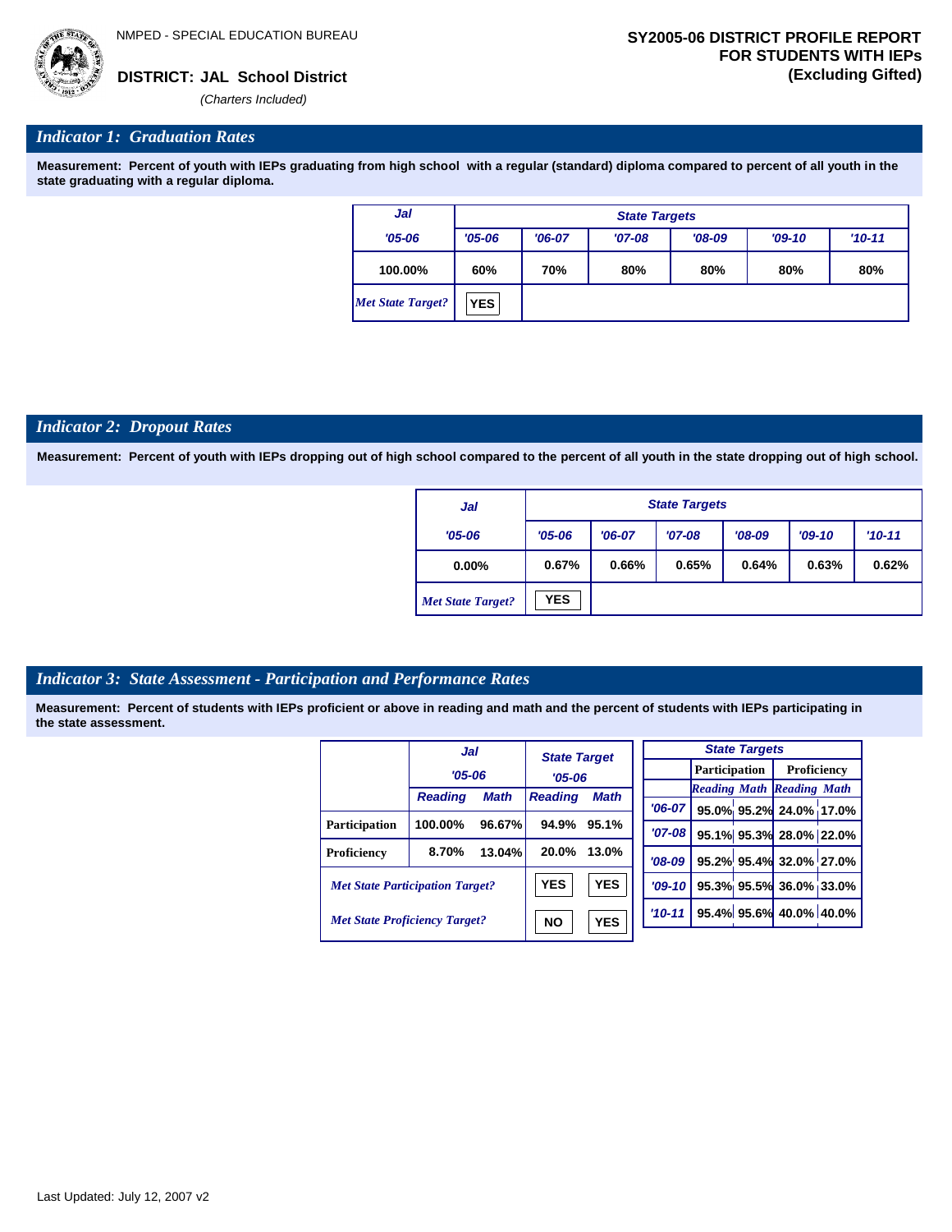NMPED - SPECIAL EDUCATION BUREAU

**DISTRICT: JAL School District**

*(Charters Included)*

**SY2005-06 DISTRICT PROFILE REPORT FOR STUDENTS WITH IEPs (Excluding Gifted)**

## *Indicator 1: Graduation Rates*

**Measurement: Percent of youth with IEPs graduating from high school with a regular (standard) diploma compared to percent of all youth in the state graduating with a regular diploma.**

| Jal | State Targets | | | | | |
|---|---|---|---|---|---|---|
| '05-06 | '05-06 | '06-07 | '07-08 | '08-09 | '09-10 | '10-11 |
| 100.00% | 60% | 70% | 80% | 80% | 80% | 80% |
| *Met State Target?* | YES | | | | | |

## *Indicator 2: Dropout Rates*

**Measurement: Percent of youth with IEPs dropping out of high school compared to the percent of all youth in the state dropping out of high school.**

| Jal | State Targets | | | | | |
|---|---|---|---|---|---|---|
| '05-06 | '05-06 | '06-07 | '07-08 | '08-09 | '09-10 | '10-11 |
| 0.00% | 0.67% | 0.66% | 0.65% | 0.64% | 0.63% | 0.62% |
| *Met State Target?* | YES | | | | | |

## *Indicator 3: State Assessment - Participation and Performance Rates*

**Measurement: Percent of students with IEPs proficient or above in reading and math and the percent of students with IEPs participating in the state assessment.**

| | Jal '05-06 | | State Target '05-06 | |
|---|---|---|---|---|
| | Reading | Math | Reading | Math |
| Participation | 100.00% | 96.67% | 94.9% | 95.1% |
| Proficiency | 8.70% | 13.04% | 20.0% | 13.0% |
| *Met State Participation Target?* | | | YES | YES |
| *Met State Proficiency Target?* | | | NO | YES |

| State Targets | Participation | | Proficiency | |
|---|---|---|---|---|
| | Reading | Math | Reading | Math |
| '06-07 | 95.0% | 95.2% | 24.0% | 17.0% |
| '07-08 | 95.1% | 95.3% | 28.0% | 22.0% |
| '08-09 | 95.2% | 95.4% | 32.0% | 27.0% |
| '09-10 | 95.3% | 95.5% | 36.0% | 33.0% |
| '10-11 | 95.4% | 95.6% | 40.0% | 40.0% |

Last Updated: July 12, 2007 v2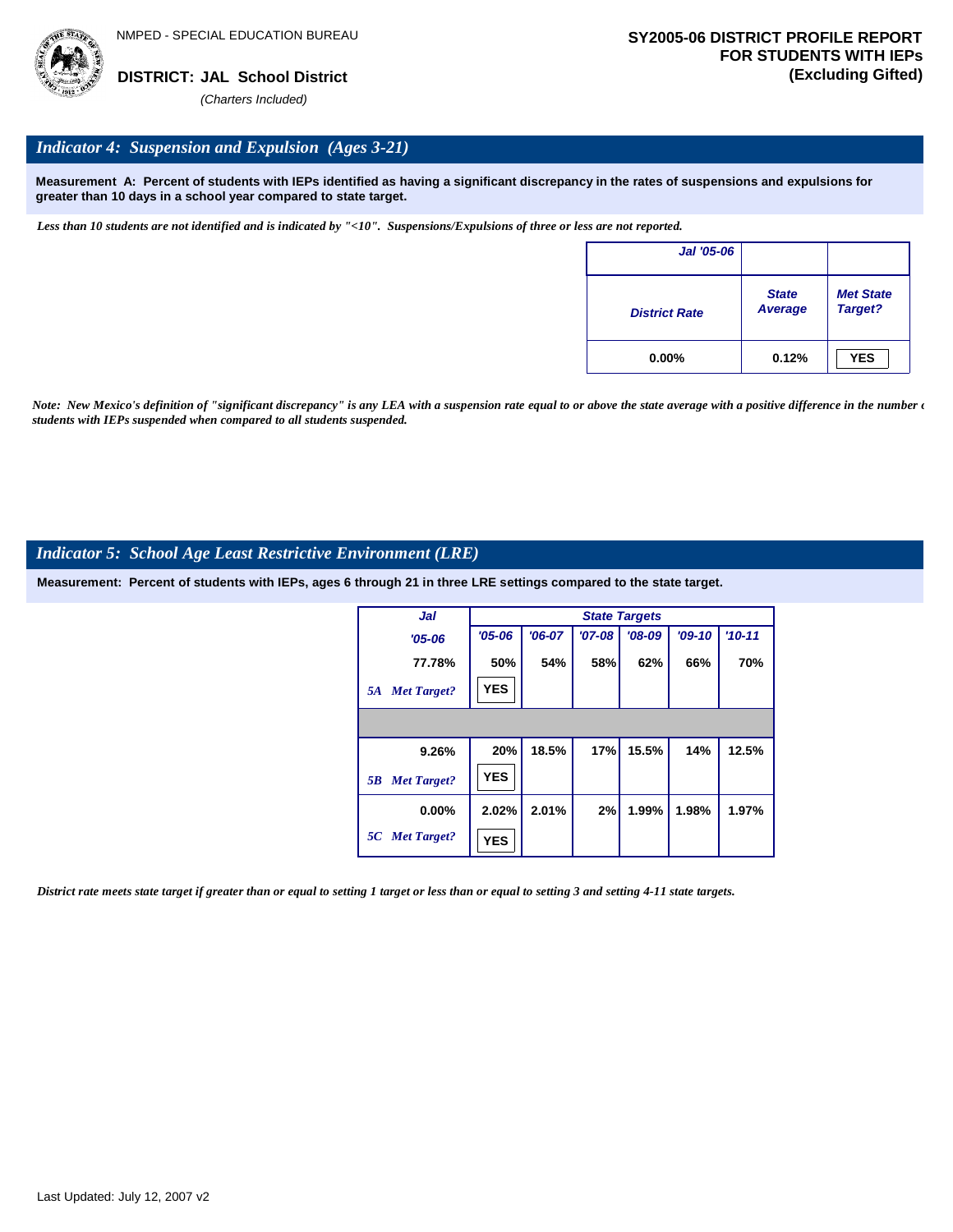NMPED - SPECIAL EDUCATION BUREAU

**DISTRICT: JAL School District**

*(Charters Included)*

**SY2005-06 DISTRICT PROFILE REPORT FOR STUDENTS WITH IEPs (Excluding Gifted)**

## *Indicator 4: Suspension and Expulsion (Ages 3-21)*

**Measurement A: Percent of students with IEPs identified as having a significant discrepancy in the rates of suspensions and expulsions for greater than 10 days in a school year compared to state target.**

*Less than 10 students are not identified and is indicated by "<10". Suspensions/Expulsions of three or less are not reported.*

| Jal '05-06 | | |
|---|---|---|
| District Rate | State Average | Met State Target? |
| 0.00% | 0.12% | YES |

*Note: New Mexico's definition of "significant discrepancy" is any LEA with a suspension rate equal to or above the state average with a positive difference in the number of students with IEPs suspended when compared to all students suspended.*

## *Indicator 5: School Age Least Restrictive Environment (LRE)*

**Measurement: Percent of students with IEPs, ages 6 through 21 in three LRE settings compared to the state target.**

| Jal | State Targets | | | | | |
|---|---|---|---|---|---|---|
| '05-06 | '05-06 | '06-07 | '07-08 | '08-09 | '09-10 | '10-11 |
| 77.78% | 50% | 54% | 58% | 62% | 66% | 70% |
| 5A Met Target? | YES | | | | | |
| 9.26% | 20% | 18.5% | 17% | 15.5% | 14% | 12.5% |
| 5B Met Target? | YES | | | | | |
| 0.00% | 2.02% | 2.01% | 2% | 1.99% | 1.98% | 1.97% |
| 5C Met Target? | YES | | | | | |

*District rate meets state target if greater than or equal to setting 1 target or less than or equal to setting 3 and setting 4-11 state targets.*

Last Updated: July 12, 2007 v2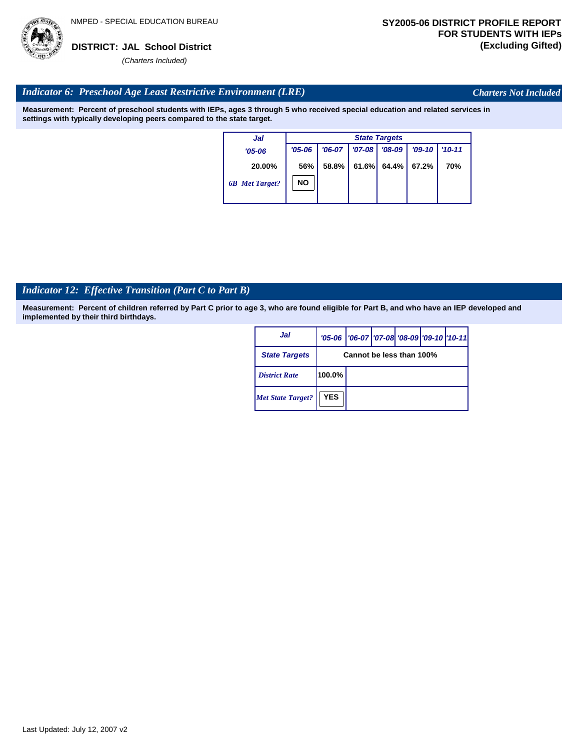NMPED - SPECIAL EDUCATION BUREAU

**DISTRICT: JAL School District**

*(Charters Included)*

**SY2005-06 DISTRICT PROFILE REPORT FOR STUDENTS WITH IEPs (Excluding Gifted)**

## *Indicator 6: Preschool Age Least Restrictive Environment (LRE)*

*Charters Not Included*

**Measurement: Percent of preschool students with IEPs, ages 3 through 5 who received special education and related services in settings with typically developing peers compared to the state target.**

| Jal | State Targets | | | | | |
|---|---|---|---|---|---|---|
| '05-06 | '05-06 | '06-07 | '07-08 | '08-09 | '09-10 | '10-11 |
| 20.00% | 56% | 58.8% | 61.6% | 64.4% | 67.2% | 70% |
| 6B Met Target? | NO | | | | | |

## *Indicator 12: Effective Transition (Part C to Part B)*

**Measurement: Percent of children referred by Part C prior to age 3, who are found eligible for Part B, and who have an IEP developed and implemented by their third birthdays.**

| Jal | '05-06 | '06-07 | '07-08 | '08-09 | '09-10 | '10-11 |
|---|---|---|---|---|---|---|
| State Targets | Cannot be less than 100% | | | | | |
| District Rate | 100.0% | | | | | |
| Met State Target? | YES | | | | | |

Last Updated: July 12, 2007 v2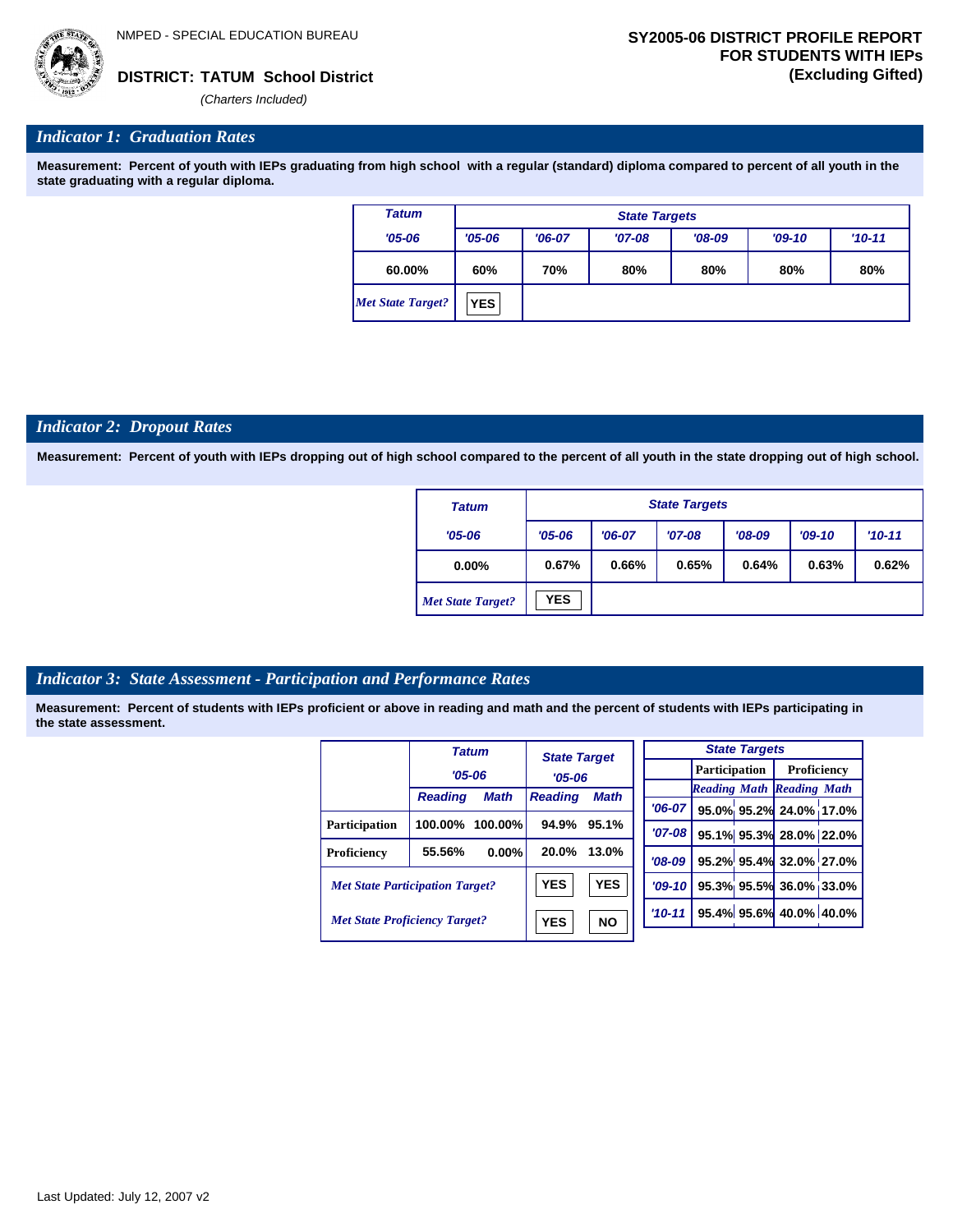NMPED - SPECIAL EDUCATION BUREAU

**DISTRICT: TATUM School District**

*(Charters Included)*

**SY2005-06 DISTRICT PROFILE REPORT FOR STUDENTS WITH IEPs (Excluding Gifted)**

## *Indicator 1: Graduation Rates*

**Measurement: Percent of youth with IEPs graduating from high school with a regular (standard) diploma compared to percent of all youth in the state graduating with a regular diploma.**

| Tatum | State Targets | | | | | |
|---|---|---|---|---|---|---|
| '05-06 | '05-06 | '06-07 | '07-08 | '08-09 | '09-10 | '10-11 |
| 60.00% | 60% | 70% | 80% | 80% | 80% | 80% |
| *Met State Target?* | YES | | | | | |

## *Indicator 2: Dropout Rates*

**Measurement: Percent of youth with IEPs dropping out of high school compared to the percent of all youth in the state dropping out of high school.**

| Tatum | State Targets | | | | | |
|---|---|---|---|---|---|---|
| '05-06 | '05-06 | '06-07 | '07-08 | '08-09 | '09-10 | '10-11 |
| 0.00% | 0.67% | 0.66% | 0.65% | 0.64% | 0.63% | 0.62% |
| *Met State Target?* | YES | | | | | |

## *Indicator 3: State Assessment - Participation and Performance Rates*

**Measurement: Percent of students with IEPs proficient or above in reading and math and the percent of students with IEPs participating in the state assessment.**

| | Tatum '05-06 | | State Target '05-06 | |
|---|---|---|---|---|
| | Reading | Math | Reading | Math |
| Participation | 100.00% | 100.00% | 94.9% | 95.1% |
| Proficiency | 55.56% | 0.00% | 20.0% | 13.0% |
| *Met State Participation Target?* | | | YES | YES |
| *Met State Proficiency Target?* | | | YES | NO |

| State Targets | Participation | | Proficiency | |
|---|---|---|---|---|
| | Reading | Math | Reading | Math |
| '06-07 | 95.0% | 95.2% | 24.0% | 17.0% |
| '07-08 | 95.1% | 95.3% | 28.0% | 22.0% |
| '08-09 | 95.2% | 95.4% | 32.0% | 27.0% |
| '09-10 | 95.3% | 95.5% | 36.0% | 33.0% |
| '10-11 | 95.4% | 95.6% | 40.0% | 40.0% |

Last Updated: July 12, 2007 v2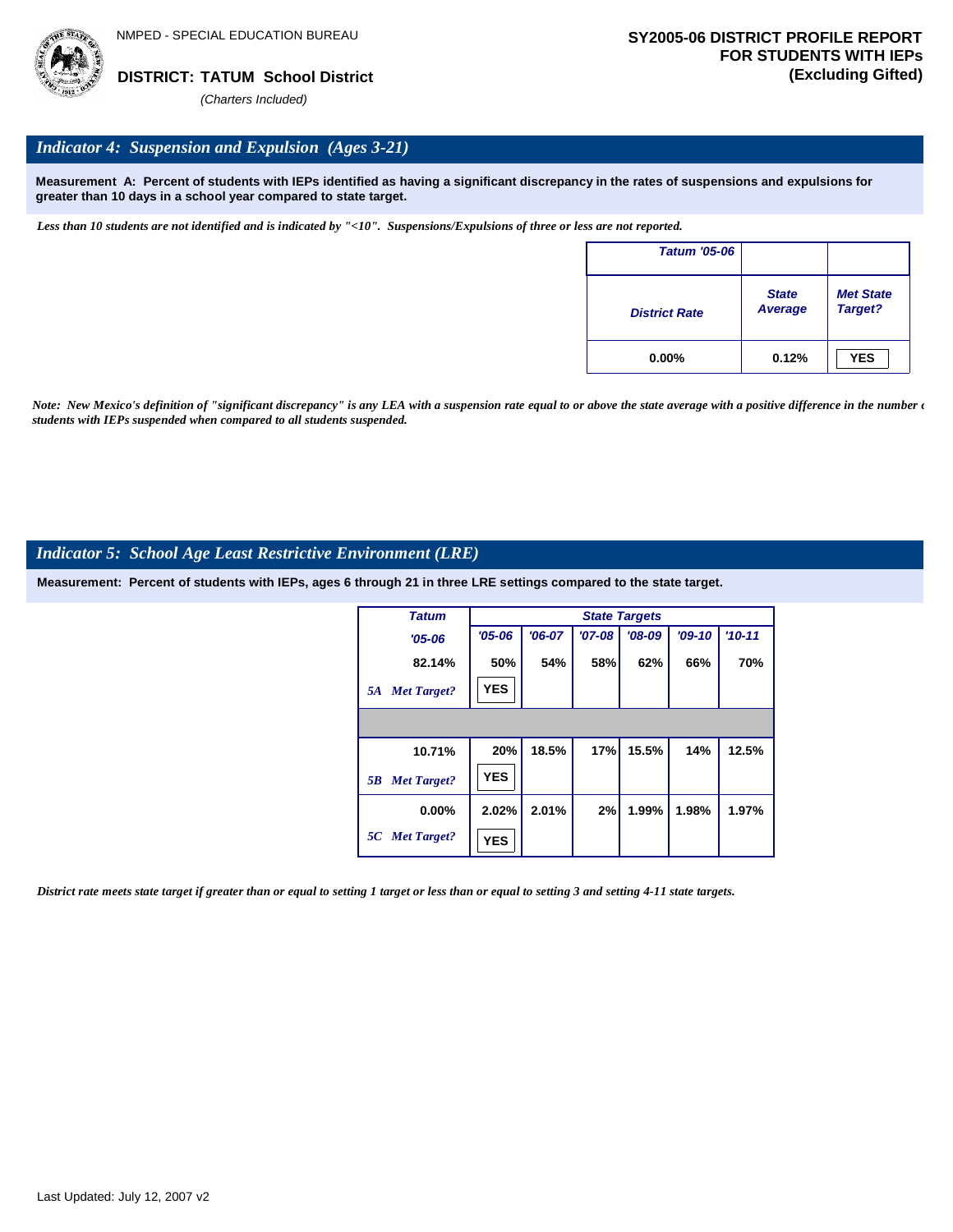NMPED - SPECIAL EDUCATION BUREAU

**DISTRICT: TATUM School District**

*(Charters Included)*

**SY2005-06 DISTRICT PROFILE REPORT FOR STUDENTS WITH IEPs (Excluding Gifted)**

## *Indicator 4: Suspension and Expulsion (Ages 3-21)*

**Measurement A: Percent of students with IEPs identified as having a significant discrepancy in the rates of suspensions and expulsions for greater than 10 days in a school year compared to state target.**

*Less than 10 students are not identified and is indicated by "<10". Suspensions/Expulsions of three or less are not reported.*

| Tatum '05-06 | | |
|---|---|---|
| District Rate | State Average | Met State Target? |
| 0.00% | 0.12% | YES |

*Note: New Mexico's definition of "significant discrepancy" is any LEA with a suspension rate equal to or above the state average with a positive difference in the number of students with IEPs suspended when compared to all students suspended.*

## *Indicator 5: School Age Least Restrictive Environment (LRE)*

**Measurement: Percent of students with IEPs, ages 6 through 21 in three LRE settings compared to the state target.**

| Tatum | State Targets | | | | | |
|---|---|---|---|---|---|---|
| '05-06 | '05-06 | '06-07 | '07-08 | '08-09 | '09-10 | '10-11 |
| 82.14% | 50% | 54% | 58% | 62% | 66% | 70% |
| 5A Met Target? | YES | | | | | |
| | | | | | | |
| 10.71% | 20% | 18.5% | 17% | 15.5% | 14% | 12.5% |
| 5B Met Target? | YES | | | | | |
| 0.00% | 2.02% | 2.01% | 2% | 1.99% | 1.98% | 1.97% |
| 5C Met Target? | YES | | | | | |

*District rate meets state target if greater than or equal to setting 1 target or less than or equal to setting 3 and setting 4-11 state targets.*

Last Updated: July 12, 2007 v2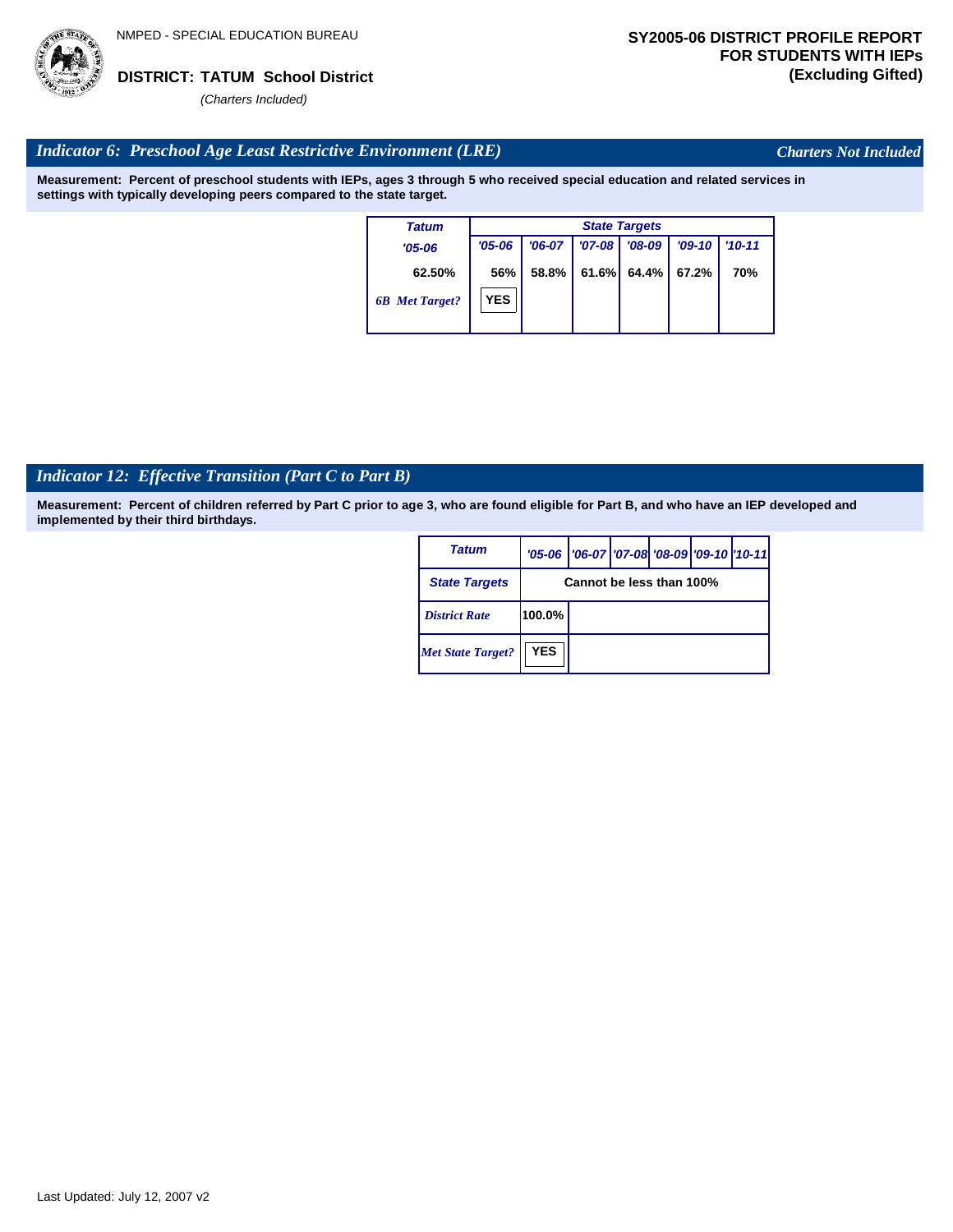NMPED - SPECIAL EDUCATION BUREAU

**DISTRICT: TATUM School District**

*(Charters Included)*

**SY2005-06 DISTRICT PROFILE REPORT FOR STUDENTS WITH IEPs (Excluding Gifted)**

## *Indicator 6: Preschool Age Least Restrictive Environment (LRE)*

*Charters Not Included*

**Measurement: Percent of preschool students with IEPs, ages 3 through 5 who received special education and related services in settings with typically developing peers compared to the state target.**

| Tatum | State Targets | | | | | |
|---|---|---|---|---|---|---|
| '05-06 | '05-06 | '06-07 | '07-08 | '08-09 | '09-10 | '10-11 |
| 62.50% | 56% | 58.8% | 61.6% | 64.4% | 67.2% | 70% |
| 6B Met Target? | YES | | | | | |

## *Indicator 12: Effective Transition (Part C to Part B)*

**Measurement: Percent of children referred by Part C prior to age 3, who are found eligible for Part B, and who have an IEP developed and implemented by their third birthdays.**

| Tatum | '05-06 | '06-07 | '07-08 | '08-09 | '09-10 | '10-11 |
|---|---|---|---|---|---|---|
| State Targets | Cannot be less than 100% | | | | | |
| District Rate | 100.0% | | | | | |
| Met State Target? | YES | | | | | |

Last Updated: July 12, 2007 v2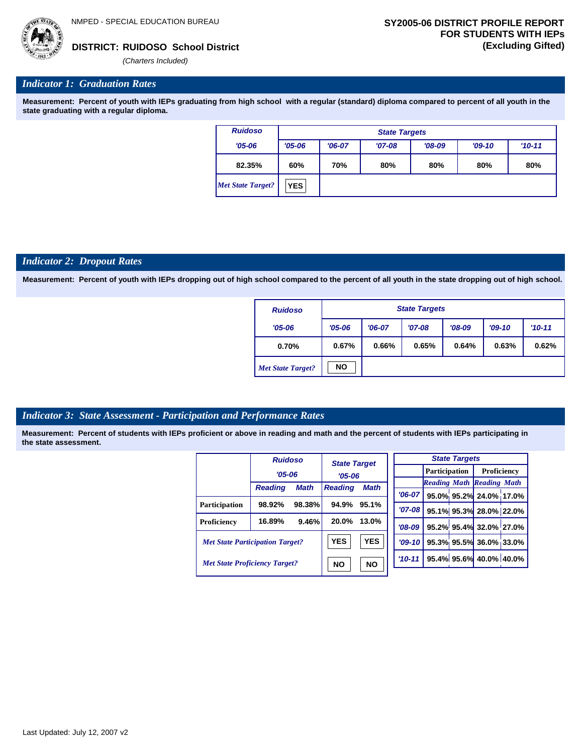NMPED - SPECIAL EDUCATION BUREAU

**DISTRICT: RUIDOSO School District**

*(Charters Included)*

**SY2005-06 DISTRICT PROFILE REPORT FOR STUDENTS WITH IEPs (Excluding Gifted)**

## Indicator 1: Graduation Rates

**Measurement: Percent of youth with IEPs graduating from high school with a regular (standard) diploma compared to percent of all youth in the state graduating with a regular diploma.**

| Ruidoso | State Targets | | | | | |
|---|---|---|---|---|---|---|
| '05-06 | '05-06 | '06-07 | '07-08 | '08-09 | '09-10 | '10-11 |
| 82.35% | 60% | 70% | 80% | 80% | 80% | 80% |
| *Met State Target?* | YES | | | | | |

## Indicator 2: Dropout Rates

**Measurement: Percent of youth with IEPs dropping out of high school compared to the percent of all youth in the state dropping out of high school.**

| Ruidoso | State Targets | | | | | |
|---|---|---|---|---|---|---|
| '05-06 | '05-06 | '06-07 | '07-08 | '08-09 | '09-10 | '10-11 |
| 0.70% | 0.67% | 0.66% | 0.65% | 0.64% | 0.63% | 0.62% |
| *Met State Target?* | NO | | | | | |

## Indicator 3: State Assessment - Participation and Performance Rates

**Measurement: Percent of students with IEPs proficient or above in reading and math and the percent of students with IEPs participating in the state assessment.**

| | Ruidoso '05-06 | | State Target '05-06 | |
|---|---|---|---|---|
| | Reading | Math | Reading | Math |
| Participation | 98.92% | 98.38% | 94.9% | 95.1% |
| Proficiency | 16.89% | 9.46% | 20.0% | 13.0% |
| *Met State Participation Target?* | | | YES | YES |
| *Met State Proficiency Target?* | | | NO | NO |

| State Targets | Participation | | Proficiency | |
|---|---|---|---|---|
| | Reading | Math | Reading | Math |
| '06-07 | 95.0% | 95.2% | 24.0% | 17.0% |
| '07-08 | 95.1% | 95.3% | 28.0% | 22.0% |
| '08-09 | 95.2% | 95.4% | 32.0% | 27.0% |
| '09-10 | 95.3% | 95.5% | 36.0% | 33.0% |
| '10-11 | 95.4% | 95.6% | 40.0% | 40.0% |

Last Updated: July 12, 2007 v2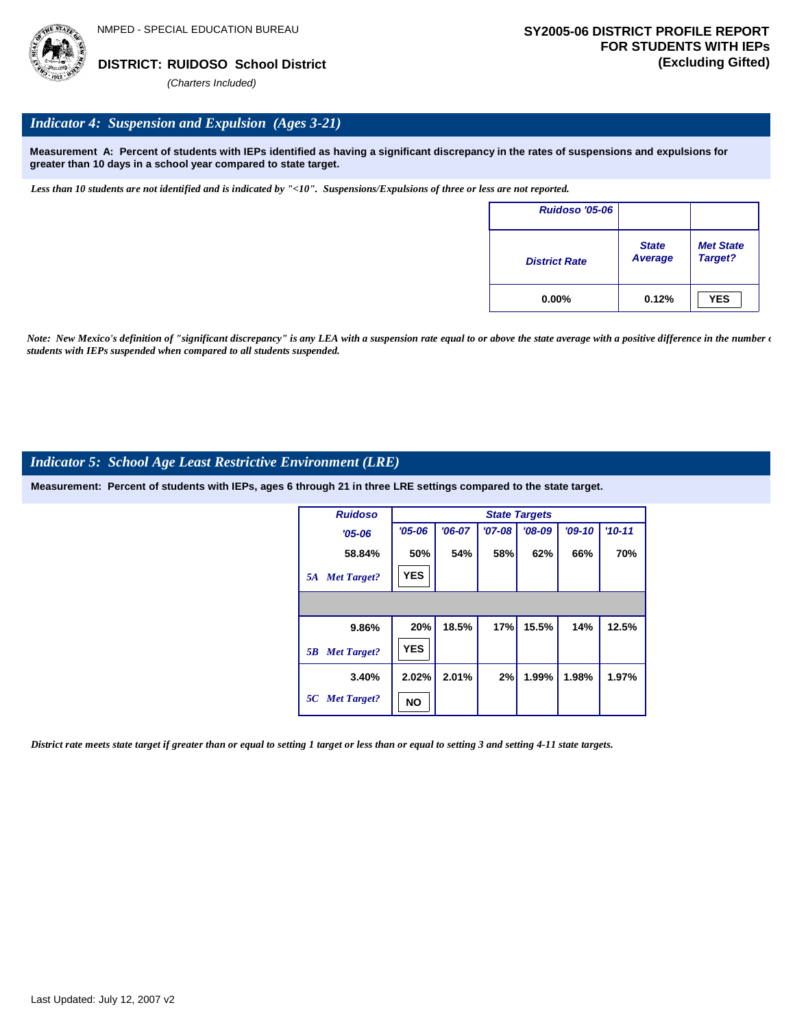NMPED - SPECIAL EDUCATION BUREAU

**DISTRICT: RUIDOSO School District**

*(Charters Included)*

**SY2005-06 DISTRICT PROFILE REPORT FOR STUDENTS WITH IEPs (Excluding Gifted)**

## *Indicator 4: Suspension and Expulsion (Ages 3-21)*

**Measurement A: Percent of students with IEPs identified as having a significant discrepancy in the rates of suspensions and expulsions for greater than 10 days in a school year compared to state target.**

*Less than 10 students are not identified and is indicated by "<10". Suspensions/Expulsions of three or less are not reported.*

| Ruidoso '05-06 | | |
|---|---|---|
| District Rate | State Average | Met State Target? |
| 0.00% | 0.12% | YES |

*Note: New Mexico's definition of "significant discrepancy" is any LEA with a suspension rate equal to or above the state average with a positive difference in the number of students with IEPs suspended when compared to all students suspended.*

## *Indicator 5: School Age Least Restrictive Environment (LRE)*

**Measurement: Percent of students with IEPs, ages 6 through 21 in three LRE settings compared to the state target.**

| Ruidoso | State Targets | | | | | |
|---|---|---|---|---|---|---|
| '05-06 | '05-06 | '06-07 | '07-08 | '08-09 | '09-10 | '10-11 |
| 58.84% | 50% | 54% | 58% | 62% | 66% | 70% |
| 5A Met Target? | YES | | | | | |
| | | | | | | |
| 9.86% | 20% | 18.5% | 17% | 15.5% | 14% | 12.5% |
| 5B Met Target? | YES | | | | | |
| 3.40% | 2.02% | 2.01% | 2% | 1.99% | 1.98% | 1.97% |
| 5C Met Target? | NO | | | | | |

*District rate meets state target if greater than or equal to setting 1 target or less than or equal to setting 3 and setting 4-11 state targets.*

Last Updated: July 12, 2007 v2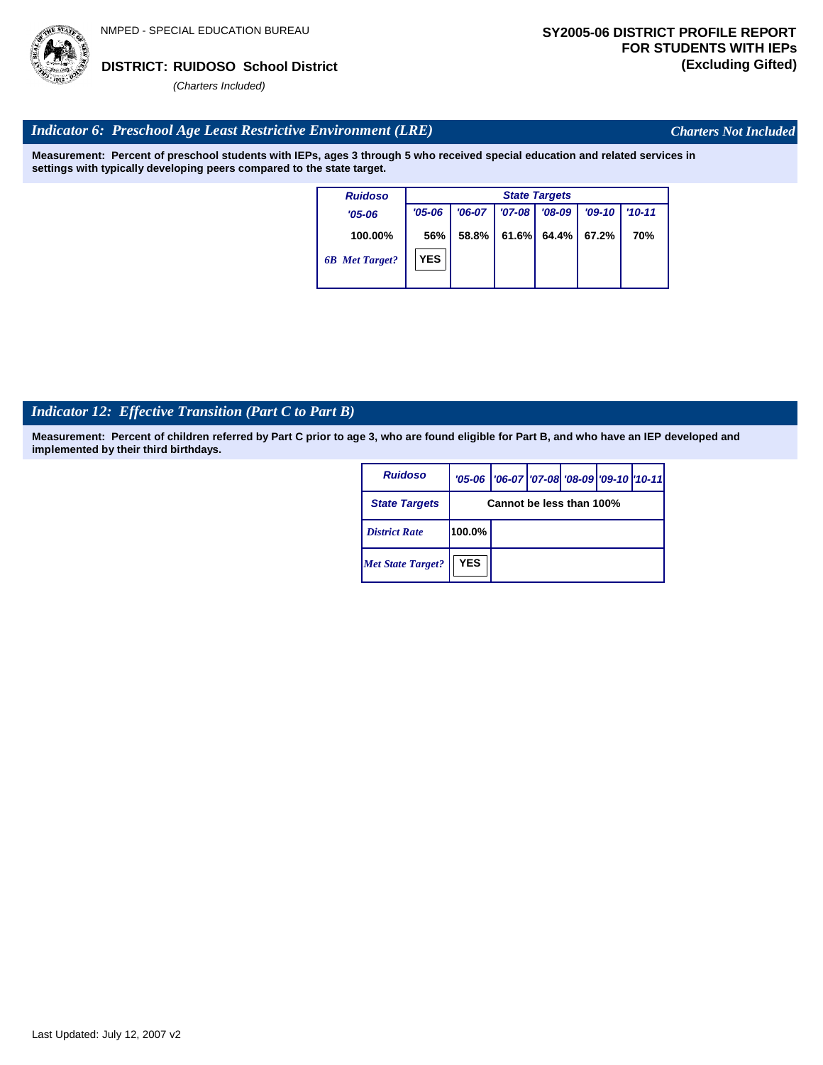NMPED - SPECIAL EDUCATION BUREAU

**DISTRICT: RUIDOSO School District**

*(Charters Included)*

**SY2005-06 DISTRICT PROFILE REPORT FOR STUDENTS WITH IEPs (Excluding Gifted)**

## *Indicator 6: Preschool Age Least Restrictive Environment (LRE)*

*Charters Not Included*

**Measurement: Percent of preschool students with IEPs, ages 3 through 5 who received special education and related services in settings with typically developing peers compared to the state target.**

| Ruidoso | State Targets | | | | | |
|---|---|---|---|---|---|---|
| '05-06 | '05-06 | '06-07 | '07-08 | '08-09 | '09-10 | '10-11 |
| 100.00% | 56% | 58.8% | 61.6% | 64.4% | 67.2% | 70% |
| *6B Met Target?* | YES | | | | | |

## *Indicator 12: Effective Transition (Part C to Part B)*

**Measurement: Percent of children referred by Part C prior to age 3, who are found eligible for Part B, and who have an IEP developed and implemented by their third birthdays.**

| Ruidoso | '05-06 | '06-07 | '07-08 | '08-09 | '09-10 | '10-11 |
|---|---|---|---|---|---|---|
| State Targets | Cannot be less than 100% | | | | | |
| *District Rate* | 100.0% | | | | | |
| *Met State Target?* | YES | | | | | |

Last Updated: July 12, 2007 v2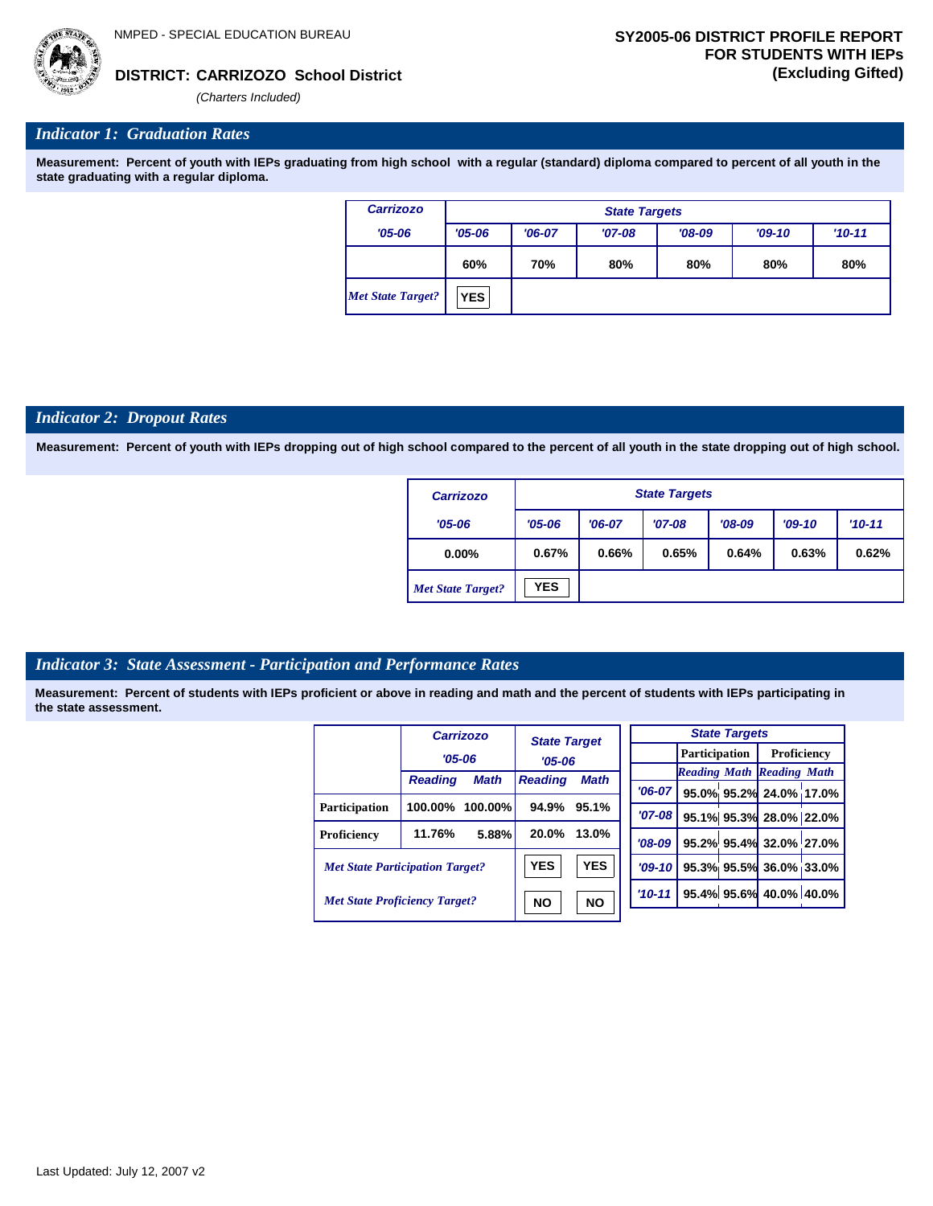NMPED - SPECIAL EDUCATION BUREAU

**DISTRICT: CARRIZOZO School District**

*(Charters Included)*

**SY2005-06 DISTRICT PROFILE REPORT FOR STUDENTS WITH IEPs (Excluding Gifted)**

## *Indicator 1: Graduation Rates*

**Measurement: Percent of youth with IEPs graduating from high school with a regular (standard) diploma compared to percent of all youth in the state graduating with a regular diploma.**

| Carrizozo | State Targets | | | | | |
|---|---|---|---|---|---|---|
| '05-06 | '05-06 | '06-07 | '07-08 | '08-09 | '09-10 | '10-11 |
| | 60% | 70% | 80% | 80% | 80% | 80% |
| *Met State Target?* | YES | | | | | |

## *Indicator 2: Dropout Rates*

**Measurement: Percent of youth with IEPs dropping out of high school compared to the percent of all youth in the state dropping out of high school.**

| Carrizozo | State Targets | | | | | |
|---|---|---|---|---|---|---|
| '05-06 | '05-06 | '06-07 | '07-08 | '08-09 | '09-10 | '10-11 |
| 0.00% | 0.67% | 0.66% | 0.65% | 0.64% | 0.63% | 0.62% |
| *Met State Target?* | YES | | | | | |

## *Indicator 3: State Assessment - Participation and Performance Rates*

**Measurement: Percent of students with IEPs proficient or above in reading and math and the percent of students with IEPs participating in the state assessment.**

| | Carrizozo '05-06 | | State Target '05-06 | |
|---|---|---|---|---|
| | Reading | Math | Reading | Math |
| Participation | 100.00% | 100.00% | 94.9% | 95.1% |
| Proficiency | 11.76% | 5.88% | 20.0% | 13.0% |
| *Met State Participation Target?* | | | YES | YES |
| *Met State Proficiency Target?* | | | NO | NO |

| State Targets | Participation | | Proficiency | |
|---|---|---|---|---|
| | Reading | Math | Reading | Math |
| '06-07 | 95.0% | 95.2% | 24.0% | 17.0% |
| '07-08 | 95.1% | 95.3% | 28.0% | 22.0% |
| '08-09 | 95.2% | 95.4% | 32.0% | 27.0% |
| '09-10 | 95.3% | 95.5% | 36.0% | 33.0% |
| '10-11 | 95.4% | 95.6% | 40.0% | 40.0% |

Last Updated: July 12, 2007 v2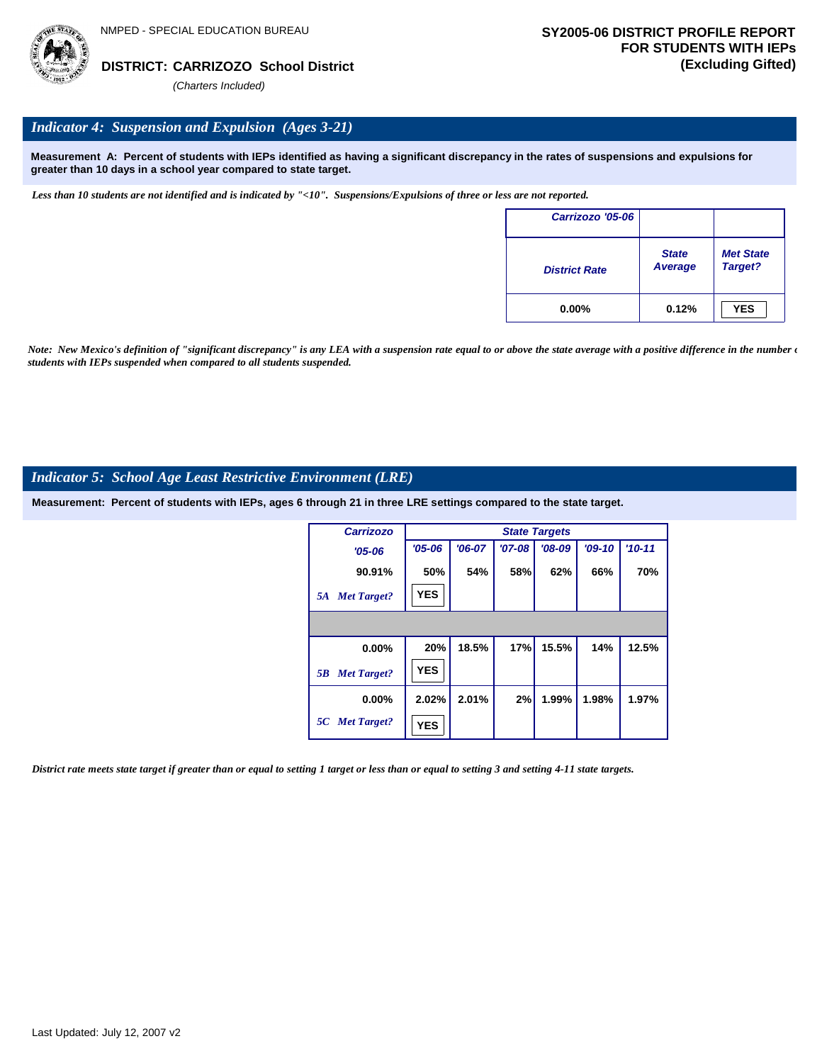NMPED - SPECIAL EDUCATION BUREAU

**DISTRICT: CARRIZOZO School District**

*(Charters Included)*

**SY2005-06 DISTRICT PROFILE REPORT FOR STUDENTS WITH IEPs (Excluding Gifted)**

## *Indicator 4: Suspension and Expulsion (Ages 3-21)*

**Measurement A: Percent of students with IEPs identified as having a significant discrepancy in the rates of suspensions and expulsions for greater than 10 days in a school year compared to state target.**

*Less than 10 students are not identified and is indicated by "<10". Suspensions/Expulsions of three or less are not reported.*

| Carrizozo '05-06 | | |
|---|---|---|
| District Rate | State Average | Met State Target? |
| 0.00% | 0.12% | YES |

*Note: New Mexico's definition of "significant discrepancy" is any LEA with a suspension rate equal to or above the state average with a positive difference in the number of students with IEPs suspended when compared to all students suspended.*

## *Indicator 5: School Age Least Restrictive Environment (LRE)*

**Measurement: Percent of students with IEPs, ages 6 through 21 in three LRE settings compared to the state target.**

| Carrizozo | State Targets | | | | | |
|---|---|---|---|---|---|---|
| '05-06 | '05-06 | '06-07 | '07-08 | '08-09 | '09-10 | '10-11 |
| 90.91% | 50% | 54% | 58% | 62% | 66% | 70% |
| 5A Met Target? | YES | | | | | |
| 0.00% | 20% | 18.5% | 17% | 15.5% | 14% | 12.5% |
| 5B Met Target? | YES | | | | | |
| 0.00% | 2.02% | 2.01% | 2% | 1.99% | 1.98% | 1.97% |
| 5C Met Target? | YES | | | | | |

*District rate meets state target if greater than or equal to setting 1 target or less than or equal to setting 3 and setting 4-11 state targets.*

Last Updated: July 12, 2007 v2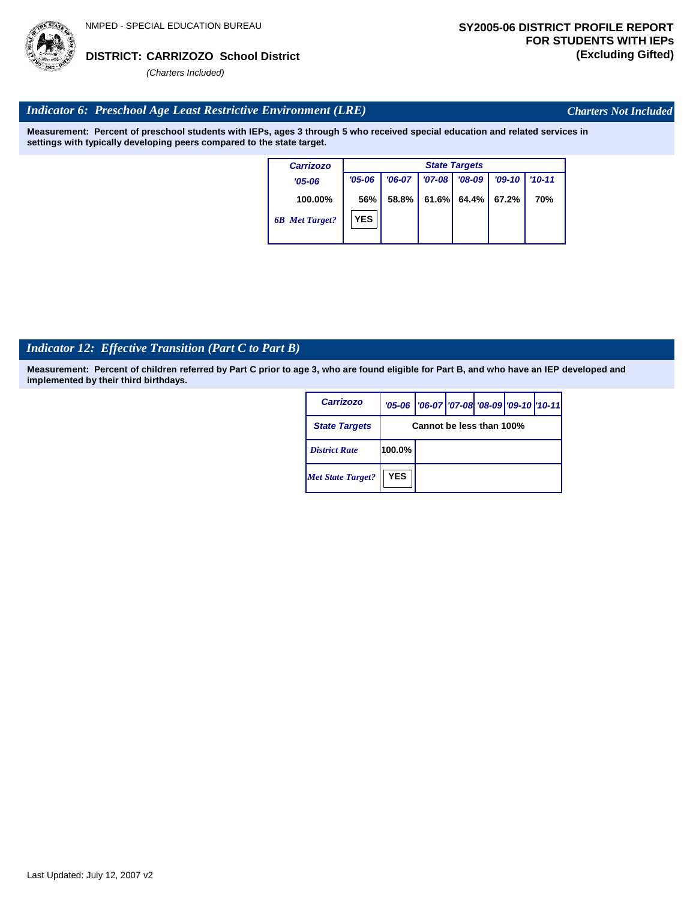**DISTRICT: CARRIZOZO School District**

*(Charters Included)*

**SY2005-06 DISTRICT PROFILE REPORT FOR STUDENTS WITH IEPs (Excluding Gifted)**

## *Indicator 6: Preschool Age Least Restrictive Environment (LRE)*

*Charters Not Included*

**Measurement: Percent of preschool students with IEPs, ages 3 through 5 who received special education and related services in settings with typically developing peers compared to the state target.**

| Carrizozo | State Targets | | | | | |
|---|---|---|---|---|---|---|
| '05-06 | '05-06 | '06-07 | '07-08 | '08-09 | '09-10 | '10-11 |
| 100.00% | 56% | 58.8% | 61.6% | 64.4% | 67.2% | 70% |
| 6B Met Target? | YES | | | | | |

## *Indicator 12: Effective Transition (Part C to Part B)*

**Measurement: Percent of children referred by Part C prior to age 3, who are found eligible for Part B, and who have an IEP developed and implemented by their third birthdays.**

| Carrizozo | '05-06 | '06-07 | '07-08 | '08-09 | '09-10 | '10-11 |
|---|---|---|---|---|---|---|
| State Targets | Cannot be less than 100% | | | | | |
| District Rate | 100.0% | | | | | |
| Met State Target? | YES | | | | | |

Last Updated: July 12, 2007 v2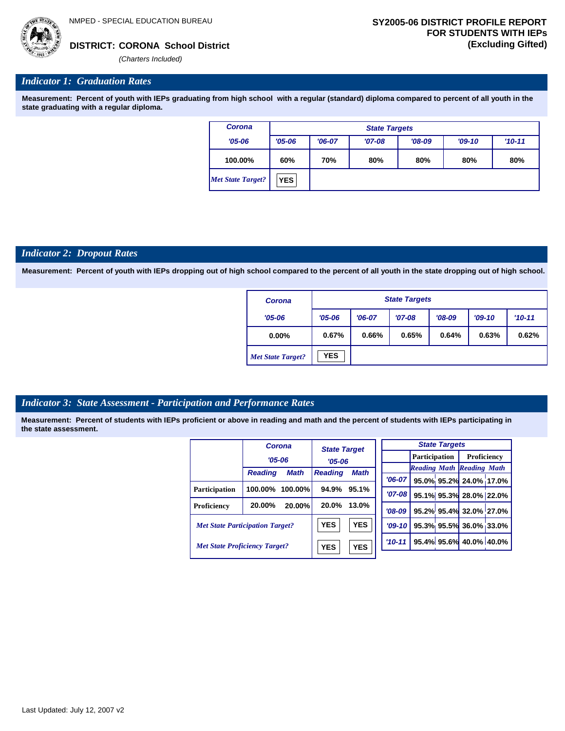NMPED - SPECIAL EDUCATION BUREAU

**DISTRICT: CORONA School District**

*(Charters Included)*

**SY2005-06 DISTRICT PROFILE REPORT FOR STUDENTS WITH IEPs (Excluding Gifted)**

## *Indicator 1: Graduation Rates*

**Measurement: Percent of youth with IEPs graduating from high school with a regular (standard) diploma compared to percent of all youth in the state graduating with a regular diploma.**

| Corona | State Targets | | | | | |
|---|---|---|---|---|---|---|
| '05-06 | '05-06 | '06-07 | '07-08 | '08-09 | '09-10 | '10-11 |
| 100.00% | 60% | 70% | 80% | 80% | 80% | 80% |
| *Met State Target?* | YES | | | | | |

## *Indicator 2: Dropout Rates*

**Measurement: Percent of youth with IEPs dropping out of high school compared to the percent of all youth in the state dropping out of high school.**

| Corona | State Targets | | | | | |
|---|---|---|---|---|---|---|
| '05-06 | '05-06 | '06-07 | '07-08 | '08-09 | '09-10 | '10-11 |
| 0.00% | 0.67% | 0.66% | 0.65% | 0.64% | 0.63% | 0.62% |
| *Met State Target?* | YES | | | | | |

## *Indicator 3: State Assessment - Participation and Performance Rates*

**Measurement: Percent of students with IEPs proficient or above in reading and math and the percent of students with IEPs participating in the state assessment.**

| | Corona '05-06 | | State Target '05-06 | |
|---|---|---|---|---|
| | Reading | Math | Reading | Math |
| Participation | 100.00% | 100.00% | 94.9% | 95.1% |
| Proficiency | 20.00% | 20.00% | 20.0% | 13.0% |
| *Met State Participation Target?* | | | YES | YES |
| *Met State Proficiency Target?* | | | YES | YES |

| State Targets | Participation | | Proficiency | |
|---|---|---|---|---|
| | Reading | Math | Reading | Math |
| '06-07 | 95.0% | 95.2% | 24.0% | 17.0% |
| '07-08 | 95.1% | 95.3% | 28.0% | 22.0% |
| '08-09 | 95.2% | 95.4% | 32.0% | 27.0% |
| '09-10 | 95.3% | 95.5% | 36.0% | 33.0% |
| '10-11 | 95.4% | 95.6% | 40.0% | 40.0% |

Last Updated: July 12, 2007 v2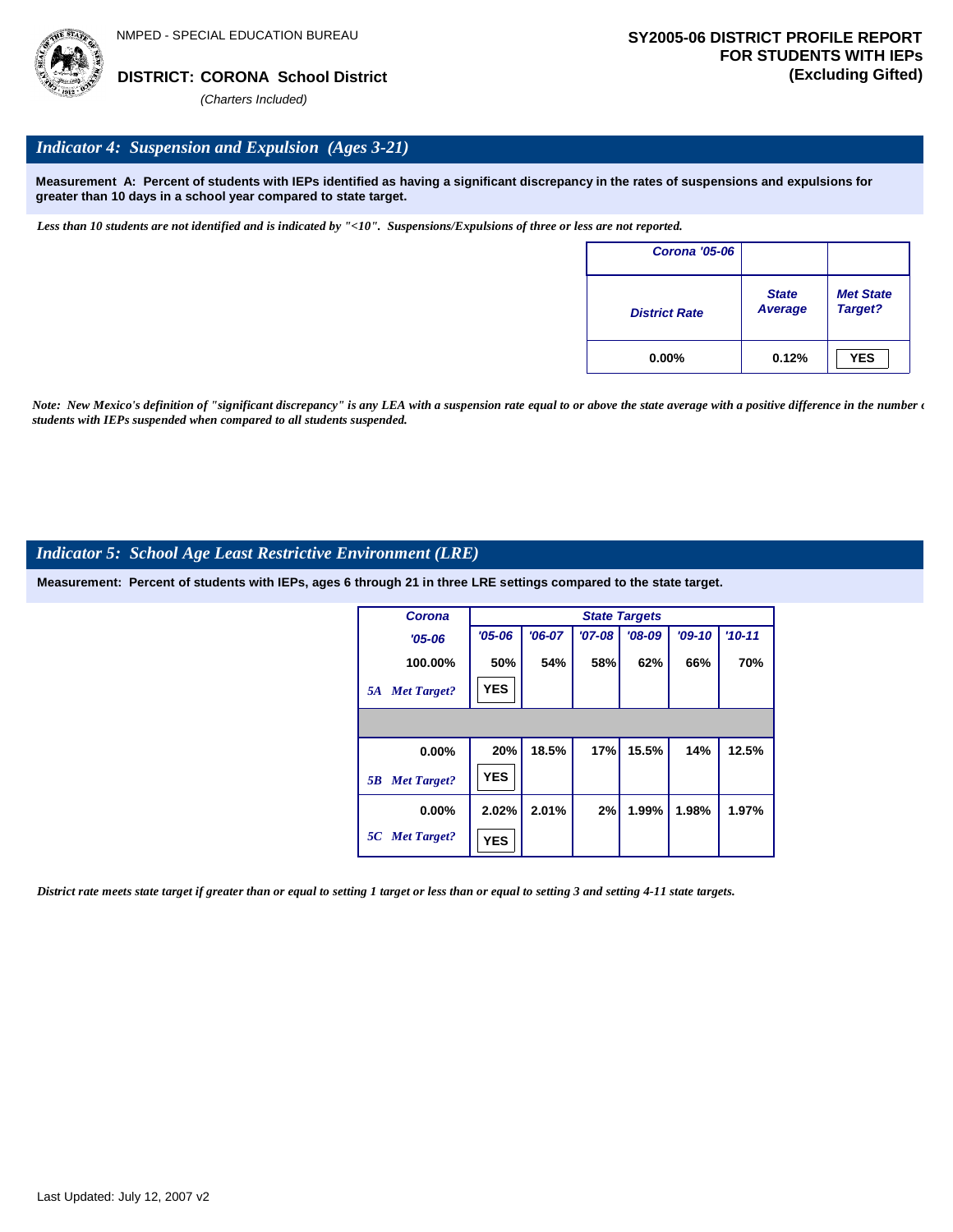NMPED - SPECIAL EDUCATION BUREAU

**DISTRICT: CORONA School District**

*(Charters Included)*

**SY2005-06 DISTRICT PROFILE REPORT FOR STUDENTS WITH IEPs (Excluding Gifted)**

## *Indicator 4: Suspension and Expulsion (Ages 3-21)*

**Measurement A: Percent of students with IEPs identified as having a significant discrepancy in the rates of suspensions and expulsions for greater than 10 days in a school year compared to state target.**

*Less than 10 students are not identified and is indicated by "<10". Suspensions/Expulsions of three or less are not reported.*

| Corona '05-06 | | |
|---|---|---|
| District Rate | State Average | Met State Target? |
| 0.00% | 0.12% | YES |

*Note: New Mexico's definition of "significant discrepancy" is any LEA with a suspension rate equal to or above the state average with a positive difference in the number of students with IEPs suspended when compared to all students suspended.*

## *Indicator 5: School Age Least Restrictive Environment (LRE)*

**Measurement: Percent of students with IEPs, ages 6 through 21 in three LRE settings compared to the state target.**

| Corona | State Targets | | | | | |
|---|---|---|---|---|---|---|
| '05-06 | '05-06 | '06-07 | '07-08 | '08-09 | '09-10 | '10-11 |
| 100.00% | 50% | 54% | 58% | 62% | 66% | 70% |
| *5A Met Target?* | YES | | | | | |
| | | | | | | |
| 0.00% | 20% | 18.5% | 17% | 15.5% | 14% | 12.5% |
| *5B Met Target?* | YES | | | | | |
| 0.00% | 2.02% | 2.01% | 2% | 1.99% | 1.98% | 1.97% |
| *5C Met Target?* | YES | | | | | |

*District rate meets state target if greater than or equal to setting 1 target or less than or equal to setting 3 and setting 4-11 state targets.*

Last Updated: July 12, 2007 v2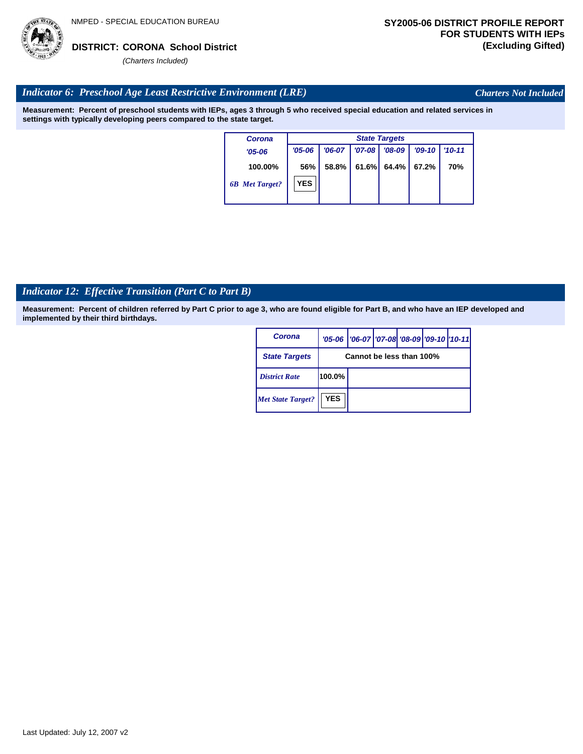NMPED - SPECIAL EDUCATION BUREAU

**DISTRICT: CORONA School District**
*(Charters Included)*

**SY2005-06 DISTRICT PROFILE REPORT FOR STUDENTS WITH IEPs (Excluding Gifted)**

## *Indicator 6: Preschool Age Least Restrictive Environment (LRE)*

*Charters Not Included*

**Measurement: Percent of preschool students with IEPs, ages 3 through 5 who received special education and related services in settings with typically developing peers compared to the state target.**

| Corona | State Targets | | | | | |
|---|---|---|---|---|---|---|
| '05-06 | '05-06 | '06-07 | '07-08 | '08-09 | '09-10 | '10-11 |
| 100.00% | 56% | 58.8% | 61.6% | 64.4% | 67.2% | 70% |
| 6B Met Target? | YES | | | | | |

## *Indicator 12: Effective Transition (Part C to Part B)*

**Measurement: Percent of children referred by Part C prior to age 3, who are found eligible for Part B, and who have an IEP developed and implemented by their third birthdays.**

| Corona | '05-06 | '06-07 | '07-08 | '08-09 | '09-10 | '10-11 |
|---|---|---|---|---|---|---|
| State Targets | Cannot be less than 100% | | | | | |
| District Rate | 100.0% | | | | | |
| Met State Target? | YES | | | | | |

Last Updated: July 12, 2007 v2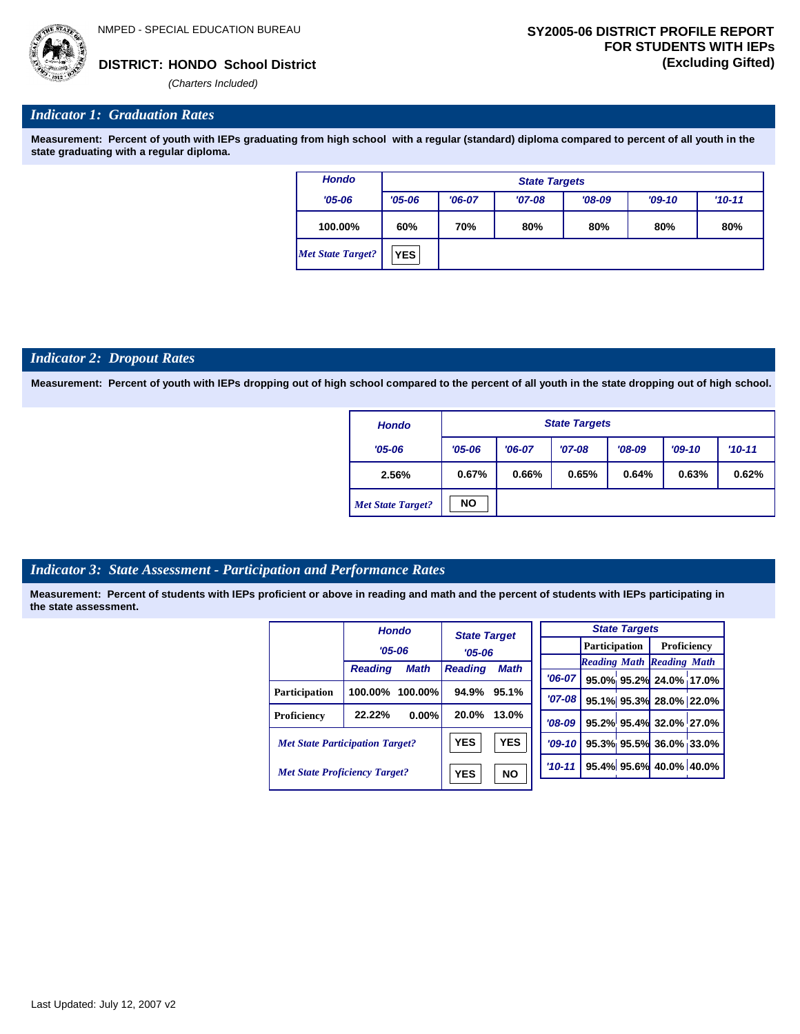NMPED - SPECIAL EDUCATION BUREAU

**DISTRICT: HONDO School District**

*(Charters Included)*

**SY2005-06 DISTRICT PROFILE REPORT FOR STUDENTS WITH IEPs (Excluding Gifted)**

## *Indicator 1: Graduation Rates*

**Measurement: Percent of youth with IEPs graduating from high school with a regular (standard) diploma compared to percent of all youth in the state graduating with a regular diploma.**

| Hondo | State Targets | | | | | |
|---|---|---|---|---|---|---|
| '05-06 | '05-06 | '06-07 | '07-08 | '08-09 | '09-10 | '10-11 |
| 100.00% | 60% | 70% | 80% | 80% | 80% | 80% |
| *Met State Target?* | YES | | | | | |

## *Indicator 2: Dropout Rates*

**Measurement: Percent of youth with IEPs dropping out of high school compared to the percent of all youth in the state dropping out of high school.**

| Hondo | State Targets | | | | | |
|---|---|---|---|---|---|---|
| '05-06 | '05-06 | '06-07 | '07-08 | '08-09 | '09-10 | '10-11 |
| 2.56% | 0.67% | 0.66% | 0.65% | 0.64% | 0.63% | 0.62% |
| *Met State Target?* | NO | | | | | |

## *Indicator 3: State Assessment - Participation and Performance Rates*

**Measurement: Percent of students with IEPs proficient or above in reading and math and the percent of students with IEPs participating in the state assessment.**

| | Hondo '05-06 | | State Target '05-06 | |
|---|---|---|---|---|
| | Reading | Math | Reading | Math |
| Participation | 100.00% | 100.00% | 94.9% | 95.1% |
| Proficiency | 22.22% | 0.00% | 20.0% | 13.0% |
| *Met State Participation Target?* | | | YES | YES |
| *Met State Proficiency Target?* | | | YES | NO |

| State Targets | Participation | | Proficiency | |
|---|---|---|---|---|
| | Reading | Math | Reading | Math |
| '06-07 | 95.0% | 95.2% | 24.0% | 17.0% |
| '07-08 | 95.1% | 95.3% | 28.0% | 22.0% |
| '08-09 | 95.2% | 95.4% | 32.0% | 27.0% |
| '09-10 | 95.3% | 95.5% | 36.0% | 33.0% |
| '10-11 | 95.4% | 95.6% | 40.0% | 40.0% |

Last Updated: July 12, 2007 v2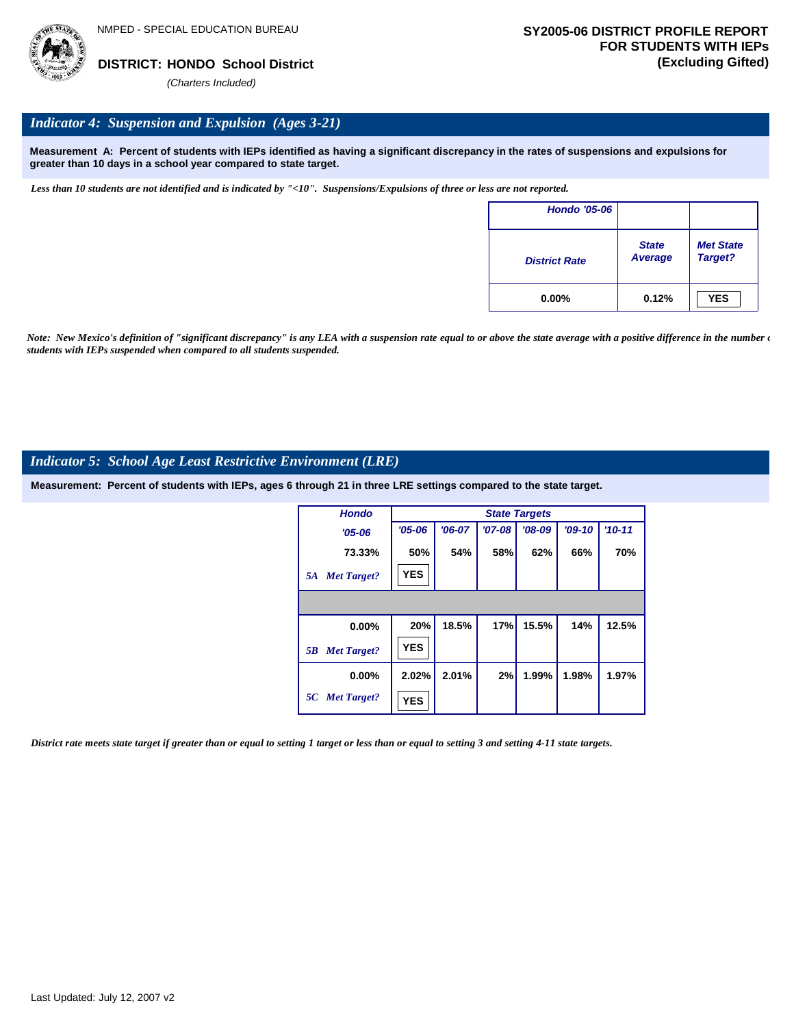NMPED - SPECIAL EDUCATION BUREAU

**DISTRICT: HONDO School District**

*(Charters Included)*

**SY2005-06 DISTRICT PROFILE REPORT FOR STUDENTS WITH IEPs (Excluding Gifted)**

## *Indicator 4: Suspension and Expulsion (Ages 3-21)*

**Measurement A: Percent of students with IEPs identified as having a significant discrepancy in the rates of suspensions and expulsions for greater than 10 days in a school year compared to state target.**

*Less than 10 students are not identified and is indicated by "<10". Suspensions/Expulsions of three or less are not reported.*

| Hondo '05-06 | | |
|---|---|---|
| District Rate | State Average | Met State Target? |
| 0.00% | 0.12% | YES |

*Note: New Mexico's definition of "significant discrepancy" is any LEA with a suspension rate equal to or above the state average with a positive difference in the number of students with IEPs suspended when compared to all students suspended.*

## *Indicator 5: School Age Least Restrictive Environment (LRE)*

**Measurement: Percent of students with IEPs, ages 6 through 21 in three LRE settings compared to the state target.**

| Hondo | State Targets | | | | | |
|---|---|---|---|---|---|---|
| '05-06 | '05-06 | '06-07 | '07-08 | '08-09 | '09-10 | '10-11 |
| 73.33% | 50% | 54% | 58% | 62% | 66% | 70% |
| 5A Met Target? | YES | | | | | |
| | | | | | | |
| 0.00% | 20% | 18.5% | 17% | 15.5% | 14% | 12.5% |
| 5B Met Target? | YES | | | | | |
| 0.00% | 2.02% | 2.01% | 2% | 1.99% | 1.98% | 1.97% |
| 5C Met Target? | YES | | | | | |

*District rate meets state target if greater than or equal to setting 1 target or less than or equal to setting 3 and setting 4-11 state targets.*

Last Updated: July 12, 2007 v2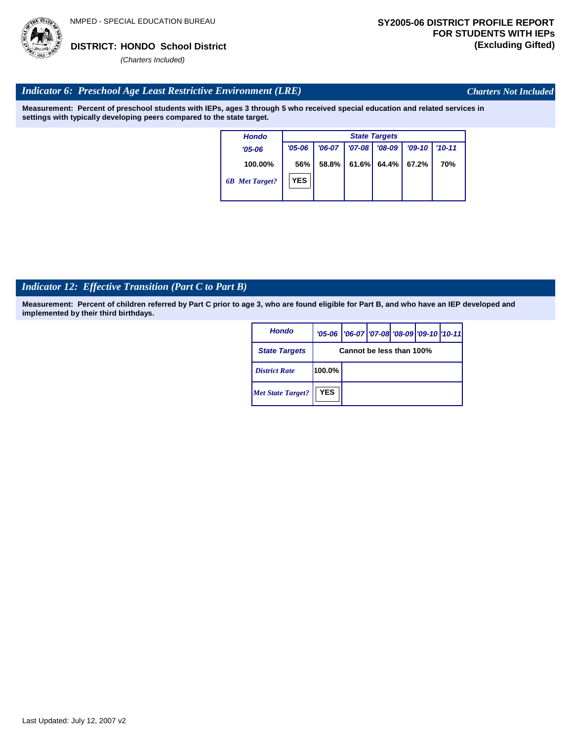NMPED - SPECIAL EDUCATION BUREAU

**DISTRICT: HONDO School District**

*(Charters Included)*

**SY2005-06 DISTRICT PROFILE REPORT FOR STUDENTS WITH IEPs (Excluding Gifted)**

## *Indicator 6: Preschool Age Least Restrictive Environment (LRE)*

*Charters Not Included*

**Measurement: Percent of preschool students with IEPs, ages 3 through 5 who received special education and related services in settings with typically developing peers compared to the state target.**

| Hondo | State Targets | | | | | |
|---|---|---|---|---|---|---|
| *'05-06* | *'05-06* | *'06-07* | *'07-08* | *'08-09* | *'09-10* | *'10-11* |
| 100.00% | 56% | 58.8% | 61.6% | 64.4% | 67.2% | 70% |
| *6B Met Target?* | YES | | | | | |

## *Indicator 12: Effective Transition (Part C to Part B)*

**Measurement: Percent of children referred by Part C prior to age 3, who are found eligible for Part B, and who have an IEP developed and implemented by their third birthdays.**

| Hondo | '05-06 | '06-07 | '07-08 | '08-09 | '09-10 | '10-11 |
|---|---|---|---|---|---|---|
| State Targets | Cannot be less than 100% | | | | | |
| *District Rate* | 100.0% | | | | | |
| *Met State Target?* | YES | | | | | |

Last Updated: July 12, 2007 v2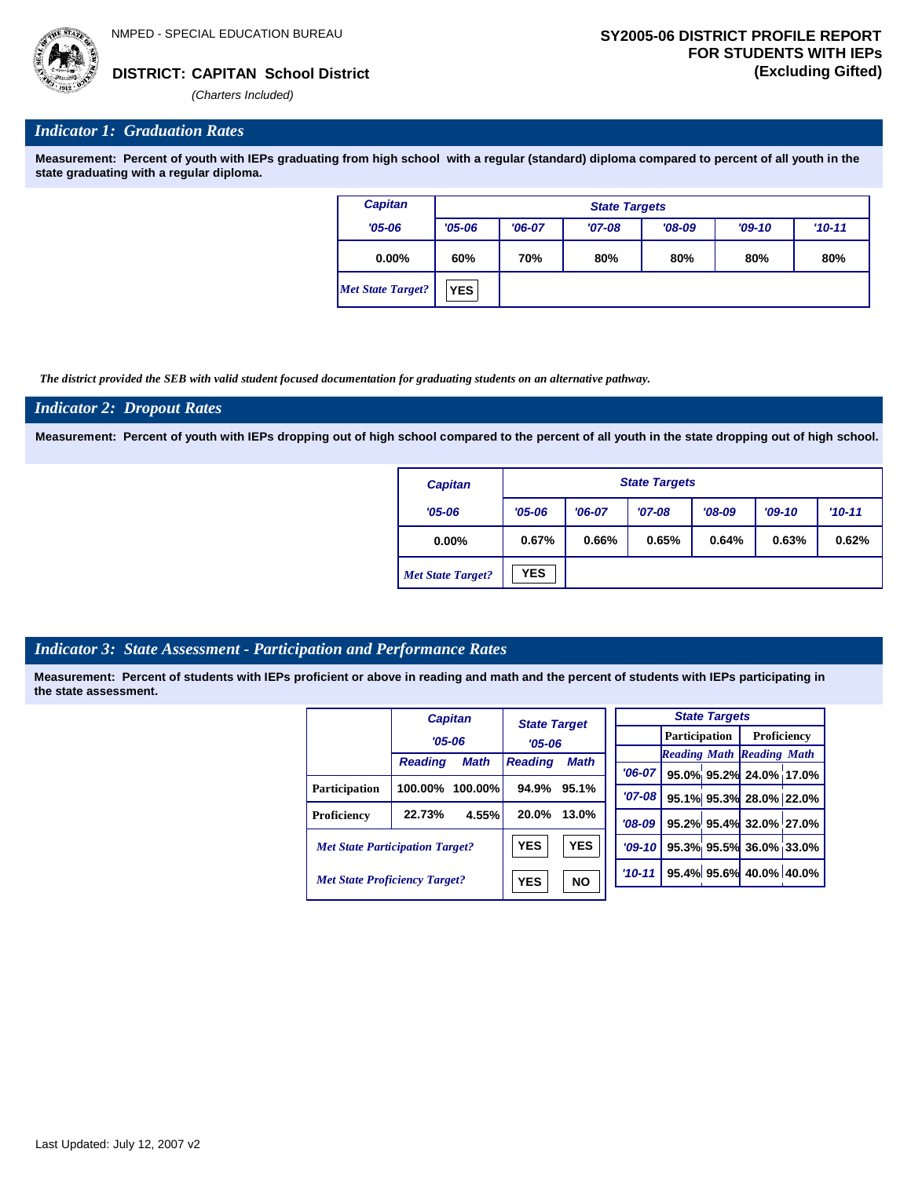NMPED - SPECIAL EDUCATION BUREAU

**DISTRICT: CAPITAN School District**
*(Charters Included)*

**SY2005-06 DISTRICT PROFILE REPORT FOR STUDENTS WITH IEPs (Excluding Gifted)**

## *Indicator 1: Graduation Rates*

**Measurement: Percent of youth with IEPs graduating from high school with a regular (standard) diploma compared to percent of all youth in the state graduating with a regular diploma.**

| Capitan | State Targets | | | | | |
|---|---|---|---|---|---|---|
| '05-06 | '05-06 | '06-07 | '07-08 | '08-09 | '09-10 | '10-11 |
| 0.00% | 60% | 70% | 80% | 80% | 80% | 80% |
| *Met State Target?* | YES | | | | | |

*The district provided the SEB with valid student focused documentation for graduating students on an alternative pathway.*

## *Indicator 2: Dropout Rates*

**Measurement: Percent of youth with IEPs dropping out of high school compared to the percent of all youth in the state dropping out of high school.**

| Capitan | State Targets | | | | | |
|---|---|---|---|---|---|---|
| '05-06 | '05-06 | '06-07 | '07-08 | '08-09 | '09-10 | '10-11 |
| 0.00% | 0.67% | 0.66% | 0.65% | 0.64% | 0.63% | 0.62% |
| *Met State Target?* | YES | | | | | |

## *Indicator 3: State Assessment - Participation and Performance Rates*

**Measurement: Percent of students with IEPs proficient or above in reading and math and the percent of students with IEPs participating in the state assessment.**

| | Capitan '05-06 | | State Target '05-06 | |
|---|---|---|---|---|
| | Reading | Math | Reading | Math |
| Participation | 100.00% | 100.00% | 94.9% | 95.1% |
| Proficiency | 22.73% | 4.55% | 20.0% | 13.0% |
| *Met State Participation Target?* | | | YES | YES |
| *Met State Proficiency Target?* | | | YES | NO |

| State Targets | Participation | | Proficiency | |
|---|---|---|---|---|
| | Reading | Math | Reading | Math |
| '06-07 | 95.0% | 95.2% | 24.0% | 17.0% |
| '07-08 | 95.1% | 95.3% | 28.0% | 22.0% |
| '08-09 | 95.2% | 95.4% | 32.0% | 27.0% |
| '09-10 | 95.3% | 95.5% | 36.0% | 33.0% |
| '10-11 | 95.4% | 95.6% | 40.0% | 40.0% |

Last Updated: July 12, 2007 v2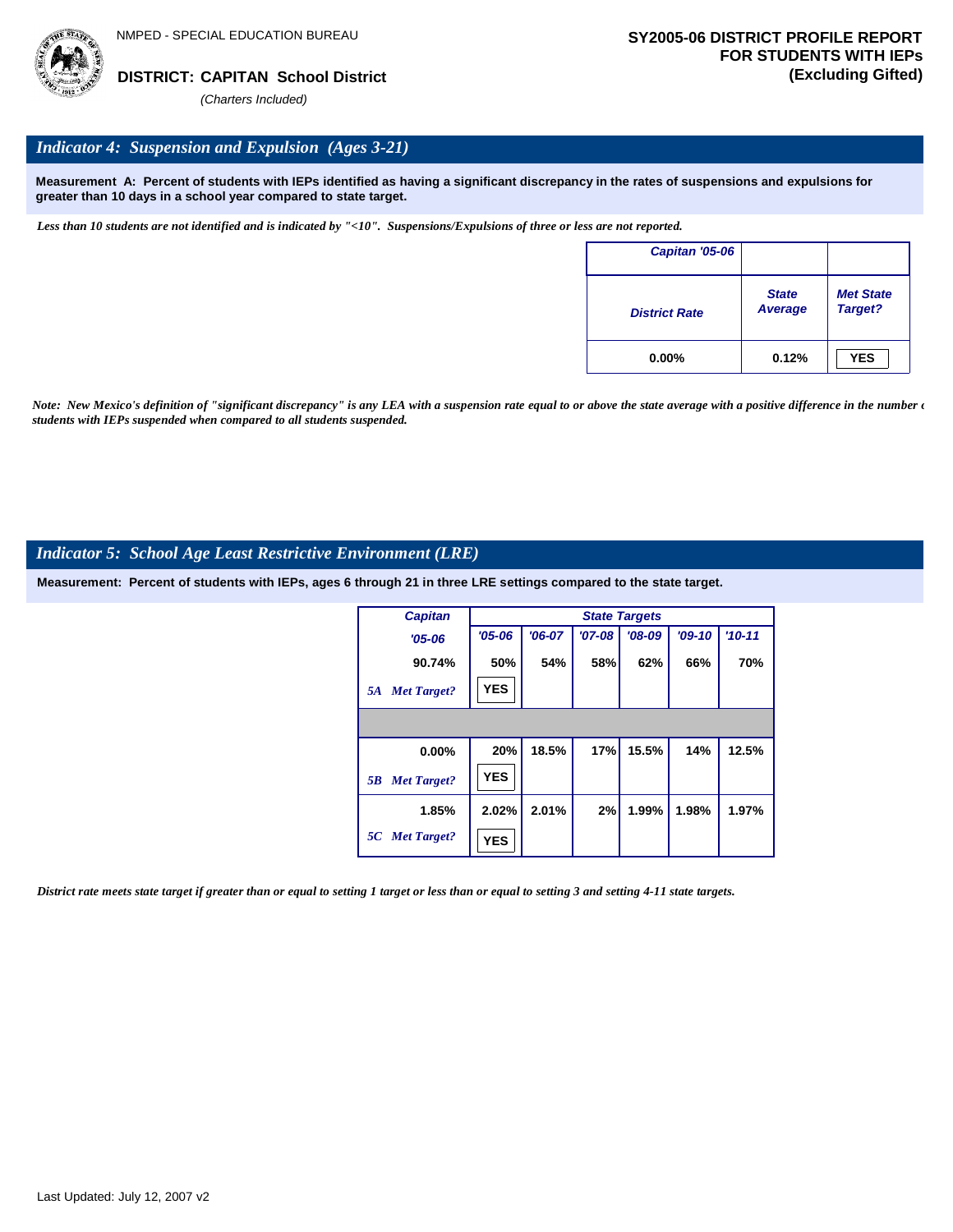NMPED - SPECIAL EDUCATION BUREAU

**DISTRICT: CAPITAN School District**

*(Charters Included)*

**SY2005-06 DISTRICT PROFILE REPORT FOR STUDENTS WITH IEPs (Excluding Gifted)**

## *Indicator 4: Suspension and Expulsion (Ages 3-21)*

**Measurement A: Percent of students with IEPs identified as having a significant discrepancy in the rates of suspensions and expulsions for greater than 10 days in a school year compared to state target.**

*Less than 10 students are not identified and is indicated by "<10". Suspensions/Expulsions of three or less are not reported.*

| Capitan '05-06 | | |
|---|---|---|
| District Rate | State Average | Met State Target? |
| 0.00% | 0.12% | YES |

*Note: New Mexico's definition of "significant discrepancy" is any LEA with a suspension rate equal to or above the state average with a positive difference in the number of students with IEPs suspended when compared to all students suspended.*

## *Indicator 5: School Age Least Restrictive Environment (LRE)*

**Measurement: Percent of students with IEPs, ages 6 through 21 in three LRE settings compared to the state target.**

| Capitan | State Targets | | | | | |
|---|---|---|---|---|---|---|
| '05-06 | '05-06 | '06-07 | '07-08 | '08-09 | '09-10 | '10-11 |
| 90.74% | 50% | 54% | 58% | 62% | 66% | 70% |
| 5A Met Target? | YES | | | | | |
| | | | | | | |
| 0.00% | 20% | 18.5% | 17% | 15.5% | 14% | 12.5% |
| 5B Met Target? | YES | | | | | |
| 1.85% | 2.02% | 2.01% | 2% | 1.99% | 1.98% | 1.97% |
| 5C Met Target? | YES | | | | | |

*District rate meets state target if greater than or equal to setting 1 target or less than or equal to setting 3 and setting 4-11 state targets.*

Last Updated: July 12, 2007 v2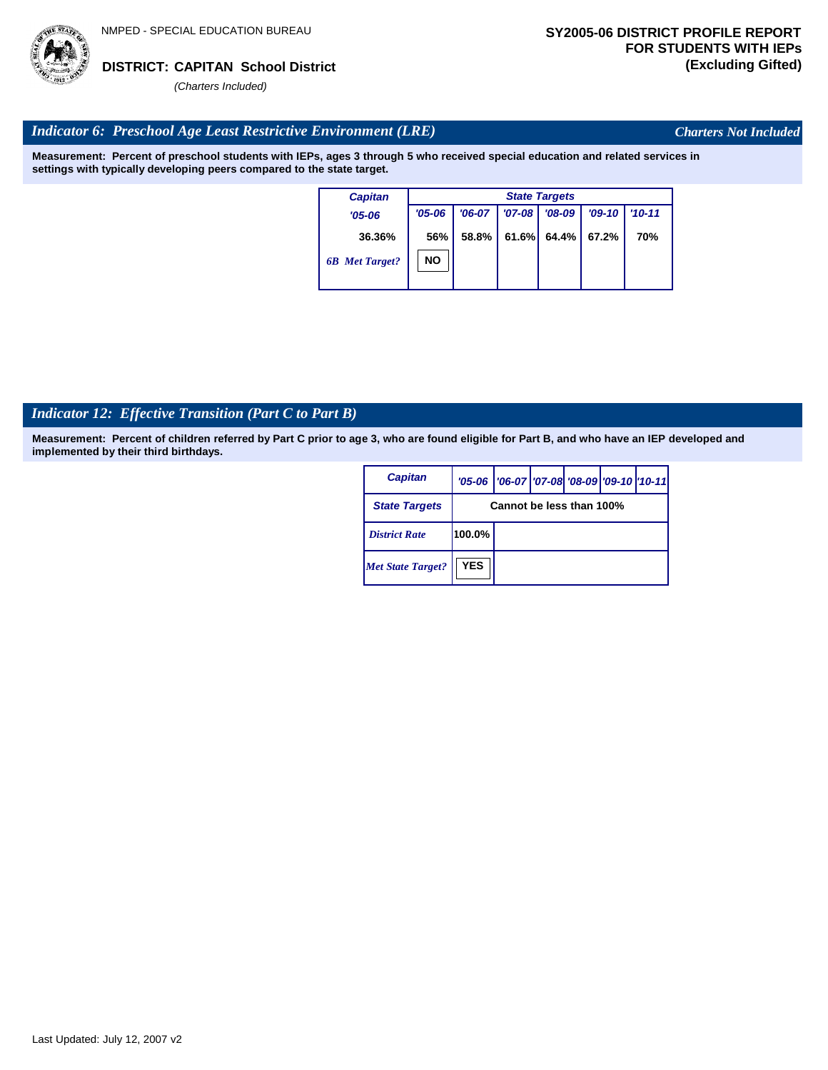NMPED - SPECIAL EDUCATION BUREAU

**DISTRICT: CAPITAN School District**

*(Charters Included)*

**SY2005-06 DISTRICT PROFILE REPORT FOR STUDENTS WITH IEPs (Excluding Gifted)**

## *Indicator 6: Preschool Age Least Restrictive Environment (LRE)*

*Charters Not Included*

**Measurement: Percent of preschool students with IEPs, ages 3 through 5 who received special education and related services in settings with typically developing peers compared to the state target.**

| Capitan | State Targets | | | | | |
|---|---|---|---|---|---|---|
| '05-06 | '05-06 | '06-07 | '07-08 | '08-09 | '09-10 | '10-11 |
| 36.36% | 56% | 58.8% | 61.6% | 64.4% | 67.2% | 70% |
| *6B Met Target?* | NO | | | | | |

## *Indicator 12: Effective Transition (Part C to Part B)*

**Measurement: Percent of children referred by Part C prior to age 3, who are found eligible for Part B, and who have an IEP developed and implemented by their third birthdays.**

| Capitan | '05-06 | '06-07 | '07-08 | '08-09 | '09-10 | '10-11 |
|---|---|---|---|---|---|---|
| State Targets | Cannot be less than 100% | | | | | |
| *District Rate* | 100.0% | | | | | |
| *Met State Target?* | YES | | | | | |

Last Updated: July 12, 2007 v2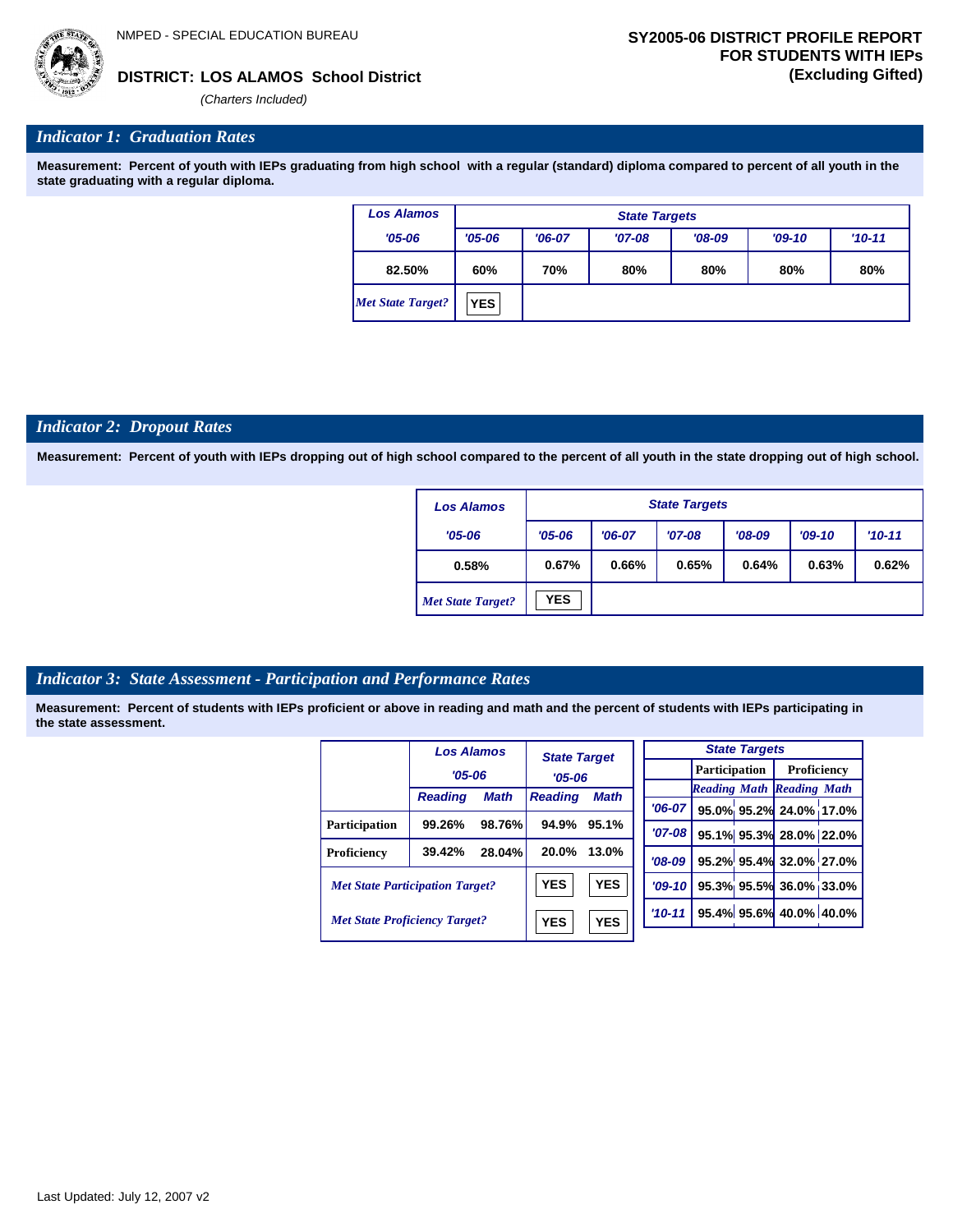NMPED - SPECIAL EDUCATION BUREAU

**DISTRICT: LOS ALAMOS School District**

*(Charters Included)*

**SY2005-06 DISTRICT PROFILE REPORT FOR STUDENTS WITH IEPs (Excluding Gifted)**

## *Indicator 1: Graduation Rates*

**Measurement: Percent of youth with IEPs graduating from high school with a regular (standard) diploma compared to percent of all youth in the state graduating with a regular diploma.**

| Los Alamos | State Targets | | | | | |
|---|---|---|---|---|---|---|
| '05-06 | '05-06 | '06-07 | '07-08 | '08-09 | '09-10 | '10-11 |
| 82.50% | 60% | 70% | 80% | 80% | 80% | 80% |
| *Met State Target?* | YES | | | | | |

## *Indicator 2: Dropout Rates*

**Measurement: Percent of youth with IEPs dropping out of high school compared to the percent of all youth in the state dropping out of high school.**

| Los Alamos | State Targets | | | | | |
|---|---|---|---|---|---|---|
| '05-06 | '05-06 | '06-07 | '07-08 | '08-09 | '09-10 | '10-11 |
| 0.58% | 0.67% | 0.66% | 0.65% | 0.64% | 0.63% | 0.62% |
| *Met State Target?* | YES | | | | | |

## *Indicator 3: State Assessment - Participation and Performance Rates*

**Measurement: Percent of students with IEPs proficient or above in reading and math and the percent of students with IEPs participating in the state assessment.**

| | Los Alamos '05-06 | | State Target '05-06 | |
|---|---|---|---|---|
| | Reading | Math | Reading | Math |
| Participation | 99.26% | 98.76% | 94.9% | 95.1% |
| Proficiency | 39.42% | 28.04% | 20.0% | 13.0% |
| *Met State Participation Target?* | | | YES | YES |
| *Met State Proficiency Target?* | | | YES | YES |

| State Targets | Participation | | Proficiency | |
|---|---|---|---|---|
| | Reading | Math | Reading | Math |
| '06-07 | 95.0% | 95.2% | 24.0% | 17.0% |
| '07-08 | 95.1% | 95.3% | 28.0% | 22.0% |
| '08-09 | 95.2% | 95.4% | 32.0% | 27.0% |
| '09-10 | 95.3% | 95.5% | 36.0% | 33.0% |
| '10-11 | 95.4% | 95.6% | 40.0% | 40.0% |

Last Updated: July 12, 2007 v2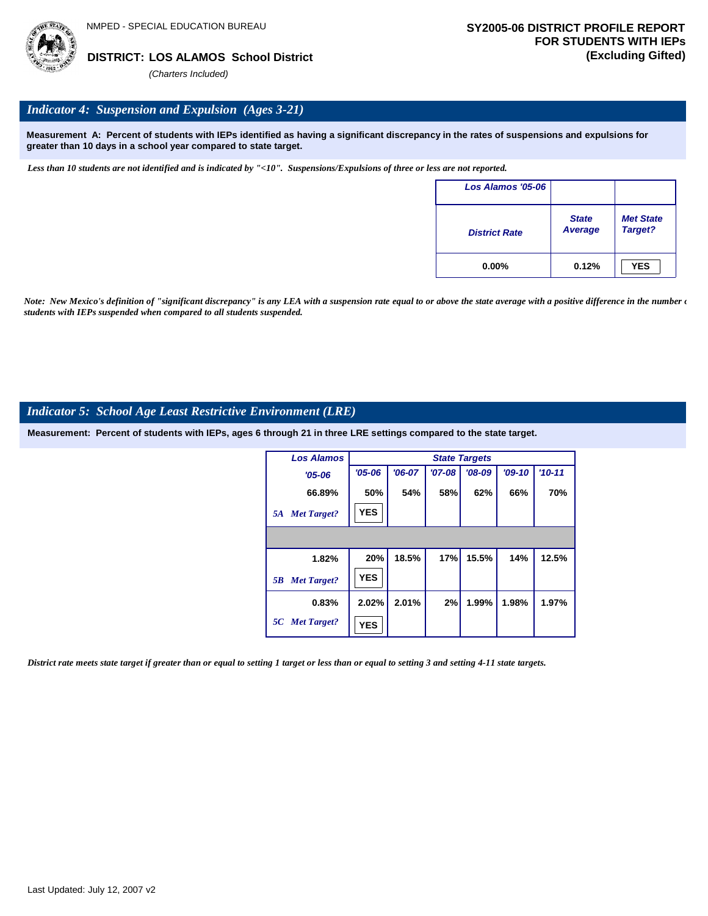NMPED - SPECIAL EDUCATION BUREAU

**DISTRICT: LOS ALAMOS School District**

*(Charters Included)*

**SY2005-06 DISTRICT PROFILE REPORT FOR STUDENTS WITH IEPs (Excluding Gifted)**

## *Indicator 4: Suspension and Expulsion (Ages 3-21)*

**Measurement A: Percent of students with IEPs identified as having a significant discrepancy in the rates of suspensions and expulsions for greater than 10 days in a school year compared to state target.**

*Less than 10 students are not identified and is indicated by "<10". Suspensions/Expulsions of three or less are not reported.*

| Los Alamos '05-06 | | |
|---|---|---|
| District Rate | State Average | Met State Target? |
| 0.00% | 0.12% | YES |

*Note: New Mexico's definition of "significant discrepancy" is any LEA with a suspension rate equal to or above the state average with a positive difference in the number of students with IEPs suspended when compared to all students suspended.*

## *Indicator 5: School Age Least Restrictive Environment (LRE)*

**Measurement: Percent of students with IEPs, ages 6 through 21 in three LRE settings compared to the state target.**

| Los Alamos | State Targets | | | | | |
|---|---|---|---|---|---|---|
| '05-06 | '05-06 | '06-07 | '07-08 | '08-09 | '09-10 | '10-11 |
| 66.89% | 50% | 54% | 58% | 62% | 66% | 70% |
| 5A Met Target? | YES | | | | | |
| | | | | | | |
| 1.82% | 20% | 18.5% | 17% | 15.5% | 14% | 12.5% |
| 5B Met Target? | YES | | | | | |
| 0.83% | 2.02% | 2.01% | 2% | 1.99% | 1.98% | 1.97% |
| 5C Met Target? | YES | | | | | |

*District rate meets state target if greater than or equal to setting 1 target or less than or equal to setting 3 and setting 4-11 state targets.*

Last Updated: July 12, 2007 v2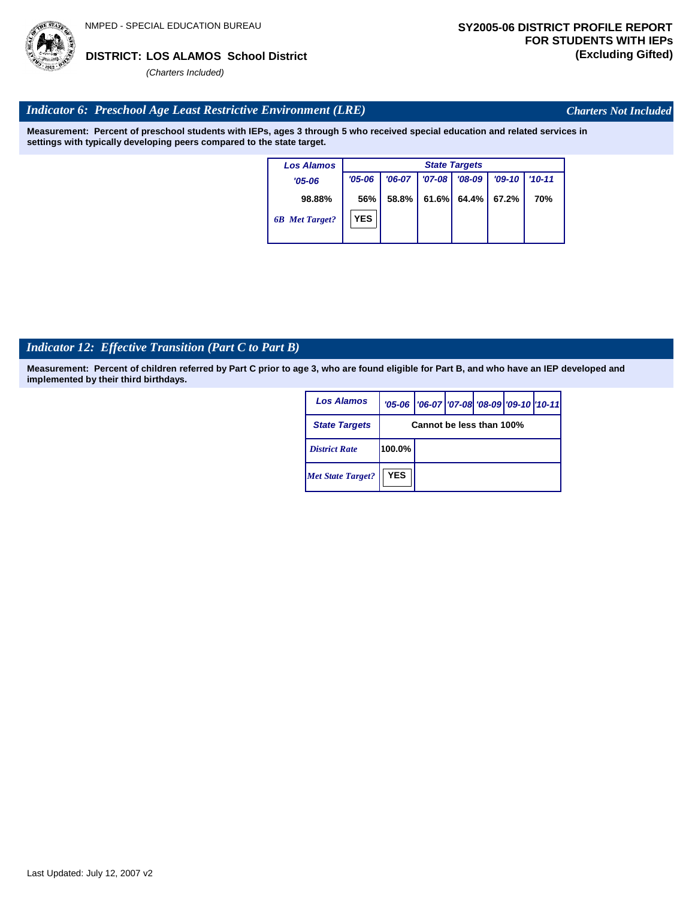NMPED - SPECIAL EDUCATION BUREAU

**DISTRICT: LOS ALAMOS School District**

*(Charters Included)*

**SY2005-06 DISTRICT PROFILE REPORT FOR STUDENTS WITH IEPs (Excluding Gifted)**

## *Indicator 6: Preschool Age Least Restrictive Environment (LRE)*

*Charters Not Included*

**Measurement: Percent of preschool students with IEPs, ages 3 through 5 who received special education and related services in settings with typically developing peers compared to the state target.**

| Los Alamos | State Targets | | | | | |
|---|---|---|---|---|---|---|
| '05-06 | '05-06 | '06-07 | '07-08 | '08-09 | '09-10 | '10-11 |
| 98.88% | 56% | 58.8% | 61.6% | 64.4% | 67.2% | 70% |
| *6B Met Target?* | YES | | | | | |

## *Indicator 12: Effective Transition (Part C to Part B)*

**Measurement: Percent of children referred by Part C prior to age 3, who are found eligible for Part B, and who have an IEP developed and implemented by their third birthdays.**

| Los Alamos | '05-06 | '06-07 | '07-08 | '08-09 | '09-10 | '10-11 |
|---|---|---|---|---|---|---|
| State Targets | Cannot be less than 100% | | | | | |
| *District Rate* | 100.0% | | | | | |
| *Met State Target?* | YES | | | | | |

Last Updated: July 12, 2007 v2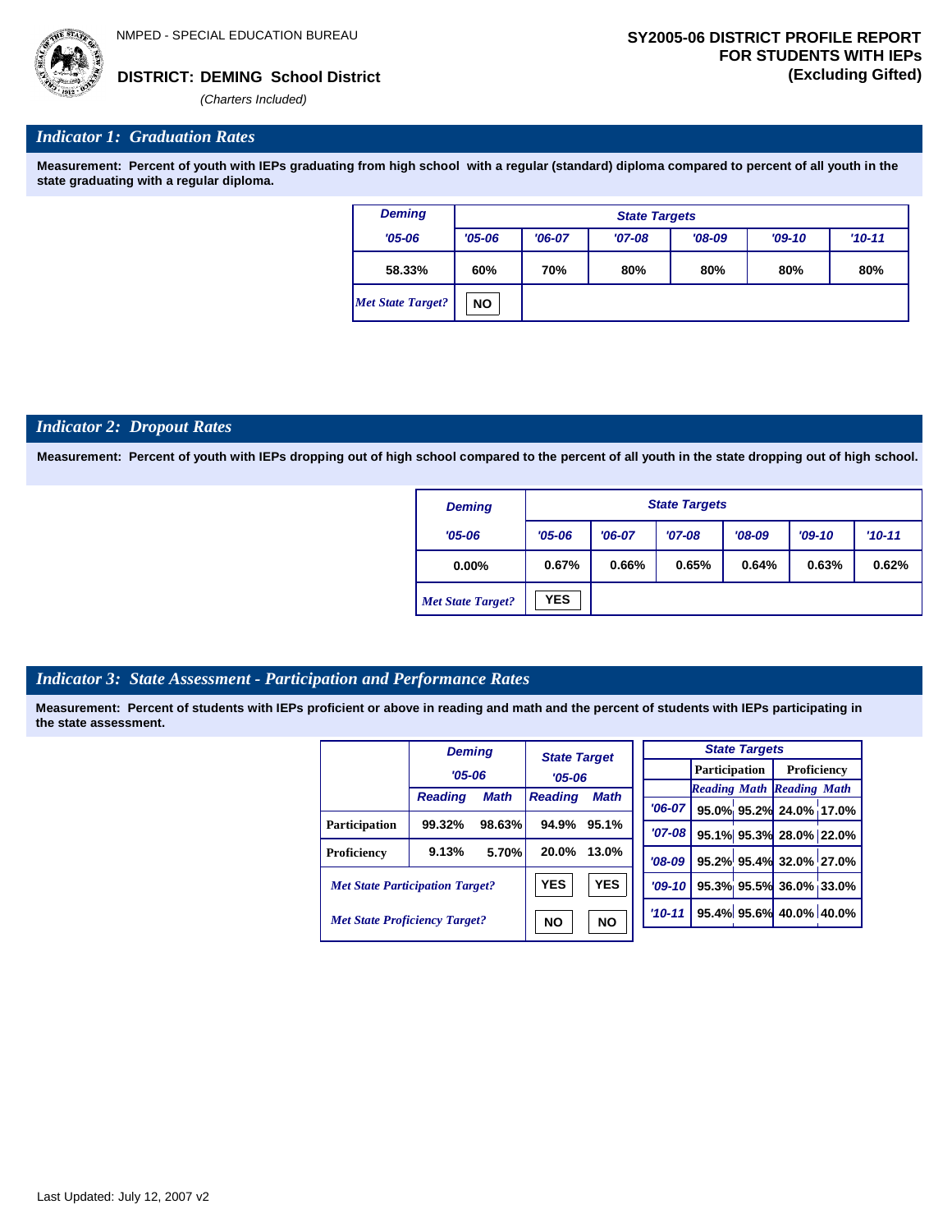NMPED - SPECIAL EDUCATION BUREAU

**DISTRICT: DEMING School District**

*(Charters Included)*

**SY2005-06 DISTRICT PROFILE REPORT FOR STUDENTS WITH IEPs (Excluding Gifted)**

## *Indicator 1: Graduation Rates*

**Measurement: Percent of youth with IEPs graduating from high school with a regular (standard) diploma compared to percent of all youth in the state graduating with a regular diploma.**

| Deming | State Targets | | | | | |
|---|---|---|---|---|---|---|
| '05-06 | '05-06 | '06-07 | '07-08 | '08-09 | '09-10 | '10-11 |
| 58.33% | 60% | 70% | 80% | 80% | 80% | 80% |
| *Met State Target?* | NO | | | | | |

## *Indicator 2: Dropout Rates*

**Measurement: Percent of youth with IEPs dropping out of high school compared to the percent of all youth in the state dropping out of high school.**

| Deming | State Targets | | | | | |
|---|---|---|---|---|---|---|
| '05-06 | '05-06 | '06-07 | '07-08 | '08-09 | '09-10 | '10-11 |
| 0.00% | 0.67% | 0.66% | 0.65% | 0.64% | 0.63% | 0.62% |
| *Met State Target?* | YES | | | | | |

## *Indicator 3: State Assessment - Participation and Performance Rates*

**Measurement: Percent of students with IEPs proficient or above in reading and math and the percent of students with IEPs participating in the state assessment.**

| | Deming '05-06 | | State Target '05-06 | |
|---|---|---|---|---|
| | Reading | Math | Reading | Math |
| Participation | 99.32% | 98.63% | 94.9% | 95.1% |
| Proficiency | 9.13% | 5.70% | 20.0% | 13.0% |
| *Met State Participation Target?* | | | YES | YES |
| *Met State Proficiency Target?* | | | NO | NO |

| State Targets | Participation | | Proficiency | |
|---|---|---|---|---|
| | Reading | Math | Reading | Math |
| '06-07 | 95.0% | 95.2% | 24.0% | 17.0% |
| '07-08 | 95.1% | 95.3% | 28.0% | 22.0% |
| '08-09 | 95.2% | 95.4% | 32.0% | 27.0% |
| '09-10 | 95.3% | 95.5% | 36.0% | 33.0% |
| '10-11 | 95.4% | 95.6% | 40.0% | 40.0% |

Last Updated: July 12, 2007 v2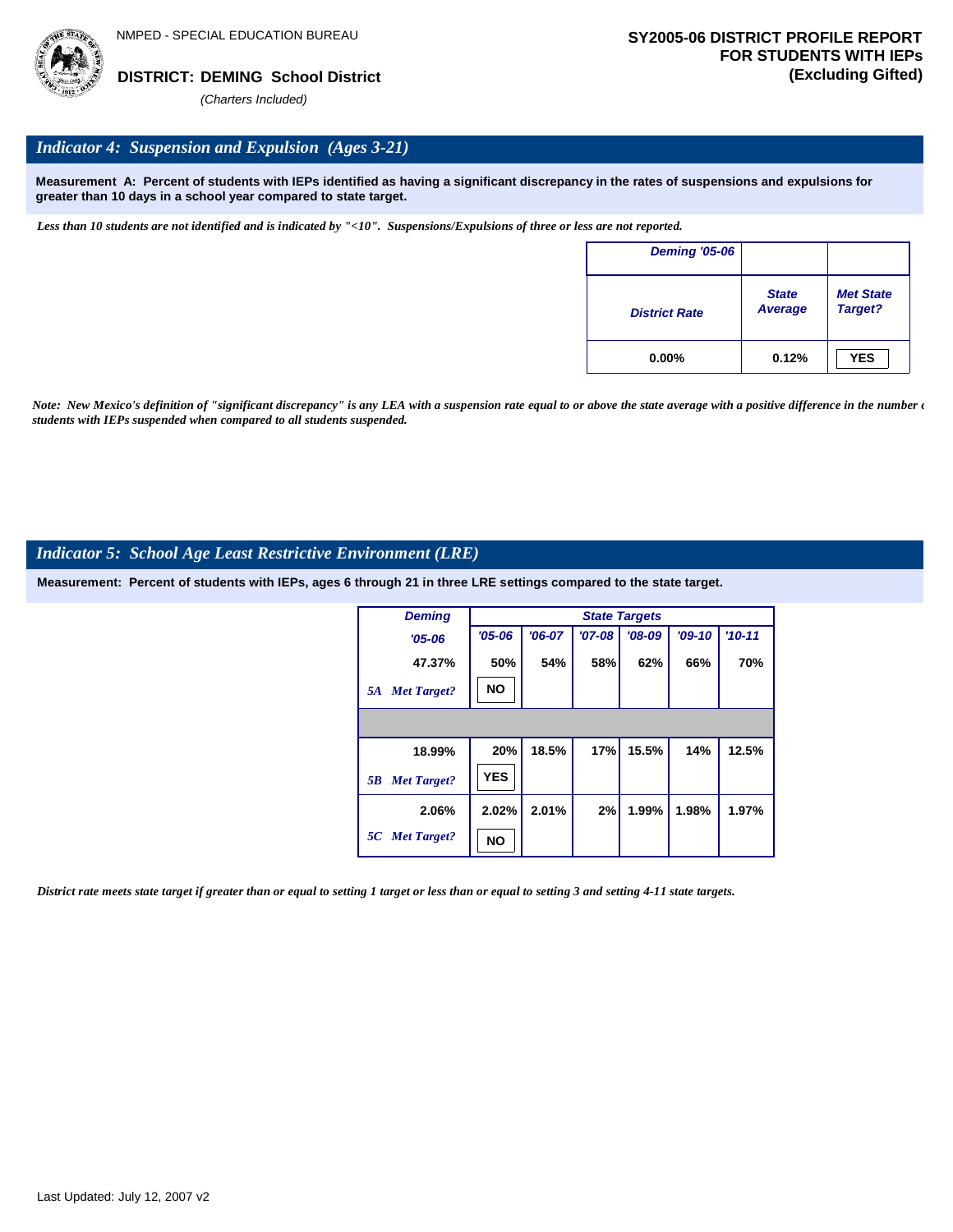NMPED - SPECIAL EDUCATION BUREAU

**DISTRICT: DEMING School District**

*(Charters Included)*

**SY2005-06 DISTRICT PROFILE REPORT FOR STUDENTS WITH IEPs (Excluding Gifted)**

## *Indicator 4: Suspension and Expulsion (Ages 3-21)*

**Measurement A: Percent of students with IEPs identified as having a significant discrepancy in the rates of suspensions and expulsions for greater than 10 days in a school year compared to state target.**

*Less than 10 students are not identified and is indicated by "<10". Suspensions/Expulsions of three or less are not reported.*

| Deming '05-06 | | |
|---|---|---|
| District Rate | State Average | Met State Target? |
| 0.00% | 0.12% | YES |

*Note: New Mexico's definition of "significant discrepancy" is any LEA with a suspension rate equal to or above the state average with a positive difference in the number of students with IEPs suspended when compared to all students suspended.*

## *Indicator 5: School Age Least Restrictive Environment (LRE)*

**Measurement: Percent of students with IEPs, ages 6 through 21 in three LRE settings compared to the state target.**

| Deming | State Targets | | | | | |
|---|---|---|---|---|---|---|
| '05-06 | '05-06 | '06-07 | '07-08 | '08-09 | '09-10 | '10-11 |
| 47.37% | 50% | 54% | 58% | 62% | 66% | 70% |
| 5A Met Target? | NO | | | | | |
| | | | | | | |
| 18.99% | 20% | 18.5% | 17% | 15.5% | 14% | 12.5% |
| 5B Met Target? | YES | | | | | |
| 2.06% | 2.02% | 2.01% | 2% | 1.99% | 1.98% | 1.97% |
| 5C Met Target? | NO | | | | | |

*District rate meets state target if greater than or equal to setting 1 target or less than or equal to setting 3 and setting 4-11 state targets.*

Last Updated: July 12, 2007 v2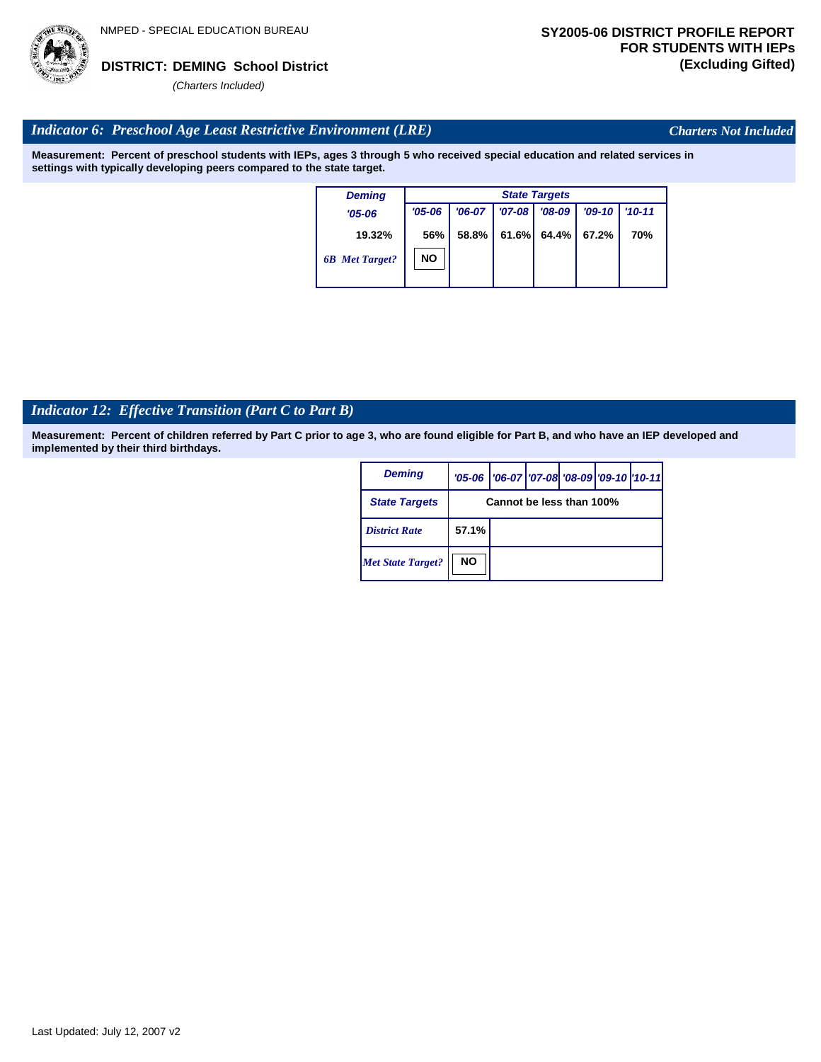NMPED - SPECIAL EDUCATION BUREAU

**DISTRICT: DEMING School District**

*(Charters Included)*

**SY2005-06 DISTRICT PROFILE REPORT FOR STUDENTS WITH IEPs (Excluding Gifted)**

## *Indicator 6: Preschool Age Least Restrictive Environment (LRE)*

*Charters Not Included*

**Measurement: Percent of preschool students with IEPs, ages 3 through 5 who received special education and related services in settings with typically developing peers compared to the state target.**

| Deming | State Targets | | | | | |
|---|---|---|---|---|---|---|
| '05-06 | '05-06 | '06-07 | '07-08 | '08-09 | '09-10 | '10-11 |
| 19.32% | 56% | 58.8% | 61.6% | 64.4% | 67.2% | 70% |
| *6B Met Target?* | NO | | | | | |

## *Indicator 12: Effective Transition (Part C to Part B)*

**Measurement: Percent of children referred by Part C prior to age 3, who are found eligible for Part B, and who have an IEP developed and implemented by their third birthdays.**

| Deming | '05-06 | '06-07 | '07-08 | '08-09 | '09-10 | '10-11 |
|---|---|---|---|---|---|---|
| State Targets | Cannot be less than 100% | | | | | |
| *District Rate* | 57.1% | | | | | |
| *Met State Target?* | NO | | | | | |

Last Updated: July 12, 2007 v2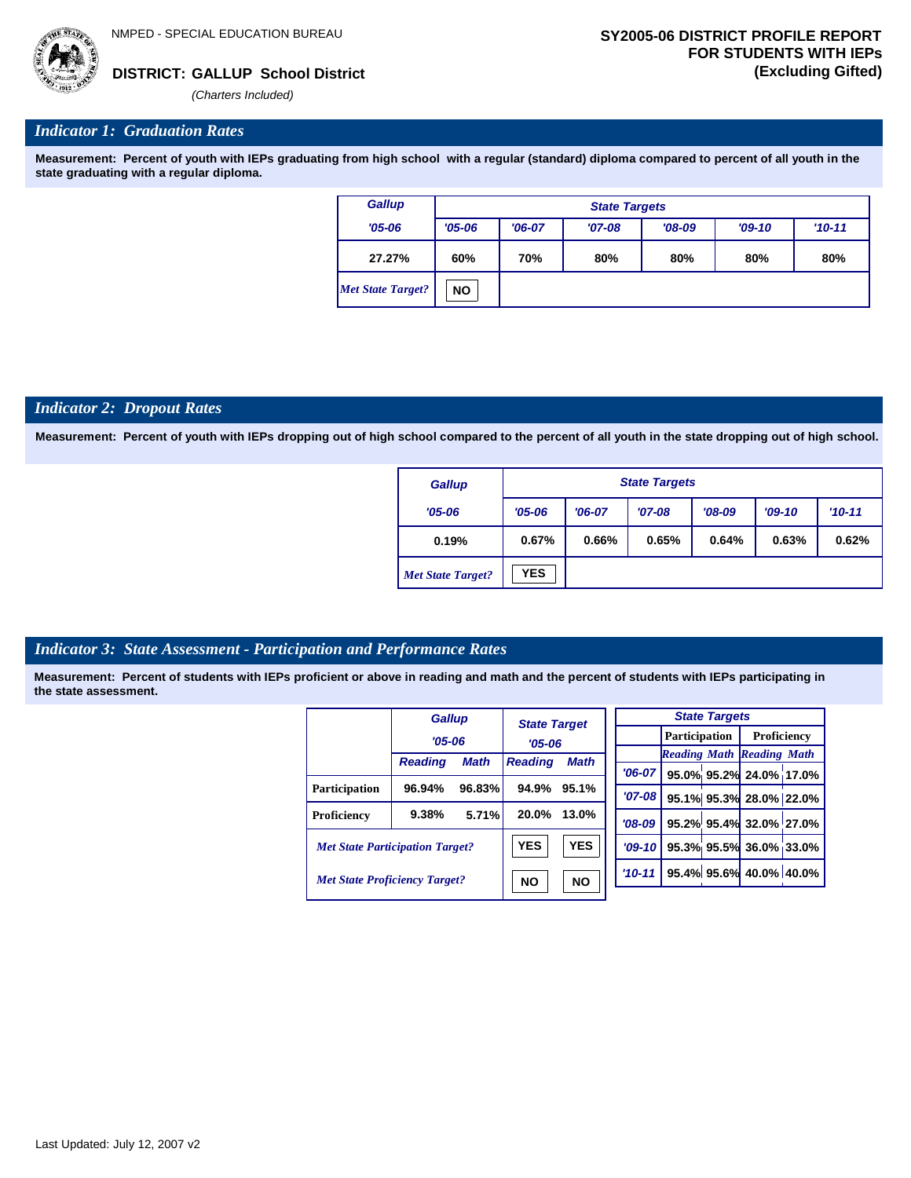NMPED - SPECIAL EDUCATION BUREAU

**DISTRICT: GALLUP School District**

*(Charters Included)*

**SY2005-06 DISTRICT PROFILE REPORT FOR STUDENTS WITH IEPs (Excluding Gifted)**

## *Indicator 1: Graduation Rates*

**Measurement: Percent of youth with IEPs graduating from high school with a regular (standard) diploma compared to percent of all youth in the state graduating with a regular diploma.**

| Gallup | State Targets | | | | | |
|---|---|---|---|---|---|---|
| '05-06 | '05-06 | '06-07 | '07-08 | '08-09 | '09-10 | '10-11 |
| 27.27% | 60% | 70% | 80% | 80% | 80% | 80% |
| *Met State Target?* | NO | | | | | |

## *Indicator 2: Dropout Rates*

**Measurement: Percent of youth with IEPs dropping out of high school compared to the percent of all youth in the state dropping out of high school.**

| Gallup | State Targets | | | | | |
|---|---|---|---|---|---|---|
| '05-06 | '05-06 | '06-07 | '07-08 | '08-09 | '09-10 | '10-11 |
| 0.19% | 0.67% | 0.66% | 0.65% | 0.64% | 0.63% | 0.62% |
| *Met State Target?* | YES | | | | | |

## *Indicator 3: State Assessment - Participation and Performance Rates*

**Measurement: Percent of students with IEPs proficient or above in reading and math and the percent of students with IEPs participating in the state assessment.**

| | Gallup '05-06 | | State Target '05-06 | |
|---|---|---|---|---|
| | Reading | Math | Reading | Math |
| Participation | 96.94% | 96.83% | 94.9% | 95.1% |
| Proficiency | 9.38% | 5.71% | 20.0% | 13.0% |
| *Met State Participation Target?* | | | YES | YES |
| *Met State Proficiency Target?* | | | NO | NO |

| State Targets | Participation | | Proficiency | |
|---|---|---|---|---|
| | Reading | Math | Reading | Math |
| '06-07 | 95.0% | 95.2% | 24.0% | 17.0% |
| '07-08 | 95.1% | 95.3% | 28.0% | 22.0% |
| '08-09 | 95.2% | 95.4% | 32.0% | 27.0% |
| '09-10 | 95.3% | 95.5% | 36.0% | 33.0% |
| '10-11 | 95.4% | 95.6% | 40.0% | 40.0% |

Last Updated: July 12, 2007 v2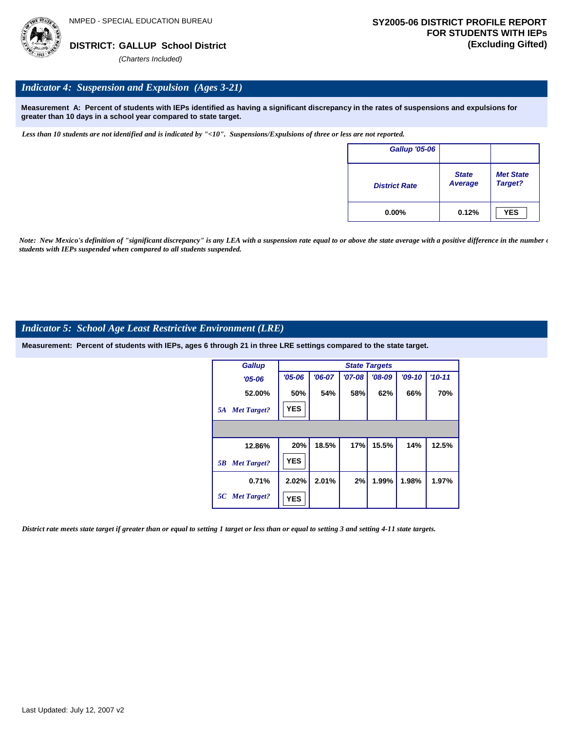NMPED - SPECIAL EDUCATION BUREAU

**DISTRICT: GALLUP School District**

*(Charters Included)*

**SY2005-06 DISTRICT PROFILE REPORT FOR STUDENTS WITH IEPs (Excluding Gifted)**

## *Indicator 4: Suspension and Expulsion (Ages 3-21)*

**Measurement A: Percent of students with IEPs identified as having a significant discrepancy in the rates of suspensions and expulsions for greater than 10 days in a school year compared to state target.**

*Less than 10 students are not identified and is indicated by "<10". Suspensions/Expulsions of three or less are not reported.*

| Gallup '05-06 | | |
|---|---|---|
| District Rate | State Average | Met State Target? |
| 0.00% | 0.12% | YES |

*Note: New Mexico's definition of "significant discrepancy" is any LEA with a suspension rate equal to or above the state average with a positive difference in the number of students with IEPs suspended when compared to all students suspended.*

## *Indicator 5: School Age Least Restrictive Environment (LRE)*

**Measurement: Percent of students with IEPs, ages 6 through 21 in three LRE settings compared to the state target.**

| Gallup | State Targets | | | | | |
|---|---|---|---|---|---|---|
| '05-06 | '05-06 | '06-07 | '07-08 | '08-09 | '09-10 | '10-11 |
| 52.00% | 50% | 54% | 58% | 62% | 66% | 70% |
| 5A Met Target? | YES | | | | | |
| | | | | | | |
| 12.86% | 20% | 18.5% | 17% | 15.5% | 14% | 12.5% |
| 5B Met Target? | YES | | | | | |
| 0.71% | 2.02% | 2.01% | 2% | 1.99% | 1.98% | 1.97% |
| 5C Met Target? | YES | | | | | |

*District rate meets state target if greater than or equal to setting 1 target or less than or equal to setting 3 and setting 4-11 state targets.*

Last Updated: July 12, 2007 v2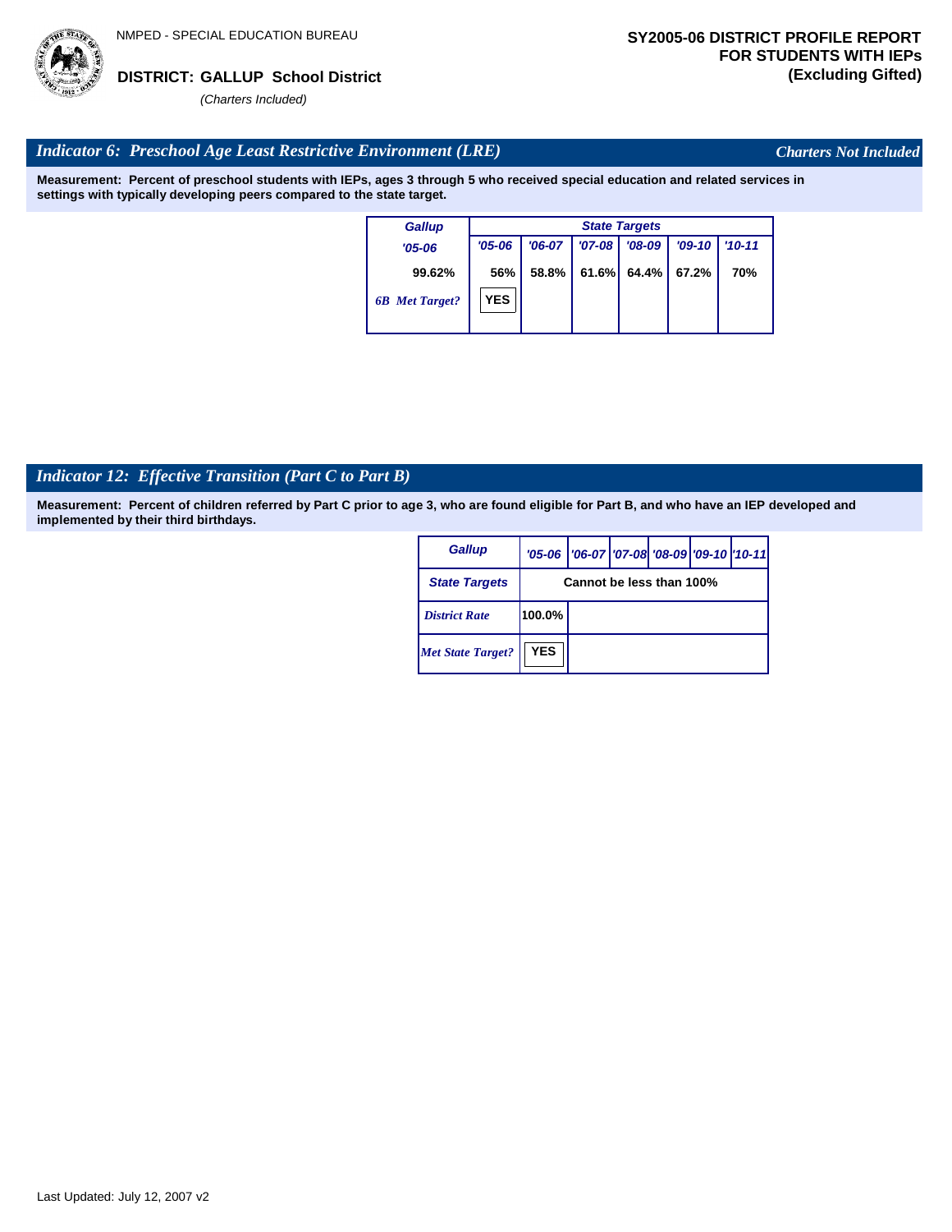NMPED - SPECIAL EDUCATION BUREAU

**DISTRICT: GALLUP School District**

*(Charters Included)*

**SY2005-06 DISTRICT PROFILE REPORT FOR STUDENTS WITH IEPs (Excluding Gifted)**

## *Indicator 6: Preschool Age Least Restrictive Environment (LRE)*

*Charters Not Included*

**Measurement: Percent of preschool students with IEPs, ages 3 through 5 who received special education and related services in settings with typically developing peers compared to the state target.**

| Gallup | State Targets | | | | | |
|---|---|---|---|---|---|---|
| '05-06 | '05-06 | '06-07 | '07-08 | '08-09 | '09-10 | '10-11 |
| 99.62% | 56% | 58.8% | 61.6% | 64.4% | 67.2% | 70% |
| *6B Met Target?* | YES | | | | | |

## *Indicator 12: Effective Transition (Part C to Part B)*

**Measurement: Percent of children referred by Part C prior to age 3, who are found eligible for Part B, and who have an IEP developed and implemented by their third birthdays.**

| Gallup | '05-06 | '06-07 | '07-08 | '08-09 | '09-10 | '10-11 |
|---|---|---|---|---|---|---|
| State Targets | Cannot be less than 100% | | | | | |
| *District Rate* | 100.0% | | | | | |
| *Met State Target?* | YES | | | | | |

Last Updated: July 12, 2007 v2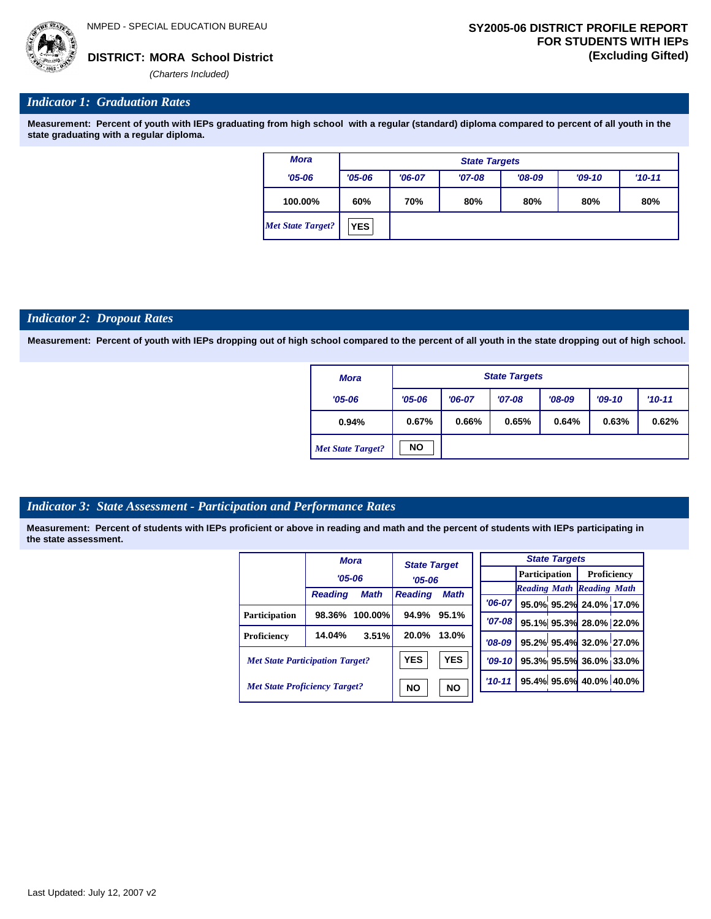NMPED - SPECIAL EDUCATION BUREAU

**DISTRICT: MORA School District**
*(Charters Included)*

**SY2005-06 DISTRICT PROFILE REPORT FOR STUDENTS WITH IEPs (Excluding Gifted)**

## *Indicator 1: Graduation Rates*

**Measurement: Percent of youth with IEPs graduating from high school with a regular (standard) diploma compared to percent of all youth in the state graduating with a regular diploma.**

| *Mora* | *State Targets* | | | | | |
|---|---|---|---|---|---|---|
| *'05-06* | *'05-06* | *'06-07* | *'07-08* | *'08-09* | *'09-10* | *'10-11* |
| 100.00% | 60% | 70% | 80% | 80% | 80% | 80% |
| *Met State Target?* | YES | | | | | |

## *Indicator 2: Dropout Rates*

**Measurement: Percent of youth with IEPs dropping out of high school compared to the percent of all youth in the state dropping out of high school.**

| *Mora* | *State Targets* | | | | | |
|---|---|---|---|---|---|---|
| *'05-06* | *'05-06* | *'06-07* | *'07-08* | *'08-09* | *'09-10* | *'10-11* |
| 0.94% | 0.67% | 0.66% | 0.65% | 0.64% | 0.63% | 0.62% |
| *Met State Target?* | NO | | | | | |

## *Indicator 3: State Assessment - Participation and Performance Rates*

**Measurement: Percent of students with IEPs proficient or above in reading and math and the percent of students with IEPs participating in the state assessment.**

| | *Mora '05-06* | | *State Target '05-06* | |
|---|---|---|---|---|
| | *Reading* | *Math* | *Reading* | *Math* |
| **Participation** | 98.36% | 100.00% | 94.9% | 95.1% |
| **Proficiency** | 14.04% | 3.51% | 20.0% | 13.0% |
| *Met State Participation Target?* | | | YES | YES |
| *Met State Proficiency Target?* | | | NO | NO |

| *State Targets* | Participation | | Proficiency | |
|---|---|---|---|---|
| | *Reading* | *Math* | *Reading* | *Math* |
| *'06-07* | 95.0% | 95.2% | 24.0% | 17.0% |
| *'07-08* | 95.1% | 95.3% | 28.0% | 22.0% |
| *'08-09* | 95.2% | 95.4% | 32.0% | 27.0% |
| *'09-10* | 95.3% | 95.5% | 36.0% | 33.0% |
| *'10-11* | 95.4% | 95.6% | 40.0% | 40.0% |

Last Updated: July 12, 2007 v2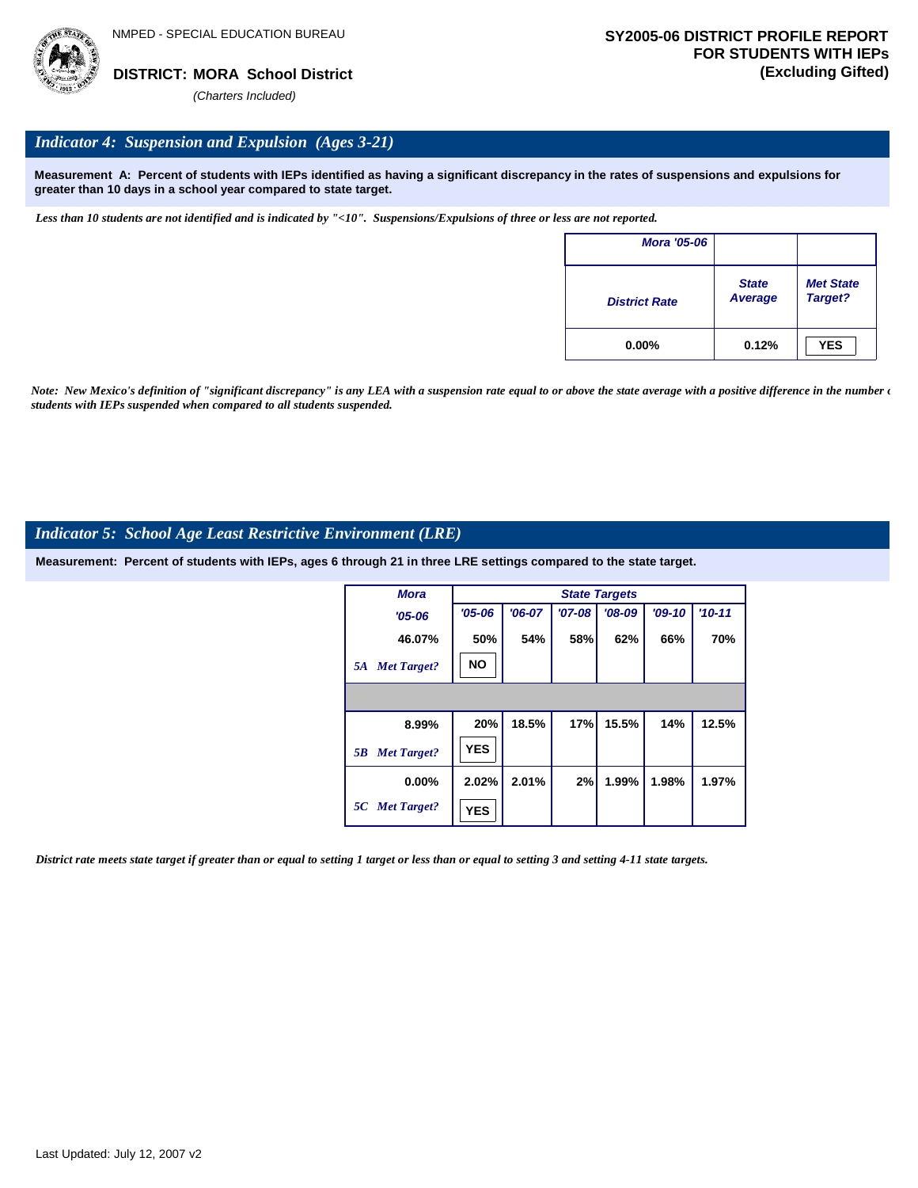NMPED - SPECIAL EDUCATION BUREAU

**DISTRICT: MORA School District**

*(Charters Included)*

**SY2005-06 DISTRICT PROFILE REPORT FOR STUDENTS WITH IEPs (Excluding Gifted)**

## *Indicator 4: Suspension and Expulsion (Ages 3-21)*

**Measurement A: Percent of students with IEPs identified as having a significant discrepancy in the rates of suspensions and expulsions for greater than 10 days in a school year compared to state target.**

*Less than 10 students are not identified and is indicated by "<10". Suspensions/Expulsions of three or less are not reported.*

| Mora '05-06 | | |
|---|---|---|
| District Rate | State Average | Met State Target? |
| 0.00% | 0.12% | YES |

*Note: New Mexico's definition of "significant discrepancy" is any LEA with a suspension rate equal to or above the state average with a positive difference in the number of students with IEPs suspended when compared to all students suspended.*

## *Indicator 5: School Age Least Restrictive Environment (LRE)*

**Measurement: Percent of students with IEPs, ages 6 through 21 in three LRE settings compared to the state target.**

| | Mora | State Targets | | | | | |
|---|---|---|---|---|---|---|---|
| | '05-06 | '05-06 | '06-07 | '07-08 | '08-09 | '09-10 | '10-11 |
| | 46.07% | 50% | 54% | 58% | 62% | 66% | 70% |
| 5A | Met Target? | NO | | | | | |
| | 8.99% | 20% | 18.5% | 17% | 15.5% | 14% | 12.5% |
| 5B | Met Target? | YES | | | | | |
| | 0.00% | 2.02% | 2.01% | 2% | 1.99% | 1.98% | 1.97% |
| 5C | Met Target? | YES | | | | | |

*District rate meets state target if greater than or equal to setting 1 target or less than or equal to setting 3 and setting 4-11 state targets.*

Last Updated: July 12, 2007 v2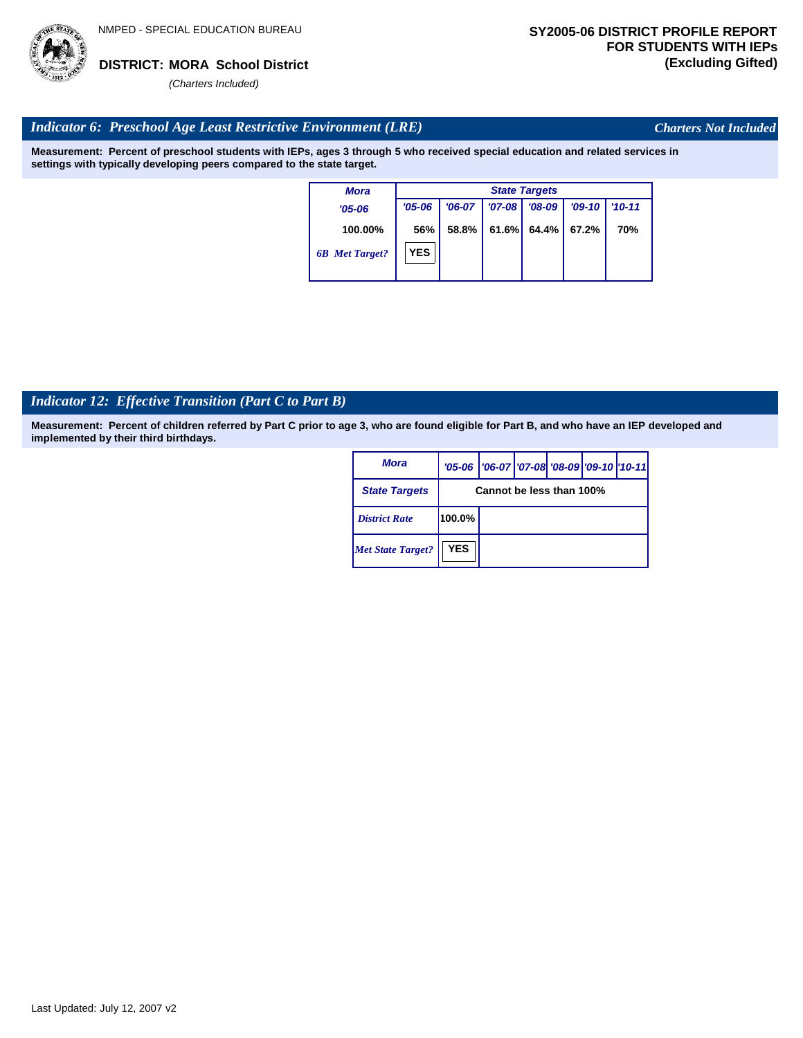NMPED - SPECIAL EDUCATION BUREAU

**DISTRICT: MORA School District**

*(Charters Included)*

**SY2005-06 DISTRICT PROFILE REPORT FOR STUDENTS WITH IEPs (Excluding Gifted)**

## *Indicator 6: Preschool Age Least Restrictive Environment (LRE)*

*Charters Not Included*

**Measurement: Percent of preschool students with IEPs, ages 3 through 5 who received special education and related services in settings with typically developing peers compared to the state target.**

| Mora | State Targets | | | | | |
|---|---|---|---|---|---|---|
| '05-06 | '05-06 | '06-07 | '07-08 | '08-09 | '09-10 | '10-11 |
| 100.00% | 56% | 58.8% | 61.6% | 64.4% | 67.2% | 70% |
| 6B Met Target? | YES | | | | | |

## *Indicator 12: Effective Transition (Part C to Part B)*

**Measurement: Percent of children referred by Part C prior to age 3, who are found eligible for Part B, and who have an IEP developed and implemented by their third birthdays.**

| Mora | '05-06 | '06-07 | '07-08 | '08-09 | '09-10 | '10-11 |
|---|---|---|---|---|---|---|
| State Targets | Cannot be less than 100% | | | | | |
| District Rate | 100.0% | | | | | |
| Met State Target? | YES | | | | | |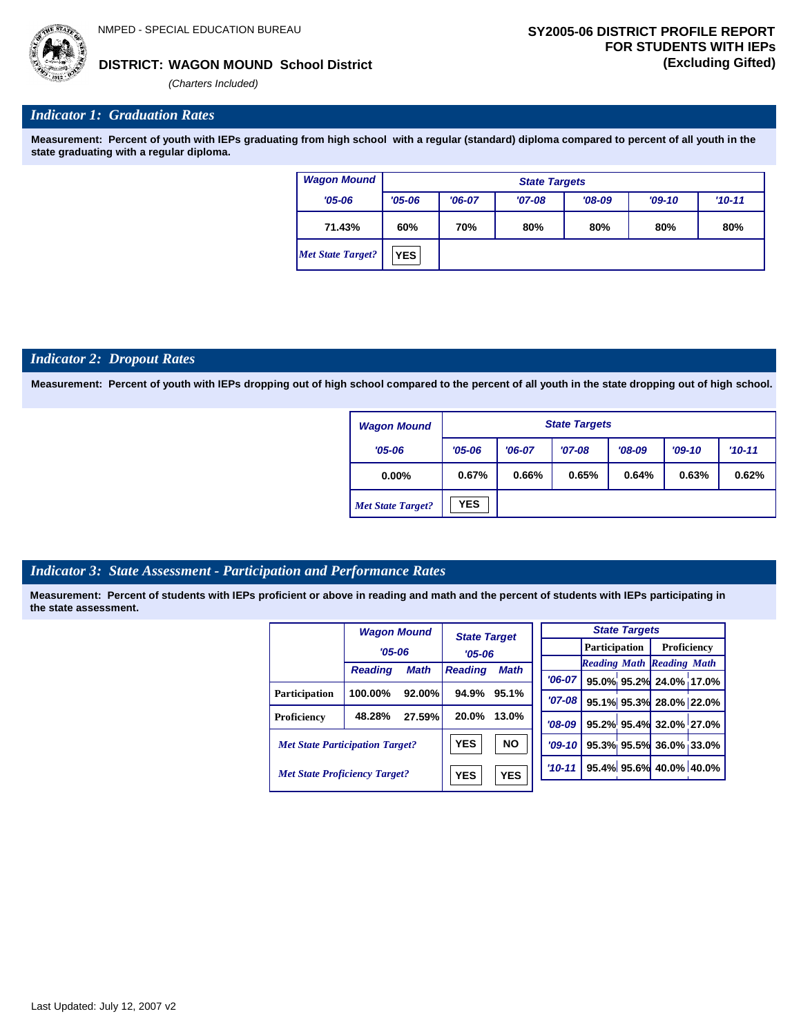NMPED - SPECIAL EDUCATION BUREAU

**DISTRICT: WAGON MOUND School District**

*(Charters Included)*

**SY2005-06 DISTRICT PROFILE REPORT FOR STUDENTS WITH IEPs (Excluding Gifted)**

## *Indicator 1: Graduation Rates*

**Measurement: Percent of youth with IEPs graduating from high school with a regular (standard) diploma compared to percent of all youth in the state graduating with a regular diploma.**

| Wagon Mound | State Targets | | | | | |
|---|---|---|---|---|---|---|
| '05-06 | '05-06 | '06-07 | '07-08 | '08-09 | '09-10 | '10-11 |
| 71.43% | 60% | 70% | 80% | 80% | 80% | 80% |
| *Met State Target?* | YES | | | | | |

## *Indicator 2: Dropout Rates*

**Measurement: Percent of youth with IEPs dropping out of high school compared to the percent of all youth in the state dropping out of high school.**

| Wagon Mound | State Targets | | | | | |
|---|---|---|---|---|---|---|
| '05-06 | '05-06 | '06-07 | '07-08 | '08-09 | '09-10 | '10-11 |
| 0.00% | 0.67% | 0.66% | 0.65% | 0.64% | 0.63% | 0.62% |
| *Met State Target?* | YES | | | | | |

## *Indicator 3: State Assessment - Participation and Performance Rates*

**Measurement: Percent of students with IEPs proficient or above in reading and math and the percent of students with IEPs participating in the state assessment.**

| | Wagon Mound '05-06 | | State Target '05-06 | |
|---|---|---|---|---|
| | Reading | Math | Reading | Math |
| Participation | 100.00% | 92.00% | 94.9% | 95.1% |
| Proficiency | 48.28% | 27.59% | 20.0% | 13.0% |
| *Met State Participation Target?* | | | YES | NO |
| *Met State Proficiency Target?* | | | YES | YES |

| State Targets | Participation | | Proficiency | |
|---|---|---|---|---|
| | Reading | Math | Reading | Math |
| '06-07 | 95.0% | 95.2% | 24.0% | 17.0% |
| '07-08 | 95.1% | 95.3% | 28.0% | 22.0% |
| '08-09 | 95.2% | 95.4% | 32.0% | 27.0% |
| '09-10 | 95.3% | 95.5% | 36.0% | 33.0% |
| '10-11 | 95.4% | 95.6% | 40.0% | 40.0% |

Last Updated: July 12, 2007 v2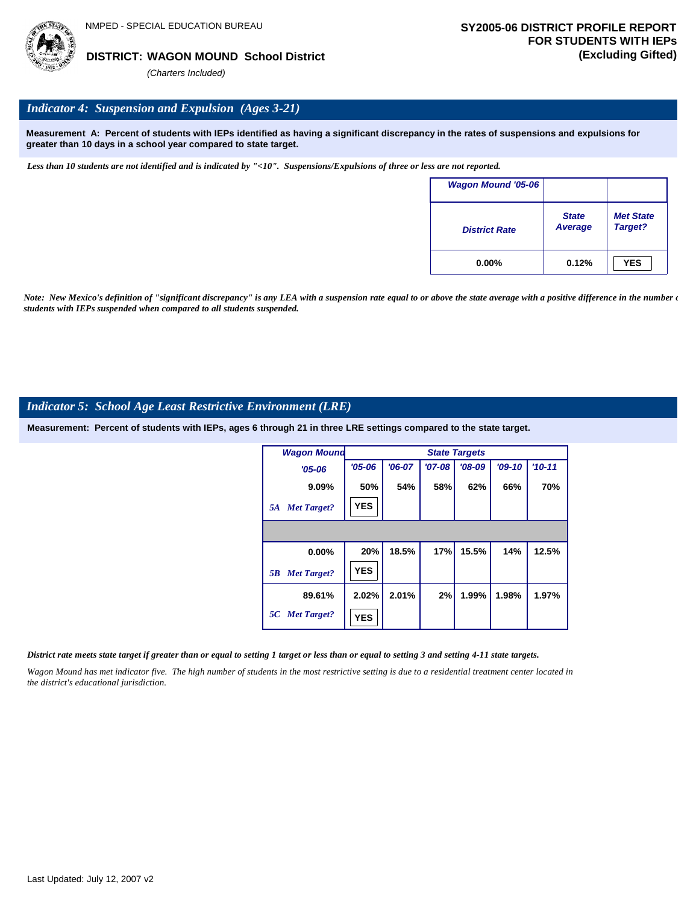NMPED - SPECIAL EDUCATION BUREAU

**DISTRICT: WAGON MOUND School District**

*(Charters Included)*

**SY2005-06 DISTRICT PROFILE REPORT FOR STUDENTS WITH IEPs (Excluding Gifted)**

## *Indicator 4: Suspension and Expulsion (Ages 3-21)*

**Measurement A: Percent of students with IEPs identified as having a significant discrepancy in the rates of suspensions and expulsions for greater than 10 days in a school year compared to state target.**

*Less than 10 students are not identified and is indicated by "<10". Suspensions/Expulsions of three or less are not reported.*

| Wagon Mound '05-06 | | |
|---|---|---|
| District Rate | State Average | Met State Target? |
| 0.00% | 0.12% | YES |

*Note: New Mexico's definition of "significant discrepancy" is any LEA with a suspension rate equal to or above the state average with a positive difference in the number of students with IEPs suspended when compared to all students suspended.*

## *Indicator 5: School Age Least Restrictive Environment (LRE)*

**Measurement: Percent of students with IEPs, ages 6 through 21 in three LRE settings compared to the state target.**

| Wagon Mound | State Targets | | | | | |
|---|---|---|---|---|---|---|
| '05-06 | '05-06 | '06-07 | '07-08 | '08-09 | '09-10 | '10-11 |
| 9.09% | 50% | 54% | 58% | 62% | 66% | 70% |
| 5A Met Target? | YES | | | | | |
| 0.00% | 20% | 18.5% | 17% | 15.5% | 14% | 12.5% |
| 5B Met Target? | YES | | | | | |
| 89.61% | 2.02% | 2.01% | 2% | 1.99% | 1.98% | 1.97% |
| 5C Met Target? | YES | | | | | |

*District rate meets state target if greater than or equal to setting 1 target or less than or equal to setting 3 and setting 4-11 state targets.*

*Wagon Mound has met indicator five. The high number of students in the most restrictive setting is due to a residential treatment center located in the district's educational jurisdiction.*

Last Updated: July 12, 2007 v2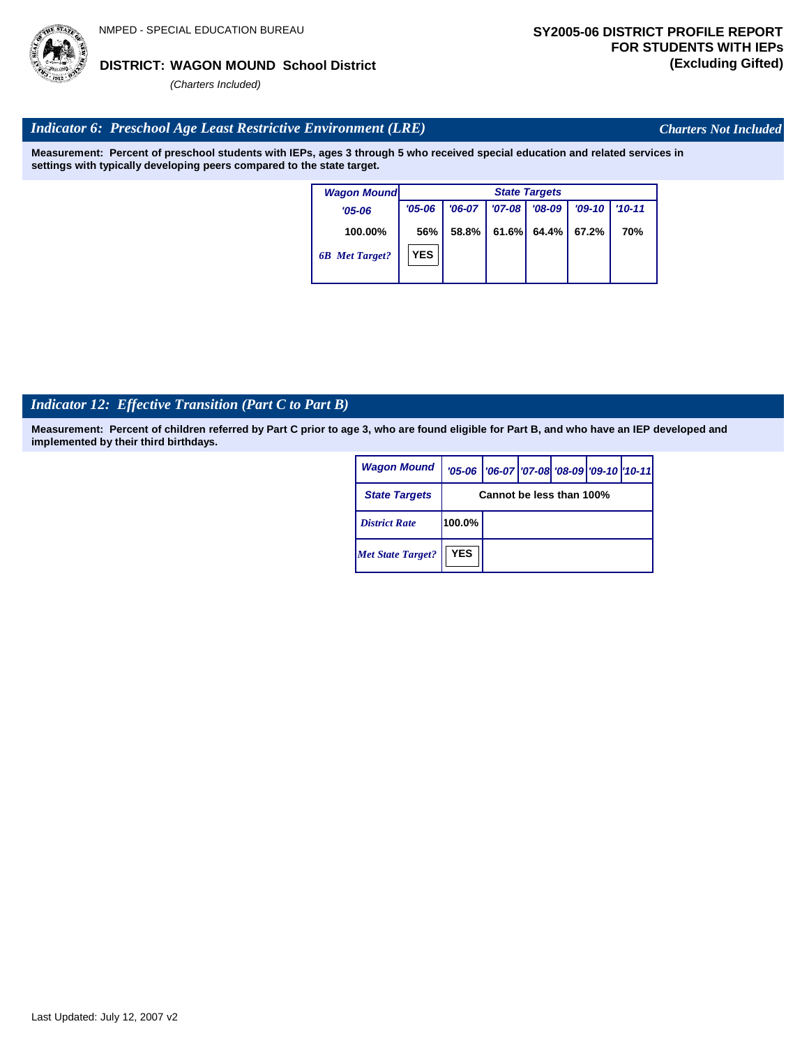NMPED - SPECIAL EDUCATION BUREAU

**DISTRICT: WAGON MOUND School District**

*(Charters Included)*

**SY2005-06 DISTRICT PROFILE REPORT FOR STUDENTS WITH IEPs (Excluding Gifted)**

## *Indicator 6: Preschool Age Least Restrictive Environment (LRE)*

*Charters Not Included*

**Measurement: Percent of preschool students with IEPs, ages 3 through 5 who received special education and related services in settings with typically developing peers compared to the state target.**

| Wagon Mound | State Targets | | | | | |
|---|---|---|---|---|---|---|
| '05-06 | '05-06 | '06-07 | '07-08 | '08-09 | '09-10 | '10-11 |
| 100.00% | 56% | 58.8% | 61.6% | 64.4% | 67.2% | 70% |
| *6B Met Target?* | YES | | | | | |

## *Indicator 12: Effective Transition (Part C to Part B)*

**Measurement: Percent of children referred by Part C prior to age 3, who are found eligible for Part B, and who have an IEP developed and implemented by their third birthdays.**

| Wagon Mound | '05-06 | '06-07 | '07-08 | '08-09 | '09-10 | '10-11 |
|---|---|---|---|---|---|---|
| State Targets | Cannot be less than 100% | | | | | |
| *District Rate* | 100.0% | | | | | |
| *Met State Target?* | YES | | | | | |

Last Updated: July 12, 2007 v2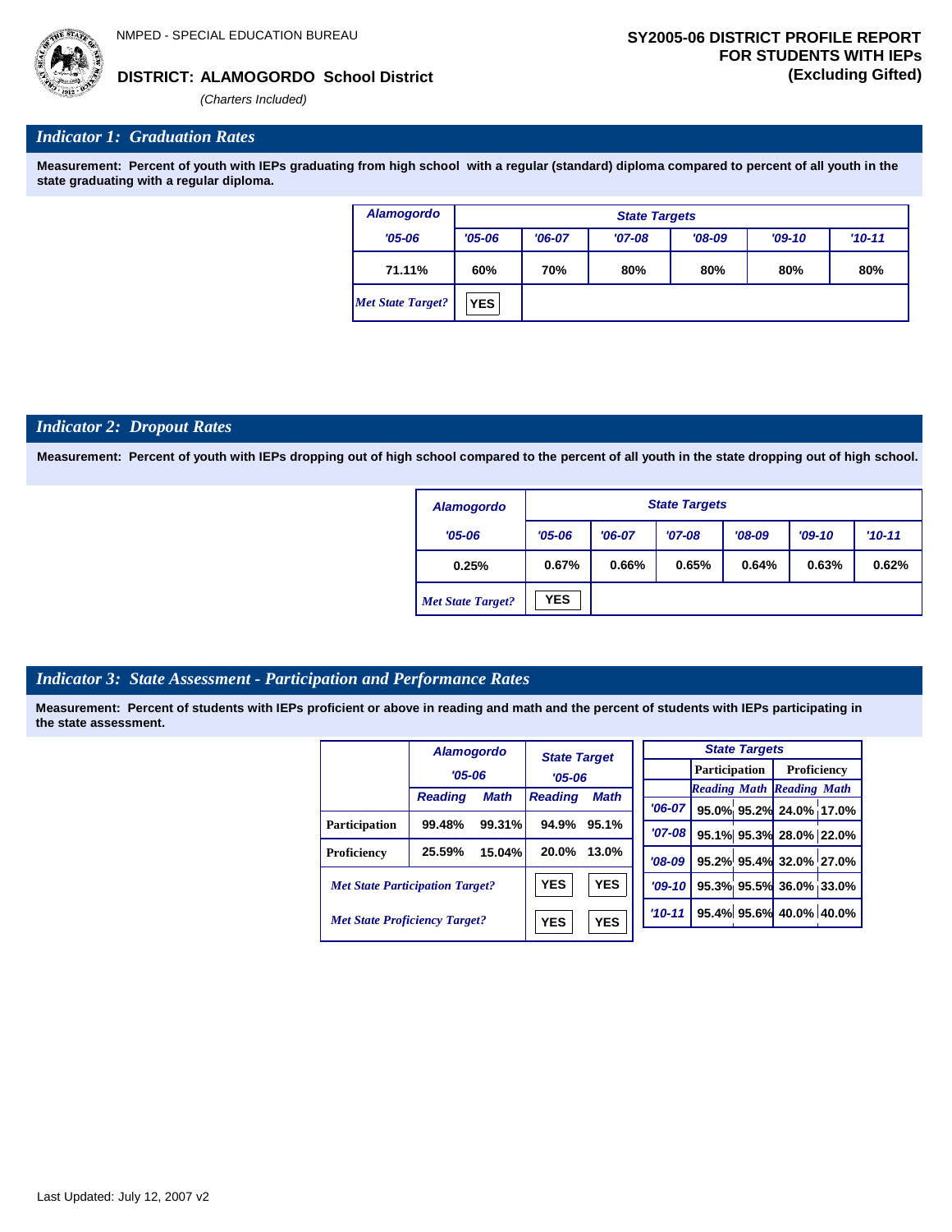NMPED - SPECIAL EDUCATION BUREAU

**DISTRICT: ALAMOGORDO School District**

*(Charters Included)*

**SY2005-06 DISTRICT PROFILE REPORT FOR STUDENTS WITH IEPs (Excluding Gifted)**

## *Indicator 1: Graduation Rates*

**Measurement: Percent of youth with IEPs graduating from high school with a regular (standard) diploma compared to percent of all youth in the state graduating with a regular diploma.**

| Alamogordo | State Targets | | | | | |
|---|---|---|---|---|---|---|
| '05-06 | '05-06 | '06-07 | '07-08 | '08-09 | '09-10 | '10-11 |
| 71.11% | 60% | 70% | 80% | 80% | 80% | 80% |
| *Met State Target?* | YES | | | | | |

## *Indicator 2: Dropout Rates*

**Measurement: Percent of youth with IEPs dropping out of high school compared to the percent of all youth in the state dropping out of high school.**

| Alamogordo | State Targets | | | | | |
|---|---|---|---|---|---|---|
| '05-06 | '05-06 | '06-07 | '07-08 | '08-09 | '09-10 | '10-11 |
| 0.25% | 0.67% | 0.66% | 0.65% | 0.64% | 0.63% | 0.62% |
| *Met State Target?* | YES | | | | | |

## *Indicator 3: State Assessment - Participation and Performance Rates*

**Measurement: Percent of students with IEPs proficient or above in reading and math and the percent of students with IEPs participating in the state assessment.**

| | Alamogordo '05-06 | | State Target '05-06 | |
|---|---|---|---|---|
| | Reading | Math | Reading | Math |
| Participation | 99.48% | 99.31% | 94.9% | 95.1% |
| Proficiency | 25.59% | 15.04% | 20.0% | 13.0% |
| *Met State Participation Target?* | | | YES | YES |
| *Met State Proficiency Target?* | | | YES | YES |

| State Targets | Participation | | Proficiency | |
|---|---|---|---|---|
| | Reading | Math | Reading | Math |
| '06-07 | 95.0% | 95.2% | 24.0% | 17.0% |
| '07-08 | 95.1% | 95.3% | 28.0% | 22.0% |
| '08-09 | 95.2% | 95.4% | 32.0% | 27.0% |
| '09-10 | 95.3% | 95.5% | 36.0% | 33.0% |
| '10-11 | 95.4% | 95.6% | 40.0% | 40.0% |

Last Updated: July 12, 2007 v2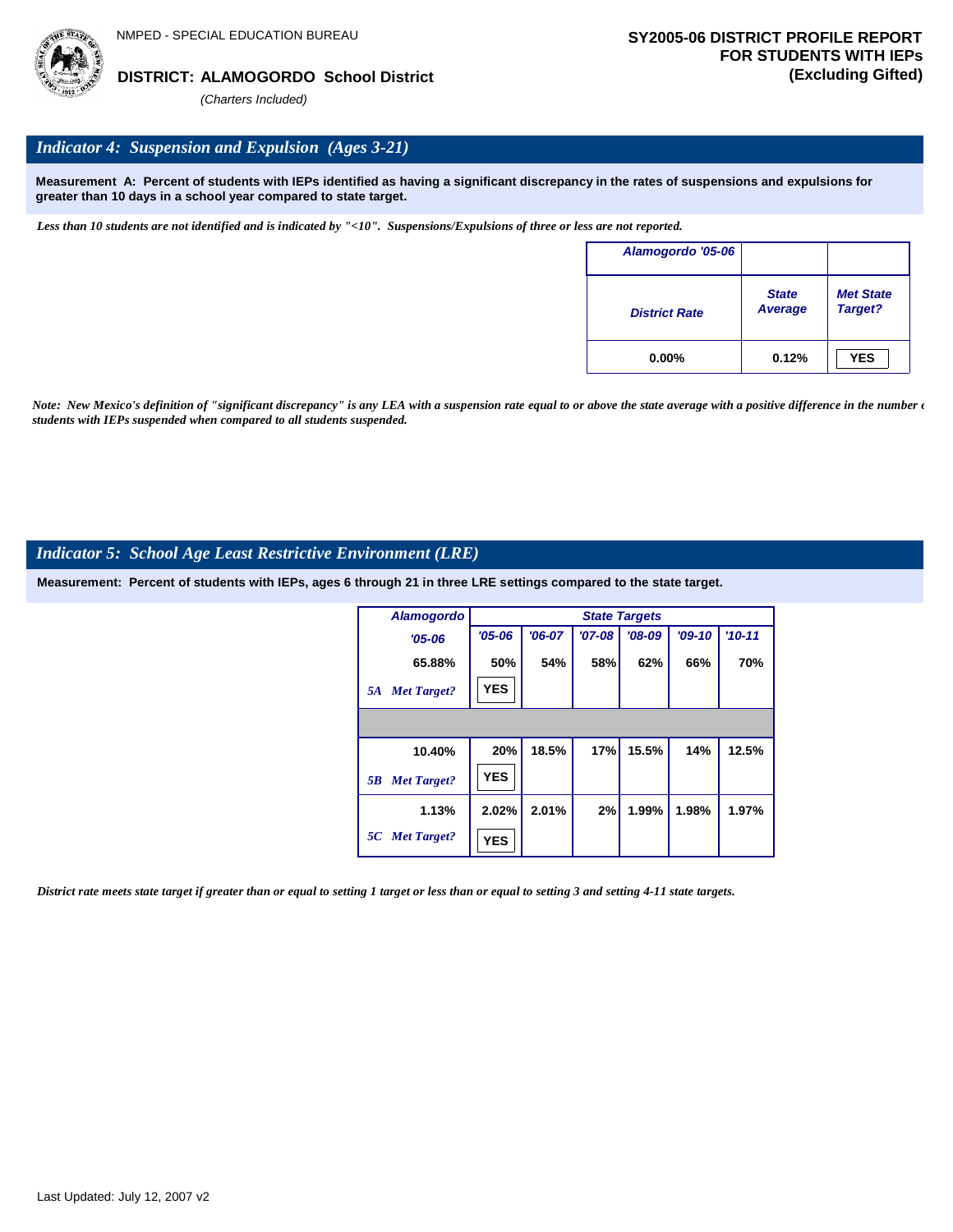NMPED - SPECIAL EDUCATION BUREAU

**DISTRICT: ALAMOGORDO School District**

*(Charters Included)*

**SY2005-06 DISTRICT PROFILE REPORT FOR STUDENTS WITH IEPs (Excluding Gifted)**

## *Indicator 4: Suspension and Expulsion (Ages 3-21)*

**Measurement A: Percent of students with IEPs identified as having a significant discrepancy in the rates of suspensions and expulsions for greater than 10 days in a school year compared to state target.**

*Less than 10 students are not identified and is indicated by "<10". Suspensions/Expulsions of three or less are not reported.*

| Alamogordo '05-06 | | |
|---|---|---|
| District Rate | State Average | Met State Target? |
| 0.00% | 0.12% | YES |

*Note: New Mexico's definition of "significant discrepancy" is any LEA with a suspension rate equal to or above the state average with a positive difference in the number of students with IEPs suspended when compared to all students suspended.*

## *Indicator 5: School Age Least Restrictive Environment (LRE)*

**Measurement: Percent of students with IEPs, ages 6 through 21 in three LRE settings compared to the state target.**

| Alamogordo | State Targets | | | | | |
|---|---|---|---|---|---|---|
| '05-06 | '05-06 | '06-07 | '07-08 | '08-09 | '09-10 | '10-11 |
| 65.88% | 50% | 54% | 58% | 62% | 66% | 70% |
| 5A Met Target? | YES | | | | | |
| | | | | | | |
| 10.40% | 20% | 18.5% | 17% | 15.5% | 14% | 12.5% |
| 5B Met Target? | YES | | | | | |
| 1.13% | 2.02% | 2.01% | 2% | 1.99% | 1.98% | 1.97% |
| 5C Met Target? | YES | | | | | |

*District rate meets state target if greater than or equal to setting 1 target or less than or equal to setting 3 and setting 4-11 state targets.*

Last Updated: July 12, 2007 v2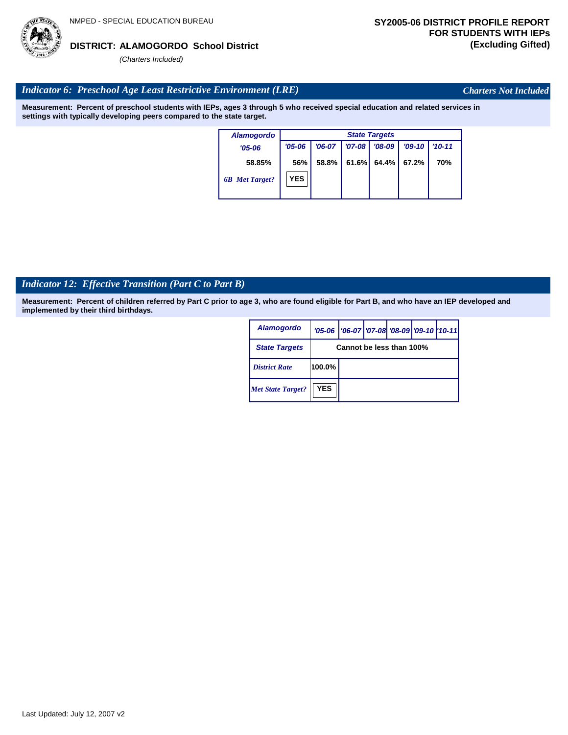NMPED - SPECIAL EDUCATION BUREAU

**DISTRICT: ALAMOGORDO School District**

*(Charters Included)*

**SY2005-06 DISTRICT PROFILE REPORT FOR STUDENTS WITH IEPs (Excluding Gifted)**

## *Indicator 6: Preschool Age Least Restrictive Environment (LRE)*

*Charters Not Included*

**Measurement: Percent of preschool students with IEPs, ages 3 through 5 who received special education and related services in settings with typically developing peers compared to the state target.**

| Alamogordo | State Targets | | | | | |
|---|---|---|---|---|---|---|
| '05-06 | '05-06 | '06-07 | '07-08 | '08-09 | '09-10 | '10-11 |
| 58.85% | 56% | 58.8% | 61.6% | 64.4% | 67.2% | 70% |
| 6B Met Target? | YES | | | | | |

## *Indicator 12: Effective Transition (Part C to Part B)*

**Measurement: Percent of children referred by Part C prior to age 3, who are found eligible for Part B, and who have an IEP developed and implemented by their third birthdays.**

| Alamogordo | '05-06 | '06-07 | '07-08 | '08-09 | '09-10 | '10-11 |
|---|---|---|---|---|---|---|
| State Targets | Cannot be less than 100% | | | | | |
| District Rate | 100.0% | | | | | |
| Met State Target? | YES | | | | | |

Last Updated: July 12, 2007 v2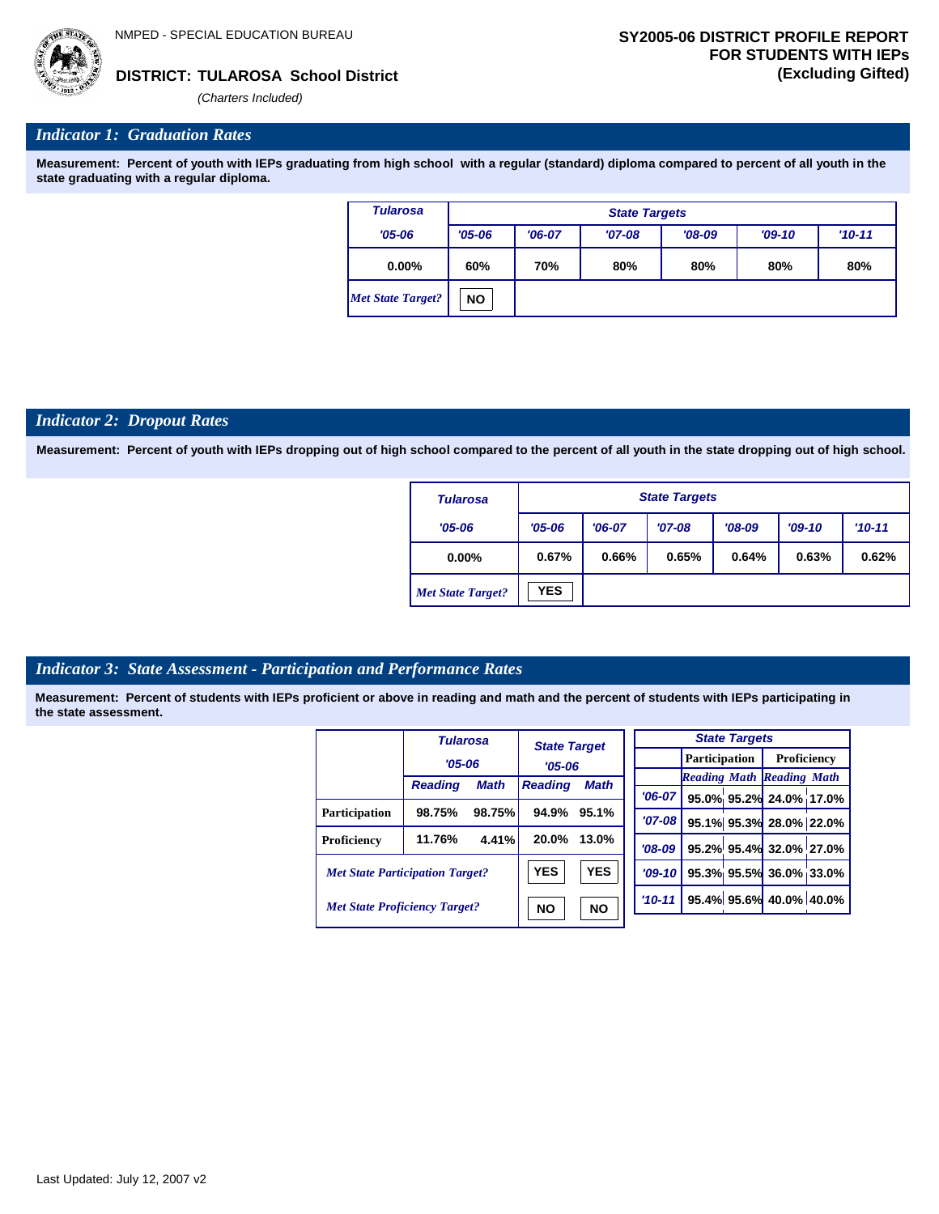NMPED - SPECIAL EDUCATION BUREAU

**DISTRICT: TULAROSA School District**

*(Charters Included)*

**SY2005-06 DISTRICT PROFILE REPORT FOR STUDENTS WITH IEPs (Excluding Gifted)**

## *Indicator 1: Graduation Rates*

**Measurement: Percent of youth with IEPs graduating from high school with a regular (standard) diploma compared to percent of all youth in the state graduating with a regular diploma.**

| Tularosa | State Targets | | | | | |
|---|---|---|---|---|---|---|
| '05-06 | '05-06 | '06-07 | '07-08 | '08-09 | '09-10 | '10-11 |
| 0.00% | 60% | 70% | 80% | 80% | 80% | 80% |
| *Met State Target?* | NO | | | | | |

## *Indicator 2: Dropout Rates*

**Measurement: Percent of youth with IEPs dropping out of high school compared to the percent of all youth in the state dropping out of high school.**

| Tularosa | State Targets | | | | | |
|---|---|---|---|---|---|---|
| '05-06 | '05-06 | '06-07 | '07-08 | '08-09 | '09-10 | '10-11 |
| 0.00% | 0.67% | 0.66% | 0.65% | 0.64% | 0.63% | 0.62% |
| *Met State Target?* | YES | | | | | |

## *Indicator 3: State Assessment - Participation and Performance Rates*

**Measurement: Percent of students with IEPs proficient or above in reading and math and the percent of students with IEPs participating in the state assessment.**

| | Tularosa '05-06 | | State Target '05-06 | |
|---|---|---|---|---|
| | Reading | Math | Reading | Math |
| Participation | 98.75% | 98.75% | 94.9% | 95.1% |
| Proficiency | 11.76% | 4.41% | 20.0% | 13.0% |
| *Met State Participation Target?* | | | YES | YES |
| *Met State Proficiency Target?* | | | NO | NO |

| State Targets | Participation | | Proficiency | |
|---|---|---|---|---|
| | Reading | Math | Reading | Math |
| '06-07 | 95.0% | 95.2% | 24.0% | 17.0% |
| '07-08 | 95.1% | 95.3% | 28.0% | 22.0% |
| '08-09 | 95.2% | 95.4% | 32.0% | 27.0% |
| '09-10 | 95.3% | 95.5% | 36.0% | 33.0% |
| '10-11 | 95.4% | 95.6% | 40.0% | 40.0% |

Last Updated: July 12, 2007 v2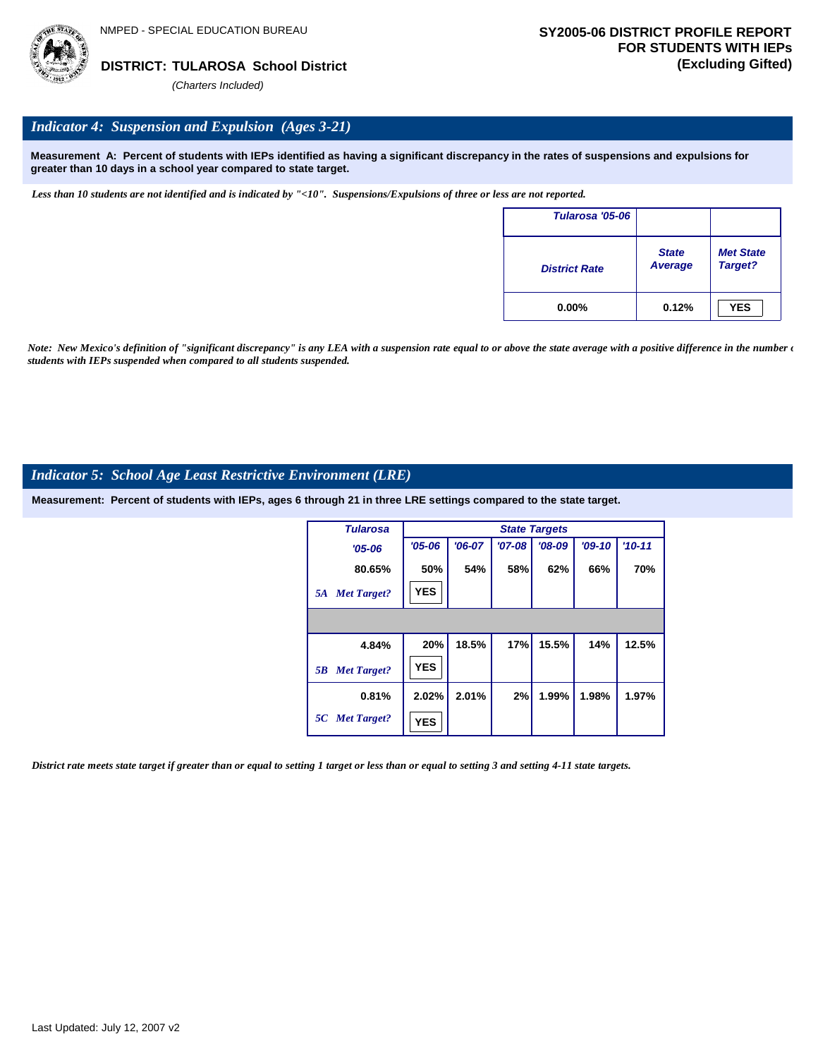NMPED - SPECIAL EDUCATION BUREAU

**DISTRICT: TULAROSA School District**

*(Charters Included)*

**SY2005-06 DISTRICT PROFILE REPORT FOR STUDENTS WITH IEPs (Excluding Gifted)**

## *Indicator 4: Suspension and Expulsion (Ages 3-21)*

**Measurement A: Percent of students with IEPs identified as having a significant discrepancy in the rates of suspensions and expulsions for greater than 10 days in a school year compared to state target.**

*Less than 10 students are not identified and is indicated by "<10". Suspensions/Expulsions of three or less are not reported.*

| Tularosa '05-06 | | |
|---|---|---|
| District Rate | State Average | Met State Target? |
| 0.00% | 0.12% | YES |

*Note: New Mexico's definition of "significant discrepancy" is any LEA with a suspension rate equal to or above the state average with a positive difference in the number of students with IEPs suspended when compared to all students suspended.*

## *Indicator 5: School Age Least Restrictive Environment (LRE)*

**Measurement: Percent of students with IEPs, ages 6 through 21 in three LRE settings compared to the state target.**

| Tularosa | State Targets | | | | | |
|---|---|---|---|---|---|---|
| '05-06 | '05-06 | '06-07 | '07-08 | '08-09 | '09-10 | '10-11 |
| 80.65% | 50% | 54% | 58% | 62% | 66% | 70% |
| 5A Met Target? | YES | | | | | |
| | | | | | | |
| 4.84% | 20% | 18.5% | 17% | 15.5% | 14% | 12.5% |
| 5B Met Target? | YES | | | | | |
| 0.81% | 2.02% | 2.01% | 2% | 1.99% | 1.98% | 1.97% |
| 5C Met Target? | YES | | | | | |

*District rate meets state target if greater than or equal to setting 1 target or less than or equal to setting 3 and setting 4-11 state targets.*

Last Updated: July 12, 2007 v2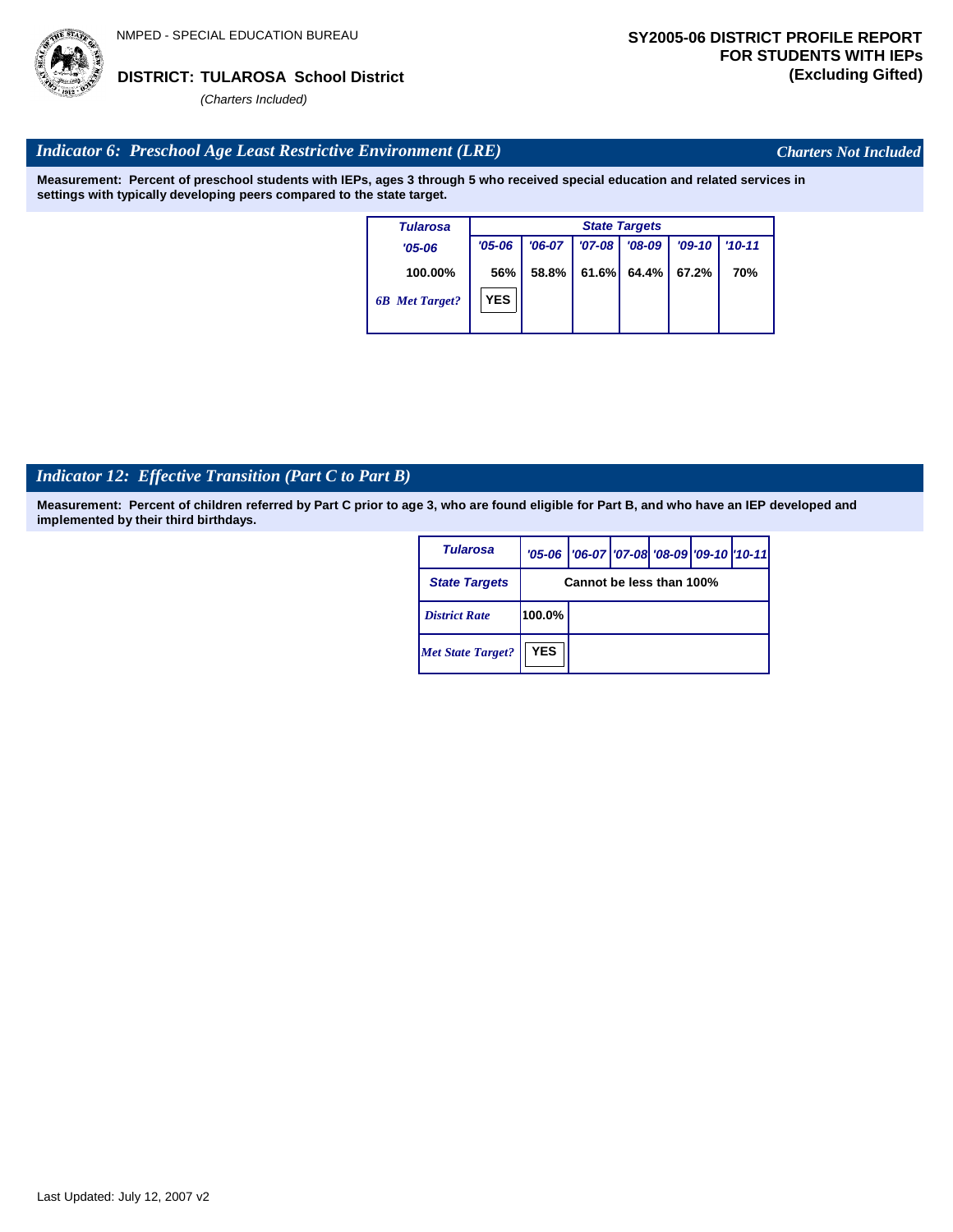**DISTRICT: TULAROSA School District**

*(Charters Included)*

**SY2005-06 DISTRICT PROFILE REPORT FOR STUDENTS WITH IEPs (Excluding Gifted)**

## *Indicator 6: Preschool Age Least Restrictive Environment (LRE)*

*Charters Not Included*

**Measurement: Percent of preschool students with IEPs, ages 3 through 5 who received special education and related services in settings with typically developing peers compared to the state target.**

| Tularosa | State Targets | | | | | |
|---|---|---|---|---|---|---|
| '05-06 | '05-06 | '06-07 | '07-08 | '08-09 | '09-10 | '10-11 |
| 100.00% | 56% | 58.8% | 61.6% | 64.4% | 67.2% | 70% |
| 6B Met Target? | YES | | | | | |

## *Indicator 12: Effective Transition (Part C to Part B)*

**Measurement: Percent of children referred by Part C prior to age 3, who are found eligible for Part B, and who have an IEP developed and implemented by their third birthdays.**

| Tularosa | '05-06 | '06-07 | '07-08 | '08-09 | '09-10 | '10-11 |
|---|---|---|---|---|---|---|
| State Targets | Cannot be less than 100% | | | | | |
| District Rate | 100.0% | | | | | |
| Met State Target? | YES | | | | | |

Last Updated: July 12, 2007 v2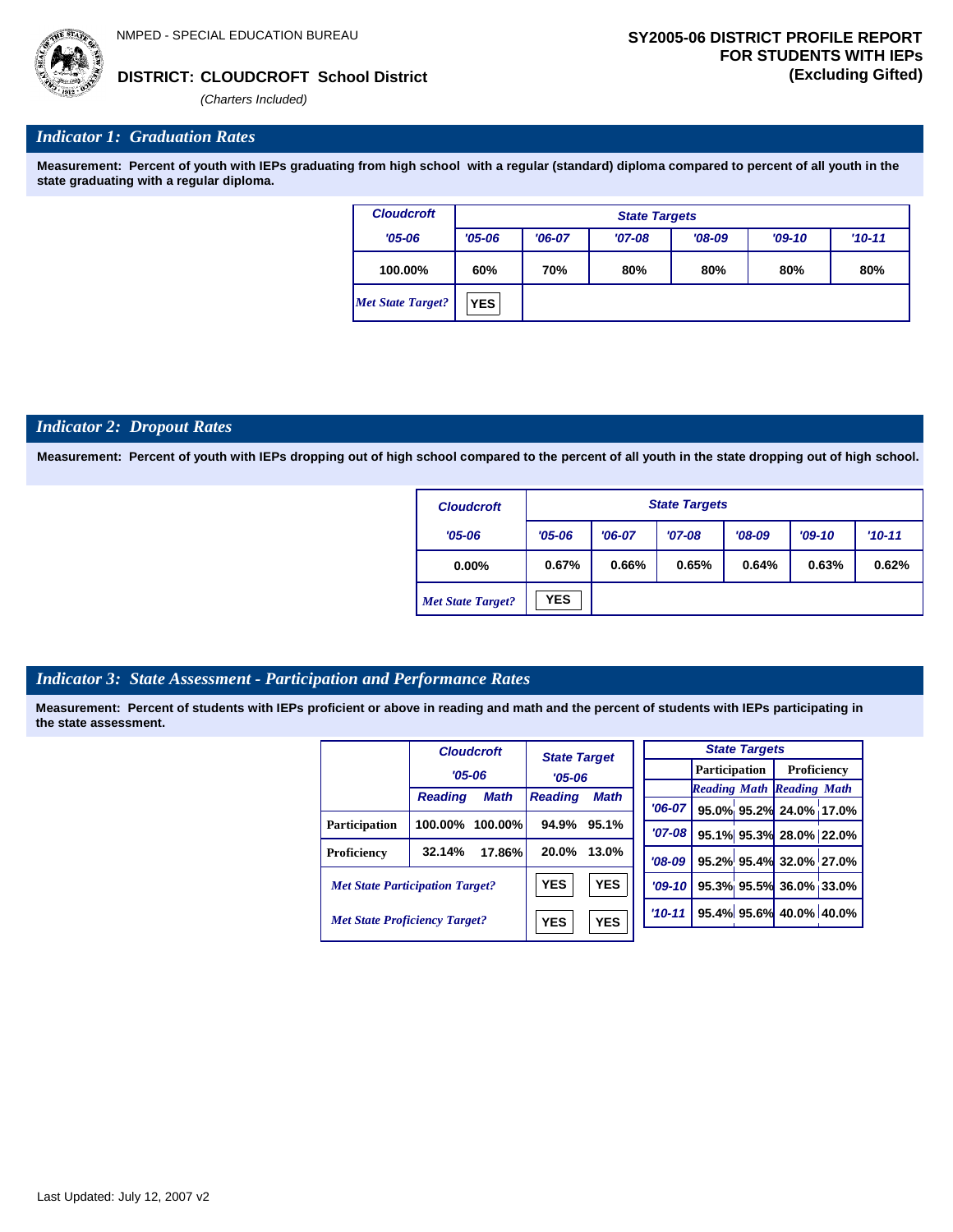NMPED - SPECIAL EDUCATION BUREAU

**DISTRICT: CLOUDCROFT School District**

*(Charters Included)*

**SY2005-06 DISTRICT PROFILE REPORT FOR STUDENTS WITH IEPs (Excluding Gifted)**

## *Indicator 1: Graduation Rates*

**Measurement: Percent of youth with IEPs graduating from high school with a regular (standard) diploma compared to percent of all youth in the state graduating with a regular diploma.**

| Cloudcroft | State Targets | | | | | |
|---|---|---|---|---|---|---|
| '05-06 | '05-06 | '06-07 | '07-08 | '08-09 | '09-10 | '10-11 |
| 100.00% | 60% | 70% | 80% | 80% | 80% | 80% |
| *Met State Target?* | YES | | | | | |

## *Indicator 2: Dropout Rates*

**Measurement: Percent of youth with IEPs dropping out of high school compared to the percent of all youth in the state dropping out of high school.**

| Cloudcroft | State Targets | | | | | |
|---|---|---|---|---|---|---|
| '05-06 | '05-06 | '06-07 | '07-08 | '08-09 | '09-10 | '10-11 |
| 0.00% | 0.67% | 0.66% | 0.65% | 0.64% | 0.63% | 0.62% |
| *Met State Target?* | YES | | | | | |

## *Indicator 3: State Assessment - Participation and Performance Rates*

**Measurement: Percent of students with IEPs proficient or above in reading and math and the percent of students with IEPs participating in the state assessment.**

| | Cloudcroft '05-06 | | State Target '05-06 | |
|---|---|---|---|---|
| | Reading | Math | Reading | Math |
| Participation | 100.00% | 100.00% | 94.9% | 95.1% |
| Proficiency | 32.14% | 17.86% | 20.0% | 13.0% |
| *Met State Participation Target?* | | | YES | YES |
| *Met State Proficiency Target?* | | | YES | YES |

| State Targets | Participation | | Proficiency | |
|---|---|---|---|---|
| | Reading | Math | Reading | Math |
| '06-07 | 95.0% | 95.2% | 24.0% | 17.0% |
| '07-08 | 95.1% | 95.3% | 28.0% | 22.0% |
| '08-09 | 95.2% | 95.4% | 32.0% | 27.0% |
| '09-10 | 95.3% | 95.5% | 36.0% | 33.0% |
| '10-11 | 95.4% | 95.6% | 40.0% | 40.0% |

Last Updated: July 12, 2007 v2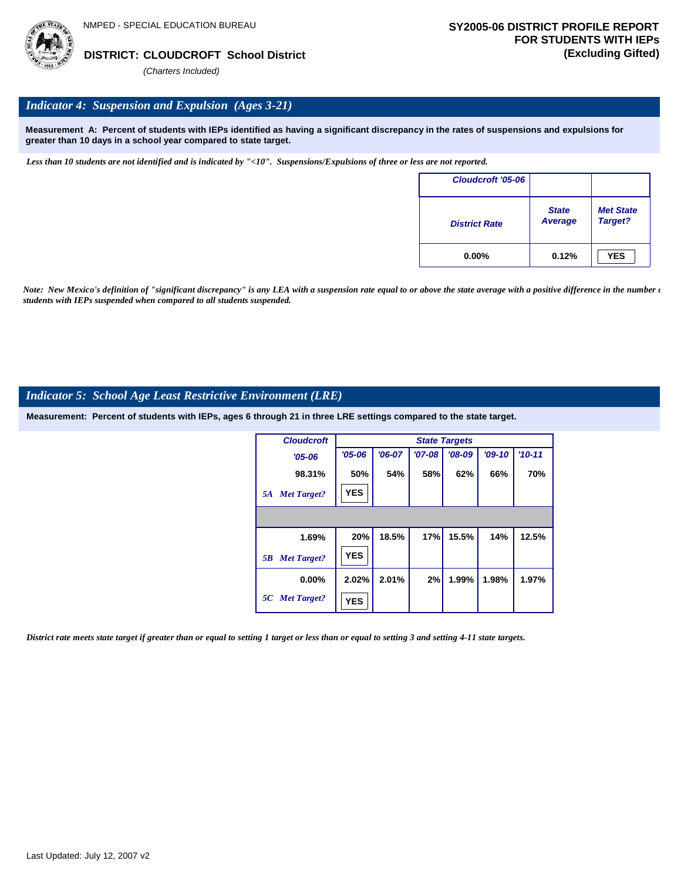NMPED - SPECIAL EDUCATION BUREAU

**DISTRICT: CLOUDCROFT School District**

*(Charters Included)*

**SY2005-06 DISTRICT PROFILE REPORT FOR STUDENTS WITH IEPs (Excluding Gifted)**

## *Indicator 4: Suspension and Expulsion (Ages 3-21)*

**Measurement A: Percent of students with IEPs identified as having a significant discrepancy in the rates of suspensions and expulsions for greater than 10 days in a school year compared to state target.**

*Less than 10 students are not identified and is indicated by "<10". Suspensions/Expulsions of three or less are not reported.*

| Cloudcroft '05-06 | | |
|---|---|---|
| District Rate | State Average | Met State Target? |
| 0.00% | 0.12% | YES |

*Note: New Mexico's definition of "significant discrepancy" is any LEA with a suspension rate equal to or above the state average with a positive difference in the number of students with IEPs suspended when compared to all students suspended.*

## *Indicator 5: School Age Least Restrictive Environment (LRE)*

**Measurement: Percent of students with IEPs, ages 6 through 21 in three LRE settings compared to the state target.**

| Cloudcroft | State Targets | | | | | |
|---|---|---|---|---|---|---|
| '05-06 | '05-06 | '06-07 | '07-08 | '08-09 | '09-10 | '10-11 |
| 98.31% | 50% | 54% | 58% | 62% | 66% | 70% |
| 5A Met Target? | YES | | | | | |
| 1.69% | 20% | 18.5% | 17% | 15.5% | 14% | 12.5% |
| 5B Met Target? | YES | | | | | |
| 0.00% | 2.02% | 2.01% | 2% | 1.99% | 1.98% | 1.97% |
| 5C Met Target? | YES | | | | | |

*District rate meets state target if greater than or equal to setting 1 target or less than or equal to setting 3 and setting 4-11 state targets.*

Last Updated: July 12, 2007 v2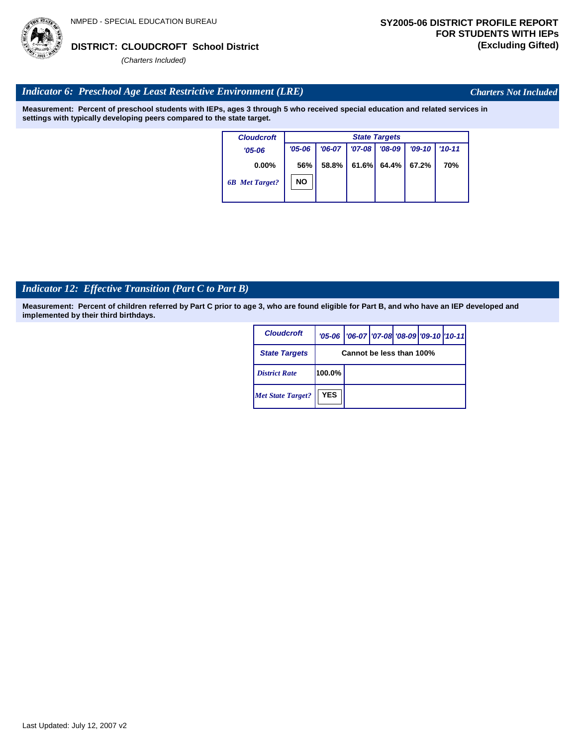NMPED - SPECIAL EDUCATION BUREAU

**DISTRICT: CLOUDCROFT School District**

*(Charters Included)*

**SY2005-06 DISTRICT PROFILE REPORT FOR STUDENTS WITH IEPs (Excluding Gifted)**

## *Indicator 6: Preschool Age Least Restrictive Environment (LRE)*

*Charters Not Included*

**Measurement: Percent of preschool students with IEPs, ages 3 through 5 who received special education and related services in settings with typically developing peers compared to the state target.**

| Cloudcroft | State Targets | | | | | |
|---|---|---|---|---|---|---|
| '05-06 | '05-06 | '06-07 | '07-08 | '08-09 | '09-10 | '10-11 |
| 0.00% | 56% | 58.8% | 61.6% | 64.4% | 67.2% | 70% |
| *6B Met Target?* | NO | | | | | |

## *Indicator 12: Effective Transition (Part C to Part B)*

**Measurement: Percent of children referred by Part C prior to age 3, who are found eligible for Part B, and who have an IEP developed and implemented by their third birthdays.**

| Cloudcroft | '05-06 | '06-07 | '07-08 | '08-09 | '09-10 | '10-11 |
|---|---|---|---|---|---|---|
| State Targets | Cannot be less than 100% | | | | | |
| *District Rate* | 100.0% | | | | | |
| *Met State Target?* | YES | | | | | |

Last Updated: July 12, 2007 v2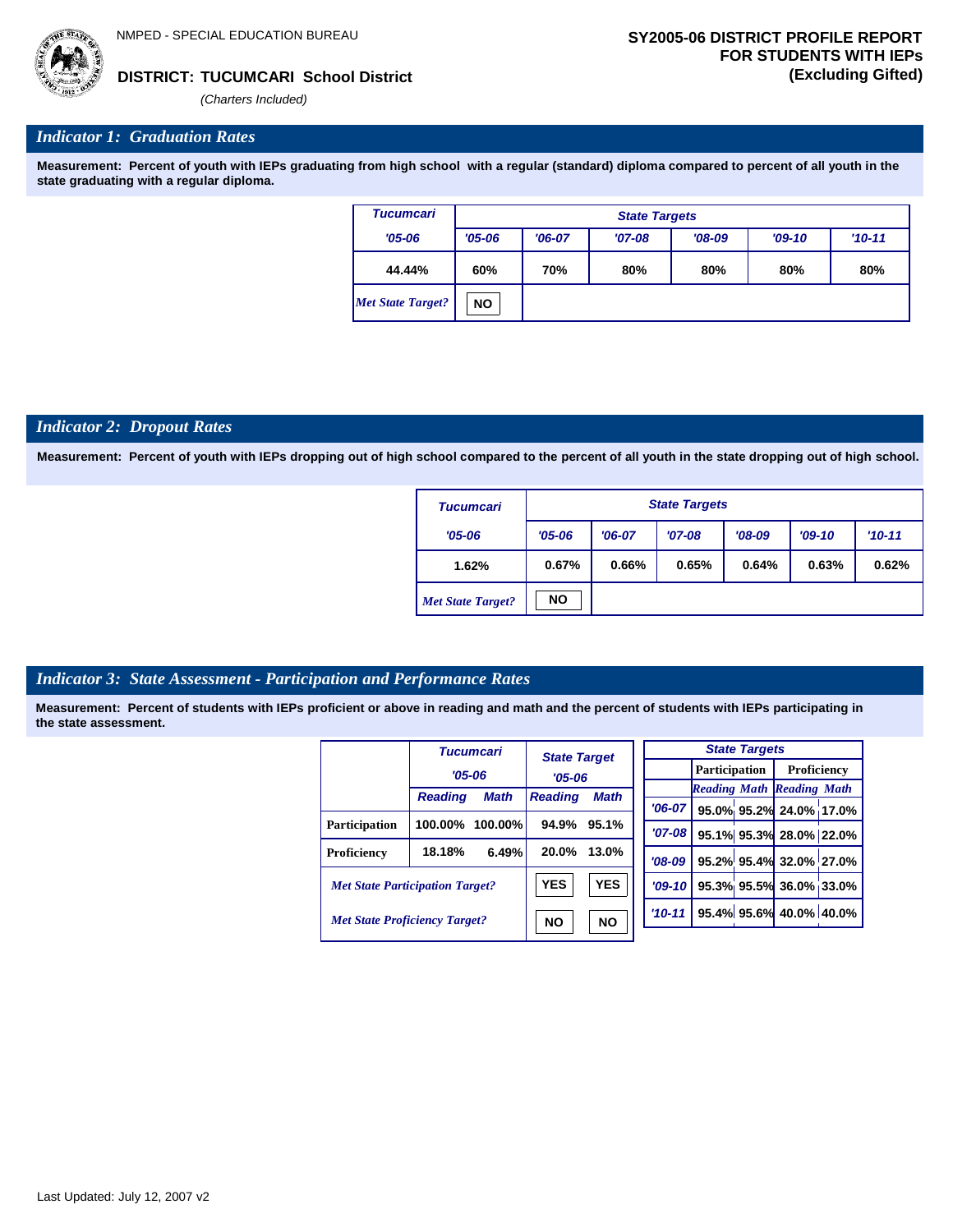NMPED - SPECIAL EDUCATION BUREAU

**DISTRICT: TUCUMCARI School District**

*(Charters Included)*

**SY2005-06 DISTRICT PROFILE REPORT FOR STUDENTS WITH IEPs (Excluding Gifted)**

## *Indicator 1: Graduation Rates*

**Measurement: Percent of youth with IEPs graduating from high school with a regular (standard) diploma compared to percent of all youth in the state graduating with a regular diploma.**

| Tucumcari | State Targets | | | | | |
|---|---|---|---|---|---|---|
| '05-06 | '05-06 | '06-07 | '07-08 | '08-09 | '09-10 | '10-11 |
| 44.44% | 60% | 70% | 80% | 80% | 80% | 80% |
| *Met State Target?* | NO | | | | | |

## *Indicator 2: Dropout Rates*

**Measurement: Percent of youth with IEPs dropping out of high school compared to the percent of all youth in the state dropping out of high school.**

| Tucumcari | State Targets | | | | | |
|---|---|---|---|---|---|---|
| '05-06 | '05-06 | '06-07 | '07-08 | '08-09 | '09-10 | '10-11 |
| 1.62% | 0.67% | 0.66% | 0.65% | 0.64% | 0.63% | 0.62% |
| *Met State Target?* | NO | | | | | |

## *Indicator 3: State Assessment - Participation and Performance Rates*

**Measurement: Percent of students with IEPs proficient or above in reading and math and the percent of students with IEPs participating in the state assessment.**

| | Tucumcari '05-06 | | State Target '05-06 | |
|---|---|---|---|---|
| | Reading | Math | Reading | Math |
| Participation | 100.00% | 100.00% | 94.9% | 95.1% |
| Proficiency | 18.18% | 6.49% | 20.0% | 13.0% |
| *Met State Participation Target?* | | | YES | YES |
| *Met State Proficiency Target?* | | | NO | NO |

| State Targets | Participation | | Proficiency | |
|---|---|---|---|---|
| | Reading | Math | Reading | Math |
| '06-07 | 95.0% | 95.2% | 24.0% | 17.0% |
| '07-08 | 95.1% | 95.3% | 28.0% | 22.0% |
| '08-09 | 95.2% | 95.4% | 32.0% | 27.0% |
| '09-10 | 95.3% | 95.5% | 36.0% | 33.0% |
| '10-11 | 95.4% | 95.6% | 40.0% | 40.0% |

Last Updated: July 12, 2007 v2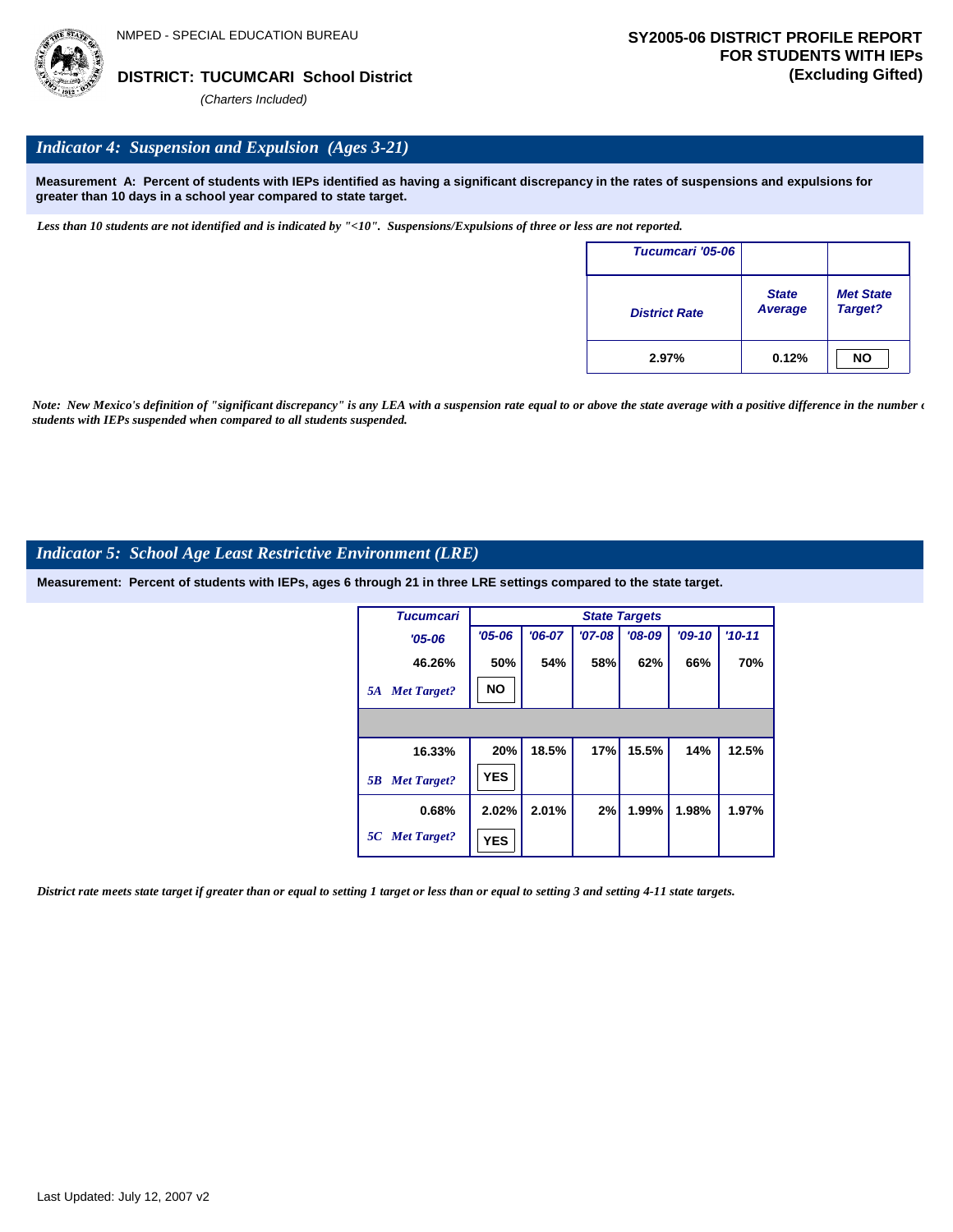NMPED - SPECIAL EDUCATION BUREAU

**DISTRICT: TUCUMCARI School District**

*(Charters Included)*

**SY2005-06 DISTRICT PROFILE REPORT FOR STUDENTS WITH IEPs (Excluding Gifted)**

## *Indicator 4: Suspension and Expulsion (Ages 3-21)*

**Measurement A: Percent of students with IEPs identified as having a significant discrepancy in the rates of suspensions and expulsions for greater than 10 days in a school year compared to state target.**

*Less than 10 students are not identified and is indicated by "<10". Suspensions/Expulsions of three or less are not reported.*

| Tucumcari '05-06 | | |
|---|---|---|
| District Rate | State Average | Met State Target? |
| 2.97% | 0.12% | NO |

*Note: New Mexico's definition of "significant discrepancy" is any LEA with a suspension rate equal to or above the state average with a positive difference in the number of students with IEPs suspended when compared to all students suspended.*

## *Indicator 5: School Age Least Restrictive Environment (LRE)*

**Measurement: Percent of students with IEPs, ages 6 through 21 in three LRE settings compared to the state target.**

| Tucumcari | State Targets | | | | | |
|---|---|---|---|---|---|---|
| '05-06 | '05-06 | '06-07 | '07-08 | '08-09 | '09-10 | '10-11 |
| 46.26% | 50% | 54% | 58% | 62% | 66% | 70% |
| 5A Met Target? | NO | | | | | |
| | | | | | | |
| 16.33% | 20% | 18.5% | 17% | 15.5% | 14% | 12.5% |
| 5B Met Target? | YES | | | | | |
| 0.68% | 2.02% | 2.01% | 2% | 1.99% | 1.98% | 1.97% |
| 5C Met Target? | YES | | | | | |

*District rate meets state target if greater than or equal to setting 1 target or less than or equal to setting 3 and setting 4-11 state targets.*

Last Updated: July 12, 2007 v2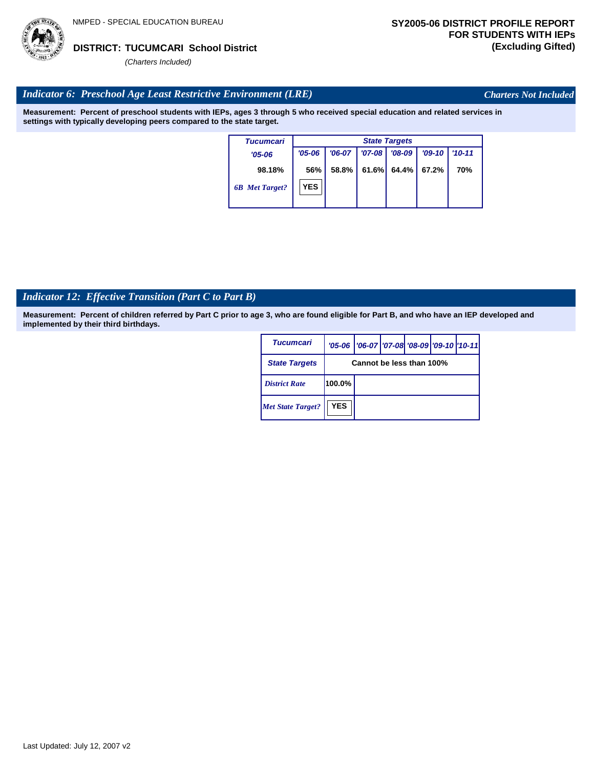NMPED - SPECIAL EDUCATION BUREAU

**DISTRICT: TUCUMCARI School District**

*(Charters Included)*

**SY2005-06 DISTRICT PROFILE REPORT FOR STUDENTS WITH IEPs (Excluding Gifted)**

## *Indicator 6: Preschool Age Least Restrictive Environment (LRE)*

*Charters Not Included*

**Measurement: Percent of preschool students with IEPs, ages 3 through 5 who received special education and related services in settings with typically developing peers compared to the state target.**

| Tucumcari | State Targets | | | | | |
|---|---|---|---|---|---|---|
| '05-06 | '05-06 | '06-07 | '07-08 | '08-09 | '09-10 | '10-11 |
| 98.18% | 56% | 58.8% | 61.6% | 64.4% | 67.2% | 70% |
| *6B Met Target?* | YES | | | | | |

## *Indicator 12: Effective Transition (Part C to Part B)*

**Measurement: Percent of children referred by Part C prior to age 3, who are found eligible for Part B, and who have an IEP developed and implemented by their third birthdays.**

| Tucumcari | '05-06 | '06-07 | '07-08 | '08-09 | '09-10 | '10-11 |
|---|---|---|---|---|---|---|
| State Targets | Cannot be less than 100% | | | | | |
| *District Rate* | 100.0% | | | | | |
| *Met State Target?* | YES | | | | | |

Last Updated: July 12, 2007 v2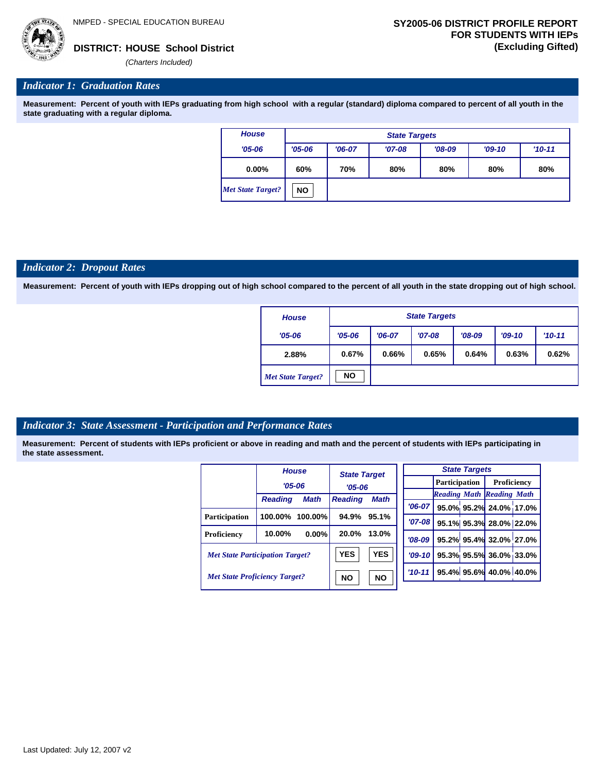NMPED - SPECIAL EDUCATION BUREAU

**DISTRICT: HOUSE School District**

*(Charters Included)*

**SY2005-06 DISTRICT PROFILE REPORT FOR STUDENTS WITH IEPs (Excluding Gifted)**

## *Indicator 1: Graduation Rates*

**Measurement: Percent of youth with IEPs graduating from high school with a regular (standard) diploma compared to percent of all youth in the state graduating with a regular diploma.**

| House | State Targets | | | | | |
|---|---|---|---|---|---|---|
| '05-06 | '05-06 | '06-07 | '07-08 | '08-09 | '09-10 | '10-11 |
| 0.00% | 60% | 70% | 80% | 80% | 80% | 80% |
| *Met State Target?* | NO | | | | | |

## *Indicator 2: Dropout Rates*

**Measurement: Percent of youth with IEPs dropping out of high school compared to the percent of all youth in the state dropping out of high school.**

| House | State Targets | | | | | |
|---|---|---|---|---|---|---|
| '05-06 | '05-06 | '06-07 | '07-08 | '08-09 | '09-10 | '10-11 |
| 2.88% | 0.67% | 0.66% | 0.65% | 0.64% | 0.63% | 0.62% |
| *Met State Target?* | NO | | | | | |

## *Indicator 3: State Assessment - Participation and Performance Rates*

**Measurement: Percent of students with IEPs proficient or above in reading and math and the percent of students with IEPs participating in the state assessment.**

| | House '05-06 | | State Target '05-06 | |
|---|---|---|---|---|
| | Reading | Math | Reading | Math |
| Participation | 100.00% | 100.00% | 94.9% | 95.1% |
| Proficiency | 10.00% | 0.00% | 20.0% | 13.0% |
| *Met State Participation Target?* | | | YES | YES |
| *Met State Proficiency Target?* | | | NO | NO |

| State Targets | Participation | | Proficiency | |
|---|---|---|---|---|
| | Reading | Math | Reading | Math |
| '06-07 | 95.0% | 95.2% | 24.0% | 17.0% |
| '07-08 | 95.1% | 95.3% | 28.0% | 22.0% |
| '08-09 | 95.2% | 95.4% | 32.0% | 27.0% |
| '09-10 | 95.3% | 95.5% | 36.0% | 33.0% |
| '10-11 | 95.4% | 95.6% | 40.0% | 40.0% |

Last Updated: July 12, 2007 v2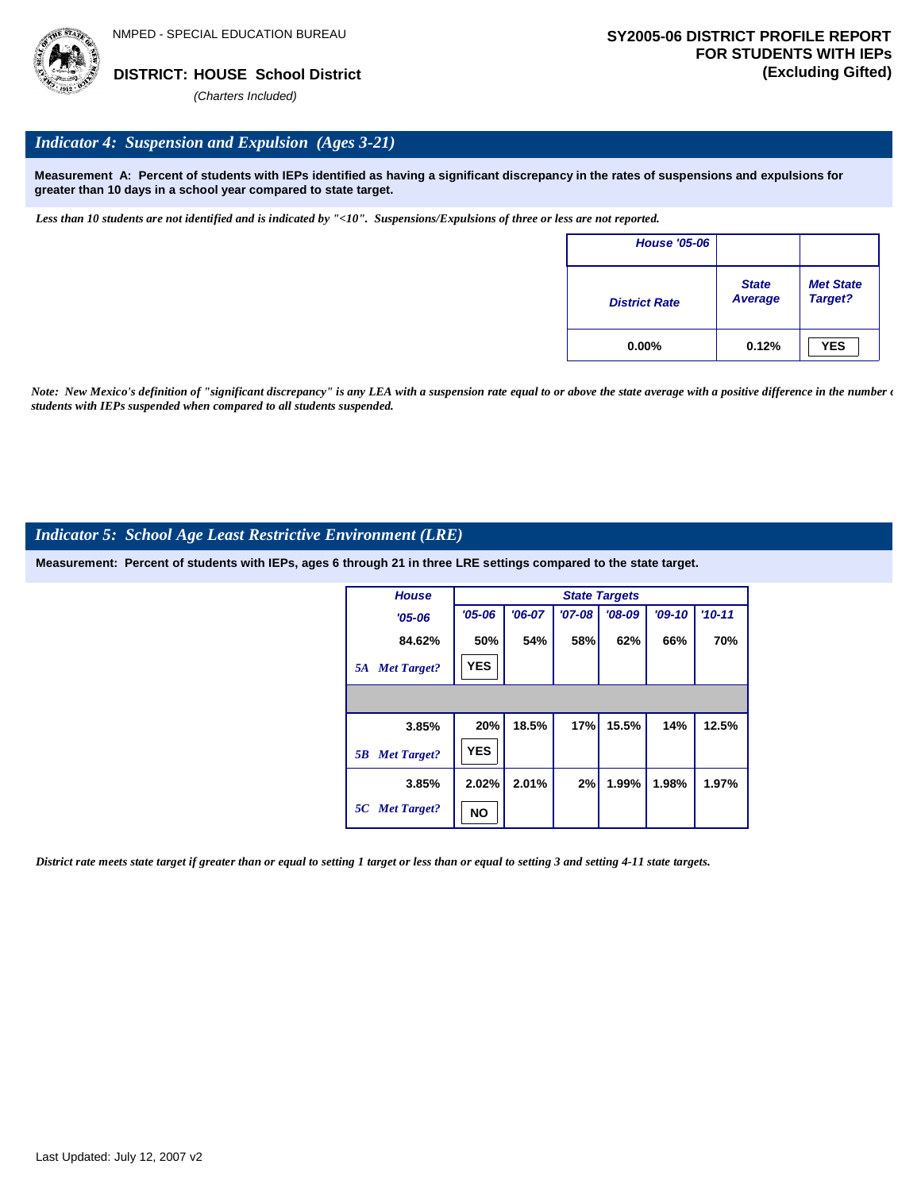NMPED - SPECIAL EDUCATION BUREAU

**DISTRICT: HOUSE School District**

*(Charters Included)*

**SY2005-06 DISTRICT PROFILE REPORT FOR STUDENTS WITH IEPs (Excluding Gifted)**

## *Indicator 4: Suspension and Expulsion (Ages 3-21)*

**Measurement A: Percent of students with IEPs identified as having a significant discrepancy in the rates of suspensions and expulsions for greater than 10 days in a school year compared to state target.**

*Less than 10 students are not identified and is indicated by "<10". Suspensions/Expulsions of three or less are not reported.*

| House '05-06 | | |
|---|---|---|
| District Rate | State Average | Met State Target? |
| 0.00% | 0.12% | YES |

*Note: New Mexico's definition of "significant discrepancy" is any LEA with a suspension rate equal to or above the state average with a positive difference in the number of students with IEPs suspended when compared to all students suspended.*

## *Indicator 5: School Age Least Restrictive Environment (LRE)*

**Measurement: Percent of students with IEPs, ages 6 through 21 in three LRE settings compared to the state target.**

| House | State Targets | | | | | |
|---|---|---|---|---|---|---|
| '05-06 | '05-06 | '06-07 | '07-08 | '08-09 | '09-10 | '10-11 |
| 84.62% | 50% | 54% | 58% | 62% | 66% | 70% |
| 5A Met Target? | YES | | | | | |
| 3.85% | 20% | 18.5% | 17% | 15.5% | 14% | 12.5% |
| 5B Met Target? | YES | | | | | |
| 3.85% | 2.02% | 2.01% | 2% | 1.99% | 1.98% | 1.97% |
| 5C Met Target? | NO | | | | | |

*District rate meets state target if greater than or equal to setting 1 target or less than or equal to setting 3 and setting 4-11 state targets.*

Last Updated: July 12, 2007 v2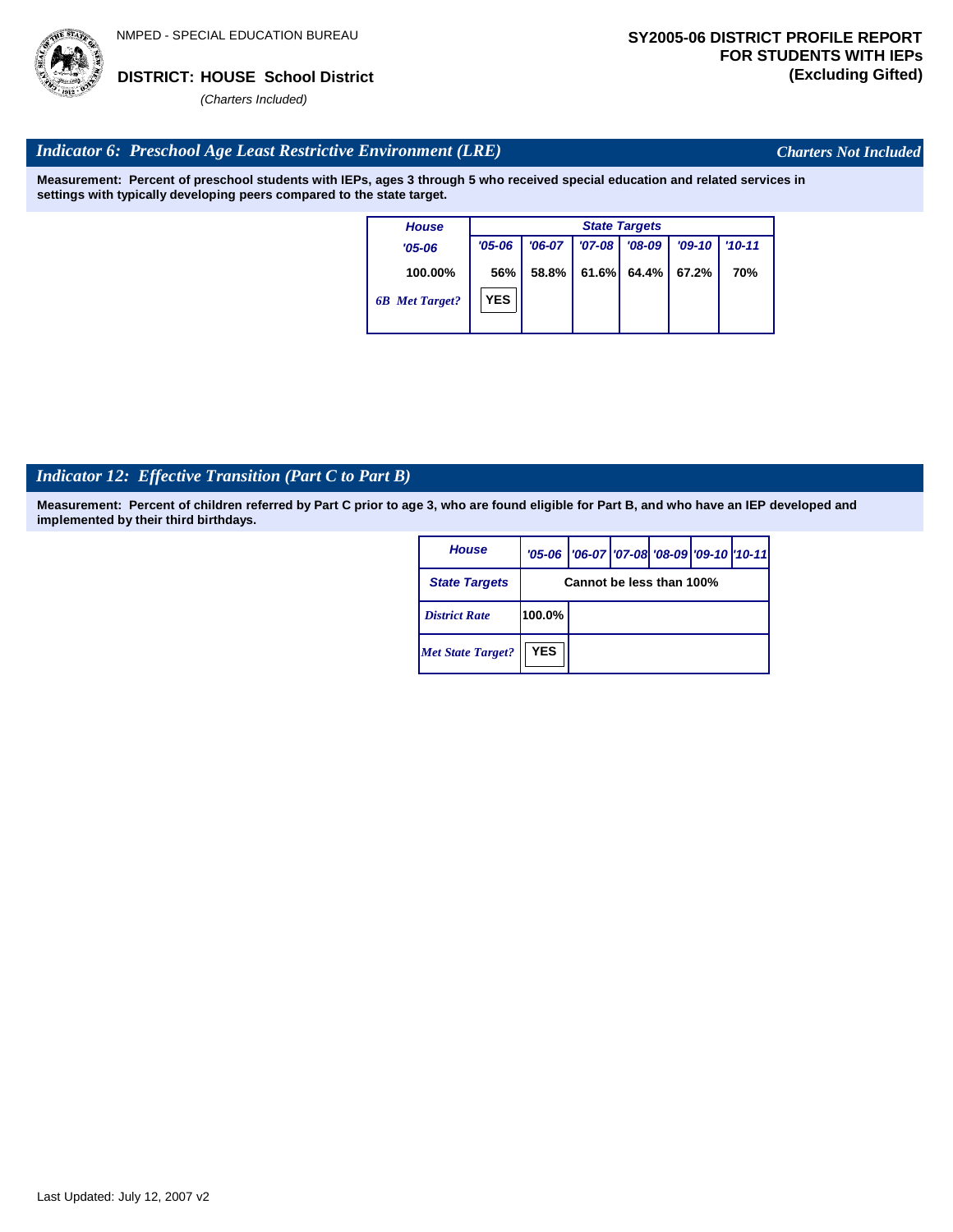NMPED - SPECIAL EDUCATION BUREAU

**DISTRICT: HOUSE School District**

*(Charters Included)*

**SY2005-06 DISTRICT PROFILE REPORT FOR STUDENTS WITH IEPs (Excluding Gifted)**

## *Indicator 6: Preschool Age Least Restrictive Environment (LRE)*

*Charters Not Included*

**Measurement: Percent of preschool students with IEPs, ages 3 through 5 who received special education and related services in settings with typically developing peers compared to the state target.**

| House | State Targets | | | | | |
|---|---|---|---|---|---|---|
| '05-06 | '05-06 | '06-07 | '07-08 | '08-09 | '09-10 | '10-11 |
| 100.00% | 56% | 58.8% | 61.6% | 64.4% | 67.2% | 70% |
| *6B Met Target?* | YES | | | | | |

## *Indicator 12: Effective Transition (Part C to Part B)*

**Measurement: Percent of children referred by Part C prior to age 3, who are found eligible for Part B, and who have an IEP developed and implemented by their third birthdays.**

| House | '05-06 | '06-07 | '07-08 | '08-09 | '09-10 | '10-11 |
|---|---|---|---|---|---|---|
| State Targets | Cannot be less than 100% | | | | | |
| *District Rate* | 100.0% | | | | | |
| *Met State Target?* | YES | | | | | |

Last Updated: July 12, 2007 v2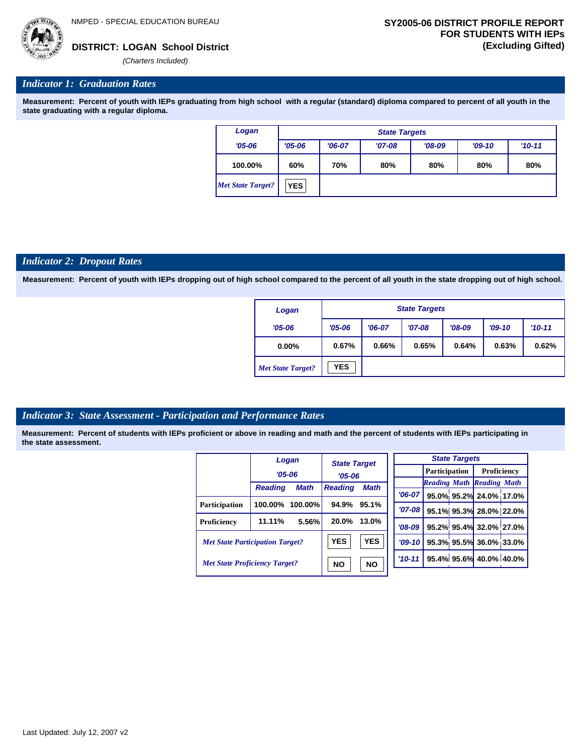NMPED - SPECIAL EDUCATION BUREAU

**DISTRICT: LOGAN School District**
*(Charters Included)*

**SY2005-06 DISTRICT PROFILE REPORT FOR STUDENTS WITH IEPs (Excluding Gifted)**

## *Indicator 1: Graduation Rates*

**Measurement: Percent of youth with IEPs graduating from high school with a regular (standard) diploma compared to percent of all youth in the state graduating with a regular diploma.**

| Logan | State Targets | | | | | |
|---|---|---|---|---|---|---|
| '05-06 | '05-06 | '06-07 | '07-08 | '08-09 | '09-10 | '10-11 |
| 100.00% | 60% | 70% | 80% | 80% | 80% | 80% |
| *Met State Target?* | YES | | | | | |

## *Indicator 2: Dropout Rates*

**Measurement: Percent of youth with IEPs dropping out of high school compared to the percent of all youth in the state dropping out of high school.**

| Logan | State Targets | | | | | |
|---|---|---|---|---|---|---|
| '05-06 | '05-06 | '06-07 | '07-08 | '08-09 | '09-10 | '10-11 |
| 0.00% | 0.67% | 0.66% | 0.65% | 0.64% | 0.63% | 0.62% |
| *Met State Target?* | YES | | | | | |

## *Indicator 3: State Assessment - Participation and Performance Rates*

**Measurement: Percent of students with IEPs proficient or above in reading and math and the percent of students with IEPs participating in the state assessment.**

| | Logan '05-06 | | State Target '05-06 | |
|---|---|---|---|---|
| | Reading | Math | Reading | Math |
| Participation | 100.00% | 100.00% | 94.9% | 95.1% |
| Proficiency | 11.11% | 5.56% | 20.0% | 13.0% |
| *Met State Participation Target?* | | | YES | YES |
| *Met State Proficiency Target?* | | | NO | NO |

| State Targets | Participation | | Proficiency | |
|---|---|---|---|---|
| | Reading | Math | Reading | Math |
| '06-07 | 95.0% | 95.2% | 24.0% | 17.0% |
| '07-08 | 95.1% | 95.3% | 28.0% | 22.0% |
| '08-09 | 95.2% | 95.4% | 32.0% | 27.0% |
| '09-10 | 95.3% | 95.5% | 36.0% | 33.0% |
| '10-11 | 95.4% | 95.6% | 40.0% | 40.0% |

Last Updated: July 12, 2007 v2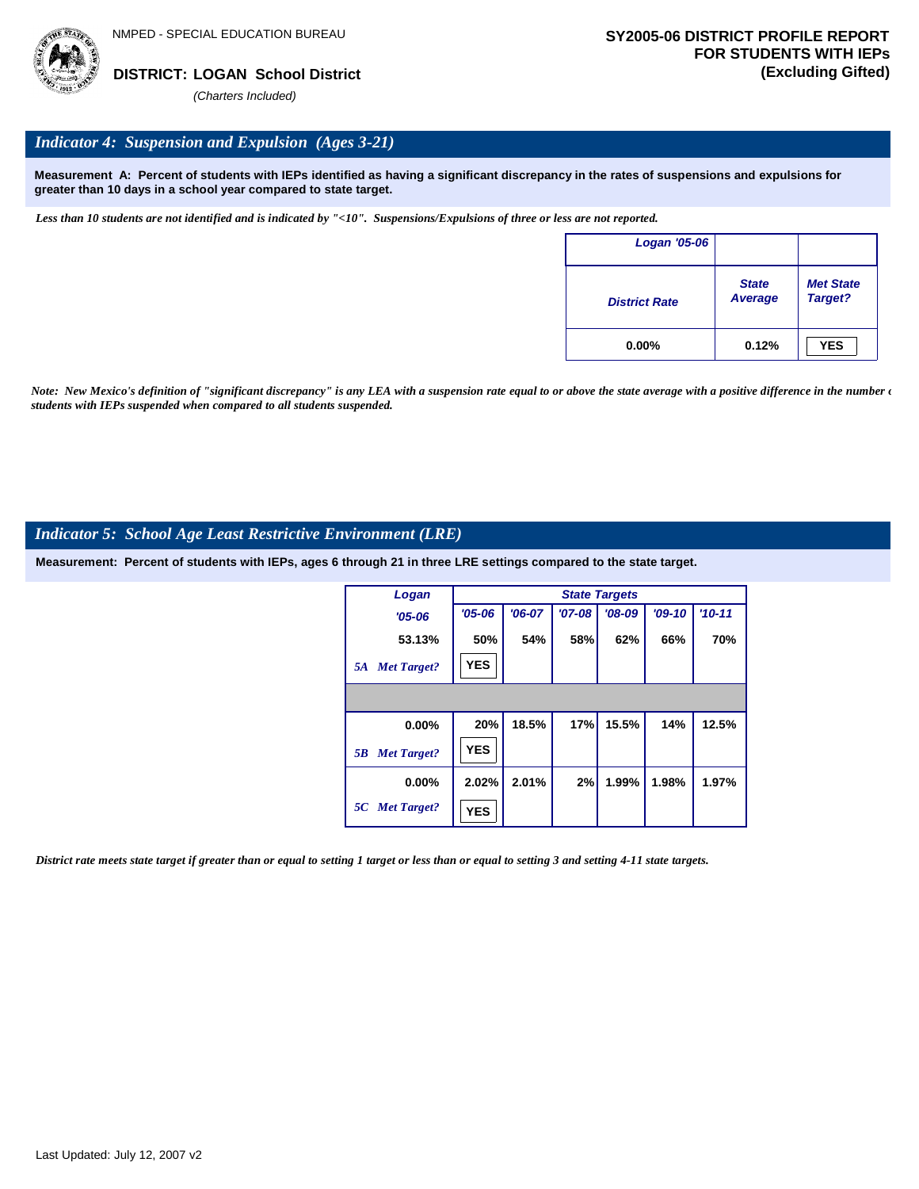NMPED - SPECIAL EDUCATION BUREAU

**DISTRICT: LOGAN School District**

*(Charters Included)*

**SY2005-06 DISTRICT PROFILE REPORT FOR STUDENTS WITH IEPs (Excluding Gifted)**

## *Indicator 4: Suspension and Expulsion (Ages 3-21)*

**Measurement A: Percent of students with IEPs identified as having a significant discrepancy in the rates of suspensions and expulsions for greater than 10 days in a school year compared to state target.**

*Less than 10 students are not identified and is indicated by "<10". Suspensions/Expulsions of three or less are not reported.*

| Logan '05-06 | | |
|---|---|---|
| District Rate | State Average | Met State Target? |
| 0.00% | 0.12% | YES |

*Note: New Mexico's definition of "significant discrepancy" is any LEA with a suspension rate equal to or above the state average with a positive difference in the number of students with IEPs suspended when compared to all students suspended.*

## *Indicator 5: School Age Least Restrictive Environment (LRE)*

**Measurement: Percent of students with IEPs, ages 6 through 21 in three LRE settings compared to the state target.**

| Logan | State Targets | | | | | |
|---|---|---|---|---|---|---|
| '05-06 | '05-06 | '06-07 | '07-08 | '08-09 | '09-10 | '10-11 |
| 53.13% | 50% | 54% | 58% | 62% | 66% | 70% |
| 5A Met Target? | YES | | | | | |
| | | | | | | |
| 0.00% | 20% | 18.5% | 17% | 15.5% | 14% | 12.5% |
| 5B Met Target? | YES | | | | | |
| 0.00% | 2.02% | 2.01% | 2% | 1.99% | 1.98% | 1.97% |
| 5C Met Target? | YES | | | | | |

*District rate meets state target if greater than or equal to setting 1 target or less than or equal to setting 3 and setting 4-11 state targets.*

Last Updated: July 12, 2007 v2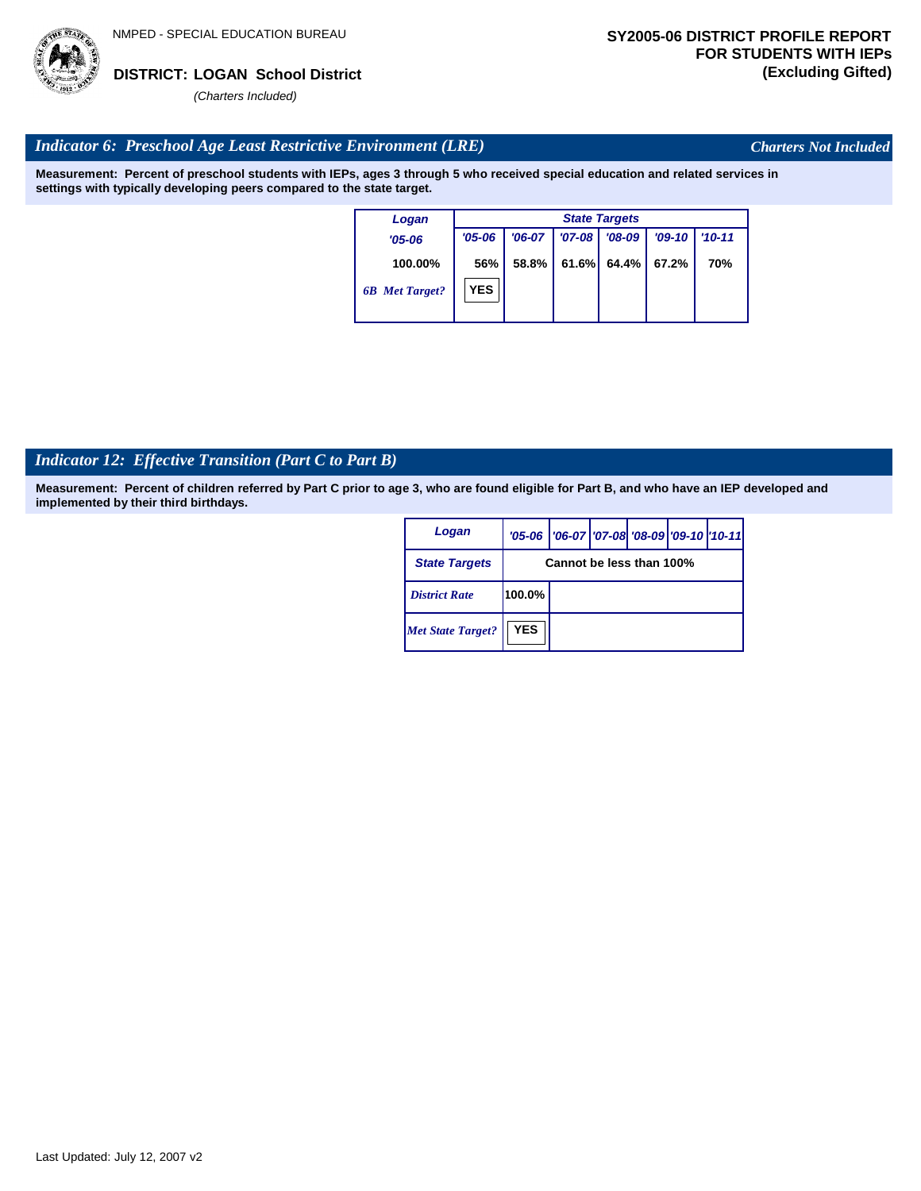NMPED - SPECIAL EDUCATION BUREAU

**DISTRICT: LOGAN School District**

*(Charters Included)*

**SY2005-06 DISTRICT PROFILE REPORT FOR STUDENTS WITH IEPs (Excluding Gifted)**

## *Indicator 6: Preschool Age Least Restrictive Environment (LRE)*

*Charters Not Included*

**Measurement: Percent of preschool students with IEPs, ages 3 through 5 who received special education and related services in settings with typically developing peers compared to the state target.**

| Logan | State Targets | | | | | |
|---|---|---|---|---|---|---|
| '05-06 | '05-06 | '06-07 | '07-08 | '08-09 | '09-10 | '10-11 |
| 100.00% | 56% | 58.8% | 61.6% | 64.4% | 67.2% | 70% |
| *6B Met Target?* | YES | | | | | |

## *Indicator 12: Effective Transition (Part C to Part B)*

**Measurement: Percent of children referred by Part C prior to age 3, who are found eligible for Part B, and who have an IEP developed and implemented by their third birthdays.**

| Logan | '05-06 | '06-07 | '07-08 | '08-09 | '09-10 | '10-11 |
|---|---|---|---|---|---|---|
| State Targets | Cannot be less than 100% | | | | | |
| *District Rate* | 100.0% | | | | | |
| *Met State Target?* | YES | | | | | |

Last Updated: July 12, 2007 v2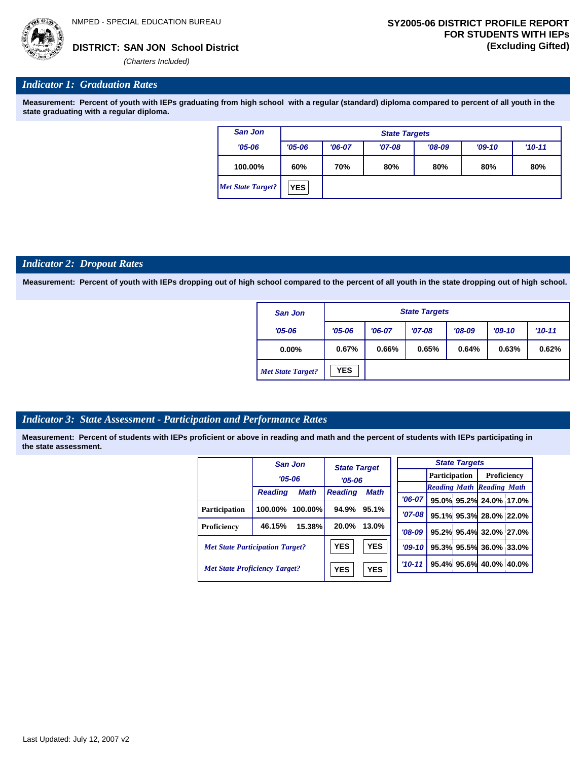NMPED - SPECIAL EDUCATION BUREAU

**DISTRICT: SAN JON School District**
*(Charters Included)*

**SY2005-06 DISTRICT PROFILE REPORT FOR STUDENTS WITH IEPs (Excluding Gifted)**

## *Indicator 1: Graduation Rates*

**Measurement: Percent of youth with IEPs graduating from high school with a regular (standard) diploma compared to percent of all youth in the state graduating with a regular diploma.**

| San Jon | State Targets | | | | | |
|---|---|---|---|---|---|---|
| '05-06 | '05-06 | '06-07 | '07-08 | '08-09 | '09-10 | '10-11 |
| 100.00% | 60% | 70% | 80% | 80% | 80% | 80% |
| *Met State Target?* | YES | | | | | |

## *Indicator 2: Dropout Rates*

**Measurement: Percent of youth with IEPs dropping out of high school compared to the percent of all youth in the state dropping out of high school.**

| San Jon | State Targets | | | | | |
|---|---|---|---|---|---|---|
| '05-06 | '05-06 | '06-07 | '07-08 | '08-09 | '09-10 | '10-11 |
| 0.00% | 0.67% | 0.66% | 0.65% | 0.64% | 0.63% | 0.62% |
| *Met State Target?* | YES | | | | | |

## *Indicator 3: State Assessment - Participation and Performance Rates*

**Measurement: Percent of students with IEPs proficient or above in reading and math and the percent of students with IEPs participating in the state assessment.**

| | San Jon '05-06 | | State Target '05-06 | |
|---|---|---|---|---|
| | Reading | Math | Reading | Math |
| Participation | 100.00% | 100.00% | 94.9% | 95.1% |
| Proficiency | 46.15% | 15.38% | 20.0% | 13.0% |
| *Met State Participation Target?* | | | YES | YES |
| *Met State Proficiency Target?* | | | YES | YES |

| State Targets | Participation | | Proficiency | |
|---|---|---|---|---|
| | Reading | Math | Reading | Math |
| '06-07 | 95.0% | 95.2% | 24.0% | 17.0% |
| '07-08 | 95.1% | 95.3% | 28.0% | 22.0% |
| '08-09 | 95.2% | 95.4% | 32.0% | 27.0% |
| '09-10 | 95.3% | 95.5% | 36.0% | 33.0% |
| '10-11 | 95.4% | 95.6% | 40.0% | 40.0% |

Last Updated: July 12, 2007 v2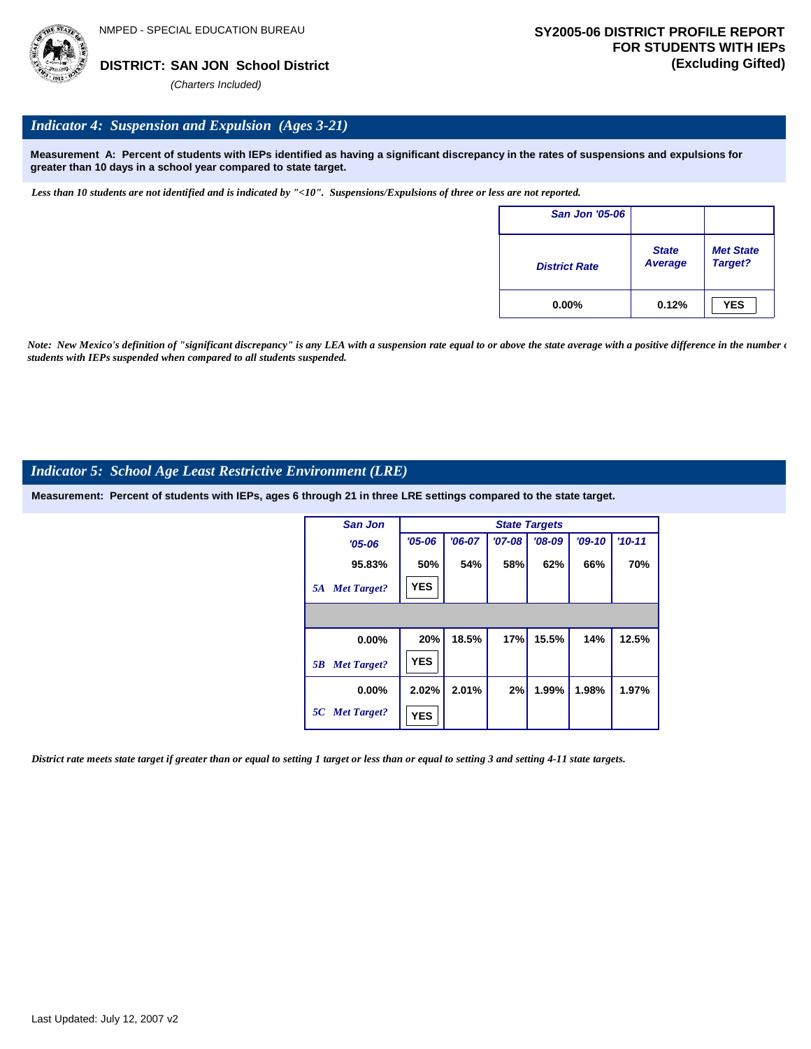NMPED - SPECIAL EDUCATION BUREAU

**DISTRICT: SAN JON School District**

*(Charters Included)*

**SY2005-06 DISTRICT PROFILE REPORT FOR STUDENTS WITH IEPs (Excluding Gifted)**

## *Indicator 4: Suspension and Expulsion (Ages 3-21)*

**Measurement A: Percent of students with IEPs identified as having a significant discrepancy in the rates of suspensions and expulsions for greater than 10 days in a school year compared to state target.**

*Less than 10 students are not identified and is indicated by "<10". Suspensions/Expulsions of three or less are not reported.*

| San Jon '05-06 | | |
|---|---|---|
| District Rate | State Average | Met State Target? |
| 0.00% | 0.12% | YES |

*Note: New Mexico's definition of "significant discrepancy" is any LEA with a suspension rate equal to or above the state average with a positive difference in the number of students with IEPs suspended when compared to all students suspended.*

## *Indicator 5: School Age Least Restrictive Environment (LRE)*

**Measurement: Percent of students with IEPs, ages 6 through 21 in three LRE settings compared to the state target.**

| San Jon | State Targets | | | | | |
|---|---|---|---|---|---|---|
| '05-06 | '05-06 | '06-07 | '07-08 | '08-09 | '09-10 | '10-11 |
| 95.83% | 50% | 54% | 58% | 62% | 66% | 70% |
| 5A Met Target? | YES | | | | | |
| 0.00% | 20% | 18.5% | 17% | 15.5% | 14% | 12.5% |
| 5B Met Target? | YES | | | | | |
| 0.00% | 2.02% | 2.01% | 2% | 1.99% | 1.98% | 1.97% |
| 5C Met Target? | YES | | | | | |

*District rate meets state target if greater than or equal to setting 1 target or less than or equal to setting 3 and setting 4-11 state targets.*

Last Updated: July 12, 2007 v2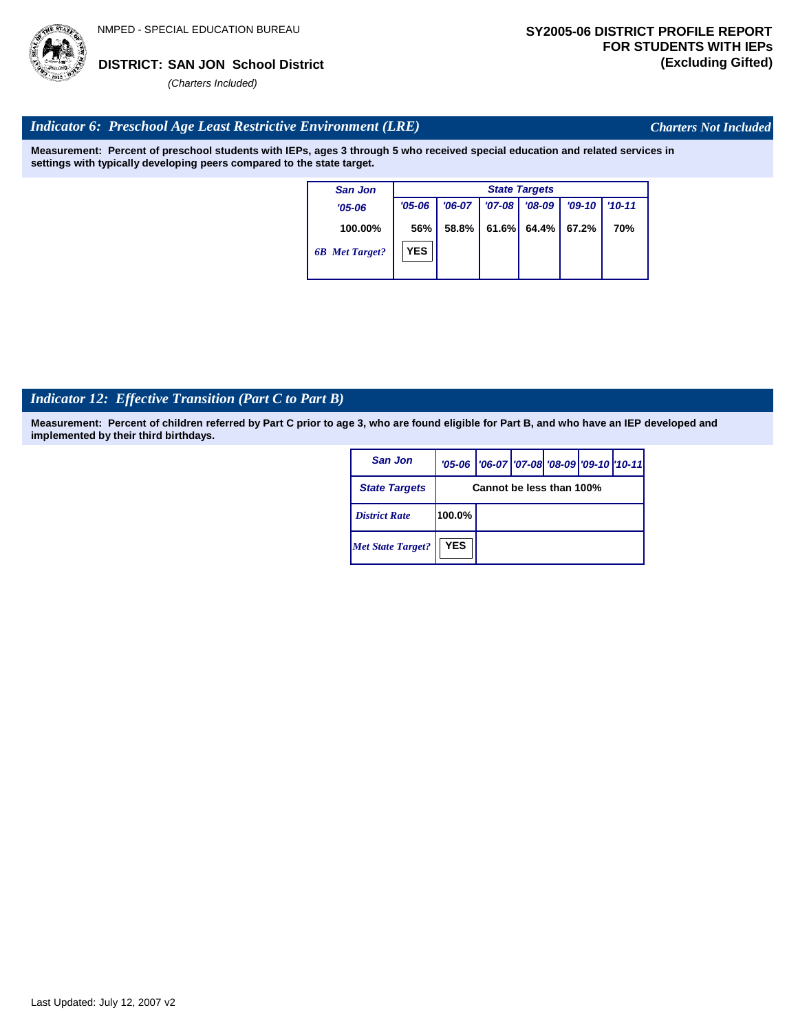NMPED - SPECIAL EDUCATION BUREAU

**DISTRICT: SAN JON School District**

*(Charters Included)*

**SY2005-06 DISTRICT PROFILE REPORT FOR STUDENTS WITH IEPs (Excluding Gifted)**

## *Indicator 6: Preschool Age Least Restrictive Environment (LRE)*

*Charters Not Included*

**Measurement: Percent of preschool students with IEPs, ages 3 through 5 who received special education and related services in settings with typically developing peers compared to the state target.**

| San Jon | State Targets | | | | | |
|---|---|---|---|---|---|---|
| '05-06 | '05-06 | '06-07 | '07-08 | '08-09 | '09-10 | '10-11 |
| 100.00% | 56% | 58.8% | 61.6% | 64.4% | 67.2% | 70% |
| *6B Met Target?* | YES | | | | | |

## *Indicator 12: Effective Transition (Part C to Part B)*

**Measurement: Percent of children referred by Part C prior to age 3, who are found eligible for Part B, and who have an IEP developed and implemented by their third birthdays.**

| San Jon | '05-06 | '06-07 | '07-08 | '08-09 | '09-10 | '10-11 |
|---|---|---|---|---|---|---|
| State Targets | Cannot be less than 100% | | | | | |
| *District Rate* | 100.0% | | | | | |
| *Met State Target?* | YES | | | | | |

Last Updated: July 12, 2007 v2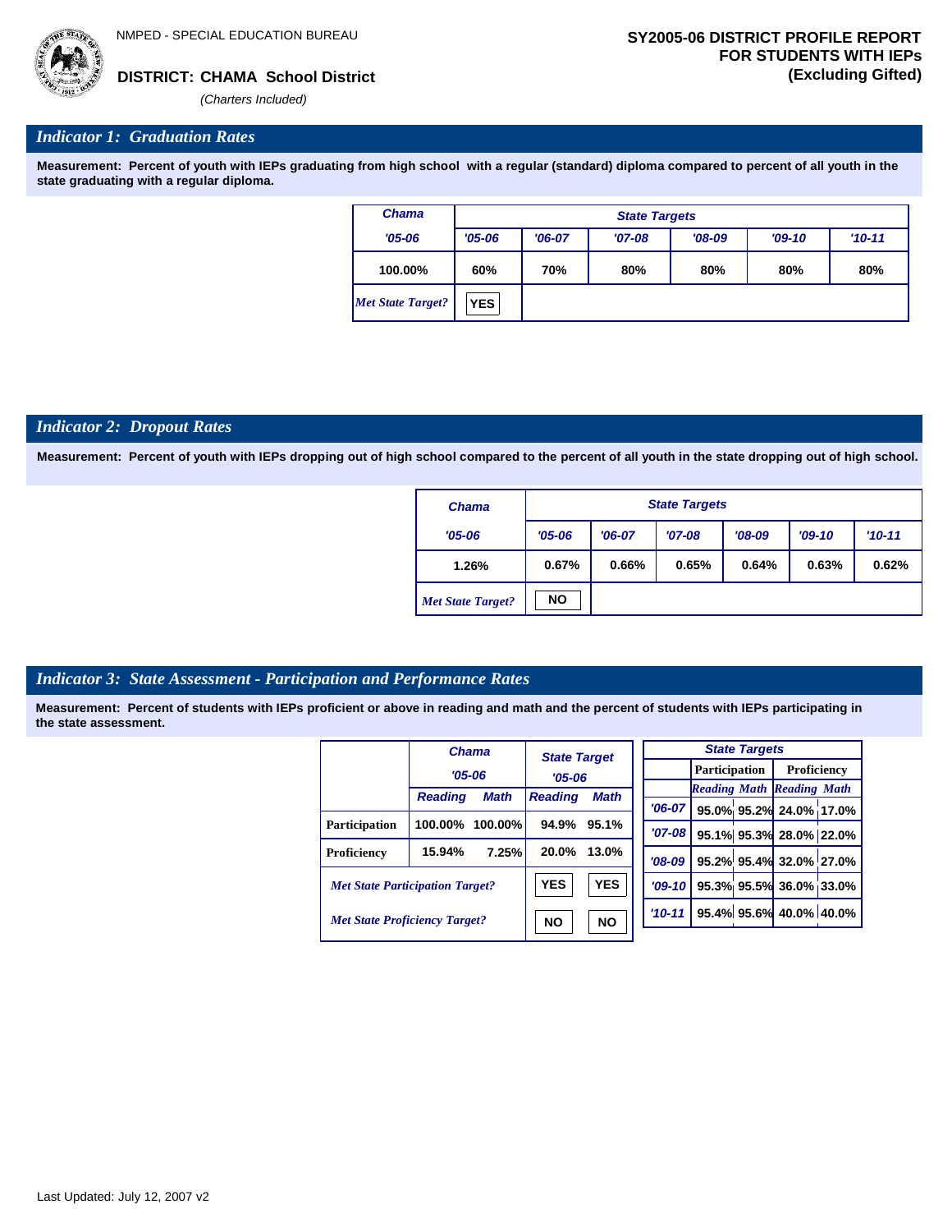NMPED - SPECIAL EDUCATION BUREAU

**DISTRICT: CHAMA School District**

*(Charters Included)*

**SY2005-06 DISTRICT PROFILE REPORT FOR STUDENTS WITH IEPs (Excluding Gifted)**

## *Indicator 1: Graduation Rates*

**Measurement: Percent of youth with IEPs graduating from high school with a regular (standard) diploma compared to percent of all youth in the state graduating with a regular diploma.**

| Chama | State Targets | | | | | |
|---|---|---|---|---|---|---|
| '05-06 | '05-06 | '06-07 | '07-08 | '08-09 | '09-10 | '10-11 |
| 100.00% | 60% | 70% | 80% | 80% | 80% | 80% |
| *Met State Target?* | YES | | | | | |

## *Indicator 2: Dropout Rates*

**Measurement: Percent of youth with IEPs dropping out of high school compared to the percent of all youth in the state dropping out of high school.**

| Chama | State Targets | | | | | |
|---|---|---|---|---|---|---|
| '05-06 | '05-06 | '06-07 | '07-08 | '08-09 | '09-10 | '10-11 |
| 1.26% | 0.67% | 0.66% | 0.65% | 0.64% | 0.63% | 0.62% |
| *Met State Target?* | NO | | | | | |

## *Indicator 3: State Assessment - Participation and Performance Rates*

**Measurement: Percent of students with IEPs proficient or above in reading and math and the percent of students with IEPs participating in the state assessment.**

| | Chama '05-06 | | State Target '05-06 | |
|---|---|---|---|---|
| | Reading | Math | Reading | Math |
| Participation | 100.00% | 100.00% | 94.9% | 95.1% |
| Proficiency | 15.94% | 7.25% | 20.0% | 13.0% |
| *Met State Participation Target?* | | | YES | YES |
| *Met State Proficiency Target?* | | | NO | NO |

| State Targets | Participation | | Proficiency | |
|---|---|---|---|---|
| | Reading | Math | Reading | Math |
| '06-07 | 95.0% | 95.2% | 24.0% | 17.0% |
| '07-08 | 95.1% | 95.3% | 28.0% | 22.0% |
| '08-09 | 95.2% | 95.4% | 32.0% | 27.0% |
| '09-10 | 95.3% | 95.5% | 36.0% | 33.0% |
| '10-11 | 95.4% | 95.6% | 40.0% | 40.0% |

Last Updated: July 12, 2007 v2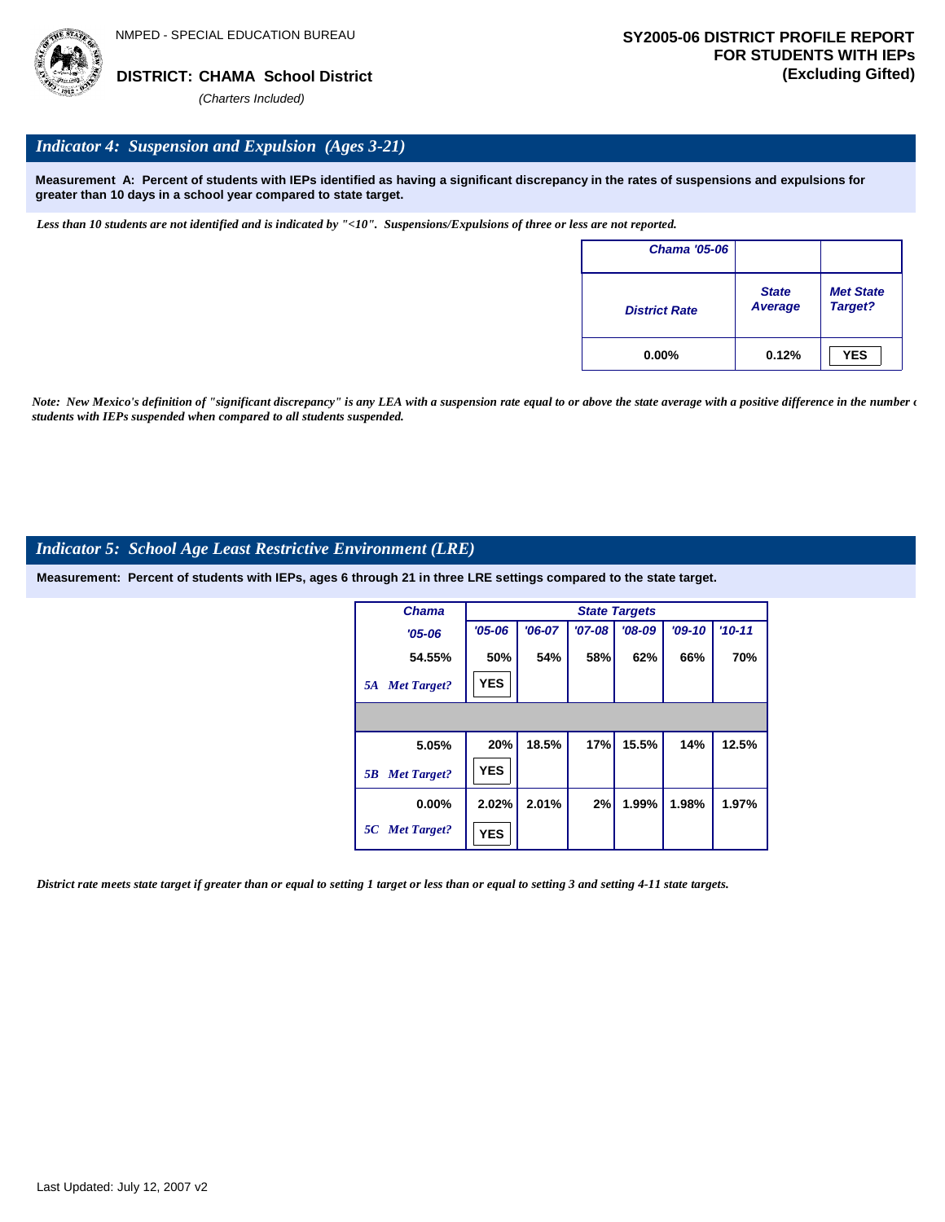NMPED - SPECIAL EDUCATION BUREAU

**DISTRICT: CHAMA School District**

*(Charters Included)*

**SY2005-06 DISTRICT PROFILE REPORT FOR STUDENTS WITH IEPs (Excluding Gifted)**

## *Indicator 4: Suspension and Expulsion (Ages 3-21)*

**Measurement A: Percent of students with IEPs identified as having a significant discrepancy in the rates of suspensions and expulsions for greater than 10 days in a school year compared to state target.**

*Less than 10 students are not identified and is indicated by "<10". Suspensions/Expulsions of three or less are not reported.*

| Chama '05-06 | | |
|---|---|---|
| District Rate | State Average | Met State Target? |
| 0.00% | 0.12% | YES |

*Note: New Mexico's definition of "significant discrepancy" is any LEA with a suspension rate equal to or above the state average with a positive difference in the number of students with IEPs suspended when compared to all students suspended.*

## *Indicator 5: School Age Least Restrictive Environment (LRE)*

**Measurement: Percent of students with IEPs, ages 6 through 21 in three LRE settings compared to the state target.**

| Chama | State Targets | | | | | |
|---|---|---|---|---|---|---|
| '05-06 | '05-06 | '06-07 | '07-08 | '08-09 | '09-10 | '10-11 |
| 54.55% | 50% | 54% | 58% | 62% | 66% | 70% |
| *5A Met Target?* | YES | | | | | |
| | | | | | | |
| 5.05% | 20% | 18.5% | 17% | 15.5% | 14% | 12.5% |
| *5B Met Target?* | YES | | | | | |
| 0.00% | 2.02% | 2.01% | 2% | 1.99% | 1.98% | 1.97% |
| *5C Met Target?* | YES | | | | | |

*District rate meets state target if greater than or equal to setting 1 target or less than or equal to setting 3 and setting 4-11 state targets.*

Last Updated: July 12, 2007 v2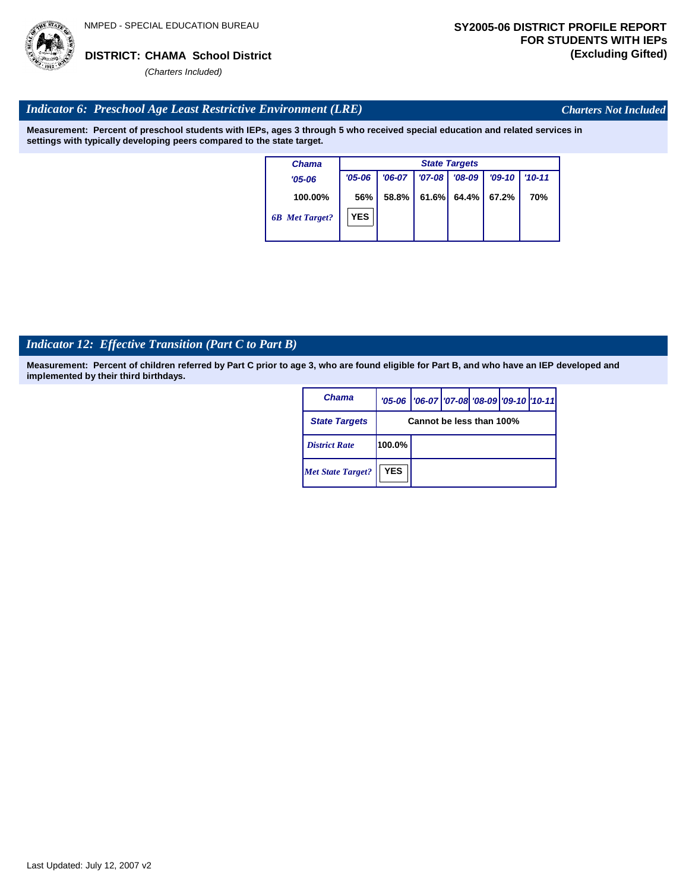NMPED - SPECIAL EDUCATION BUREAU

**DISTRICT: CHAMA School District**

*(Charters Included)*

**SY2005-06 DISTRICT PROFILE REPORT FOR STUDENTS WITH IEPs (Excluding Gifted)**

## *Indicator 6: Preschool Age Least Restrictive Environment (LRE)*

*Charters Not Included*

**Measurement: Percent of preschool students with IEPs, ages 3 through 5 who received special education and related services in settings with typically developing peers compared to the state target.**

| Chama | State Targets | | | | | |
|---|---|---|---|---|---|---|
| '05-06 | '05-06 | '06-07 | '07-08 | '08-09 | '09-10 | '10-11 |
| 100.00% | 56% | 58.8% | 61.6% | 64.4% | 67.2% | 70% |
| *6B Met Target?* | YES | | | | | |

## *Indicator 12: Effective Transition (Part C to Part B)*

**Measurement: Percent of children referred by Part C prior to age 3, who are found eligible for Part B, and who have an IEP developed and implemented by their third birthdays.**

| Chama | '05-06 | '06-07 | '07-08 | '08-09 | '09-10 | '10-11 |
|---|---|---|---|---|---|---|
| State Targets | Cannot be less than 100% | | | | | |
| *District Rate* | 100.0% | | | | | |
| *Met State Target?* | YES | | | | | |

Last Updated: July 12, 2007 v2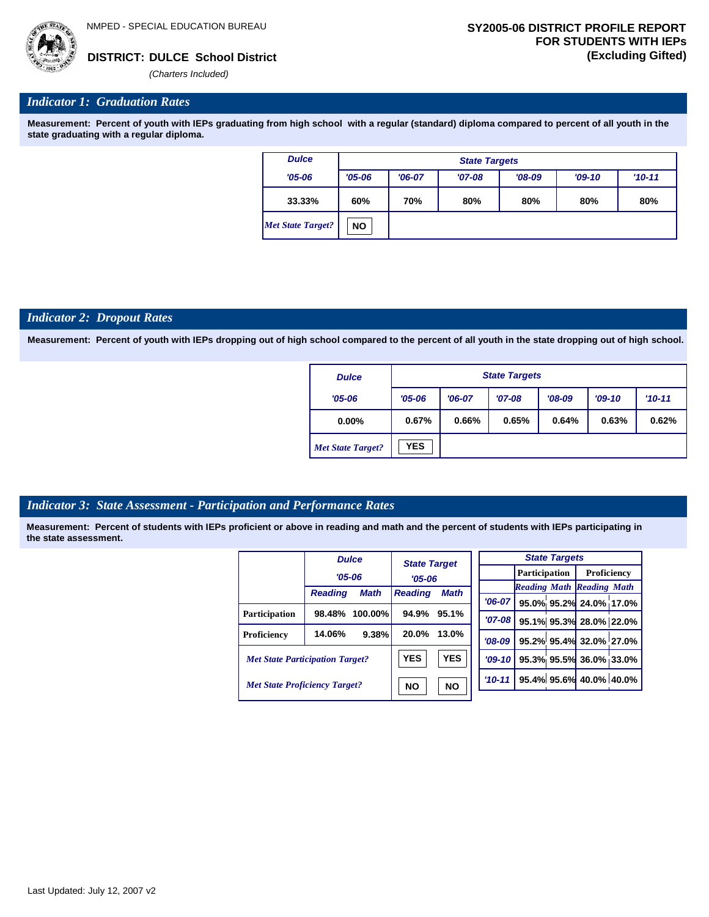NMPED - SPECIAL EDUCATION BUREAU

**DISTRICT: DULCE School District**
*(Charters Included)*

**SY2005-06 DISTRICT PROFILE REPORT FOR STUDENTS WITH IEPs (Excluding Gifted)**

## *Indicator 1: Graduation Rates*

**Measurement: Percent of youth with IEPs graduating from high school with a regular (standard) diploma compared to percent of all youth in the state graduating with a regular diploma.**

| Dulce | State Targets | | | | | |
|---|---|---|---|---|---|---|
| '05-06 | '05-06 | '06-07 | '07-08 | '08-09 | '09-10 | '10-11 |
| 33.33% | 60% | 70% | 80% | 80% | 80% | 80% |
| *Met State Target?* | NO | | | | | |

## *Indicator 2: Dropout Rates*

**Measurement: Percent of youth with IEPs dropping out of high school compared to the percent of all youth in the state dropping out of high school.**

| Dulce | State Targets | | | | | |
|---|---|---|---|---|---|---|
| '05-06 | '05-06 | '06-07 | '07-08 | '08-09 | '09-10 | '10-11 |
| 0.00% | 0.67% | 0.66% | 0.65% | 0.64% | 0.63% | 0.62% |
| *Met State Target?* | YES | | | | | |

## *Indicator 3: State Assessment - Participation and Performance Rates*

**Measurement: Percent of students with IEPs proficient or above in reading and math and the percent of students with IEPs participating in the state assessment.**

| | Dulce '05-06 | | State Target '05-06 | |
|---|---|---|---|---|
| | Reading | Math | Reading | Math |
| Participation | 98.48% | 100.00% | 94.9% | 95.1% |
| Proficiency | 14.06% | 9.38% | 20.0% | 13.0% |
| *Met State Participation Target?* | | | YES | YES |
| *Met State Proficiency Target?* | | | NO | NO |

| State Targets | Participation | | Proficiency | |
|---|---|---|---|---|
| | Reading | Math | Reading | Math |
| '06-07 | 95.0% | 95.2% | 24.0% | 17.0% |
| '07-08 | 95.1% | 95.3% | 28.0% | 22.0% |
| '08-09 | 95.2% | 95.4% | 32.0% | 27.0% |
| '09-10 | 95.3% | 95.5% | 36.0% | 33.0% |
| '10-11 | 95.4% | 95.6% | 40.0% | 40.0% |

Last Updated: July 12, 2007 v2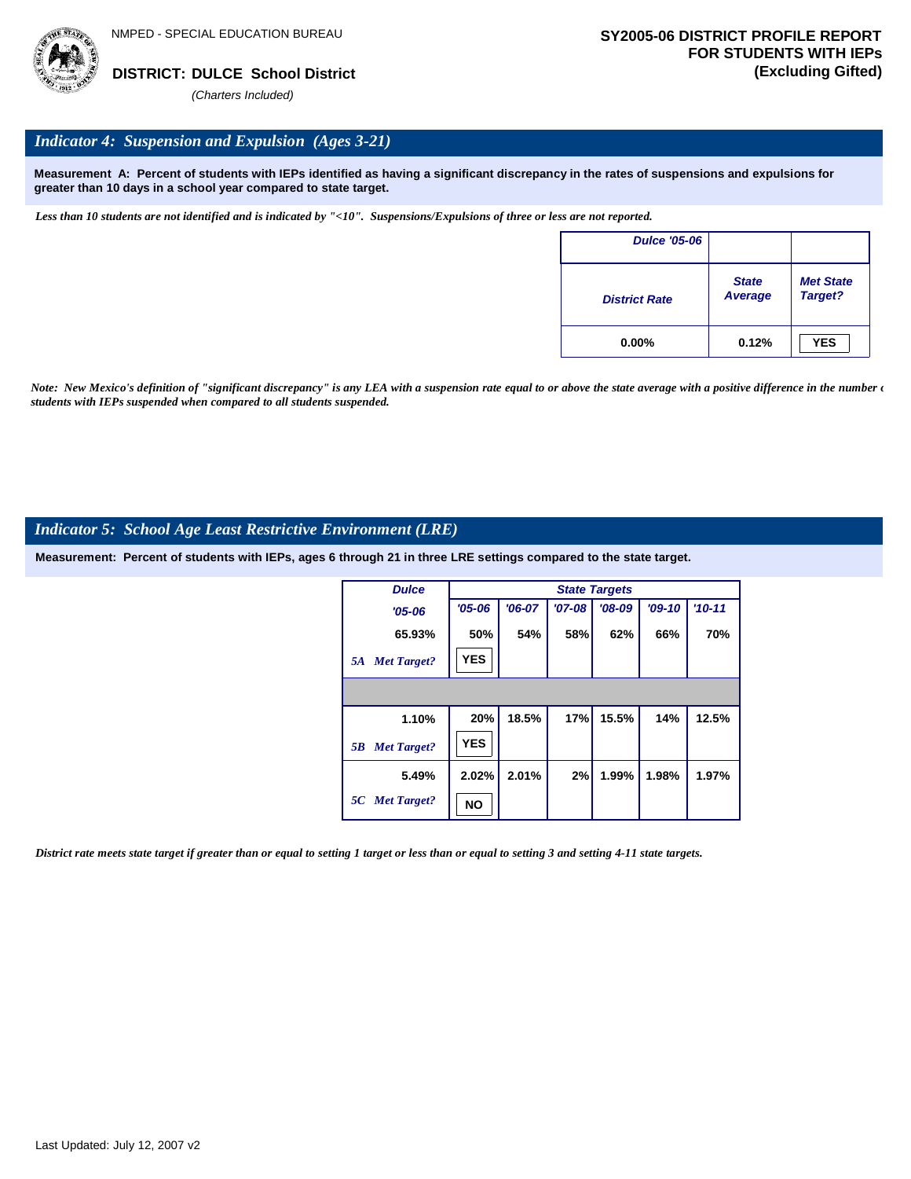NMPED - SPECIAL EDUCATION BUREAU

**DISTRICT: DULCE School District**

*(Charters Included)*

**SY2005-06 DISTRICT PROFILE REPORT FOR STUDENTS WITH IEPs (Excluding Gifted)**

## *Indicator 4: Suspension and Expulsion (Ages 3-21)*

**Measurement A: Percent of students with IEPs identified as having a significant discrepancy in the rates of suspensions and expulsions for greater than 10 days in a school year compared to state target.**

*Less than 10 students are not identified and is indicated by "<10". Suspensions/Expulsions of three or less are not reported.*

| Dulce '05-06 | | |
|---|---|---|
| District Rate | State Average | Met State Target? |
| 0.00% | 0.12% | YES |

*Note: New Mexico's definition of "significant discrepancy" is any LEA with a suspension rate equal to or above the state average with a positive difference in the number of students with IEPs suspended when compared to all students suspended.*

## *Indicator 5: School Age Least Restrictive Environment (LRE)*

**Measurement: Percent of students with IEPs, ages 6 through 21 in three LRE settings compared to the state target.**

| Dulce | State Targets | | | | | |
|---|---|---|---|---|---|---|
| '05-06 | '05-06 | '06-07 | '07-08 | '08-09 | '09-10 | '10-11 |
| 65.93% | 50% | 54% | 58% | 62% | 66% | 70% |
| 5A Met Target? | YES | | | | | |
| | | | | | | |
| 1.10% | 20% | 18.5% | 17% | 15.5% | 14% | 12.5% |
| 5B Met Target? | YES | | | | | |
| 5.49% | 2.02% | 2.01% | 2% | 1.99% | 1.98% | 1.97% |
| 5C Met Target? | NO | | | | | |

*District rate meets state target if greater than or equal to setting 1 target or less than or equal to setting 3 and setting 4-11 state targets.*

Last Updated: July 12, 2007 v2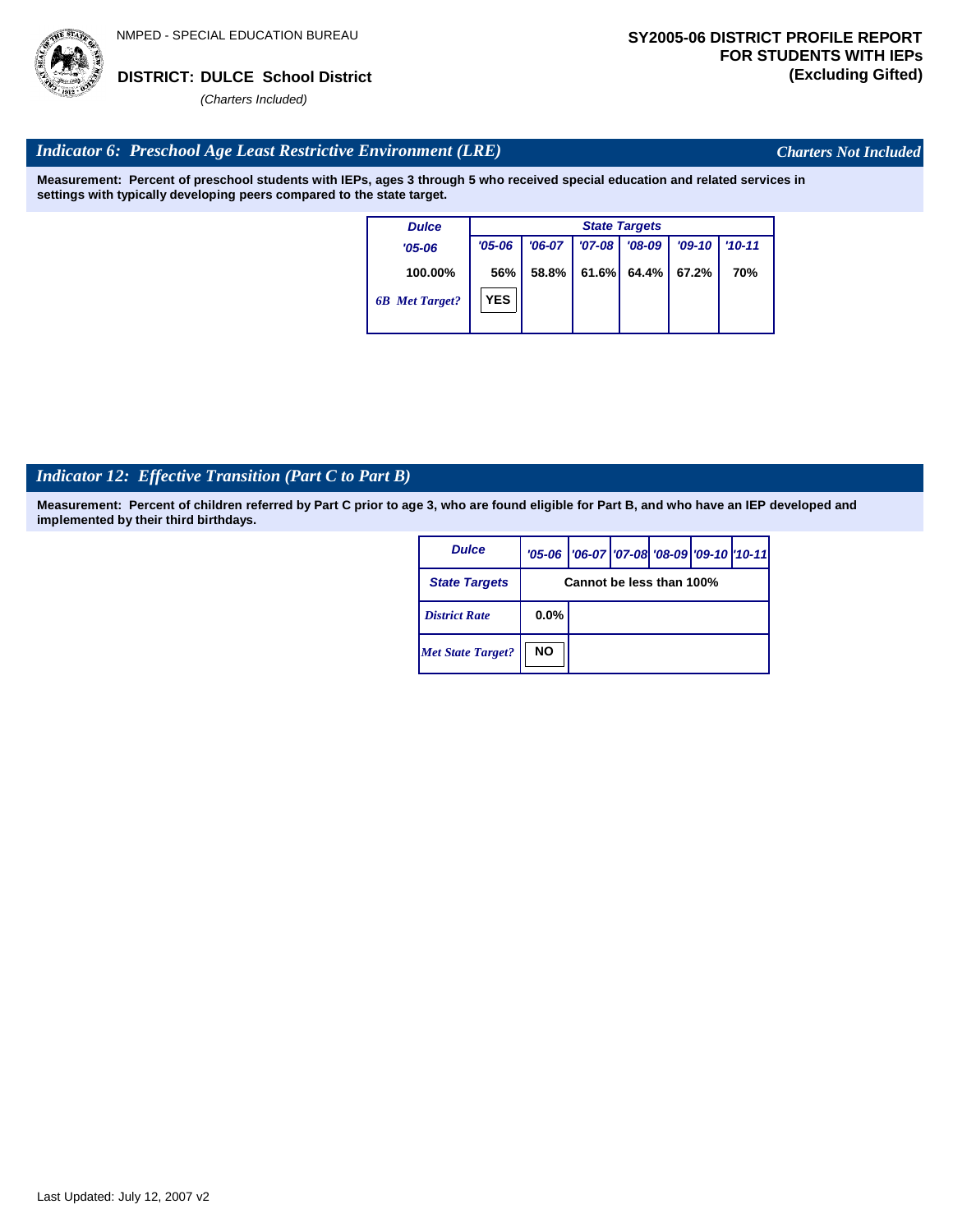**DISTRICT: DULCE School District**

*(Charters Included)*

**SY2005-06 DISTRICT PROFILE REPORT FOR STUDENTS WITH IEPs (Excluding Gifted)**

## *Indicator 6: Preschool Age Least Restrictive Environment (LRE)*

*Charters Not Included*

**Measurement: Percent of preschool students with IEPs, ages 3 through 5 who received special education and related services in settings with typically developing peers compared to the state target.**

| Dulce | State Targets | | | | | |
|---|---|---|---|---|---|---|
| '05-06 | '05-06 | '06-07 | '07-08 | '08-09 | '09-10 | '10-11 |
| 100.00% | 56% | 58.8% | 61.6% | 64.4% | 67.2% | 70% |
| 6B Met Target? | YES | | | | | |

## *Indicator 12: Effective Transition (Part C to Part B)*

**Measurement: Percent of children referred by Part C prior to age 3, who are found eligible for Part B, and who have an IEP developed and implemented by their third birthdays.**

| Dulce | '05-06 | '06-07 | '07-08 | '08-09 | '09-10 | '10-11 |
|---|---|---|---|---|---|---|
| State Targets | Cannot be less than 100% | | | | | |
| District Rate | 0.0% | | | | | |
| Met State Target? | NO | | | | | |

Last Updated: July 12, 2007 v2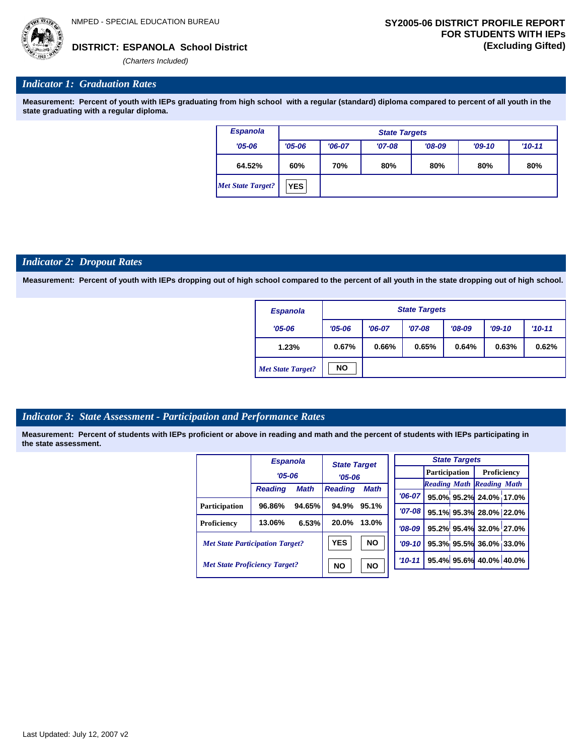NMPED - SPECIAL EDUCATION BUREAU

**DISTRICT: ESPANOLA School District**

*(Charters Included)*

**SY2005-06 DISTRICT PROFILE REPORT FOR STUDENTS WITH IEPs (Excluding Gifted)**

## *Indicator 1: Graduation Rates*

**Measurement: Percent of youth with IEPs graduating from high school with a regular (standard) diploma compared to percent of all youth in the state graduating with a regular diploma.**

| Espanola | State Targets | | | | | |
|---|---|---|---|---|---|---|
| '05-06 | '05-06 | '06-07 | '07-08 | '08-09 | '09-10 | '10-11 |
| 64.52% | 60% | 70% | 80% | 80% | 80% | 80% |
| *Met State Target?* | YES | | | | | |

## *Indicator 2: Dropout Rates*

**Measurement: Percent of youth with IEPs dropping out of high school compared to the percent of all youth in the state dropping out of high school.**

| Espanola | State Targets | | | | | |
|---|---|---|---|---|---|---|
| '05-06 | '05-06 | '06-07 | '07-08 | '08-09 | '09-10 | '10-11 |
| 1.23% | 0.67% | 0.66% | 0.65% | 0.64% | 0.63% | 0.62% |
| *Met State Target?* | NO | | | | | |

## *Indicator 3: State Assessment - Participation and Performance Rates*

**Measurement: Percent of students with IEPs proficient or above in reading and math and the percent of students with IEPs participating in the state assessment.**

| | Espanola '05-06 | | State Target '05-06 | |
|---|---|---|---|---|
| | Reading | Math | Reading | Math |
| Participation | 96.86% | 94.65% | 94.9% | 95.1% |
| Proficiency | 13.06% | 6.53% | 20.0% | 13.0% |
| *Met State Participation Target?* | | | YES | NO |
| *Met State Proficiency Target?* | | | NO | NO |

| State Targets | Participation | | Proficiency | |
|---|---|---|---|---|
| | Reading | Math | Reading | Math |
| '06-07 | 95.0% | 95.2% | 24.0% | 17.0% |
| '07-08 | 95.1% | 95.3% | 28.0% | 22.0% |
| '08-09 | 95.2% | 95.4% | 32.0% | 27.0% |
| '09-10 | 95.3% | 95.5% | 36.0% | 33.0% |
| '10-11 | 95.4% | 95.6% | 40.0% | 40.0% |

Last Updated: July 12, 2007 v2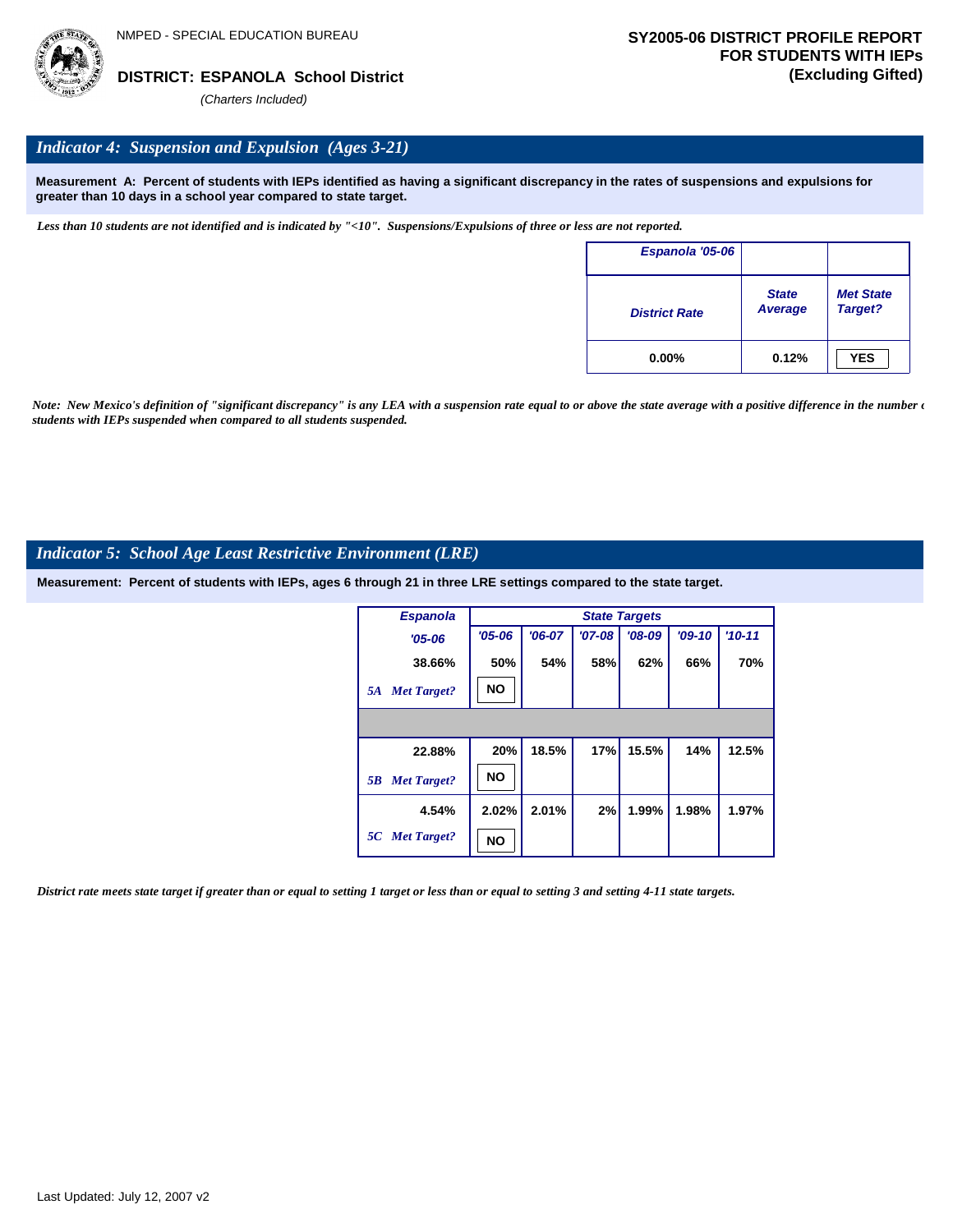NMPED - SPECIAL EDUCATION BUREAU

**DISTRICT: ESPANOLA School District**

*(Charters Included)*

**SY2005-06 DISTRICT PROFILE REPORT FOR STUDENTS WITH IEPs (Excluding Gifted)**

## *Indicator 4: Suspension and Expulsion (Ages 3-21)*

**Measurement A: Percent of students with IEPs identified as having a significant discrepancy in the rates of suspensions and expulsions for greater than 10 days in a school year compared to state target.**

*Less than 10 students are not identified and is indicated by "<10". Suspensions/Expulsions of three or less are not reported.*

| Espanola '05-06 | | |
|---|---|---|
| District Rate | State Average | Met State Target? |
| 0.00% | 0.12% | YES |

*Note: New Mexico's definition of "significant discrepancy" is any LEA with a suspension rate equal to or above the state average with a positive difference in the number of students with IEPs suspended when compared to all students suspended.*

## *Indicator 5: School Age Least Restrictive Environment (LRE)*

**Measurement: Percent of students with IEPs, ages 6 through 21 in three LRE settings compared to the state target.**

| Espanola | State Targets | | | | | |
|---|---|---|---|---|---|---|
| '05-06 | '05-06 | '06-07 | '07-08 | '08-09 | '09-10 | '10-11 |
| 38.66% | 50% | 54% | 58% | 62% | 66% | 70% |
| *5A Met Target?* | NO | | | | | |
| 22.88% | 20% | 18.5% | 17% | 15.5% | 14% | 12.5% |
| *5B Met Target?* | NO | | | | | |
| 4.54% | 2.02% | 2.01% | 2% | 1.99% | 1.98% | 1.97% |
| *5C Met Target?* | NO | | | | | |

*District rate meets state target if greater than or equal to setting 1 target or less than or equal to setting 3 and setting 4-11 state targets.*

Last Updated: July 12, 2007 v2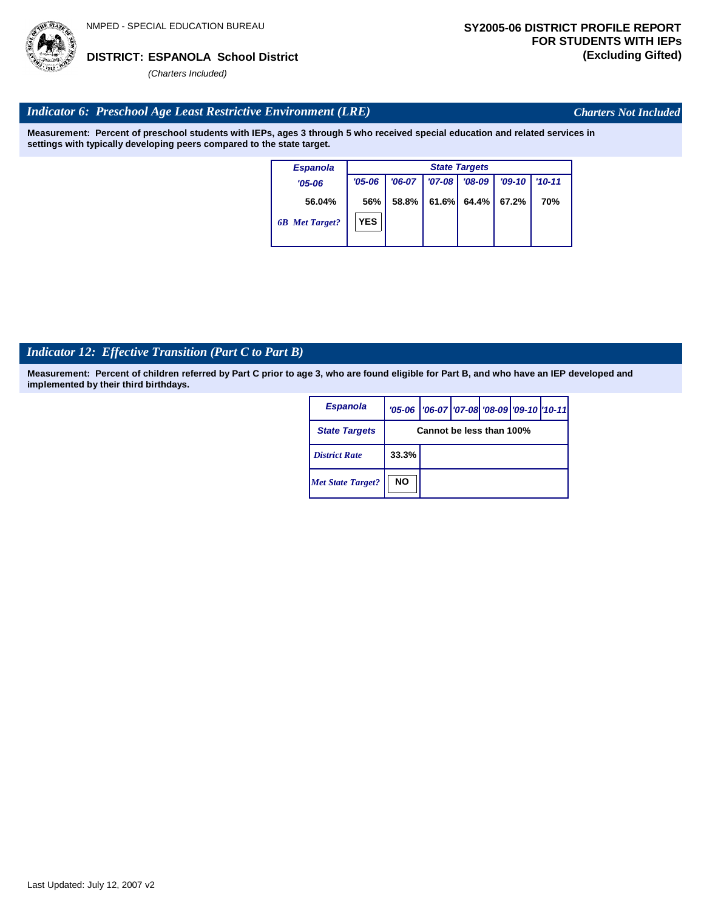NMPED - SPECIAL EDUCATION BUREAU

**DISTRICT: ESPANOLA School District**

*(Charters Included)*

**SY2005-06 DISTRICT PROFILE REPORT FOR STUDENTS WITH IEPs (Excluding Gifted)**

## *Indicator 6: Preschool Age Least Restrictive Environment (LRE)*

*Charters Not Included*

**Measurement: Percent of preschool students with IEPs, ages 3 through 5 who received special education and related services in settings with typically developing peers compared to the state target.**

| Espanola | State Targets | | | | | |
|---|---|---|---|---|---|---|
| '05-06 | '05-06 | '06-07 | '07-08 | '08-09 | '09-10 | '10-11 |
| 56.04% | 56% | 58.8% | 61.6% | 64.4% | 67.2% | 70% |
| 6B Met Target? | YES | | | | | |

## *Indicator 12: Effective Transition (Part C to Part B)*

**Measurement: Percent of children referred by Part C prior to age 3, who are found eligible for Part B, and who have an IEP developed and implemented by their third birthdays.**

| Espanola | '05-06 | '06-07 | '07-08 | '08-09 | '09-10 | '10-11 |
|---|---|---|---|---|---|---|
| State Targets | Cannot be less than 100% | | | | | |
| District Rate | 33.3% | | | | | |
| Met State Target? | NO | | | | | |

Last Updated: July 12, 2007 v2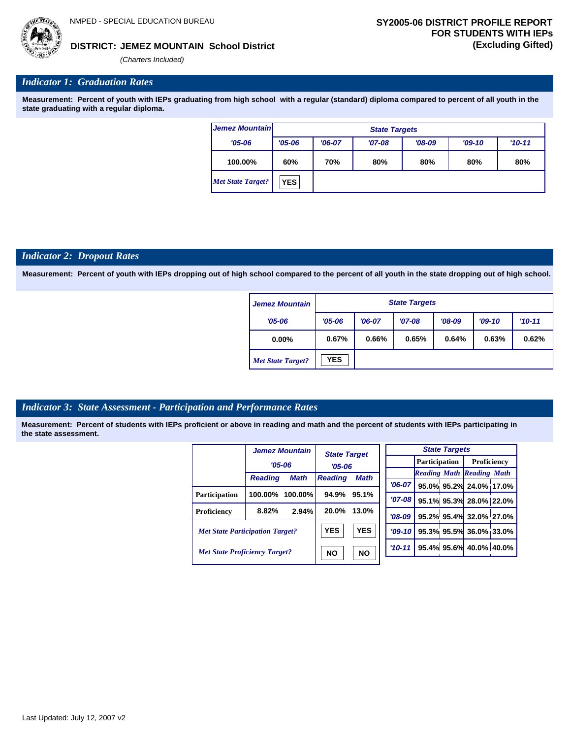NMPED - SPECIAL EDUCATION BUREAU

**DISTRICT: JEMEZ MOUNTAIN School District**

*(Charters Included)*

**SY2005-06 DISTRICT PROFILE REPORT FOR STUDENTS WITH IEPs (Excluding Gifted)**

## *Indicator 1: Graduation Rates*

**Measurement: Percent of youth with IEPs graduating from high school with a regular (standard) diploma compared to percent of all youth in the state graduating with a regular diploma.**

| Jemez Mountain | State Targets | | | | | |
|---|---|---|---|---|---|---|
| '05-06 | '05-06 | '06-07 | '07-08 | '08-09 | '09-10 | '10-11 |
| 100.00% | 60% | 70% | 80% | 80% | 80% | 80% |
| *Met State Target?* | YES | | | | | |

## *Indicator 2: Dropout Rates*

**Measurement: Percent of youth with IEPs dropping out of high school compared to the percent of all youth in the state dropping out of high school.**

| Jemez Mountain | State Targets | | | | | |
|---|---|---|---|---|---|---|
| '05-06 | '05-06 | '06-07 | '07-08 | '08-09 | '09-10 | '10-11 |
| 0.00% | 0.67% | 0.66% | 0.65% | 0.64% | 0.63% | 0.62% |
| *Met State Target?* | YES | | | | | |

## *Indicator 3: State Assessment - Participation and Performance Rates*

**Measurement: Percent of students with IEPs proficient or above in reading and math and the percent of students with IEPs participating in the state assessment.**

| | Jemez Mountain '05-06 | | State Target '05-06 | |
|---|---|---|---|---|
| | Reading | Math | Reading | Math |
| Participation | 100.00% | 100.00% | 94.9% | 95.1% |
| Proficiency | 8.82% | 2.94% | 20.0% | 13.0% |
| *Met State Participation Target?* | | | YES | YES |
| *Met State Proficiency Target?* | | | NO | NO |

| State Targets | Participation | | Proficiency | |
|---|---|---|---|---|
| | Reading | Math | Reading | Math |
| '06-07 | 95.0% | 95.2% | 24.0% | 17.0% |
| '07-08 | 95.1% | 95.3% | 28.0% | 22.0% |
| '08-09 | 95.2% | 95.4% | 32.0% | 27.0% |
| '09-10 | 95.3% | 95.5% | 36.0% | 33.0% |
| '10-11 | 95.4% | 95.6% | 40.0% | 40.0% |

Last Updated: July 12, 2007 v2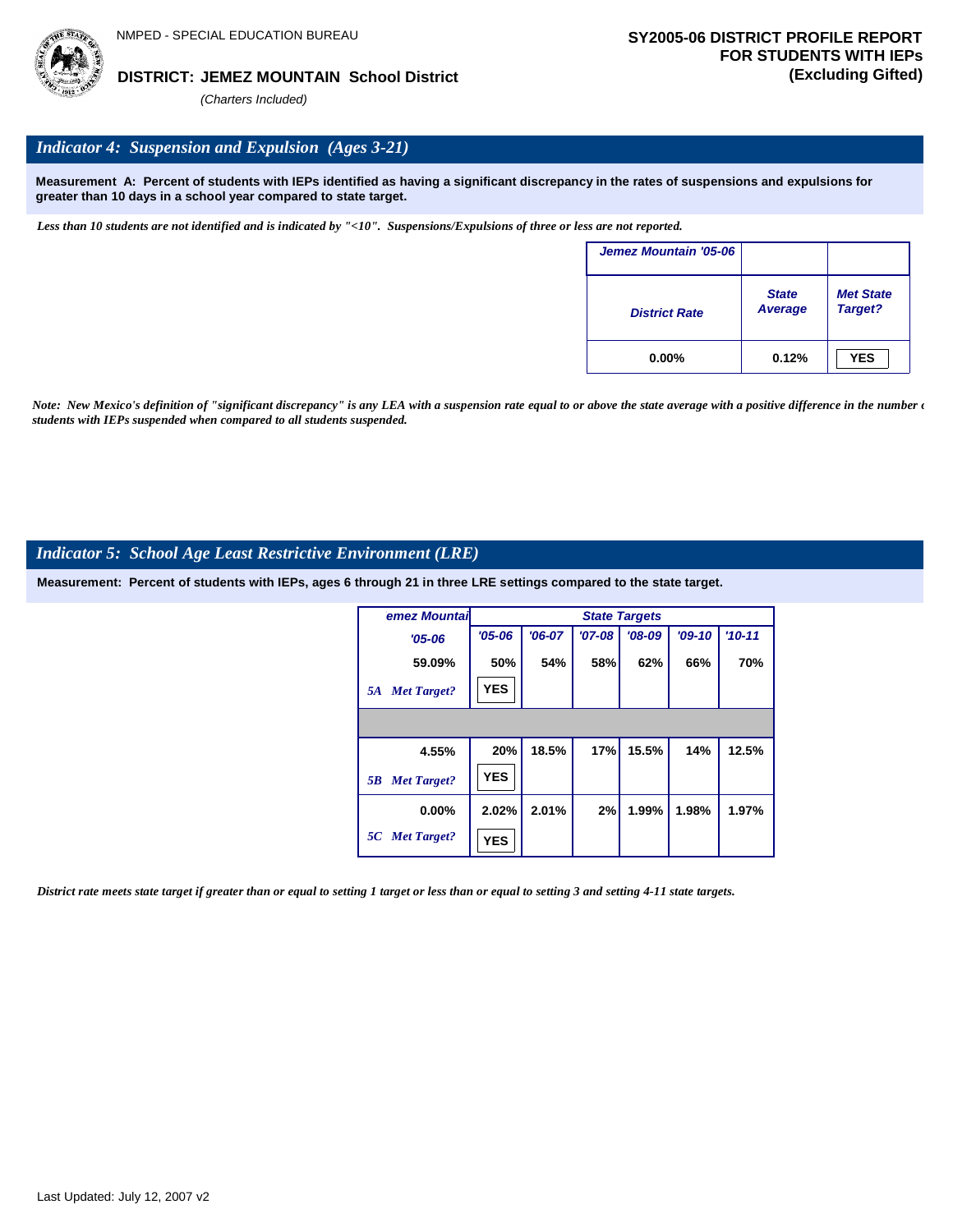NMPED - SPECIAL EDUCATION BUREAU

**DISTRICT: JEMEZ MOUNTAIN School District**

*(Charters Included)*

**SY2005-06 DISTRICT PROFILE REPORT FOR STUDENTS WITH IEPs (Excluding Gifted)**

## *Indicator 4: Suspension and Expulsion (Ages 3-21)*

**Measurement A: Percent of students with IEPs identified as having a significant discrepancy in the rates of suspensions and expulsions for greater than 10 days in a school year compared to state target.**

*Less than 10 students are not identified and is indicated by "<10". Suspensions/Expulsions of three or less are not reported.*

| Jemez Mountain '05-06 | | |
|---|---|---|
| District Rate | State Average | Met State Target? |
| 0.00% | 0.12% | YES |

*Note: New Mexico's definition of "significant discrepancy" is any LEA with a suspension rate equal to or above the state average with a positive difference in the number of students with IEPs suspended when compared to all students suspended.*

## *Indicator 5: School Age Least Restrictive Environment (LRE)*

**Measurement: Percent of students with IEPs, ages 6 through 21 in three LRE settings compared to the state target.**

| Jemez Mountain | State Targets | | | | | |
|---|---|---|---|---|---|---|
| '05-06 | '05-06 | '06-07 | '07-08 | '08-09 | '09-10 | '10-11 |
| 59.09% | 50% | 54% | 58% | 62% | 66% | 70% |
| 5A Met Target? | YES | | | | | |
| | | | | | | |
| 4.55% | 20% | 18.5% | 17% | 15.5% | 14% | 12.5% |
| 5B Met Target? | YES | | | | | |
| 0.00% | 2.02% | 2.01% | 2% | 1.99% | 1.98% | 1.97% |
| 5C Met Target? | YES | | | | | |

*District rate meets state target if greater than or equal to setting 1 target or less than or equal to setting 3 and setting 4-11 state targets.*

Last Updated: July 12, 2007 v2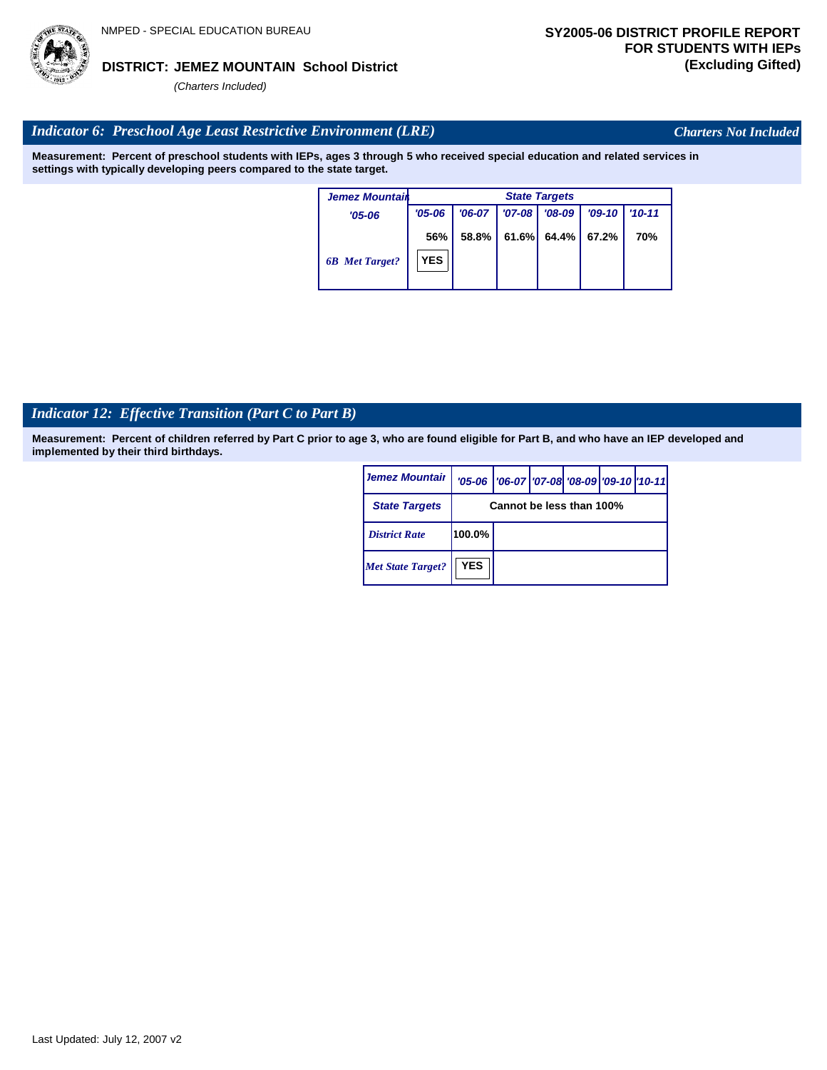NMPED - SPECIAL EDUCATION BUREAU

**DISTRICT: JEMEZ MOUNTAIN School District**

*(Charters Included)*

**SY2005-06 DISTRICT PROFILE REPORT FOR STUDENTS WITH IEPs (Excluding Gifted)**

## *Indicator 6: Preschool Age Least Restrictive Environment (LRE)*

*Charters Not Included*

**Measurement: Percent of preschool students with IEPs, ages 3 through 5 who received special education and related services in settings with typically developing peers compared to the state target.**

| Jemez Mountain | State Targets | | | | | |
|---|---|---|---|---|---|---|
| '05-06 | '05-06 | '06-07 | '07-08 | '08-09 | '09-10 | '10-11 |
| | 56% | 58.8% | 61.6% | 64.4% | 67.2% | 70% |
| 6B Met Target? | YES | | | | | |

## *Indicator 12: Effective Transition (Part C to Part B)*

**Measurement: Percent of children referred by Part C prior to age 3, who are found eligible for Part B, and who have an IEP developed and implemented by their third birthdays.**

| Jemez Mountain | '05-06 | '06-07 | '07-08 | '08-09 | '09-10 | '10-11 |
|---|---|---|---|---|---|---|
| State Targets | Cannot be less than 100% | | | | | |
| District Rate | 100.0% | | | | | |
| Met State Target? | YES | | | | | |

Last Updated: July 12, 2007 v2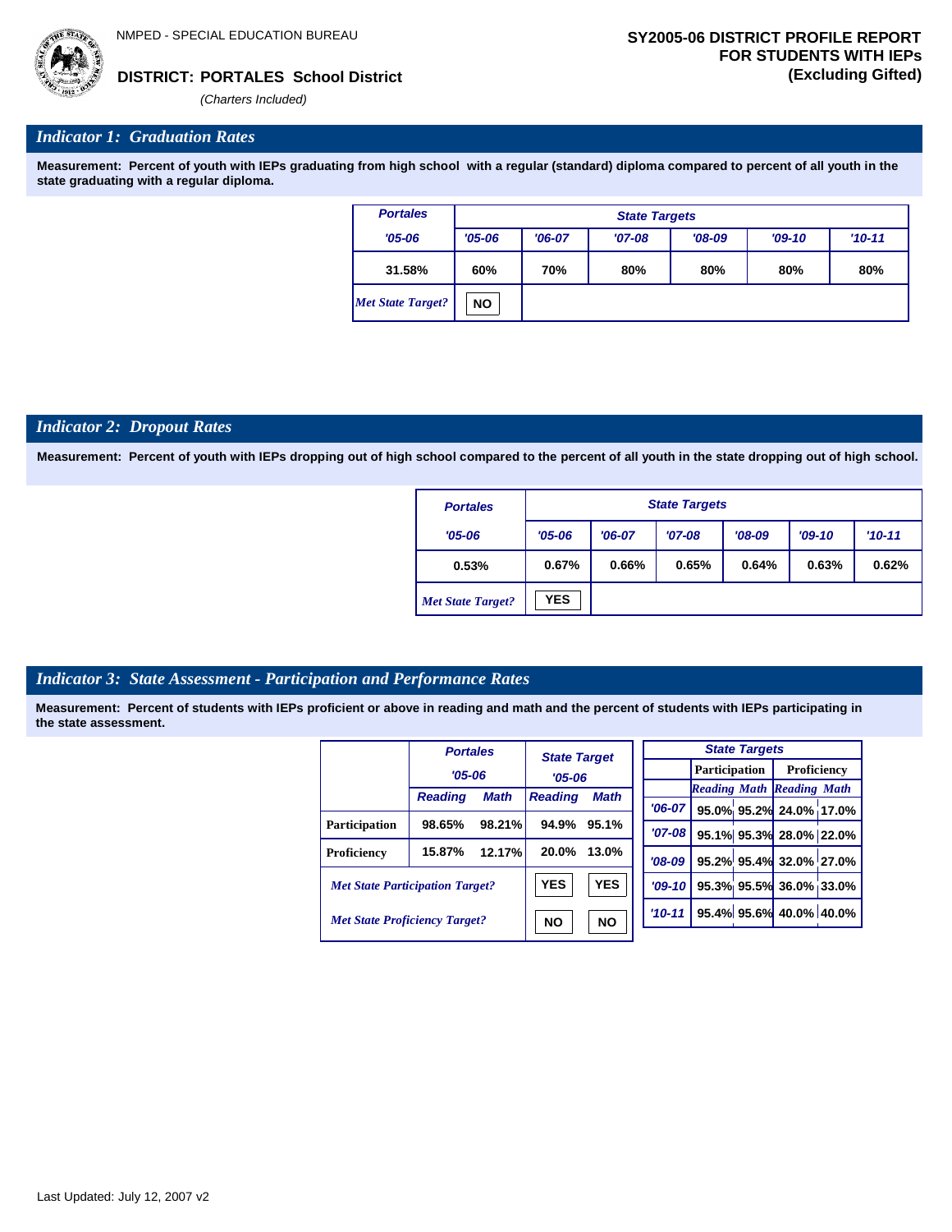NMPED - SPECIAL EDUCATION BUREAU

**DISTRICT: PORTALES School District**

*(Charters Included)*

**SY2005-06 DISTRICT PROFILE REPORT FOR STUDENTS WITH IEPs (Excluding Gifted)**

## *Indicator 1: Graduation Rates*

**Measurement: Percent of youth with IEPs graduating from high school with a regular (standard) diploma compared to percent of all youth in the state graduating with a regular diploma.**

| Portales | State Targets | | | | | |
|---|---|---|---|---|---|---|
| '05-06 | '05-06 | '06-07 | '07-08 | '08-09 | '09-10 | '10-11 |
| 31.58% | 60% | 70% | 80% | 80% | 80% | 80% |
| *Met State Target?* | NO | | | | | |

## *Indicator 2: Dropout Rates*

**Measurement: Percent of youth with IEPs dropping out of high school compared to the percent of all youth in the state dropping out of high school.**

| Portales | State Targets | | | | | |
|---|---|---|---|---|---|---|
| '05-06 | '05-06 | '06-07 | '07-08 | '08-09 | '09-10 | '10-11 |
| 0.53% | 0.67% | 0.66% | 0.65% | 0.64% | 0.63% | 0.62% |
| *Met State Target?* | YES | | | | | |

## *Indicator 3: State Assessment - Participation and Performance Rates*

**Measurement: Percent of students with IEPs proficient or above in reading and math and the percent of students with IEPs participating in the state assessment.**

| | Portales '05-06 | | State Target '05-06 | |
|---|---|---|---|---|
| | Reading | Math | Reading | Math |
| Participation | 98.65% | 98.21% | 94.9% | 95.1% |
| Proficiency | 15.87% | 12.17% | 20.0% | 13.0% |
| *Met State Participation Target?* | | | YES | YES |
| *Met State Proficiency Target?* | | | NO | NO |

| State Targets | Participation | | Proficiency | |
|---|---|---|---|---|
| | Reading | Math | Reading | Math |
| '06-07 | 95.0% | 95.2% | 24.0% | 17.0% |
| '07-08 | 95.1% | 95.3% | 28.0% | 22.0% |
| '08-09 | 95.2% | 95.4% | 32.0% | 27.0% |
| '09-10 | 95.3% | 95.5% | 36.0% | 33.0% |
| '10-11 | 95.4% | 95.6% | 40.0% | 40.0% |

Last Updated: July 12, 2007 v2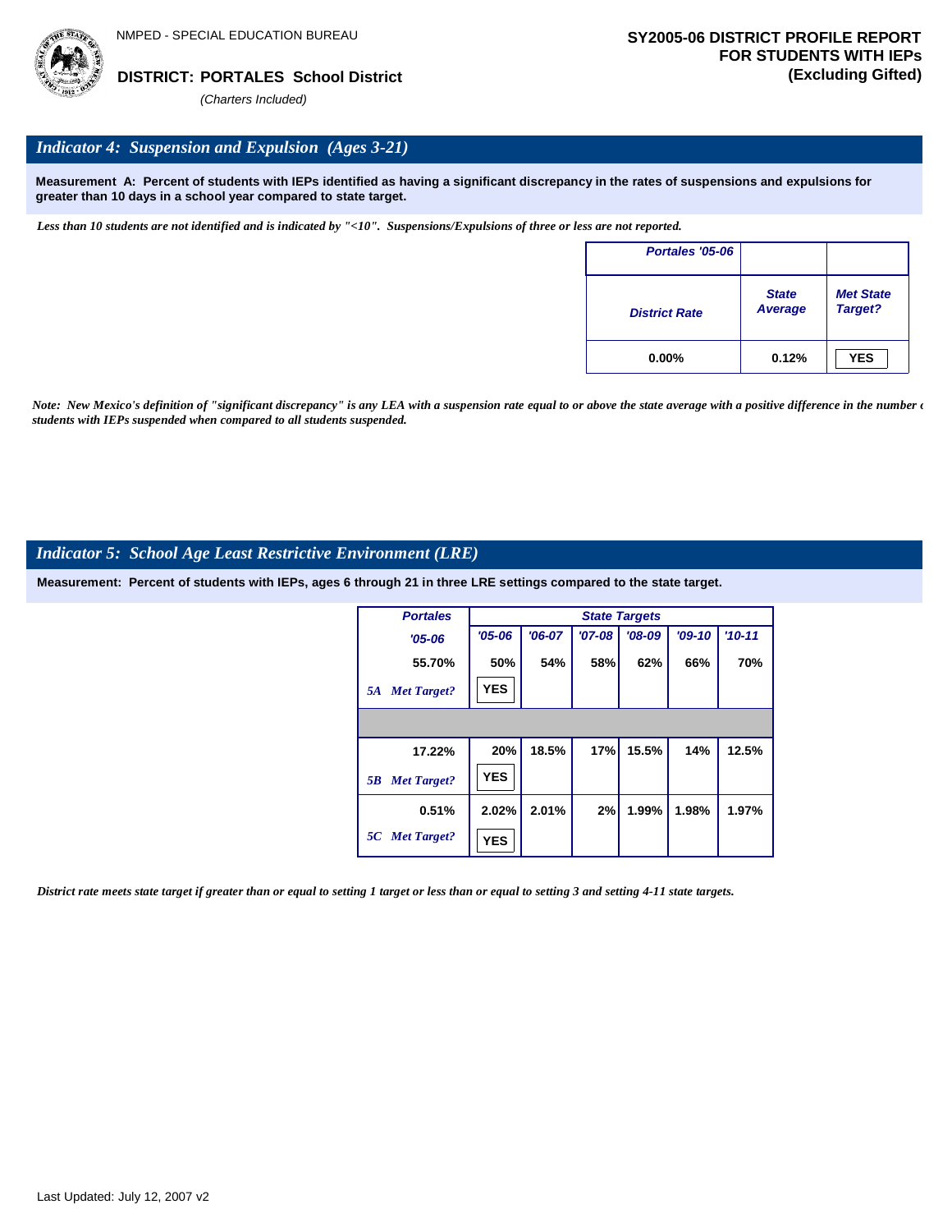NMPED - SPECIAL EDUCATION BUREAU

**DISTRICT: PORTALES School District**

*(Charters Included)*

**SY2005-06 DISTRICT PROFILE REPORT FOR STUDENTS WITH IEPs (Excluding Gifted)**

## *Indicator 4: Suspension and Expulsion (Ages 3-21)*

**Measurement A: Percent of students with IEPs identified as having a significant discrepancy in the rates of suspensions and expulsions for greater than 10 days in a school year compared to state target.**

*Less than 10 students are not identified and is indicated by "<10". Suspensions/Expulsions of three or less are not reported.*

| Portales '05-06 | | |
|---|---|---|
| District Rate | State Average | Met State Target? |
| 0.00% | 0.12% | YES |

*Note: New Mexico's definition of "significant discrepancy" is any LEA with a suspension rate equal to or above the state average with a positive difference in the number of students with IEPs suspended when compared to all students suspended.*

## *Indicator 5: School Age Least Restrictive Environment (LRE)*

**Measurement: Percent of students with IEPs, ages 6 through 21 in three LRE settings compared to the state target.**

| Portales | State Targets | | | | | |
|---|---|---|---|---|---|---|
| '05-06 | '05-06 | '06-07 | '07-08 | '08-09 | '09-10 | '10-11 |
| 55.70% | 50% | 54% | 58% | 62% | 66% | 70% |
| 5A Met Target? | YES | | | | | |
| | | | | | | |
| 17.22% | 20% | 18.5% | 17% | 15.5% | 14% | 12.5% |
| 5B Met Target? | YES | | | | | |
| 0.51% | 2.02% | 2.01% | 2% | 1.99% | 1.98% | 1.97% |
| 5C Met Target? | YES | | | | | |

*District rate meets state target if greater than or equal to setting 1 target or less than or equal to setting 3 and setting 4-11 state targets.*

Last Updated: July 12, 2007 v2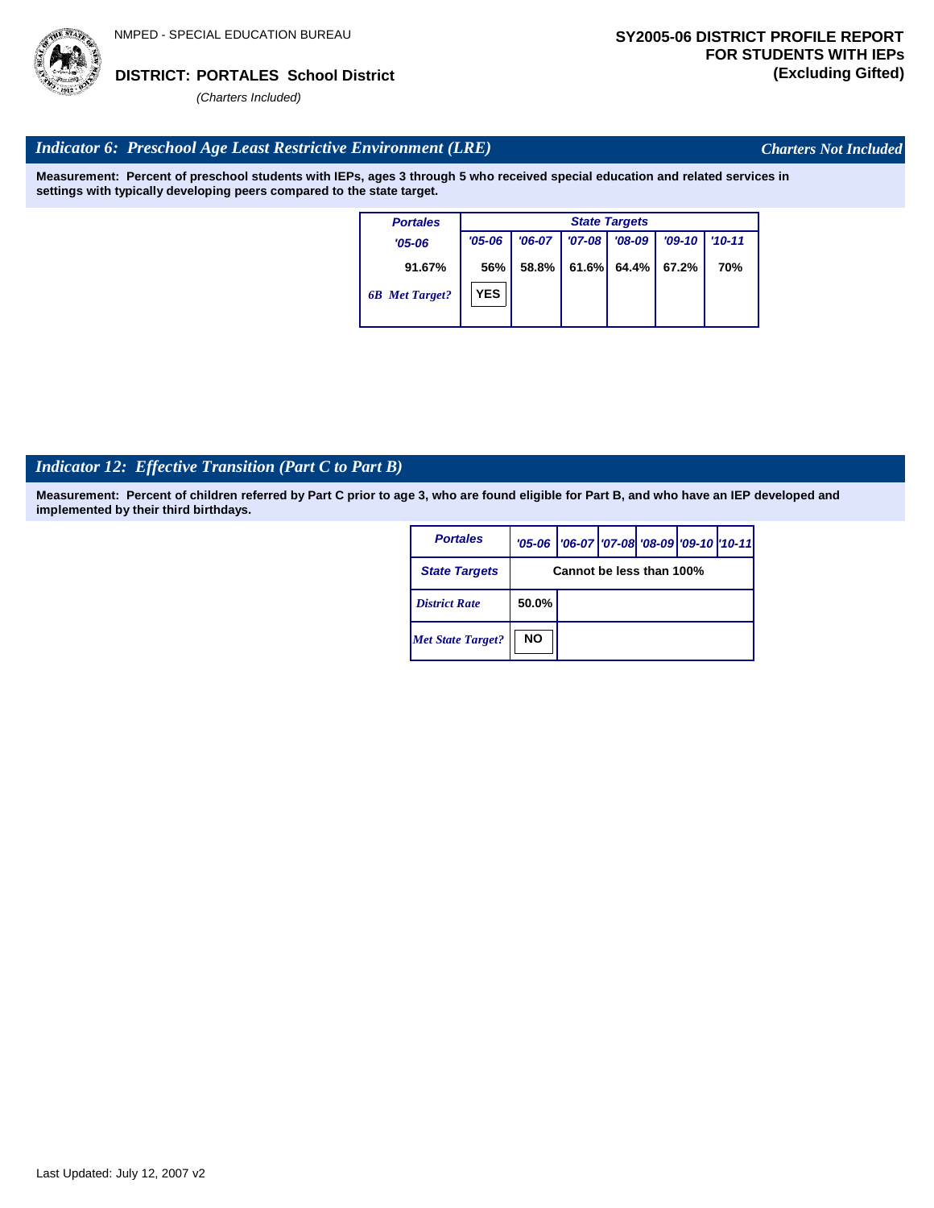NMPED - SPECIAL EDUCATION BUREAU

**DISTRICT: PORTALES School District**

*(Charters Included)*

**SY2005-06 DISTRICT PROFILE REPORT FOR STUDENTS WITH IEPs (Excluding Gifted)**

## *Indicator 6: Preschool Age Least Restrictive Environment (LRE)*

*Charters Not Included*

**Measurement: Percent of preschool students with IEPs, ages 3 through 5 who received special education and related services in settings with typically developing peers compared to the state target.**

| *Portales* | *State Targets* | | | | | |
|---|---|---|---|---|---|---|
| *'05-06* | *'05-06* | *'06-07* | *'07-08* | *'08-09* | *'09-10* | *'10-11* |
| 91.67% | 56% | 58.8% | 61.6% | 64.4% | 67.2% | 70% |
| *6B Met Target?* | YES | | | | | |

## *Indicator 12: Effective Transition (Part C to Part B)*

**Measurement: Percent of children referred by Part C prior to age 3, who are found eligible for Part B, and who have an IEP developed and implemented by their third birthdays.**

| *Portales* | *'05-06* | *'06-07* | *'07-08* | *'08-09* | *'09-10* | *'10-11* |
|---|---|---|---|---|---|---|
| *State Targets* | Cannot be less than 100% | | | | | |
| *District Rate* | 50.0% | | | | | |
| *Met State Target?* | NO | | | | | |

Last Updated: July 12, 2007 v2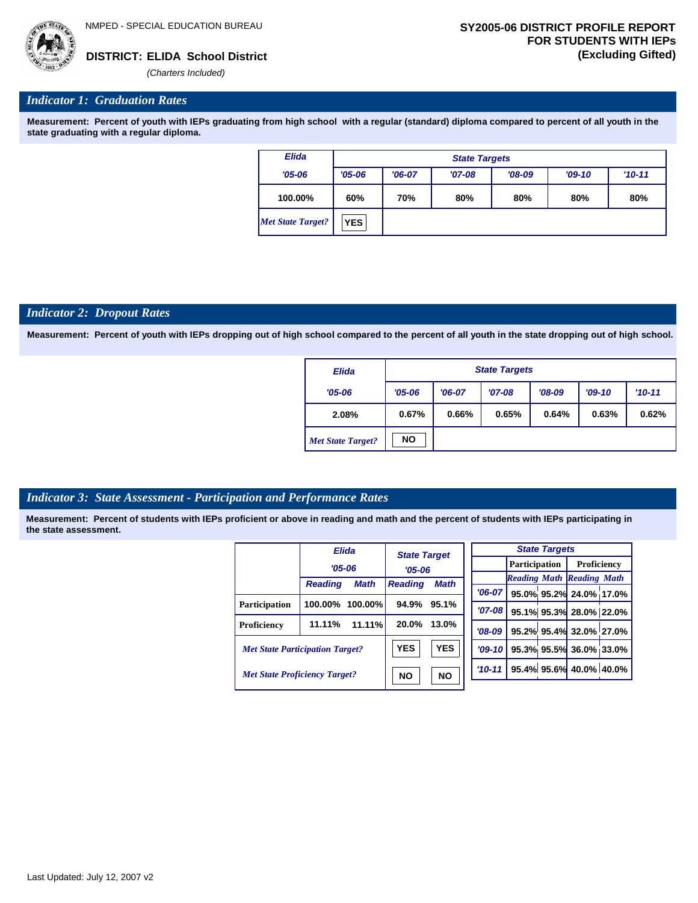NMPED - SPECIAL EDUCATION BUREAU

**DISTRICT: ELIDA School District**

*(Charters Included)*

**SY2005-06 DISTRICT PROFILE REPORT FOR STUDENTS WITH IEPs (Excluding Gifted)**

## *Indicator 1: Graduation Rates*

**Measurement: Percent of youth with IEPs graduating from high school with a regular (standard) diploma compared to percent of all youth in the state graduating with a regular diploma.**

| Elida | State Targets | | | | | |
|---|---|---|---|---|---|---|
| '05-06 | '05-06 | '06-07 | '07-08 | '08-09 | '09-10 | '10-11 |
| 100.00% | 60% | 70% | 80% | 80% | 80% | 80% |
| *Met State Target?* | YES | | | | | |

## *Indicator 2: Dropout Rates*

**Measurement: Percent of youth with IEPs dropping out of high school compared to the percent of all youth in the state dropping out of high school.**

| Elida | State Targets | | | | | |
|---|---|---|---|---|---|---|
| '05-06 | '05-06 | '06-07 | '07-08 | '08-09 | '09-10 | '10-11 |
| 2.08% | 0.67% | 0.66% | 0.65% | 0.64% | 0.63% | 0.62% |
| *Met State Target?* | NO | | | | | |

## *Indicator 3: State Assessment - Participation and Performance Rates*

**Measurement: Percent of students with IEPs proficient or above in reading and math and the percent of students with IEPs participating in the state assessment.**

| | Elida '05-06 | | State Target '05-06 | |
|---|---|---|---|---|
| | Reading | Math | Reading | Math |
| Participation | 100.00% | 100.00% | 94.9% | 95.1% |
| Proficiency | 11.11% | 11.11% | 20.0% | 13.0% |
| *Met State Participation Target?* | | | YES | YES |
| *Met State Proficiency Target?* | | | NO | NO |

| State Targets | Participation | | Proficiency | |
|---|---|---|---|---|
| | Reading | Math | Reading | Math |
| '06-07 | 95.0% | 95.2% | 24.0% | 17.0% |
| '07-08 | 95.1% | 95.3% | 28.0% | 22.0% |
| '08-09 | 95.2% | 95.4% | 32.0% | 27.0% |
| '09-10 | 95.3% | 95.5% | 36.0% | 33.0% |
| '10-11 | 95.4% | 95.6% | 40.0% | 40.0% |

Last Updated: July 12, 2007 v2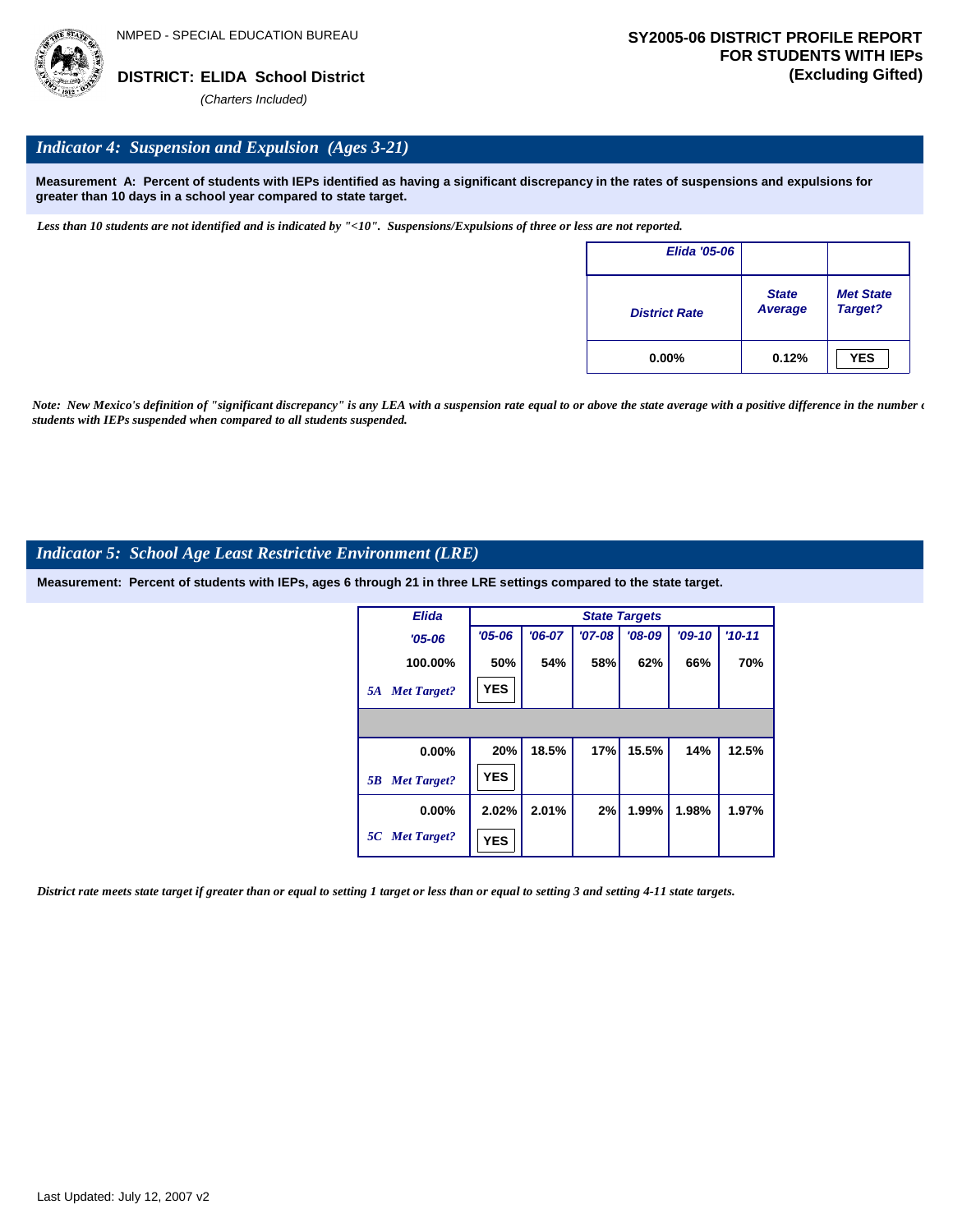NMPED - SPECIAL EDUCATION BUREAU

**DISTRICT: ELIDA School District**

*(Charters Included)*

**SY2005-06 DISTRICT PROFILE REPORT FOR STUDENTS WITH IEPs (Excluding Gifted)**

## *Indicator 4: Suspension and Expulsion (Ages 3-21)*

**Measurement A: Percent of students with IEPs identified as having a significant discrepancy in the rates of suspensions and expulsions for greater than 10 days in a school year compared to state target.**

*Less than 10 students are not identified and is indicated by "<10". Suspensions/Expulsions of three or less are not reported.*

| Elida '05-06 | | |
|---|---|---|
| District Rate | State Average | Met State Target? |
| 0.00% | 0.12% | YES |

*Note: New Mexico's definition of "significant discrepancy" is any LEA with a suspension rate equal to or above the state average with a positive difference in the number of students with IEPs suspended when compared to all students suspended.*

## *Indicator 5: School Age Least Restrictive Environment (LRE)*

**Measurement: Percent of students with IEPs, ages 6 through 21 in three LRE settings compared to the state target.**

| Elida '05-06 | State Targets '05-06 | '06-07 | '07-08 | '08-09 | '09-10 | '10-11 |
|---|---|---|---|---|---|---|
| 100.00% | 50% | 54% | 58% | 62% | 66% | 70% |
| 5A Met Target? | YES | | | | | |
| 0.00% | 20% | 18.5% | 17% | 15.5% | 14% | 12.5% |
| 5B Met Target? | YES | | | | | |
| 0.00% | 2.02% | 2.01% | 2% | 1.99% | 1.98% | 1.97% |
| 5C Met Target? | YES | | | | | |

*District rate meets state target if greater than or equal to setting 1 target or less than or equal to setting 3 and setting 4-11 state targets.*

Last Updated: July 12, 2007 v2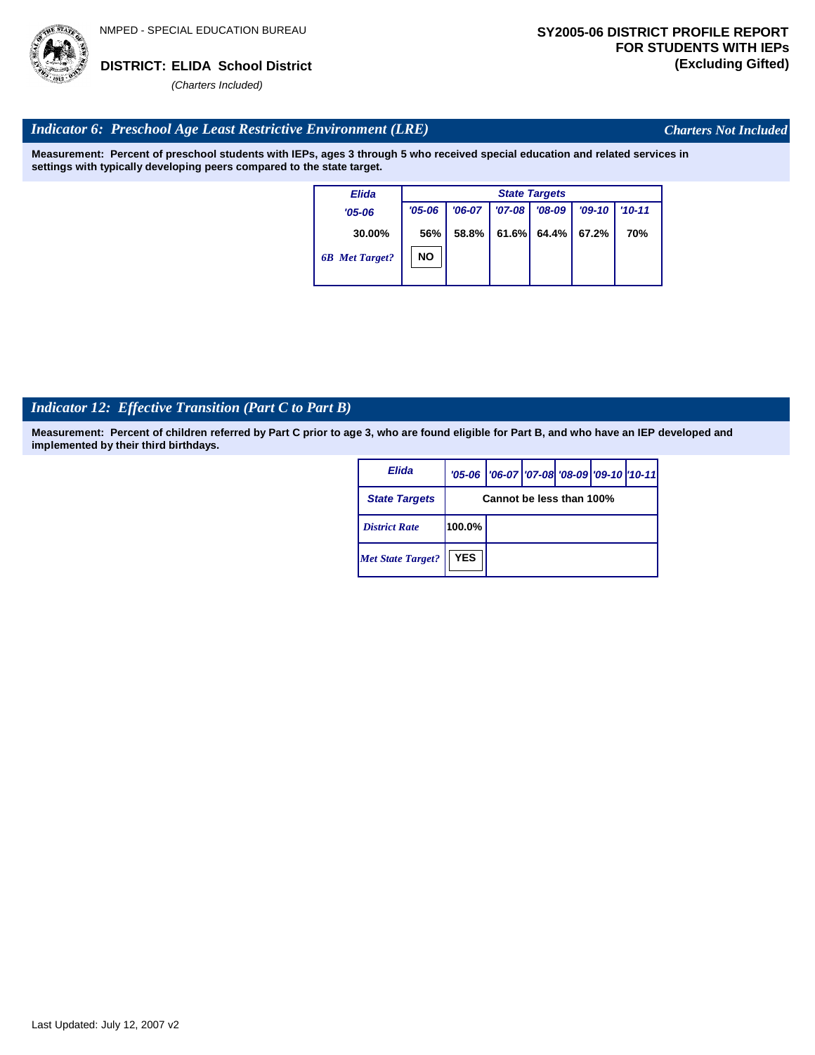NMPED - SPECIAL EDUCATION BUREAU

**DISTRICT: ELIDA School District**

*(Charters Included)*

**SY2005-06 DISTRICT PROFILE REPORT FOR STUDENTS WITH IEPs (Excluding Gifted)**

## *Indicator 6: Preschool Age Least Restrictive Environment (LRE)*

*Charters Not Included*

**Measurement: Percent of preschool students with IEPs, ages 3 through 5 who received special education and related services in settings with typically developing peers compared to the state target.**

| Elida | State Targets | | | | | |
|---|---|---|---|---|---|---|
| '05-06 | '05-06 | '06-07 | '07-08 | '08-09 | '09-10 | '10-11 |
| 30.00% | 56% | 58.8% | 61.6% | 64.4% | 67.2% | 70% |
| *6B Met Target?* | NO | | | | | |

## *Indicator 12: Effective Transition (Part C to Part B)*

**Measurement: Percent of children referred by Part C prior to age 3, who are found eligible for Part B, and who have an IEP developed and implemented by their third birthdays.**

| Elida | '05-06 | '06-07 | '07-08 | '08-09 | '09-10 | '10-11 |
|---|---|---|---|---|---|---|
| State Targets | Cannot be less than 100% | | | | | |
| *District Rate* | 100.0% | | | | | |
| *Met State Target?* | YES | | | | | |

Last Updated: July 12, 2007 v2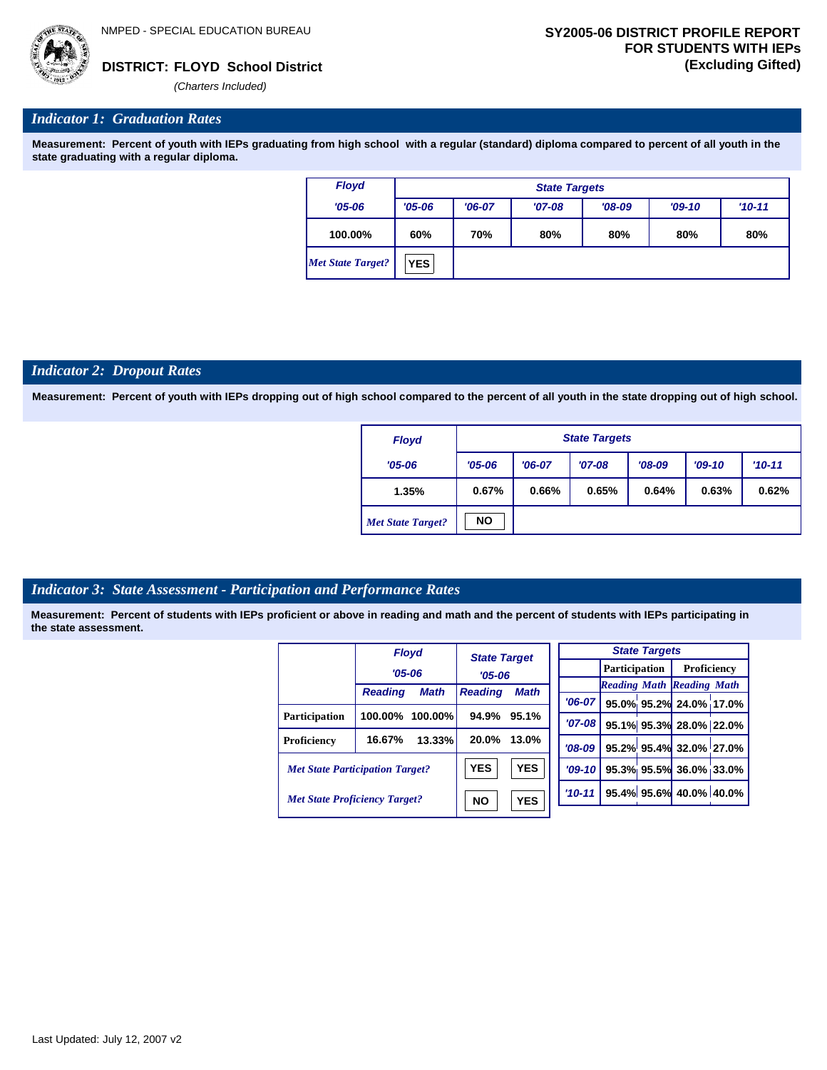NMPED - SPECIAL EDUCATION BUREAU

**DISTRICT: FLOYD School District**

*(Charters Included)*

**SY2005-06 DISTRICT PROFILE REPORT FOR STUDENTS WITH IEPs (Excluding Gifted)**

## *Indicator 1: Graduation Rates*

**Measurement: Percent of youth with IEPs graduating from high school with a regular (standard) diploma compared to percent of all youth in the state graduating with a regular diploma.**

| Floyd | State Targets | | | | | |
|---|---|---|---|---|---|---|
| '05-06 | '05-06 | '06-07 | '07-08 | '08-09 | '09-10 | '10-11 |
| 100.00% | 60% | 70% | 80% | 80% | 80% | 80% |
| *Met State Target?* | YES | | | | | |

## *Indicator 2: Dropout Rates*

**Measurement: Percent of youth with IEPs dropping out of high school compared to the percent of all youth in the state dropping out of high school.**

| Floyd | State Targets | | | | | |
|---|---|---|---|---|---|---|
| '05-06 | '05-06 | '06-07 | '07-08 | '08-09 | '09-10 | '10-11 |
| 1.35% | 0.67% | 0.66% | 0.65% | 0.64% | 0.63% | 0.62% |
| *Met State Target?* | NO | | | | | |

## *Indicator 3: State Assessment - Participation and Performance Rates*

**Measurement: Percent of students with IEPs proficient or above in reading and math and the percent of students with IEPs participating in the state assessment.**

| | Floyd '05-06 | | State Target '05-06 | |
|---|---|---|---|---|
| | Reading | Math | Reading | Math |
| Participation | 100.00% | 100.00% | 94.9% | 95.1% |
| Proficiency | 16.67% | 13.33% | 20.0% | 13.0% |
| *Met State Participation Target?* | | | YES | YES |
| *Met State Proficiency Target?* | | | NO | YES |

| State Targets | Participation | | Proficiency | |
|---|---|---|---|---|
| | Reading | Math | Reading | Math |
| '06-07 | 95.0% | 95.2% | 24.0% | 17.0% |
| '07-08 | 95.1% | 95.3% | 28.0% | 22.0% |
| '08-09 | 95.2% | 95.4% | 32.0% | 27.0% |
| '09-10 | 95.3% | 95.5% | 36.0% | 33.0% |
| '10-11 | 95.4% | 95.6% | 40.0% | 40.0% |

Last Updated: July 12, 2007 v2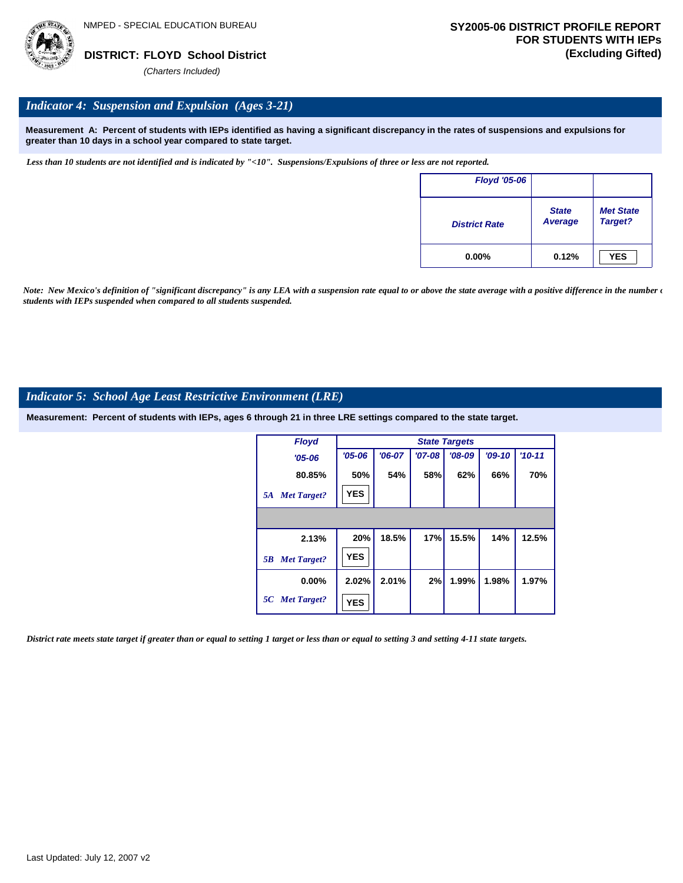NMPED - SPECIAL EDUCATION BUREAU

**DISTRICT: FLOYD School District**

*(Charters Included)*

**SY2005-06 DISTRICT PROFILE REPORT FOR STUDENTS WITH IEPs (Excluding Gifted)**

## *Indicator 4: Suspension and Expulsion (Ages 3-21)*

**Measurement A: Percent of students with IEPs identified as having a significant discrepancy in the rates of suspensions and expulsions for greater than 10 days in a school year compared to state target.**

*Less than 10 students are not identified and is indicated by "<10". Suspensions/Expulsions of three or less are not reported.*

| Floyd '05-06 | | |
|---|---|---|
| District Rate | State Average | Met State Target? |
| 0.00% | 0.12% | YES |

*Note: New Mexico's definition of "significant discrepancy" is any LEA with a suspension rate equal to or above the state average with a positive difference in the number of students with IEPs suspended when compared to all students suspended.*

## *Indicator 5: School Age Least Restrictive Environment (LRE)*

**Measurement: Percent of students with IEPs, ages 6 through 21 in three LRE settings compared to the state target.**

| Floyd | State Targets | | | | | |
|---|---|---|---|---|---|---|
| '05-06 | '05-06 | '06-07 | '07-08 | '08-09 | '09-10 | '10-11 |
| 80.85% | 50% | 54% | 58% | 62% | 66% | 70% |
| 5A Met Target? | YES | | | | | |
| | | | | | | |
| 2.13% | 20% | 18.5% | 17% | 15.5% | 14% | 12.5% |
| 5B Met Target? | YES | | | | | |
| 0.00% | 2.02% | 2.01% | 2% | 1.99% | 1.98% | 1.97% |
| 5C Met Target? | YES | | | | | |

*District rate meets state target if greater than or equal to setting 1 target or less than or equal to setting 3 and setting 4-11 state targets.*

Last Updated: July 12, 2007 v2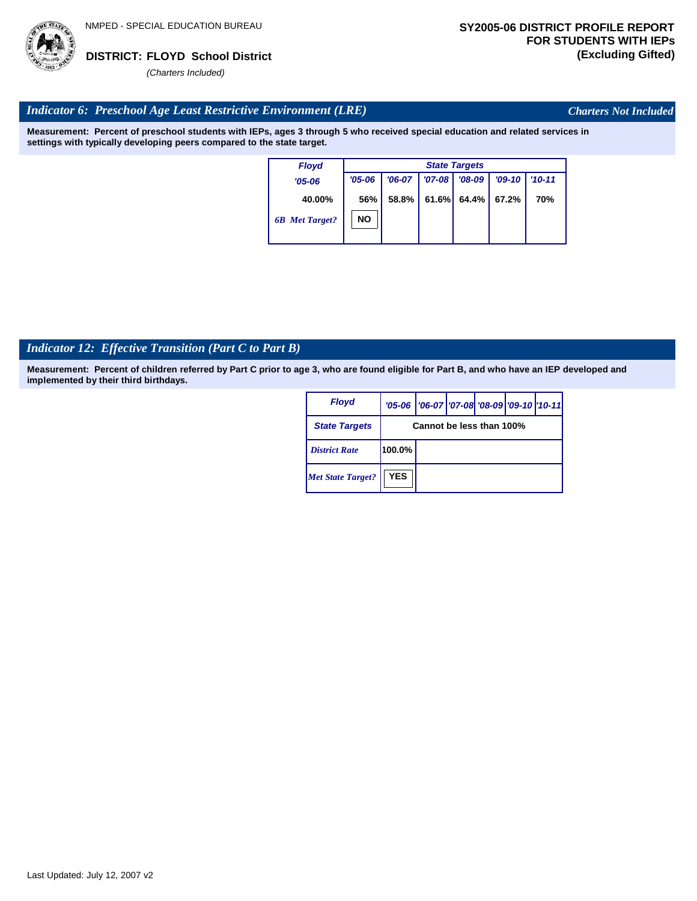NMPED - SPECIAL EDUCATION BUREAU

**DISTRICT: FLOYD School District**

*(Charters Included)*

**SY2005-06 DISTRICT PROFILE REPORT FOR STUDENTS WITH IEPs (Excluding Gifted)**

## *Indicator 6: Preschool Age Least Restrictive Environment (LRE)*

*Charters Not Included*

**Measurement: Percent of preschool students with IEPs, ages 3 through 5 who received special education and related services in settings with typically developing peers compared to the state target.**

| Floyd | State Targets | | | | | |
|---|---|---|---|---|---|---|
| '05-06 | '05-06 | '06-07 | '07-08 | '08-09 | '09-10 | '10-11 |
| 40.00% | 56% | 58.8% | 61.6% | 64.4% | 67.2% | 70% |
| 6B Met Target? | NO | | | | | |

## *Indicator 12: Effective Transition (Part C to Part B)*

**Measurement: Percent of children referred by Part C prior to age 3, who are found eligible for Part B, and who have an IEP developed and implemented by their third birthdays.**

| Floyd | '05-06 | '06-07 | '07-08 | '08-09 | '09-10 | '10-11 |
|---|---|---|---|---|---|---|
| State Targets | Cannot be less than 100% | | | | | |
| District Rate | 100.0% | | | | | |
| Met State Target? | YES | | | | | |

Last Updated: July 12, 2007 v2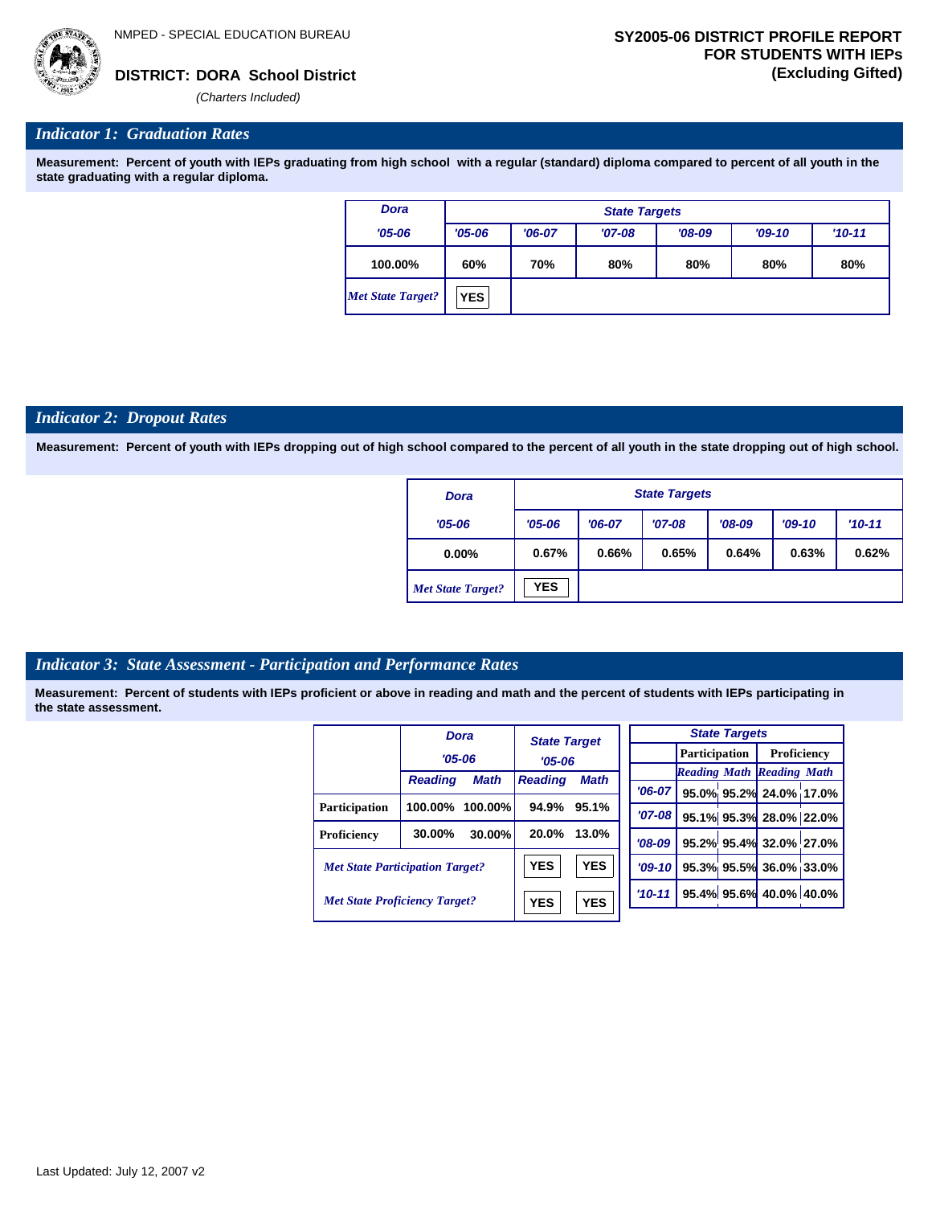NMPED - SPECIAL EDUCATION BUREAU

**DISTRICT: DORA School District**

*(Charters Included)*

**SY2005-06 DISTRICT PROFILE REPORT FOR STUDENTS WITH IEPs (Excluding Gifted)**

## *Indicator 1: Graduation Rates*

**Measurement: Percent of youth with IEPs graduating from high school with a regular (standard) diploma compared to percent of all youth in the state graduating with a regular diploma.**

| Dora | State Targets | | | | | |
|---|---|---|---|---|---|---|
| '05-06 | '05-06 | '06-07 | '07-08 | '08-09 | '09-10 | '10-11 |
| 100.00% | 60% | 70% | 80% | 80% | 80% | 80% |
| *Met State Target?* | YES | | | | | |

## *Indicator 2: Dropout Rates*

**Measurement: Percent of youth with IEPs dropping out of high school compared to the percent of all youth in the state dropping out of high school.**

| Dora | State Targets | | | | | |
|---|---|---|---|---|---|---|
| '05-06 | '05-06 | '06-07 | '07-08 | '08-09 | '09-10 | '10-11 |
| 0.00% | 0.67% | 0.66% | 0.65% | 0.64% | 0.63% | 0.62% |
| *Met State Target?* | YES | | | | | |

## *Indicator 3: State Assessment - Participation and Performance Rates*

**Measurement: Percent of students with IEPs proficient or above in reading and math and the percent of students with IEPs participating in the state assessment.**

| | Dora '05-06 | | State Target '05-06 | |
|---|---|---|---|---|
| | Reading | Math | Reading | Math |
| Participation | 100.00% | 100.00% | 94.9% | 95.1% |
| Proficiency | 30.00% | 30.00% | 20.0% | 13.0% |
| *Met State Participation Target?* | | | YES | YES |
| *Met State Proficiency Target?* | | | YES | YES |

| State Targets | Participation | | Proficiency | |
|---|---|---|---|---|
| | Reading | Math | Reading | Math |
| '06-07 | 95.0% | 95.2% | 24.0% | 17.0% |
| '07-08 | 95.1% | 95.3% | 28.0% | 22.0% |
| '08-09 | 95.2% | 95.4% | 32.0% | 27.0% |
| '09-10 | 95.3% | 95.5% | 36.0% | 33.0% |
| '10-11 | 95.4% | 95.6% | 40.0% | 40.0% |

Last Updated: July 12, 2007 v2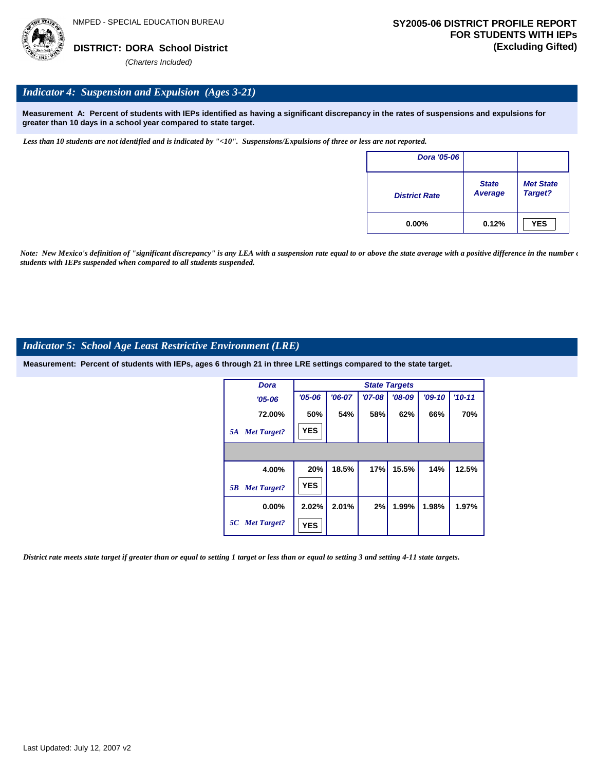NMPED - SPECIAL EDUCATION BUREAU

**DISTRICT: DORA School District**

*(Charters Included)*

**SY2005-06 DISTRICT PROFILE REPORT FOR STUDENTS WITH IEPs (Excluding Gifted)**

## *Indicator 4: Suspension and Expulsion (Ages 3-21)*

**Measurement A: Percent of students with IEPs identified as having a significant discrepancy in the rates of suspensions and expulsions for greater than 10 days in a school year compared to state target.**

*Less than 10 students are not identified and is indicated by "<10". Suspensions/Expulsions of three or less are not reported.*

| Dora '05-06 | | |
|---|---|---|
| District Rate | State Average | Met State Target? |
| 0.00% | 0.12% | YES |

*Note: New Mexico's definition of "significant discrepancy" is any LEA with a suspension rate equal to or above the state average with a positive difference in the number of students with IEPs suspended when compared to all students suspended.*

## *Indicator 5: School Age Least Restrictive Environment (LRE)*

**Measurement: Percent of students with IEPs, ages 6 through 21 in three LRE settings compared to the state target.**

| Dora | State Targets | | | | | |
|---|---|---|---|---|---|---|
| '05-06 | '05-06 | '06-07 | '07-08 | '08-09 | '09-10 | '10-11 |
| 72.00% | 50% | 54% | 58% | 62% | 66% | 70% |
| *5A Met Target?* | YES | | | | | |
| | | | | | | |
| 4.00% | 20% | 18.5% | 17% | 15.5% | 14% | 12.5% |
| *5B Met Target?* | YES | | | | | |
| 0.00% | 2.02% | 2.01% | 2% | 1.99% | 1.98% | 1.97% |
| *5C Met Target?* | YES | | | | | |

*District rate meets state target if greater than or equal to setting 1 target or less than or equal to setting 3 and setting 4-11 state targets.*

Last Updated: July 12, 2007 v2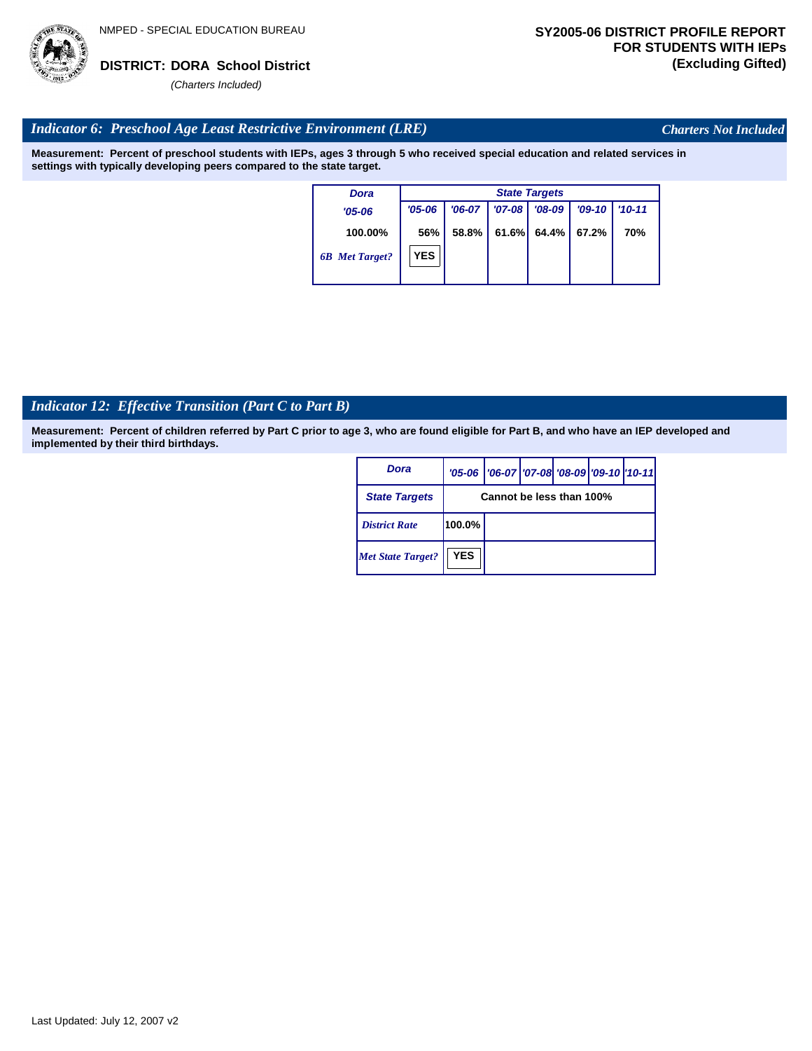NMPED - SPECIAL EDUCATION BUREAU

**DISTRICT: DORA School District**

*(Charters Included)*

**SY2005-06 DISTRICT PROFILE REPORT FOR STUDENTS WITH IEPs (Excluding Gifted)**

## *Indicator 6: Preschool Age Least Restrictive Environment (LRE)*

*Charters Not Included*

**Measurement: Percent of preschool students with IEPs, ages 3 through 5 who received special education and related services in settings with typically developing peers compared to the state target.**

| Dora | State Targets | | | | | |
|---|---|---|---|---|---|---|
| '05-06 | '05-06 | '06-07 | '07-08 | '08-09 | '09-10 | '10-11 |
| 100.00% | 56% | 58.8% | 61.6% | 64.4% | 67.2% | 70% |
| 6B Met Target? | YES | | | | | |

## *Indicator 12: Effective Transition (Part C to Part B)*

**Measurement: Percent of children referred by Part C prior to age 3, who are found eligible for Part B, and who have an IEP developed and implemented by their third birthdays.**

| Dora | '05-06 | '06-07 | '07-08 | '08-09 | '09-10 | '10-11 |
|---|---|---|---|---|---|---|
| State Targets | Cannot be less than 100% | | | | | |
| District Rate | 100.0% | | | | | |
| Met State Target? | YES | | | | | |

Last Updated: July 12, 2007 v2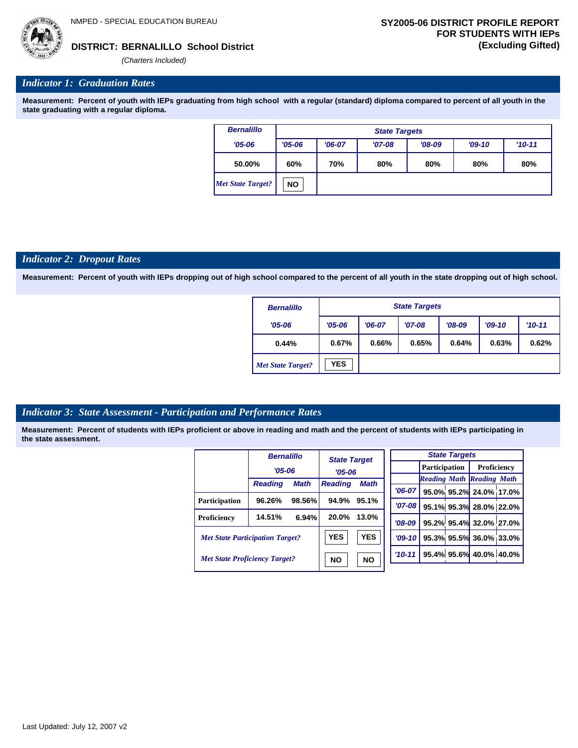NMPED - SPECIAL EDUCATION BUREAU

**DISTRICT: BERNALILLO School District**

*(Charters Included)*

**SY2005-06 DISTRICT PROFILE REPORT FOR STUDENTS WITH IEPs (Excluding Gifted)**

## *Indicator 1: Graduation Rates*

**Measurement: Percent of youth with IEPs graduating from high school with a regular (standard) diploma compared to percent of all youth in the state graduating with a regular diploma.**

| Bernalillo | State Targets | | | | | |
|---|---|---|---|---|---|---|
| '05-06 | '05-06 | '06-07 | '07-08 | '08-09 | '09-10 | '10-11 |
| 50.00% | 60% | 70% | 80% | 80% | 80% | 80% |
| *Met State Target?* | NO | | | | | |

## *Indicator 2: Dropout Rates*

**Measurement: Percent of youth with IEPs dropping out of high school compared to the percent of all youth in the state dropping out of high school.**

| Bernalillo | State Targets | | | | | |
|---|---|---|---|---|---|---|
| '05-06 | '05-06 | '06-07 | '07-08 | '08-09 | '09-10 | '10-11 |
| 0.44% | 0.67% | 0.66% | 0.65% | 0.64% | 0.63% | 0.62% |
| *Met State Target?* | YES | | | | | |

## *Indicator 3: State Assessment - Participation and Performance Rates*

**Measurement: Percent of students with IEPs proficient or above in reading and math and the percent of students with IEPs participating in the state assessment.**

| | Bernalillo '05-06 | | State Target '05-06 | |
|---|---|---|---|---|
| | Reading | Math | Reading | Math |
| Participation | 96.26% | 98.56% | 94.9% | 95.1% |
| Proficiency | 14.51% | 6.94% | 20.0% | 13.0% |
| *Met State Participation Target?* | | | YES | YES |
| *Met State Proficiency Target?* | | | NO | NO |

| State Targets | Participation | | Proficiency | |
|---|---|---|---|---|
| | Reading | Math | Reading | Math |
| '06-07 | 95.0% | 95.2% | 24.0% | 17.0% |
| '07-08 | 95.1% | 95.3% | 28.0% | 22.0% |
| '08-09 | 95.2% | 95.4% | 32.0% | 27.0% |
| '09-10 | 95.3% | 95.5% | 36.0% | 33.0% |
| '10-11 | 95.4% | 95.6% | 40.0% | 40.0% |

Last Updated: July 12, 2007 v2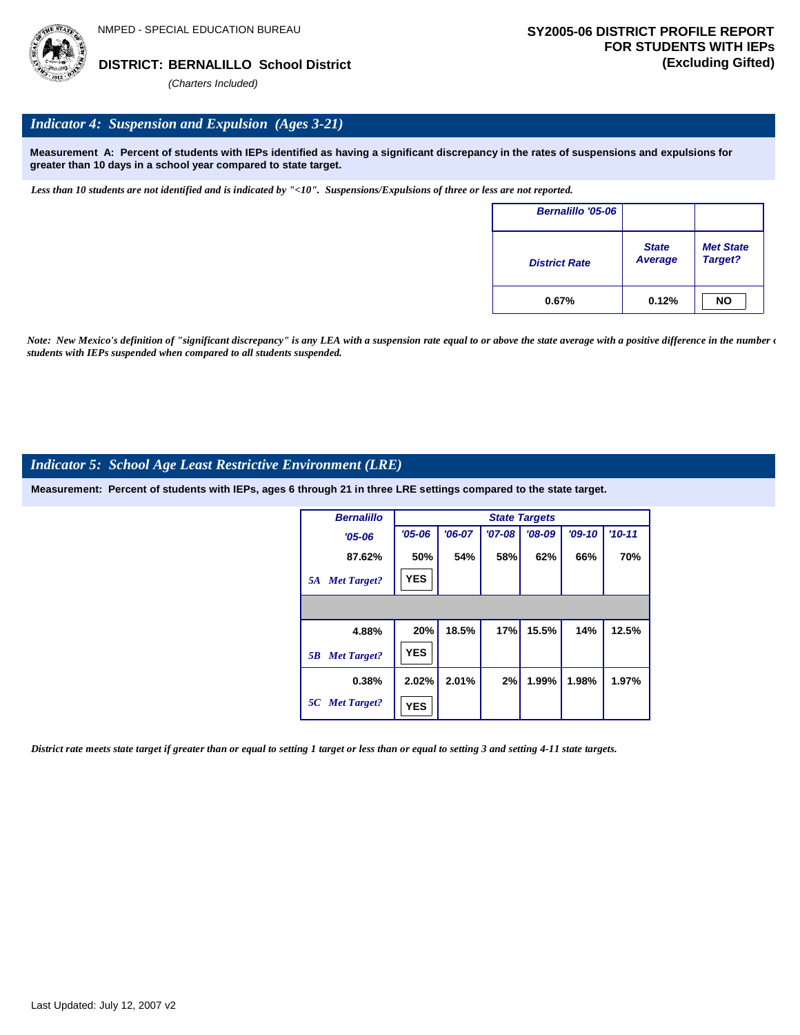NMPED - SPECIAL EDUCATION BUREAU

**DISTRICT: BERNALILLO School District**

*(Charters Included)*

**SY2005-06 DISTRICT PROFILE REPORT FOR STUDENTS WITH IEPs (Excluding Gifted)**

## *Indicator 4: Suspension and Expulsion (Ages 3-21)*

**Measurement A: Percent of students with IEPs identified as having a significant discrepancy in the rates of suspensions and expulsions for greater than 10 days in a school year compared to state target.**

*Less than 10 students are not identified and is indicated by "<10". Suspensions/Expulsions of three or less are not reported.*

| Bernalillo '05-06 | | |
|---|---|---|
| District Rate | State Average | Met State Target? |
| 0.67% | 0.12% | NO |

*Note: New Mexico's definition of "significant discrepancy" is any LEA with a suspension rate equal to or above the state average with a positive difference in the number of students with IEPs suspended when compared to all students suspended.*

## *Indicator 5: School Age Least Restrictive Environment (LRE)*

**Measurement: Percent of students with IEPs, ages 6 through 21 in three LRE settings compared to the state target.**

| Bernalillo | State Targets | | | | | |
|---|---|---|---|---|---|---|
| '05-06 | '05-06 | '06-07 | '07-08 | '08-09 | '09-10 | '10-11 |
| 87.62% | 50% | 54% | 58% | 62% | 66% | 70% |
| 5A Met Target? | YES | | | | | |
| 4.88% | 20% | 18.5% | 17% | 15.5% | 14% | 12.5% |
| 5B Met Target? | YES | | | | | |
| 0.38% | 2.02% | 2.01% | 2% | 1.99% | 1.98% | 1.97% |
| 5C Met Target? | YES | | | | | |

*District rate meets state target if greater than or equal to setting 1 target or less than or equal to setting 3 and setting 4-11 state targets.*

Last Updated: July 12, 2007 v2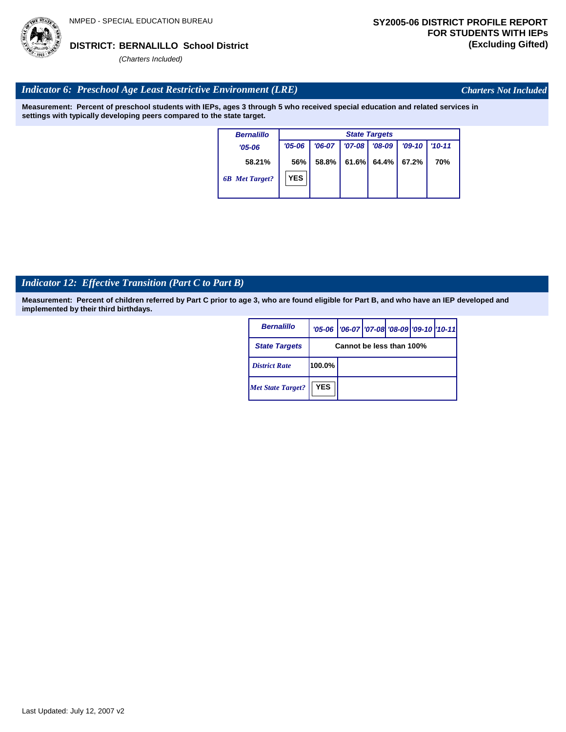NMPED - SPECIAL EDUCATION BUREAU

**DISTRICT: BERNALILLO School District**

*(Charters Included)*

**SY2005-06 DISTRICT PROFILE REPORT FOR STUDENTS WITH IEPs (Excluding Gifted)**

## *Indicator 6: Preschool Age Least Restrictive Environment (LRE)*

*Charters Not Included*

**Measurement: Percent of preschool students with IEPs, ages 3 through 5 who received special education and related services in settings with typically developing peers compared to the state target.**

| Bernalillo | State Targets | | | | | |
|---|---|---|---|---|---|---|
| '05-06 | '05-06 | '06-07 | '07-08 | '08-09 | '09-10 | '10-11 |
| 58.21% | 56% | 58.8% | 61.6% | 64.4% | 67.2% | 70% |
| 6B Met Target? | YES | | | | | |

## *Indicator 12: Effective Transition (Part C to Part B)*

**Measurement: Percent of children referred by Part C prior to age 3, who are found eligible for Part B, and who have an IEP developed and implemented by their third birthdays.**

| Bernalillo | '05-06 | '06-07 | '07-08 | '08-09 | '09-10 | '10-11 |
|---|---|---|---|---|---|---|
| State Targets | Cannot be less than 100% | | | | | |
| District Rate | 100.0% | | | | | |
| Met State Target? | YES | | | | | |

Last Updated: July 12, 2007 v2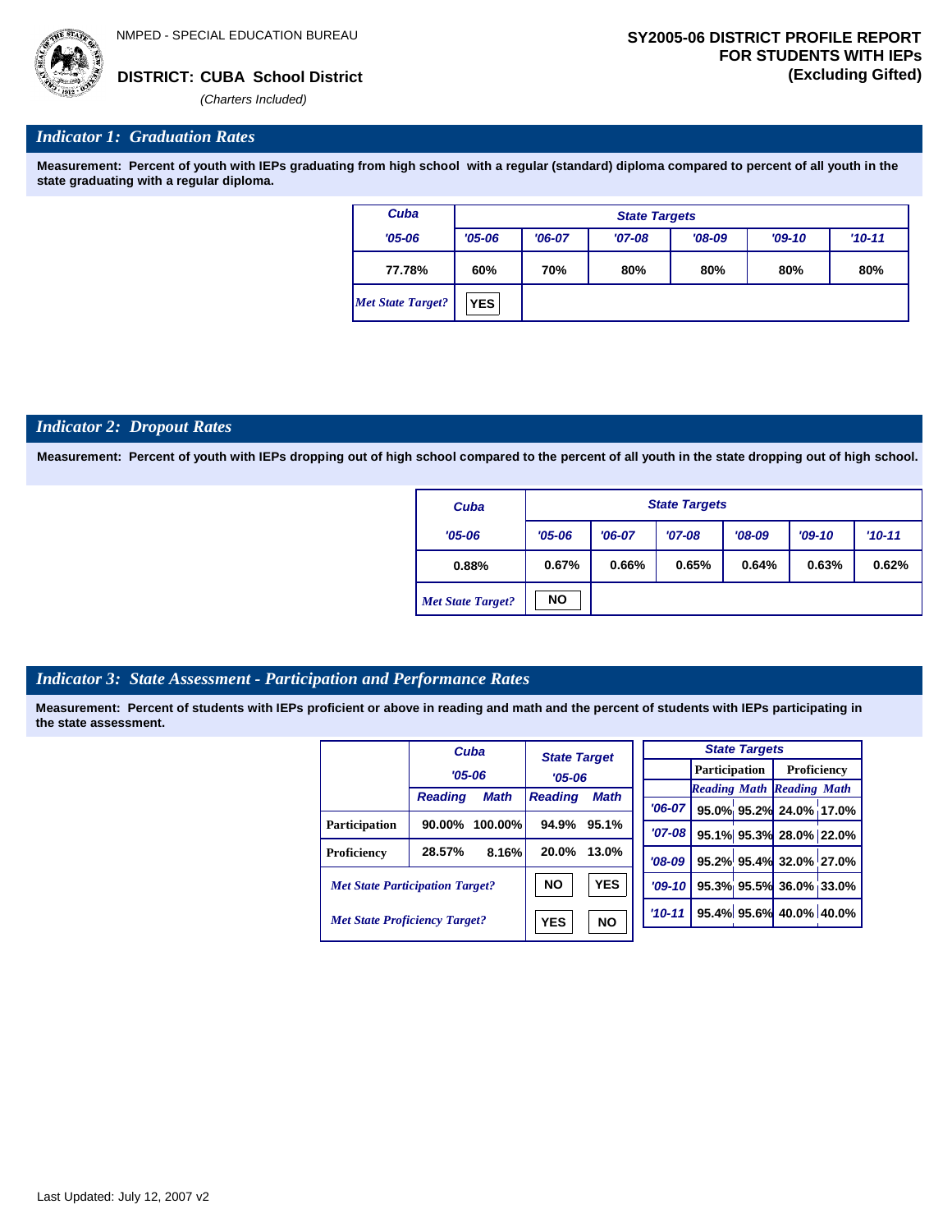NMPED - SPECIAL EDUCATION BUREAU

**DISTRICT: CUBA School District**

*(Charters Included)*

**SY2005-06 DISTRICT PROFILE REPORT FOR STUDENTS WITH IEPs (Excluding Gifted)**

## *Indicator 1: Graduation Rates*

**Measurement: Percent of youth with IEPs graduating from high school with a regular (standard) diploma compared to percent of all youth in the state graduating with a regular diploma.**

| Cuba | State Targets | | | | | |
|---|---|---|---|---|---|---|
| '05-06 | '05-06 | '06-07 | '07-08 | '08-09 | '09-10 | '10-11 |
| 77.78% | 60% | 70% | 80% | 80% | 80% | 80% |
| *Met State Target?* | YES | | | | | |

## *Indicator 2: Dropout Rates*

**Measurement: Percent of youth with IEPs dropping out of high school compared to the percent of all youth in the state dropping out of high school.**

| Cuba | State Targets | | | | | |
|---|---|---|---|---|---|---|
| '05-06 | '05-06 | '06-07 | '07-08 | '08-09 | '09-10 | '10-11 |
| 0.88% | 0.67% | 0.66% | 0.65% | 0.64% | 0.63% | 0.62% |
| *Met State Target?* | NO | | | | | |

## *Indicator 3: State Assessment - Participation and Performance Rates*

**Measurement: Percent of students with IEPs proficient or above in reading and math and the percent of students with IEPs participating in the state assessment.**

| | Cuba '05-06 | | State Target '05-06 | |
|---|---|---|---|---|
| | Reading | Math | Reading | Math |
| Participation | 90.00% | 100.00% | 94.9% | 95.1% |
| Proficiency | 28.57% | 8.16% | 20.0% | 13.0% |
| *Met State Participation Target?* | | | NO | YES |
| *Met State Proficiency Target?* | | | YES | NO |

| State Targets | Participation | | Proficiency | |
|---|---|---|---|---|
| | Reading | Math | Reading | Math |
| '06-07 | 95.0% | 95.2% | 24.0% | 17.0% |
| '07-08 | 95.1% | 95.3% | 28.0% | 22.0% |
| '08-09 | 95.2% | 95.4% | 32.0% | 27.0% |
| '09-10 | 95.3% | 95.5% | 36.0% | 33.0% |
| '10-11 | 95.4% | 95.6% | 40.0% | 40.0% |

Last Updated: July 12, 2007 v2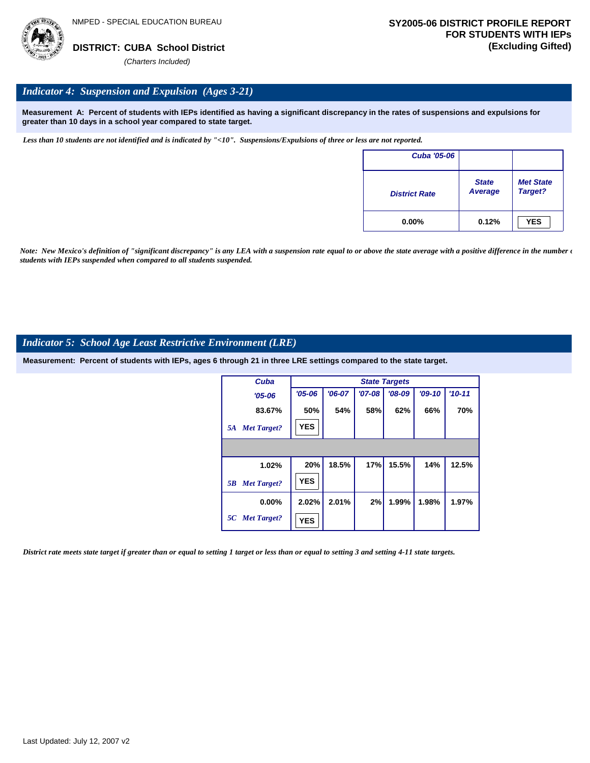NMPED - SPECIAL EDUCATION BUREAU

**DISTRICT: CUBA School District**

*(Charters Included)*

**SY2005-06 DISTRICT PROFILE REPORT FOR STUDENTS WITH IEPs (Excluding Gifted)**

## *Indicator 4: Suspension and Expulsion (Ages 3-21)*

**Measurement A: Percent of students with IEPs identified as having a significant discrepancy in the rates of suspensions and expulsions for greater than 10 days in a school year compared to state target.**

*Less than 10 students are not identified and is indicated by "<10". Suspensions/Expulsions of three or less are not reported.*

| Cuba '05-06 | | |
|---|---|---|
| District Rate | State Average | Met State Target? |
| 0.00% | 0.12% | YES |

*Note: New Mexico's definition of "significant discrepancy" is any LEA with a suspension rate equal to or above the state average with a positive difference in the number of students with IEPs suspended when compared to all students suspended.*

## *Indicator 5: School Age Least Restrictive Environment (LRE)*

**Measurement: Percent of students with IEPs, ages 6 through 21 in three LRE settings compared to the state target.**

| | Cuba '05-06 | State Targets '05-06 | '06-07 | '07-08 | '08-09 | '09-10 | '10-11 |
|---|---|---|---|---|---|---|---|
| 5A | 83.67% | 50% | 54% | 58% | 62% | 66% | 70% |
| 5A Met Target? | | YES | | | | | |
| 5B | 1.02% | 20% | 18.5% | 17% | 15.5% | 14% | 12.5% |
| 5B Met Target? | | YES | | | | | |
| 5C | 0.00% | 2.02% | 2.01% | 2% | 1.99% | 1.98% | 1.97% |
| 5C Met Target? | | YES | | | | | |

*District rate meets state target if greater than or equal to setting 1 target or less than or equal to setting 3 and setting 4-11 state targets.*

Last Updated: July 12, 2007 v2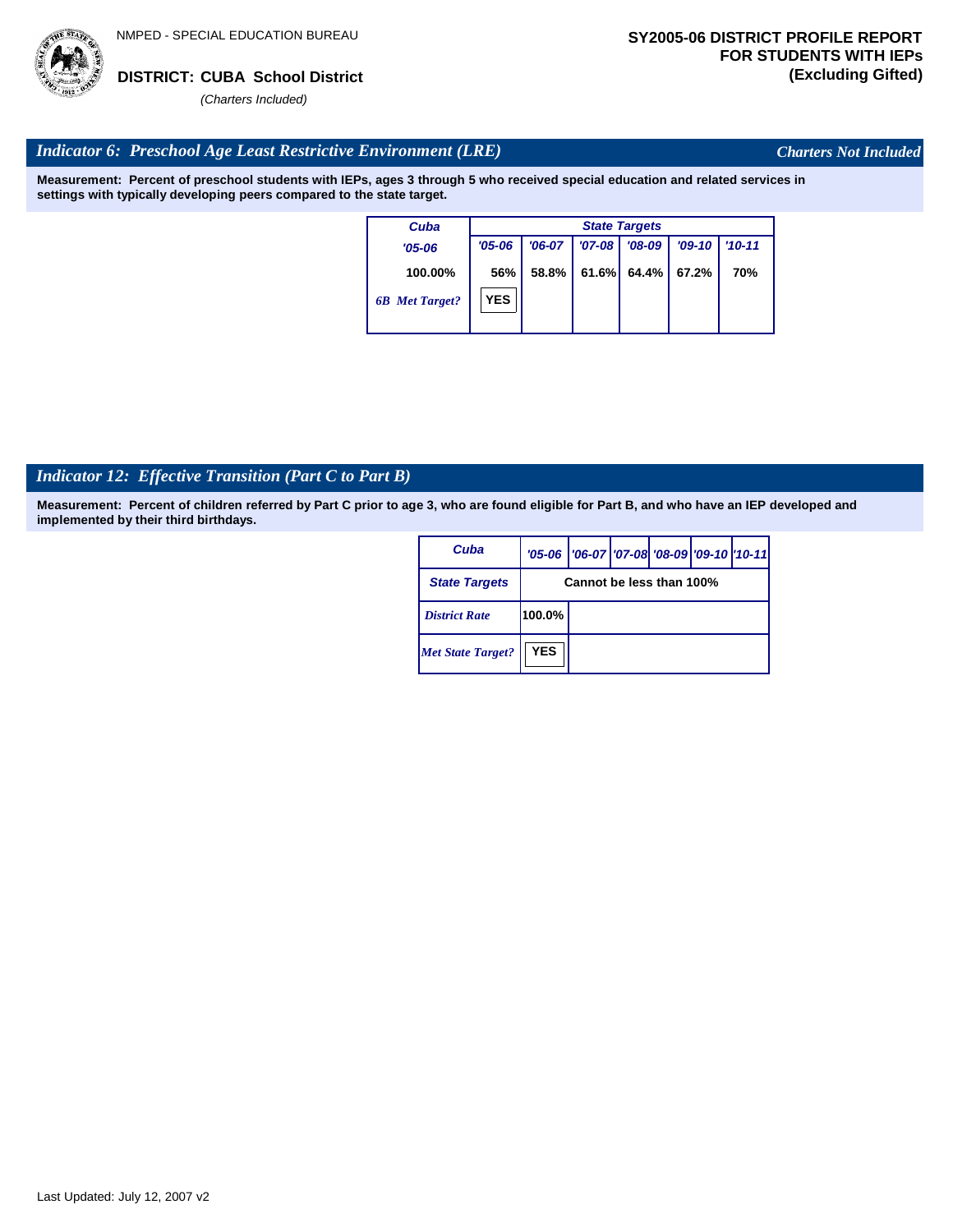NMPED - SPECIAL EDUCATION BUREAU

**DISTRICT: CUBA School District**

*(Charters Included)*

**SY2005-06 DISTRICT PROFILE REPORT FOR STUDENTS WITH IEPs (Excluding Gifted)**

## *Indicator 6: Preschool Age Least Restrictive Environment (LRE)*

*Charters Not Included*

**Measurement: Percent of preschool students with IEPs, ages 3 through 5 who received special education and related services in settings with typically developing peers compared to the state target.**

| Cuba | State Targets | | | | | |
|---|---|---|---|---|---|---|
| '05-06 | '05-06 | '06-07 | '07-08 | '08-09 | '09-10 | '10-11 |
| 100.00% | 56% | 58.8% | 61.6% | 64.4% | 67.2% | 70% |
| 6B Met Target? | YES | | | | | |

## *Indicator 12: Effective Transition (Part C to Part B)*

**Measurement: Percent of children referred by Part C prior to age 3, who are found eligible for Part B, and who have an IEP developed and implemented by their third birthdays.**

| Cuba | '05-06 | '06-07 | '07-08 | '08-09 | '09-10 | '10-11 |
|---|---|---|---|---|---|---|
| State Targets | Cannot be less than 100% | | | | | |
| District Rate | 100.0% | | | | | |
| Met State Target? | YES | | | | | |

Last Updated: July 12, 2007 v2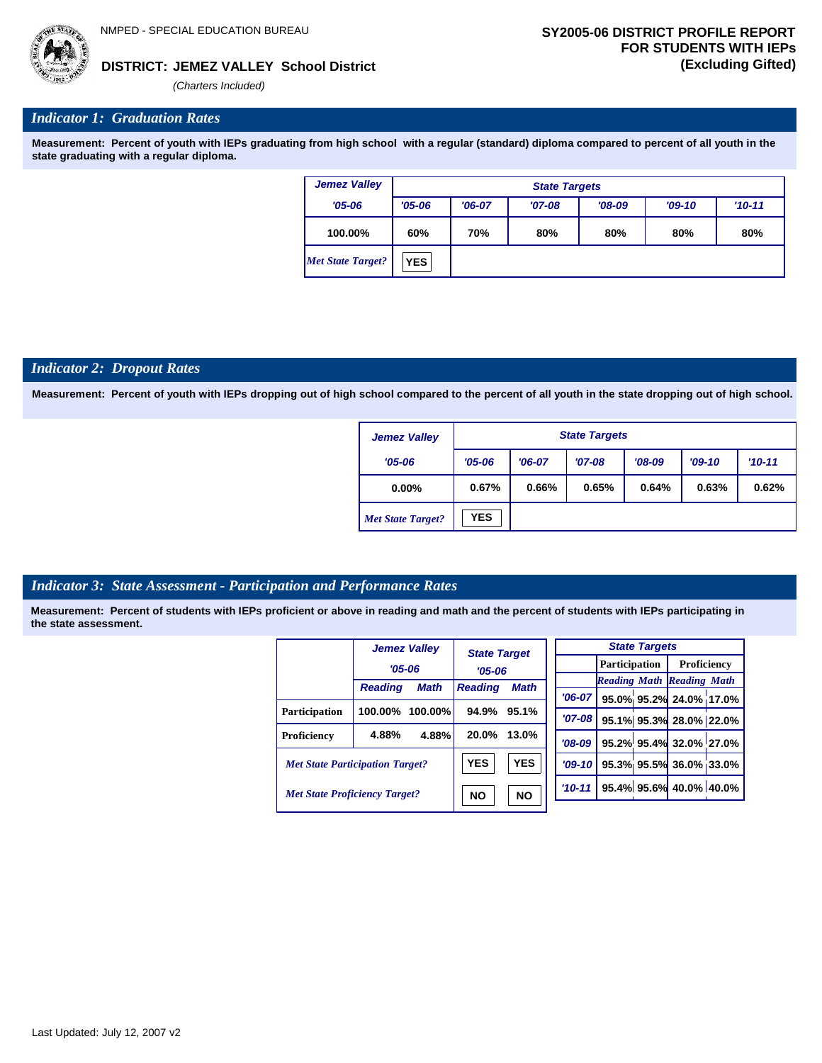NMPED - SPECIAL EDUCATION BUREAU

**DISTRICT: JEMEZ VALLEY School District**

*(Charters Included)*

**SY2005-06 DISTRICT PROFILE REPORT FOR STUDENTS WITH IEPs (Excluding Gifted)**

## *Indicator 1: Graduation Rates*

**Measurement: Percent of youth with IEPs graduating from high school with a regular (standard) diploma compared to percent of all youth in the state graduating with a regular diploma.**

| Jemez Valley | State Targets | | | | | |
|---|---|---|---|---|---|---|
| '05-06 | '05-06 | '06-07 | '07-08 | '08-09 | '09-10 | '10-11 |
| 100.00% | 60% | 70% | 80% | 80% | 80% | 80% |
| *Met State Target?* | YES | | | | | |

## *Indicator 2: Dropout Rates*

**Measurement: Percent of youth with IEPs dropping out of high school compared to the percent of all youth in the state dropping out of high school.**

| Jemez Valley | State Targets | | | | | |
|---|---|---|---|---|---|---|
| '05-06 | '05-06 | '06-07 | '07-08 | '08-09 | '09-10 | '10-11 |
| 0.00% | 0.67% | 0.66% | 0.65% | 0.64% | 0.63% | 0.62% |
| *Met State Target?* | YES | | | | | |

## *Indicator 3: State Assessment - Participation and Performance Rates*

**Measurement: Percent of students with IEPs proficient or above in reading and math and the percent of students with IEPs participating in the state assessment.**

| | Jemez Valley '05-06 | | State Target '05-06 | |
|---|---|---|---|---|
| | Reading | Math | Reading | Math |
| Participation | 100.00% | 100.00% | 94.9% | 95.1% |
| Proficiency | 4.88% | 4.88% | 20.0% | 13.0% |
| *Met State Participation Target?* | | | YES | YES |
| *Met State Proficiency Target?* | | | NO | NO |

| State Targets | Participation | | Proficiency | |
|---|---|---|---|---|
| | Reading | Math | Reading | Math |
| '06-07 | 95.0% | 95.2% | 24.0% | 17.0% |
| '07-08 | 95.1% | 95.3% | 28.0% | 22.0% |
| '08-09 | 95.2% | 95.4% | 32.0% | 27.0% |
| '09-10 | 95.3% | 95.5% | 36.0% | 33.0% |
| '10-11 | 95.4% | 95.6% | 40.0% | 40.0% |

Last Updated: July 12, 2007 v2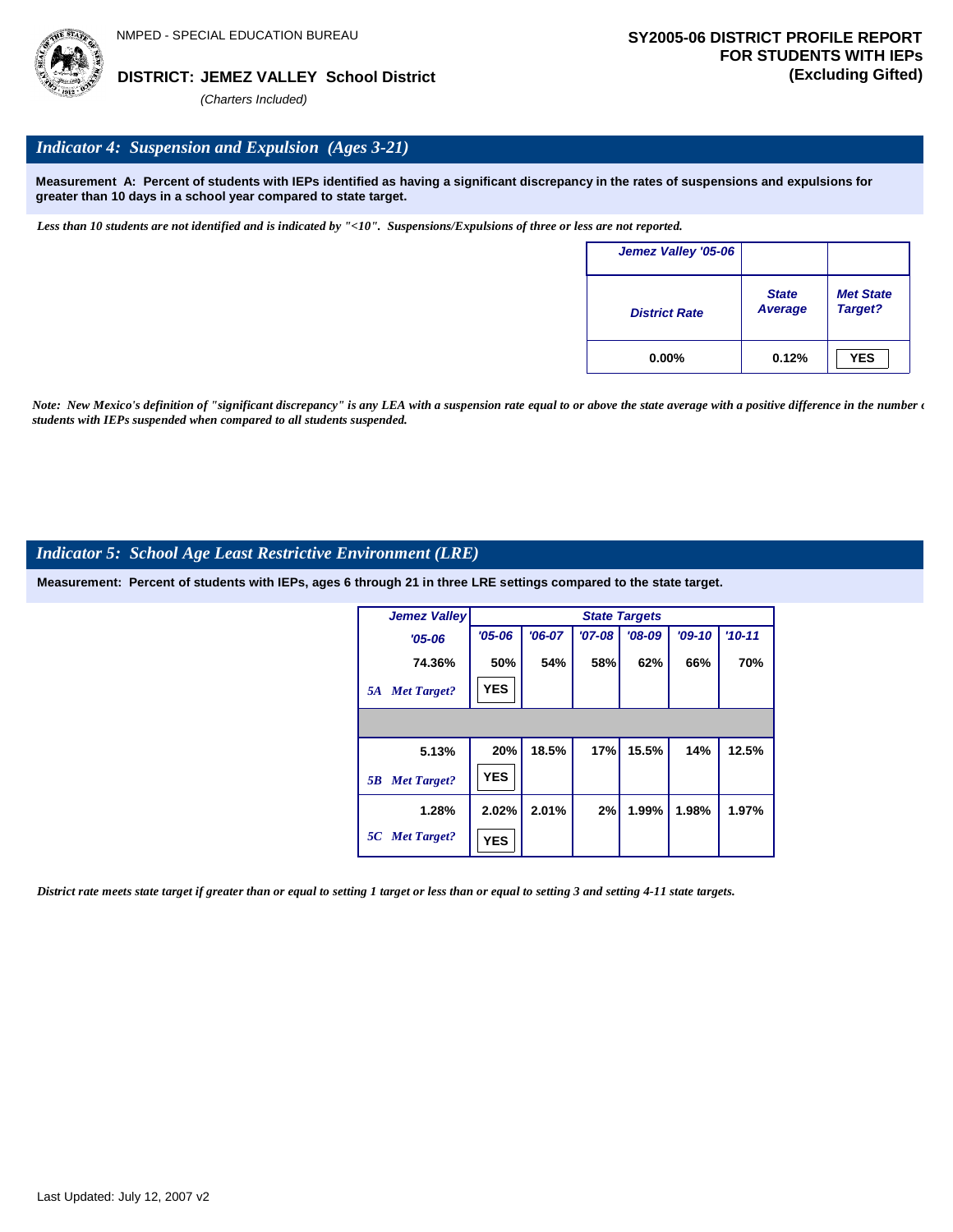NMPED - SPECIAL EDUCATION BUREAU

**DISTRICT: JEMEZ VALLEY School District**

*(Charters Included)*

**SY2005-06 DISTRICT PROFILE REPORT FOR STUDENTS WITH IEPs (Excluding Gifted)**

## *Indicator 4: Suspension and Expulsion (Ages 3-21)*

**Measurement A: Percent of students with IEPs identified as having a significant discrepancy in the rates of suspensions and expulsions for greater than 10 days in a school year compared to state target.**

*Less than 10 students are not identified and is indicated by "<10". Suspensions/Expulsions of three or less are not reported.*

| Jemez Valley '05-06 | | |
|---|---|---|
| District Rate | State Average | Met State Target? |
| 0.00% | 0.12% | YES |

*Note: New Mexico's definition of "significant discrepancy" is any LEA with a suspension rate equal to or above the state average with a positive difference in the number of students with IEPs suspended when compared to all students suspended.*

## *Indicator 5: School Age Least Restrictive Environment (LRE)*

**Measurement: Percent of students with IEPs, ages 6 through 21 in three LRE settings compared to the state target.**

| Jemez Valley | State Targets | | | | | |
|---|---|---|---|---|---|---|
| '05-06 | '05-06 | '06-07 | '07-08 | '08-09 | '09-10 | '10-11 |
| 74.36% | 50% | 54% | 58% | 62% | 66% | 70% |
| *5A Met Target?* | YES | | | | | |
| | | | | | | |
| 5.13% | 20% | 18.5% | 17% | 15.5% | 14% | 12.5% |
| *5B Met Target?* | YES | | | | | |
| 1.28% | 2.02% | 2.01% | 2% | 1.99% | 1.98% | 1.97% |
| *5C Met Target?* | YES | | | | | |

*District rate meets state target if greater than or equal to setting 1 target or less than or equal to setting 3 and setting 4-11 state targets.*

Last Updated: July 12, 2007 v2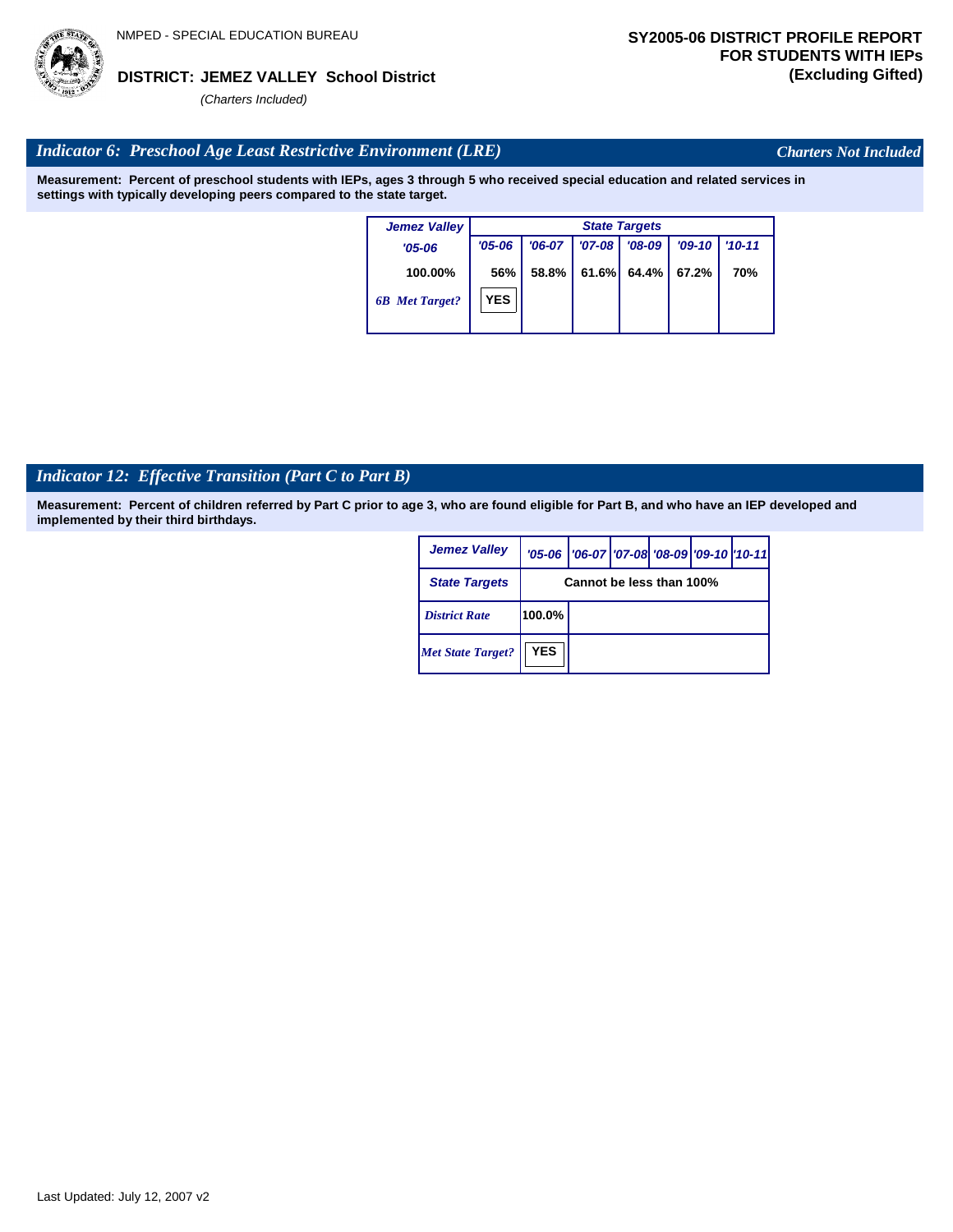NMPED - SPECIAL EDUCATION BUREAU

**DISTRICT: JEMEZ VALLEY School District**

*(Charters Included)*

**SY2005-06 DISTRICT PROFILE REPORT FOR STUDENTS WITH IEPs (Excluding Gifted)**

## *Indicator 6: Preschool Age Least Restrictive Environment (LRE)*

*Charters Not Included*

**Measurement: Percent of preschool students with IEPs, ages 3 through 5 who received special education and related services in settings with typically developing peers compared to the state target.**

| Jemez Valley | State Targets | | | | | |
|---|---|---|---|---|---|---|
| '05-06 | '05-06 | '06-07 | '07-08 | '08-09 | '09-10 | '10-11 |
| 100.00% | 56% | 58.8% | 61.6% | 64.4% | 67.2% | 70% |
| *6B Met Target?* | YES | | | | | |

## *Indicator 12: Effective Transition (Part C to Part B)*

**Measurement: Percent of children referred by Part C prior to age 3, who are found eligible for Part B, and who have an IEP developed and implemented by their third birthdays.**

| Jemez Valley | '05-06 | '06-07 | '07-08 | '08-09 | '09-10 | '10-11 |
|---|---|---|---|---|---|---|
| State Targets | Cannot be less than 100% | | | | | |
| *District Rate* | 100.0% | | | | | |
| *Met State Target?* | YES | | | | | |

Last Updated: July 12, 2007 v2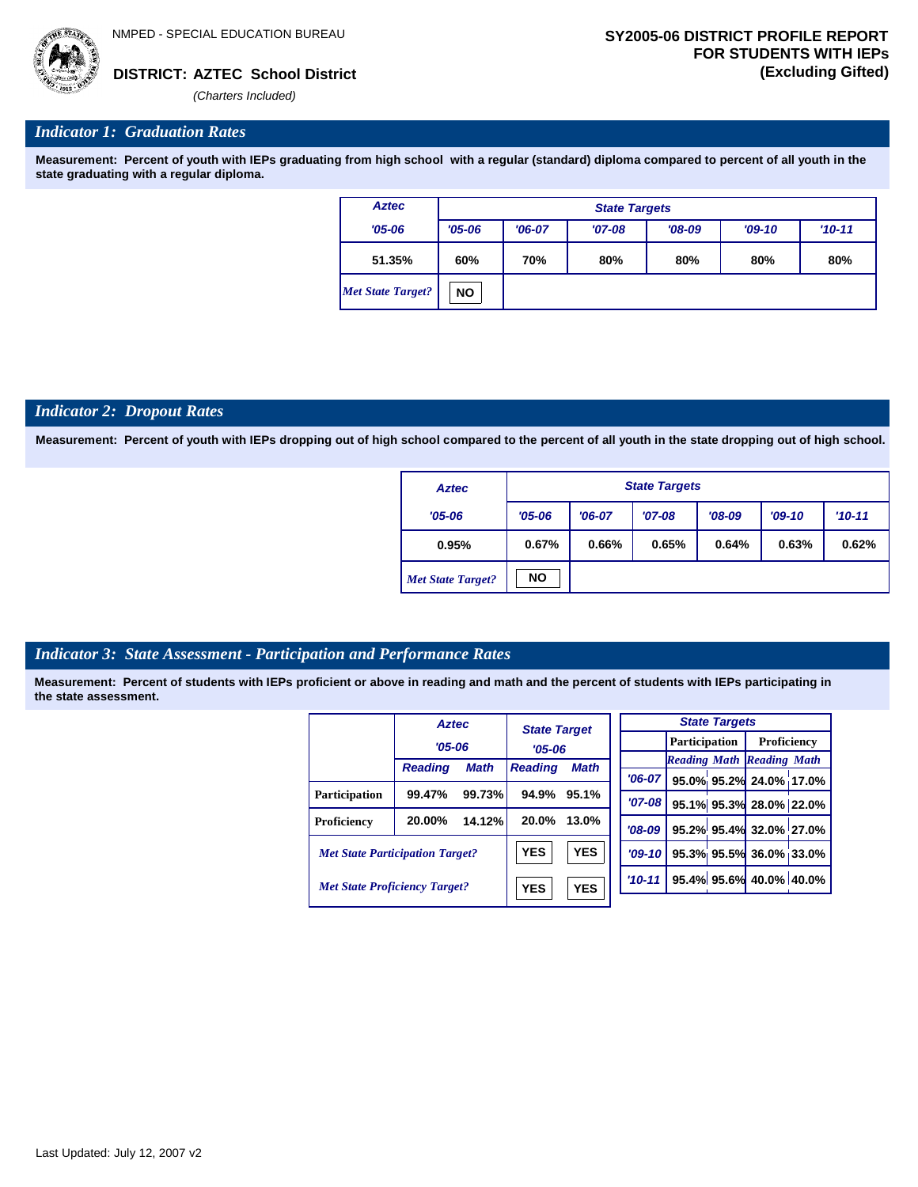NMPED - SPECIAL EDUCATION BUREAU

**DISTRICT: AZTEC School District**

*(Charters Included)*

**SY2005-06 DISTRICT PROFILE REPORT FOR STUDENTS WITH IEPs (Excluding Gifted)**

## *Indicator 1: Graduation Rates*

**Measurement: Percent of youth with IEPs graduating from high school with a regular (standard) diploma compared to percent of all youth in the state graduating with a regular diploma.**

| Aztec | State Targets | | | | | |
|---|---|---|---|---|---|---|
| '05-06 | '05-06 | '06-07 | '07-08 | '08-09 | '09-10 | '10-11 |
| 51.35% | 60% | 70% | 80% | 80% | 80% | 80% |
| *Met State Target?* | NO | | | | | |

## *Indicator 2: Dropout Rates*

**Measurement: Percent of youth with IEPs dropping out of high school compared to the percent of all youth in the state dropping out of high school.**

| Aztec | State Targets | | | | | |
|---|---|---|---|---|---|---|
| '05-06 | '05-06 | '06-07 | '07-08 | '08-09 | '09-10 | '10-11 |
| 0.95% | 0.67% | 0.66% | 0.65% | 0.64% | 0.63% | 0.62% |
| *Met State Target?* | NO | | | | | |

## *Indicator 3: State Assessment - Participation and Performance Rates*

**Measurement: Percent of students with IEPs proficient or above in reading and math and the percent of students with IEPs participating in the state assessment.**

| | Aztec '05-06 | | State Target '05-06 | |
|---|---|---|---|---|
| | Reading | Math | Reading | Math |
| Participation | 99.47% | 99.73% | 94.9% | 95.1% |
| Proficiency | 20.00% | 14.12% | 20.0% | 13.0% |
| *Met State Participation Target?* | | | YES | YES |
| *Met State Proficiency Target?* | | | YES | YES |

| State Targets | Participation | | Proficiency | |
|---|---|---|---|---|
| | Reading | Math | Reading | Math |
| '06-07 | 95.0% | 95.2% | 24.0% | 17.0% |
| '07-08 | 95.1% | 95.3% | 28.0% | 22.0% |
| '08-09 | 95.2% | 95.4% | 32.0% | 27.0% |
| '09-10 | 95.3% | 95.5% | 36.0% | 33.0% |
| '10-11 | 95.4% | 95.6% | 40.0% | 40.0% |

Last Updated: July 12, 2007 v2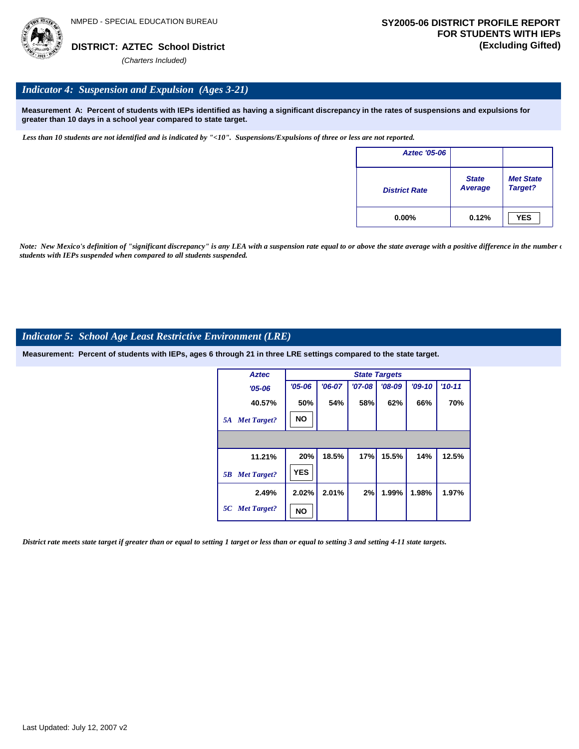NMPED - SPECIAL EDUCATION BUREAU

**DISTRICT: AZTEC School District**

*(Charters Included)*

**SY2005-06 DISTRICT PROFILE REPORT FOR STUDENTS WITH IEPs (Excluding Gifted)**

## *Indicator 4: Suspension and Expulsion (Ages 3-21)*

**Measurement A: Percent of students with IEPs identified as having a significant discrepancy in the rates of suspensions and expulsions for greater than 10 days in a school year compared to state target.**

*Less than 10 students are not identified and is indicated by "<10". Suspensions/Expulsions of three or less are not reported.*

| Aztec '05-06 | | |
|---|---|---|
| District Rate | State Average | Met State Target? |
| 0.00% | 0.12% | YES |

*Note: New Mexico's definition of "significant discrepancy" is any LEA with a suspension rate equal to or above the state average with a positive difference in the number of students with IEPs suspended when compared to all students suspended.*

## *Indicator 5: School Age Least Restrictive Environment (LRE)*

**Measurement: Percent of students with IEPs, ages 6 through 21 in three LRE settings compared to the state target.**

| Aztec | State Targets | | | | | |
|---|---|---|---|---|---|---|
| '05-06 | '05-06 | '06-07 | '07-08 | '08-09 | '09-10 | '10-11 |
| 40.57% | 50% | 54% | 58% | 62% | 66% | 70% |
| *5A Met Target?* | NO | | | | | |
| | | | | | | |
| 11.21% | 20% | 18.5% | 17% | 15.5% | 14% | 12.5% |
| *5B Met Target?* | YES | | | | | |
| 2.49% | 2.02% | 2.01% | 2% | 1.99% | 1.98% | 1.97% |
| *5C Met Target?* | NO | | | | | |

*District rate meets state target if greater than or equal to setting 1 target or less than or equal to setting 3 and setting 4-11 state targets.*

Last Updated: July 12, 2007 v2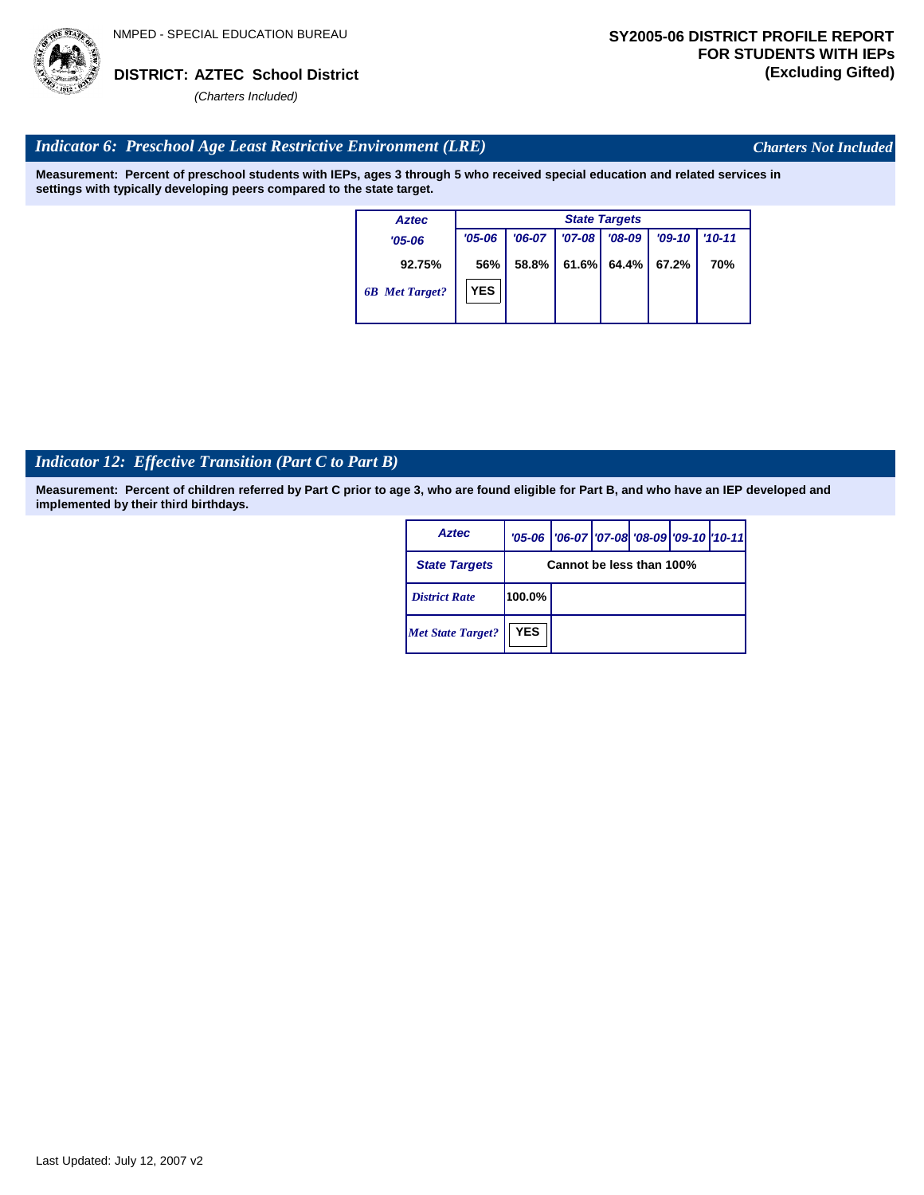NMPED - SPECIAL EDUCATION BUREAU

**DISTRICT: AZTEC School District**

*(Charters Included)*

**SY2005-06 DISTRICT PROFILE REPORT FOR STUDENTS WITH IEPs (Excluding Gifted)**

## *Indicator 6: Preschool Age Least Restrictive Environment (LRE)*

*Charters Not Included*

**Measurement: Percent of preschool students with IEPs, ages 3 through 5 who received special education and related services in settings with typically developing peers compared to the state target.**

| Aztec | State Targets | | | | | |
|---|---|---|---|---|---|---|
| '05-06 | '05-06 | '06-07 | '07-08 | '08-09 | '09-10 | '10-11 |
| 92.75% | 56% | 58.8% | 61.6% | 64.4% | 67.2% | 70% |
| *6B Met Target?* | YES | | | | | |

## *Indicator 12: Effective Transition (Part C to Part B)*

**Measurement: Percent of children referred by Part C prior to age 3, who are found eligible for Part B, and who have an IEP developed and implemented by their third birthdays.**

| Aztec | '05-06 | '06-07 | '07-08 | '08-09 | '09-10 | '10-11 |
|---|---|---|---|---|---|---|
| State Targets | Cannot be less than 100% | | | | | |
| *District Rate* | 100.0% | | | | | |
| *Met State Target?* | YES | | | | | |

Last Updated: July 12, 2007 v2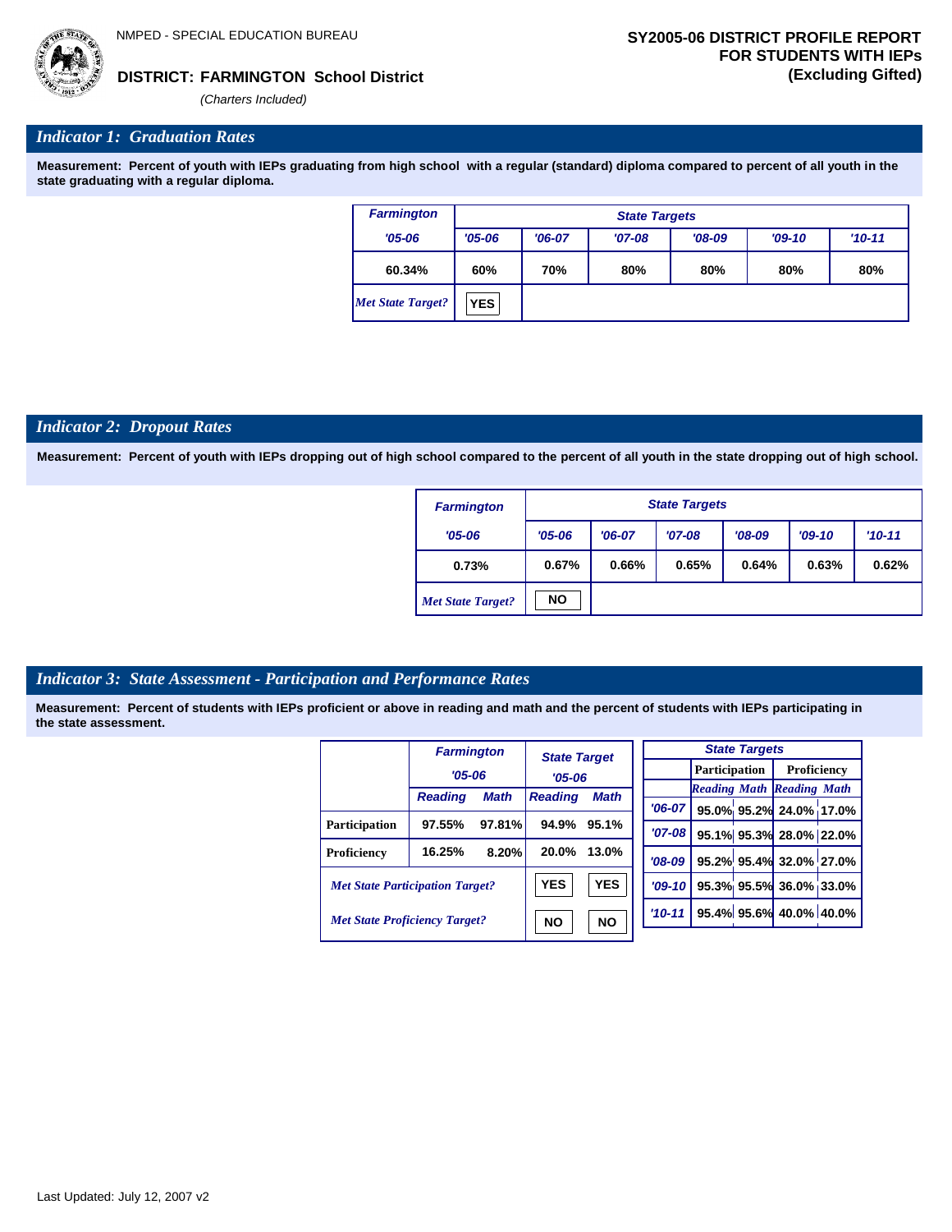NMPED - SPECIAL EDUCATION BUREAU

**DISTRICT: FARMINGTON School District**

*(Charters Included)*

**SY2005-06 DISTRICT PROFILE REPORT FOR STUDENTS WITH IEPs (Excluding Gifted)**

## *Indicator 1: Graduation Rates*

**Measurement: Percent of youth with IEPs graduating from high school with a regular (standard) diploma compared to percent of all youth in the state graduating with a regular diploma.**

| Farmington | State Targets | | | | | |
|---|---|---|---|---|---|---|
| '05-06 | '05-06 | '06-07 | '07-08 | '08-09 | '09-10 | '10-11 |
| 60.34% | 60% | 70% | 80% | 80% | 80% | 80% |
| *Met State Target?* | YES | | | | | |

## *Indicator 2: Dropout Rates*

**Measurement: Percent of youth with IEPs dropping out of high school compared to the percent of all youth in the state dropping out of high school.**

| Farmington | State Targets | | | | | |
|---|---|---|---|---|---|---|
| '05-06 | '05-06 | '06-07 | '07-08 | '08-09 | '09-10 | '10-11 |
| 0.73% | 0.67% | 0.66% | 0.65% | 0.64% | 0.63% | 0.62% |
| *Met State Target?* | NO | | | | | |

## *Indicator 3: State Assessment - Participation and Performance Rates*

**Measurement: Percent of students with IEPs proficient or above in reading and math and the percent of students with IEPs participating in the state assessment.**

| | Farmington '05-06 | | State Target '05-06 | |
|---|---|---|---|---|
| | Reading | Math | Reading | Math |
| Participation | 97.55% | 97.81% | 94.9% | 95.1% |
| Proficiency | 16.25% | 8.20% | 20.0% | 13.0% |
| *Met State Participation Target?* | | | YES | YES |
| *Met State Proficiency Target?* | | | NO | NO |

| State Targets | Participation | | Proficiency | |
|---|---|---|---|---|
| | Reading | Math | Reading | Math |
| '06-07 | 95.0% | 95.2% | 24.0% | 17.0% |
| '07-08 | 95.1% | 95.3% | 28.0% | 22.0% |
| '08-09 | 95.2% | 95.4% | 32.0% | 27.0% |
| '09-10 | 95.3% | 95.5% | 36.0% | 33.0% |
| '10-11 | 95.4% | 95.6% | 40.0% | 40.0% |

Last Updated: July 12, 2007 v2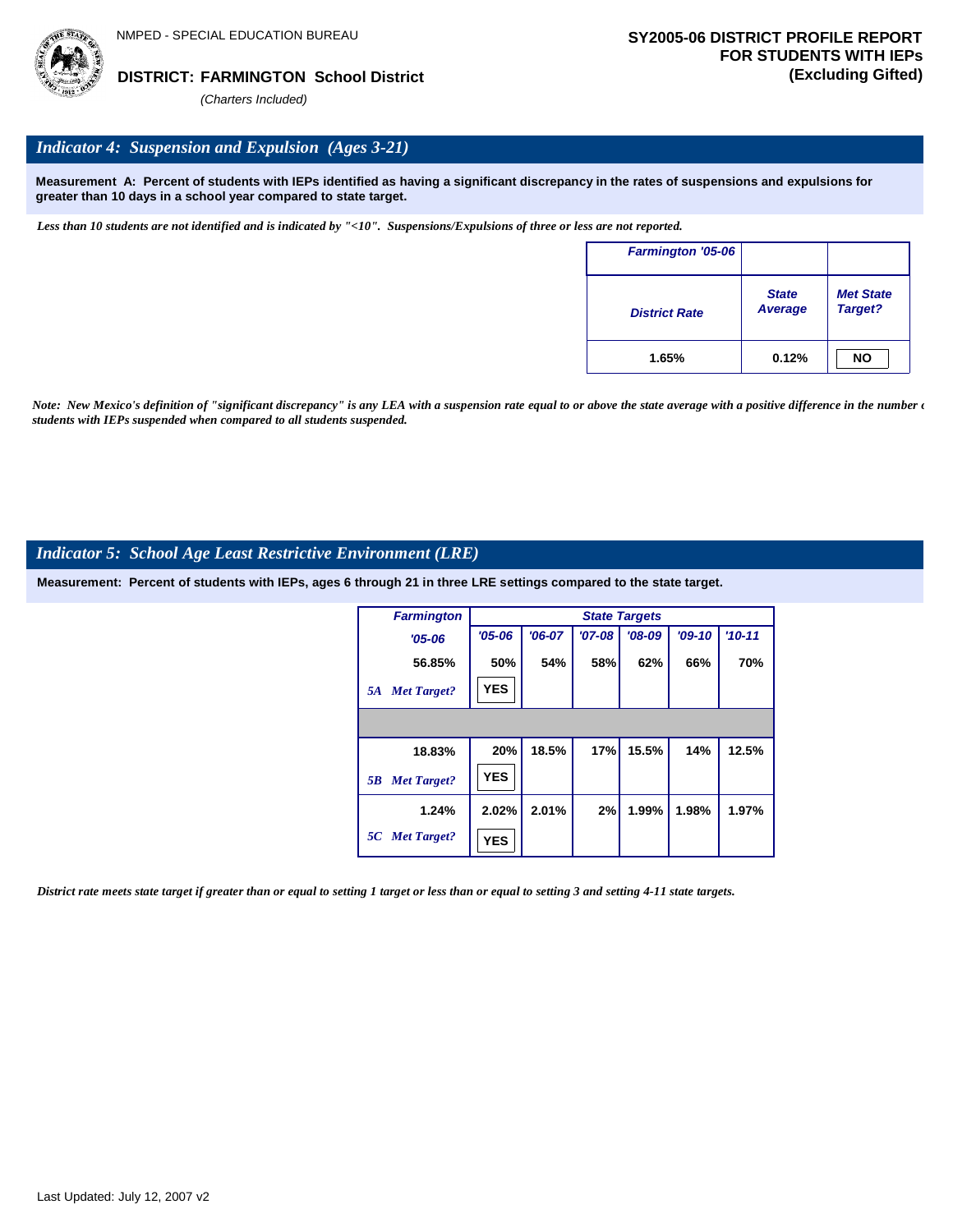NMPED - SPECIAL EDUCATION BUREAU

**DISTRICT: FARMINGTON School District**

*(Charters Included)*

**SY2005-06 DISTRICT PROFILE REPORT FOR STUDENTS WITH IEPs (Excluding Gifted)**

## *Indicator 4: Suspension and Expulsion (Ages 3-21)*

**Measurement A: Percent of students with IEPs identified as having a significant discrepancy in the rates of suspensions and expulsions for greater than 10 days in a school year compared to state target.**

*Less than 10 students are not identified and is indicated by "<10". Suspensions/Expulsions of three or less are not reported.*

| Farmington '05-06 | | |
|---|---|---|
| District Rate | State Average | Met State Target? |
| 1.65% | 0.12% | NO |

*Note: New Mexico's definition of "significant discrepancy" is any LEA with a suspension rate equal to or above the state average with a positive difference in the number of students with IEPs suspended when compared to all students suspended.*

## *Indicator 5: School Age Least Restrictive Environment (LRE)*

**Measurement: Percent of students with IEPs, ages 6 through 21 in three LRE settings compared to the state target.**

| Farmington | State Targets | | | | | |
|---|---|---|---|---|---|---|
| '05-06 | '05-06 | '06-07 | '07-08 | '08-09 | '09-10 | '10-11 |
| 56.85% | 50% | 54% | 58% | 62% | 66% | 70% |
| 5A Met Target? | YES | | | | | |
| | | | | | | |
| 18.83% | 20% | 18.5% | 17% | 15.5% | 14% | 12.5% |
| 5B Met Target? | YES | | | | | |
| 1.24% | 2.02% | 2.01% | 2% | 1.99% | 1.98% | 1.97% |
| 5C Met Target? | YES | | | | | |

*District rate meets state target if greater than or equal to setting 1 target or less than or equal to setting 3 and setting 4-11 state targets.*

Last Updated: July 12, 2007 v2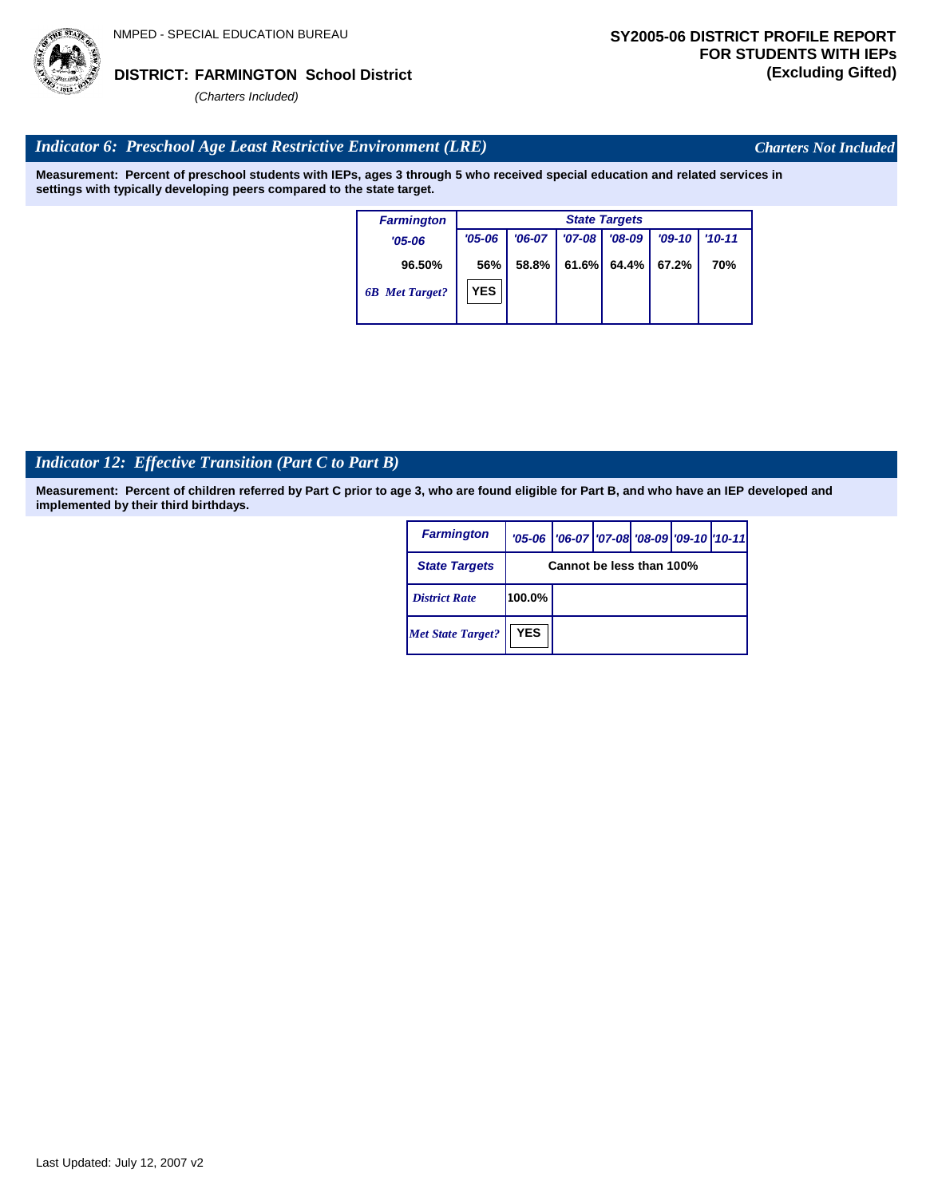NMPED - SPECIAL EDUCATION BUREAU

**DISTRICT: FARMINGTON School District**

*(Charters Included)*

**SY2005-06 DISTRICT PROFILE REPORT FOR STUDENTS WITH IEPs (Excluding Gifted)**

## *Indicator 6: Preschool Age Least Restrictive Environment (LRE)*

*Charters Not Included*

**Measurement: Percent of preschool students with IEPs, ages 3 through 5 who received special education and related services in settings with typically developing peers compared to the state target.**

| Farmington | State Targets | | | | | |
|---|---|---|---|---|---|---|
| '05-06 | '05-06 | '06-07 | '07-08 | '08-09 | '09-10 | '10-11 |
| 96.50% | 56% | 58.8% | 61.6% | 64.4% | 67.2% | 70% |
| 6B Met Target? | YES | | | | | |

## *Indicator 12: Effective Transition (Part C to Part B)*

**Measurement: Percent of children referred by Part C prior to age 3, who are found eligible for Part B, and who have an IEP developed and implemented by their third birthdays.**

| Farmington | '05-06 | '06-07 | '07-08 | '08-09 | '09-10 | '10-11 |
|---|---|---|---|---|---|---|
| State Targets | Cannot be less than 100% | | | | | |
| District Rate | 100.0% | | | | | |
| Met State Target? | YES | | | | | |

Last Updated: July 12, 2007 v2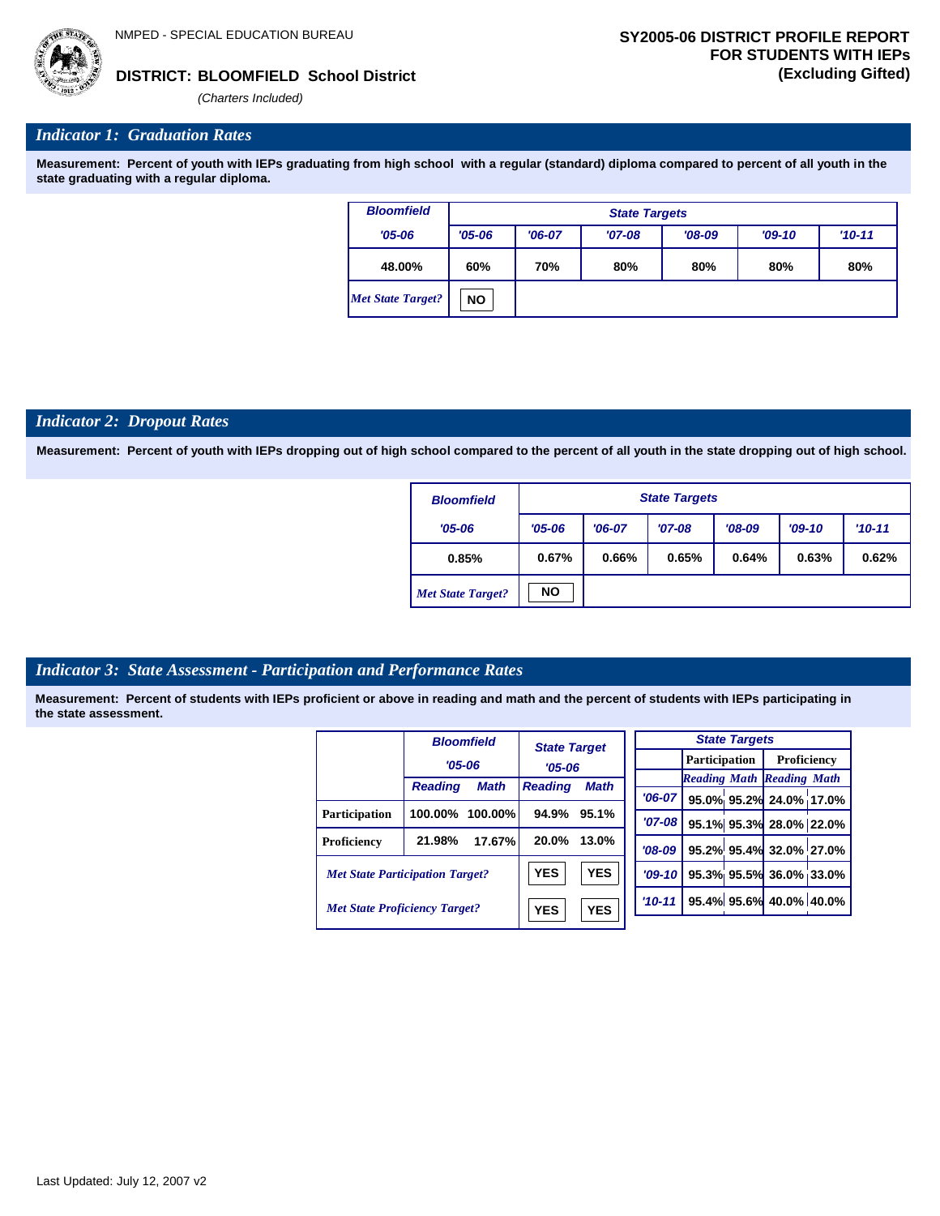NMPED - SPECIAL EDUCATION BUREAU

# SY2005-06 DISTRICT PROFILE REPORT FOR STUDENTS WITH IEPs (Excluding Gifted)

**DISTRICT: BLOOMFIELD School District**

*(Charters Included)*

## *Indicator 1: Graduation Rates*

**Measurement: Percent of youth with IEPs graduating from high school with a regular (standard) diploma compared to percent of all youth in the state graduating with a regular diploma.**

| Bloomfield | State Targets | | | | | |
|---|---|---|---|---|---|---|
| '05-06 | '05-06 | '06-07 | '07-08 | '08-09 | '09-10 | '10-11 |
| 48.00% | 60% | 70% | 80% | 80% | 80% | 80% |
| *Met State Target?* | NO | | | | | |

## *Indicator 2: Dropout Rates*

**Measurement: Percent of youth with IEPs dropping out of high school compared to the percent of all youth in the state dropping out of high school.**

| Bloomfield | State Targets | | | | | |
|---|---|---|---|---|---|---|
| '05-06 | '05-06 | '06-07 | '07-08 | '08-09 | '09-10 | '10-11 |
| 0.85% | 0.67% | 0.66% | 0.65% | 0.64% | 0.63% | 0.62% |
| *Met State Target?* | NO | | | | | |

## *Indicator 3: State Assessment - Participation and Performance Rates*

**Measurement: Percent of students with IEPs proficient or above in reading and math and the percent of students with IEPs participating in the state assessment.**

| | Bloomfield '05-06 | | State Target '05-06 | |
|---|---|---|---|---|
| | Reading | Math | Reading | Math |
| Participation | 100.00% | 100.00% | 94.9% | 95.1% |
| Proficiency | 21.98% | 17.67% | 20.0% | 13.0% |
| *Met State Participation Target?* | | | YES | YES |
| *Met State Proficiency Target?* | | | YES | YES |

| State Targets | Participation | | Proficiency | |
|---|---|---|---|---|
| | Reading | Math | Reading | Math |
| '06-07 | 95.0% | 95.2% | 24.0% | 17.0% |
| '07-08 | 95.1% | 95.3% | 28.0% | 22.0% |
| '08-09 | 95.2% | 95.4% | 32.0% | 27.0% |
| '09-10 | 95.3% | 95.5% | 36.0% | 33.0% |
| '10-11 | 95.4% | 95.6% | 40.0% | 40.0% |

Last Updated: July 12, 2007 v2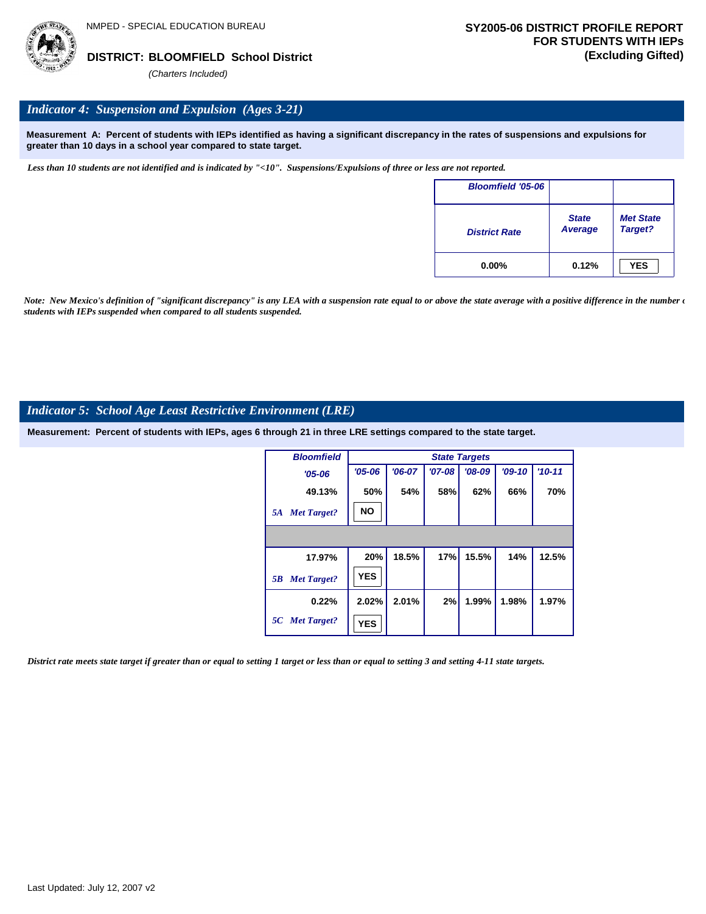NMPED - SPECIAL EDUCATION BUREAU

**DISTRICT: BLOOMFIELD School District**

*(Charters Included)*

**SY2005-06 DISTRICT PROFILE REPORT FOR STUDENTS WITH IEPs (Excluding Gifted)**

## *Indicator 4: Suspension and Expulsion (Ages 3-21)*

**Measurement A: Percent of students with IEPs identified as having a significant discrepancy in the rates of suspensions and expulsions for greater than 10 days in a school year compared to state target.**

*Less than 10 students are not identified and is indicated by "<10". Suspensions/Expulsions of three or less are not reported.*

| Bloomfield '05-06 | | |
|---|---|---|
| District Rate | State Average | Met State Target? |
| 0.00% | 0.12% | YES |

*Note: New Mexico's definition of "significant discrepancy" is any LEA with a suspension rate equal to or above the state average with a positive difference in the number of students with IEPs suspended when compared to all students suspended.*

## *Indicator 5: School Age Least Restrictive Environment (LRE)*

**Measurement: Percent of students with IEPs, ages 6 through 21 in three LRE settings compared to the state target.**

| Bloomfield | State Targets | | | | | |
|---|---|---|---|---|---|---|
| '05-06 | '05-06 | '06-07 | '07-08 | '08-09 | '09-10 | '10-11 |
| 49.13% | 50% | 54% | 58% | 62% | 66% | 70% |
| 5A Met Target? | NO | | | | | |
| 17.97% | 20% | 18.5% | 17% | 15.5% | 14% | 12.5% |
| 5B Met Target? | YES | | | | | |
| 0.22% | 2.02% | 2.01% | 2% | 1.99% | 1.98% | 1.97% |
| 5C Met Target? | YES | | | | | |

*District rate meets state target if greater than or equal to setting 1 target or less than or equal to setting 3 and setting 4-11 state targets.*

Last Updated: July 12, 2007 v2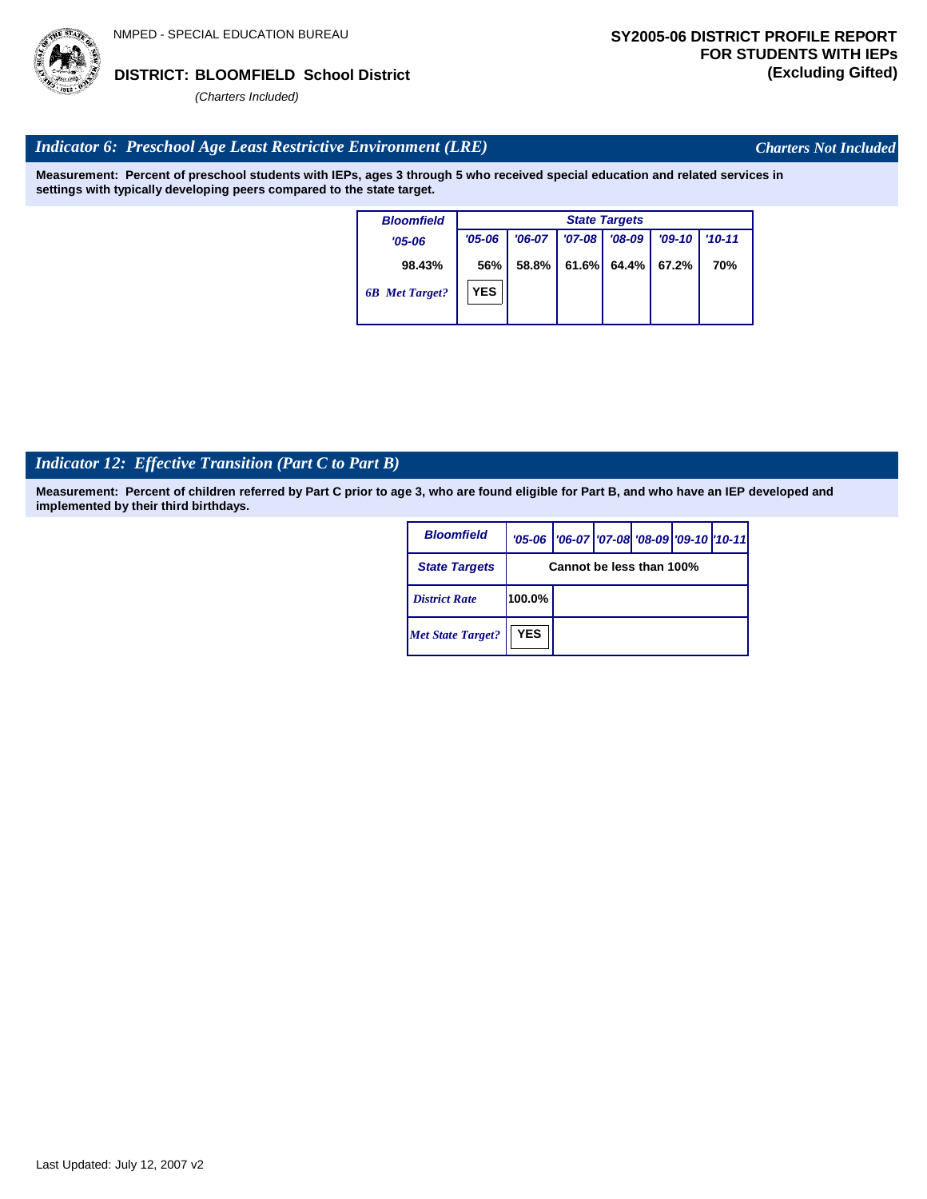NMPED - SPECIAL EDUCATION BUREAU

**DISTRICT: BLOOMFIELD School District**

*(Charters Included)*

**SY2005-06 DISTRICT PROFILE REPORT FOR STUDENTS WITH IEPs (Excluding Gifted)**

## *Indicator 6: Preschool Age Least Restrictive Environment (LRE)*

*Charters Not Included*

**Measurement: Percent of preschool students with IEPs, ages 3 through 5 who received special education and related services in settings with typically developing peers compared to the state target.**

| Bloomfield | State Targets | | | | | |
|---|---|---|---|---|---|---|
| '05-06 | '05-06 | '06-07 | '07-08 | '08-09 | '09-10 | '10-11 |
| 98.43% | 56% | 58.8% | 61.6% | 64.4% | 67.2% | 70% |
| *6B Met Target?* | YES | | | | | |

## *Indicator 12: Effective Transition (Part C to Part B)*

**Measurement: Percent of children referred by Part C prior to age 3, who are found eligible for Part B, and who have an IEP developed and implemented by their third birthdays.**

| Bloomfield | '05-06 | '06-07 | '07-08 | '08-09 | '09-10 | '10-11 |
|---|---|---|---|---|---|---|
| State Targets | Cannot be less than 100% | | | | | |
| *District Rate* | 100.0% | | | | | |
| *Met State Target?* | YES | | | | | |

Last Updated: July 12, 2007 v2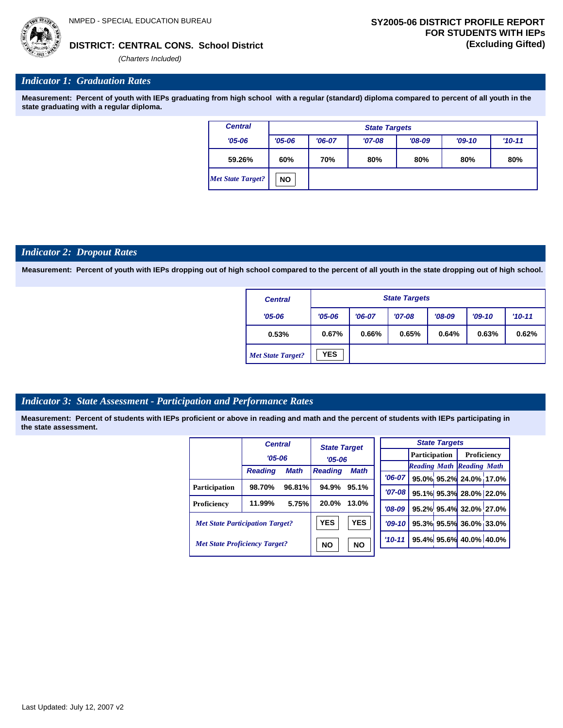NMPED - SPECIAL EDUCATION BUREAU

**DISTRICT: CENTRAL CONS. School District**

*(Charters Included)*

**SY2005-06 DISTRICT PROFILE REPORT FOR STUDENTS WITH IEPs (Excluding Gifted)**

## *Indicator 1: Graduation Rates*

**Measurement: Percent of youth with IEPs graduating from high school with a regular (standard) diploma compared to percent of all youth in the state graduating with a regular diploma.**

| Central | State Targets | | | | | |
|---|---|---|---|---|---|---|
| '05-06 | '05-06 | '06-07 | '07-08 | '08-09 | '09-10 | '10-11 |
| 59.26% | 60% | 70% | 80% | 80% | 80% | 80% |
| *Met State Target?* | NO | | | | | |

## *Indicator 2: Dropout Rates*

**Measurement: Percent of youth with IEPs dropping out of high school compared to the percent of all youth in the state dropping out of high school.**

| Central | State Targets | | | | | |
|---|---|---|---|---|---|---|
| '05-06 | '05-06 | '06-07 | '07-08 | '08-09 | '09-10 | '10-11 |
| 0.53% | 0.67% | 0.66% | 0.65% | 0.64% | 0.63% | 0.62% |
| *Met State Target?* | YES | | | | | |

## *Indicator 3: State Assessment - Participation and Performance Rates*

**Measurement: Percent of students with IEPs proficient or above in reading and math and the percent of students with IEPs participating in the state assessment.**

| | Central '05-06 | | State Target '05-06 | |
|---|---|---|---|---|
| | Reading | Math | Reading | Math |
| Participation | 98.70% | 96.81% | 94.9% | 95.1% |
| Proficiency | 11.99% | 5.75% | 20.0% | 13.0% |
| *Met State Participation Target?* | | | YES | YES |
| *Met State Proficiency Target?* | | | NO | NO |

| State Targets | Participation | | Proficiency | |
|---|---|---|---|---|
| | Reading | Math | Reading | Math |
| '06-07 | 95.0% | 95.2% | 24.0% | 17.0% |
| '07-08 | 95.1% | 95.3% | 28.0% | 22.0% |
| '08-09 | 95.2% | 95.4% | 32.0% | 27.0% |
| '09-10 | 95.3% | 95.5% | 36.0% | 33.0% |
| '10-11 | 95.4% | 95.6% | 40.0% | 40.0% |

Last Updated: July 12, 2007 v2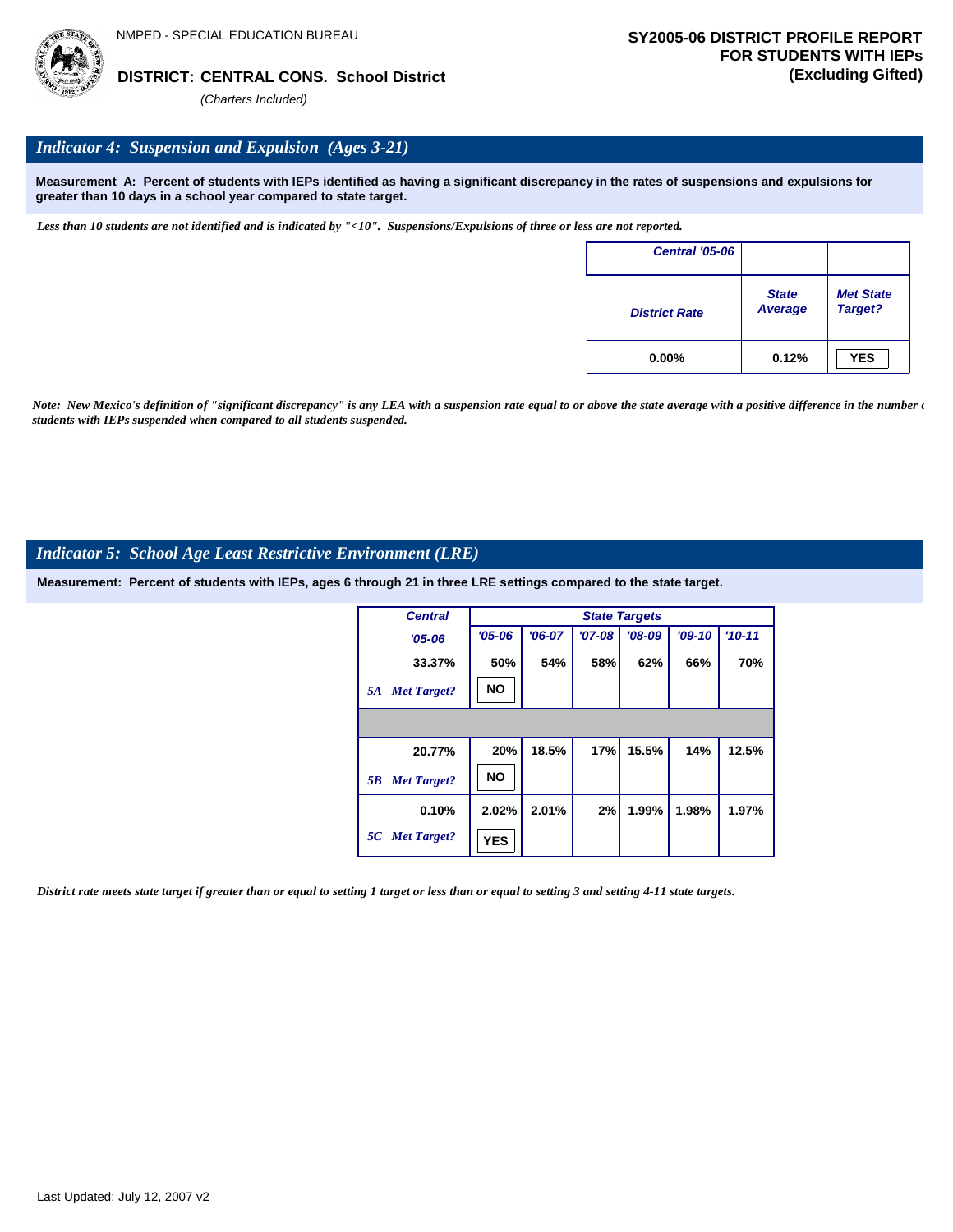NMPED - SPECIAL EDUCATION BUREAU

**DISTRICT: CENTRAL CONS. School District**

*(Charters Included)*

**SY2005-06 DISTRICT PROFILE REPORT FOR STUDENTS WITH IEPs (Excluding Gifted)**

## *Indicator 4: Suspension and Expulsion (Ages 3-21)*

**Measurement A: Percent of students with IEPs identified as having a significant discrepancy in the rates of suspensions and expulsions for greater than 10 days in a school year compared to state target.**

*Less than 10 students are not identified and is indicated by "<10". Suspensions/Expulsions of three or less are not reported.*

| Central '05-06 | | |
|---|---|---|
| District Rate | State Average | Met State Target? |
| 0.00% | 0.12% | YES |

*Note: New Mexico's definition of "significant discrepancy" is any LEA with a suspension rate equal to or above the state average with a positive difference in the number of students with IEPs suspended when compared to all students suspended.*

## *Indicator 5: School Age Least Restrictive Environment (LRE)*

**Measurement: Percent of students with IEPs, ages 6 through 21 in three LRE settings compared to the state target.**

| | Central | State Targets | | | | | |
|---|---|---|---|---|---|---|---|
| | '05-06 | '05-06 | '06-07 | '07-08 | '08-09 | '09-10 | '10-11 |
| | 33.37% | 50% | 54% | 58% | 62% | 66% | 70% |
| 5A | Met Target? | NO | | | | | |
| | 20.77% | 20% | 18.5% | 17% | 15.5% | 14% | 12.5% |
| 5B | Met Target? | NO | | | | | |
| | 0.10% | 2.02% | 2.01% | 2% | 1.99% | 1.98% | 1.97% |
| 5C | Met Target? | YES | | | | | |

*District rate meets state target if greater than or equal to setting 1 target or less than or equal to setting 3 and setting 4-11 state targets.*

Last Updated: July 12, 2007 v2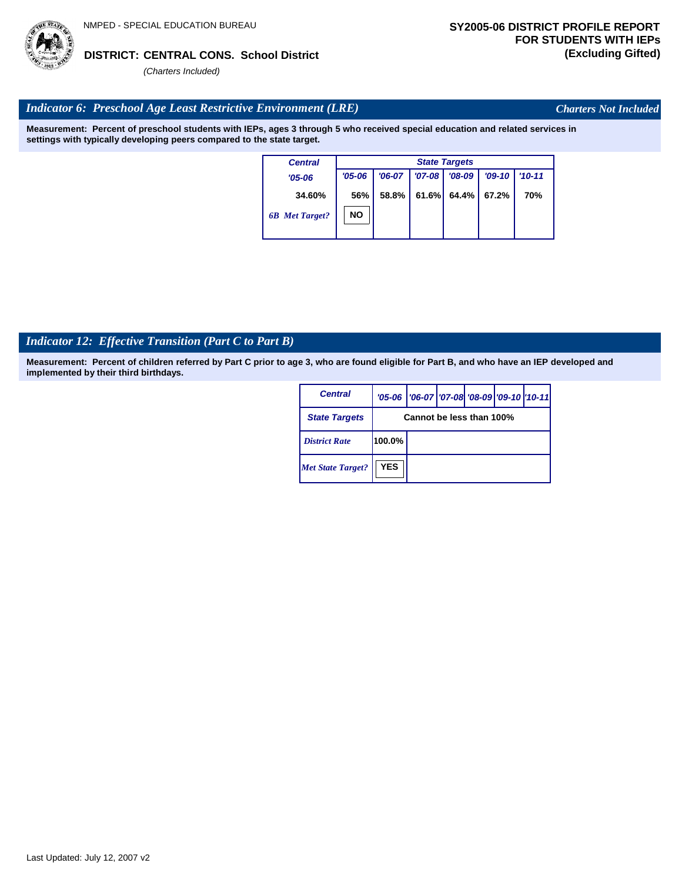NMPED - SPECIAL EDUCATION BUREAU

**DISTRICT: CENTRAL CONS. School District**

*(Charters Included)*

**SY2005-06 DISTRICT PROFILE REPORT FOR STUDENTS WITH IEPs (Excluding Gifted)**

## *Indicator 6: Preschool Age Least Restrictive Environment (LRE)*

*Charters Not Included*

**Measurement: Percent of preschool students with IEPs, ages 3 through 5 who received special education and related services in settings with typically developing peers compared to the state target.**

| Central | State Targets | | | | | |
|---|---|---|---|---|---|---|
| '05-06 | '05-06 | '06-07 | '07-08 | '08-09 | '09-10 | '10-11 |
| 34.60% | 56% | 58.8% | 61.6% | 64.4% | 67.2% | 70% |
| *6B Met Target?* | NO | | | | | |

## *Indicator 12: Effective Transition (Part C to Part B)*

**Measurement: Percent of children referred by Part C prior to age 3, who are found eligible for Part B, and who have an IEP developed and implemented by their third birthdays.**

| Central | '05-06 | '06-07 | '07-08 | '08-09 | '09-10 | '10-11 |
|---|---|---|---|---|---|---|
| State Targets | Cannot be less than 100% | | | | | |
| *District Rate* | 100.0% | | | | | |
| *Met State Target?* | YES | | | | | |

Last Updated: July 12, 2007 v2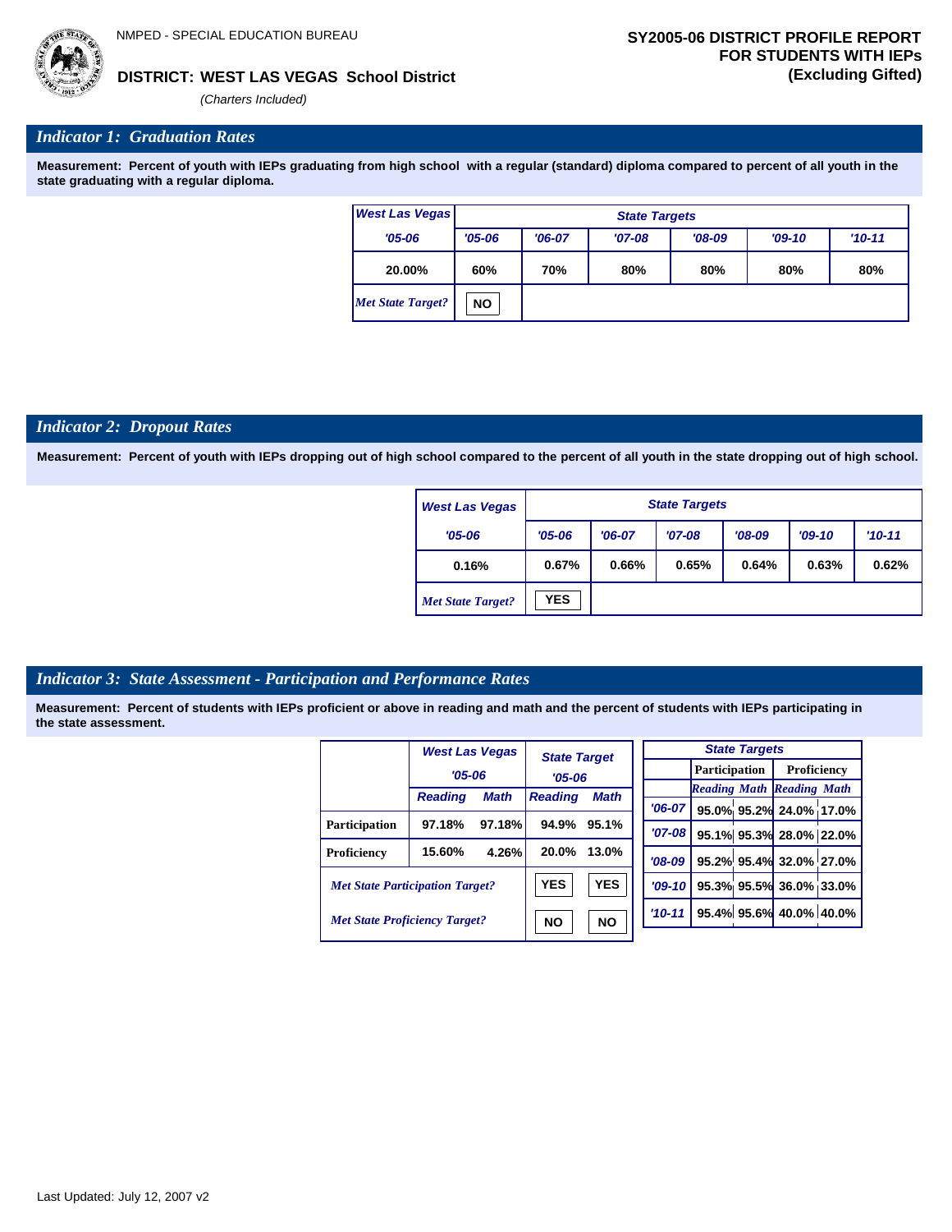NMPED - SPECIAL EDUCATION BUREAU

**DISTRICT: WEST LAS VEGAS School District**

*(Charters Included)*

**SY2005-06 DISTRICT PROFILE REPORT FOR STUDENTS WITH IEPs (Excluding Gifted)**

## *Indicator 1: Graduation Rates*

**Measurement: Percent of youth with IEPs graduating from high school with a regular (standard) diploma compared to percent of all youth in the state graduating with a regular diploma.**

| West Las Vegas | State Targets | | | | | |
|---|---|---|---|---|---|---|
| '05-06 | '05-06 | '06-07 | '07-08 | '08-09 | '09-10 | '10-11 |
| 20.00% | 60% | 70% | 80% | 80% | 80% | 80% |
| *Met State Target?* | NO | | | | | |

## *Indicator 2: Dropout Rates*

**Measurement: Percent of youth with IEPs dropping out of high school compared to the percent of all youth in the state dropping out of high school.**

| West Las Vegas | State Targets | | | | | |
|---|---|---|---|---|---|---|
| '05-06 | '05-06 | '06-07 | '07-08 | '08-09 | '09-10 | '10-11 |
| 0.16% | 0.67% | 0.66% | 0.65% | 0.64% | 0.63% | 0.62% |
| *Met State Target?* | YES | | | | | |

## *Indicator 3: State Assessment - Participation and Performance Rates*

**Measurement: Percent of students with IEPs proficient or above in reading and math and the percent of students with IEPs participating in the state assessment.**

| | West Las Vegas '05-06 | | State Target '05-06 | |
|---|---|---|---|---|
| | Reading | Math | Reading | Math |
| Participation | 97.18% | 97.18% | 94.9% | 95.1% |
| Proficiency | 15.60% | 4.26% | 20.0% | 13.0% |
| *Met State Participation Target?* | | | YES | YES |
| *Met State Proficiency Target?* | | | NO | NO |

| State Targets | Participation | | Proficiency | |
|---|---|---|---|---|
| | Reading | Math | Reading | Math |
| '06-07 | 95.0% | 95.2% | 24.0% | 17.0% |
| '07-08 | 95.1% | 95.3% | 28.0% | 22.0% |
| '08-09 | 95.2% | 95.4% | 32.0% | 27.0% |
| '09-10 | 95.3% | 95.5% | 36.0% | 33.0% |
| '10-11 | 95.4% | 95.6% | 40.0% | 40.0% |

Last Updated: July 12, 2007 v2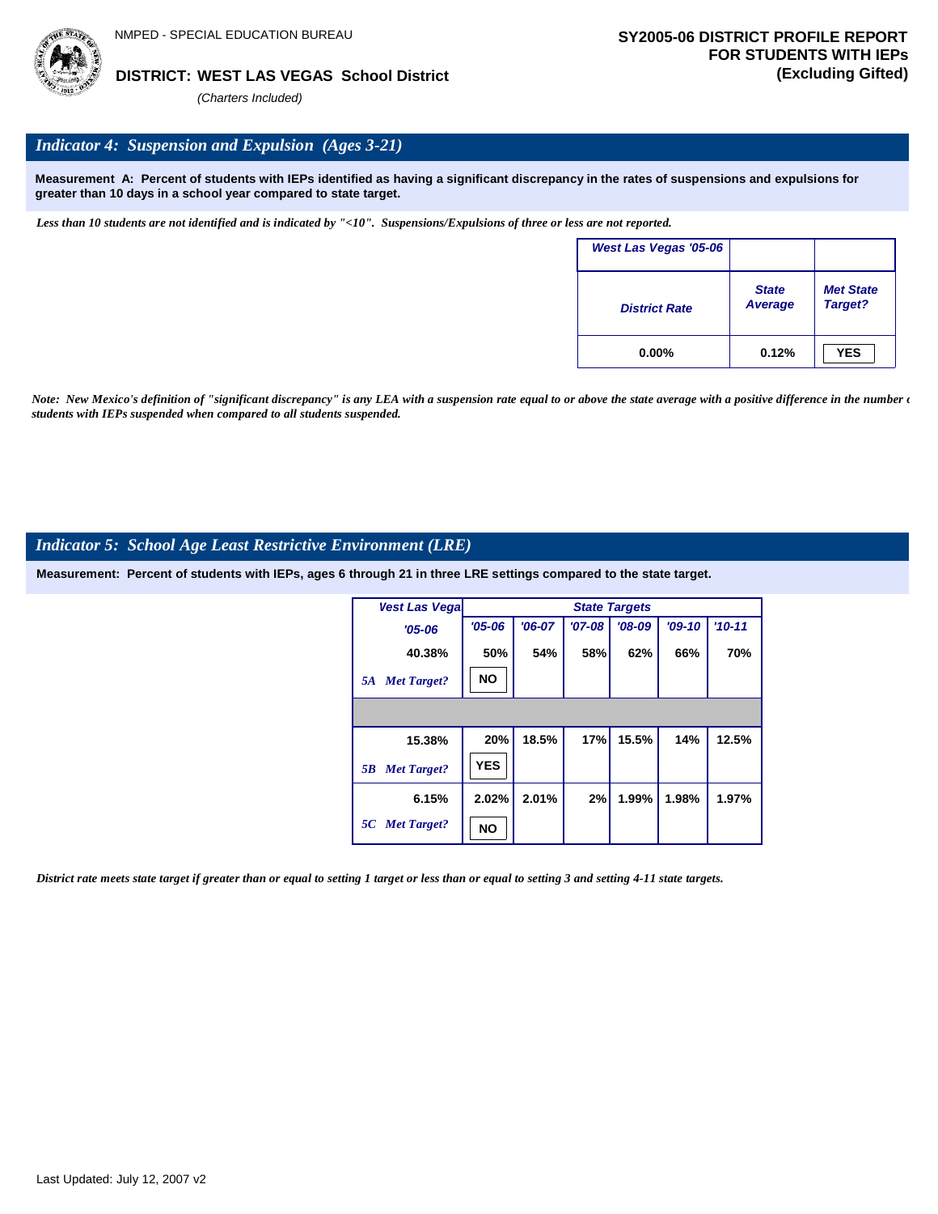NMPED - SPECIAL EDUCATION BUREAU

**DISTRICT: WEST LAS VEGAS School District**

*(Charters Included)*

**SY2005-06 DISTRICT PROFILE REPORT FOR STUDENTS WITH IEPs (Excluding Gifted)**

## *Indicator 4: Suspension and Expulsion (Ages 3-21)*

**Measurement A: Percent of students with IEPs identified as having a significant discrepancy in the rates of suspensions and expulsions for greater than 10 days in a school year compared to state target.**

*Less than 10 students are not identified and is indicated by "<10". Suspensions/Expulsions of three or less are not reported.*

| West Las Vegas '05-06 | | |
|---|---|---|
| District Rate | State Average | Met State Target? |
| 0.00% | 0.12% | YES |

*Note: New Mexico's definition of "significant discrepancy" is any LEA with a suspension rate equal to or above the state average with a positive difference in the number of students with IEPs suspended when compared to all students suspended.*

## *Indicator 5: School Age Least Restrictive Environment (LRE)*

**Measurement: Percent of students with IEPs, ages 6 through 21 in three LRE settings compared to the state target.**

| Vest Las Vega '05-06 | State Targets '05-06 | '06-07 | '07-08 | '08-09 | '09-10 | '10-11 |
|---|---|---|---|---|---|---|
| 40.38% | 50% | 54% | 58% | 62% | 66% | 70% |
| *5A Met Target?* | NO | | | | | |
| | | | | | | |
| 15.38% | 20% | 18.5% | 17% | 15.5% | 14% | 12.5% |
| *5B Met Target?* | YES | | | | | |
| 6.15% | 2.02% | 2.01% | 2% | 1.99% | 1.98% | 1.97% |
| *5C Met Target?* | NO | | | | | |

*District rate meets state target if greater than or equal to setting 1 target or less than or equal to setting 3 and setting 4-11 state targets.*

Last Updated: July 12, 2007 v2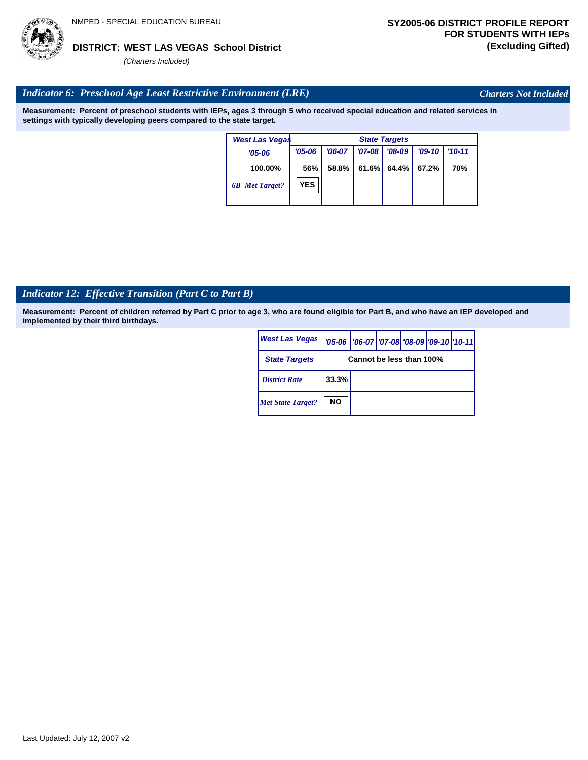NMPED - SPECIAL EDUCATION BUREAU

**SY2005-06 DISTRICT PROFILE REPORT FOR STUDENTS WITH IEPs (Excluding Gifted)**

**DISTRICT: WEST LAS VEGAS School District**

*(Charters Included)*

## *Indicator 6: Preschool Age Least Restrictive Environment (LRE)*

*Charters Not Included*

**Measurement: Percent of preschool students with IEPs, ages 3 through 5 who received special education and related services in settings with typically developing peers compared to the state target.**

| West Las Vegas | State Targets | | | | | |
|---|---|---|---|---|---|---|
| '05-06 | '05-06 | '06-07 | '07-08 | '08-09 | '09-10 | '10-11 |
| 100.00% | 56% | 58.8% | 61.6% | 64.4% | 67.2% | 70% |
| *6B Met Target?* | YES | | | | | |

## *Indicator 12: Effective Transition (Part C to Part B)*

**Measurement: Percent of children referred by Part C prior to age 3, who are found eligible for Part B, and who have an IEP developed and implemented by their third birthdays.**

| West Las Vegas | '05-06 | '06-07 | '07-08 | '08-09 | '09-10 | '10-11 |
|---|---|---|---|---|---|---|
| State Targets | Cannot be less than 100% | | | | | |
| *District Rate* | 33.3% | | | | | |
| *Met State Target?* | NO | | | | | |

Last Updated: July 12, 2007 v2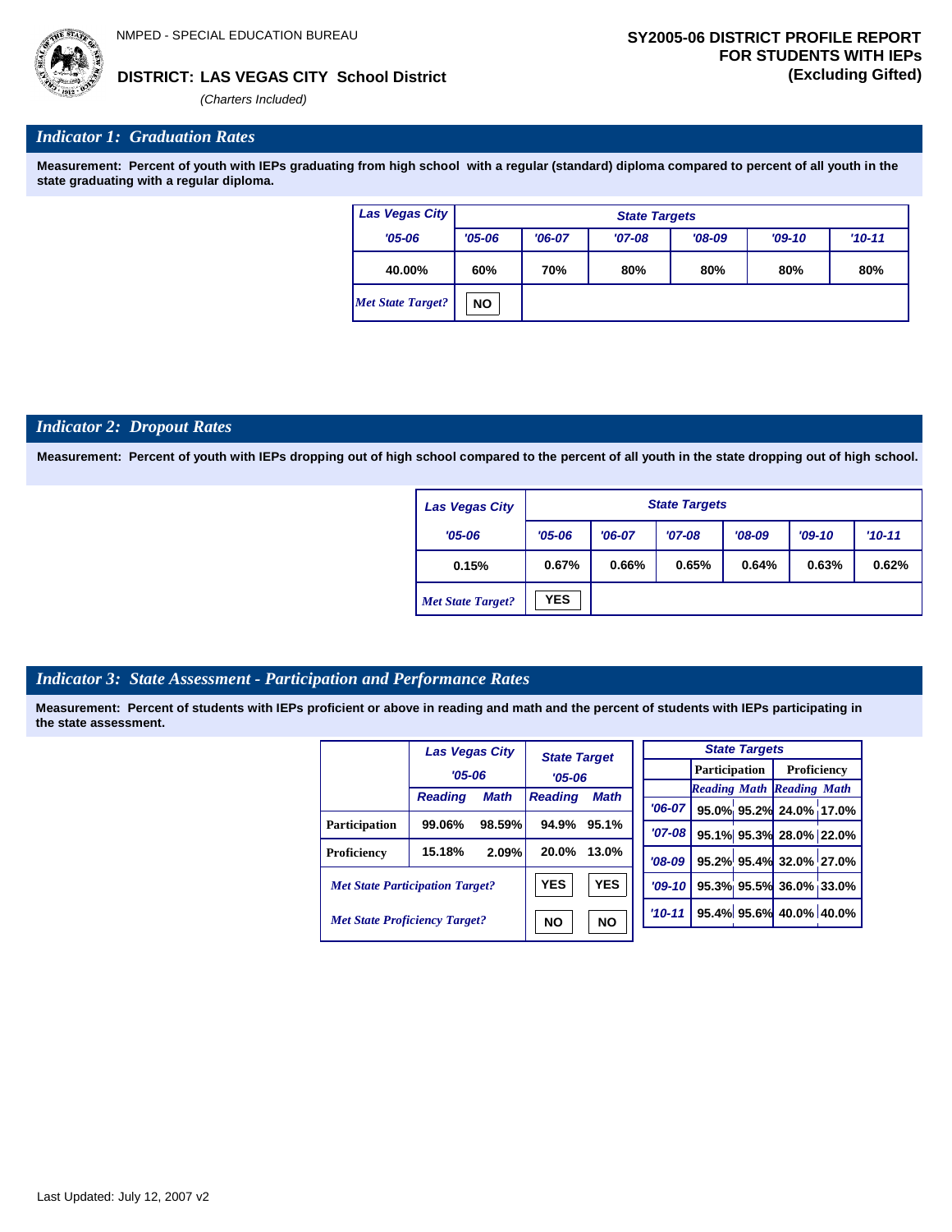NMPED - SPECIAL EDUCATION BUREAU

**DISTRICT: LAS VEGAS CITY School District**

*(Charters Included)*

**SY2005-06 DISTRICT PROFILE REPORT FOR STUDENTS WITH IEPs (Excluding Gifted)**

## *Indicator 1: Graduation Rates*

**Measurement: Percent of youth with IEPs graduating from high school with a regular (standard) diploma compared to percent of all youth in the state graduating with a regular diploma.**

| Las Vegas City | State Targets | | | | | |
|---|---|---|---|---|---|---|
| '05-06 | '05-06 | '06-07 | '07-08 | '08-09 | '09-10 | '10-11 |
| 40.00% | 60% | 70% | 80% | 80% | 80% | 80% |
| *Met State Target?* | NO | | | | | |

## *Indicator 2: Dropout Rates*

**Measurement: Percent of youth with IEPs dropping out of high school compared to the percent of all youth in the state dropping out of high school.**

| Las Vegas City | State Targets | | | | | |
|---|---|---|---|---|---|---|
| '05-06 | '05-06 | '06-07 | '07-08 | '08-09 | '09-10 | '10-11 |
| 0.15% | 0.67% | 0.66% | 0.65% | 0.64% | 0.63% | 0.62% |
| *Met State Target?* | YES | | | | | |

## *Indicator 3: State Assessment - Participation and Performance Rates*

**Measurement: Percent of students with IEPs proficient or above in reading and math and the percent of students with IEPs participating in the state assessment.**

| | Las Vegas City '05-06 | | State Target '05-06 | |
|---|---|---|---|---|
| | Reading | Math | Reading | Math |
| Participation | 99.06% | 98.59% | 94.9% | 95.1% |
| Proficiency | 15.18% | 2.09% | 20.0% | 13.0% |
| *Met State Participation Target?* | | | YES | YES |
| *Met State Proficiency Target?* | | | NO | NO |

| State Targets | Participation | | Proficiency | |
|---|---|---|---|---|
| | Reading | Math | Reading | Math |
| '06-07 | 95.0% | 95.2% | 24.0% | 17.0% |
| '07-08 | 95.1% | 95.3% | 28.0% | 22.0% |
| '08-09 | 95.2% | 95.4% | 32.0% | 27.0% |
| '09-10 | 95.3% | 95.5% | 36.0% | 33.0% |
| '10-11 | 95.4% | 95.6% | 40.0% | 40.0% |

Last Updated: July 12, 2007 v2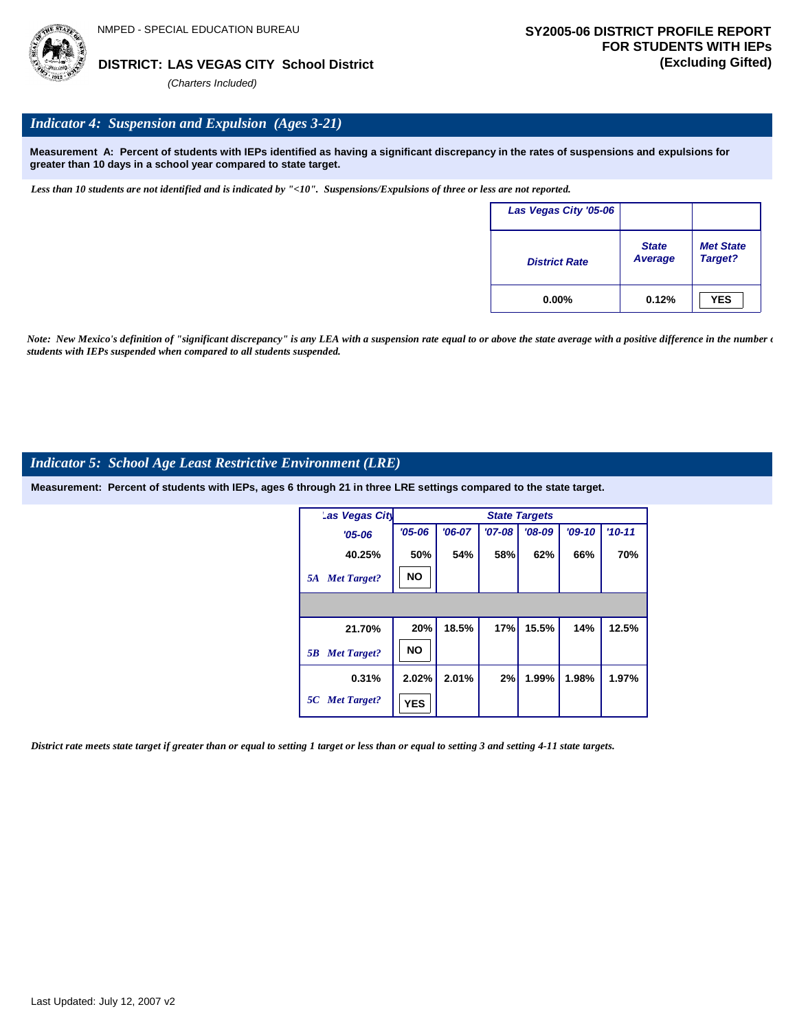NMPED - SPECIAL EDUCATION BUREAU

**DISTRICT: LAS VEGAS CITY School District**

*(Charters Included)*

**SY2005-06 DISTRICT PROFILE REPORT FOR STUDENTS WITH IEPs (Excluding Gifted)**

## *Indicator 4: Suspension and Expulsion (Ages 3-21)*

**Measurement A: Percent of students with IEPs identified as having a significant discrepancy in the rates of suspensions and expulsions for greater than 10 days in a school year compared to state target.**

*Less than 10 students are not identified and is indicated by "<10". Suspensions/Expulsions of three or less are not reported.*

| Las Vegas City '05-06 | | |
|---|---|---|
| District Rate | State Average | Met State Target? |
| 0.00% | 0.12% | YES |

*Note: New Mexico's definition of "significant discrepancy" is any LEA with a suspension rate equal to or above the state average with a positive difference in the number of students with IEPs suspended when compared to all students suspended.*

## *Indicator 5: School Age Least Restrictive Environment (LRE)*

**Measurement: Percent of students with IEPs, ages 6 through 21 in three LRE settings compared to the state target.**

| Las Vegas City '05-06 | State Targets '05-06 | '06-07 | '07-08 | '08-09 | '09-10 | '10-11 |
|---|---|---|---|---|---|---|
| 40.25% | 50% | 54% | 58% | 62% | 66% | 70% |
| 5A Met Target? | NO | | | | | |
| 21.70% | 20% | 18.5% | 17% | 15.5% | 14% | 12.5% |
| 5B Met Target? | NO | | | | | |
| 0.31% | 2.02% | 2.01% | 2% | 1.99% | 1.98% | 1.97% |
| 5C Met Target? | YES | | | | | |

*District rate meets state target if greater than or equal to setting 1 target or less than or equal to setting 3 and setting 4-11 state targets.*

Last Updated: July 12, 2007 v2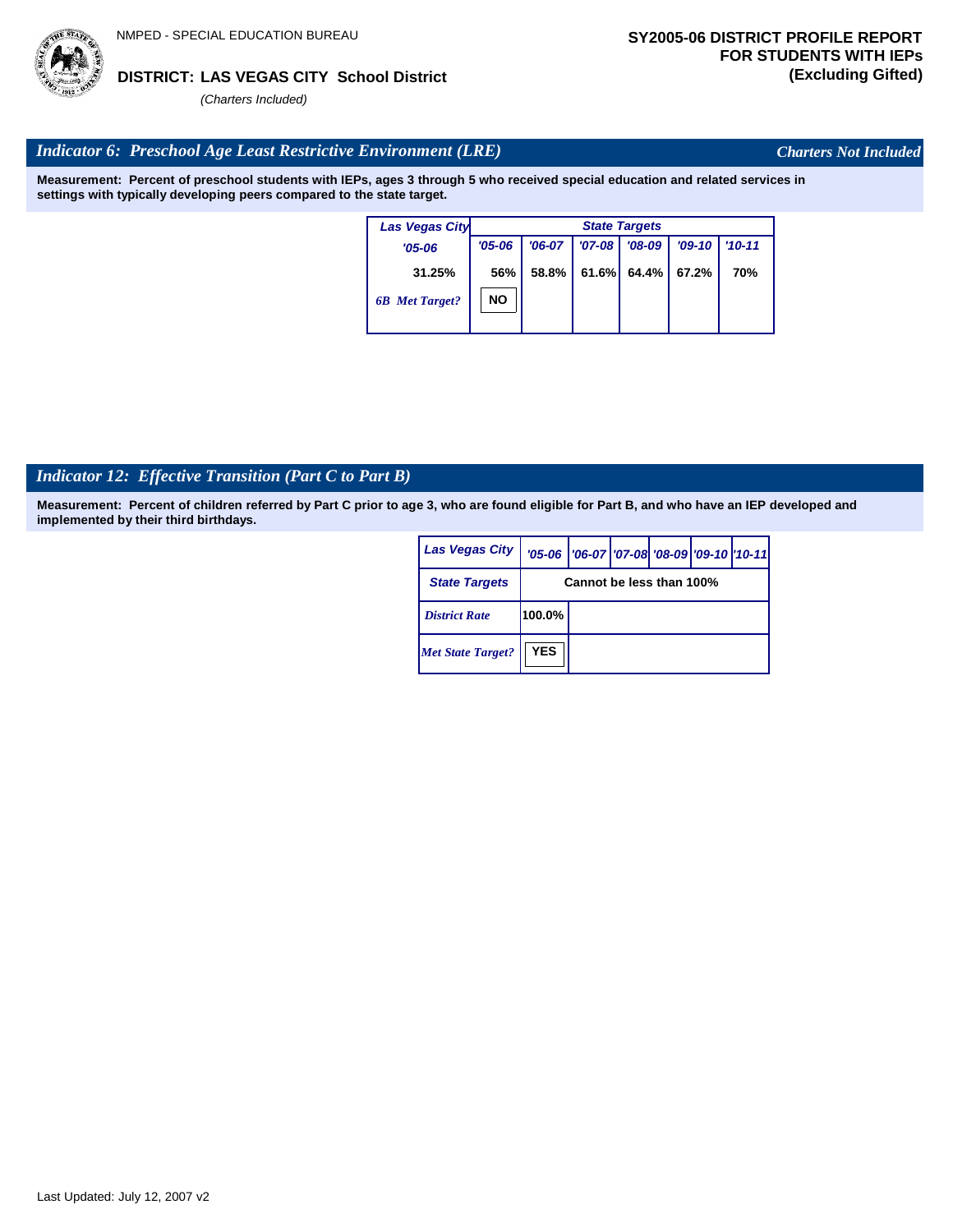NMPED - SPECIAL EDUCATION BUREAU

**SY2005-06 DISTRICT PROFILE REPORT FOR STUDENTS WITH IEPs (Excluding Gifted)**

**DISTRICT: LAS VEGAS CITY School District**

*(Charters Included)*

## *Indicator 6: Preschool Age Least Restrictive Environment (LRE)*

*Charters Not Included*

**Measurement: Percent of preschool students with IEPs, ages 3 through 5 who received special education and related services in settings with typically developing peers compared to the state target.**

| Las Vegas City | State Targets | | | | | |
|---|---|---|---|---|---|---|
| '05-06 | '05-06 | '06-07 | '07-08 | '08-09 | '09-10 | '10-11 |
| 31.25% | 56% | 58.8% | 61.6% | 64.4% | 67.2% | 70% |
| 6B Met Target? | NO | | | | | |

## *Indicator 12: Effective Transition (Part C to Part B)*

**Measurement: Percent of children referred by Part C prior to age 3, who are found eligible for Part B, and who have an IEP developed and implemented by their third birthdays.**

| Las Vegas City | '05-06 | '06-07 | '07-08 | '08-09 | '09-10 | '10-11 |
|---|---|---|---|---|---|---|
| State Targets | Cannot be less than 100% | | | | | |
| District Rate | 100.0% | | | | | |
| Met State Target? | YES | | | | | |

Last Updated: July 12, 2007 v2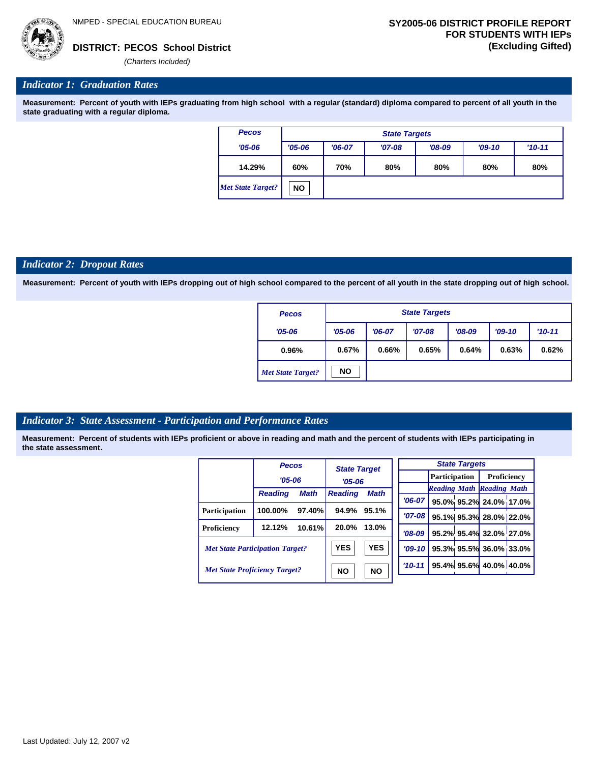NMPED - SPECIAL EDUCATION BUREAU

**DISTRICT: PECOS School District**

*(Charters Included)*

**SY2005-06 DISTRICT PROFILE REPORT FOR STUDENTS WITH IEPs (Excluding Gifted)**

## *Indicator 1: Graduation Rates*

**Measurement: Percent of youth with IEPs graduating from high school with a regular (standard) diploma compared to percent of all youth in the state graduating with a regular diploma.**

| Pecos | State Targets | | | | | |
|---|---|---|---|---|---|---|
| '05-06 | '05-06 | '06-07 | '07-08 | '08-09 | '09-10 | '10-11 |
| 14.29% | 60% | 70% | 80% | 80% | 80% | 80% |
| *Met State Target?* | NO | | | | | |

## *Indicator 2: Dropout Rates*

**Measurement: Percent of youth with IEPs dropping out of high school compared to the percent of all youth in the state dropping out of high school.**

| Pecos | State Targets | | | | | |
|---|---|---|---|---|---|---|
| '05-06 | '05-06 | '06-07 | '07-08 | '08-09 | '09-10 | '10-11 |
| 0.96% | 0.67% | 0.66% | 0.65% | 0.64% | 0.63% | 0.62% |
| *Met State Target?* | NO | | | | | |

## *Indicator 3: State Assessment - Participation and Performance Rates*

**Measurement: Percent of students with IEPs proficient or above in reading and math and the percent of students with IEPs participating in the state assessment.**

| | Pecos '05-06 | | State Target '05-06 | |
|---|---|---|---|---|
| | Reading | Math | Reading | Math |
| Participation | 100.00% | 97.40% | 94.9% | 95.1% |
| Proficiency | 12.12% | 10.61% | 20.0% | 13.0% |
| *Met State Participation Target?* | | | YES | YES |
| *Met State Proficiency Target?* | | | NO | NO |

| State Targets | Participation | | Proficiency | |
|---|---|---|---|---|
| | Reading | Math | Reading | Math |
| '06-07 | 95.0% | 95.2% | 24.0% | 17.0% |
| '07-08 | 95.1% | 95.3% | 28.0% | 22.0% |
| '08-09 | 95.2% | 95.4% | 32.0% | 27.0% |
| '09-10 | 95.3% | 95.5% | 36.0% | 33.0% |
| '10-11 | 95.4% | 95.6% | 40.0% | 40.0% |

Last Updated: July 12, 2007 v2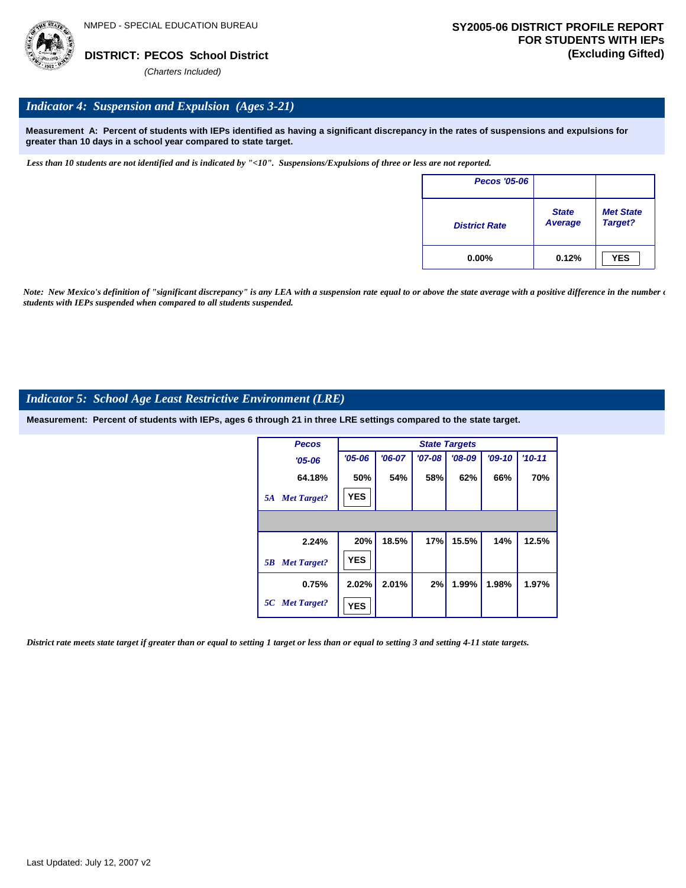NMPED - SPECIAL EDUCATION BUREAU

**DISTRICT: PECOS School District**

*(Charters Included)*

**SY2005-06 DISTRICT PROFILE REPORT FOR STUDENTS WITH IEPs (Excluding Gifted)**

## *Indicator 4: Suspension and Expulsion (Ages 3-21)*

**Measurement A: Percent of students with IEPs identified as having a significant discrepancy in the rates of suspensions and expulsions for greater than 10 days in a school year compared to state target.**

*Less than 10 students are not identified and is indicated by "<10". Suspensions/Expulsions of three or less are not reported.*

| Pecos '05-06 | | |
|---|---|---|
| District Rate | State Average | Met State Target? |
| 0.00% | 0.12% | YES |

*Note: New Mexico's definition of "significant discrepancy" is any LEA with a suspension rate equal to or above the state average with a positive difference in the number of students with IEPs suspended when compared to all students suspended.*

## *Indicator 5: School Age Least Restrictive Environment (LRE)*

**Measurement: Percent of students with IEPs, ages 6 through 21 in three LRE settings compared to the state target.**

| Pecos | State Targets | | | | | |
|---|---|---|---|---|---|---|
| '05-06 | '05-06 | '06-07 | '07-08 | '08-09 | '09-10 | '10-11 |
| 64.18% | 50% | 54% | 58% | 62% | 66% | 70% |
| 5A Met Target? | YES | | | | | |
| | | | | | | |
| 2.24% | 20% | 18.5% | 17% | 15.5% | 14% | 12.5% |
| 5B Met Target? | YES | | | | | |
| 0.75% | 2.02% | 2.01% | 2% | 1.99% | 1.98% | 1.97% |
| 5C Met Target? | YES | | | | | |

*District rate meets state target if greater than or equal to setting 1 target or less than or equal to setting 3 and setting 4-11 state targets.*

Last Updated: July 12, 2007 v2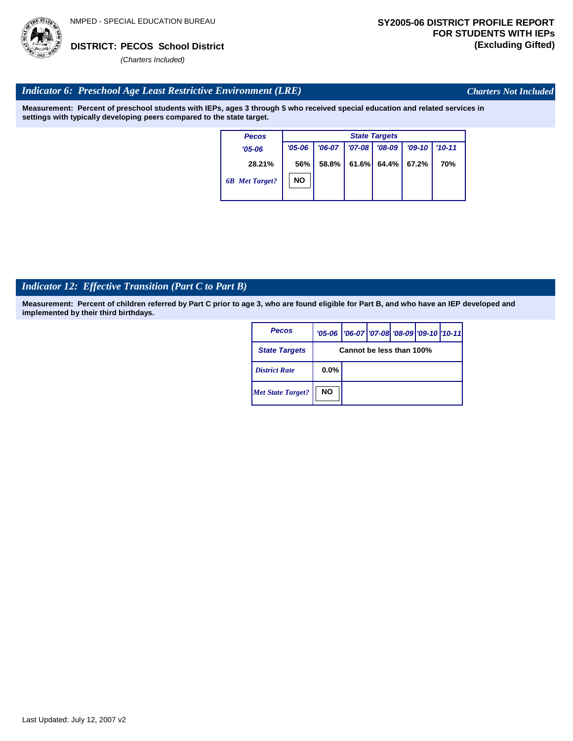NMPED - SPECIAL EDUCATION BUREAU

**DISTRICT: PECOS School District**

*(Charters Included)*

**SY2005-06 DISTRICT PROFILE REPORT FOR STUDENTS WITH IEPs (Excluding Gifted)**

## *Indicator 6: Preschool Age Least Restrictive Environment (LRE)*

*Charters Not Included*

**Measurement: Percent of preschool students with IEPs, ages 3 through 5 who received special education and related services in settings with typically developing peers compared to the state target.**

| Pecos | State Targets | | | | | |
|---|---|---|---|---|---|---|
| '05-06 | '05-06 | '06-07 | '07-08 | '08-09 | '09-10 | '10-11 |
| 28.21% | 56% | 58.8% | 61.6% | 64.4% | 67.2% | 70% |
| *6B Met Target?* | NO | | | | | |

## *Indicator 12: Effective Transition (Part C to Part B)*

**Measurement: Percent of children referred by Part C prior to age 3, who are found eligible for Part B, and who have an IEP developed and implemented by their third birthdays.**

| Pecos | '05-06 | '06-07 | '07-08 | '08-09 | '09-10 | '10-11 |
|---|---|---|---|---|---|---|
| State Targets | Cannot be less than 100% | | | | | |
| *District Rate* | 0.0% | | | | | |
| *Met State Target?* | NO | | | | | |

Last Updated: July 12, 2007 v2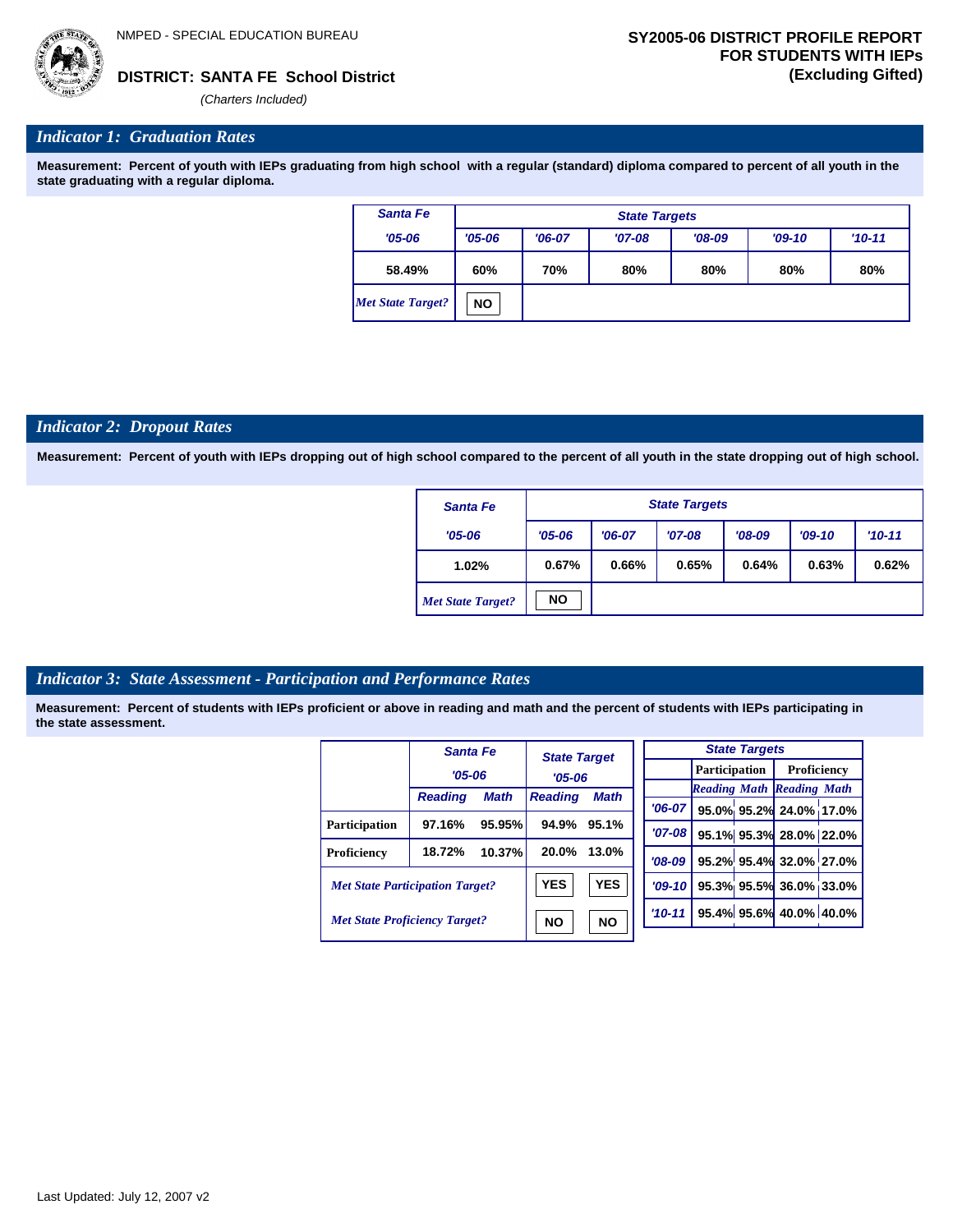NMPED - SPECIAL EDUCATION BUREAU

**DISTRICT: SANTA FE School District**

*(Charters Included)*

**SY2005-06 DISTRICT PROFILE REPORT FOR STUDENTS WITH IEPs (Excluding Gifted)**

## *Indicator 1: Graduation Rates*

**Measurement: Percent of youth with IEPs graduating from high school with a regular (standard) diploma compared to percent of all youth in the state graduating with a regular diploma.**

| Santa Fe | State Targets | | | | | |
|---|---|---|---|---|---|---|
| '05-06 | '05-06 | '06-07 | '07-08 | '08-09 | '09-10 | '10-11 |
| 58.49% | 60% | 70% | 80% | 80% | 80% | 80% |
| *Met State Target?* | NO | | | | | |

## *Indicator 2: Dropout Rates*

**Measurement: Percent of youth with IEPs dropping out of high school compared to the percent of all youth in the state dropping out of high school.**

| Santa Fe | State Targets | | | | | |
|---|---|---|---|---|---|---|
| '05-06 | '05-06 | '06-07 | '07-08 | '08-09 | '09-10 | '10-11 |
| 1.02% | 0.67% | 0.66% | 0.65% | 0.64% | 0.63% | 0.62% |
| *Met State Target?* | NO | | | | | |

## *Indicator 3: State Assessment - Participation and Performance Rates*

**Measurement: Percent of students with IEPs proficient or above in reading and math and the percent of students with IEPs participating in the state assessment.**

| | Santa Fe '05-06 | | State Target '05-06 | |
|---|---|---|---|---|
| | Reading | Math | Reading | Math |
| Participation | 97.16% | 95.95% | 94.9% | 95.1% |
| Proficiency | 18.72% | 10.37% | 20.0% | 13.0% |
| *Met State Participation Target?* | | | YES | YES |
| *Met State Proficiency Target?* | | | NO | NO |

| State Targets | Participation | | Proficiency | |
|---|---|---|---|---|
| | Reading | Math | Reading | Math |
| '06-07 | 95.0% | 95.2% | 24.0% | 17.0% |
| '07-08 | 95.1% | 95.3% | 28.0% | 22.0% |
| '08-09 | 95.2% | 95.4% | 32.0% | 27.0% |
| '09-10 | 95.3% | 95.5% | 36.0% | 33.0% |
| '10-11 | 95.4% | 95.6% | 40.0% | 40.0% |

Last Updated: July 12, 2007 v2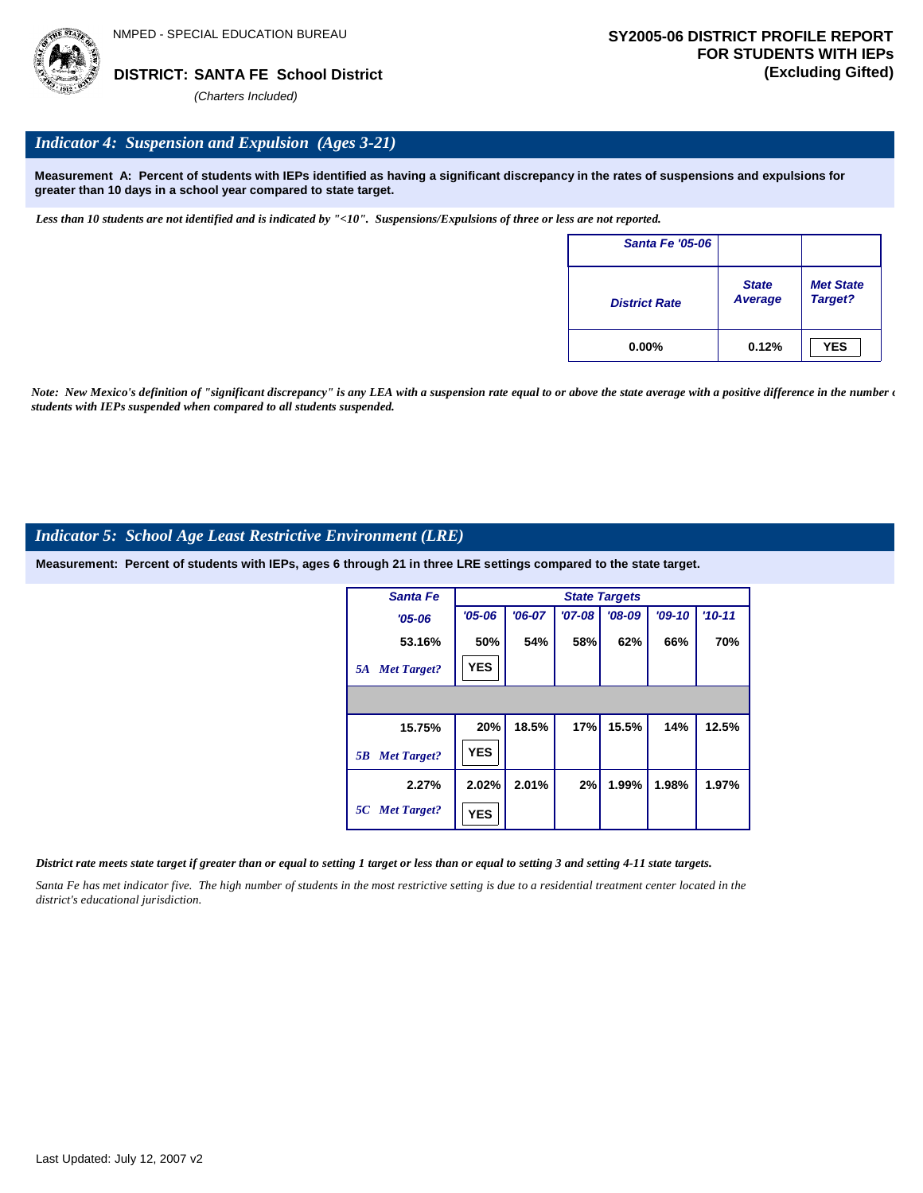NMPED - SPECIAL EDUCATION BUREAU

**DISTRICT: SANTA FE School District**

*(Charters Included)*

**SY2005-06 DISTRICT PROFILE REPORT FOR STUDENTS WITH IEPs (Excluding Gifted)**

## *Indicator 4: Suspension and Expulsion (Ages 3-21)*

**Measurement A: Percent of students with IEPs identified as having a significant discrepancy in the rates of suspensions and expulsions for greater than 10 days in a school year compared to state target.**

*Less than 10 students are not identified and is indicated by "<10". Suspensions/Expulsions of three or less are not reported.*

| Santa Fe '05-06 | | |
|---|---|---|
| District Rate | State Average | Met State Target? |
| 0.00% | 0.12% | YES |

*Note: New Mexico's definition of "significant discrepancy" is any LEA with a suspension rate equal to or above the state average with a positive difference in the number of students with IEPs suspended when compared to all students suspended.*

## *Indicator 5: School Age Least Restrictive Environment (LRE)*

**Measurement: Percent of students with IEPs, ages 6 through 21 in three LRE settings compared to the state target.**

| Santa Fe | State Targets | | | | | |
|---|---|---|---|---|---|---|
| '05-06 | '05-06 | '06-07 | '07-08 | '08-09 | '09-10 | '10-11 |
| 53.16% | 50% | 54% | 58% | 62% | 66% | 70% |
| 5A Met Target? | YES | | | | | |
| | | | | | | |
| 15.75% | 20% | 18.5% | 17% | 15.5% | 14% | 12.5% |
| 5B Met Target? | YES | | | | | |
| 2.27% | 2.02% | 2.01% | 2% | 1.99% | 1.98% | 1.97% |
| 5C Met Target? | YES | | | | | |

*District rate meets state target if greater than or equal to setting 1 target or less than or equal to setting 3 and setting 4-11 state targets.*

*Santa Fe has met indicator five. The high number of students in the most restrictive setting is due to a residential treatment center located in the district's educational jurisdiction.*

Last Updated: July 12, 2007 v2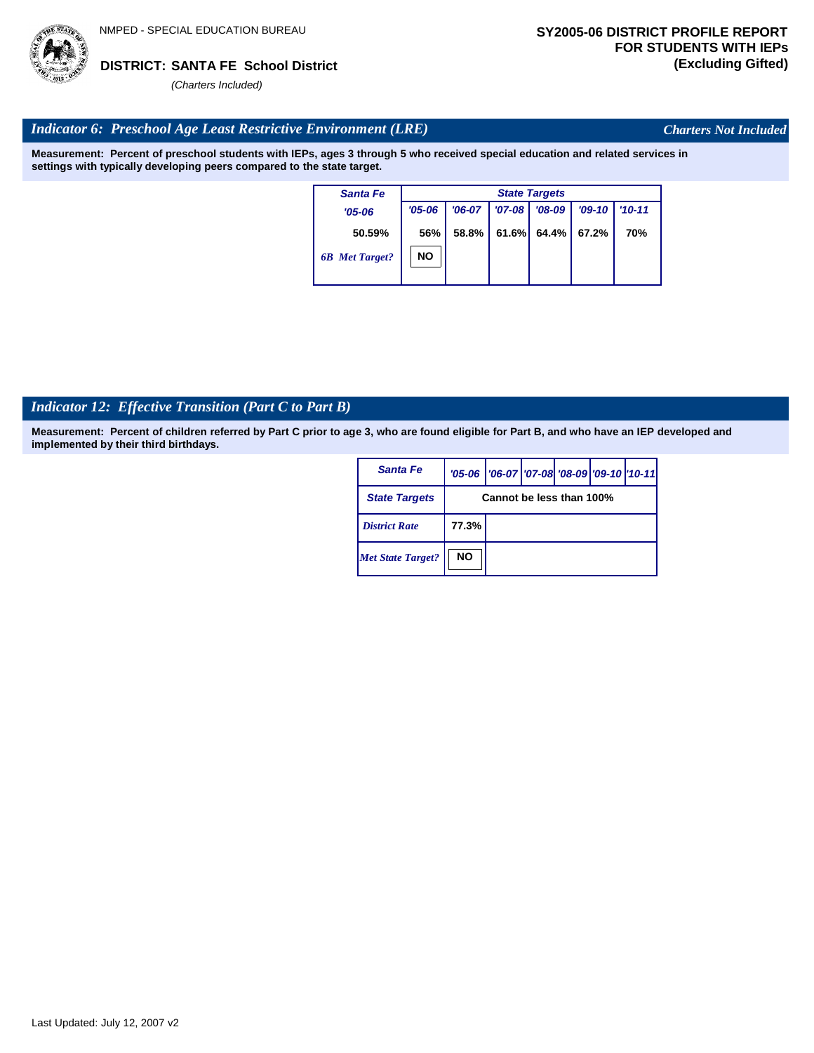NMPED - SPECIAL EDUCATION BUREAU

**DISTRICT: SANTA FE School District**
*(Charters Included)*

**SY2005-06 DISTRICT PROFILE REPORT FOR STUDENTS WITH IEPs (Excluding Gifted)**

## *Indicator 6: Preschool Age Least Restrictive Environment (LRE)*

*Charters Not Included*

**Measurement: Percent of preschool students with IEPs, ages 3 through 5 who received special education and related services in settings with typically developing peers compared to the state target.**

| Santa Fe | State Targets | | | | | |
|---|---|---|---|---|---|---|
| '05-06 | '05-06 | '06-07 | '07-08 | '08-09 | '09-10 | '10-11 |
| 50.59% | 56% | 58.8% | 61.6% | 64.4% | 67.2% | 70% |
| *6B Met Target?* | NO | | | | | |

## *Indicator 12: Effective Transition (Part C to Part B)*

**Measurement: Percent of children referred by Part C prior to age 3, who are found eligible for Part B, and who have an IEP developed and implemented by their third birthdays.**

| Santa Fe | '05-06 | '06-07 | '07-08 | '08-09 | '09-10 | '10-11 |
|---|---|---|---|---|---|---|
| State Targets | Cannot be less than 100% | | | | | |
| *District Rate* | 77.3% | | | | | |
| *Met State Target?* | NO | | | | | |

Last Updated: July 12, 2007 v2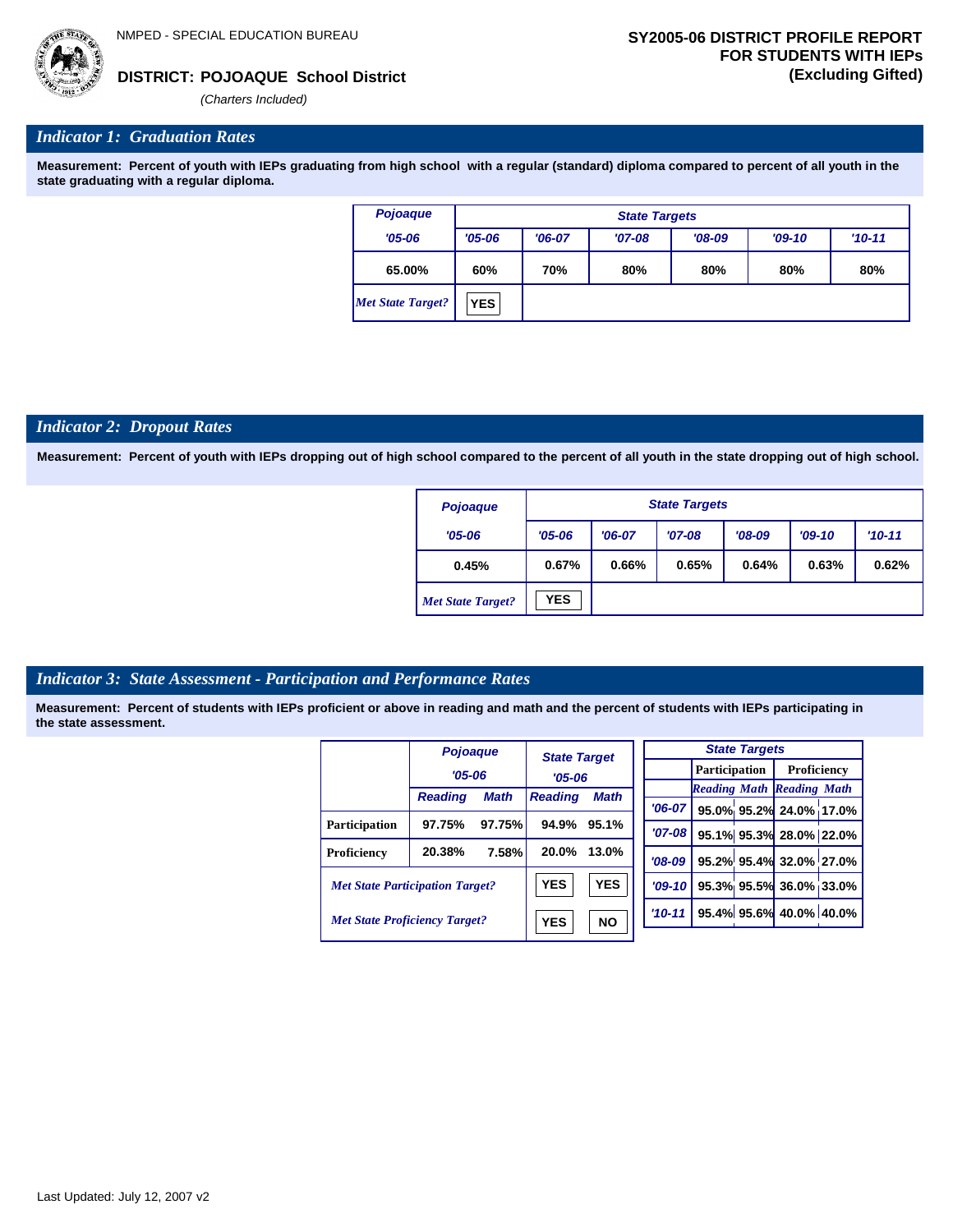NMPED - SPECIAL EDUCATION BUREAU

**DISTRICT: POJOAQUE School District**

*(Charters Included)*

**SY2005-06 DISTRICT PROFILE REPORT FOR STUDENTS WITH IEPs (Excluding Gifted)**

## *Indicator 1: Graduation Rates*

**Measurement: Percent of youth with IEPs graduating from high school with a regular (standard) diploma compared to percent of all youth in the state graduating with a regular diploma.**

| Pojoaque | State Targets | | | | | |
|---|---|---|---|---|---|---|
| '05-06 | '05-06 | '06-07 | '07-08 | '08-09 | '09-10 | '10-11 |
| 65.00% | 60% | 70% | 80% | 80% | 80% | 80% |
| *Met State Target?* | YES | | | | | |

## *Indicator 2: Dropout Rates*

**Measurement: Percent of youth with IEPs dropping out of high school compared to the percent of all youth in the state dropping out of high school.**

| Pojoaque | State Targets | | | | | |
|---|---|---|---|---|---|---|
| '05-06 | '05-06 | '06-07 | '07-08 | '08-09 | '09-10 | '10-11 |
| 0.45% | 0.67% | 0.66% | 0.65% | 0.64% | 0.63% | 0.62% |
| *Met State Target?* | YES | | | | | |

## *Indicator 3: State Assessment - Participation and Performance Rates*

**Measurement: Percent of students with IEPs proficient or above in reading and math and the percent of students with IEPs participating in the state assessment.**

| | Pojoaque '05-06 | | State Target '05-06 | |
|---|---|---|---|---|
| | Reading | Math | Reading | Math |
| Participation | 97.75% | 97.75% | 94.9% | 95.1% |
| Proficiency | 20.38% | 7.58% | 20.0% | 13.0% |
| *Met State Participation Target?* | | | YES | YES |
| *Met State Proficiency Target?* | | | YES | NO |

| State Targets | Participation | | Proficiency | |
|---|---|---|---|---|
| | Reading | Math | Reading | Math |
| '06-07 | 95.0% | 95.2% | 24.0% | 17.0% |
| '07-08 | 95.1% | 95.3% | 28.0% | 22.0% |
| '08-09 | 95.2% | 95.4% | 32.0% | 27.0% |
| '09-10 | 95.3% | 95.5% | 36.0% | 33.0% |
| '10-11 | 95.4% | 95.6% | 40.0% | 40.0% |

Last Updated: July 12, 2007 v2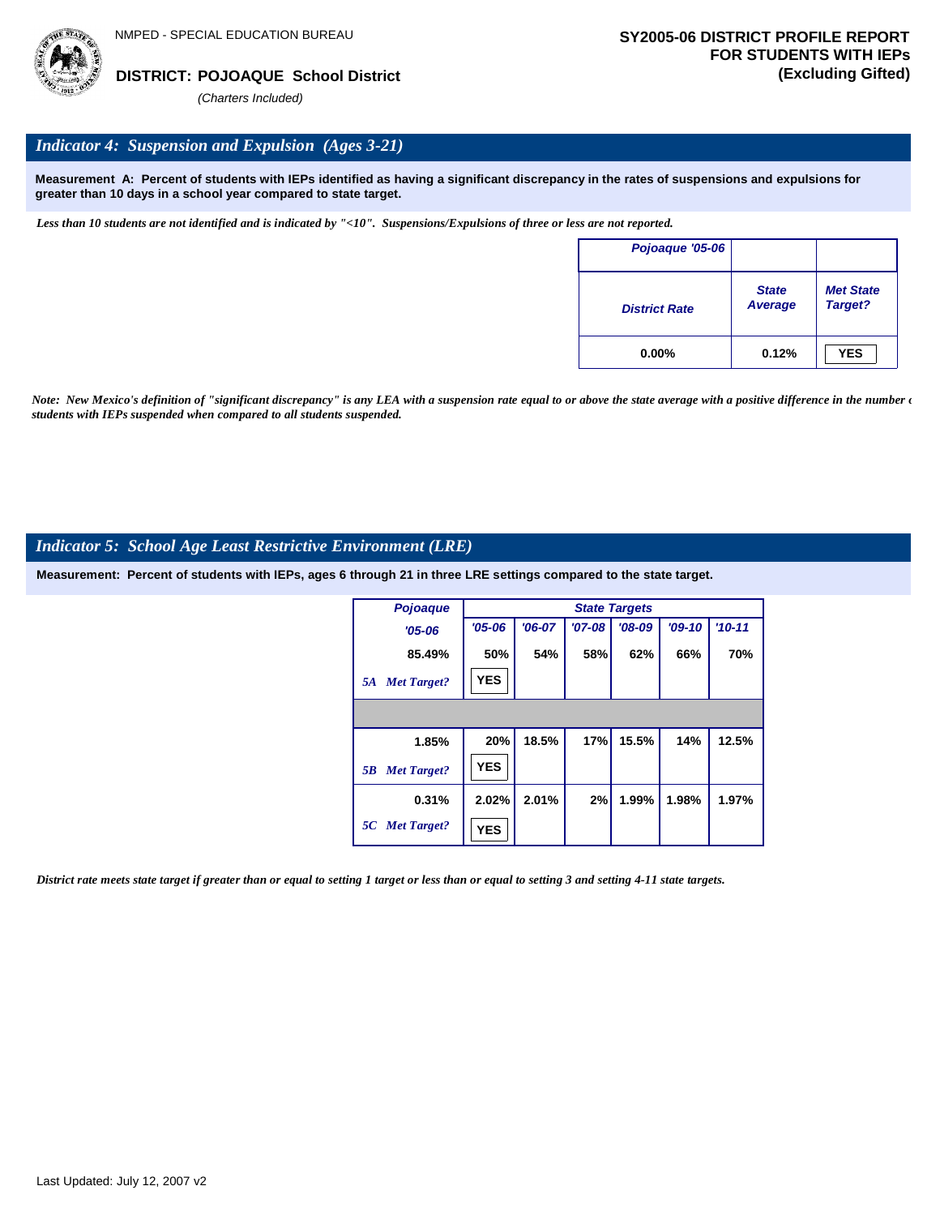NMPED - SPECIAL EDUCATION BUREAU

**DISTRICT: POJOAQUE School District**

*(Charters Included)*

**SY2005-06 DISTRICT PROFILE REPORT FOR STUDENTS WITH IEPs (Excluding Gifted)**

## *Indicator 4: Suspension and Expulsion (Ages 3-21)*

**Measurement A: Percent of students with IEPs identified as having a significant discrepancy in the rates of suspensions and expulsions for greater than 10 days in a school year compared to state target.**

*Less than 10 students are not identified and is indicated by "<10". Suspensions/Expulsions of three or less are not reported.*

| Pojoaque '05-06 District Rate | State Average | Met State Target? |
|---|---|---|
| 0.00% | 0.12% | YES |

*Note: New Mexico's definition of "significant discrepancy" is any LEA with a suspension rate equal to or above the state average with a positive difference in the number of students with IEPs suspended when compared to all students suspended.*

## *Indicator 5: School Age Least Restrictive Environment (LRE)*

**Measurement: Percent of students with IEPs, ages 6 through 21 in three LRE settings compared to the state target.**

| Pojoaque '05-06 | State Targets '05-06 | '06-07 | '07-08 | '08-09 | '09-10 | '10-11 |
|---|---|---|---|---|---|---|
| 85.49% | 50% | 54% | 58% | 62% | 66% | 70% |
| *5A Met Target?* | YES | | | | | |
| 1.85% | 20% | 18.5% | 17% | 15.5% | 14% | 12.5% |
| *5B Met Target?* | YES | | | | | |
| 0.31% | 2.02% | 2.01% | 2% | 1.99% | 1.98% | 1.97% |
| *5C Met Target?* | YES | | | | | |

*District rate meets state target if greater than or equal to setting 1 target or less than or equal to setting 3 and setting 4-11 state targets.*

Last Updated: July 12, 2007 v2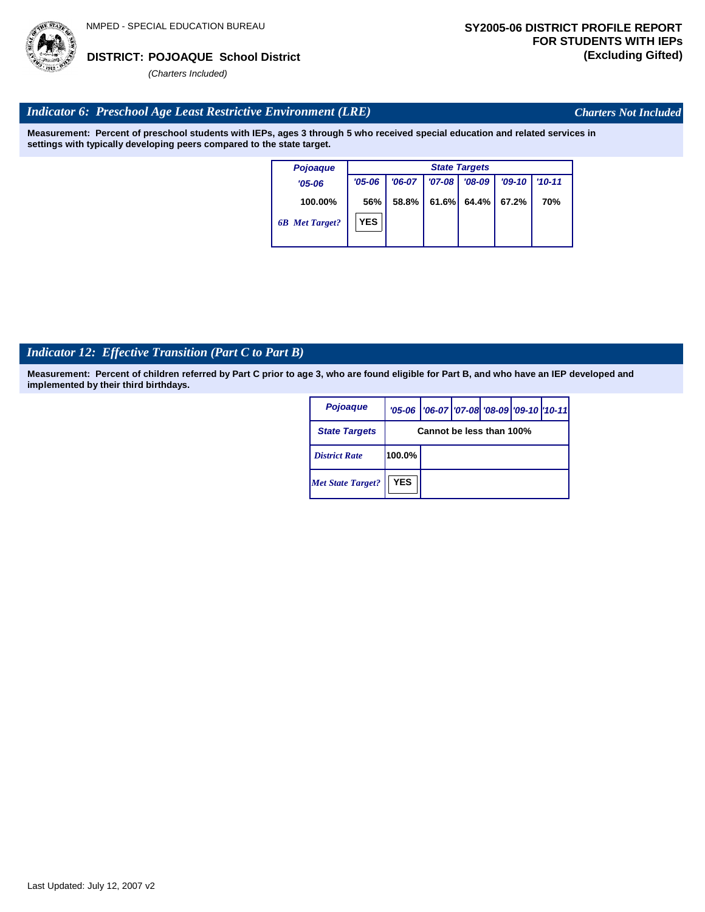NMPED - SPECIAL EDUCATION BUREAU

**DISTRICT: POJOAQUE School District**

*(Charters Included)*

**SY2005-06 DISTRICT PROFILE REPORT FOR STUDENTS WITH IEPs (Excluding Gifted)**

## *Indicator 6: Preschool Age Least Restrictive Environment (LRE)*

*Charters Not Included*

**Measurement: Percent of preschool students with IEPs, ages 3 through 5 who received special education and related services in settings with typically developing peers compared to the state target.**

| Pojoaque | State Targets | | | | | |
|---|---|---|---|---|---|---|
| '05-06 | '05-06 | '06-07 | '07-08 | '08-09 | '09-10 | '10-11 |
| 100.00% | 56% | 58.8% | 61.6% | 64.4% | 67.2% | 70% |
| *6B Met Target?* | YES | | | | | |

## *Indicator 12: Effective Transition (Part C to Part B)*

**Measurement: Percent of children referred by Part C prior to age 3, who are found eligible for Part B, and who have an IEP developed and implemented by their third birthdays.**

| Pojoaque | '05-06 | '06-07 | '07-08 | '08-09 | '09-10 | '10-11 |
|---|---|---|---|---|---|---|
| State Targets | Cannot be less than 100% | | | | | |
| *District Rate* | 100.0% | | | | | |
| *Met State Target?* | YES | | | | | |

Last Updated: July 12, 2007 v2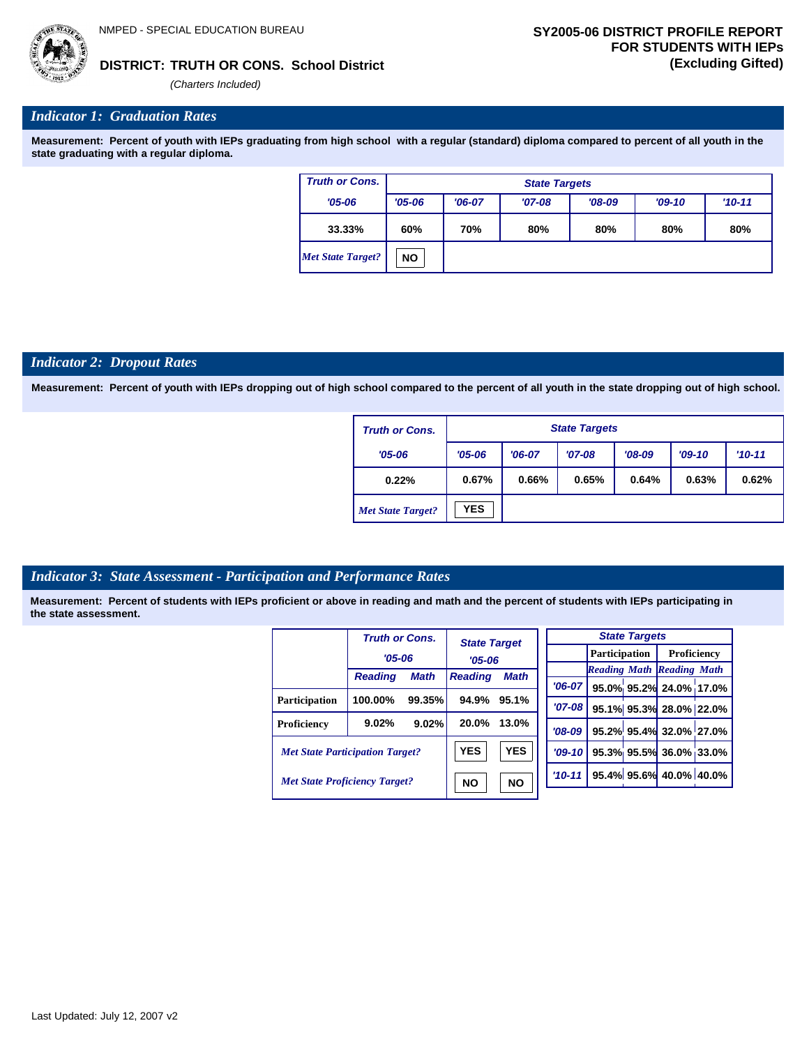NMPED - SPECIAL EDUCATION BUREAU

**DISTRICT: TRUTH OR CONS. School District**

*(Charters Included)*

**SY2005-06 DISTRICT PROFILE REPORT FOR STUDENTS WITH IEPs (Excluding Gifted)**

## *Indicator 1: Graduation Rates*

**Measurement: Percent of youth with IEPs graduating from high school with a regular (standard) diploma compared to percent of all youth in the state graduating with a regular diploma.**

| Truth or Cons. | State Targets | | | | | |
|---|---|---|---|---|---|---|
| '05-06 | '05-06 | '06-07 | '07-08 | '08-09 | '09-10 | '10-11 |
| 33.33% | 60% | 70% | 80% | 80% | 80% | 80% |
| *Met State Target?* | NO | | | | | |

## *Indicator 2: Dropout Rates*

**Measurement: Percent of youth with IEPs dropping out of high school compared to the percent of all youth in the state dropping out of high school.**

| Truth or Cons. | State Targets | | | | | |
|---|---|---|---|---|---|---|
| '05-06 | '05-06 | '06-07 | '07-08 | '08-09 | '09-10 | '10-11 |
| 0.22% | 0.67% | 0.66% | 0.65% | 0.64% | 0.63% | 0.62% |
| *Met State Target?* | YES | | | | | |

## *Indicator 3: State Assessment - Participation and Performance Rates*

**Measurement: Percent of students with IEPs proficient or above in reading and math and the percent of students with IEPs participating in the state assessment.**

| | Truth or Cons. '05-06 | | State Target '05-06 | |
|---|---|---|---|---|
| | Reading | Math | Reading | Math |
| Participation | 100.00% | 99.35% | 94.9% | 95.1% |
| Proficiency | 9.02% | 9.02% | 20.0% | 13.0% |
| *Met State Participation Target?* | | | YES | YES |
| *Met State Proficiency Target?* | | | NO | NO |

| State Targets | Participation | | Proficiency | |
|---|---|---|---|---|
| | Reading | Math | Reading | Math |
| '06-07 | 95.0% | 95.2% | 24.0% | 17.0% |
| '07-08 | 95.1% | 95.3% | 28.0% | 22.0% |
| '08-09 | 95.2% | 95.4% | 32.0% | 27.0% |
| '09-10 | 95.3% | 95.5% | 36.0% | 33.0% |
| '10-11 | 95.4% | 95.6% | 40.0% | 40.0% |

Last Updated: July 12, 2007 v2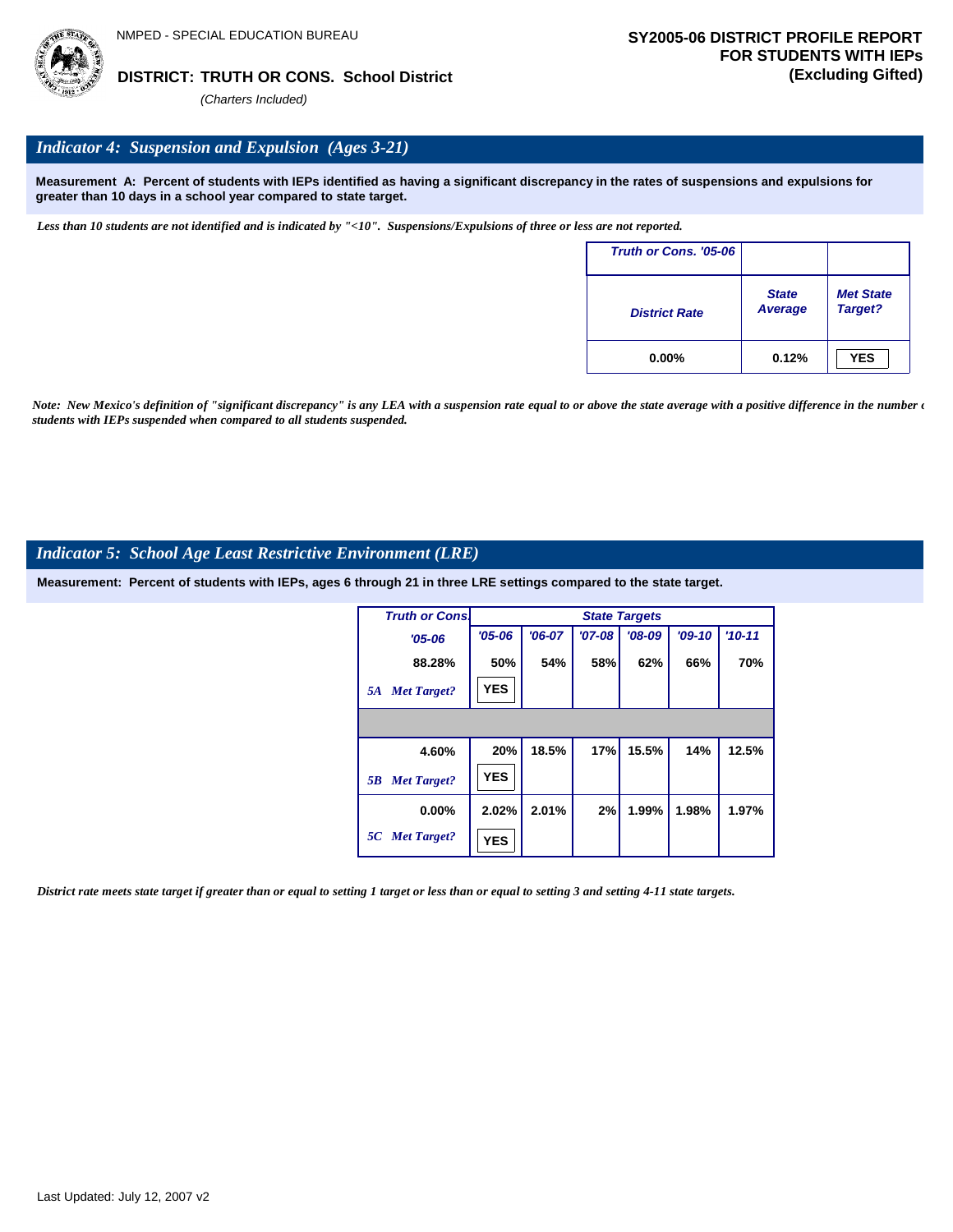NMPED - SPECIAL EDUCATION BUREAU

**DISTRICT: TRUTH OR CONS. School District**

*(Charters Included)*

**SY2005-06 DISTRICT PROFILE REPORT FOR STUDENTS WITH IEPs (Excluding Gifted)**

## *Indicator 4: Suspension and Expulsion (Ages 3-21)*

**Measurement A: Percent of students with IEPs identified as having a significant discrepancy in the rates of suspensions and expulsions for greater than 10 days in a school year compared to state target.**

*Less than 10 students are not identified and is indicated by "<10". Suspensions/Expulsions of three or less are not reported.*

| Truth or Cons. '05-06 | | |
|---|---|---|
| District Rate | State Average | Met State Target? |
| 0.00% | 0.12% | YES |

*Note: New Mexico's definition of "significant discrepancy" is any LEA with a suspension rate equal to or above the state average with a positive difference in the number of students with IEPs suspended when compared to all students suspended.*

## *Indicator 5: School Age Least Restrictive Environment (LRE)*

**Measurement: Percent of students with IEPs, ages 6 through 21 in three LRE settings compared to the state target.**

| Truth or Cons. | State Targets | | | | | |
|---|---|---|---|---|---|---|
| '05-06 | '05-06 | '06-07 | '07-08 | '08-09 | '09-10 | '10-11 |
| 88.28% | 50% | 54% | 58% | 62% | 66% | 70% |
| 5A Met Target? | YES | | | | | |
| 4.60% | 20% | 18.5% | 17% | 15.5% | 14% | 12.5% |
| 5B Met Target? | YES | | | | | |
| 0.00% | 2.02% | 2.01% | 2% | 1.99% | 1.98% | 1.97% |
| 5C Met Target? | YES | | | | | |

*District rate meets state target if greater than or equal to setting 1 target or less than or equal to setting 3 and setting 4-11 state targets.*

Last Updated: July 12, 2007 v2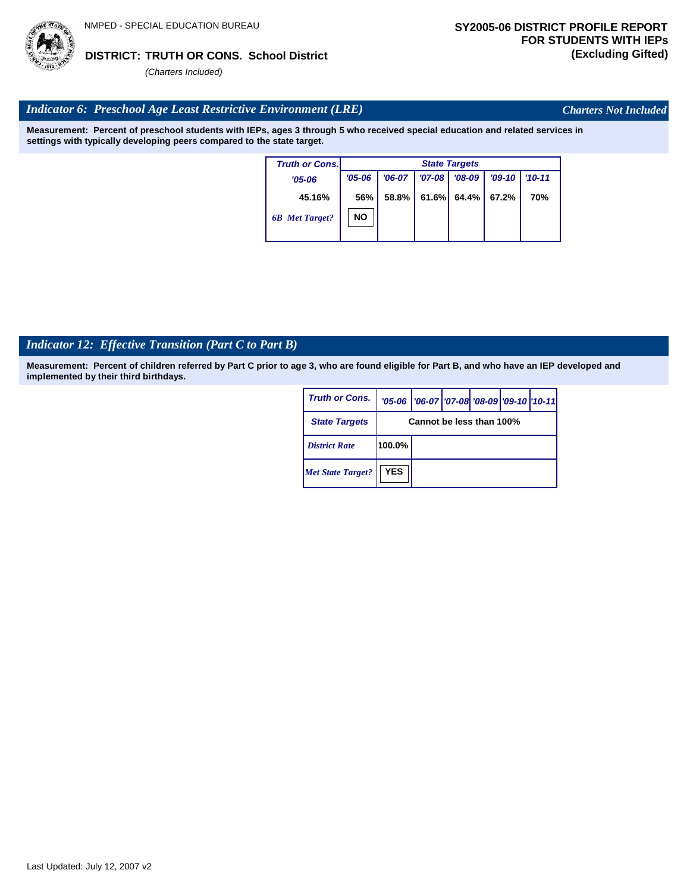NMPED - SPECIAL EDUCATION BUREAU

**DISTRICT: TRUTH OR CONS. School District**

*(Charters Included)*

**SY2005-06 DISTRICT PROFILE REPORT FOR STUDENTS WITH IEPs (Excluding Gifted)**

## *Indicator 6: Preschool Age Least Restrictive Environment (LRE)*

*Charters Not Included*

**Measurement: Percent of preschool students with IEPs, ages 3 through 5 who received special education and related services in settings with typically developing peers compared to the state target.**

| Truth or Cons. | State Targets | | | | | |
|---|---|---|---|---|---|---|
| '05-06 | '05-06 | '06-07 | '07-08 | '08-09 | '09-10 | '10-11 |
| 45.16% | 56% | 58.8% | 61.6% | 64.4% | 67.2% | 70% |
| 6B Met Target? | NO | | | | | |

## *Indicator 12: Effective Transition (Part C to Part B)*

**Measurement: Percent of children referred by Part C prior to age 3, who are found eligible for Part B, and who have an IEP developed and implemented by their third birthdays.**

| Truth or Cons. | '05-06 | '06-07 | '07-08 | '08-09 | '09-10 | '10-11 |
|---|---|---|---|---|---|---|
| State Targets | Cannot be less than 100% | | | | | |
| District Rate | 100.0% | | | | | |
| Met State Target? | YES | | | | | |

Last Updated: July 12, 2007 v2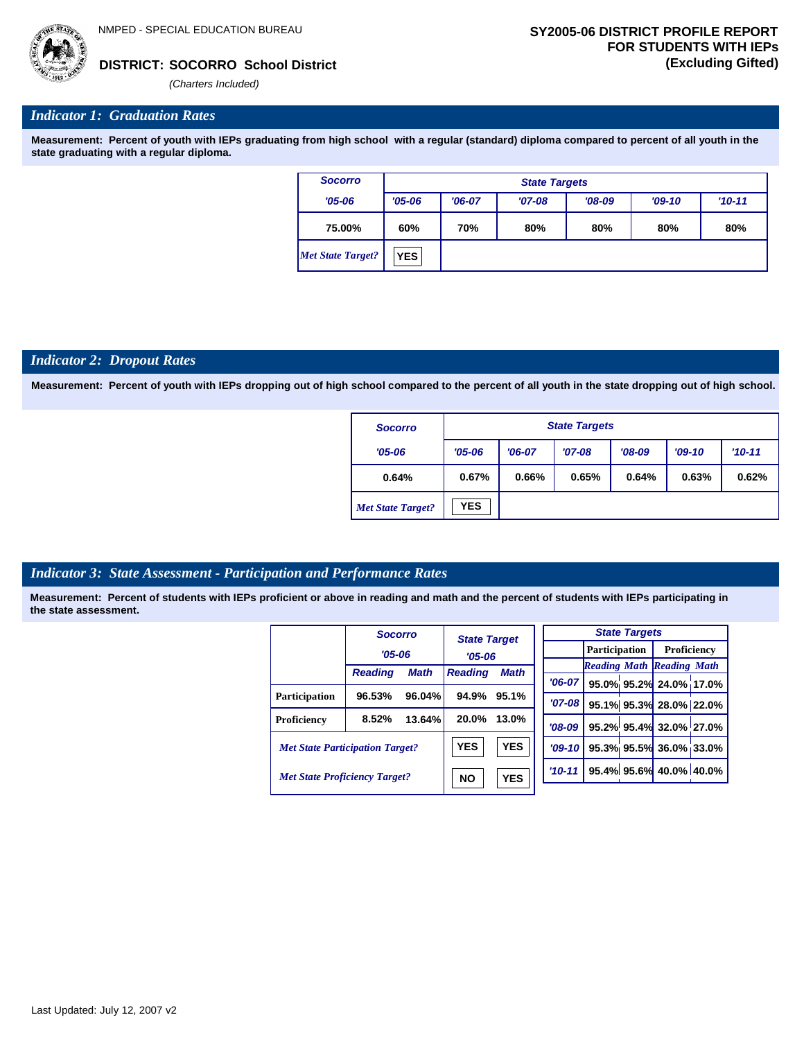NMPED - SPECIAL EDUCATION BUREAU

**DISTRICT: SOCORRO School District**

*(Charters Included)*

**SY2005-06 DISTRICT PROFILE REPORT FOR STUDENTS WITH IEPs (Excluding Gifted)**

## *Indicator 1: Graduation Rates*

**Measurement: Percent of youth with IEPs graduating from high school with a regular (standard) diploma compared to percent of all youth in the state graduating with a regular diploma.**

| Socorro | State Targets | | | | | |
|---|---|---|---|---|---|---|
| '05-06 | '05-06 | '06-07 | '07-08 | '08-09 | '09-10 | '10-11 |
| 75.00% | 60% | 70% | 80% | 80% | 80% | 80% |
| *Met State Target?* | YES | | | | | |

## *Indicator 2: Dropout Rates*

**Measurement: Percent of youth with IEPs dropping out of high school compared to the percent of all youth in the state dropping out of high school.**

| Socorro | State Targets | | | | | |
|---|---|---|---|---|---|---|
| '05-06 | '05-06 | '06-07 | '07-08 | '08-09 | '09-10 | '10-11 |
| 0.64% | 0.67% | 0.66% | 0.65% | 0.64% | 0.63% | 0.62% |
| *Met State Target?* | YES | | | | | |

## *Indicator 3: State Assessment - Participation and Performance Rates*

**Measurement: Percent of students with IEPs proficient or above in reading and math and the percent of students with IEPs participating in the state assessment.**

| | Socorro '05-06 | | State Target '05-06 | |
|---|---|---|---|---|
| | Reading | Math | Reading | Math |
| Participation | 96.53% | 96.04% | 94.9% | 95.1% |
| Proficiency | 8.52% | 13.64% | 20.0% | 13.0% |
| *Met State Participation Target?* | | | YES | YES |
| *Met State Proficiency Target?* | | | NO | YES |

| State Targets | Participation | | Proficiency | |
|---|---|---|---|---|
| | Reading | Math | Reading | Math |
| '06-07 | 95.0% | 95.2% | 24.0% | 17.0% |
| '07-08 | 95.1% | 95.3% | 28.0% | 22.0% |
| '08-09 | 95.2% | 95.4% | 32.0% | 27.0% |
| '09-10 | 95.3% | 95.5% | 36.0% | 33.0% |
| '10-11 | 95.4% | 95.6% | 40.0% | 40.0% |

Last Updated: July 12, 2007 v2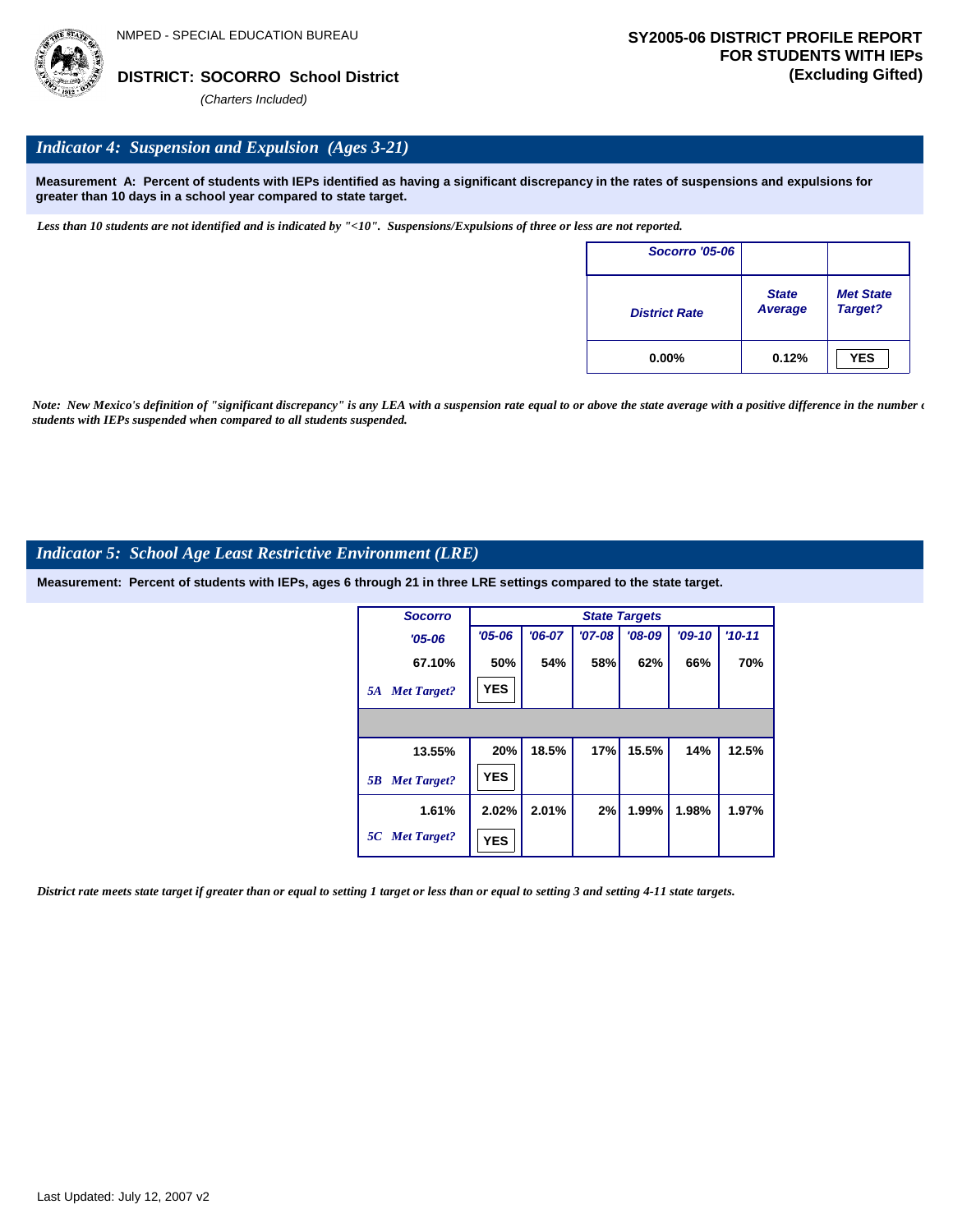NMPED - SPECIAL EDUCATION BUREAU

**DISTRICT: SOCORRO School District**

*(Charters Included)*

**SY2005-06 DISTRICT PROFILE REPORT FOR STUDENTS WITH IEPs (Excluding Gifted)**

## *Indicator 4: Suspension and Expulsion (Ages 3-21)*

**Measurement A: Percent of students with IEPs identified as having a significant discrepancy in the rates of suspensions and expulsions for greater than 10 days in a school year compared to state target.**

*Less than 10 students are not identified and is indicated by "<10". Suspensions/Expulsions of three or less are not reported.*

| Socorro '05-06 | | |
|---|---|---|
| District Rate | State Average | Met State Target? |
| 0.00% | 0.12% | YES |

*Note: New Mexico's definition of "significant discrepancy" is any LEA with a suspension rate equal to or above the state average with a positive difference in the number of students with IEPs suspended when compared to all students suspended.*

## *Indicator 5: School Age Least Restrictive Environment (LRE)*

**Measurement: Percent of students with IEPs, ages 6 through 21 in three LRE settings compared to the state target.**

| Socorro | State Targets | | | | | |
|---|---|---|---|---|---|---|
| '05-06 | '05-06 | '06-07 | '07-08 | '08-09 | '09-10 | '10-11 |
| 67.10% | 50% | 54% | 58% | 62% | 66% | 70% |
| 5A Met Target? | YES | | | | | |
| 13.55% | 20% | 18.5% | 17% | 15.5% | 14% | 12.5% |
| 5B Met Target? | YES | | | | | |
| 1.61% | 2.02% | 2.01% | 2% | 1.99% | 1.98% | 1.97% |
| 5C Met Target? | YES | | | | | |

*District rate meets state target if greater than or equal to setting 1 target or less than or equal to setting 3 and setting 4-11 state targets.*

Last Updated: July 12, 2007 v2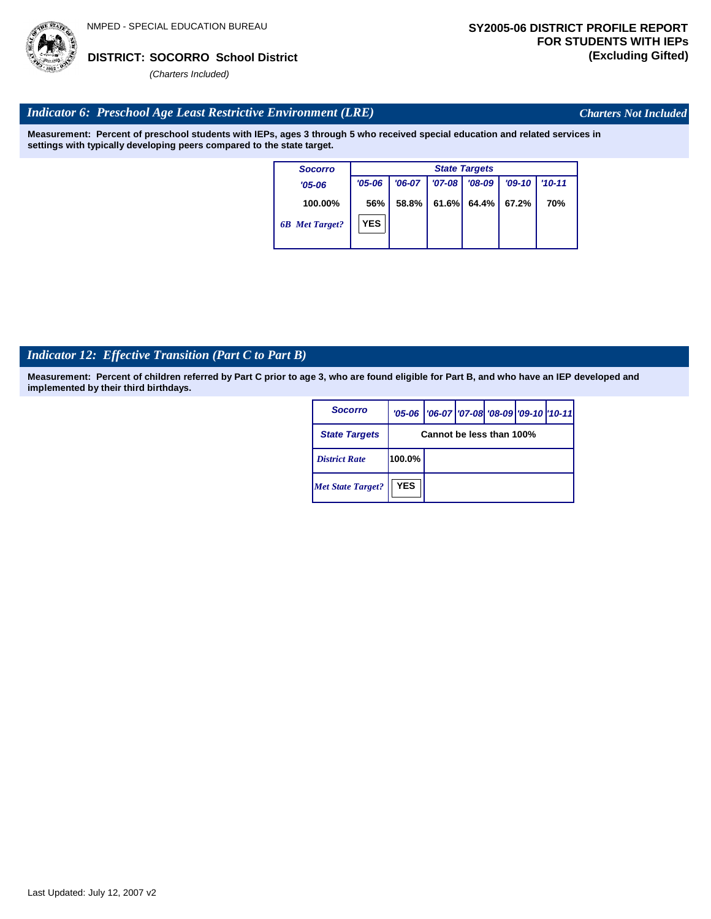NMPED - SPECIAL EDUCATION BUREAU

**DISTRICT: SOCORRO School District**

*(Charters Included)*

**SY2005-06 DISTRICT PROFILE REPORT FOR STUDENTS WITH IEPs (Excluding Gifted)**

## *Indicator 6: Preschool Age Least Restrictive Environment (LRE)*

*Charters Not Included*

**Measurement: Percent of preschool students with IEPs, ages 3 through 5 who received special education and related services in settings with typically developing peers compared to the state target.**

| Socorro | State Targets | | | | | |
|---|---|---|---|---|---|---|
| '05-06 | '05-06 | '06-07 | '07-08 | '08-09 | '09-10 | '10-11 |
| 100.00% | 56% | 58.8% | 61.6% | 64.4% | 67.2% | 70% |
| *6B Met Target?* | YES | | | | | |

## *Indicator 12: Effective Transition (Part C to Part B)*

**Measurement: Percent of children referred by Part C prior to age 3, who are found eligible for Part B, and who have an IEP developed and implemented by their third birthdays.**

| Socorro | '05-06 | '06-07 | '07-08 | '08-09 | '09-10 | '10-11 |
|---|---|---|---|---|---|---|
| State Targets | Cannot be less than 100% | | | | | |
| *District Rate* | 100.0% | | | | | |
| *Met State Target?* | YES | | | | | |

Last Updated: July 12, 2007 v2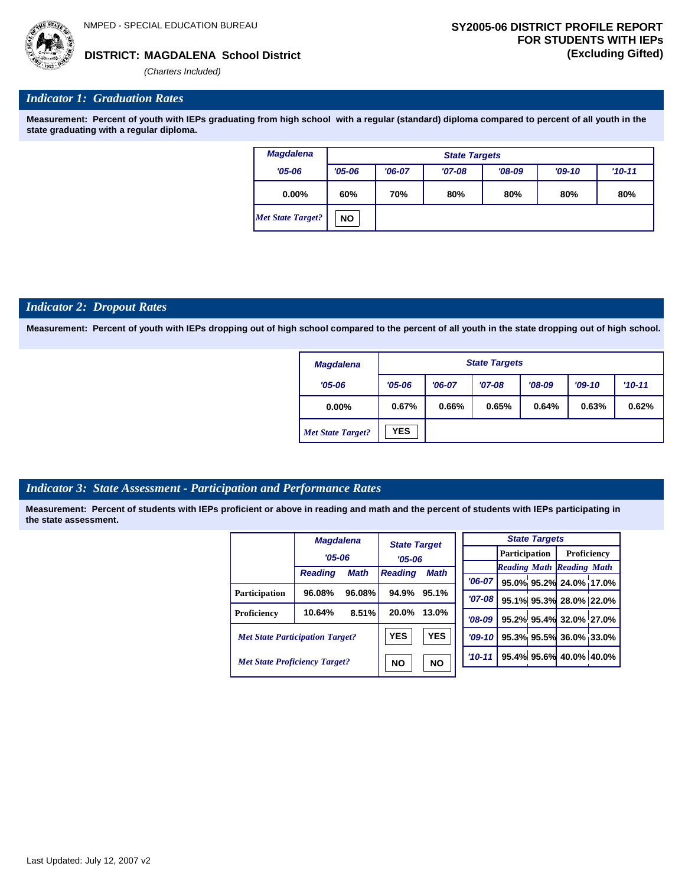NMPED - SPECIAL EDUCATION BUREAU

**DISTRICT: MAGDALENA School District**

*(Charters Included)*

**SY2005-06 DISTRICT PROFILE REPORT FOR STUDENTS WITH IEPs (Excluding Gifted)**

## *Indicator 1: Graduation Rates*

**Measurement: Percent of youth with IEPs graduating from high school with a regular (standard) diploma compared to percent of all youth in the state graduating with a regular diploma.**

| Magdalena | State Targets | | | | | |
|---|---|---|---|---|---|---|
| '05-06 | '05-06 | '06-07 | '07-08 | '08-09 | '09-10 | '10-11 |
| 0.00% | 60% | 70% | 80% | 80% | 80% | 80% |
| *Met State Target?* | NO | | | | | |

## *Indicator 2: Dropout Rates*

**Measurement: Percent of youth with IEPs dropping out of high school compared to the percent of all youth in the state dropping out of high school.**

| Magdalena | State Targets | | | | | |
|---|---|---|---|---|---|---|
| '05-06 | '05-06 | '06-07 | '07-08 | '08-09 | '09-10 | '10-11 |
| 0.00% | 0.67% | 0.66% | 0.65% | 0.64% | 0.63% | 0.62% |
| *Met State Target?* | YES | | | | | |

## *Indicator 3: State Assessment - Participation and Performance Rates*

**Measurement: Percent of students with IEPs proficient or above in reading and math and the percent of students with IEPs participating in the state assessment.**

| | Magdalena '05-06 | | State Target '05-06 | |
|---|---|---|---|---|
| | Reading | Math | Reading | Math |
| Participation | 96.08% | 96.08% | 94.9% | 95.1% |
| Proficiency | 10.64% | 8.51% | 20.0% | 13.0% |
| *Met State Participation Target?* | | | YES | YES |
| *Met State Proficiency Target?* | | | NO | NO |

| State Targets | Participation | | Proficiency | |
|---|---|---|---|---|
| | Reading | Math | Reading | Math |
| '06-07 | 95.0% | 95.2% | 24.0% | 17.0% |
| '07-08 | 95.1% | 95.3% | 28.0% | 22.0% |
| '08-09 | 95.2% | 95.4% | 32.0% | 27.0% |
| '09-10 | 95.3% | 95.5% | 36.0% | 33.0% |
| '10-11 | 95.4% | 95.6% | 40.0% | 40.0% |

Last Updated: July 12, 2007 v2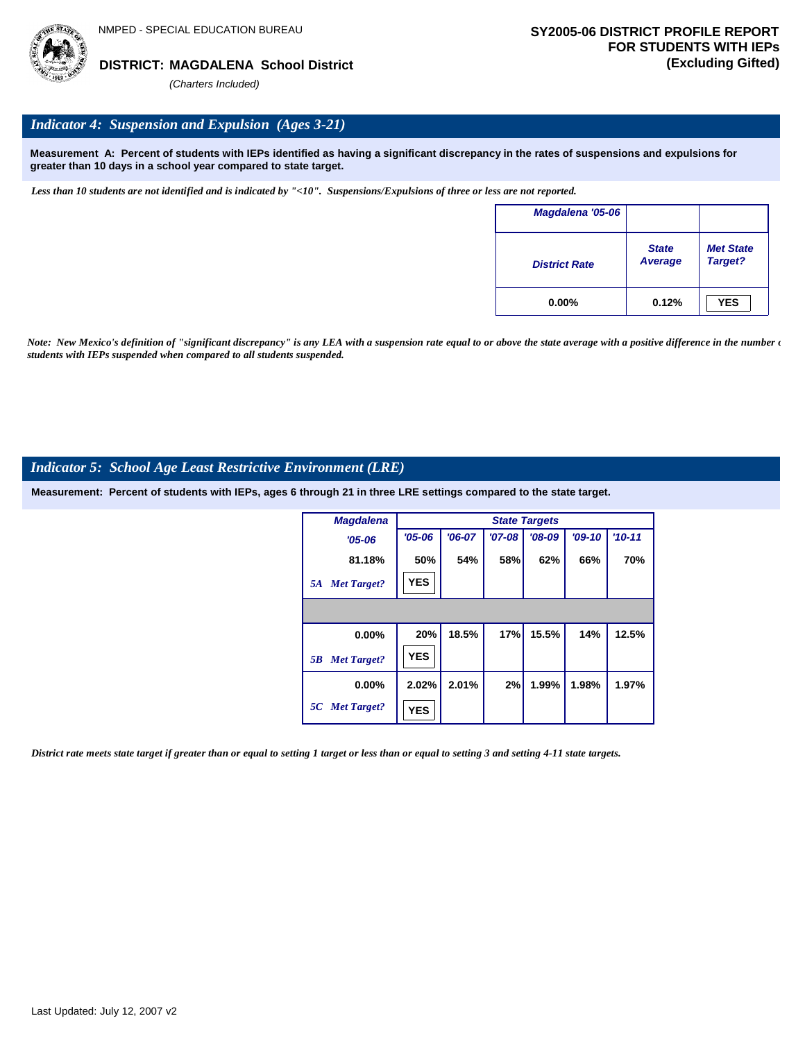NMPED - SPECIAL EDUCATION BUREAU

**DISTRICT: MAGDALENA School District**

*(Charters Included)*

**SY2005-06 DISTRICT PROFILE REPORT FOR STUDENTS WITH IEPs (Excluding Gifted)**

## *Indicator 4: Suspension and Expulsion (Ages 3-21)*

**Measurement A: Percent of students with IEPs identified as having a significant discrepancy in the rates of suspensions and expulsions for greater than 10 days in a school year compared to state target.**

*Less than 10 students are not identified and is indicated by "<10". Suspensions/Expulsions of three or less are not reported.*

| Magdalena '05-06 | | |
|---|---|---|
| District Rate | State Average | Met State Target? |
| 0.00% | 0.12% | YES |

*Note: New Mexico's definition of "significant discrepancy" is any LEA with a suspension rate equal to or above the state average with a positive difference in the number of students with IEPs suspended when compared to all students suspended.*

## *Indicator 5: School Age Least Restrictive Environment (LRE)*

**Measurement: Percent of students with IEPs, ages 6 through 21 in three LRE settings compared to the state target.**

| Magdalena | State Targets | | | | | |
|---|---|---|---|---|---|---|
| '05-06 | '05-06 | '06-07 | '07-08 | '08-09 | '09-10 | '10-11 |
| 81.18% | 50% | 54% | 58% | 62% | 66% | 70% |
| *5A Met Target?* | YES | | | | | |
| 0.00% | 20% | 18.5% | 17% | 15.5% | 14% | 12.5% |
| *5B Met Target?* | YES | | | | | |
| 0.00% | 2.02% | 2.01% | 2% | 1.99% | 1.98% | 1.97% |
| *5C Met Target?* | YES | | | | | |

*District rate meets state target if greater than or equal to setting 1 target or less than or equal to setting 3 and setting 4-11 state targets.*

Last Updated: July 12, 2007 v2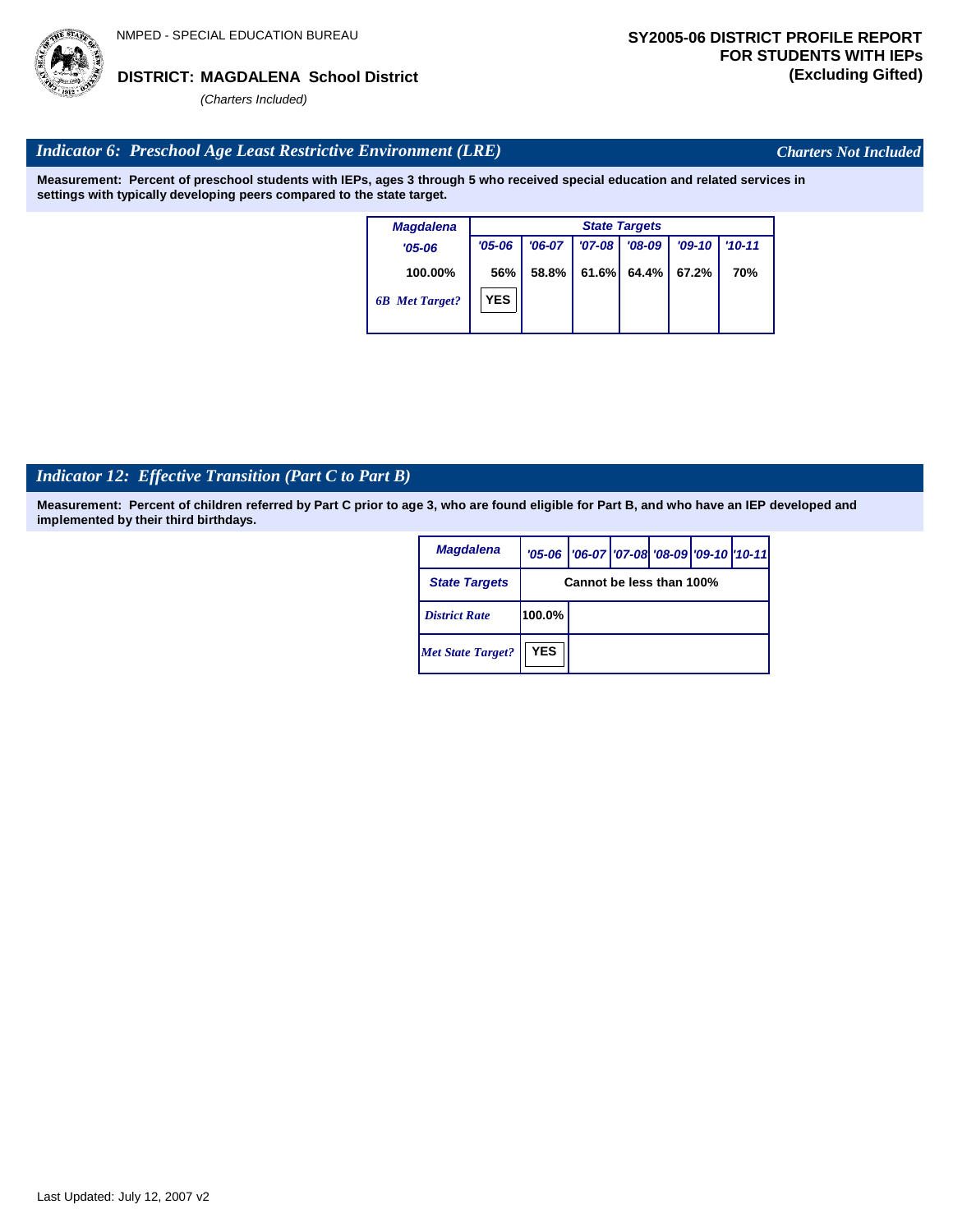NMPED - SPECIAL EDUCATION BUREAU

**DISTRICT: MAGDALENA School District**

*(Charters Included)*

**SY2005-06 DISTRICT PROFILE REPORT FOR STUDENTS WITH IEPs (Excluding Gifted)**

## *Indicator 6: Preschool Age Least Restrictive Environment (LRE)*

*Charters Not Included*

**Measurement: Percent of preschool students with IEPs, ages 3 through 5 who received special education and related services in settings with typically developing peers compared to the state target.**

| Magdalena | State Targets | | | | | |
|---|---|---|---|---|---|---|
| '05-06 | '05-06 | '06-07 | '07-08 | '08-09 | '09-10 | '10-11 |
| 100.00% | 56% | 58.8% | 61.6% | 64.4% | 67.2% | 70% |
| *6B Met Target?* | YES | | | | | |

## *Indicator 12: Effective Transition (Part C to Part B)*

**Measurement: Percent of children referred by Part C prior to age 3, who are found eligible for Part B, and who have an IEP developed and implemented by their third birthdays.**

| Magdalena | '05-06 | '06-07 | '07-08 | '08-09 | '09-10 | '10-11 |
|---|---|---|---|---|---|---|
| State Targets | Cannot be less than 100% | | | | | |
| *District Rate* | 100.0% | | | | | |
| *Met State Target?* | YES | | | | | |

Last Updated: July 12, 2007 v2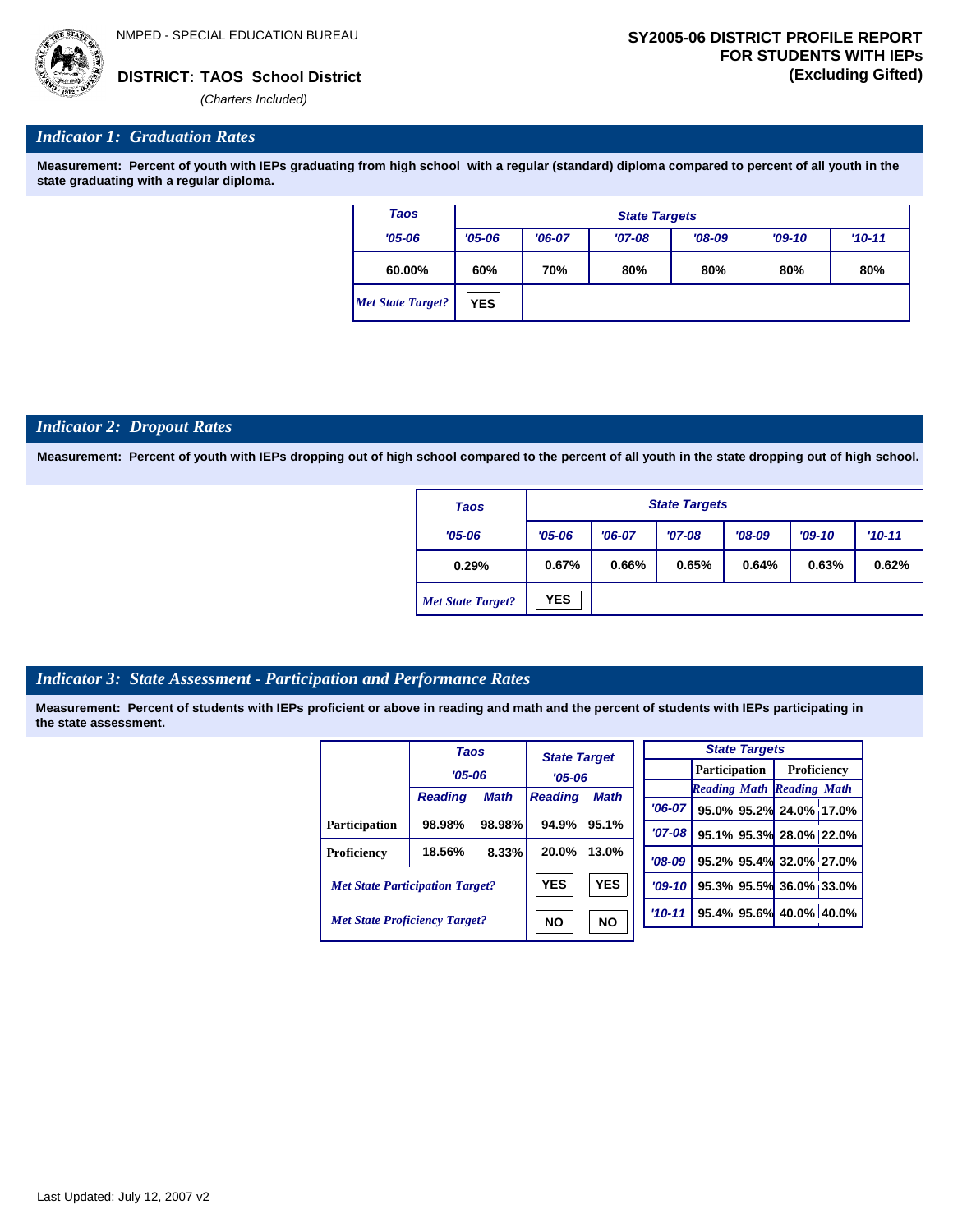NMPED - SPECIAL EDUCATION BUREAU

**DISTRICT: TAOS School District**

*(Charters Included)*

**SY2005-06 DISTRICT PROFILE REPORT FOR STUDENTS WITH IEPs (Excluding Gifted)**

## *Indicator 1: Graduation Rates*

**Measurement: Percent of youth with IEPs graduating from high school with a regular (standard) diploma compared to percent of all youth in the state graduating with a regular diploma.**

| Taos | State Targets | | | | | |
|---|---|---|---|---|---|---|
| '05-06 | '05-06 | '06-07 | '07-08 | '08-09 | '09-10 | '10-11 |
| 60.00% | 60% | 70% | 80% | 80% | 80% | 80% |
| *Met State Target?* | YES | | | | | |

## *Indicator 2: Dropout Rates*

**Measurement: Percent of youth with IEPs dropping out of high school compared to the percent of all youth in the state dropping out of high school.**

| Taos | State Targets | | | | | |
|---|---|---|---|---|---|---|
| '05-06 | '05-06 | '06-07 | '07-08 | '08-09 | '09-10 | '10-11 |
| 0.29% | 0.67% | 0.66% | 0.65% | 0.64% | 0.63% | 0.62% |
| *Met State Target?* | YES | | | | | |

## *Indicator 3: State Assessment - Participation and Performance Rates*

**Measurement: Percent of students with IEPs proficient or above in reading and math and the percent of students with IEPs participating in the state assessment.**

| | Taos '05-06 | | State Target '05-06 | |
|---|---|---|---|---|
| | Reading | Math | Reading | Math |
| Participation | 98.98% | 98.98% | 94.9% | 95.1% |
| Proficiency | 18.56% | 8.33% | 20.0% | 13.0% |
| *Met State Participation Target?* | | | YES | YES |
| *Met State Proficiency Target?* | | | NO | NO |

| State Targets | Participation | | Proficiency | |
|---|---|---|---|---|
| | Reading | Math | Reading | Math |
| '06-07 | 95.0% | 95.2% | 24.0% | 17.0% |
| '07-08 | 95.1% | 95.3% | 28.0% | 22.0% |
| '08-09 | 95.2% | 95.4% | 32.0% | 27.0% |
| '09-10 | 95.3% | 95.5% | 36.0% | 33.0% |
| '10-11 | 95.4% | 95.6% | 40.0% | 40.0% |

Last Updated: July 12, 2007 v2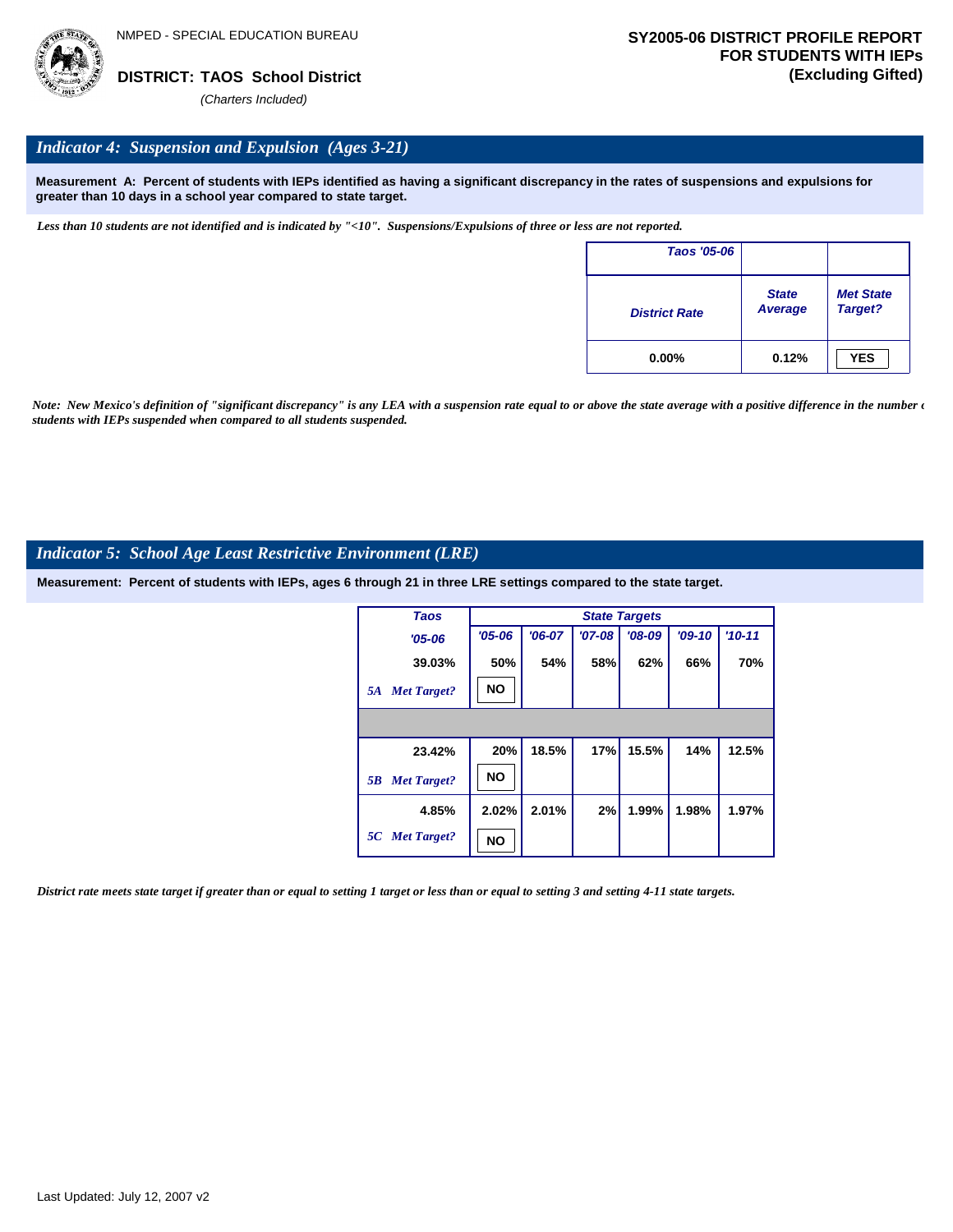NMPED - SPECIAL EDUCATION BUREAU

**DISTRICT: TAOS School District**

*(Charters Included)*

**SY2005-06 DISTRICT PROFILE REPORT FOR STUDENTS WITH IEPs (Excluding Gifted)**

## *Indicator 4: Suspension and Expulsion (Ages 3-21)*

**Measurement A: Percent of students with IEPs identified as having a significant discrepancy in the rates of suspensions and expulsions for greater than 10 days in a school year compared to state target.**

*Less than 10 students are not identified and is indicated by "<10". Suspensions/Expulsions of three or less are not reported.*

| Taos '05-06 | | |
|---|---|---|
| District Rate | State Average | Met State Target? |
| 0.00% | 0.12% | YES |

*Note: New Mexico's definition of "significant discrepancy" is any LEA with a suspension rate equal to or above the state average with a positive difference in the number of students with IEPs suspended when compared to all students suspended.*

## *Indicator 5: School Age Least Restrictive Environment (LRE)*

**Measurement: Percent of students with IEPs, ages 6 through 21 in three LRE settings compared to the state target.**

| Taos | State Targets | | | | | |
|---|---|---|---|---|---|---|
| '05-06 | '05-06 | '06-07 | '07-08 | '08-09 | '09-10 | '10-11 |
| 39.03% | 50% | 54% | 58% | 62% | 66% | 70% |
| 5A Met Target? | NO | | | | | |
| 23.42% | 20% | 18.5% | 17% | 15.5% | 14% | 12.5% |
| 5B Met Target? | NO | | | | | |
| 4.85% | 2.02% | 2.01% | 2% | 1.99% | 1.98% | 1.97% |
| 5C Met Target? | NO | | | | | |

*District rate meets state target if greater than or equal to setting 1 target or less than or equal to setting 3 and setting 4-11 state targets.*

Last Updated: July 12, 2007 v2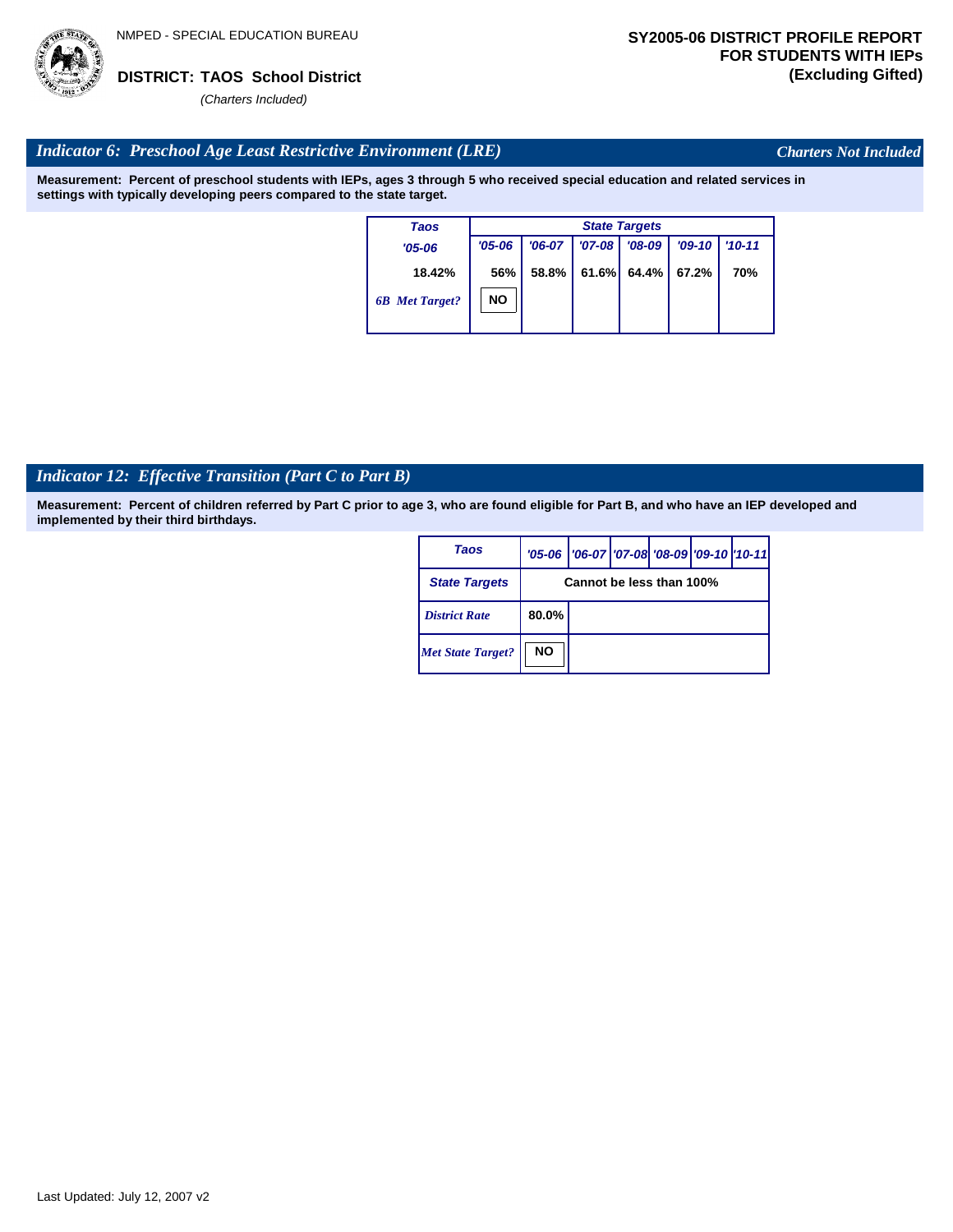NMPED - SPECIAL EDUCATION BUREAU

**DISTRICT: TAOS School District**

*(Charters Included)*

**SY2005-06 DISTRICT PROFILE REPORT FOR STUDENTS WITH IEPs (Excluding Gifted)**

## *Indicator 6: Preschool Age Least Restrictive Environment (LRE)*

*Charters Not Included*

**Measurement: Percent of preschool students with IEPs, ages 3 through 5 who received special education and related services in settings with typically developing peers compared to the state target.**

| Taos | State Targets | | | | | |
|---|---|---|---|---|---|---|
| '05-06 | '05-06 | '06-07 | '07-08 | '08-09 | '09-10 | '10-11 |
| 18.42% | 56% | 58.8% | 61.6% | 64.4% | 67.2% | 70% |
| 6B Met Target? | NO | | | | | |

## *Indicator 12: Effective Transition (Part C to Part B)*

**Measurement: Percent of children referred by Part C prior to age 3, who are found eligible for Part B, and who have an IEP developed and implemented by their third birthdays.**

| Taos | '05-06 | '06-07 | '07-08 | '08-09 | '09-10 | '10-11 |
|---|---|---|---|---|---|---|
| State Targets | Cannot be less than 100% | | | | | |
| District Rate | 80.0% | | | | | |
| Met State Target? | NO | | | | | |

Last Updated: July 12, 2007 v2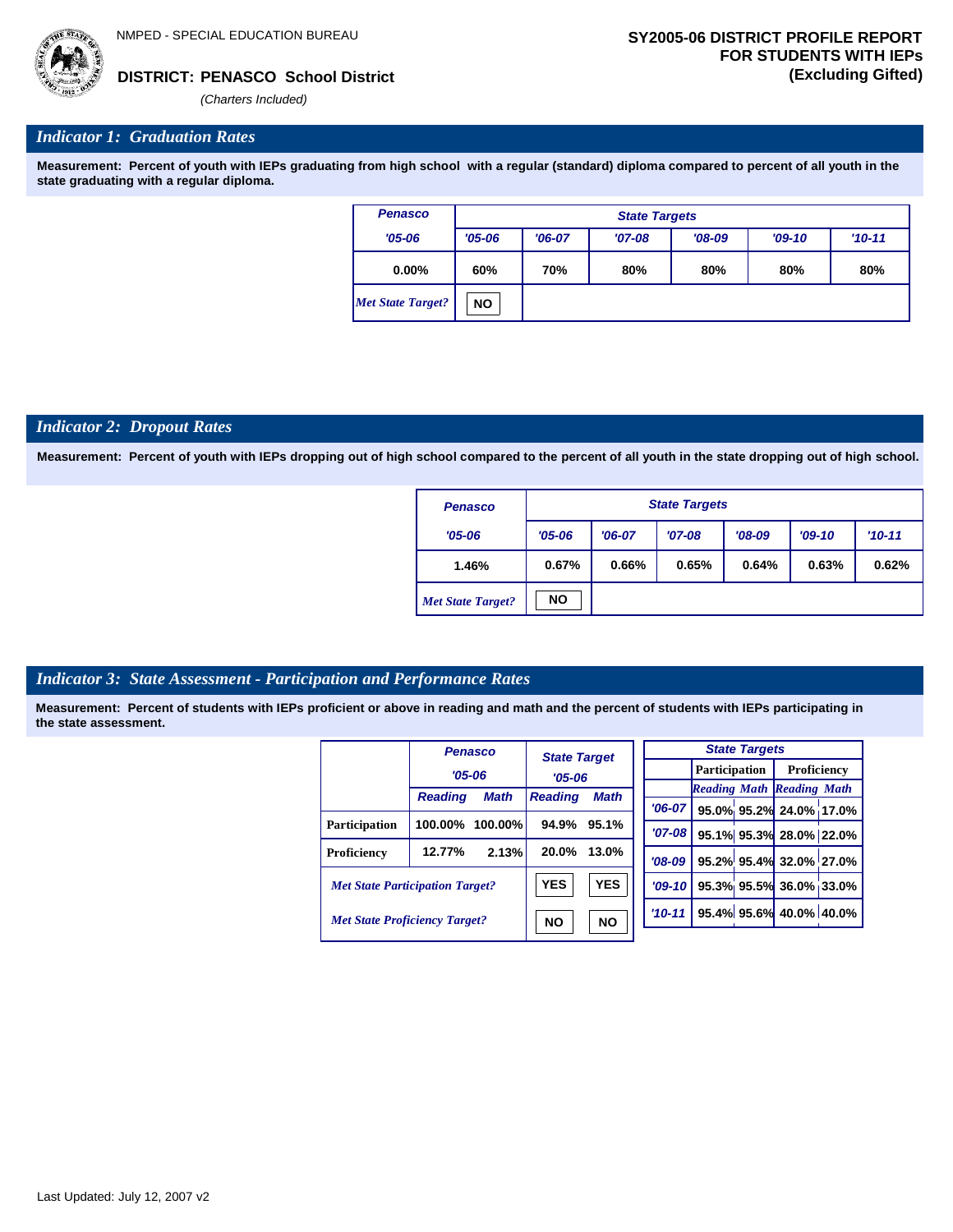NMPED - SPECIAL EDUCATION BUREAU

**DISTRICT: PENASCO School District**

*(Charters Included)*

**SY2005-06 DISTRICT PROFILE REPORT FOR STUDENTS WITH IEPs (Excluding Gifted)**

## *Indicator 1: Graduation Rates*

**Measurement: Percent of youth with IEPs graduating from high school with a regular (standard) diploma compared to percent of all youth in the state graduating with a regular diploma.**

| Penasco | State Targets | | | | | |
|---|---|---|---|---|---|---|
| '05-06 | '05-06 | '06-07 | '07-08 | '08-09 | '09-10 | '10-11 |
| 0.00% | 60% | 70% | 80% | 80% | 80% | 80% |
| *Met State Target?* | NO | | | | | |

## *Indicator 2: Dropout Rates*

**Measurement: Percent of youth with IEPs dropping out of high school compared to the percent of all youth in the state dropping out of high school.**

| Penasco | State Targets | | | | | |
|---|---|---|---|---|---|---|
| '05-06 | '05-06 | '06-07 | '07-08 | '08-09 | '09-10 | '10-11 |
| 1.46% | 0.67% | 0.66% | 0.65% | 0.64% | 0.63% | 0.62% |
| *Met State Target?* | NO | | | | | |

## *Indicator 3: State Assessment - Participation and Performance Rates*

**Measurement: Percent of students with IEPs proficient or above in reading and math and the percent of students with IEPs participating in the state assessment.**

| | Penasco '05-06 | | State Target '05-06 | |
|---|---|---|---|---|
| | Reading | Math | Reading | Math |
| Participation | 100.00% | 100.00% | 94.9% | 95.1% |
| Proficiency | 12.77% | 2.13% | 20.0% | 13.0% |
| *Met State Participation Target?* | | | YES | YES |
| *Met State Proficiency Target?* | | | NO | NO |

| State Targets | Participation | | Proficiency | |
|---|---|---|---|---|
| | Reading | Math | Reading | Math |
| '06-07 | 95.0% | 95.2% | 24.0% | 17.0% |
| '07-08 | 95.1% | 95.3% | 28.0% | 22.0% |
| '08-09 | 95.2% | 95.4% | 32.0% | 27.0% |
| '09-10 | 95.3% | 95.5% | 36.0% | 33.0% |
| '10-11 | 95.4% | 95.6% | 40.0% | 40.0% |

Last Updated: July 12, 2007 v2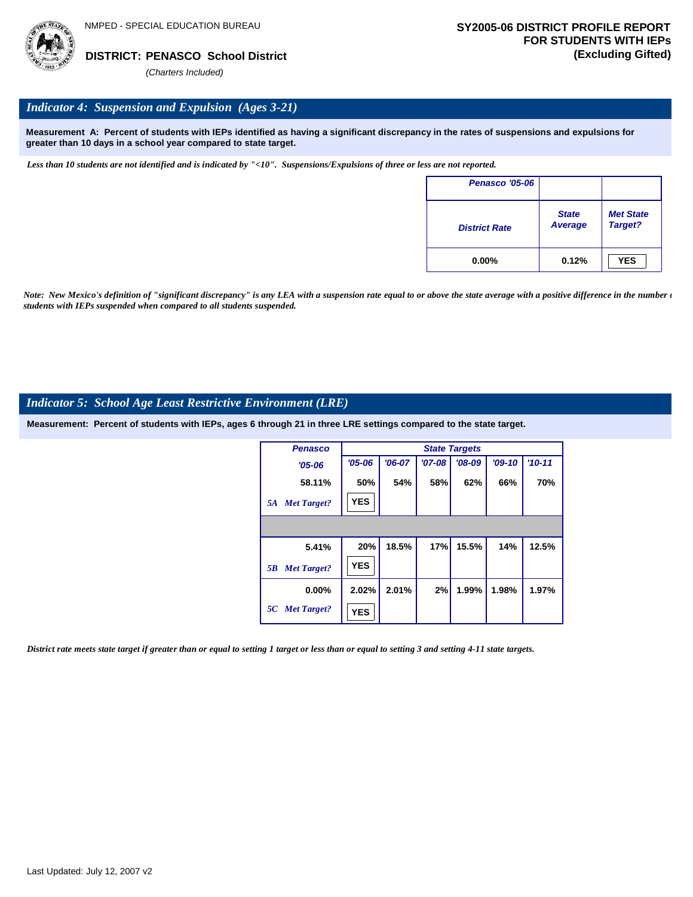NMPED - SPECIAL EDUCATION BUREAU

**DISTRICT: PENASCO School District**

*(Charters Included)*

**SY2005-06 DISTRICT PROFILE REPORT FOR STUDENTS WITH IEPs (Excluding Gifted)**

## *Indicator 4: Suspension and Expulsion (Ages 3-21)*

**Measurement A: Percent of students with IEPs identified as having a significant discrepancy in the rates of suspensions and expulsions for greater than 10 days in a school year compared to state target.**

*Less than 10 students are not identified and is indicated by "<10". Suspensions/Expulsions of three or less are not reported.*

| Penasco '05-06 | | |
|---|---|---|
| District Rate | State Average | Met State Target? |
| 0.00% | 0.12% | YES |

*Note: New Mexico's definition of "significant discrepancy" is any LEA with a suspension rate equal to or above the state average with a positive difference in the number of students with IEPs suspended when compared to all students suspended.*

## *Indicator 5: School Age Least Restrictive Environment (LRE)*

**Measurement: Percent of students with IEPs, ages 6 through 21 in three LRE settings compared to the state target.**

| Penasco | State Targets | | | | | |
|---|---|---|---|---|---|---|
| '05-06 | '05-06 | '06-07 | '07-08 | '08-09 | '09-10 | '10-11 |
| 58.11% | 50% | 54% | 58% | 62% | 66% | 70% |
| 5A Met Target? | YES | | | | | |
| | | | | | | |
| 5.41% | 20% | 18.5% | 17% | 15.5% | 14% | 12.5% |
| 5B Met Target? | YES | | | | | |
| 0.00% | 2.02% | 2.01% | 2% | 1.99% | 1.98% | 1.97% |
| 5C Met Target? | YES | | | | | |

*District rate meets state target if greater than or equal to setting 1 target or less than or equal to setting 3 and setting 4-11 state targets.*

Last Updated: July 12, 2007 v2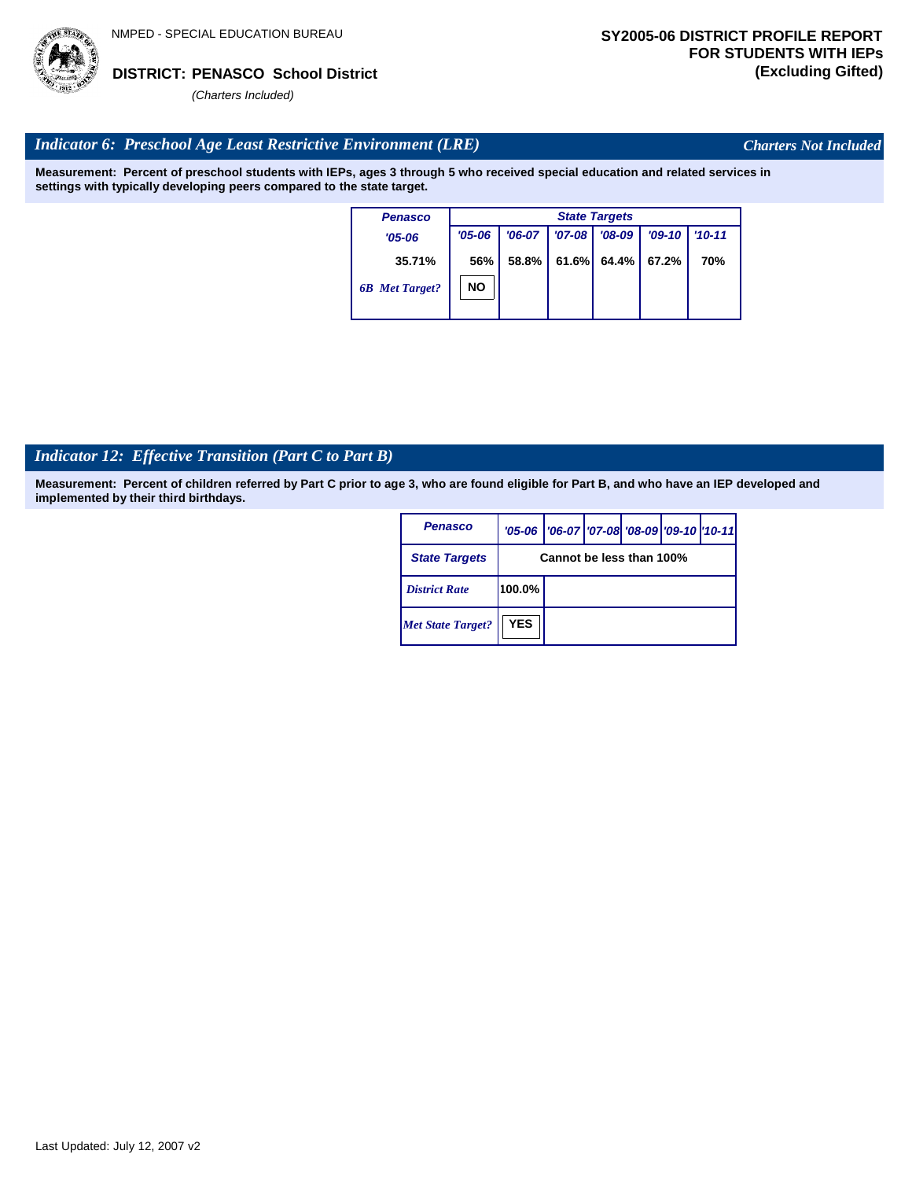NMPED - SPECIAL EDUCATION BUREAU

**DISTRICT: PENASCO School District**
*(Charters Included)*

**SY2005-06 DISTRICT PROFILE REPORT FOR STUDENTS WITH IEPs (Excluding Gifted)**

## *Indicator 6: Preschool Age Least Restrictive Environment (LRE)*

*Charters Not Included*

**Measurement: Percent of preschool students with IEPs, ages 3 through 5 who received special education and related services in settings with typically developing peers compared to the state target.**

| Penasco | State Targets | | | | | |
|---|---|---|---|---|---|---|
| '05-06 | '05-06 | '06-07 | '07-08 | '08-09 | '09-10 | '10-11 |
| 35.71% | 56% | 58.8% | 61.6% | 64.4% | 67.2% | 70% |
| 6B Met Target? | NO | | | | | |

## *Indicator 12: Effective Transition (Part C to Part B)*

**Measurement: Percent of children referred by Part C prior to age 3, who are found eligible for Part B, and who have an IEP developed and implemented by their third birthdays.**

| Penasco | '05-06 | '06-07 | '07-08 | '08-09 | '09-10 | '10-11 |
|---|---|---|---|---|---|---|
| State Targets | Cannot be less than 100% | | | | | |
| District Rate | 100.0% | | | | | |
| Met State Target? | YES | | | | | |

Last Updated: July 12, 2007 v2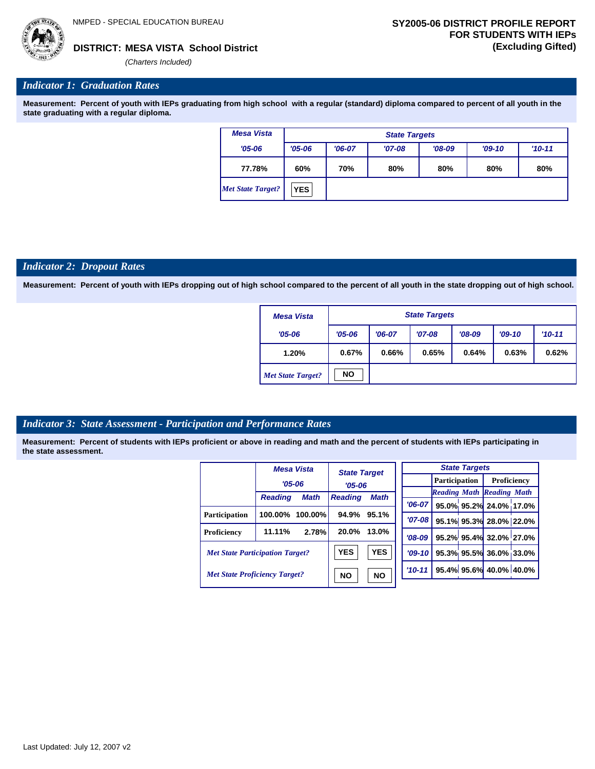NMPED - SPECIAL EDUCATION BUREAU

**DISTRICT: MESA VISTA School District**

*(Charters Included)*

**SY2005-06 DISTRICT PROFILE REPORT FOR STUDENTS WITH IEPs (Excluding Gifted)**

## *Indicator 1: Graduation Rates*

**Measurement: Percent of youth with IEPs graduating from high school with a regular (standard) diploma compared to percent of all youth in the state graduating with a regular diploma.**

| Mesa Vista | State Targets | | | | | |
|---|---|---|---|---|---|---|
| '05-06 | '05-06 | '06-07 | '07-08 | '08-09 | '09-10 | '10-11 |
| 77.78% | 60% | 70% | 80% | 80% | 80% | 80% |
| *Met State Target?* | YES | | | | | |

## *Indicator 2: Dropout Rates*

**Measurement: Percent of youth with IEPs dropping out of high school compared to the percent of all youth in the state dropping out of high school.**

| Mesa Vista | State Targets | | | | | |
|---|---|---|---|---|---|---|
| '05-06 | '05-06 | '06-07 | '07-08 | '08-09 | '09-10 | '10-11 |
| 1.20% | 0.67% | 0.66% | 0.65% | 0.64% | 0.63% | 0.62% |
| *Met State Target?* | NO | | | | | |

## *Indicator 3: State Assessment - Participation and Performance Rates*

**Measurement: Percent of students with IEPs proficient or above in reading and math and the percent of students with IEPs participating in the state assessment.**

| | Mesa Vista '05-06 | | State Target '05-06 | |
|---|---|---|---|---|
| | Reading | Math | Reading | Math |
| Participation | 100.00% | 100.00% | 94.9% | 95.1% |
| Proficiency | 11.11% | 2.78% | 20.0% | 13.0% |
| *Met State Participation Target?* | | | YES | YES |
| *Met State Proficiency Target?* | | | NO | NO |

| State Targets | Participation | | Proficiency | |
|---|---|---|---|---|
| | Reading | Math | Reading | Math |
| '06-07 | 95.0% | 95.2% | 24.0% | 17.0% |
| '07-08 | 95.1% | 95.3% | 28.0% | 22.0% |
| '08-09 | 95.2% | 95.4% | 32.0% | 27.0% |
| '09-10 | 95.3% | 95.5% | 36.0% | 33.0% |
| '10-11 | 95.4% | 95.6% | 40.0% | 40.0% |

Last Updated: July 12, 2007 v2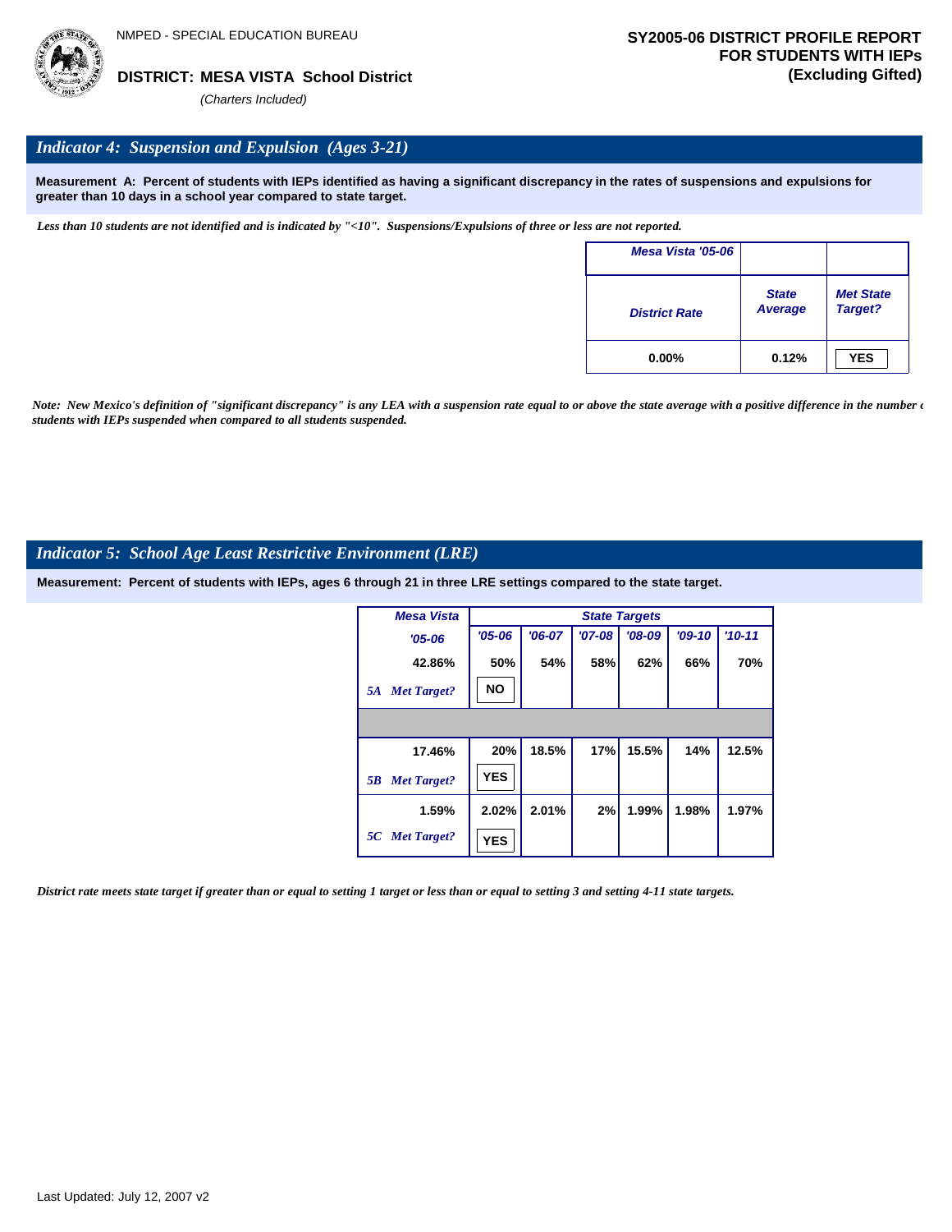NMPED - SPECIAL EDUCATION BUREAU

**DISTRICT: MESA VISTA School District**

*(Charters Included)*

**SY2005-06 DISTRICT PROFILE REPORT FOR STUDENTS WITH IEPs (Excluding Gifted)**

## *Indicator 4: Suspension and Expulsion (Ages 3-21)*

**Measurement A: Percent of students with IEPs identified as having a significant discrepancy in the rates of suspensions and expulsions for greater than 10 days in a school year compared to state target.**

*Less than 10 students are not identified and is indicated by "<10". Suspensions/Expulsions of three or less are not reported.*

| Mesa Vista '05-06 | | |
|---|---|---|
| District Rate | State Average | Met State Target? |
| 0.00% | 0.12% | YES |

*Note: New Mexico's definition of "significant discrepancy" is any LEA with a suspension rate equal to or above the state average with a positive difference in the number of students with IEPs suspended when compared to all students suspended.*

## *Indicator 5: School Age Least Restrictive Environment (LRE)*

**Measurement: Percent of students with IEPs, ages 6 through 21 in three LRE settings compared to the state target.**

| Mesa Vista | State Targets | | | | | |
|---|---|---|---|---|---|---|
| '05-06 | '05-06 | '06-07 | '07-08 | '08-09 | '09-10 | '10-11 |
| 42.86% | 50% | 54% | 58% | 62% | 66% | 70% |
| *5A Met Target?* | NO | | | | | |
| 17.46% | 20% | 18.5% | 17% | 15.5% | 14% | 12.5% |
| *5B Met Target?* | YES | | | | | |
| 1.59% | 2.02% | 2.01% | 2% | 1.99% | 1.98% | 1.97% |
| *5C Met Target?* | YES | | | | | |

*District rate meets state target if greater than or equal to setting 1 target or less than or equal to setting 3 and setting 4-11 state targets.*

Last Updated: July 12, 2007 v2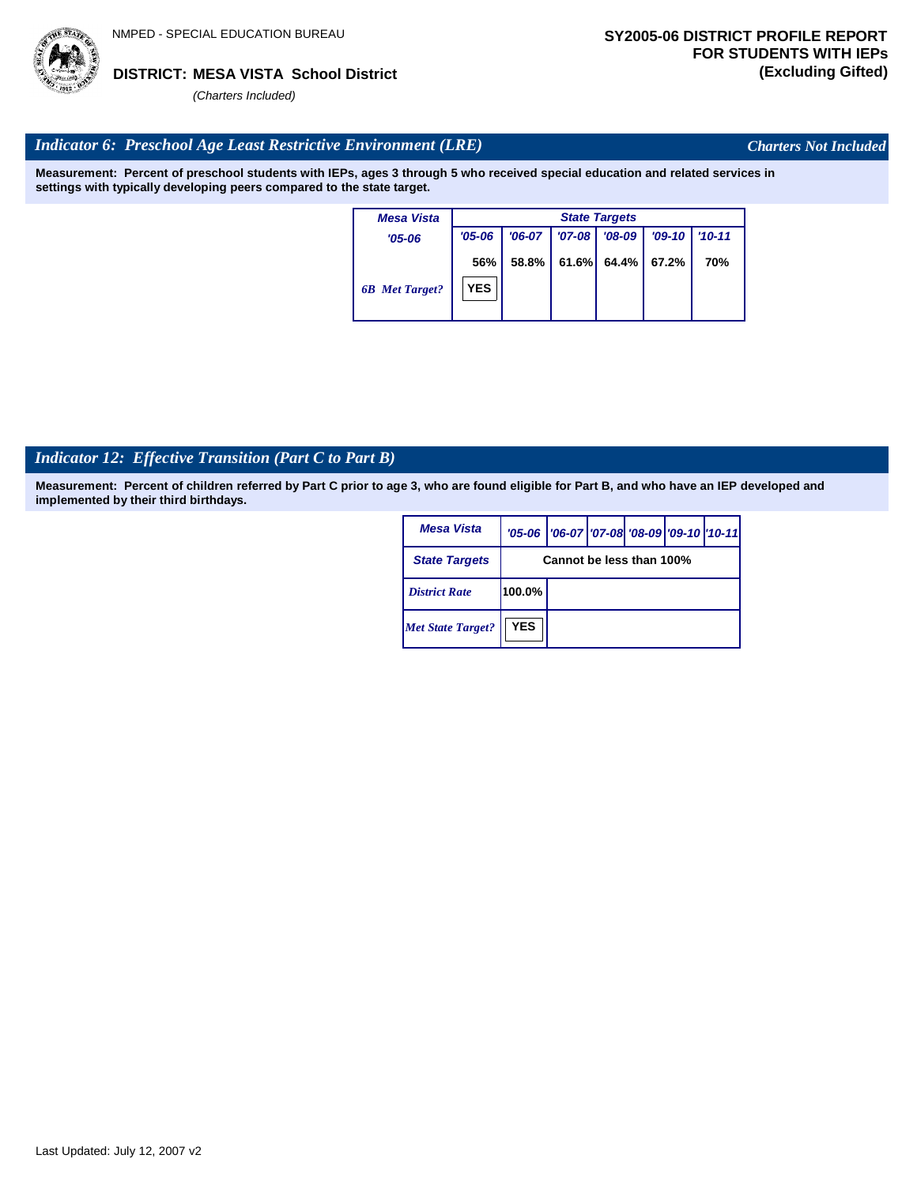NMPED - SPECIAL EDUCATION BUREAU

**DISTRICT: MESA VISTA School District**

*(Charters Included)*

**SY2005-06 DISTRICT PROFILE REPORT FOR STUDENTS WITH IEPs (Excluding Gifted)**

## *Indicator 6: Preschool Age Least Restrictive Environment (LRE)*

*Charters Not Included*

**Measurement: Percent of preschool students with IEPs, ages 3 through 5 who received special education and related services in settings with typically developing peers compared to the state target.**

| Mesa Vista | State Targets | | | | | |
|---|---|---|---|---|---|---|
| '05-06 | '05-06 | '06-07 | '07-08 | '08-09 | '09-10 | '10-11 |
| | 56% | 58.8% | 61.6% | 64.4% | 67.2% | 70% |
| 6B Met Target? | YES | | | | | |

## *Indicator 12: Effective Transition (Part C to Part B)*

**Measurement: Percent of children referred by Part C prior to age 3, who are found eligible for Part B, and who have an IEP developed and implemented by their third birthdays.**

| Mesa Vista | '05-06 | '06-07 | '07-08 | '08-09 | '09-10 | '10-11 |
|---|---|---|---|---|---|---|
| State Targets | Cannot be less than 100% | | | | | |
| District Rate | 100.0% | | | | | |
| Met State Target? | YES | | | | | |

Last Updated: July 12, 2007 v2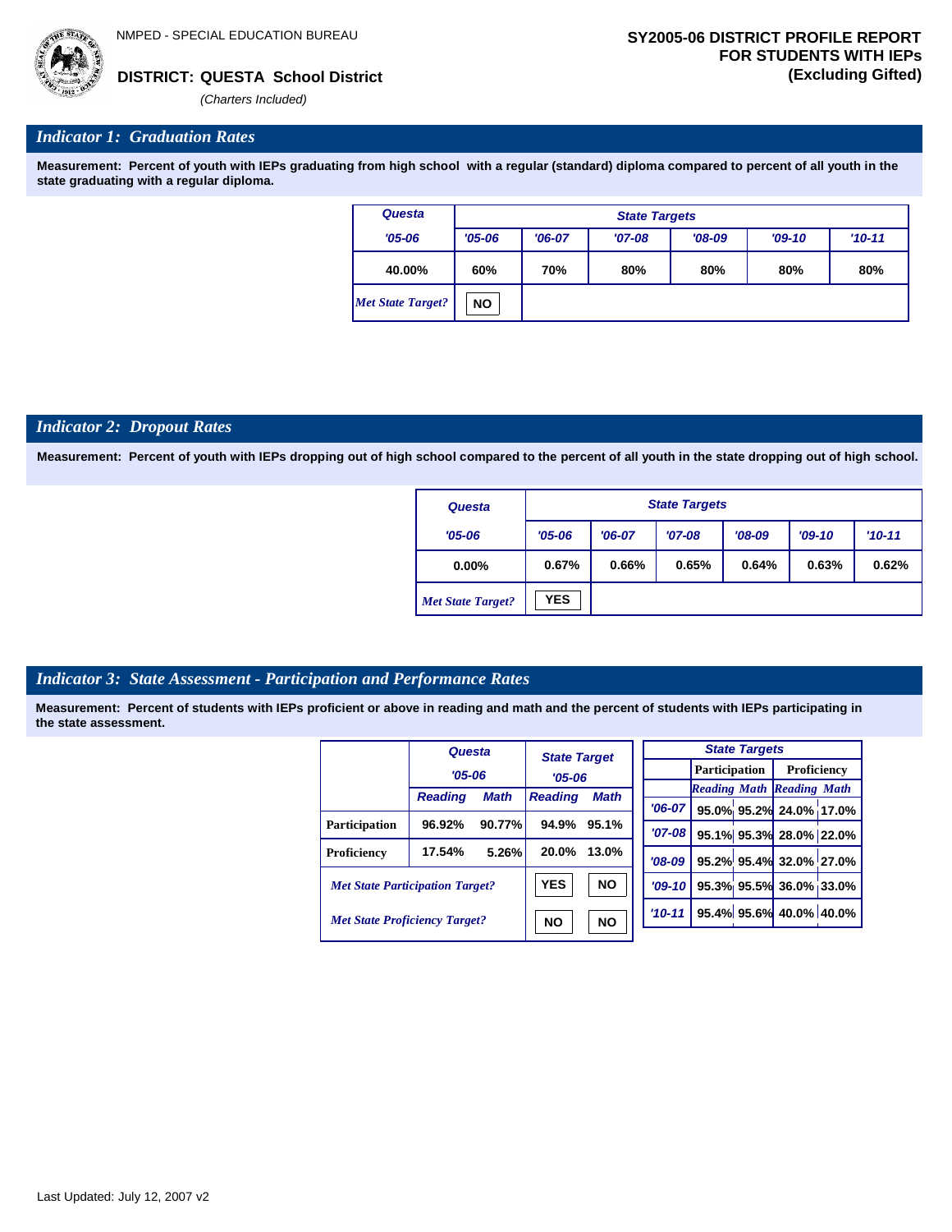NMPED - SPECIAL EDUCATION BUREAU

**DISTRICT: QUESTA School District**

*(Charters Included)*

**SY2005-06 DISTRICT PROFILE REPORT FOR STUDENTS WITH IEPs (Excluding Gifted)**

## *Indicator 1: Graduation Rates*

**Measurement: Percent of youth with IEPs graduating from high school with a regular (standard) diploma compared to percent of all youth in the state graduating with a regular diploma.**

| Questa | State Targets | | | | | |
|---|---|---|---|---|---|---|
| '05-06 | '05-06 | '06-07 | '07-08 | '08-09 | '09-10 | '10-11 |
| 40.00% | 60% | 70% | 80% | 80% | 80% | 80% |
| *Met State Target?* | NO | | | | | |

## *Indicator 2: Dropout Rates*

**Measurement: Percent of youth with IEPs dropping out of high school compared to the percent of all youth in the state dropping out of high school.**

| Questa | State Targets | | | | | |
|---|---|---|---|---|---|---|
| '05-06 | '05-06 | '06-07 | '07-08 | '08-09 | '09-10 | '10-11 |
| 0.00% | 0.67% | 0.66% | 0.65% | 0.64% | 0.63% | 0.62% |
| *Met State Target?* | YES | | | | | |

## *Indicator 3: State Assessment - Participation and Performance Rates*

**Measurement: Percent of students with IEPs proficient or above in reading and math and the percent of students with IEPs participating in the state assessment.**

| | Questa '05-06 | | State Target '05-06 | |
|---|---|---|---|---|
| | Reading | Math | Reading | Math |
| Participation | 96.92% | 90.77% | 94.9% | 95.1% |
| Proficiency | 17.54% | 5.26% | 20.0% | 13.0% |
| *Met State Participation Target?* | | | YES | NO |
| *Met State Proficiency Target?* | | | NO | NO |

| State Targets | Participation | | Proficiency | |
|---|---|---|---|---|
| | Reading | Math | Reading | Math |
| '06-07 | 95.0% | 95.2% | 24.0% | 17.0% |
| '07-08 | 95.1% | 95.3% | 28.0% | 22.0% |
| '08-09 | 95.2% | 95.4% | 32.0% | 27.0% |
| '09-10 | 95.3% | 95.5% | 36.0% | 33.0% |
| '10-11 | 95.4% | 95.6% | 40.0% | 40.0% |

Last Updated: July 12, 2007 v2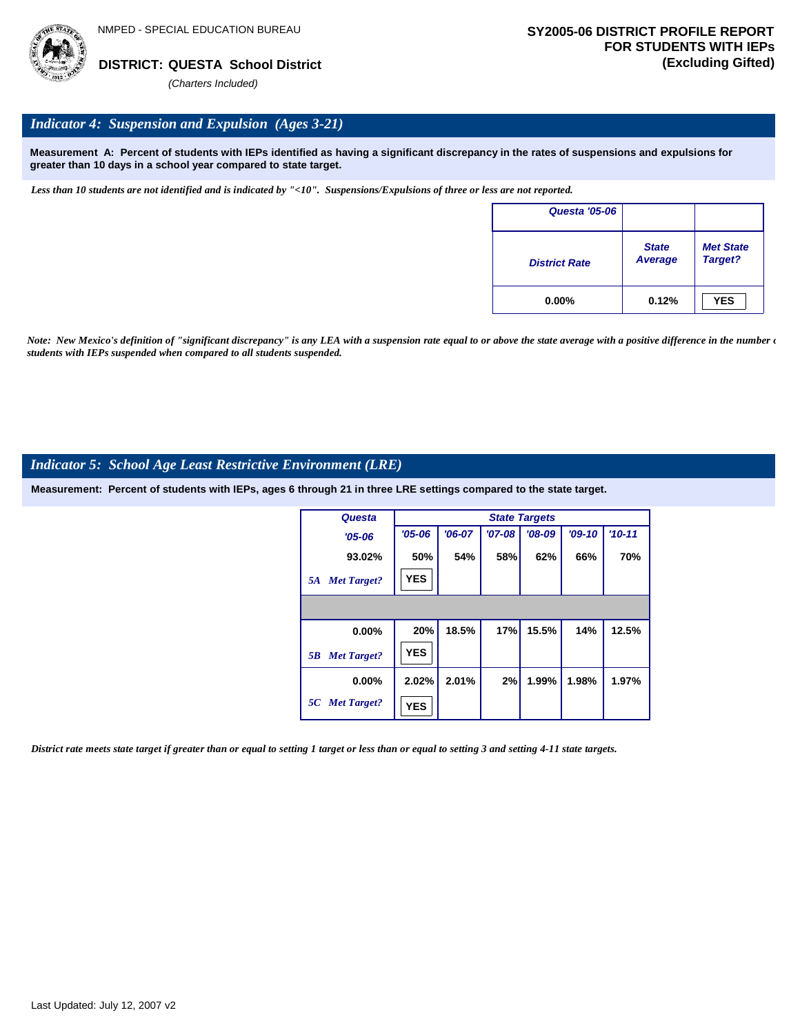NMPED - SPECIAL EDUCATION BUREAU

**DISTRICT: QUESTA School District**

*(Charters Included)*

**SY2005-06 DISTRICT PROFILE REPORT FOR STUDENTS WITH IEPs (Excluding Gifted)**

## *Indicator 4: Suspension and Expulsion (Ages 3-21)*

**Measurement A: Percent of students with IEPs identified as having a significant discrepancy in the rates of suspensions and expulsions for greater than 10 days in a school year compared to state target.**

*Less than 10 students are not identified and is indicated by "<10". Suspensions/Expulsions of three or less are not reported.*

| Questa '05-06 | | |
|---|---|---|
| District Rate | State Average | Met State Target? |
| 0.00% | 0.12% | YES |

*Note: New Mexico's definition of "significant discrepancy" is any LEA with a suspension rate equal to or above the state average with a positive difference in the number of students with IEPs suspended when compared to all students suspended.*

## *Indicator 5: School Age Least Restrictive Environment (LRE)*

**Measurement: Percent of students with IEPs, ages 6 through 21 in three LRE settings compared to the state target.**

| Questa | State Targets | | | | | |
|---|---|---|---|---|---|---|
| '05-06 | '05-06 | '06-07 | '07-08 | '08-09 | '09-10 | '10-11 |
| 93.02% | 50% | 54% | 58% | 62% | 66% | 70% |
| 5A Met Target? | YES | | | | | |
| | | | | | | |
| 0.00% | 20% | 18.5% | 17% | 15.5% | 14% | 12.5% |
| 5B Met Target? | YES | | | | | |
| 0.00% | 2.02% | 2.01% | 2% | 1.99% | 1.98% | 1.97% |
| 5C Met Target? | YES | | | | | |

*District rate meets state target if greater than or equal to setting 1 target or less than or equal to setting 3 and setting 4-11 state targets.*

Last Updated: July 12, 2007 v2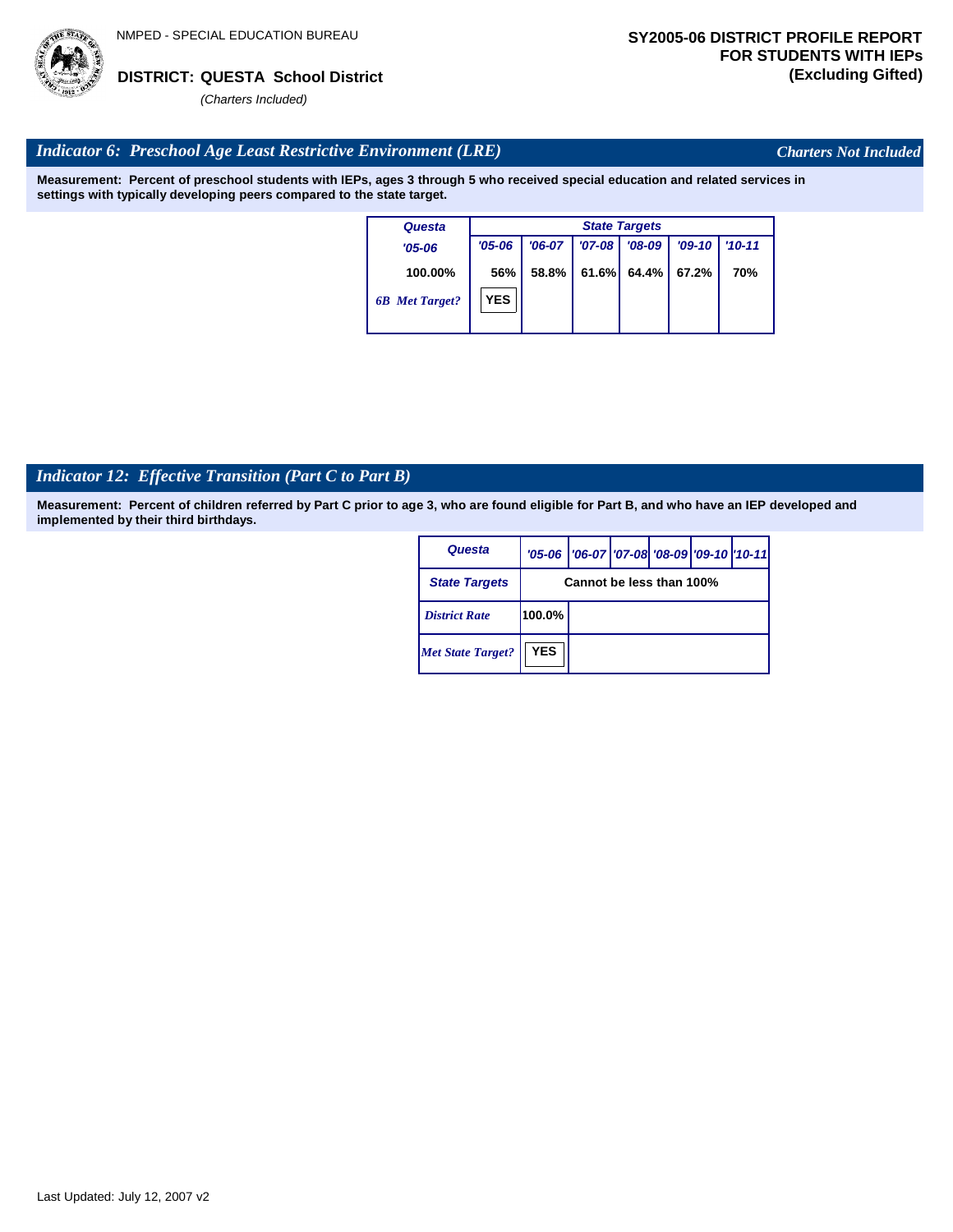NMPED - SPECIAL EDUCATION BUREAU

**DISTRICT: QUESTA School District**

*(Charters Included)*

**SY2005-06 DISTRICT PROFILE REPORT FOR STUDENTS WITH IEPs (Excluding Gifted)**

## *Indicator 6: Preschool Age Least Restrictive Environment (LRE)*

*Charters Not Included*

**Measurement: Percent of preschool students with IEPs, ages 3 through 5 who received special education and related services in settings with typically developing peers compared to the state target.**

| Questa | State Targets | | | | | |
|---|---|---|---|---|---|---|
| '05-06 | '05-06 | '06-07 | '07-08 | '08-09 | '09-10 | '10-11 |
| 100.00% | 56% | 58.8% | 61.6% | 64.4% | 67.2% | 70% |
| *6B Met Target?* | YES | | | | | |

## *Indicator 12: Effective Transition (Part C to Part B)*

**Measurement: Percent of children referred by Part C prior to age 3, who are found eligible for Part B, and who have an IEP developed and implemented by their third birthdays.**

| Questa | '05-06 | '06-07 | '07-08 | '08-09 | '09-10 | '10-11 |
|---|---|---|---|---|---|---|
| State Targets | Cannot be less than 100% | | | | | |
| *District Rate* | 100.0% | | | | | |
| *Met State Target?* | YES | | | | | |

Last Updated: July 12, 2007 v2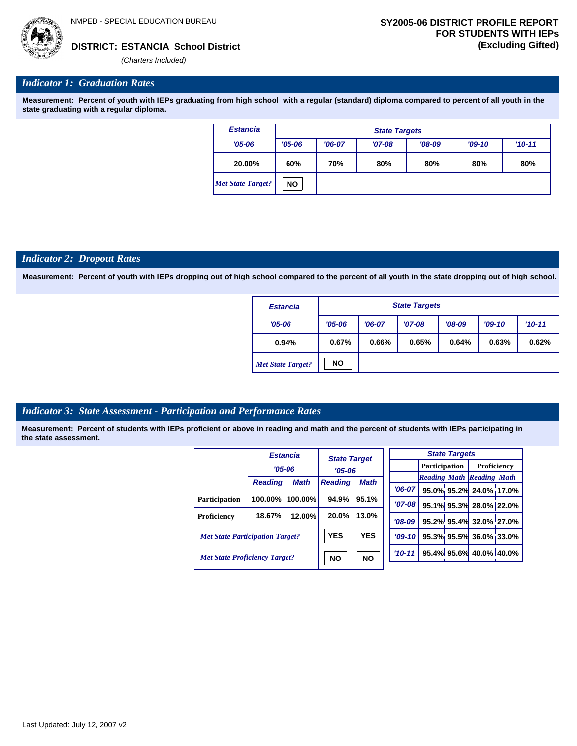NMPED - SPECIAL EDUCATION BUREAU

**DISTRICT: ESTANCIA School District**

*(Charters Included)*

**SY2005-06 DISTRICT PROFILE REPORT FOR STUDENTS WITH IEPs (Excluding Gifted)**

## *Indicator 1: Graduation Rates*

**Measurement: Percent of youth with IEPs graduating from high school with a regular (standard) diploma compared to percent of all youth in the state graduating with a regular diploma.**

| *Estancia* | *State Targets* | | | | | |
|---|---|---|---|---|---|---|
| *'05-06* | *'05-06* | *'06-07* | *'07-08* | *'08-09* | *'09-10* | *'10-11* |
| 20.00% | 60% | 70% | 80% | 80% | 80% | 80% |
| *Met State Target?* | NO | | | | | |

## *Indicator 2: Dropout Rates*

**Measurement: Percent of youth with IEPs dropping out of high school compared to the percent of all youth in the state dropping out of high school.**

| *Estancia* | *State Targets* | | | | | |
|---|---|---|---|---|---|---|
| *'05-06* | *'05-06* | *'06-07* | *'07-08* | *'08-09* | *'09-10* | *'10-11* |
| 0.94% | 0.67% | 0.66% | 0.65% | 0.64% | 0.63% | 0.62% |
| *Met State Target?* | NO | | | | | |

## *Indicator 3: State Assessment - Participation and Performance Rates*

**Measurement: Percent of students with IEPs proficient or above in reading and math and the percent of students with IEPs participating in the state assessment.**

| | *Estancia '05-06* | | *State Target '05-06* | |
|---|---|---|---|---|
| | *Reading* | *Math* | *Reading* | *Math* |
| Participation | 100.00% | 100.00% | 94.9% | 95.1% |
| Proficiency | 18.67% | 12.00% | 20.0% | 13.0% |
| *Met State Participation Target?* | | | YES | YES |
| *Met State Proficiency Target?* | | | NO | NO |

| *State Targets* | Participation | | Proficiency | |
|---|---|---|---|---|
| | *Reading* | *Math* | *Reading* | *Math* |
| *'06-07* | 95.0% | 95.2% | 24.0% | 17.0% |
| *'07-08* | 95.1% | 95.3% | 28.0% | 22.0% |
| *'08-09* | 95.2% | 95.4% | 32.0% | 27.0% |
| *'09-10* | 95.3% | 95.5% | 36.0% | 33.0% |
| *'10-11* | 95.4% | 95.6% | 40.0% | 40.0% |

Last Updated: July 12, 2007 v2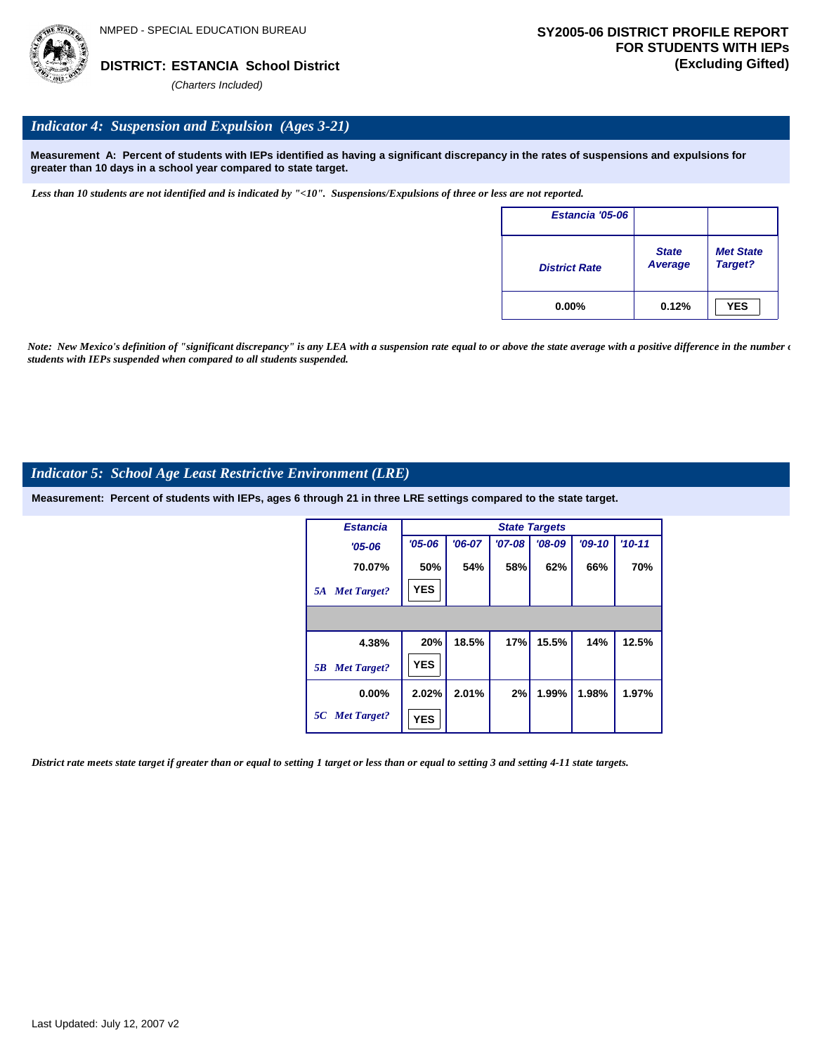NMPED - SPECIAL EDUCATION BUREAU

**DISTRICT: ESTANCIA School District**

*(Charters Included)*

**SY2005-06 DISTRICT PROFILE REPORT FOR STUDENTS WITH IEPs (Excluding Gifted)**

## *Indicator 4: Suspension and Expulsion (Ages 3-21)*

**Measurement A: Percent of students with IEPs identified as having a significant discrepancy in the rates of suspensions and expulsions for greater than 10 days in a school year compared to state target.**

*Less than 10 students are not identified and is indicated by "<10". Suspensions/Expulsions of three or less are not reported.*

| Estancia '05-06 | | |
|---|---|---|
| District Rate | State Average | Met State Target? |
| 0.00% | 0.12% | YES |

*Note: New Mexico's definition of "significant discrepancy" is any LEA with a suspension rate equal to or above the state average with a positive difference in the number of students with IEPs suspended when compared to all students suspended.*

## *Indicator 5: School Age Least Restrictive Environment (LRE)*

**Measurement: Percent of students with IEPs, ages 6 through 21 in three LRE settings compared to the state target.**

| Estancia | State Targets | | | | | |
|---|---|---|---|---|---|---|
| '05-06 | '05-06 | '06-07 | '07-08 | '08-09 | '09-10 | '10-11 |
| 70.07% | 50% | 54% | 58% | 62% | 66% | 70% |
| 5A Met Target? | YES | | | | | |
| 4.38% | 20% | 18.5% | 17% | 15.5% | 14% | 12.5% |
| 5B Met Target? | YES | | | | | |
| 0.00% | 2.02% | 2.01% | 2% | 1.99% | 1.98% | 1.97% |
| 5C Met Target? | YES | | | | | |

*District rate meets state target if greater than or equal to setting 1 target or less than or equal to setting 3 and setting 4-11 state targets.*

Last Updated: July 12, 2007 v2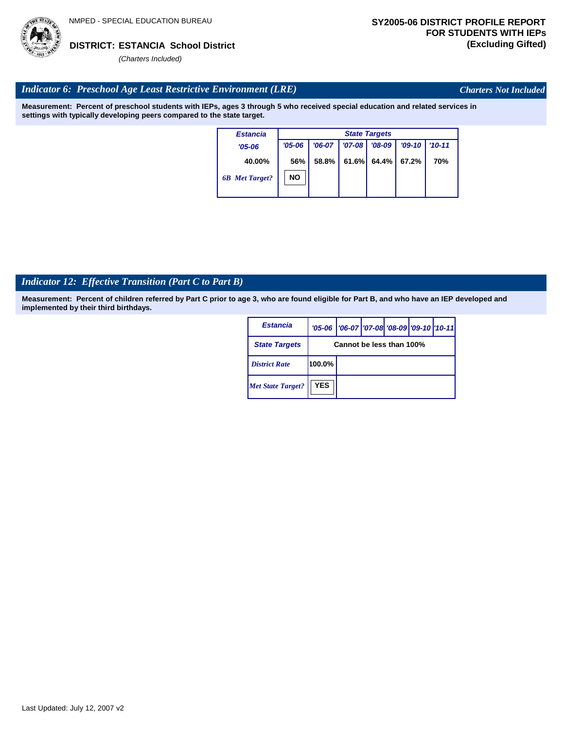NMPED - SPECIAL EDUCATION BUREAU

**DISTRICT: ESTANCIA School District**

*(Charters Included)*

**SY2005-06 DISTRICT PROFILE REPORT FOR STUDENTS WITH IEPs (Excluding Gifted)**

## *Indicator 6: Preschool Age Least Restrictive Environment (LRE)*

*Charters Not Included*

**Measurement: Percent of preschool students with IEPs, ages 3 through 5 who received special education and related services in settings with typically developing peers compared to the state target.**

| *Estancia* | *State Targets* | | | | | |
|---|---|---|---|---|---|---|
| *'05-06* | *'05-06* | *'06-07* | *'07-08* | *'08-09* | *'09-10* | *'10-11* |
| 40.00% | 56% | 58.8% | 61.6% | 64.4% | 67.2% | 70% |
| *6B Met Target?* | NO | | | | | |

## *Indicator 12: Effective Transition (Part C to Part B)*

**Measurement: Percent of children referred by Part C prior to age 3, who are found eligible for Part B, and who have an IEP developed and implemented by their third birthdays.**

| *Estancia* | *'05-06* | *'06-07* | *'07-08* | *'08-09* | *'09-10* | *'10-11* |
|---|---|---|---|---|---|---|
| *State Targets* | Cannot be less than 100% | | | | | |
| *District Rate* | 100.0% | | | | | |
| *Met State Target?* | YES | | | | | |

Last Updated: July 12, 2007 v2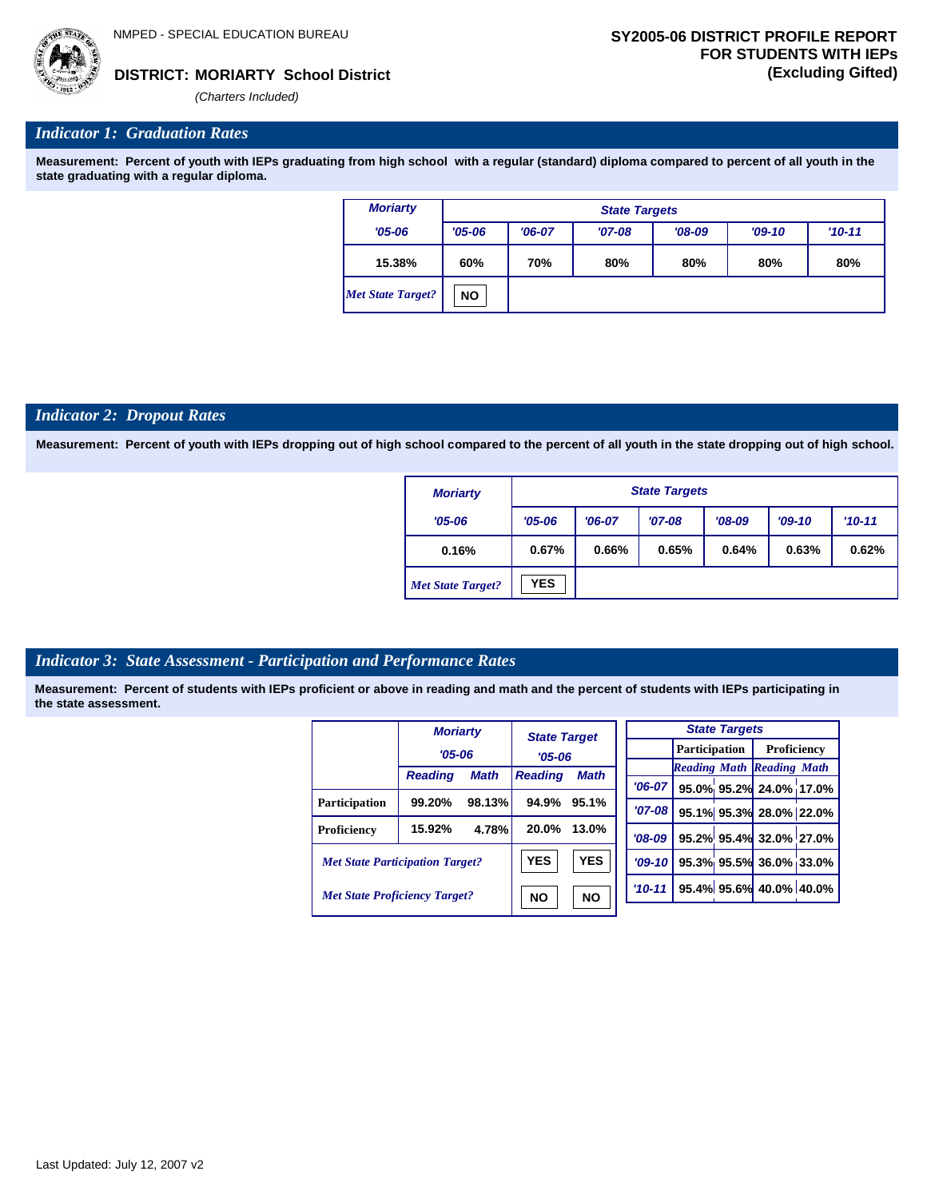NMPED - SPECIAL EDUCATION BUREAU

**DISTRICT: MORIARTY School District**

*(Charters Included)*

**SY2005-06 DISTRICT PROFILE REPORT FOR STUDENTS WITH IEPs (Excluding Gifted)**

## *Indicator 1: Graduation Rates*

**Measurement: Percent of youth with IEPs graduating from high school with a regular (standard) diploma compared to percent of all youth in the state graduating with a regular diploma.**

| Moriarty | State Targets | | | | | |
|---|---|---|---|---|---|---|
| '05-06 | '05-06 | '06-07 | '07-08 | '08-09 | '09-10 | '10-11 |
| 15.38% | 60% | 70% | 80% | 80% | 80% | 80% |
| *Met State Target?* | NO | | | | | |

## *Indicator 2: Dropout Rates*

**Measurement: Percent of youth with IEPs dropping out of high school compared to the percent of all youth in the state dropping out of high school.**

| Moriarty | State Targets | | | | | |
|---|---|---|---|---|---|---|
| '05-06 | '05-06 | '06-07 | '07-08 | '08-09 | '09-10 | '10-11 |
| 0.16% | 0.67% | 0.66% | 0.65% | 0.64% | 0.63% | 0.62% |
| *Met State Target?* | YES | | | | | |

## *Indicator 3: State Assessment - Participation and Performance Rates*

**Measurement: Percent of students with IEPs proficient or above in reading and math and the percent of students with IEPs participating in the state assessment.**

| | Moriarty '05-06 | | State Target '05-06 | |
|---|---|---|---|---|
| | Reading | Math | Reading | Math |
| Participation | 99.20% | 98.13% | 94.9% | 95.1% |
| Proficiency | 15.92% | 4.78% | 20.0% | 13.0% |
| *Met State Participation Target?* | | | YES | YES |
| *Met State Proficiency Target?* | | | NO | NO |

| State Targets | Participation | | Proficiency | |
|---|---|---|---|---|
| | Reading | Math | Reading | Math |
| '06-07 | 95.0% | 95.2% | 24.0% | 17.0% |
| '07-08 | 95.1% | 95.3% | 28.0% | 22.0% |
| '08-09 | 95.2% | 95.4% | 32.0% | 27.0% |
| '09-10 | 95.3% | 95.5% | 36.0% | 33.0% |
| '10-11 | 95.4% | 95.6% | 40.0% | 40.0% |

Last Updated: July 12, 2007 v2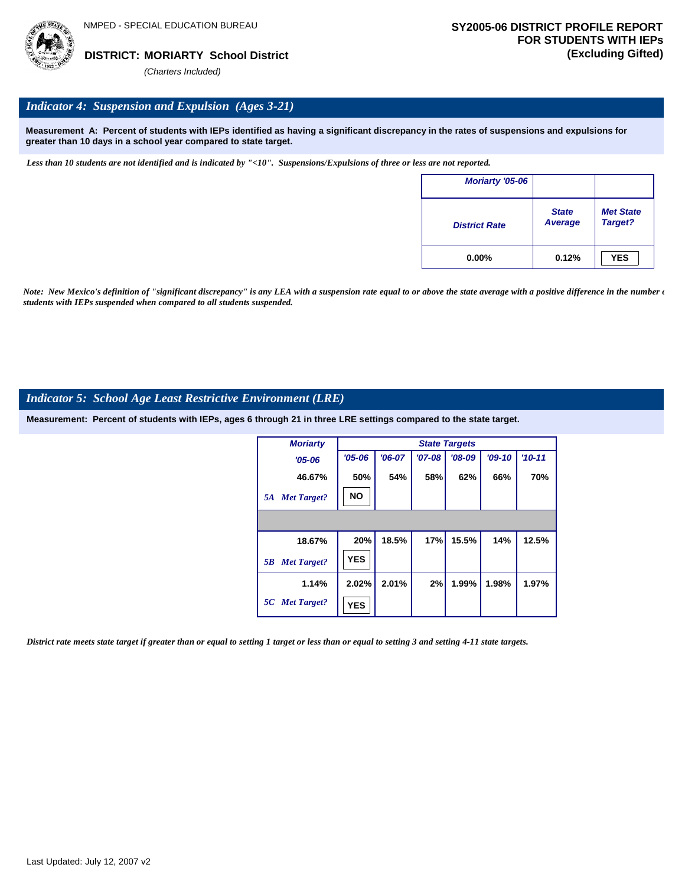NMPED - SPECIAL EDUCATION BUREAU

**DISTRICT: MORIARTY School District**

*(Charters Included)*

**SY2005-06 DISTRICT PROFILE REPORT FOR STUDENTS WITH IEPs (Excluding Gifted)**

## *Indicator 4: Suspension and Expulsion (Ages 3-21)*

**Measurement A: Percent of students with IEPs identified as having a significant discrepancy in the rates of suspensions and expulsions for greater than 10 days in a school year compared to state target.**

*Less than 10 students are not identified and is indicated by "<10". Suspensions/Expulsions of three or less are not reported.*

| Moriarty '05-06 | | |
|---|---|---|
| District Rate | State Average | Met State Target? |
| 0.00% | 0.12% | YES |

*Note: New Mexico's definition of "significant discrepancy" is any LEA with a suspension rate equal to or above the state average with a positive difference in the number of students with IEPs suspended when compared to all students suspended.*

## *Indicator 5: School Age Least Restrictive Environment (LRE)*

**Measurement: Percent of students with IEPs, ages 6 through 21 in three LRE settings compared to the state target.**

| Moriarty '05-06 | State Targets '05-06 | '06-07 | '07-08 | '08-09 | '09-10 | '10-11 |
|---|---|---|---|---|---|---|
| 46.67% | 50% | 54% | 58% | 62% | 66% | 70% |
| 5A Met Target? | NO | | | | | |
| 18.67% | 20% | 18.5% | 17% | 15.5% | 14% | 12.5% |
| 5B Met Target? | YES | | | | | |
| 1.14% | 2.02% | 2.01% | 2% | 1.99% | 1.98% | 1.97% |
| 5C Met Target? | YES | | | | | |

*District rate meets state target if greater than or equal to setting 1 target or less than or equal to setting 3 and setting 4-11 state targets.*

Last Updated: July 12, 2007 v2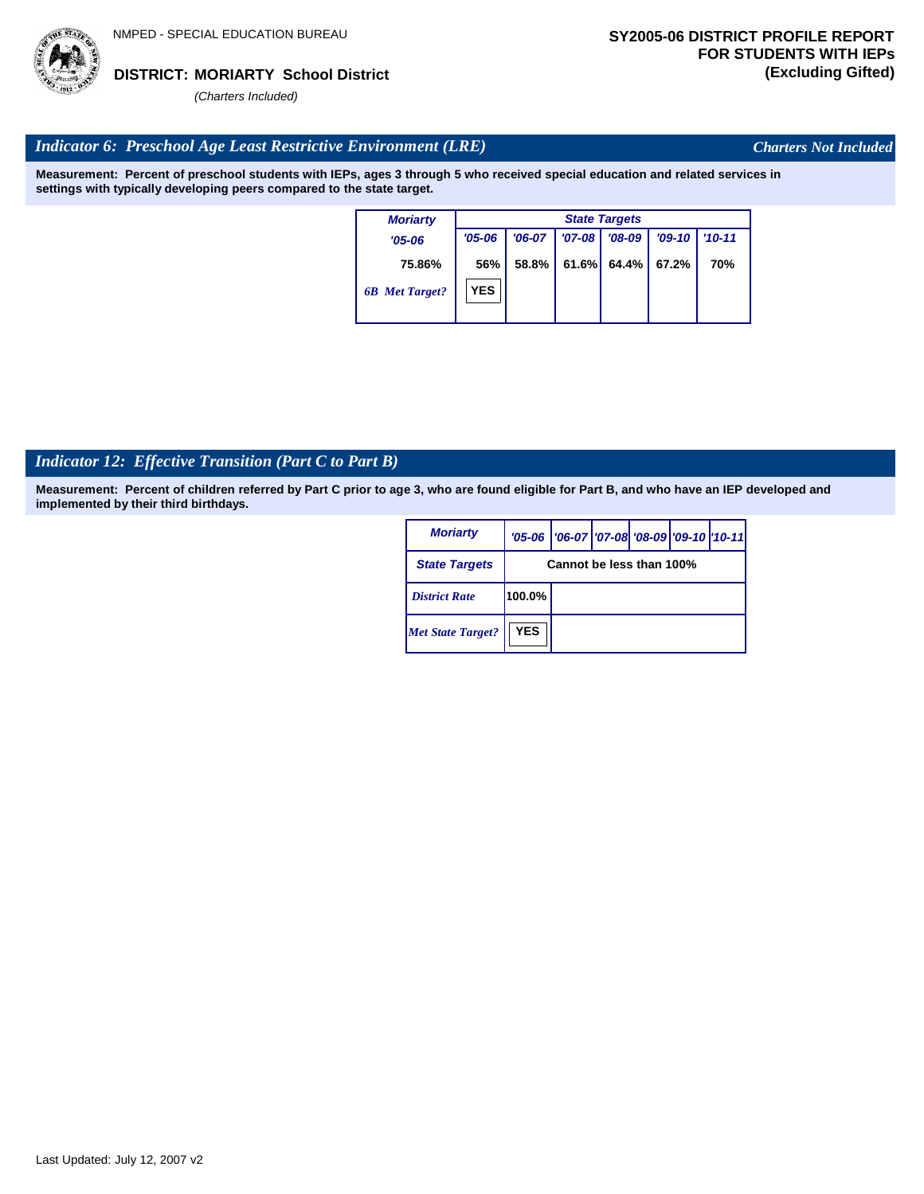NMPED - SPECIAL EDUCATION BUREAU

**DISTRICT: MORIARTY School District**

*(Charters Included)*

**SY2005-06 DISTRICT PROFILE REPORT FOR STUDENTS WITH IEPs (Excluding Gifted)**

## *Indicator 6: Preschool Age Least Restrictive Environment (LRE)*

*Charters Not Included*

**Measurement: Percent of preschool students with IEPs, ages 3 through 5 who received special education and related services in settings with typically developing peers compared to the state target.**

| *Moriarty* | *State Targets* | | | | | |
|---|---|---|---|---|---|---|
| *'05-06* | *'05-06* | *'06-07* | *'07-08* | *'08-09* | *'09-10* | *'10-11* |
| 75.86% | 56% | 58.8% | 61.6% | 64.4% | 67.2% | 70% |
| *6B Met Target?* | YES | | | | | |

## *Indicator 12: Effective Transition (Part C to Part B)*

**Measurement: Percent of children referred by Part C prior to age 3, who are found eligible for Part B, and who have an IEP developed and implemented by their third birthdays.**

| *Moriarty* | *'05-06* | *'06-07* | *'07-08* | *'08-09* | *'09-10* | *'10-11* |
|---|---|---|---|---|---|---|
| *State Targets* | Cannot be less than 100% | | | | | |
| *District Rate* | 100.0% | | | | | |
| *Met State Target?* | YES | | | | | |

Last Updated: July 12, 2007 v2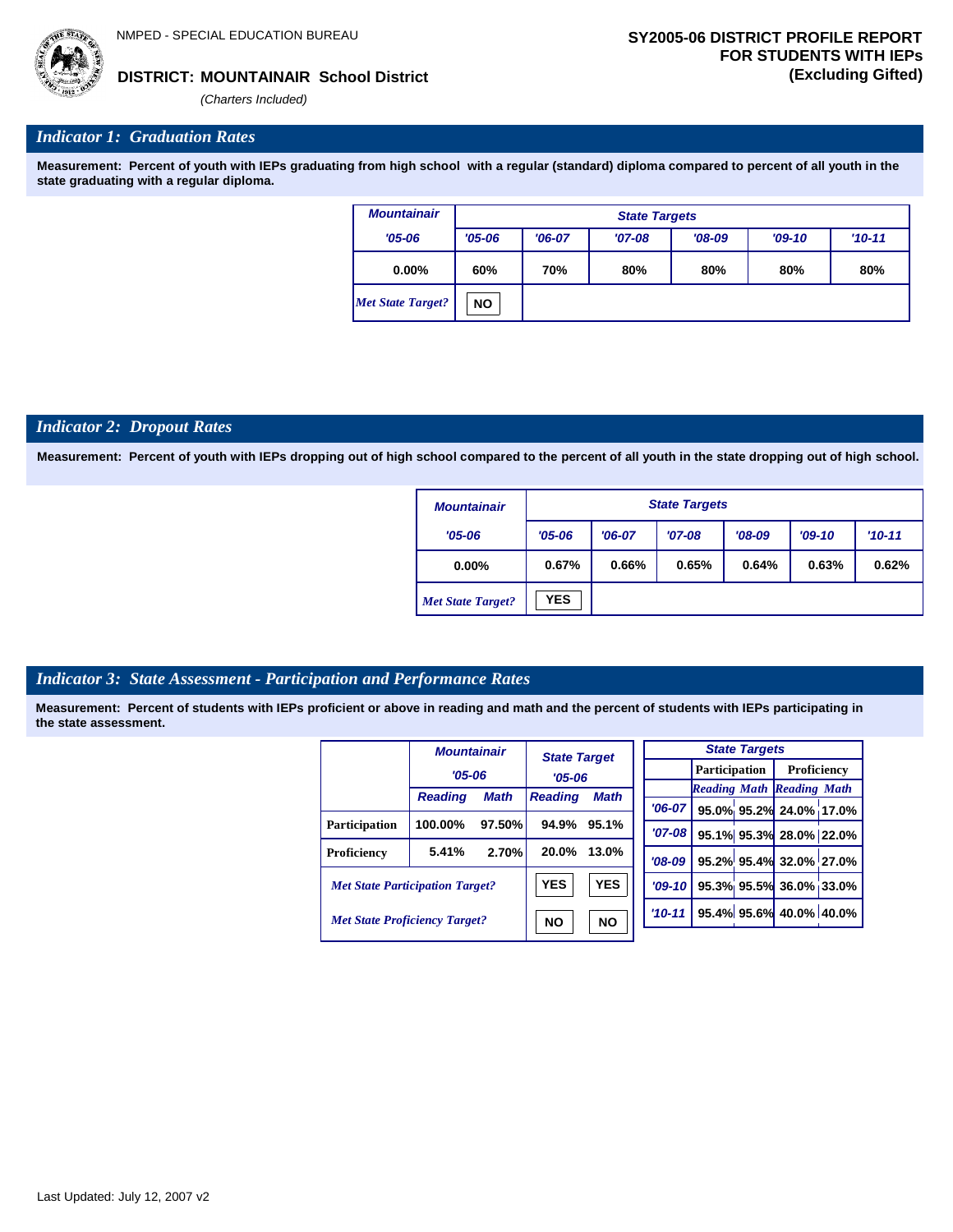NMPED - SPECIAL EDUCATION BUREAU

**DISTRICT: MOUNTAINAIR School District**

*(Charters Included)*

**SY2005-06 DISTRICT PROFILE REPORT FOR STUDENTS WITH IEPs (Excluding Gifted)**

## *Indicator 1: Graduation Rates*

**Measurement: Percent of youth with IEPs graduating from high school with a regular (standard) diploma compared to percent of all youth in the state graduating with a regular diploma.**

| Mountainair | State Targets | | | | | |
|---|---|---|---|---|---|---|
| '05-06 | '05-06 | '06-07 | '07-08 | '08-09 | '09-10 | '10-11 |
| 0.00% | 60% | 70% | 80% | 80% | 80% | 80% |
| *Met State Target?* | NO | | | | | |

## *Indicator 2: Dropout Rates*

**Measurement: Percent of youth with IEPs dropping out of high school compared to the percent of all youth in the state dropping out of high school.**

| Mountainair | State Targets | | | | | |
|---|---|---|---|---|---|---|
| '05-06 | '05-06 | '06-07 | '07-08 | '08-09 | '09-10 | '10-11 |
| 0.00% | 0.67% | 0.66% | 0.65% | 0.64% | 0.63% | 0.62% |
| *Met State Target?* | YES | | | | | |

## *Indicator 3: State Assessment - Participation and Performance Rates*

**Measurement: Percent of students with IEPs proficient or above in reading and math and the percent of students with IEPs participating in the state assessment.**

| | Mountainair '05-06 | | State Target '05-06 | |
|---|---|---|---|---|
| | Reading | Math | Reading | Math |
| Participation | 100.00% | 97.50% | 94.9% | 95.1% |
| Proficiency | 5.41% | 2.70% | 20.0% | 13.0% |
| *Met State Participation Target?* | | | YES | YES |
| *Met State Proficiency Target?* | | | NO | NO |

| State Targets | Participation | | Proficiency | |
|---|---|---|---|---|
| | Reading | Math | Reading | Math |
| '06-07 | 95.0% | 95.2% | 24.0% | 17.0% |
| '07-08 | 95.1% | 95.3% | 28.0% | 22.0% |
| '08-09 | 95.2% | 95.4% | 32.0% | 27.0% |
| '09-10 | 95.3% | 95.5% | 36.0% | 33.0% |
| '10-11 | 95.4% | 95.6% | 40.0% | 40.0% |

Last Updated: July 12, 2007 v2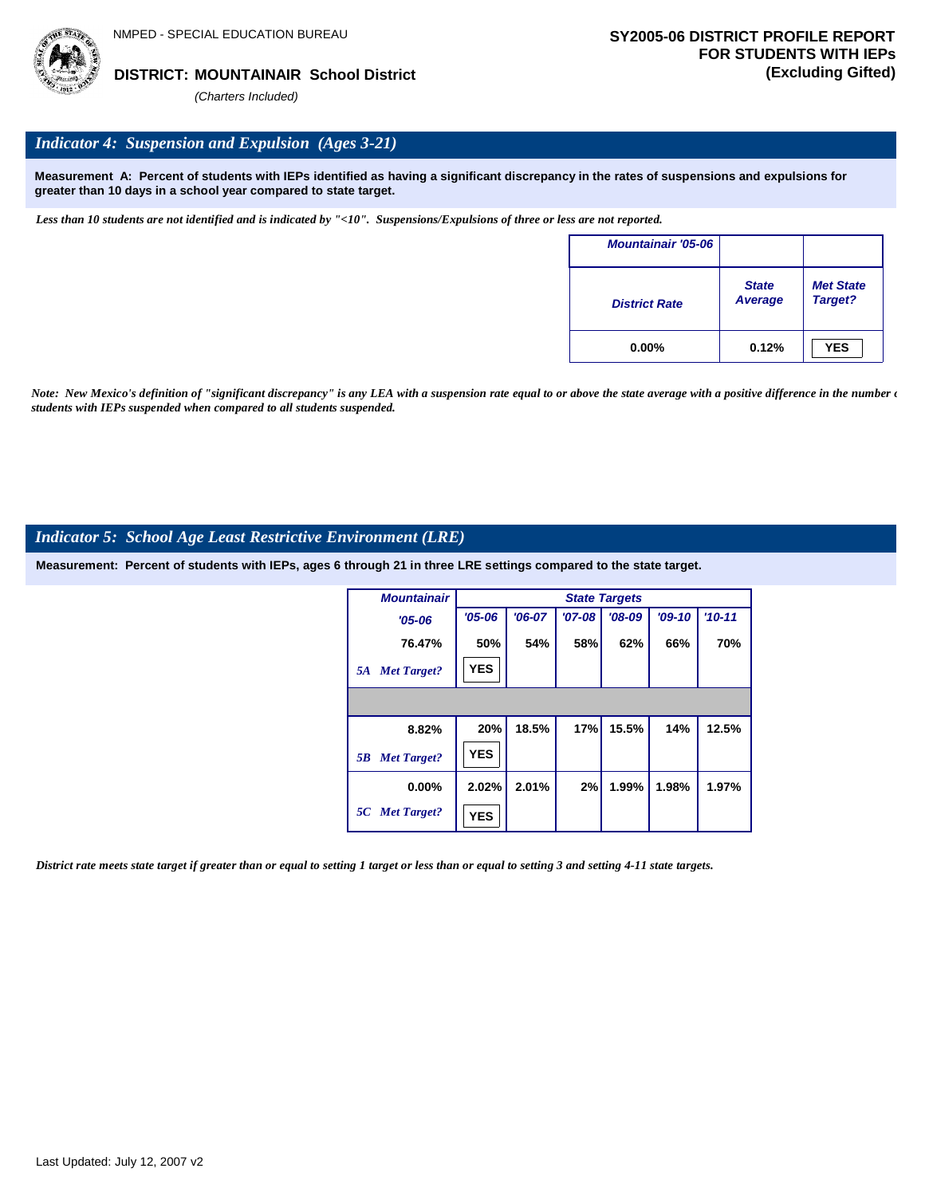NMPED - SPECIAL EDUCATION BUREAU

**DISTRICT: MOUNTAINAIR School District**

*(Charters Included)*

**SY2005-06 DISTRICT PROFILE REPORT FOR STUDENTS WITH IEPs (Excluding Gifted)**

## *Indicator 4: Suspension and Expulsion (Ages 3-21)*

**Measurement A: Percent of students with IEPs identified as having a significant discrepancy in the rates of suspensions and expulsions for greater than 10 days in a school year compared to state target.**

*Less than 10 students are not identified and is indicated by "<10". Suspensions/Expulsions of three or less are not reported.*

| Mountainair '05-06 | | |
|---|---|---|
| District Rate | State Average | Met State Target? |
| 0.00% | 0.12% | YES |

*Note: New Mexico's definition of "significant discrepancy" is any LEA with a suspension rate equal to or above the state average with a positive difference in the number of students with IEPs suspended when compared to all students suspended.*

## *Indicator 5: School Age Least Restrictive Environment (LRE)*

**Measurement: Percent of students with IEPs, ages 6 through 21 in three LRE settings compared to the state target.**

| Mountainair | State Targets | | | | | |
|---|---|---|---|---|---|---|
| '05-06 | '05-06 | '06-07 | '07-08 | '08-09 | '09-10 | '10-11 |
| 76.47% | 50% | 54% | 58% | 62% | 66% | 70% |
| *5A Met Target?* | YES | | | | | |
| | | | | | | |
| 8.82% | 20% | 18.5% | 17% | 15.5% | 14% | 12.5% |
| *5B Met Target?* | YES | | | | | |
| 0.00% | 2.02% | 2.01% | 2% | 1.99% | 1.98% | 1.97% |
| *5C Met Target?* | YES | | | | | |

*District rate meets state target if greater than or equal to setting 1 target or less than or equal to setting 3 and setting 4-11 state targets.*

Last Updated: July 12, 2007 v2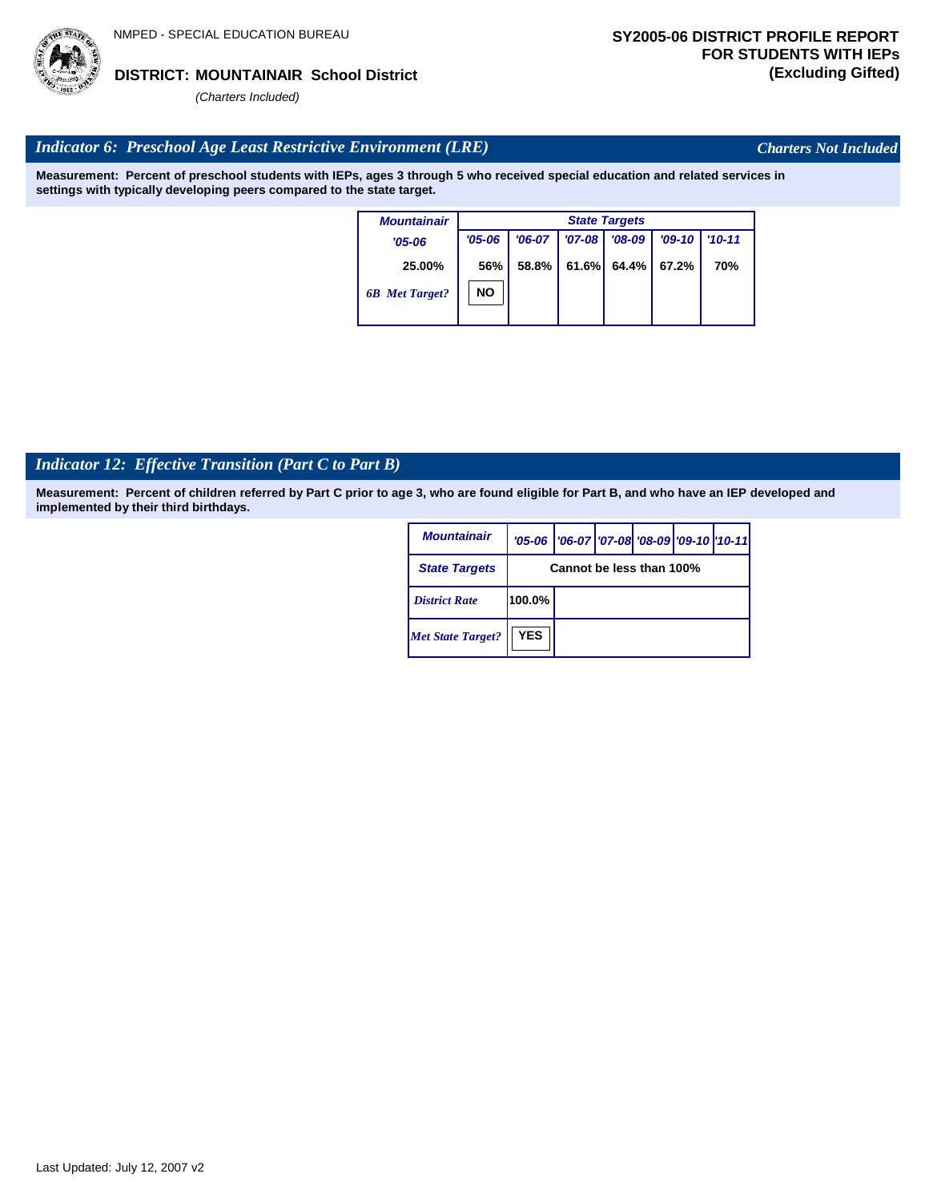NMPED - SPECIAL EDUCATION BUREAU

**DISTRICT: MOUNTAINAIR School District**

*(Charters Included)*

**SY2005-06 DISTRICT PROFILE REPORT FOR STUDENTS WITH IEPs (Excluding Gifted)**

## *Indicator 6: Preschool Age Least Restrictive Environment (LRE)*

*Charters Not Included*

**Measurement: Percent of preschool students with IEPs, ages 3 through 5 who received special education and related services in settings with typically developing peers compared to the state target.**

| Mountainair | State Targets | | | | | |
|---|---|---|---|---|---|---|
| '05-06 | '05-06 | '06-07 | '07-08 | '08-09 | '09-10 | '10-11 |
| 25.00% | 56% | 58.8% | 61.6% | 64.4% | 67.2% | 70% |
| 6B Met Target? | NO | | | | | |

## *Indicator 12: Effective Transition (Part C to Part B)*

**Measurement: Percent of children referred by Part C prior to age 3, who are found eligible for Part B, and who have an IEP developed and implemented by their third birthdays.**

| Mountainair | '05-06 | '06-07 | '07-08 | '08-09 | '09-10 | '10-11 |
|---|---|---|---|---|---|---|
| State Targets | Cannot be less than 100% | | | | | |
| District Rate | 100.0% | | | | | |
| Met State Target? | YES | | | | | |

Last Updated: July 12, 2007 v2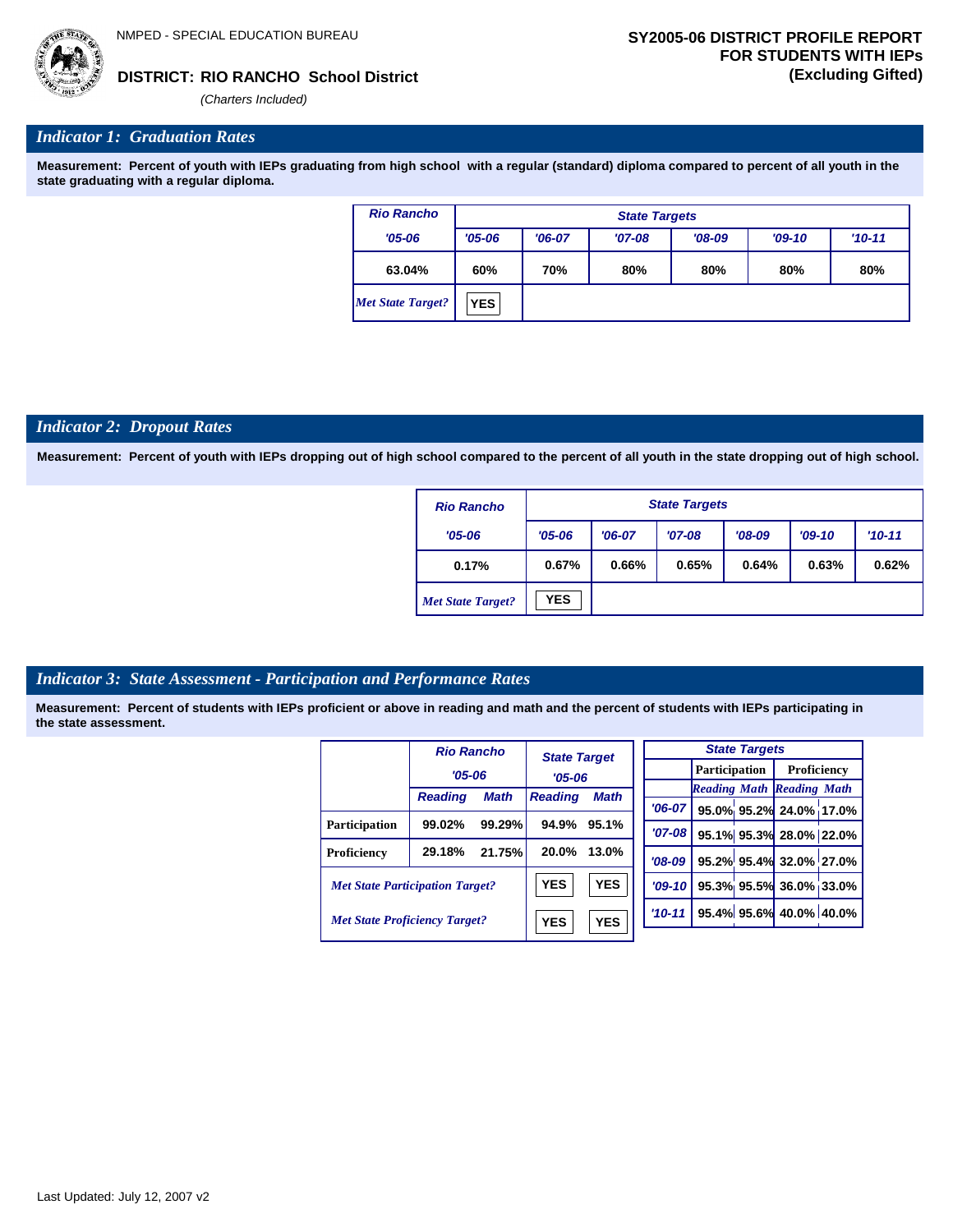NMPED - SPECIAL EDUCATION BUREAU

**DISTRICT: RIO RANCHO School District**

*(Charters Included)*

**SY2005-06 DISTRICT PROFILE REPORT FOR STUDENTS WITH IEPs (Excluding Gifted)**

## *Indicator 1: Graduation Rates*

**Measurement: Percent of youth with IEPs graduating from high school with a regular (standard) diploma compared to percent of all youth in the state graduating with a regular diploma.**

| Rio Rancho | State Targets | | | | | |
|---|---|---|---|---|---|---|
| '05-06 | '05-06 | '06-07 | '07-08 | '08-09 | '09-10 | '10-11 |
| 63.04% | 60% | 70% | 80% | 80% | 80% | 80% |
| *Met State Target?* | YES | | | | | |

## *Indicator 2: Dropout Rates*

**Measurement: Percent of youth with IEPs dropping out of high school compared to the percent of all youth in the state dropping out of high school.**

| Rio Rancho | State Targets | | | | | |
|---|---|---|---|---|---|---|
| '05-06 | '05-06 | '06-07 | '07-08 | '08-09 | '09-10 | '10-11 |
| 0.17% | 0.67% | 0.66% | 0.65% | 0.64% | 0.63% | 0.62% |
| *Met State Target?* | YES | | | | | |

## *Indicator 3: State Assessment - Participation and Performance Rates*

**Measurement: Percent of students with IEPs proficient or above in reading and math and the percent of students with IEPs participating in the state assessment.**

| | Rio Rancho '05-06 | | State Target '05-06 | |
|---|---|---|---|---|
| | Reading | Math | Reading | Math |
| Participation | 99.02% | 99.29% | 94.9% | 95.1% |
| Proficiency | 29.18% | 21.75% | 20.0% | 13.0% |
| *Met State Participation Target?* | | | YES | YES |
| *Met State Proficiency Target?* | | | YES | YES |

| State Targets | Participation | | Proficiency | |
|---|---|---|---|---|
| | Reading | Math | Reading | Math |
| '06-07 | 95.0% | 95.2% | 24.0% | 17.0% |
| '07-08 | 95.1% | 95.3% | 28.0% | 22.0% |
| '08-09 | 95.2% | 95.4% | 32.0% | 27.0% |
| '09-10 | 95.3% | 95.5% | 36.0% | 33.0% |
| '10-11 | 95.4% | 95.6% | 40.0% | 40.0% |

Last Updated: July 12, 2007 v2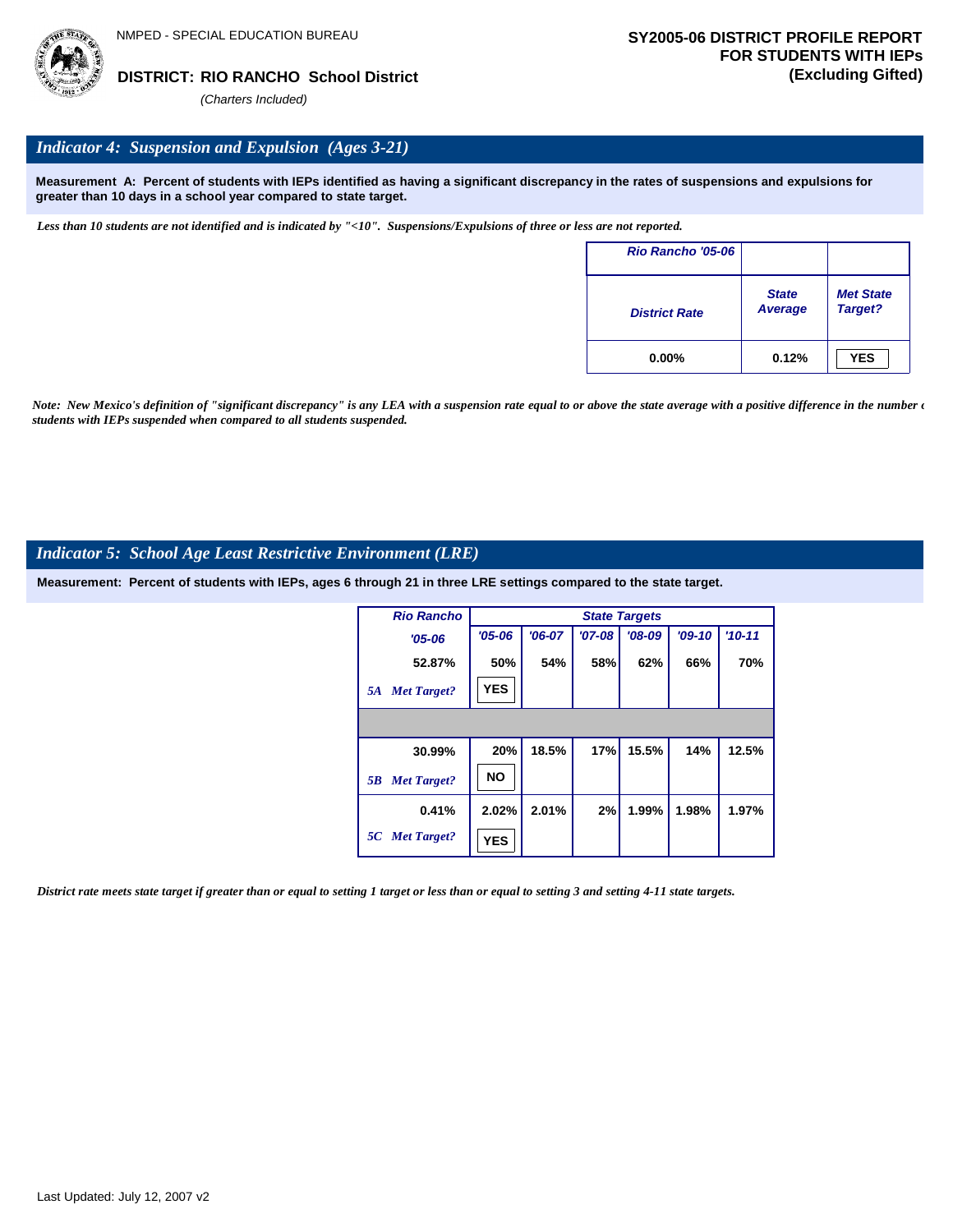NMPED - SPECIAL EDUCATION BUREAU

**DISTRICT: RIO RANCHO School District**

*(Charters Included)*

**SY2005-06 DISTRICT PROFILE REPORT FOR STUDENTS WITH IEPs (Excluding Gifted)**

## *Indicator 4: Suspension and Expulsion (Ages 3-21)*

**Measurement A: Percent of students with IEPs identified as having a significant discrepancy in the rates of suspensions and expulsions for greater than 10 days in a school year compared to state target.**

*Less than 10 students are not identified and is indicated by "<10". Suspensions/Expulsions of three or less are not reported.*

| Rio Rancho '05-06 | | |
|---|---|---|
| District Rate | State Average | Met State Target? |
| 0.00% | 0.12% | YES |

*Note: New Mexico's definition of "significant discrepancy" is any LEA with a suspension rate equal to or above the state average with a positive difference in the number of students with IEPs suspended when compared to all students suspended.*

## *Indicator 5: School Age Least Restrictive Environment (LRE)*

**Measurement: Percent of students with IEPs, ages 6 through 21 in three LRE settings compared to the state target.**

| Rio Rancho | State Targets | | | | | |
|---|---|---|---|---|---|---|
| '05-06 | '05-06 | '06-07 | '07-08 | '08-09 | '09-10 | '10-11 |
| 52.87% | 50% | 54% | 58% | 62% | 66% | 70% |
| 5A Met Target? | YES | | | | | |
| | | | | | | |
| 30.99% | 20% | 18.5% | 17% | 15.5% | 14% | 12.5% |
| 5B Met Target? | NO | | | | | |
| 0.41% | 2.02% | 2.01% | 2% | 1.99% | 1.98% | 1.97% |
| 5C Met Target? | YES | | | | | |

*District rate meets state target if greater than or equal to setting 1 target or less than or equal to setting 3 and setting 4-11 state targets.*

Last Updated: July 12, 2007 v2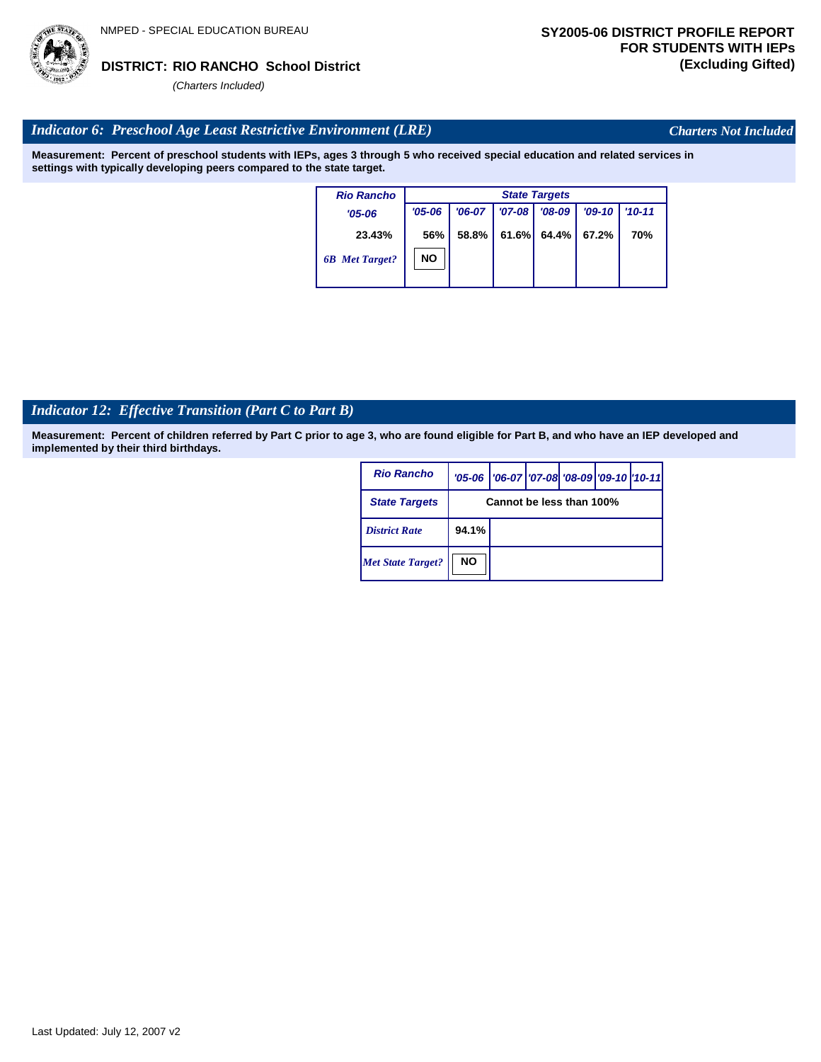NMPED - SPECIAL EDUCATION BUREAU

**DISTRICT: RIO RANCHO School District**

*(Charters Included)*

**SY2005-06 DISTRICT PROFILE REPORT FOR STUDENTS WITH IEPs (Excluding Gifted)**

## *Indicator 6: Preschool Age Least Restrictive Environment (LRE)*

*Charters Not Included*

**Measurement: Percent of preschool students with IEPs, ages 3 through 5 who received special education and related services in settings with typically developing peers compared to the state target.**

| Rio Rancho | State Targets | | | | | |
|---|---|---|---|---|---|---|
| '05-06 | '05-06 | '06-07 | '07-08 | '08-09 | '09-10 | '10-11 |
| 23.43% | 56% | 58.8% | 61.6% | 64.4% | 67.2% | 70% |
| *6B Met Target?* | NO | | | | | |

## *Indicator 12: Effective Transition (Part C to Part B)*

**Measurement: Percent of children referred by Part C prior to age 3, who are found eligible for Part B, and who have an IEP developed and implemented by their third birthdays.**

| Rio Rancho | '05-06 | '06-07 | '07-08 | '08-09 | '09-10 | '10-11 |
|---|---|---|---|---|---|---|
| State Targets | Cannot be less than 100% | | | | | |
| *District Rate* | 94.1% | | | | | |
| *Met State Target?* | NO | | | | | |

Last Updated: July 12, 2007 v2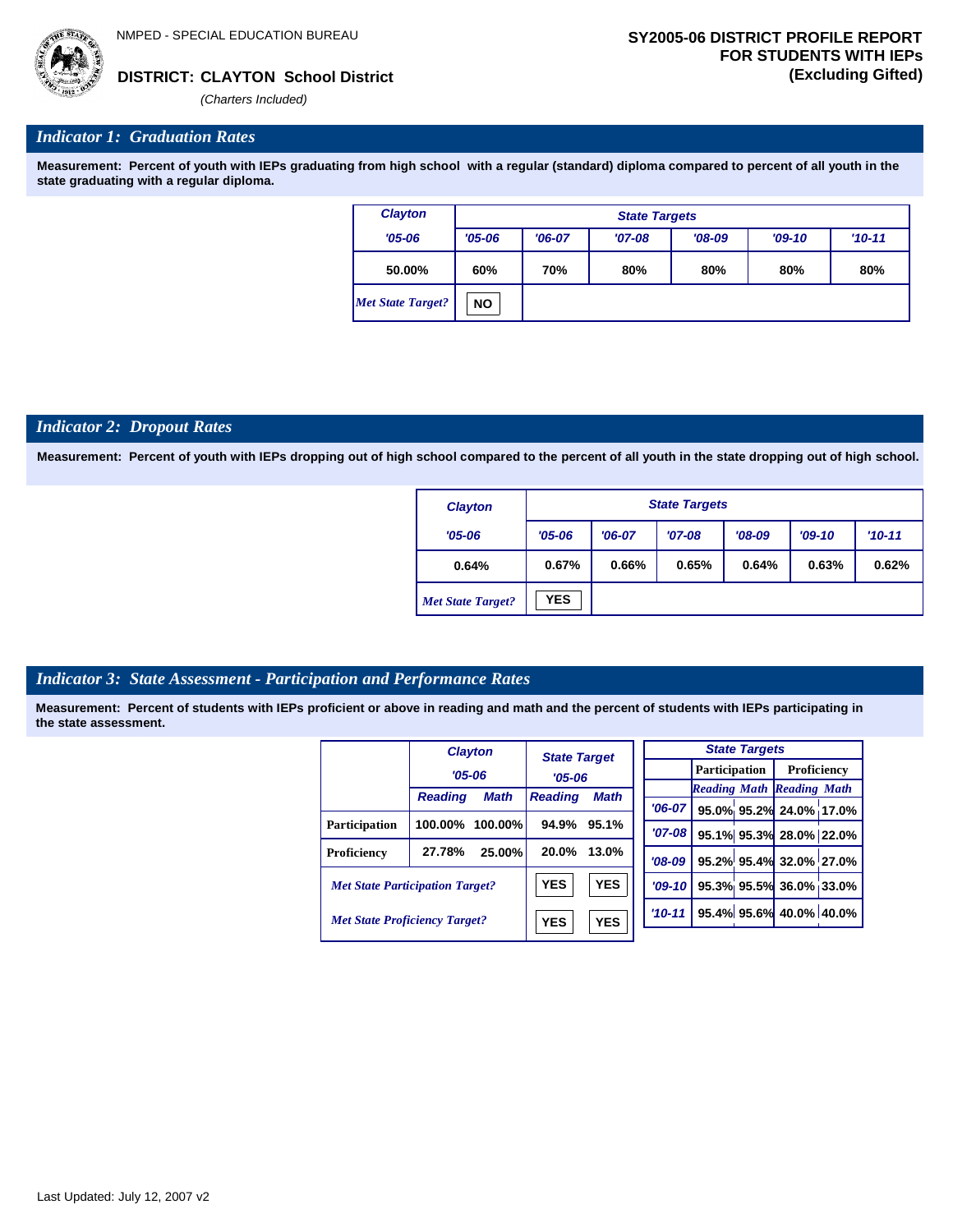NMPED - SPECIAL EDUCATION BUREAU

**DISTRICT: CLAYTON School District**

*(Charters Included)*

**SY2005-06 DISTRICT PROFILE REPORT FOR STUDENTS WITH IEPs (Excluding Gifted)**

## *Indicator 1: Graduation Rates*

**Measurement: Percent of youth with IEPs graduating from high school with a regular (standard) diploma compared to percent of all youth in the state graduating with a regular diploma.**

| Clayton | State Targets | | | | | |
|---|---|---|---|---|---|---|
| '05-06 | '05-06 | '06-07 | '07-08 | '08-09 | '09-10 | '10-11 |
| 50.00% | 60% | 70% | 80% | 80% | 80% | 80% |
| *Met State Target?* | NO | | | | | |

## *Indicator 2: Dropout Rates*

**Measurement: Percent of youth with IEPs dropping out of high school compared to the percent of all youth in the state dropping out of high school.**

| Clayton | State Targets | | | | | |
|---|---|---|---|---|---|---|
| '05-06 | '05-06 | '06-07 | '07-08 | '08-09 | '09-10 | '10-11 |
| 0.64% | 0.67% | 0.66% | 0.65% | 0.64% | 0.63% | 0.62% |
| *Met State Target?* | YES | | | | | |

## *Indicator 3: State Assessment - Participation and Performance Rates*

**Measurement: Percent of students with IEPs proficient or above in reading and math and the percent of students with IEPs participating in the state assessment.**

| | Clayton '05-06 | | State Target '05-06 | |
|---|---|---|---|---|
| | Reading | Math | Reading | Math |
| Participation | 100.00% | 100.00% | 94.9% | 95.1% |
| Proficiency | 27.78% | 25.00% | 20.0% | 13.0% |
| *Met State Participation Target?* | | | YES | YES |
| *Met State Proficiency Target?* | | | YES | YES |

| State Targets | Participation | | Proficiency | |
|---|---|---|---|---|
| | Reading | Math | Reading | Math |
| '06-07 | 95.0% | 95.2% | 24.0% | 17.0% |
| '07-08 | 95.1% | 95.3% | 28.0% | 22.0% |
| '08-09 | 95.2% | 95.4% | 32.0% | 27.0% |
| '09-10 | 95.3% | 95.5% | 36.0% | 33.0% |
| '10-11 | 95.4% | 95.6% | 40.0% | 40.0% |

Last Updated: July 12, 2007 v2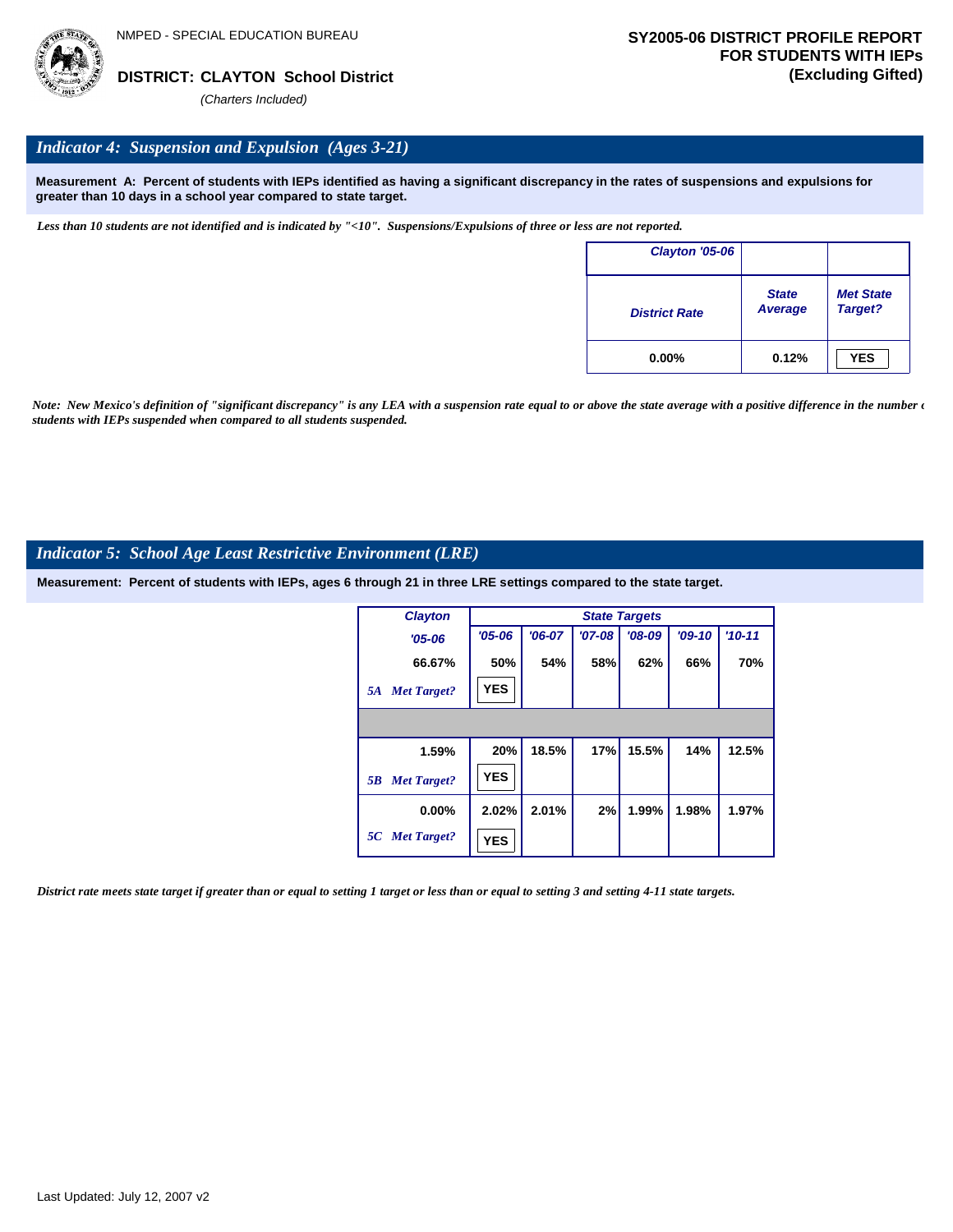NMPED - SPECIAL EDUCATION BUREAU

**DISTRICT: CLAYTON School District**

*(Charters Included)*

**SY2005-06 DISTRICT PROFILE REPORT FOR STUDENTS WITH IEPs (Excluding Gifted)**

## *Indicator 4: Suspension and Expulsion (Ages 3-21)*

**Measurement A: Percent of students with IEPs identified as having a significant discrepancy in the rates of suspensions and expulsions for greater than 10 days in a school year compared to state target.**

*Less than 10 students are not identified and is indicated by "<10". Suspensions/Expulsions of three or less are not reported.*

| Clayton '05-06 | | |
|---|---|---|
| District Rate | State Average | Met State Target? |
| 0.00% | 0.12% | YES |

*Note: New Mexico's definition of "significant discrepancy" is any LEA with a suspension rate equal to or above the state average with a positive difference in the number of students with IEPs suspended when compared to all students suspended.*

## *Indicator 5: School Age Least Restrictive Environment (LRE)*

**Measurement: Percent of students with IEPs, ages 6 through 21 in three LRE settings compared to the state target.**

| Clayton '05-06 | State Targets '05-06 | '06-07 | '07-08 | '08-09 | '09-10 | '10-11 |
|---|---|---|---|---|---|---|
| 66.67% | 50% | 54% | 58% | 62% | 66% | 70% |
| *5A Met Target?* | YES | | | | | |
| | | | | | | |
| 1.59% | 20% | 18.5% | 17% | 15.5% | 14% | 12.5% |
| *5B Met Target?* | YES | | | | | |
| 0.00% | 2.02% | 2.01% | 2% | 1.99% | 1.98% | 1.97% |
| *5C Met Target?* | YES | | | | | |

*District rate meets state target if greater than or equal to setting 1 target or less than or equal to setting 3 and setting 4-11 state targets.*

Last Updated: July 12, 2007 v2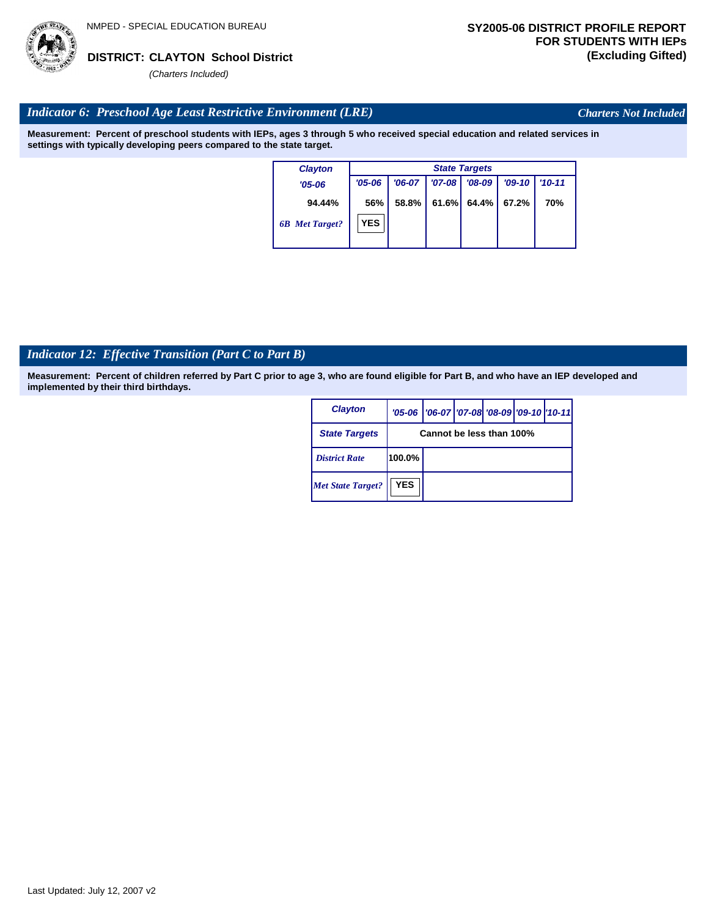## Indicator 6: Preschool Age Least Restrictive Environment (LRE)

*Charters Not Included*

**Measurement: Percent of preschool students with IEPs, ages 3 through 5 who received special education and related services in settings with typically developing peers compared to the state target.**

| Clayton | State Targets | | | | | |
|---|---|---|---|---|---|---|
| '05-06 | '05-06 | '06-07 | '07-08 | '08-09 | '09-10 | '10-11 |
| 94.44% | 56% | 58.8% | 61.6% | 64.4% | 67.2% | 70% |
| 6B Met Target? | YES | | | | | |

## Indicator 12: Effective Transition (Part C to Part B)

**Measurement: Percent of children referred by Part C prior to age 3, who are found eligible for Part B, and who have an IEP developed and implemented by their third birthdays.**

| Clayton | '05-06 | '06-07 | '07-08 | '08-09 | '09-10 | '10-11 |
|---|---|---|---|---|---|---|
| State Targets | Cannot be less than 100% | | | | | |
| District Rate | 100.0% | | | | | |
| Met State Target? | YES | | | | | |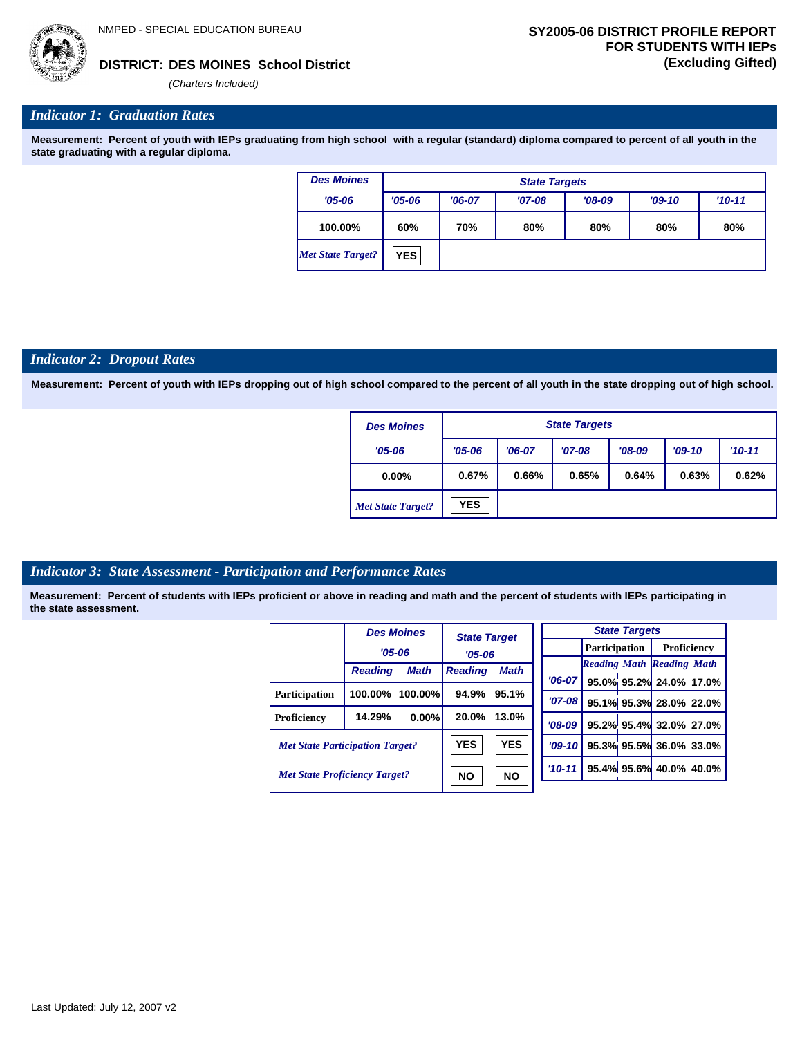NMPED - SPECIAL EDUCATION BUREAU

**DISTRICT: DES MOINES School District**

*(Charters Included)*

**SY2005-06 DISTRICT PROFILE REPORT FOR STUDENTS WITH IEPs (Excluding Gifted)**

## *Indicator 1: Graduation Rates*

**Measurement: Percent of youth with IEPs graduating from high school with a regular (standard) diploma compared to percent of all youth in the state graduating with a regular diploma.**

| Des Moines | State Targets | | | | | |
|---|---|---|---|---|---|---|
| '05-06 | '05-06 | '06-07 | '07-08 | '08-09 | '09-10 | '10-11 |
| 100.00% | 60% | 70% | 80% | 80% | 80% | 80% |
| *Met State Target?* | YES | | | | | |

## *Indicator 2: Dropout Rates*

**Measurement: Percent of youth with IEPs dropping out of high school compared to the percent of all youth in the state dropping out of high school.**

| Des Moines | State Targets | | | | | |
|---|---|---|---|---|---|---|
| '05-06 | '05-06 | '06-07 | '07-08 | '08-09 | '09-10 | '10-11 |
| 0.00% | 0.67% | 0.66% | 0.65% | 0.64% | 0.63% | 0.62% |
| *Met State Target?* | YES | | | | | |

## *Indicator 3: State Assessment - Participation and Performance Rates*

**Measurement: Percent of students with IEPs proficient or above in reading and math and the percent of students with IEPs participating in the state assessment.**

| | Des Moines '05-06 | | State Target '05-06 | |
|---|---|---|---|---|
| | Reading | Math | Reading | Math |
| Participation | 100.00% | 100.00% | 94.9% | 95.1% |
| Proficiency | 14.29% | 0.00% | 20.0% | 13.0% |
| *Met State Participation Target?* | | | YES | YES |
| *Met State Proficiency Target?* | | | NO | NO |

| State Targets | Participation | | Proficiency | |
|---|---|---|---|---|
| | Reading | Math | Reading | Math |
| '06-07 | 95.0% | 95.2% | 24.0% | 17.0% |
| '07-08 | 95.1% | 95.3% | 28.0% | 22.0% |
| '08-09 | 95.2% | 95.4% | 32.0% | 27.0% |
| '09-10 | 95.3% | 95.5% | 36.0% | 33.0% |
| '10-11 | 95.4% | 95.6% | 40.0% | 40.0% |

Last Updated: July 12, 2007 v2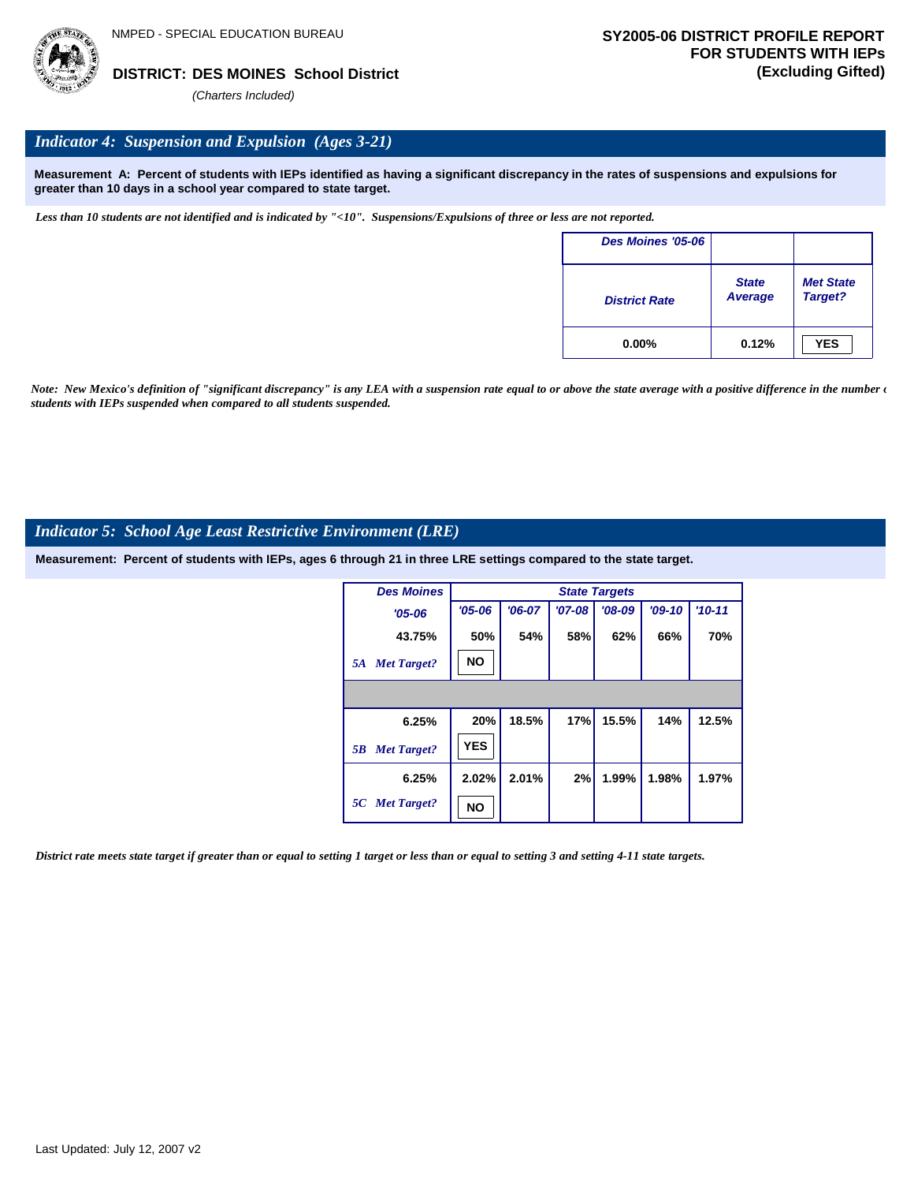NMPED - SPECIAL EDUCATION BUREAU

**DISTRICT: DES MOINES School District**

*(Charters Included)*

**SY2005-06 DISTRICT PROFILE REPORT FOR STUDENTS WITH IEPs (Excluding Gifted)**

## *Indicator 4: Suspension and Expulsion (Ages 3-21)*

**Measurement A: Percent of students with IEPs identified as having a significant discrepancy in the rates of suspensions and expulsions for greater than 10 days in a school year compared to state target.**

*Less than 10 students are not identified and is indicated by "<10". Suspensions/Expulsions of three or less are not reported.*

| Des Moines '05-06 | | |
|---|---|---|
| District Rate | State Average | Met State Target? |
| 0.00% | 0.12% | YES |

*Note: New Mexico's definition of "significant discrepancy" is any LEA with a suspension rate equal to or above the state average with a positive difference in the number of students with IEPs suspended when compared to all students suspended.*

## *Indicator 5: School Age Least Restrictive Environment (LRE)*

**Measurement: Percent of students with IEPs, ages 6 through 21 in three LRE settings compared to the state target.**

| Des Moines | State Targets | | | | | |
|---|---|---|---|---|---|---|
| '05-06 | '05-06 | '06-07 | '07-08 | '08-09 | '09-10 | '10-11 |
| 43.75% | 50% | 54% | 58% | 62% | 66% | 70% |
| *5A Met Target?* | NO | | | | | |
| | | | | | | |
| 6.25% | 20% | 18.5% | 17% | 15.5% | 14% | 12.5% |
| *5B Met Target?* | YES | | | | | |
| 6.25% | 2.02% | 2.01% | 2% | 1.99% | 1.98% | 1.97% |
| *5C Met Target?* | NO | | | | | |

*District rate meets state target if greater than or equal to setting 1 target or less than or equal to setting 3 and setting 4-11 state targets.*

Last Updated: July 12, 2007 v2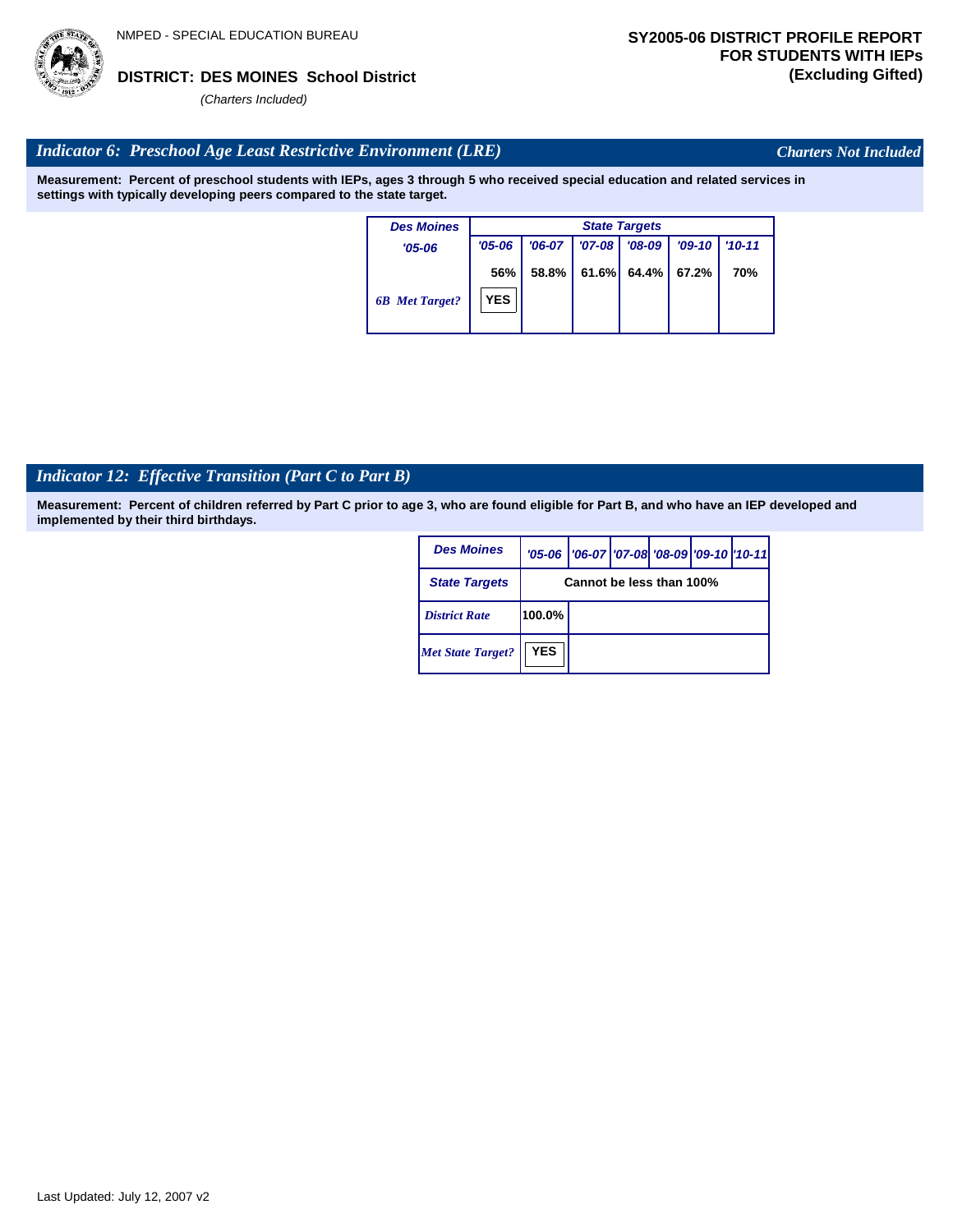NMPED - SPECIAL EDUCATION BUREAU

**DISTRICT: DES MOINES School District**

*(Charters Included)*

**SY2005-06 DISTRICT PROFILE REPORT FOR STUDENTS WITH IEPs (Excluding Gifted)**

## *Indicator 6: Preschool Age Least Restrictive Environment (LRE)*

*Charters Not Included*

**Measurement: Percent of preschool students with IEPs, ages 3 through 5 who received special education and related services in settings with typically developing peers compared to the state target.**

| Des Moines | State Targets | | | | | |
|---|---|---|---|---|---|---|
| '05-06 | '05-06 | '06-07 | '07-08 | '08-09 | '09-10 | '10-11 |
| | 56% | 58.8% | 61.6% | 64.4% | 67.2% | 70% |
| 6B Met Target? | YES | | | | | |

## *Indicator 12: Effective Transition (Part C to Part B)*

**Measurement: Percent of children referred by Part C prior to age 3, who are found eligible for Part B, and who have an IEP developed and implemented by their third birthdays.**

| Des Moines | '05-06 | '06-07 | '07-08 | '08-09 | '09-10 | '10-11 |
|---|---|---|---|---|---|---|
| State Targets | Cannot be less than 100% | | | | | |
| District Rate | 100.0% | | | | | |
| Met State Target? | YES | | | | | |

Last Updated: July 12, 2007 v2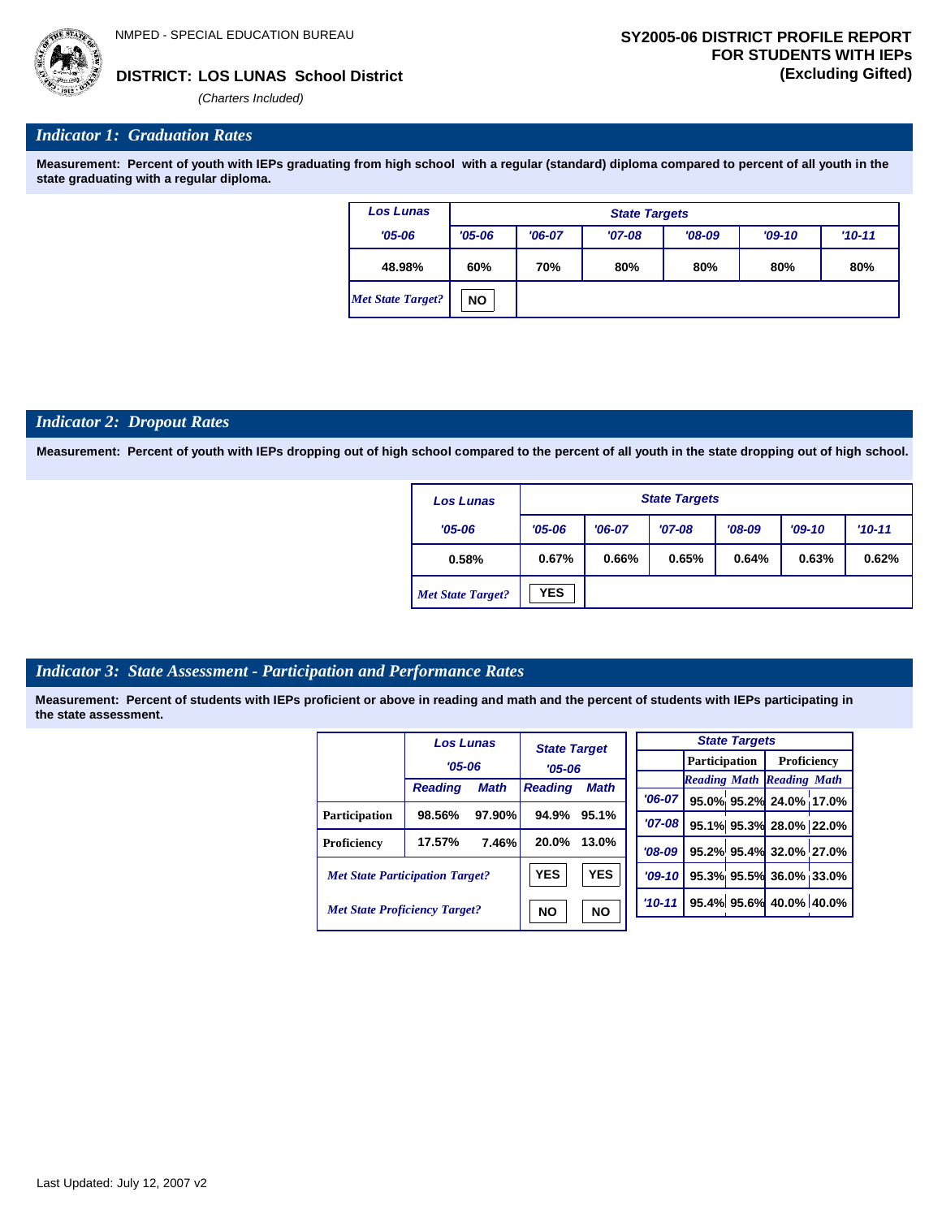NMPED - SPECIAL EDUCATION BUREAU

**DISTRICT: LOS LUNAS School District**

*(Charters Included)*

**SY2005-06 DISTRICT PROFILE REPORT FOR STUDENTS WITH IEPs (Excluding Gifted)**

## *Indicator 1: Graduation Rates*

**Measurement: Percent of youth with IEPs graduating from high school with a regular (standard) diploma compared to percent of all youth in the state graduating with a regular diploma.**

| Los Lunas | State Targets | | | | | |
|---|---|---|---|---|---|---|
| '05-06 | '05-06 | '06-07 | '07-08 | '08-09 | '09-10 | '10-11 |
| 48.98% | 60% | 70% | 80% | 80% | 80% | 80% |
| *Met State Target?* | NO | | | | | |

## *Indicator 2: Dropout Rates*

**Measurement: Percent of youth with IEPs dropping out of high school compared to the percent of all youth in the state dropping out of high school.**

| Los Lunas | State Targets | | | | | |
|---|---|---|---|---|---|---|
| '05-06 | '05-06 | '06-07 | '07-08 | '08-09 | '09-10 | '10-11 |
| 0.58% | 0.67% | 0.66% | 0.65% | 0.64% | 0.63% | 0.62% |
| *Met State Target?* | YES | | | | | |

## *Indicator 3: State Assessment - Participation and Performance Rates*

**Measurement: Percent of students with IEPs proficient or above in reading and math and the percent of students with IEPs participating in the state assessment.**

| | Los Lunas '05-06 | | State Target '05-06 | |
|---|---|---|---|---|
| | Reading | Math | Reading | Math |
| Participation | 98.56% | 97.90% | 94.9% | 95.1% |
| Proficiency | 17.57% | 7.46% | 20.0% | 13.0% |
| *Met State Participation Target?* | | | YES | YES |
| *Met State Proficiency Target?* | | | NO | NO |

| State Targets | Participation | | Proficiency | |
|---|---|---|---|---|
| | Reading | Math | Reading | Math |
| '06-07 | 95.0% | 95.2% | 24.0% | 17.0% |
| '07-08 | 95.1% | 95.3% | 28.0% | 22.0% |
| '08-09 | 95.2% | 95.4% | 32.0% | 27.0% |
| '09-10 | 95.3% | 95.5% | 36.0% | 33.0% |
| '10-11 | 95.4% | 95.6% | 40.0% | 40.0% |

Last Updated: July 12, 2007 v2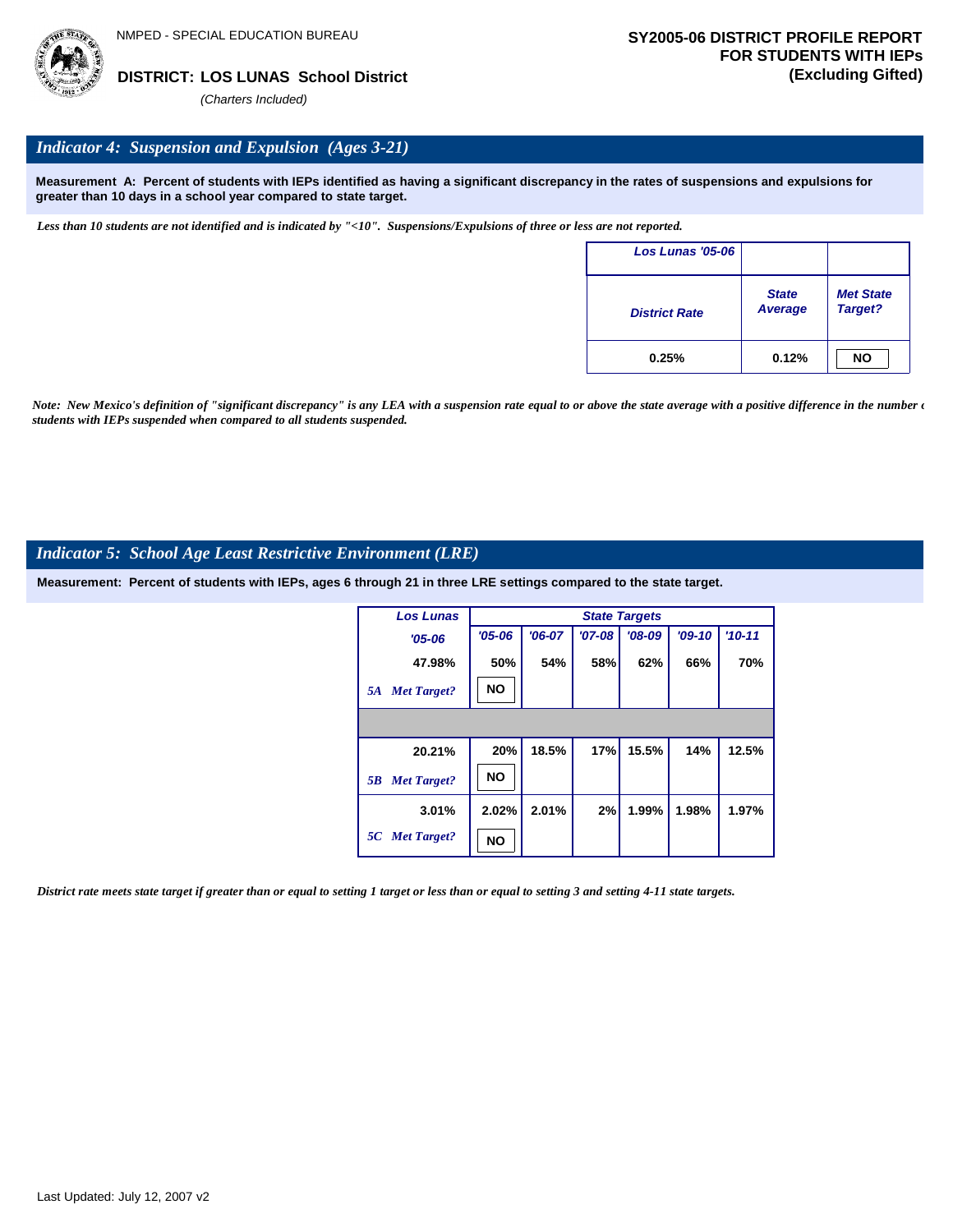NMPED - SPECIAL EDUCATION BUREAU

**DISTRICT: LOS LUNAS School District**

*(Charters Included)*

**SY2005-06 DISTRICT PROFILE REPORT FOR STUDENTS WITH IEPs (Excluding Gifted)**

## *Indicator 4: Suspension and Expulsion (Ages 3-21)*

**Measurement A: Percent of students with IEPs identified as having a significant discrepancy in the rates of suspensions and expulsions for greater than 10 days in a school year compared to state target.**

*Less than 10 students are not identified and is indicated by "<10". Suspensions/Expulsions of three or less are not reported.*

| Los Lunas '05-06 | | |
|---|---|---|
| District Rate | State Average | Met State Target? |
| 0.25% | 0.12% | NO |

*Note: New Mexico's definition of "significant discrepancy" is any LEA with a suspension rate equal to or above the state average with a positive difference in the number of students with IEPs suspended when compared to all students suspended.*

## *Indicator 5: School Age Least Restrictive Environment (LRE)*

**Measurement: Percent of students with IEPs, ages 6 through 21 in three LRE settings compared to the state target.**

| Los Lunas | State Targets | | | | | |
|---|---|---|---|---|---|---|
| '05-06 | '05-06 | '06-07 | '07-08 | '08-09 | '09-10 | '10-11 |
| 47.98% | 50% | 54% | 58% | 62% | 66% | 70% |
| 5A Met Target? | NO | | | | | |
| 20.21% | 20% | 18.5% | 17% | 15.5% | 14% | 12.5% |
| 5B Met Target? | NO | | | | | |
| 3.01% | 2.02% | 2.01% | 2% | 1.99% | 1.98% | 1.97% |
| 5C Met Target? | NO | | | | | |

*District rate meets state target if greater than or equal to setting 1 target or less than or equal to setting 3 and setting 4-11 state targets.*

Last Updated: July 12, 2007 v2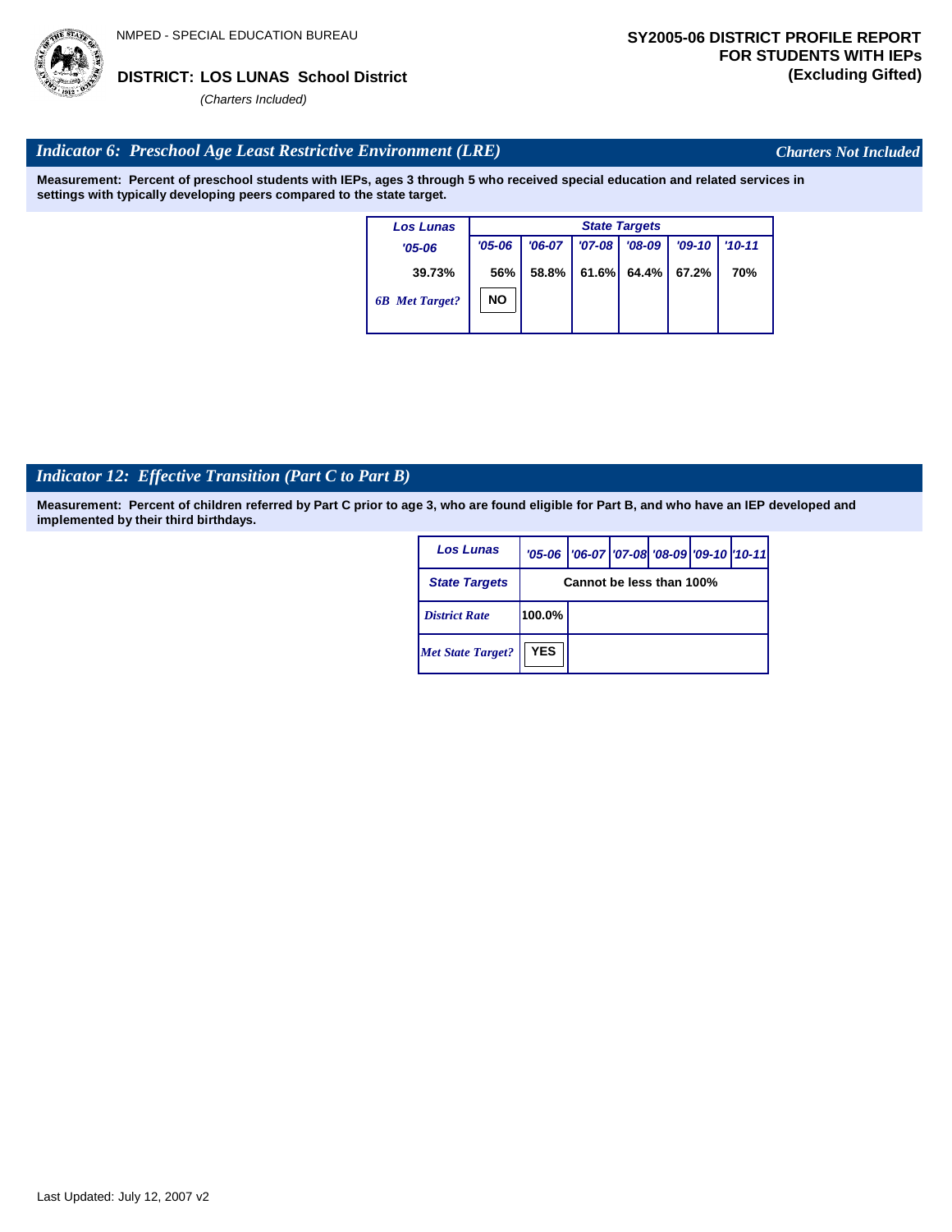NMPED - SPECIAL EDUCATION BUREAU

**DISTRICT: LOS LUNAS School District**

*(Charters Included)*

**SY2005-06 DISTRICT PROFILE REPORT FOR STUDENTS WITH IEPs (Excluding Gifted)**

## *Indicator 6: Preschool Age Least Restrictive Environment (LRE)*

*Charters Not Included*

**Measurement: Percent of preschool students with IEPs, ages 3 through 5 who received special education and related services in settings with typically developing peers compared to the state target.**

| Los Lunas | State Targets | | | | | |
|---|---|---|---|---|---|---|
| '05-06 | '05-06 | '06-07 | '07-08 | '08-09 | '09-10 | '10-11 |
| 39.73% | 56% | 58.8% | 61.6% | 64.4% | 67.2% | 70% |
| *6B Met Target?* | NO | | | | | |

## *Indicator 12: Effective Transition (Part C to Part B)*

**Measurement: Percent of children referred by Part C prior to age 3, who are found eligible for Part B, and who have an IEP developed and implemented by their third birthdays.**

| Los Lunas | '05-06 | '06-07 | '07-08 | '08-09 | '09-10 | '10-11 |
|---|---|---|---|---|---|---|
| State Targets | Cannot be less than 100% | | | | | |
| *District Rate* | 100.0% | | | | | |
| *Met State Target?* | YES | | | | | |

Last Updated: July 12, 2007 v2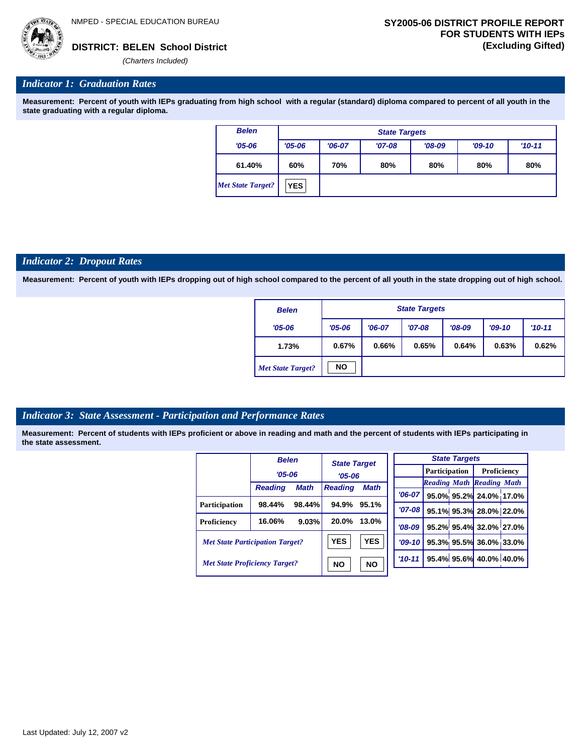NMPED - SPECIAL EDUCATION BUREAU

**DISTRICT: BELEN School District**

*(Charters Included)*

**SY2005-06 DISTRICT PROFILE REPORT FOR STUDENTS WITH IEPs (Excluding Gifted)**

## *Indicator 1: Graduation Rates*

**Measurement: Percent of youth with IEPs graduating from high school with a regular (standard) diploma compared to percent of all youth in the state graduating with a regular diploma.**

| Belen | State Targets | | | | | |
|---|---|---|---|---|---|---|
| '05-06 | '05-06 | '06-07 | '07-08 | '08-09 | '09-10 | '10-11 |
| 61.40% | 60% | 70% | 80% | 80% | 80% | 80% |
| *Met State Target?* | YES | | | | | |

## *Indicator 2: Dropout Rates*

**Measurement: Percent of youth with IEPs dropping out of high school compared to the percent of all youth in the state dropping out of high school.**

| Belen | State Targets | | | | | |
|---|---|---|---|---|---|---|
| '05-06 | '05-06 | '06-07 | '07-08 | '08-09 | '09-10 | '10-11 |
| 1.73% | 0.67% | 0.66% | 0.65% | 0.64% | 0.63% | 0.62% |
| *Met State Target?* | NO | | | | | |

## *Indicator 3: State Assessment - Participation and Performance Rates*

**Measurement: Percent of students with IEPs proficient or above in reading and math and the percent of students with IEPs participating in the state assessment.**

| | Belen '05-06 | | State Target '05-06 | |
|---|---|---|---|---|
| | Reading | Math | Reading | Math |
| Participation | 98.44% | 98.44% | 94.9% | 95.1% |
| Proficiency | 16.06% | 9.03% | 20.0% | 13.0% |
| *Met State Participation Target?* | | | YES | YES |
| *Met State Proficiency Target?* | | | NO | NO |

| State Targets | Participation | | Proficiency | |
|---|---|---|---|---|
| | Reading | Math | Reading | Math |
| '06-07 | 95.0% | 95.2% | 24.0% | 17.0% |
| '07-08 | 95.1% | 95.3% | 28.0% | 22.0% |
| '08-09 | 95.2% | 95.4% | 32.0% | 27.0% |
| '09-10 | 95.3% | 95.5% | 36.0% | 33.0% |
| '10-11 | 95.4% | 95.6% | 40.0% | 40.0% |

Last Updated: July 12, 2007 v2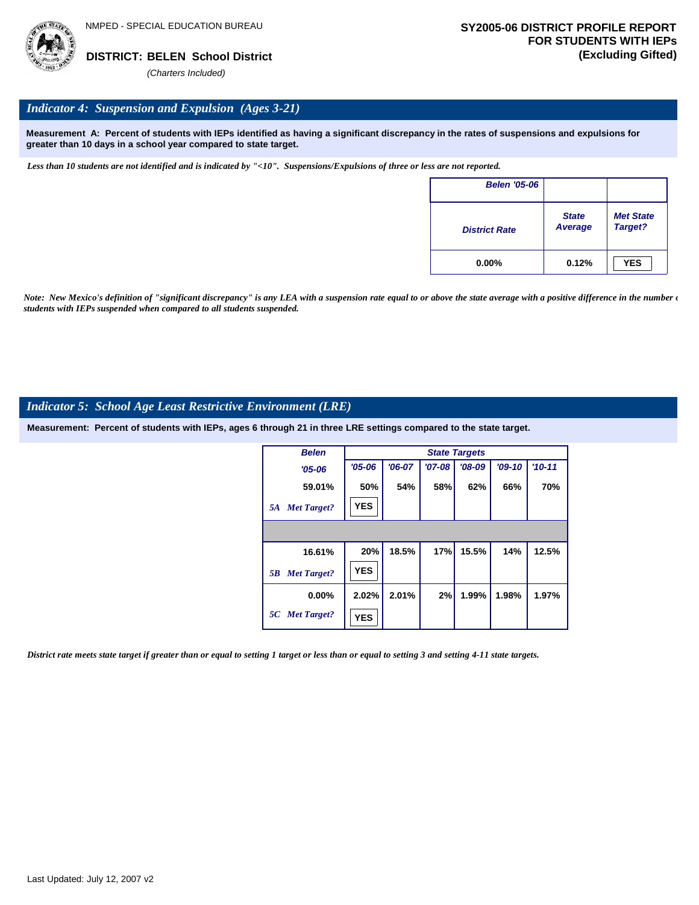NMPED - SPECIAL EDUCATION BUREAU

**DISTRICT: BELEN School District**

*(Charters Included)*

**SY2005-06 DISTRICT PROFILE REPORT FOR STUDENTS WITH IEPs (Excluding Gifted)**

## *Indicator 4: Suspension and Expulsion (Ages 3-21)*

**Measurement A: Percent of students with IEPs identified as having a significant discrepancy in the rates of suspensions and expulsions for greater than 10 days in a school year compared to state target.**

*Less than 10 students are not identified and is indicated by "<10". Suspensions/Expulsions of three or less are not reported.*

| Belen '05-06 | | |
|---|---|---|
| District Rate | State Average | Met State Target? |
| 0.00% | 0.12% | YES |

*Note: New Mexico's definition of "significant discrepancy" is any LEA with a suspension rate equal to or above the state average with a positive difference in the number of students with IEPs suspended when compared to all students suspended.*

## *Indicator 5: School Age Least Restrictive Environment (LRE)*

**Measurement: Percent of students with IEPs, ages 6 through 21 in three LRE settings compared to the state target.**

| | Belen | State Targets | | | | | |
|---|---|---|---|---|---|---|---|
| | '05-06 | '05-06 | '06-07 | '07-08 | '08-09 | '09-10 | '10-11 |
| | 59.01% | 50% | 54% | 58% | 62% | 66% | 70% |
| 5A Met Target? | | YES | | | | | |
| | 16.61% | 20% | 18.5% | 17% | 15.5% | 14% | 12.5% |
| 5B Met Target? | | YES | | | | | |
| | 0.00% | 2.02% | 2.01% | 2% | 1.99% | 1.98% | 1.97% |
| 5C Met Target? | | YES | | | | | |

*District rate meets state target if greater than or equal to setting 1 target or less than or equal to setting 3 and setting 4-11 state targets.*

Last Updated: July 12, 2007 v2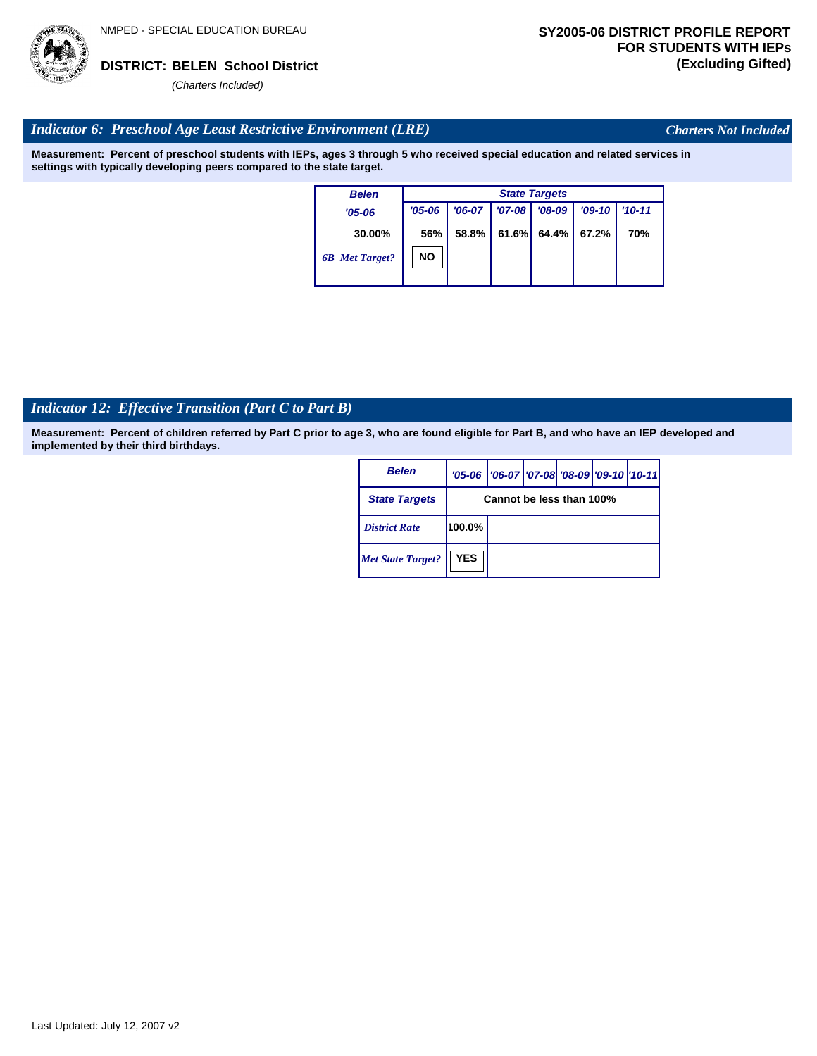NMPED - SPECIAL EDUCATION BUREAU

**DISTRICT: BELEN School District**

*(Charters Included)*

**SY2005-06 DISTRICT PROFILE REPORT FOR STUDENTS WITH IEPs (Excluding Gifted)**

## *Indicator 6: Preschool Age Least Restrictive Environment (LRE)*

*Charters Not Included*

**Measurement: Percent of preschool students with IEPs, ages 3 through 5 who received special education and related services in settings with typically developing peers compared to the state target.**

| Belen | State Targets | | | | | |
|---|---|---|---|---|---|---|
| '05-06 | '05-06 | '06-07 | '07-08 | '08-09 | '09-10 | '10-11 |
| 30.00% | 56% | 58.8% | 61.6% | 64.4% | 67.2% | 70% |
| 6B Met Target? | NO | | | | | |

## *Indicator 12: Effective Transition (Part C to Part B)*

**Measurement: Percent of children referred by Part C prior to age 3, who are found eligible for Part B, and who have an IEP developed and implemented by their third birthdays.**

| Belen | '05-06 | '06-07 | '07-08 | '08-09 | '09-10 | '10-11 |
|---|---|---|---|---|---|---|
| State Targets | Cannot be less than 100% | | | | | |
| District Rate | 100.0% | | | | | |
| Met State Target? | YES | | | | | |

Last Updated: July 12, 2007 v2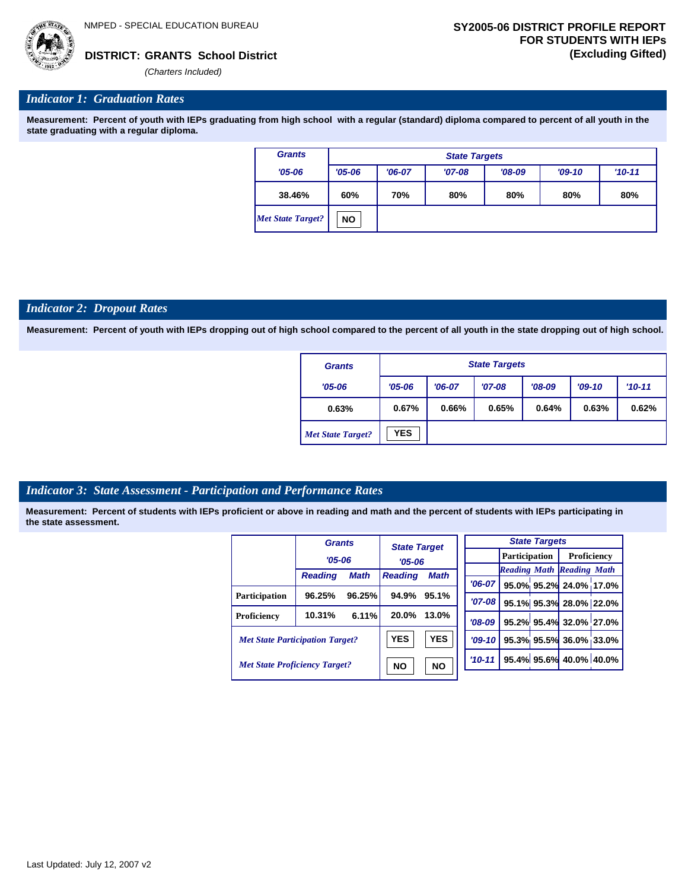NMPED - SPECIAL EDUCATION BUREAU

**DISTRICT: GRANTS School District**

*(Charters Included)*

**SY2005-06 DISTRICT PROFILE REPORT FOR STUDENTS WITH IEPs (Excluding Gifted)**

## *Indicator 1: Graduation Rates*

**Measurement: Percent of youth with IEPs graduating from high school with a regular (standard) diploma compared to percent of all youth in the state graduating with a regular diploma.**

| Grants | State Targets | | | | | |
|---|---|---|---|---|---|---|
| '05-06 | '05-06 | '06-07 | '07-08 | '08-09 | '09-10 | '10-11 |
| 38.46% | 60% | 70% | 80% | 80% | 80% | 80% |
| *Met State Target?* | NO | | | | | |

## *Indicator 2: Dropout Rates*

**Measurement: Percent of youth with IEPs dropping out of high school compared to the percent of all youth in the state dropping out of high school.**

| Grants | State Targets | | | | | |
|---|---|---|---|---|---|---|
| '05-06 | '05-06 | '06-07 | '07-08 | '08-09 | '09-10 | '10-11 |
| 0.63% | 0.67% | 0.66% | 0.65% | 0.64% | 0.63% | 0.62% |
| *Met State Target?* | YES | | | | | |

## *Indicator 3: State Assessment - Participation and Performance Rates*

**Measurement: Percent of students with IEPs proficient or above in reading and math and the percent of students with IEPs participating in the state assessment.**

| | Grants '05-06 | | State Target '05-06 | |
|---|---|---|---|---|
| | Reading | Math | Reading | Math |
| Participation | 96.25% | 96.25% | 94.9% | 95.1% |
| Proficiency | 10.31% | 6.11% | 20.0% | 13.0% |
| *Met State Participation Target?* | | | YES | YES |
| *Met State Proficiency Target?* | | | NO | NO |

| State Targets | Participation | | Proficiency | |
|---|---|---|---|---|
| | Reading | Math | Reading | Math |
| '06-07 | 95.0% | 95.2% | 24.0% | 17.0% |
| '07-08 | 95.1% | 95.3% | 28.0% | 22.0% |
| '08-09 | 95.2% | 95.4% | 32.0% | 27.0% |
| '09-10 | 95.3% | 95.5% | 36.0% | 33.0% |
| '10-11 | 95.4% | 95.6% | 40.0% | 40.0% |

Last Updated: July 12, 2007 v2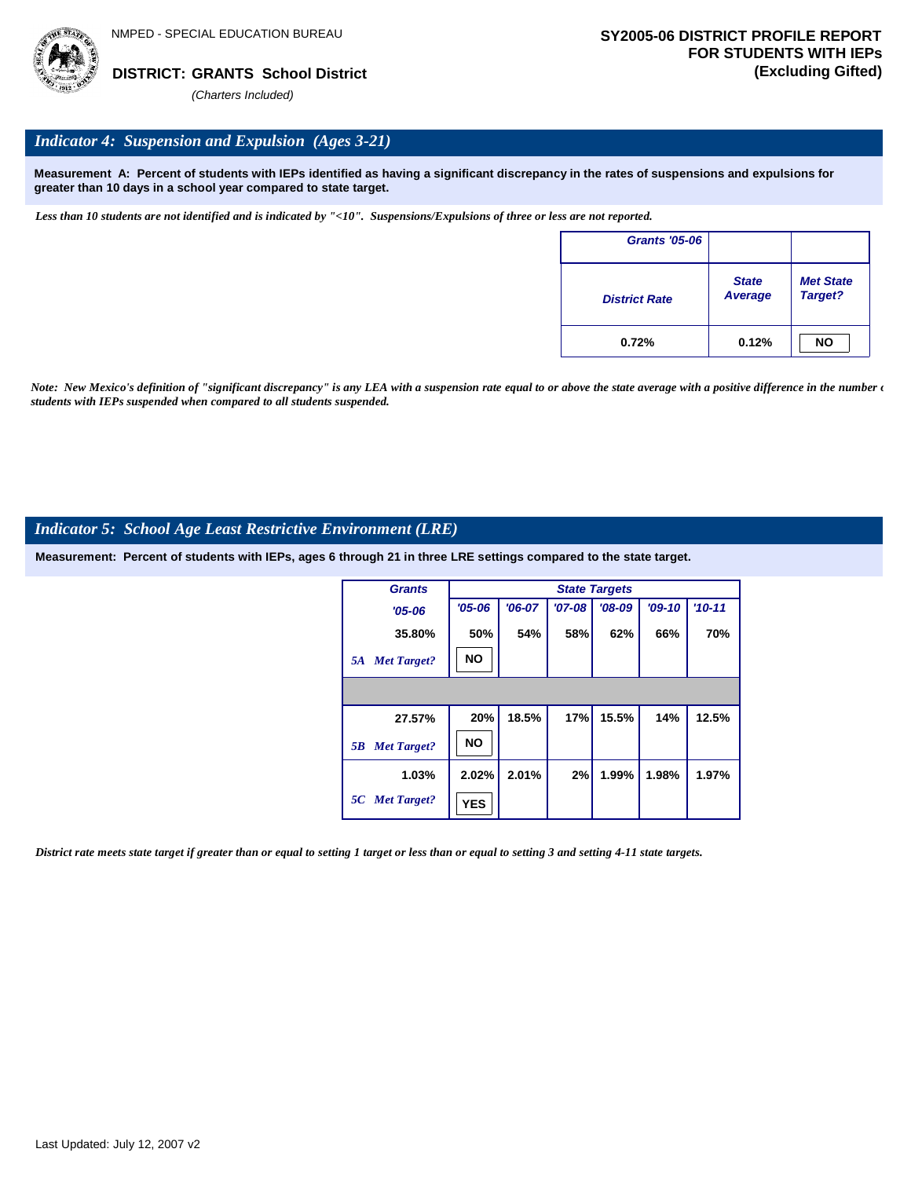NMPED - SPECIAL EDUCATION BUREAU

**DISTRICT: GRANTS School District**

*(Charters Included)*

**SY2005-06 DISTRICT PROFILE REPORT FOR STUDENTS WITH IEPs (Excluding Gifted)**

## *Indicator 4: Suspension and Expulsion (Ages 3-21)*

**Measurement A: Percent of students with IEPs identified as having a significant discrepancy in the rates of suspensions and expulsions for greater than 10 days in a school year compared to state target.**

*Less than 10 students are not identified and is indicated by "<10". Suspensions/Expulsions of three or less are not reported.*

| Grants '05-06 | | |
|---|---|---|
| District Rate | State Average | Met State Target? |
| 0.72% | 0.12% | NO |

*Note: New Mexico's definition of "significant discrepancy" is any LEA with a suspension rate equal to or above the state average with a positive difference in the number of students with IEPs suspended when compared to all students suspended.*

## *Indicator 5: School Age Least Restrictive Environment (LRE)*

**Measurement: Percent of students with IEPs, ages 6 through 21 in three LRE settings compared to the state target.**

| Grants | State Targets | | | | | |
|---|---|---|---|---|---|---|
| '05-06 | '05-06 | '06-07 | '07-08 | '08-09 | '09-10 | '10-11 |
| 35.80% | 50% | 54% | 58% | 62% | 66% | 70% |
| 5A Met Target? | NO | | | | | |
| | | | | | | |
| 27.57% | 20% | 18.5% | 17% | 15.5% | 14% | 12.5% |
| 5B Met Target? | NO | | | | | |
| 1.03% | 2.02% | 2.01% | 2% | 1.99% | 1.98% | 1.97% |
| 5C Met Target? | YES | | | | | |

*District rate meets state target if greater than or equal to setting 1 target or less than or equal to setting 3 and setting 4-11 state targets.*

Last Updated: July 12, 2007 v2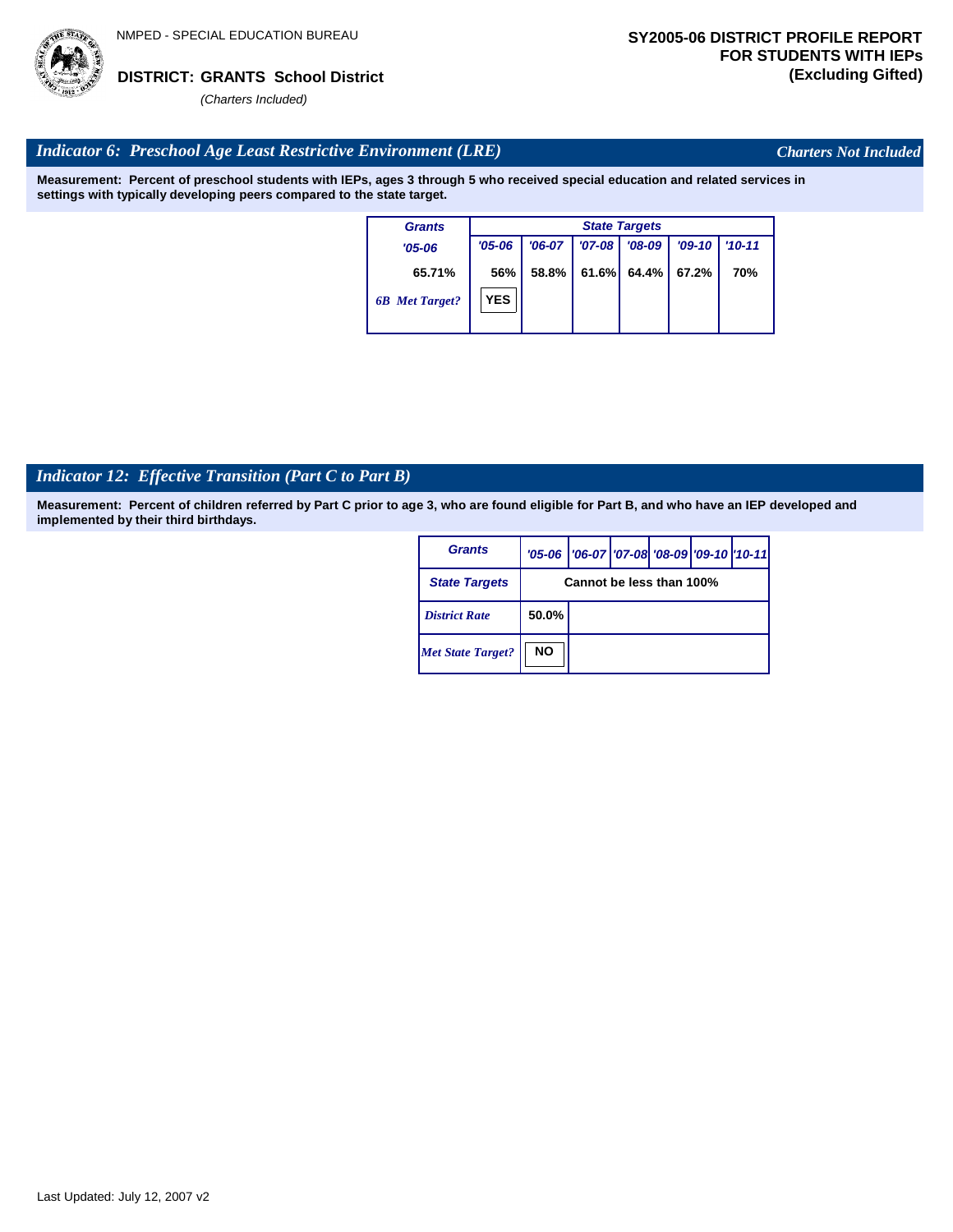NMPED - SPECIAL EDUCATION BUREAU

**DISTRICT: GRANTS School District**
*(Charters Included)*

**SY2005-06 DISTRICT PROFILE REPORT FOR STUDENTS WITH IEPs (Excluding Gifted)**

## *Indicator 6: Preschool Age Least Restrictive Environment (LRE)*

*Charters Not Included*

**Measurement: Percent of preschool students with IEPs, ages 3 through 5 who received special education and related services in settings with typically developing peers compared to the state target.**

| Grants | State Targets | | | | | |
|---|---|---|---|---|---|---|
| '05-06 | '05-06 | '06-07 | '07-08 | '08-09 | '09-10 | '10-11 |
| 65.71% | 56% | 58.8% | 61.6% | 64.4% | 67.2% | 70% |
| *6B Met Target?* | YES | | | | | |

## *Indicator 12: Effective Transition (Part C to Part B)*

**Measurement: Percent of children referred by Part C prior to age 3, who are found eligible for Part B, and who have an IEP developed and implemented by their third birthdays.**

| Grants | '05-06 | '06-07 | '07-08 | '08-09 | '09-10 | '10-11 |
|---|---|---|---|---|---|---|
| State Targets | Cannot be less than 100% | | | | | |
| *District Rate* | 50.0% | | | | | |
| *Met State Target?* | NO | | | | | |

Last Updated: July 12, 2007 v2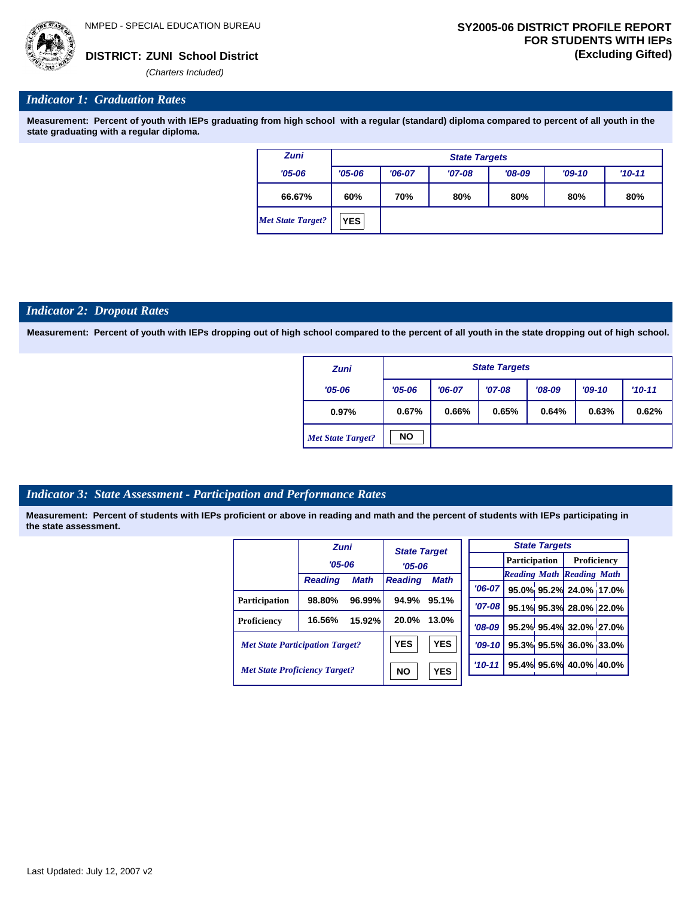NMPED - SPECIAL EDUCATION BUREAU

**DISTRICT: ZUNI School District**

*(Charters Included)*

**SY2005-06 DISTRICT PROFILE REPORT FOR STUDENTS WITH IEPs (Excluding Gifted)**

## *Indicator 1: Graduation Rates*

**Measurement: Percent of youth with IEPs graduating from high school with a regular (standard) diploma compared to percent of all youth in the state graduating with a regular diploma.**

| Zuni | State Targets | | | | | |
|---|---|---|---|---|---|---|
| '05-06 | '05-06 | '06-07 | '07-08 | '08-09 | '09-10 | '10-11 |
| 66.67% | 60% | 70% | 80% | 80% | 80% | 80% |
| *Met State Target?* | YES | | | | | |

## *Indicator 2: Dropout Rates*

**Measurement: Percent of youth with IEPs dropping out of high school compared to the percent of all youth in the state dropping out of high school.**

| Zuni | State Targets | | | | | |
|---|---|---|---|---|---|---|
| '05-06 | '05-06 | '06-07 | '07-08 | '08-09 | '09-10 | '10-11 |
| 0.97% | 0.67% | 0.66% | 0.65% | 0.64% | 0.63% | 0.62% |
| *Met State Target?* | NO | | | | | |

## *Indicator 3: State Assessment - Participation and Performance Rates*

**Measurement: Percent of students with IEPs proficient or above in reading and math and the percent of students with IEPs participating in the state assessment.**

| | Zuni '05-06 | | State Target '05-06 | |
|---|---|---|---|---|
| | Reading | Math | Reading | Math |
| Participation | 98.80% | 96.99% | 94.9% | 95.1% |
| Proficiency | 16.56% | 15.92% | 20.0% | 13.0% |
| *Met State Participation Target?* | | | YES | YES |
| *Met State Proficiency Target?* | | | NO | YES |

| State Targets | Participation | | Proficiency | |
|---|---|---|---|---|
| | Reading | Math | Reading | Math |
| '06-07 | 95.0% | 95.2% | 24.0% | 17.0% |
| '07-08 | 95.1% | 95.3% | 28.0% | 22.0% |
| '08-09 | 95.2% | 95.4% | 32.0% | 27.0% |
| '09-10 | 95.3% | 95.5% | 36.0% | 33.0% |
| '10-11 | 95.4% | 95.6% | 40.0% | 40.0% |

Last Updated: July 12, 2007 v2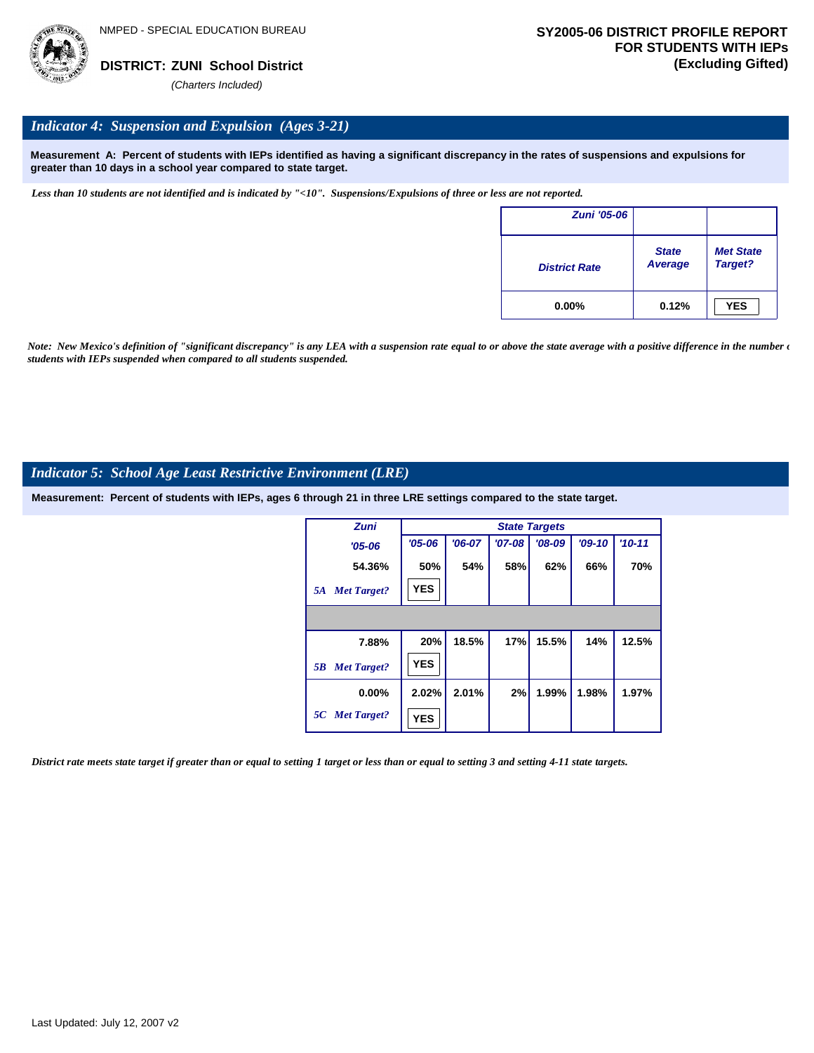NMPED - SPECIAL EDUCATION BUREAU

**DISTRICT: ZUNI School District**

*(Charters Included)*

**SY2005-06 DISTRICT PROFILE REPORT FOR STUDENTS WITH IEPs (Excluding Gifted)**

## *Indicator 4: Suspension and Expulsion (Ages 3-21)*

**Measurement A: Percent of students with IEPs identified as having a significant discrepancy in the rates of suspensions and expulsions for greater than 10 days in a school year compared to state target.**

*Less than 10 students are not identified and is indicated by "<10". Suspensions/Expulsions of three or less are not reported.*

| Zuni '05-06 | | |
|---|---|---|
| District Rate | State Average | Met State Target? |
| 0.00% | 0.12% | YES |

*Note: New Mexico's definition of "significant discrepancy" is any LEA with a suspension rate equal to or above the state average with a positive difference in the number of students with IEPs suspended when compared to all students suspended.*

## *Indicator 5: School Age Least Restrictive Environment (LRE)*

**Measurement: Percent of students with IEPs, ages 6 through 21 in three LRE settings compared to the state target.**

| Zuni | State Targets | | | | | |
|---|---|---|---|---|---|---|
| '05-06 | '05-06 | '06-07 | '07-08 | '08-09 | '09-10 | '10-11 |
| 54.36% | 50% | 54% | 58% | 62% | 66% | 70% |
| *5A Met Target?* | YES | | | | | |
| | | | | | | |
| 7.88% | 20% | 18.5% | 17% | 15.5% | 14% | 12.5% |
| *5B Met Target?* | YES | | | | | |
| 0.00% | 2.02% | 2.01% | 2% | 1.99% | 1.98% | 1.97% |
| *5C Met Target?* | YES | | | | | |

*District rate meets state target if greater than or equal to setting 1 target or less than or equal to setting 3 and setting 4-11 state targets.*

Last Updated: July 12, 2007 v2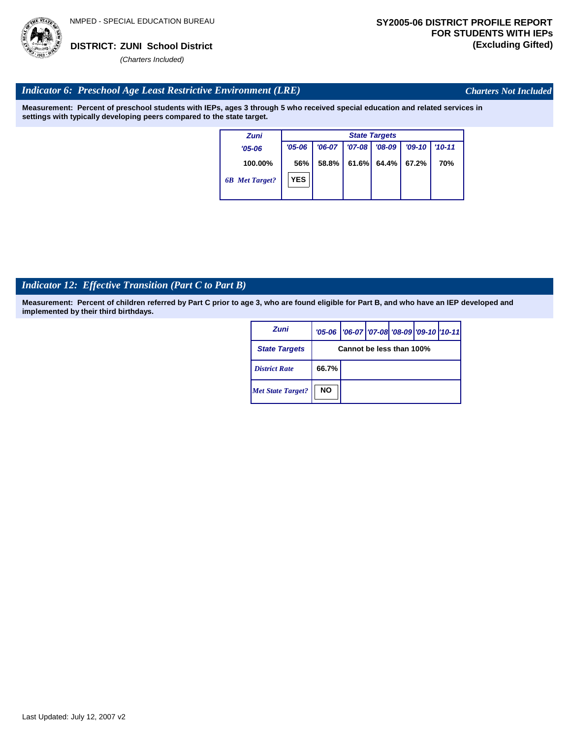NMPED - SPECIAL EDUCATION BUREAU

**DISTRICT: ZUNI School District**

*(Charters Included)*

**SY2005-06 DISTRICT PROFILE REPORT FOR STUDENTS WITH IEPs (Excluding Gifted)**

## *Indicator 6: Preschool Age Least Restrictive Environment (LRE)*

*Charters Not Included*

**Measurement: Percent of preschool students with IEPs, ages 3 through 5 who received special education and related services in settings with typically developing peers compared to the state target.**

| Zuni | State Targets | | | | | |
|---|---|---|---|---|---|---|
| '05-06 | '05-06 | '06-07 | '07-08 | '08-09 | '09-10 | '10-11 |
| 100.00% | 56% | 58.8% | 61.6% | 64.4% | 67.2% | 70% |
| 6B Met Target? | YES | | | | | |

## *Indicator 12: Effective Transition (Part C to Part B)*

**Measurement: Percent of children referred by Part C prior to age 3, who are found eligible for Part B, and who have an IEP developed and implemented by their third birthdays.**

| Zuni | '05-06 | '06-07 | '07-08 | '08-09 | '09-10 | '10-11 |
|---|---|---|---|---|---|---|
| State Targets | Cannot be less than 100% | | | | | |
| District Rate | 66.7% | | | | | |
| Met State Target? | NO | | | | | |

Last Updated: July 12, 2007 v2